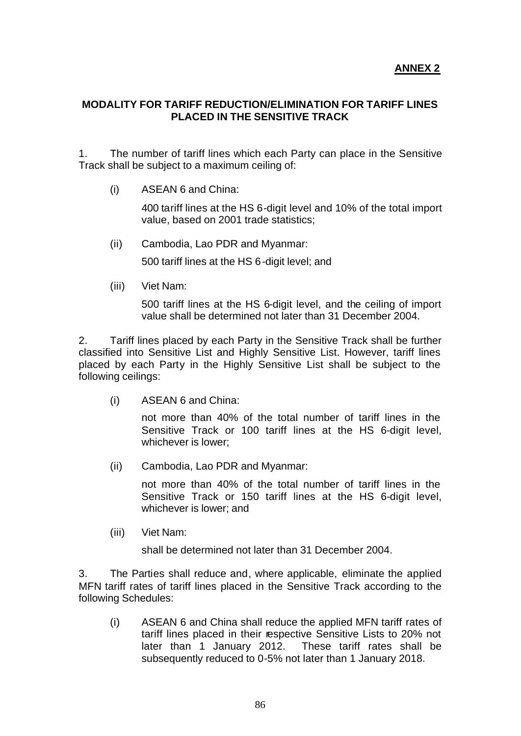**ANNEX 2**

## MODALITY FOR TARIFF REDUCTION/ELIMINATION FOR TARIFF LINES PLACED IN THE SENSITIVE TRACK

1. The number of tariff lines which each Party can place in the Sensitive Track shall be subject to a maximum ceiling of:

   (i) ASEAN 6 and China:

   400 tariff lines at the HS 6-digit level and 10% of the total import value, based on 2001 trade statistics;

   (ii) Cambodia, Lao PDR and Myanmar:

   500 tariff lines at the HS 6-digit level; and

   (iii) Viet Nam:

   500 tariff lines at the HS 6-digit level, and the ceiling of import value shall be determined not later than 31 December 2004.

2. Tariff lines placed by each Party in the Sensitive Track shall be further classified into Sensitive List and Highly Sensitive List. However, tariff lines placed by each Party in the Highly Sensitive List shall be subject to the following ceilings:

   (i) ASEAN 6 and China:

   not more than 40% of the total number of tariff lines in the Sensitive Track or 100 tariff lines at the HS 6-digit level, whichever is lower;

   (ii) Cambodia, Lao PDR and Myanmar:

   not more than 40% of the total number of tariff lines in the Sensitive Track or 150 tariff lines at the HS 6-digit level, whichever is lower; and

   (iii) Viet Nam:

   shall be determined not later than 31 December 2004.

3. The Parties shall reduce and, where applicable, eliminate the applied MFN tariff rates of tariff lines placed in the Sensitive Track according to the following Schedules:

   (i) ASEAN 6 and China shall reduce the applied MFN tariff rates of tariff lines placed in their respective Sensitive Lists to 20% not later than 1 January 2012. These tariff rates shall be subsequently reduced to 0-5% not later than 1 January 2018.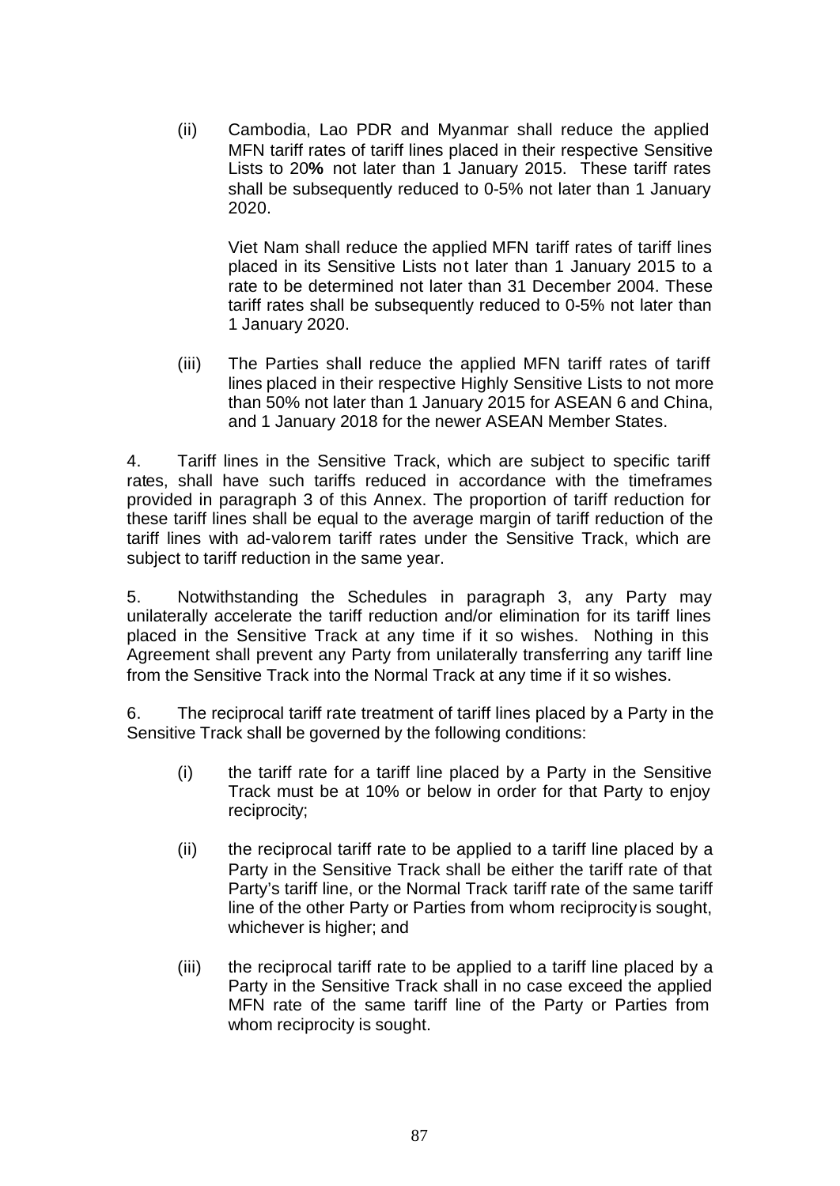(ii) Cambodia, Lao PDR and Myanmar shall reduce the applied MFN tariff rates of tariff lines placed in their respective Sensitive Lists to 20**%** not later than 1 January 2015. These tariff rates shall be subsequently reduced to 0-5% not later than 1 January 2020.

Viet Nam shall reduce the applied MFN tariff rates of tariff lines placed in its Sensitive Lists not later than 1 January 2015 to a rate to be determined not later than 31 December 2004. These tariff rates shall be subsequently reduced to 0-5% not later than 1 January 2020.

(iii) The Parties shall reduce the applied MFN tariff rates of tariff lines placed in their respective Highly Sensitive Lists to not more than 50% not later than 1 January 2015 for ASEAN 6 and China, and 1 January 2018 for the newer ASEAN Member States.

4. Tariff lines in the Sensitive Track, which are subject to specific tariff rates, shall have such tariffs reduced in accordance with the timeframes provided in paragraph 3 of this Annex. The proportion of tariff reduction for these tariff lines shall be equal to the average margin of tariff reduction of the tariff lines with ad-valorem tariff rates under the Sensitive Track, which are subject to tariff reduction in the same year.

5. Notwithstanding the Schedules in paragraph 3, any Party may unilaterally accelerate the tariff reduction and/or elimination for its tariff lines placed in the Sensitive Track at any time if it so wishes. Nothing in this Agreement shall prevent any Party from unilaterally transferring any tariff line from the Sensitive Track into the Normal Track at any time if it so wishes.

6. The reciprocal tariff rate treatment of tariff lines placed by a Party in the Sensitive Track shall be governed by the following conditions:

(i) the tariff rate for a tariff line placed by a Party in the Sensitive Track must be at 10% or below in order for that Party to enjoy reciprocity;

(ii) the reciprocal tariff rate to be applied to a tariff line placed by a Party in the Sensitive Track shall be either the tariff rate of that Party's tariff line, or the Normal Track tariff rate of the same tariff line of the other Party or Parties from whom reciprocity is sought, whichever is higher; and

(iii) the reciprocal tariff rate to be applied to a tariff line placed by a Party in the Sensitive Track shall in no case exceed the applied MFN rate of the same tariff line of the Party or Parties from whom reciprocity is sought.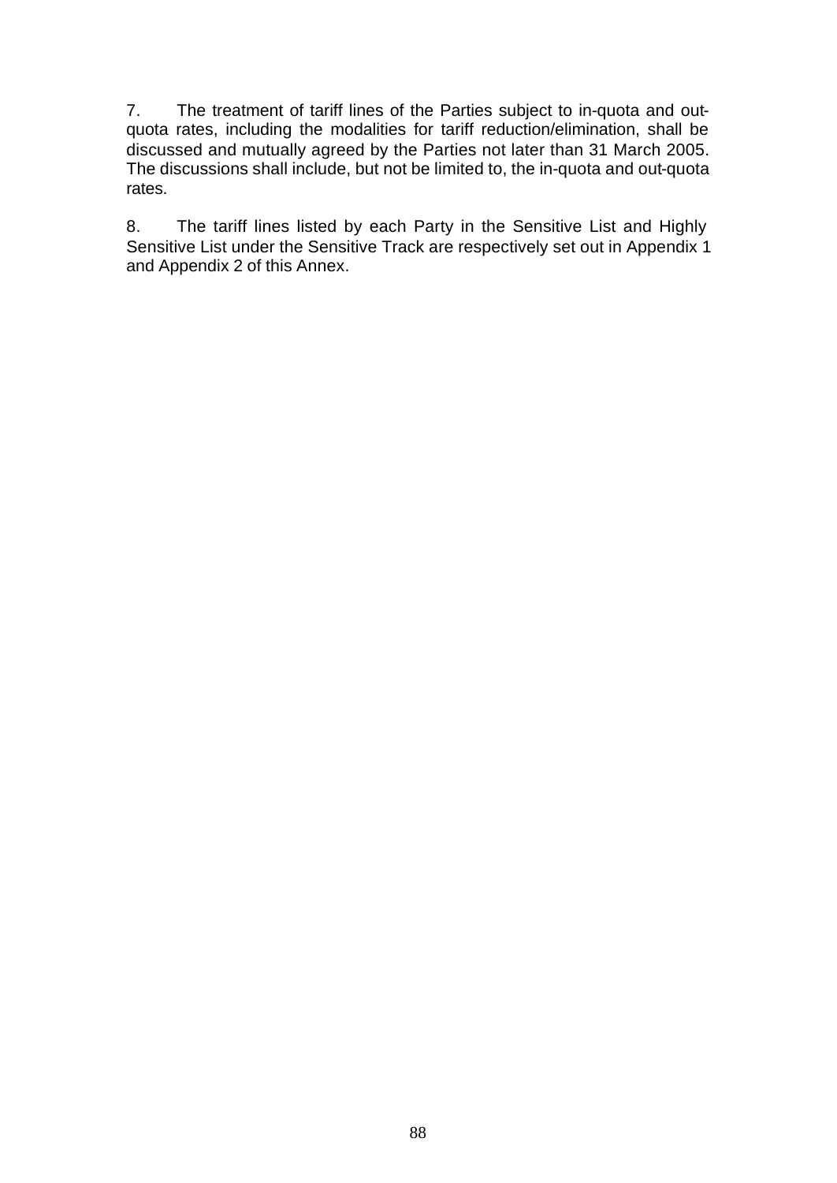7. The treatment of tariff lines of the Parties subject to in-quota and out-quota rates, including the modalities for tariff reduction/elimination, shall be discussed and mutually agreed by the Parties not later than 31 March 2005. The discussions shall include, but not be limited to, the in-quota and out-quota rates.

8. The tariff lines listed by each Party in the Sensitive List and Highly Sensitive List under the Sensitive Track are respectively set out in Appendix 1 and Appendix 2 of this Annex.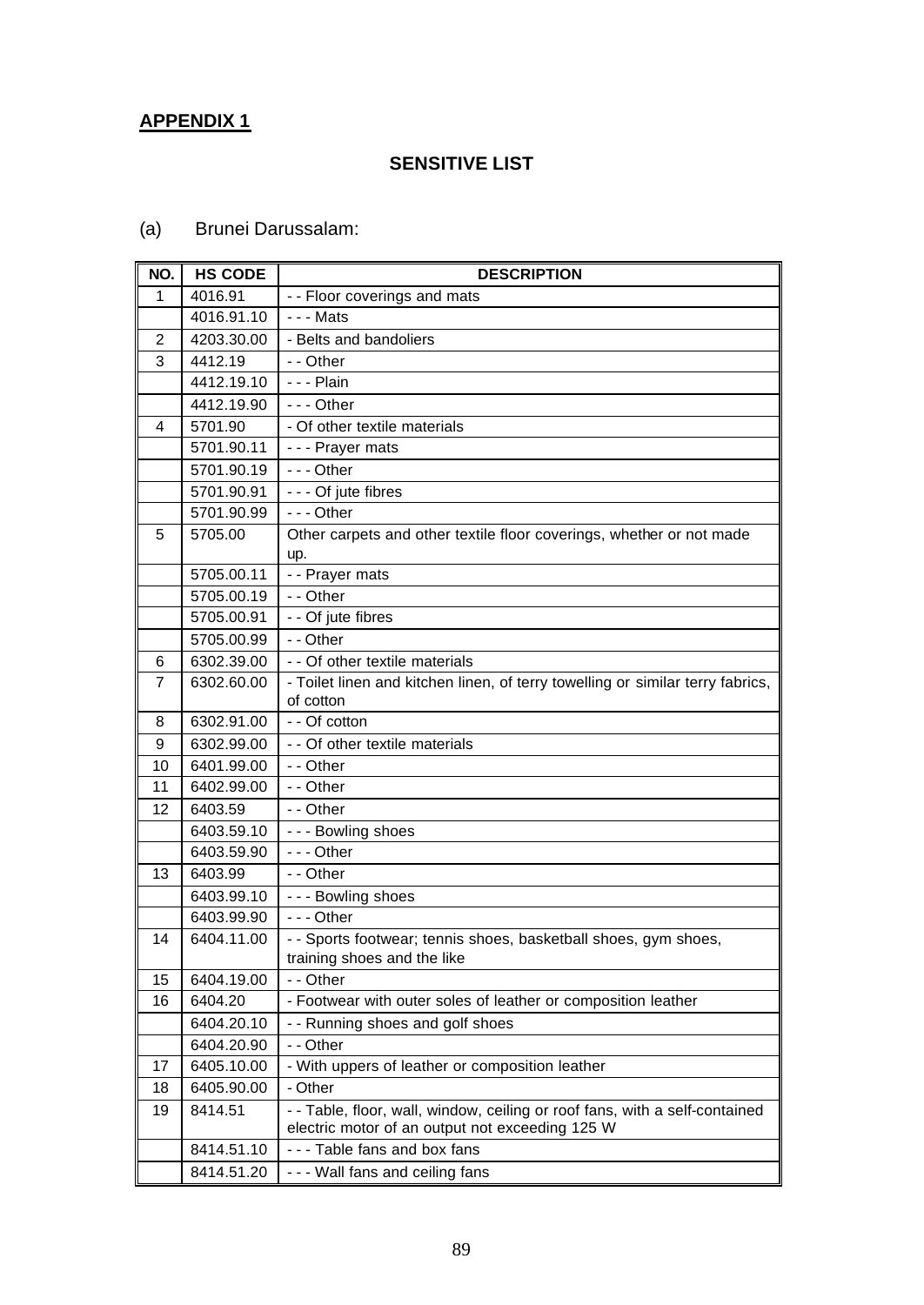**APPENDIX 1**

## SENSITIVE LIST

(a) Brunei Darussalam:

| NO. | HS CODE | DESCRIPTION |
|---|---|---|
| 1 | 4016.91 | - - Floor coverings and mats |
| | 4016.91.10 | - - - Mats |
| 2 | 4203.30.00 | - Belts and bandoliers |
| 3 | 4412.19 | - - Other |
| | 4412.19.10 | - - - Plain |
| | 4412.19.90 | - - - Other |
| 4 | 5701.90 | - Of other textile materials |
| | 5701.90.11 | - - - Prayer mats |
| | 5701.90.19 | - - - Other |
| | 5701.90.91 | - - - Of jute fibres |
| | 5701.90.99 | - - - Other |
| 5 | 5705.00 | Other carpets and other textile floor coverings, whether or not made up. |
| | 5705.00.11 | - - Prayer mats |
| | 5705.00.19 | - - Other |
| | 5705.00.91 | - - Of jute fibres |
| | 5705.00.99 | - - Other |
| 6 | 6302.39.00 | - - Of other textile materials |
| 7 | 6302.60.00 | - Toilet linen and kitchen linen, of terry towelling or similar terry fabrics, of cotton |
| 8 | 6302.91.00 | - - Of cotton |
| 9 | 6302.99.00 | - - Of other textile materials |
| 10 | 6401.99.00 | - - Other |
| 11 | 6402.99.00 | - - Other |
| 12 | 6403.59 | - - Other |
| | 6403.59.10 | - - - Bowling shoes |
| | 6403.59.90 | - - - Other |
| 13 | 6403.99 | - - Other |
| | 6403.99.10 | - - - Bowling shoes |
| | 6403.99.90 | - - - Other |
| 14 | 6404.11.00 | - - Sports footwear; tennis shoes, basketball shoes, gym shoes, training shoes and the like |
| 15 | 6404.19.00 | - - Other |
| 16 | 6404.20 | - Footwear with outer soles of leather or composition leather |
| | 6404.20.10 | - - Running shoes and golf shoes |
| | 6404.20.90 | - - Other |
| 17 | 6405.10.00 | - With uppers of leather or composition leather |
| 18 | 6405.90.00 | - Other |
| 19 | 8414.51 | - - Table, floor, wall, window, ceiling or roof fans, with a self-contained electric motor of an output not exceeding 125 W |
| | 8414.51.10 | - - - Table fans and box fans |
| | 8414.51.20 | - - - Wall fans and ceiling fans |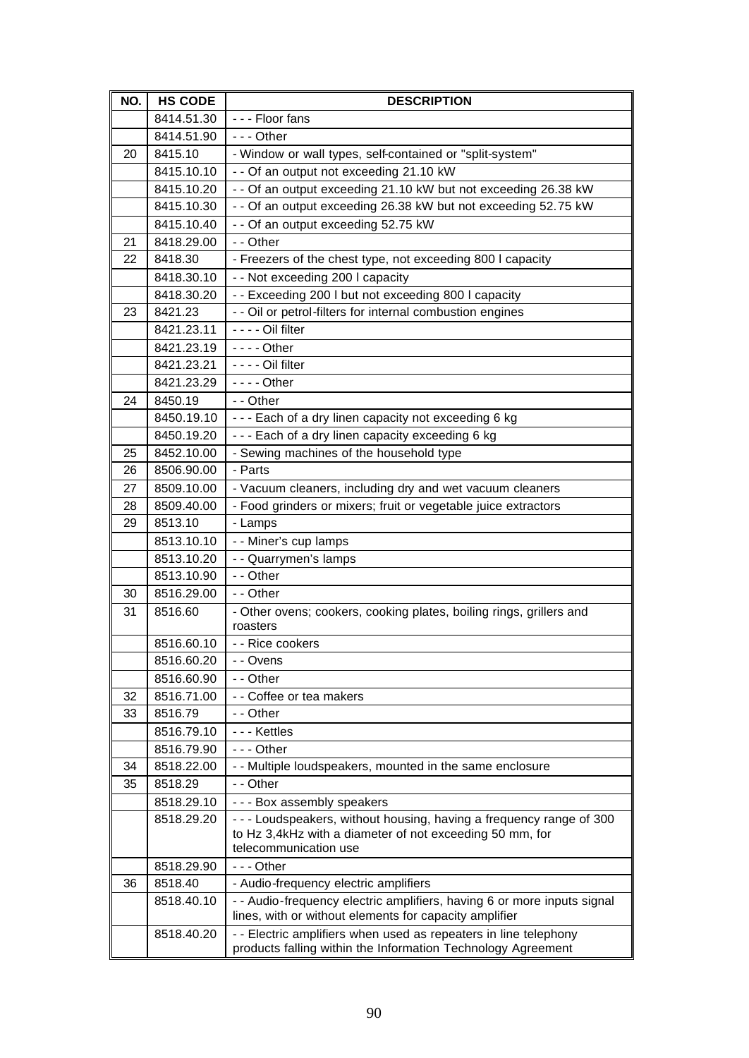| NO. | HS CODE | DESCRIPTION |
|---|---|---|
| | 8414.51.30 | - - - Floor fans |
| | 8414.51.90 | - - - Other |
| 20 | 8415.10 | - Window or wall types, self-contained or "split-system" |
| | 8415.10.10 | - - Of an output not exceeding 21.10 kW |
| | 8415.10.20 | - - Of an output exceeding 21.10 kW but not exceeding 26.38 kW |
| | 8415.10.30 | - - Of an output exceeding 26.38 kW but not exceeding 52.75 kW |
| | 8415.10.40 | - - Of an output exceeding 52.75 kW |
| 21 | 8418.29.00 | - - Other |
| 22 | 8418.30 | - Freezers of the chest type, not exceeding 800 l capacity |
| | 8418.30.10 | - - Not exceeding 200 l capacity |
| | 8418.30.20 | - - Exceeding 200 l but not exceeding 800 l capacity |
| 23 | 8421.23 | - - Oil or petrol-filters for internal combustion engines |
| | 8421.23.11 | - - - - Oil filter |
| | 8421.23.19 | - - - - Other |
| | 8421.23.21 | - - - - Oil filter |
| | 8421.23.29 | - - - - Other |
| 24 | 8450.19 | - - Other |
| | 8450.19.10 | - - - Each of a dry linen capacity not exceeding 6 kg |
| | 8450.19.20 | - - - Each of a dry linen capacity exceeding 6 kg |
| 25 | 8452.10.00 | - Sewing machines of the household type |
| 26 | 8506.90.00 | - Parts |
| 27 | 8509.10.00 | - Vacuum cleaners, including dry and wet vacuum cleaners |
| 28 | 8509.40.00 | - Food grinders or mixers; fruit or vegetable juice extractors |
| 29 | 8513.10 | - Lamps |
| | 8513.10.10 | - - Miner's cup lamps |
| | 8513.10.20 | - - Quarrymen's lamps |
| | 8513.10.90 | - - Other |
| 30 | 8516.29.00 | - - Other |
| 31 | 8516.60 | - Other ovens; cookers, cooking plates, boiling rings, grillers and roasters |
| | 8516.60.10 | - - Rice cookers |
| | 8516.60.20 | - - Ovens |
| | 8516.60.90 | - - Other |
| 32 | 8516.71.00 | - - Coffee or tea makers |
| 33 | 8516.79 | - - Other |
| | 8516.79.10 | - - - Kettles |
| | 8516.79.90 | - - - Other |
| 34 | 8518.22.00 | - - Multiple loudspeakers, mounted in the same enclosure |
| 35 | 8518.29 | - - Other |
| | 8518.29.10 | - - - Box assembly speakers |
| | 8518.29.20 | - - - Loudspeakers, without housing, having a frequency range of 300 to Hz 3,4kHz with a diameter of not exceeding 50 mm, for telecommunication use |
| | 8518.29.90 | - - - Other |
| 36 | 8518.40 | - Audio-frequency electric amplifiers |
| | 8518.40.10 | - - Audio-frequency electric amplifiers, having 6 or more inputs signal lines, with or without elements for capacity amplifier |
| | 8518.40.20 | - - Electric amplifiers when used as repeaters in line telephony products falling within the Information Technology Agreement |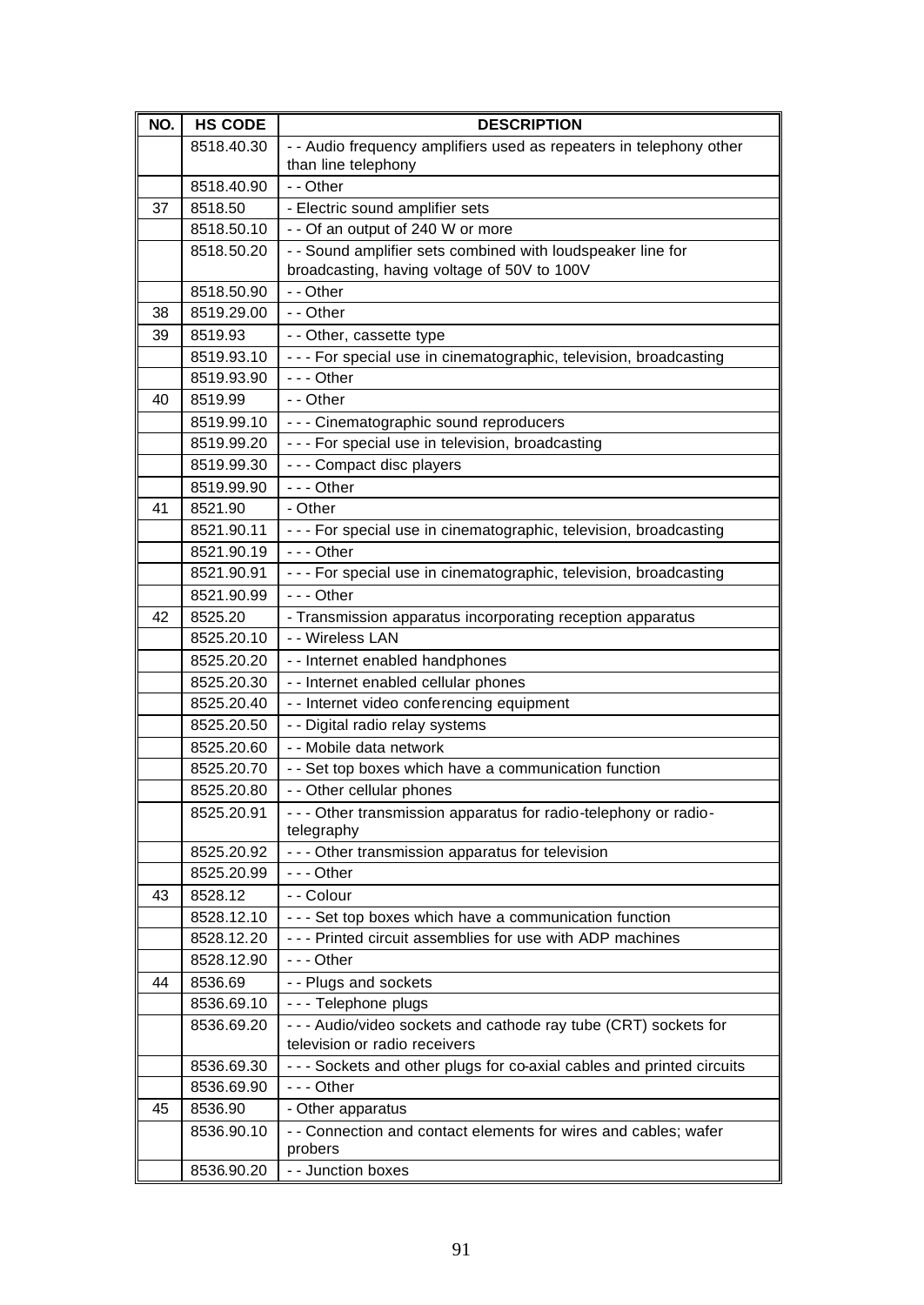| NO. | HS CODE | DESCRIPTION |
|---|---|---|
| | 8518.40.30 | - - Audio frequency amplifiers used as repeaters in telephony other than line telephony |
| | 8518.40.90 | - - Other |
| 37 | 8518.50 | - Electric sound amplifier sets |
| | 8518.50.10 | - - Of an output of 240 W or more |
| | 8518.50.20 | - - Sound amplifier sets combined with loudspeaker line for broadcasting, having voltage of 50V to 100V |
| | 8518.50.90 | - - Other |
| 38 | 8519.29.00 | - - Other |
| 39 | 8519.93 | - - Other, cassette type |
| | 8519.93.10 | - - - For special use in cinematographic, television, broadcasting |
| | 8519.93.90 | - - - Other |
| 40 | 8519.99 | - - Other |
| | 8519.99.10 | - - - Cinematographic sound reproducers |
| | 8519.99.20 | - - - For special use in television, broadcasting |
| | 8519.99.30 | - - - Compact disc players |
| | 8519.99.90 | - - - Other |
| 41 | 8521.90 | - Other |
| | 8521.90.11 | - - - For special use in cinematographic, television, broadcasting |
| | 8521.90.19 | - - - Other |
| | 8521.90.91 | - - - For special use in cinematographic, television, broadcasting |
| | 8521.90.99 | - - - Other |
| 42 | 8525.20 | - Transmission apparatus incorporating reception apparatus |
| | 8525.20.10 | - - Wireless LAN |
| | 8525.20.20 | - - Internet enabled handphones |
| | 8525.20.30 | - - Internet enabled cellular phones |
| | 8525.20.40 | - - Internet video conferencing equipment |
| | 8525.20.50 | - - Digital radio relay systems |
| | 8525.20.60 | - - Mobile data network |
| | 8525.20.70 | - - Set top boxes which have a communication function |
| | 8525.20.80 | - - Other cellular phones |
| | 8525.20.91 | - - - Other transmission apparatus for radio-telephony or radio-telegraphy |
| | 8525.20.92 | - - - Other transmission apparatus for television |
| | 8525.20.99 | - - - Other |
| 43 | 8528.12 | - - Colour |
| | 8528.12.10 | - - - Set top boxes which have a communication function |
| | 8528.12.20 | - - - Printed circuit assemblies for use with ADP machines |
| | 8528.12.90 | - - - Other |
| 44 | 8536.69 | - - Plugs and sockets |
| | 8536.69.10 | - - - Telephone plugs |
| | 8536.69.20 | - - - Audio/video sockets and cathode ray tube (CRT) sockets for television or radio receivers |
| | 8536.69.30 | - - - Sockets and other plugs for co-axial cables and printed circuits |
| | 8536.69.90 | - - - Other |
| 45 | 8536.90 | - Other apparatus |
| | 8536.90.10 | - - Connection and contact elements for wires and cables; wafer probers |
| | 8536.90.20 | - - Junction boxes |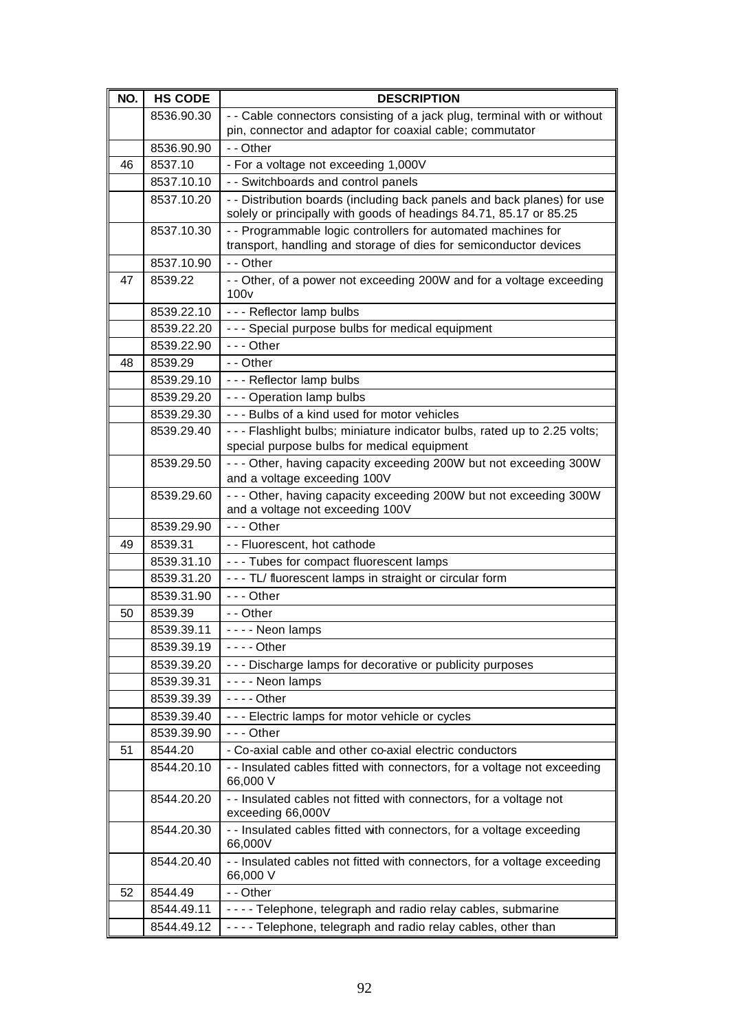| NO. | HS CODE | DESCRIPTION |
|---|---|---|
| | 8536.90.30 | - - Cable connectors consisting of a jack plug, terminal with or without pin, connector and adaptor for coaxial cable; commutator |
| | 8536.90.90 | - - Other |
| 46 | 8537.10 | - For a voltage not exceeding 1,000V |
| | 8537.10.10 | - - Switchboards and control panels |
| | 8537.10.20 | - - Distribution boards (including back panels and back planes) for use solely or principally with goods of headings 84.71, 85.17 or 85.25 |
| | 8537.10.30 | - - Programmable logic controllers for automated machines for transport, handling and storage of dies for semiconductor devices |
| | 8537.10.90 | - - Other |
| 47 | 8539.22 | - - Other, of a power not exceeding 200W and for a voltage exceeding 100v |
| | 8539.22.10 | - - - Reflector lamp bulbs |
| | 8539.22.20 | - - - Special purpose bulbs for medical equipment |
| | 8539.22.90 | - - - Other |
| 48 | 8539.29 | - - Other |
| | 8539.29.10 | - - - Reflector lamp bulbs |
| | 8539.29.20 | - - - Operation lamp bulbs |
| | 8539.29.30 | - - - Bulbs of a kind used for motor vehicles |
| | 8539.29.40 | - - - Flashlight bulbs; miniature indicator bulbs, rated up to 2.25 volts; special purpose bulbs for medical equipment |
| | 8539.29.50 | - - - Other, having capacity exceeding 200W but not exceeding 300W and a voltage exceeding 100V |
| | 8539.29.60 | - - - Other, having capacity exceeding 200W but not exceeding 300W and a voltage not exceeding 100V |
| | 8539.29.90 | - - - Other |
| 49 | 8539.31 | - - Fluorescent, hot cathode |
| | 8539.31.10 | - - - Tubes for compact fluorescent lamps |
| | 8539.31.20 | - - - TL/ fluorescent lamps in straight or circular form |
| | 8539.31.90 | - - - Other |
| 50 | 8539.39 | - - Other |
| | 8539.39.11 | - - - - Neon lamps |
| | 8539.39.19 | - - - - Other |
| | 8539.39.20 | - - - Discharge lamps for decorative or publicity purposes |
| | 8539.39.31 | - - - - Neon lamps |
| | 8539.39.39 | - - - - Other |
| | 8539.39.40 | - - - Electric lamps for motor vehicle or cycles |
| | 8539.39.90 | - - - Other |
| 51 | 8544.20 | - Co-axial cable and other co-axial electric conductors |
| | 8544.20.10 | - - Insulated cables fitted with connectors, for a voltage not exceeding 66,000 V |
| | 8544.20.20 | - - Insulated cables not fitted with connectors, for a voltage not exceeding 66,000V |
| | 8544.20.30 | - - Insulated cables fitted with connectors, for a voltage exceeding 66,000V |
| | 8544.20.40 | - - Insulated cables not fitted with connectors, for a voltage exceeding 66,000 V |
| 52 | 8544.49 | - - Other |
| | 8544.49.11 | - - - - Telephone, telegraph and radio relay cables, submarine |
| | 8544.49.12 | - - - - Telephone, telegraph and radio relay cables, other than |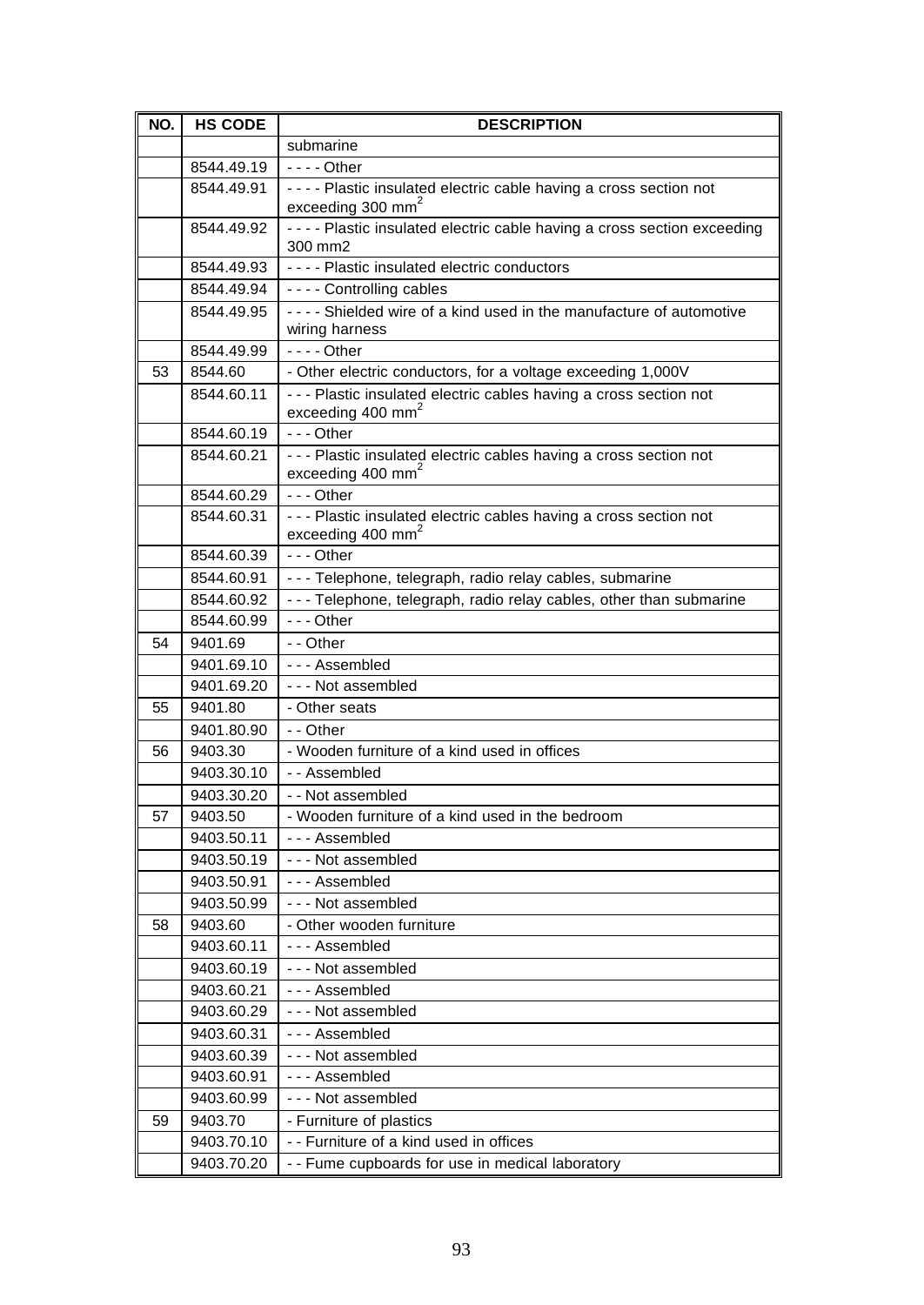| NO. | HS CODE | DESCRIPTION |
|---|---|---|
| | | submarine |
| | 8544.49.19 | - - - - Other |
| | 8544.49.91 | - - - - Plastic insulated electric cable having a cross section not exceeding 300 $mm^2$ |
| | 8544.49.92 | - - - - Plastic insulated electric cable having a cross section exceeding 300 mm2 |
| | 8544.49.93 | - - - - Plastic insulated electric conductors |
| | 8544.49.94 | - - - - Controlling cables |
| | 8544.49.95 | - - - - Shielded wire of a kind used in the manufacture of automotive wiring harness |
| | 8544.49.99 | - - - - Other |
| 53 | 8544.60 | - Other electric conductors, for a voltage exceeding 1,000V |
| | 8544.60.11 | - - - Plastic insulated electric cables having a cross section not exceeding 400 $mm^2$ |
| | 8544.60.19 | - - - Other |
| | 8544.60.21 | - - - Plastic insulated electric cables having a cross section not exceeding 400 $mm^2$ |
| | 8544.60.29 | - - - Other |
| | 8544.60.31 | - - - Plastic insulated electric cables having a cross section not exceeding 400 $mm^2$ |
| | 8544.60.39 | - - - Other |
| | 8544.60.91 | - - - Telephone, telegraph, radio relay cables, submarine |
| | 8544.60.92 | - - - Telephone, telegraph, radio relay cables, other than submarine |
| | 8544.60.99 | - - - Other |
| 54 | 9401.69 | - - Other |
| | 9401.69.10 | - - - Assembled |
| | 9401.69.20 | - - - Not assembled |
| 55 | 9401.80 | - Other seats |
| | 9401.80.90 | - - Other |
| 56 | 9403.30 | - Wooden furniture of a kind used in offices |
| | 9403.30.10 | - - Assembled |
| | 9403.30.20 | - - Not assembled |
| 57 | 9403.50 | - Wooden furniture of a kind used in the bedroom |
| | 9403.50.11 | - - - Assembled |
| | 9403.50.19 | - - - Not assembled |
| | 9403.50.91 | - - - Assembled |
| | 9403.50.99 | - - - Not assembled |
| 58 | 9403.60 | - Other wooden furniture |
| | 9403.60.11 | - - - Assembled |
| | 9403.60.19 | - - - Not assembled |
| | 9403.60.21 | - - - Assembled |
| | 9403.60.29 | - - - Not assembled |
| | 9403.60.31 | - - - Assembled |
| | 9403.60.39 | - - - Not assembled |
| | 9403.60.91 | - - - Assembled |
| | 9403.60.99 | - - - Not assembled |
| 59 | 9403.70 | - Furniture of plastics |
| | 9403.70.10 | - - Furniture of a kind used in offices |
| | 9403.70.20 | - - Fume cupboards for use in medical laboratory |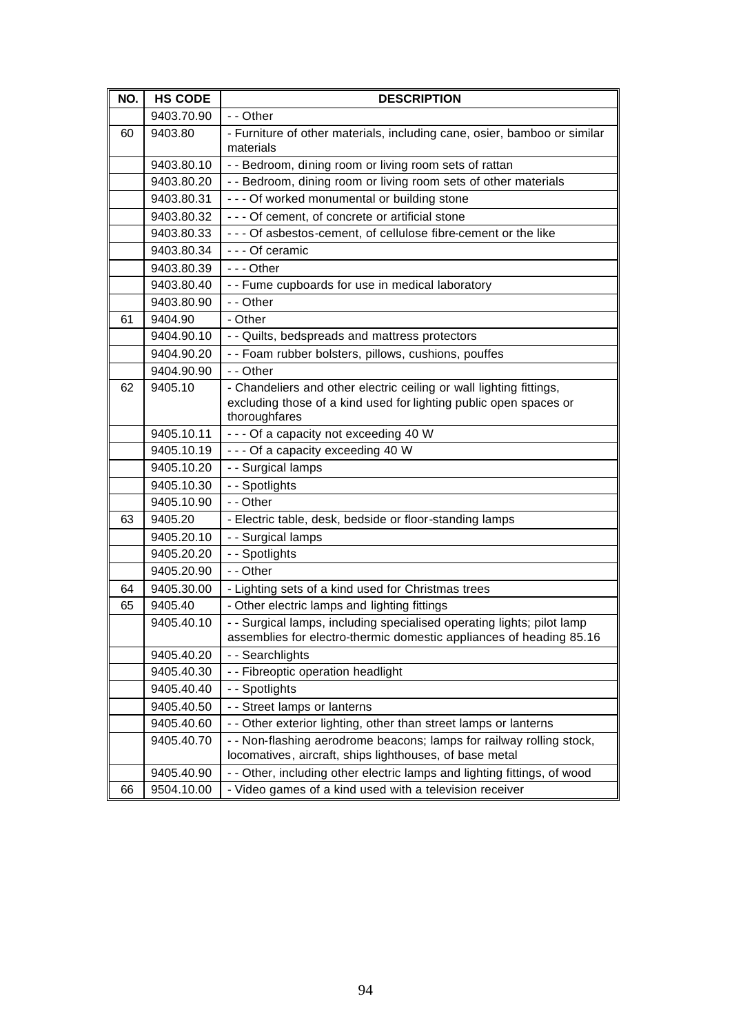| NO. | HS CODE | DESCRIPTION |
|---|---|---|
| | 9403.70.90 | - - Other |
| 60 | 9403.80 | - Furniture of other materials, including cane, osier, bamboo or similar materials |
| | 9403.80.10 | - - Bedroom, dining room or living room sets of rattan |
| | 9403.80.20 | - - Bedroom, dining room or living room sets of other materials |
| | 9403.80.31 | - - - Of worked monumental or building stone |
| | 9403.80.32 | - - - Of cement, of concrete or artificial stone |
| | 9403.80.33 | - - - Of asbestos-cement, of cellulose fibre-cement or the like |
| | 9403.80.34 | - - - Of ceramic |
| | 9403.80.39 | - - - Other |
| | 9403.80.40 | - - Fume cupboards for use in medical laboratory |
| | 9403.80.90 | - - Other |
| 61 | 9404.90 | - Other |
| | 9404.90.10 | - - Quilts, bedspreads and mattress protectors |
| | 9404.90.20 | - - Foam rubber bolsters, pillows, cushions, pouffes |
| | 9404.90.90 | - - Other |
| 62 | 9405.10 | - Chandeliers and other electric ceiling or wall lighting fittings, excluding those of a kind used for lighting public open spaces or thoroughfares |
| | 9405.10.11 | - - - Of a capacity not exceeding 40 W |
| | 9405.10.19 | - - - Of a capacity exceeding 40 W |
| | 9405.10.20 | - - Surgical lamps |
| | 9405.10.30 | - - Spotlights |
| | 9405.10.90 | - - Other |
| 63 | 9405.20 | - Electric table, desk, bedside or floor-standing lamps |
| | 9405.20.10 | - - Surgical lamps |
| | 9405.20.20 | - - Spotlights |
| | 9405.20.90 | - - Other |
| 64 | 9405.30.00 | - Lighting sets of a kind used for Christmas trees |
| 65 | 9405.40 | - Other electric lamps and lighting fittings |
| | 9405.40.10 | - - Surgical lamps, including specialised operating lights; pilot lamp assemblies for electro-thermic domestic appliances of heading 85.16 |
| | 9405.40.20 | - - Searchlights |
| | 9405.40.30 | - - Fibreoptic operation headlight |
| | 9405.40.40 | - - Spotlights |
| | 9405.40.50 | - - Street lamps or lanterns |
| | 9405.40.60 | - - Other exterior lighting, other than street lamps or lanterns |
| | 9405.40.70 | - - Non-flashing aerodrome beacons; lamps for railway rolling stock, locomotives, aircraft, ships lighthouses, of base metal |
| | 9405.40.90 | - - Other, including other electric lamps and lighting fittings, of wood |
| 66 | 9504.10.00 | - Video games of a kind used with a television receiver |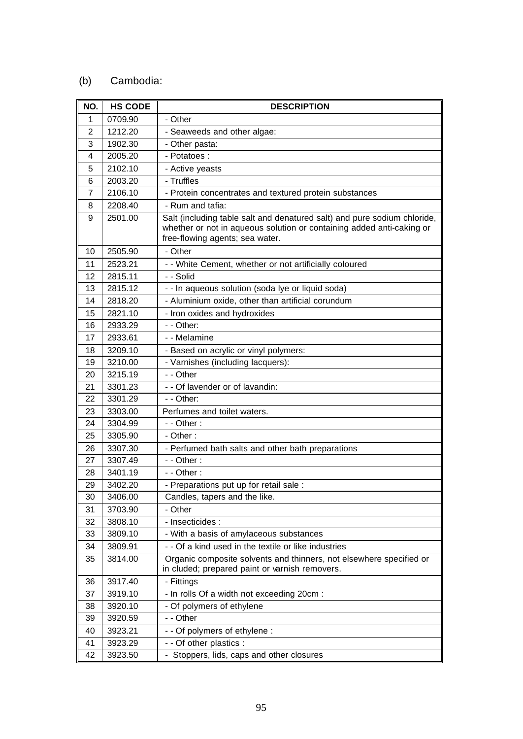(b) Cambodia:

| NO. | HS CODE | DESCRIPTION |
|---|---|---|
| 1 | 0709.90 | - Other |
| 2 | 1212.20 | - Seaweeds and other algae: |
| 3 | 1902.30 | - Other pasta: |
| 4 | 2005.20 | - Potatoes : |
| 5 | 2102.10 | - Active yeasts |
| 6 | 2003.20 | - Truffles |
| 7 | 2106.10 | - Protein concentrates and textured protein substances |
| 8 | 2208.40 | - Rum and tafia: |
| 9 | 2501.00 | Salt (including table salt and denatured salt) and pure sodium chloride, whether or not in aqueous solution or containing added anti-caking or free-flowing agents; sea water. |
| 10 | 2505.90 | - Other |
| 11 | 2523.21 | - - White Cement, whether or not artificially coloured |
| 12 | 2815.11 | - - Solid |
| 13 | 2815.12 | - - In aqueous solution (soda lye or liquid soda) |
| 14 | 2818.20 | - Aluminium oxide, other than artificial corundum |
| 15 | 2821.10 | - Iron oxides and hydroxides |
| 16 | 2933.29 | - - Other: |
| 17 | 2933.61 | - - Melamine |
| 18 | 3209.10 | - Based on acrylic or vinyl polymers: |
| 19 | 3210.00 | - Varnishes (including lacquers): |
| 20 | 3215.19 | - - Other |
| 21 | 3301.23 | - - Of lavender or of lavandin: |
| 22 | 3301.29 | - - Other: |
| 23 | 3303.00 | Perfumes and toilet waters. |
| 24 | 3304.99 | - - Other : |
| 25 | 3305.90 | - Other : |
| 26 | 3307.30 | - Perfumed bath salts and other bath preparations |
| 27 | 3307.49 | - - Other : |
| 28 | 3401.19 | - - Other : |
| 29 | 3402.20 | - Preparations put up for retail sale : |
| 30 | 3406.00 | Candles, tapers and the like. |
| 31 | 3703.90 | - Other |
| 32 | 3808.10 | - Insecticides : |
| 33 | 3809.10 | - With a basis of amylaceous substances |
| 34 | 3809.91 | - - Of a kind used in the textile or like industries |
| 35 | 3814.00 | Organic composite solvents and thinners, not elsewhere specified or in cluded; prepared paint or varnish removers. |
| 36 | 3917.40 | - Fittings |
| 37 | 3919.10 | - In rolls Of a width not exceeding 20cm : |
| 38 | 3920.10 | - Of polymers of ethylene |
| 39 | 3920.59 | - - Other |
| 40 | 3923.21 | - - Of polymers of ethylene : |
| 41 | 3923.29 | - - Of other plastics : |
| 42 | 3923.50 | - Stoppers, lids, caps and other closures |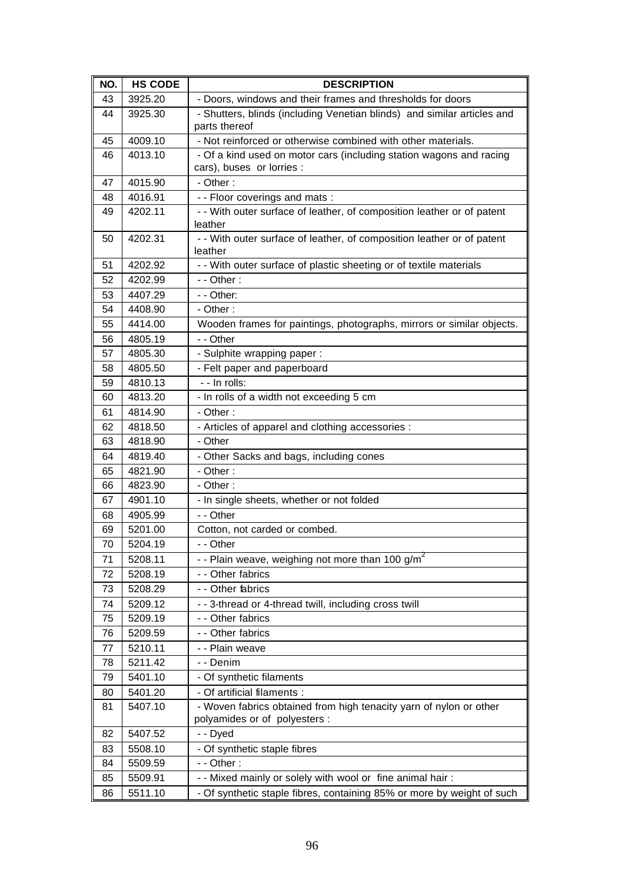| NO. | HS CODE | DESCRIPTION |
|---|---|---|
| 43 | 3925.20 | - Doors, windows and their frames and thresholds for doors |
| 44 | 3925.30 | - Shutters, blinds (including Venetian blinds) and similar articles and parts thereof |
| 45 | 4009.10 | - Not reinforced or otherwise combined with other materials. |
| 46 | 4013.10 | - Of a kind used on motor cars (including station wagons and racing cars), buses or lorries : |
| 47 | 4015.90 | - Other : |
| 48 | 4016.91 | - - Floor coverings and mats : |
| 49 | 4202.11 | - - With outer surface of leather, of composition leather or of patent leather |
| 50 | 4202.31 | - - With outer surface of leather, of composition leather or of patent leather |
| 51 | 4202.92 | - - With outer surface of plastic sheeting or of textile materials |
| 52 | 4202.99 | - - Other : |
| 53 | 4407.29 | - - Other: |
| 54 | 4408.90 | - Other : |
| 55 | 4414.00 | Wooden frames for paintings, photographs, mirrors or similar objects. |
| 56 | 4805.19 | - - Other |
| 57 | 4805.30 | - Sulphite wrapping paper : |
| 58 | 4805.50 | - Felt paper and paperboard |
| 59 | 4810.13 | - - In rolls: |
| 60 | 4813.20 | - In rolls of a width not exceeding 5 cm |
| 61 | 4814.90 | - Other : |
| 62 | 4818.50 | - Articles of apparel and clothing accessories : |
| 63 | 4818.90 | - Other |
| 64 | 4819.40 | - Other Sacks and bags, including cones |
| 65 | 4821.90 | - Other : |
| 66 | 4823.90 | - Other : |
| 67 | 4901.10 | - In single sheets, whether or not folded |
| 68 | 4905.99 | - - Other |
| 69 | 5201.00 | Cotton, not carded or combed. |
| 70 | 5204.19 | - - Other |
| 71 | 5208.11 | - - Plain weave, weighing not more than 100 $g/m^2$ |
| 72 | 5208.19 | - - Other fabrics |
| 73 | 5208.29 | - - Other fabrics |
| 74 | 5209.12 | - - 3-thread or 4-thread twill, including cross twill |
| 75 | 5209.19 | - - Other fabrics |
| 76 | 5209.59 | - - Other fabrics |
| 77 | 5210.11 | - - Plain weave |
| 78 | 5211.42 | - - Denim |
| 79 | 5401.10 | - Of synthetic filaments |
| 80 | 5401.20 | - Of artificial filaments : |
| 81 | 5407.10 | - Woven fabrics obtained from high tenacity yarn of nylon or other polyamides or of polyesters : |
| 82 | 5407.52 | - - Dyed |
| 83 | 5508.10 | - Of synthetic staple fibres |
| 84 | 5509.59 | - - Other : |
| 85 | 5509.91 | - - Mixed mainly or solely with wool or fine animal hair : |
| 86 | 5511.10 | - Of synthetic staple fibres, containing 85% or more by weight of such |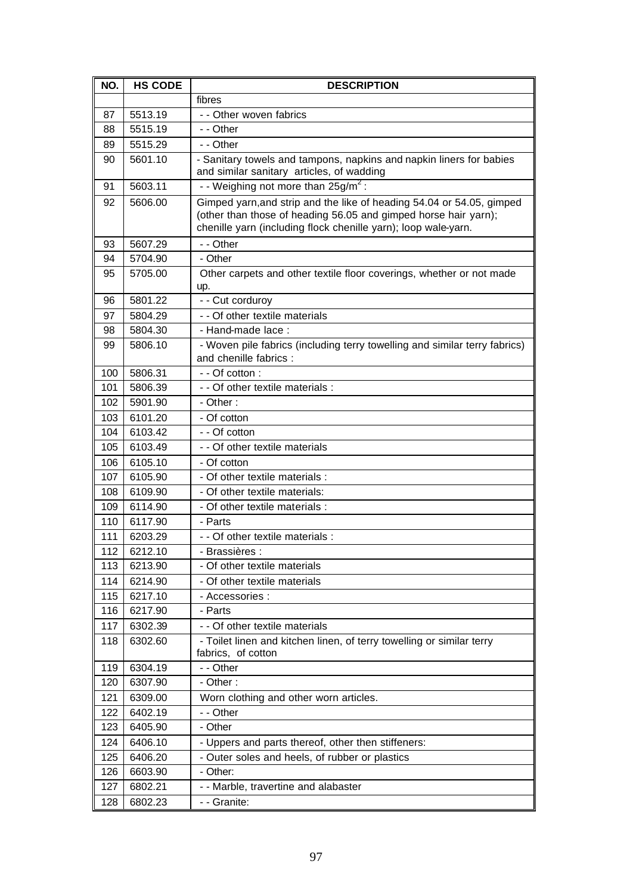| NO. | HS CODE | DESCRIPTION |
|---|---|---|
| | | fibres |
| 87 | 5513.19 | - - Other woven fabrics |
| 88 | 5515.19 | - - Other |
| 89 | 5515.29 | - - Other |
| 90 | 5601.10 | - Sanitary towels and tampons, napkins and napkin liners for babies and similar sanitary articles, of wadding |
| 91 | 5603.11 | - - Weighing not more than 25g/m$^2$ : |
| 92 | 5606.00 | Gimped yarn,and strip and the like of heading 54.04 or 54.05, gimped (other than those of heading 56.05 and gimped horse hair yarn); chenille yarn (including flock chenille yarn); loop wale-yarn. |
| 93 | 5607.29 | - - Other |
| 94 | 5704.90 | - Other |
| 95 | 5705.00 | Other carpets and other textile floor coverings, whether or not made up. |
| 96 | 5801.22 | - - Cut corduroy |
| 97 | 5804.29 | - - Of other textile materials |
| 98 | 5804.30 | - Hand-made lace : |
| 99 | 5806.10 | - Woven pile fabrics (including terry towelling and similar terry fabrics) and chenille fabrics : |
| 100 | 5806.31 | - - Of cotton : |
| 101 | 5806.39 | - - Of other textile materials : |
| 102 | 5901.90 | - Other : |
| 103 | 6101.20 | - Of cotton |
| 104 | 6103.42 | - - Of cotton |
| 105 | 6103.49 | - - Of other textile materials |
| 106 | 6105.10 | - Of cotton |
| 107 | 6105.90 | - Of other textile materials : |
| 108 | 6109.90 | - Of other textile materials: |
| 109 | 6114.90 | - Of other textile materials : |
| 110 | 6117.90 | - Parts |
| 111 | 6203.29 | - - Of other textile materials : |
| 112 | 6212.10 | - Brassières : |
| 113 | 6213.90 | - Of other textile materials |
| 114 | 6214.90 | - Of other textile materials |
| 115 | 6217.10 | - Accessories : |
| 116 | 6217.90 | - Parts |
| 117 | 6302.39 | - - Of other textile materials |
| 118 | 6302.60 | - Toilet linen and kitchen linen, of terry towelling or similar terry fabrics, of cotton |
| 119 | 6304.19 | - - Other |
| 120 | 6307.90 | - Other : |
| 121 | 6309.00 | Worn clothing and other worn articles. |
| 122 | 6402.19 | - - Other |
| 123 | 6405.90 | - Other |
| 124 | 6406.10 | - Uppers and parts thereof, other then stiffeners: |
| 125 | 6406.20 | - Outer soles and heels, of rubber or plastics |
| 126 | 6603.90 | - Other: |
| 127 | 6802.21 | - - Marble, travertine and alabaster |
| 128 | 6802.23 | - - Granite: |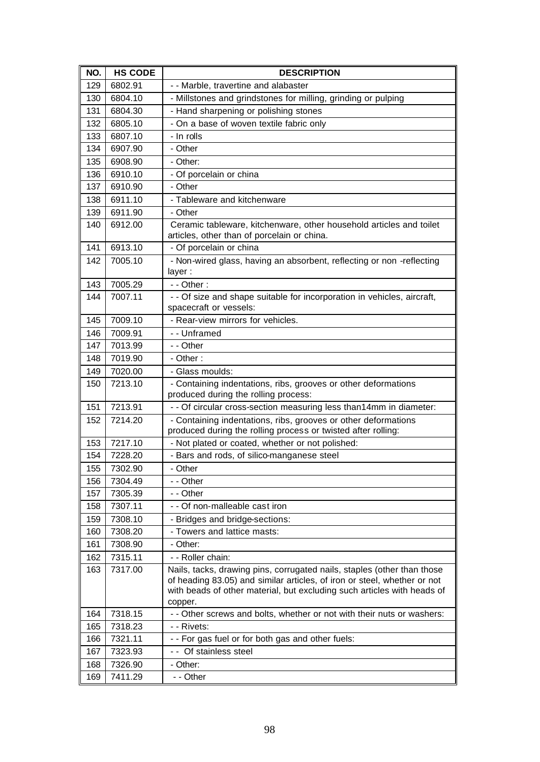| NO. | HS CODE | DESCRIPTION |
|---|---|---|
| 129 | 6802.91 | - - Marble, travertine and alabaster |
| 130 | 6804.10 | - Millstones and grindstones for milling, grinding or pulping |
| 131 | 6804.30 | - Hand sharpening or polishing stones |
| 132 | 6805.10 | - On a base of woven textile fabric only |
| 133 | 6807.10 | - In rolls |
| 134 | 6907.90 | - Other |
| 135 | 6908.90 | - Other: |
| 136 | 6910.10 | - Of porcelain or china |
| 137 | 6910.90 | - Other |
| 138 | 6911.10 | - Tableware and kitchenware |
| 139 | 6911.90 | - Other |
| 140 | 6912.00 | Ceramic tableware, kitchenware, other household articles and toilet articles, other than of porcelain or china. |
| 141 | 6913.10 | - Of porcelain or china |
| 142 | 7005.10 | - Non-wired glass, having an absorbent, reflecting or non -reflecting layer : |
| 143 | 7005.29 | - - Other : |
| 144 | 7007.11 | - - Of size and shape suitable for incorporation in vehicles, aircraft, spacecraft or vessels: |
| 145 | 7009.10 | - Rear-view mirrors for vehicles. |
| 146 | 7009.91 | - - Unframed |
| 147 | 7013.99 | - - Other |
| 148 | 7019.90 | - Other : |
| 149 | 7020.00 | - Glass moulds: |
| 150 | 7213.10 | - Containing indentations, ribs, grooves or other deformations produced during the rolling process: |
| 151 | 7213.91 | - - Of circular cross-section measuring less than14mm in diameter: |
| 152 | 7214.20 | - Containing indentations, ribs, grooves or other deformations produced during the rolling process or twisted after rolling: |
| 153 | 7217.10 | - Not plated or coated, whether or not polished: |
| 154 | 7228.20 | - Bars and rods, of silico-manganese steel |
| 155 | 7302.90 | - Other |
| 156 | 7304.49 | - - Other |
| 157 | 7305.39 | - - Other |
| 158 | 7307.11 | - - Of non-malleable cast iron |
| 159 | 7308.10 | - Bridges and bridge-sections: |
| 160 | 7308.20 | - Towers and lattice masts: |
| 161 | 7308.90 | - Other: |
| 162 | 7315.11 | - - Roller chain: |
| 163 | 7317.00 | Nails, tacks, drawing pins, corrugated nails, staples (other than those of heading 83.05) and similar articles, of iron or steel, whether or not with beads of other material, but excluding such articles with heads of copper. |
| 164 | 7318.15 | - - Other screws and bolts, whether or not with their nuts or washers: |
| 165 | 7318.23 | - - Rivets: |
| 166 | 7321.11 | - - For gas fuel or for both gas and other fuels: |
| 167 | 7323.93 | - - Of stainless steel |
| 168 | 7326.90 | - Other: |
| 169 | 7411.29 | - - Other |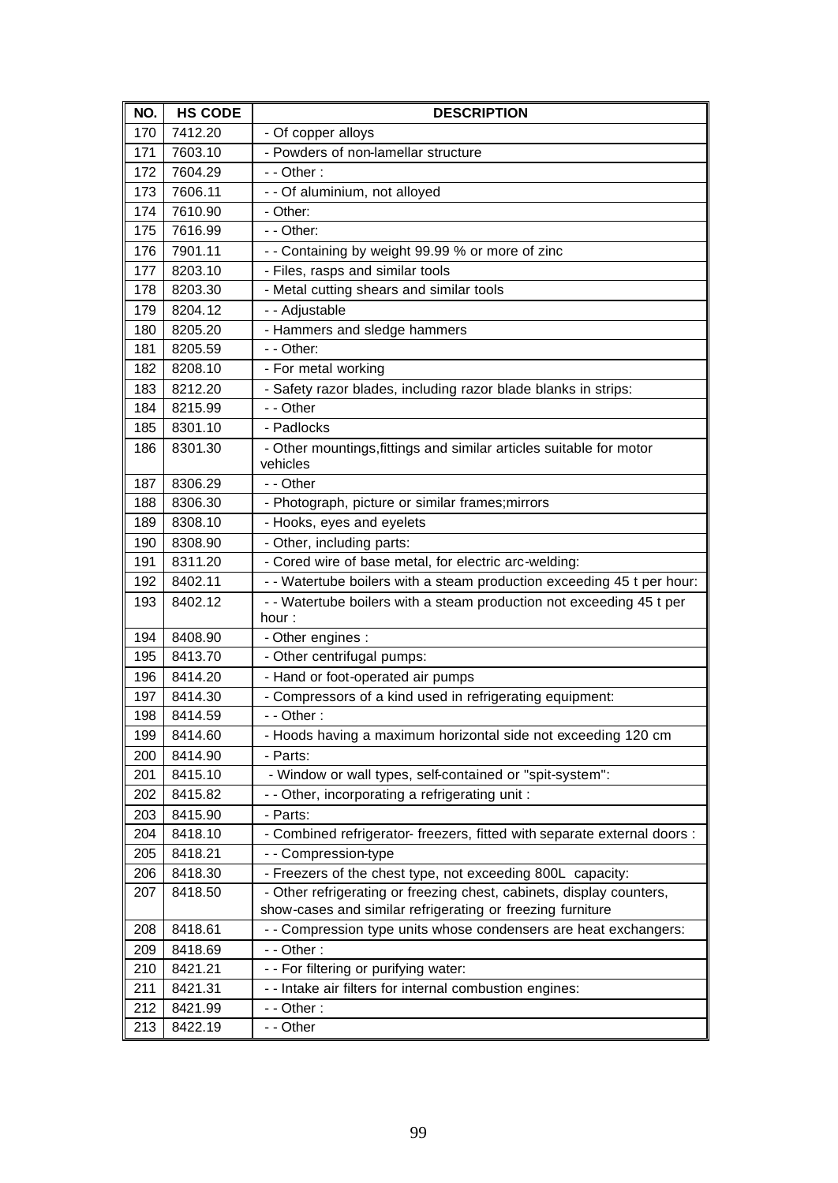| NO. | HS CODE | DESCRIPTION |
| --- | --- | --- |
| 170 | 7412.20 | - Of copper alloys |
| 171 | 7603.10 | - Powders of non-lamellar structure |
| 172 | 7604.29 | - - Other : |
| 173 | 7606.11 | - - Of aluminium, not alloyed |
| 174 | 7610.90 | - Other: |
| 175 | 7616.99 | - - Other: |
| 176 | 7901.11 | - - Containing by weight 99.99 % or more of zinc |
| 177 | 8203.10 | - Files, rasps and similar tools |
| 178 | 8203.30 | - Metal cutting shears and similar tools |
| 179 | 8204.12 | - - Adjustable |
| 180 | 8205.20 | - Hammers and sledge hammers |
| 181 | 8205.59 | - - Other: |
| 182 | 8208.10 | - For metal working |
| 183 | 8212.20 | - Safety razor blades, including razor blade blanks in strips: |
| 184 | 8215.99 | - - Other |
| 185 | 8301.10 | - Padlocks |
| 186 | 8301.30 | - Other mountings,fittings and similar articles suitable for motor vehicles |
| 187 | 8306.29 | - - Other |
| 188 | 8306.30 | - Photograph, picture or similar frames;mirrors |
| 189 | 8308.10 | - Hooks, eyes and eyelets |
| 190 | 8308.90 | - Other, including parts: |
| 191 | 8311.20 | - Cored wire of base metal, for electric arc-welding: |
| 192 | 8402.11 | - - Watertube boilers with a steam production exceeding 45 t per hour: |
| 193 | 8402.12 | - - Watertube boilers with a steam production not exceeding 45 t per hour : |
| 194 | 8408.90 | - Other engines : |
| 195 | 8413.70 | - Other centrifugal pumps: |
| 196 | 8414.20 | - Hand or foot-operated air pumps |
| 197 | 8414.30 | - Compressors of a kind used in refrigerating equipment: |
| 198 | 8414.59 | - - Other : |
| 199 | 8414.60 | - Hoods having a maximum horizontal side not exceeding 120 cm |
| 200 | 8414.90 | - Parts: |
| 201 | 8415.10 | - Window or wall types, self-contained or "spit-system": |
| 202 | 8415.82 | - - Other, incorporating a refrigerating unit : |
| 203 | 8415.90 | - Parts: |
| 204 | 8418.10 | - Combined refrigerator- freezers, fitted with separate external doors : |
| 205 | 8418.21 | - - Compression-type |
| 206 | 8418.30 | - Freezers of the chest type, not exceeding 800L capacity: |
| 207 | 8418.50 | - Other refrigerating or freezing chest, cabinets, display counters, show-cases and similar refrigerating or freezing furniture |
| 208 | 8418.61 | - - Compression type units whose condensers are heat exchangers: |
| 209 | 8418.69 | - - Other : |
| 210 | 8421.21 | - - For filtering or purifying water: |
| 211 | 8421.31 | - - Intake air filters for internal combustion engines: |
| 212 | 8421.99 | - - Other : |
| 213 | 8422.19 | - - Other |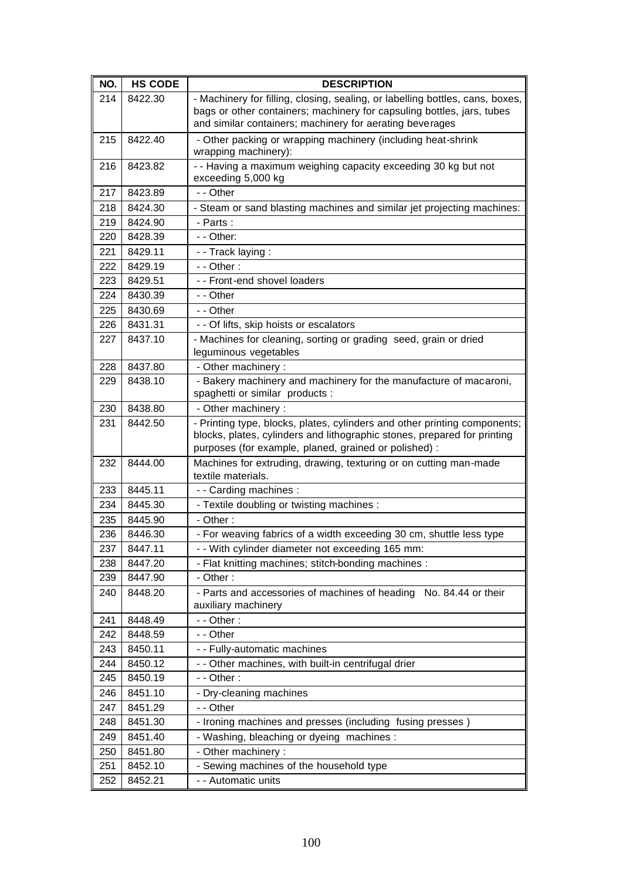| NO. | HS CODE | DESCRIPTION |
|---|---|---|
| 214 | 8422.30 | - Machinery for filling, closing, sealing, or labelling bottles, cans, boxes, bags or other containers; machinery for capsuling bottles, jars, tubes and similar containers; machinery for aerating beverages |
| 215 | 8422.40 | - Other packing or wrapping machinery (including heat-shrink wrapping machinery): |
| 216 | 8423.82 | - - Having a maximum weighing capacity exceeding 30 kg but not exceeding 5,000 kg |
| 217 | 8423.89 | - - Other |
| 218 | 8424.30 | - Steam or sand blasting machines and similar jet projecting machines: |
| 219 | 8424.90 | - Parts : |
| 220 | 8428.39 | - - Other: |
| 221 | 8429.11 | - - Track laying : |
| 222 | 8429.19 | - - Other : |
| 223 | 8429.51 | - - Front-end shovel loaders |
| 224 | 8430.39 | - - Other |
| 225 | 8430.69 | - - Other |
| 226 | 8431.31 | - - Of lifts, skip hoists or escalators |
| 227 | 8437.10 | - Machines for cleaning, sorting or grading seed, grain or dried leguminous vegetables |
| 228 | 8437.80 | - Other machinery : |
| 229 | 8438.10 | - Bakery machinery and machinery for the manufacture of macaroni, spaghetti or similar products : |
| 230 | 8438.80 | - Other machinery : |
| 231 | 8442.50 | - Printing type, blocks, plates, cylinders and other printing components; blocks, plates, cylinders and lithographic stones, prepared for printing purposes (for example, planed, grained or polished) : |
| 232 | 8444.00 | Machines for extruding, drawing, texturing or on cutting man-made textile materials. |
| 233 | 8445.11 | - - Carding machines : |
| 234 | 8445.30 | - Textile doubling or twisting machines : |
| 235 | 8445.90 | - Other : |
| 236 | 8446.30 | - For weaving fabrics of a width exceeding 30 cm, shuttle less type |
| 237 | 8447.11 | - - With cylinder diameter not exceeding 165 mm: |
| 238 | 8447.20 | - Flat knitting machines; stitch-bonding machines : |
| 239 | 8447.90 | - Other : |
| 240 | 8448.20 | - Parts and accessories of machines of heading No. 84.44 or their auxiliary machinery |
| 241 | 8448.49 | - - Other : |
| 242 | 8448.59 | - - Other |
| 243 | 8450.11 | - - Fully-automatic machines |
| 244 | 8450.12 | - - Other machines, with built-in centrifugal drier |
| 245 | 8450.19 | - - Other : |
| 246 | 8451.10 | - Dry-cleaning machines |
| 247 | 8451.29 | - - Other |
| 248 | 8451.30 | - Ironing machines and presses (including fusing presses ) |
| 249 | 8451.40 | - Washing, bleaching or dyeing machines : |
| 250 | 8451.80 | - Other machinery : |
| 251 | 8452.10 | - Sewing machines of the household type |
| 252 | 8452.21 | - - Automatic units |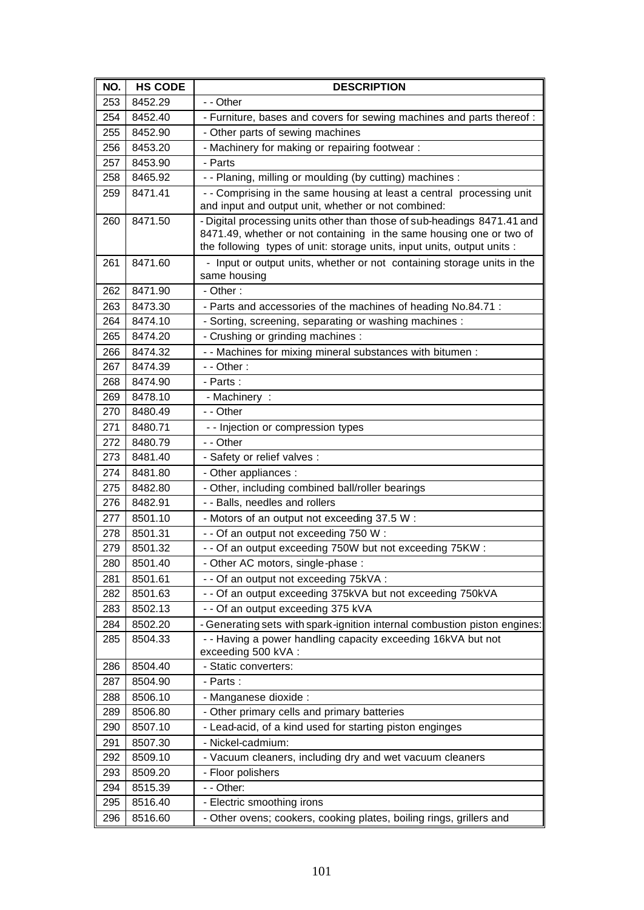| NO. | HS CODE | DESCRIPTION |
|---|---|---|
| 253 | 8452.29 | - - Other |
| 254 | 8452.40 | - Furniture, bases and covers for sewing machines and parts thereof : |
| 255 | 8452.90 | - Other parts of sewing machines |
| 256 | 8453.20 | - Machinery for making or repairing footwear : |
| 257 | 8453.90 | - Parts |
| 258 | 8465.92 | - - Planing, milling or moulding (by cutting) machines : |
| 259 | 8471.41 | - - Comprising in the same housing at least a central processing unit and input and output unit, whether or not combined: |
| 260 | 8471.50 | - Digital processing units other than those of sub-headings 8471.41 and 8471.49, whether or not containing in the same housing one or two of the following types of unit: storage units, input units, output units : |
| 261 | 8471.60 | - Input or output units, whether or not containing storage units in the same housing |
| 262 | 8471.90 | - Other : |
| 263 | 8473.30 | - Parts and accessories of the machines of heading No.84.71 : |
| 264 | 8474.10 | - Sorting, screening, separating or washing machines : |
| 265 | 8474.20 | - Crushing or grinding machines : |
| 266 | 8474.32 | - - Machines for mixing mineral substances with bitumen : |
| 267 | 8474.39 | - - Other : |
| 268 | 8474.90 | - Parts : |
| 269 | 8478.10 | - Machinery : |
| 270 | 8480.49 | - - Other |
| 271 | 8480.71 | - - Injection or compression types |
| 272 | 8480.79 | - - Other |
| 273 | 8481.40 | - Safety or relief valves : |
| 274 | 8481.80 | - Other appliances : |
| 275 | 8482.80 | - Other, including combined ball/roller bearings |
| 276 | 8482.91 | - - Balls, needles and rollers |
| 277 | 8501.10 | - Motors of an output not exceeding 37.5 W : |
| 278 | 8501.31 | - - Of an output not exceeding 750 W : |
| 279 | 8501.32 | - - Of an output exceeding 750W but not exceeding 75KW : |
| 280 | 8501.40 | - Other AC motors, single-phase : |
| 281 | 8501.61 | - - Of an output not exceeding 75kVA : |
| 282 | 8501.63 | - - Of an output exceeding 375kVA but not exceeding 750kVA |
| 283 | 8502.13 | - - Of an output exceeding 375 kVA |
| 284 | 8502.20 | - Generating sets with spark-ignition internal combustion piston engines: |
| 285 | 8504.33 | - - Having a power handling capacity exceeding 16kVA but not exceeding 500 kVA : |
| 286 | 8504.40 | - Static converters: |
| 287 | 8504.90 | - Parts : |
| 288 | 8506.10 | - Manganese dioxide : |
| 289 | 8506.80 | - Other primary cells and primary batteries |
| 290 | 8507.10 | - Lead-acid, of a kind used for starting piston enginges |
| 291 | 8507.30 | - Nickel-cadmium: |
| 292 | 8509.10 | - Vacuum cleaners, including dry and wet vacuum cleaners |
| 293 | 8509.20 | - Floor polishers |
| 294 | 8515.39 | - - Other: |
| 295 | 8516.40 | - Electric smoothing irons |
| 296 | 8516.60 | - Other ovens; cookers, cooking plates, boiling rings, grillers and |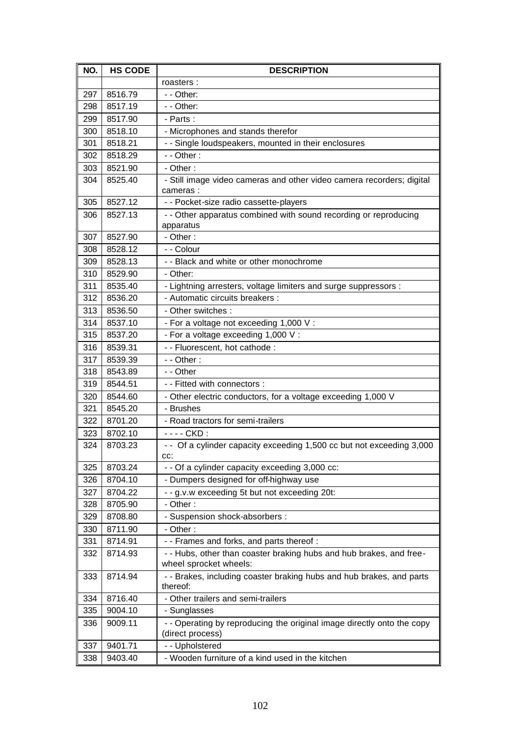| NO. | HS CODE | DESCRIPTION |
|---|---|---|
| | | roasters : |
| 297 | 8516.79 | - - Other: |
| 298 | 8517.19 | - - Other: |
| 299 | 8517.90 | - Parts : |
| 300 | 8518.10 | - Microphones and stands therefor |
| 301 | 8518.21 | - - Single loudspeakers, mounted in their enclosures |
| 302 | 8518.29 | - - Other : |
| 303 | 8521.90 | - Other : |
| 304 | 8525.40 | - Still image video cameras and other video camera recorders; digital cameras : |
| 305 | 8527.12 | - - Pocket-size radio cassette-players |
| 306 | 8527.13 | - - Other apparatus combined with sound recording or reproducing apparatus |
| 307 | 8527.90 | - Other : |
| 308 | 8528.12 | - - Colour |
| 309 | 8528.13 | - - Black and white or other monochrome |
| 310 | 8529.90 | - Other: |
| 311 | 8535.40 | - Lightning arresters, voltage limiters and surge suppressors : |
| 312 | 8536.20 | - Automatic circuits breakers : |
| 313 | 8536.50 | - Other switches : |
| 314 | 8537.10 | - For a voltage not exceeding 1,000 V : |
| 315 | 8537.20 | - For a voltage exceeding 1,000 V : |
| 316 | 8539.31 | - - Fluorescent, hot cathode : |
| 317 | 8539.39 | - - Other : |
| 318 | 8543.89 | - - Other |
| 319 | 8544.51 | - - Fitted with connectors : |
| 320 | 8544.60 | - Other electric conductors, for a voltage exceeding 1,000 V |
| 321 | 8545.20 | - Brushes |
| 322 | 8701.20 | - Road tractors for semi-trailers |
| 323 | 8702.10 | - - - - CKD : |
| 324 | 8703.23 | - - Of a cylinder capacity exceeding 1,500 cc but not exceeding 3,000 cc: |
| 325 | 8703.24 | - - Of a cylinder capacity exceeding 3,000 cc: |
| 326 | 8704.10 | - Dumpers designed for off-highway use |
| 327 | 8704.22 | - - g.v.w exceeding 5t but not exceeding 20t: |
| 328 | 8705.90 | - Other : |
| 329 | 8708.80 | - Suspension shock-absorbers : |
| 330 | 8711.90 | - Other : |
| 331 | 8714.91 | - - Frames and forks, and parts thereof : |
| 332 | 8714.93 | - - Hubs, other than coaster braking hubs and hub brakes, and free-wheel sprocket wheels: |
| 333 | 8714.94 | - - Brakes, including coaster braking hubs and hub brakes, and parts thereof: |
| 334 | 8716.40 | - Other trailers and semi-trailers |
| 335 | 9004.10 | - Sunglasses |
| 336 | 9009.11 | - - Operating by reproducing the original image directly onto the copy (direct process) |
| 337 | 9401.71 | - - Upholstered |
| 338 | 9403.40 | - Wooden furniture of a kind used in the kitchen |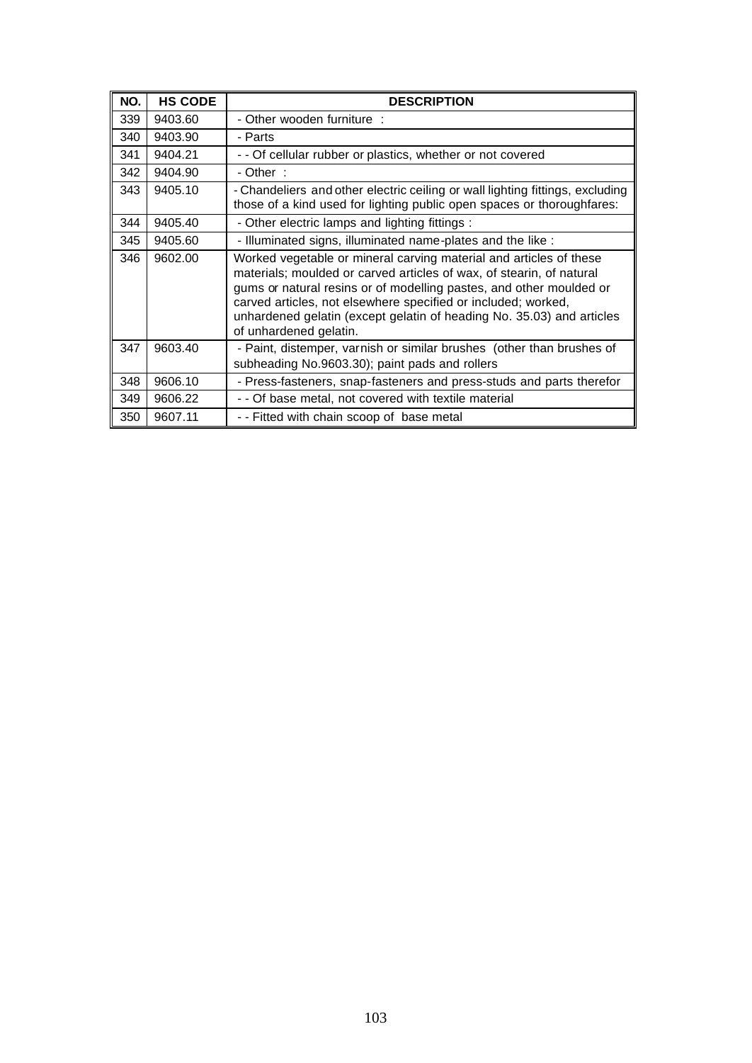| NO. | HS CODE | DESCRIPTION |
| --- | --- | --- |
| 339 | 9403.60 | - Other wooden furniture : |
| 340 | 9403.90 | - Parts |
| 341 | 9404.21 | - - Of cellular rubber or plastics, whether or not covered |
| 342 | 9404.90 | - Other : |
| 343 | 9405.10 | - Chandeliers and other electric ceiling or wall lighting fittings, excluding those of a kind used for lighting public open spaces or thoroughfares: |
| 344 | 9405.40 | - Other electric lamps and lighting fittings : |
| 345 | 9405.60 | - Illuminated signs, illuminated name-plates and the like : |
| 346 | 9602.00 | Worked vegetable or mineral carving material and articles of these materials; moulded or carved articles of wax, of stearin, of natural gums or natural resins or of modelling pastes, and other moulded or carved articles, not elsewhere specified or included; worked, unhardened gelatin (except gelatin of heading No. 35.03) and articles of unhardened gelatin. |
| 347 | 9603.40 | - Paint, distemper, varnish or similar brushes (other than brushes of subheading No.9603.30); paint pads and rollers |
| 348 | 9606.10 | - Press-fasteners, snap-fasteners and press-studs and parts therefor |
| 349 | 9606.22 | - - Of base metal, not covered with textile material |
| 350 | 9607.11 | - - Fitted with chain scoop of base metal |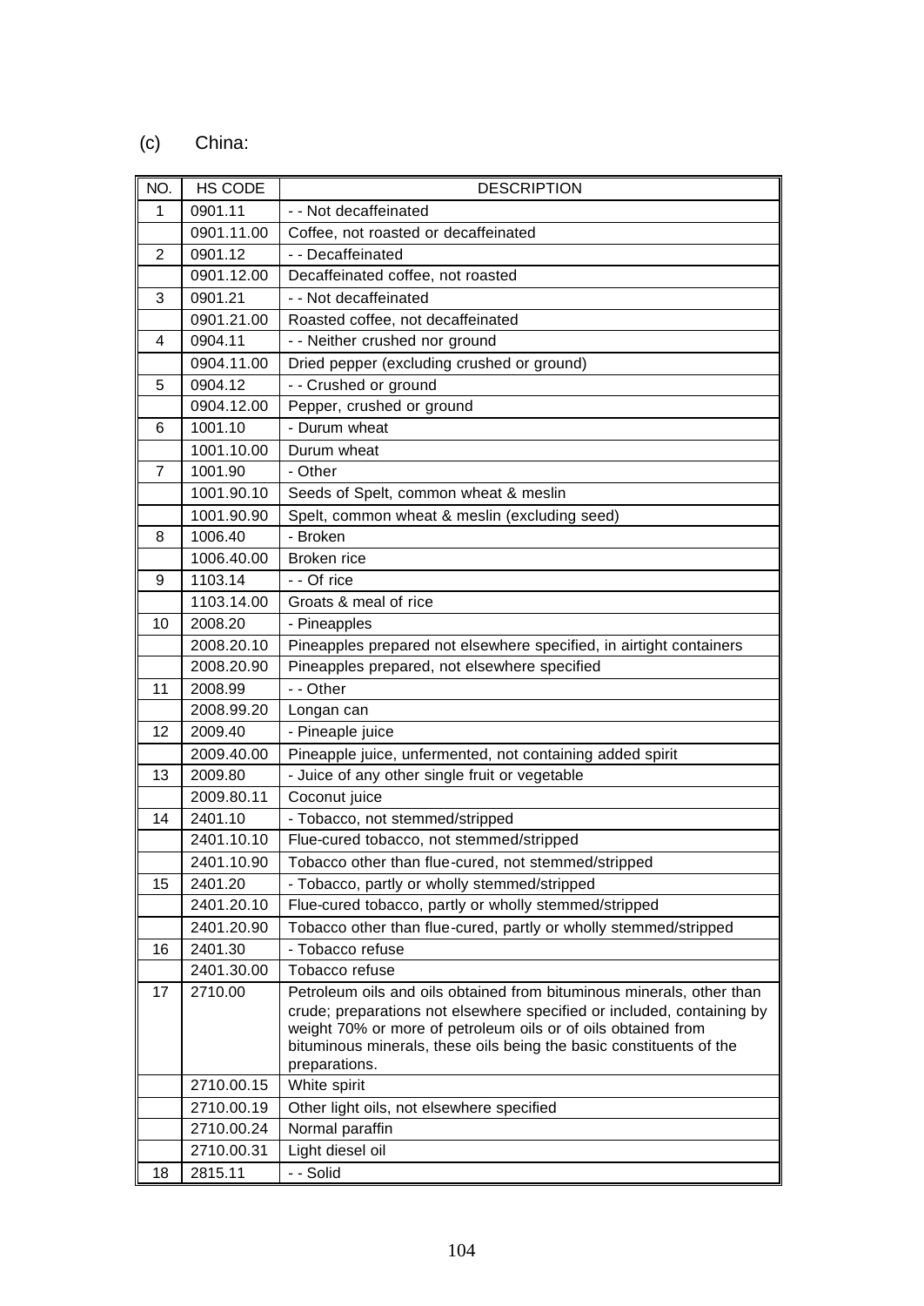(c) China:

| NO. | HS CODE | DESCRIPTION |
|---|---|---|
| 1 | 0901.11 | - - Not decaffeinated |
| | 0901.11.00 | Coffee, not roasted or decaffeinated |
| 2 | 0901.12 | - - Decaffeinated |
| | 0901.12.00 | Decaffeinated coffee, not roasted |
| 3 | 0901.21 | - - Not decaffeinated |
| | 0901.21.00 | Roasted coffee, not decaffeinated |
| 4 | 0904.11 | - - Neither crushed nor ground |
| | 0904.11.00 | Dried pepper (excluding crushed or ground) |
| 5 | 0904.12 | - - Crushed or ground |
| | 0904.12.00 | Pepper, crushed or ground |
| 6 | 1001.10 | - Durum wheat |
| | 1001.10.00 | Durum wheat |
| 7 | 1001.90 | - Other |
| | 1001.90.10 | Seeds of Spelt, common wheat & meslin |
| | 1001.90.90 | Spelt, common wheat & meslin (excluding seed) |
| 8 | 1006.40 | - Broken |
| | 1006.40.00 | Broken rice |
| 9 | 1103.14 | - - Of rice |
| | 1103.14.00 | Groats & meal of rice |
| 10 | 2008.20 | - Pineapples |
| | 2008.20.10 | Pineapples prepared not elsewhere specified, in airtight containers |
| | 2008.20.90 | Pineapples prepared, not elsewhere specified |
| 11 | 2008.99 | - - Other |
| | 2008.99.20 | Longan can |
| 12 | 2009.40 | - Pineaple juice |
| | 2009.40.00 | Pineapple juice, unfermented, not containing added spirit |
| 13 | 2009.80 | - Juice of any other single fruit or vegetable |
| | 2009.80.11 | Coconut juice |
| 14 | 2401.10 | - Tobacco, not stemmed/stripped |
| | 2401.10.10 | Flue-cured tobacco, not stemmed/stripped |
| | 2401.10.90 | Tobacco other than flue-cured, not stemmed/stripped |
| 15 | 2401.20 | - Tobacco, partly or wholly stemmed/stripped |
| | 2401.20.10 | Flue-cured tobacco, partly or wholly stemmed/stripped |
| | 2401.20.90 | Tobacco other than flue-cured, partly or wholly stemmed/stripped |
| 16 | 2401.30 | - Tobacco refuse |
| | 2401.30.00 | Tobacco refuse |
| 17 | 2710.00 | Petroleum oils and oils obtained from bituminous minerals, other than crude; preparations not elsewhere specified or included, containing by weight 70% or more of petroleum oils or of oils obtained from bituminous minerals, these oils being the basic constituents of the preparations. |
| | 2710.00.15 | White spirit |
| | 2710.00.19 | Other light oils, not elsewhere specified |
| | 2710.00.24 | Normal paraffin |
| | 2710.00.31 | Light diesel oil |
| 18 | 2815.11 | - - Solid |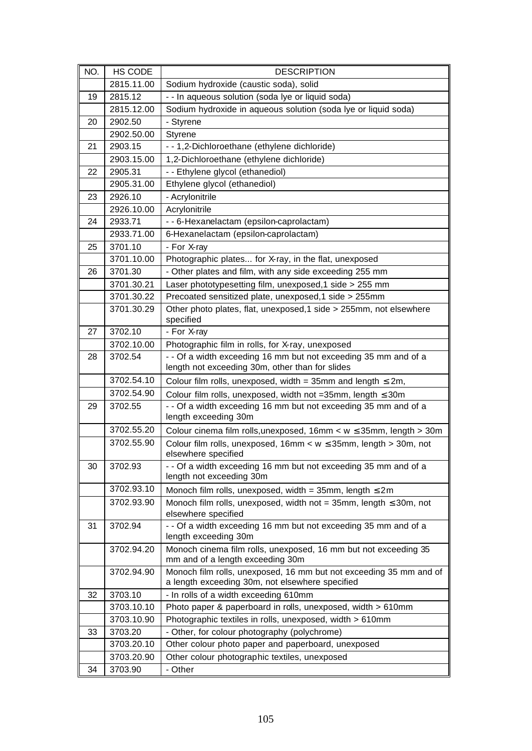| NO. | HS CODE | DESCRIPTION |
|---|---|---|
| | 2815.11.00 | Sodium hydroxide (caustic soda), solid |
| 19 | 2815.12 | - - In aqueous solution (soda lye or liquid soda) |
| | 2815.12.00 | Sodium hydroxide in aqueous solution (soda lye or liquid soda) |
| 20 | 2902.50 | - Styrene |
| | 2902.50.00 | Styrene |
| 21 | 2903.15 | - - 1,2-Dichloroethane (ethylene dichloride) |
| | 2903.15.00 | 1,2-Dichloroethane (ethylene dichloride) |
| 22 | 2905.31 | - - Ethylene glycol (ethanediol) |
| | 2905.31.00 | Ethylene glycol (ethanediol) |
| 23 | 2926.10 | - Acrylonitrile |
| | 2926.10.00 | Acrylonitrile |
| 24 | 2933.71 | - - 6-Hexanelactam (epsilon-caprolactam) |
| | 2933.71.00 | 6-Hexanelactam (epsilon-caprolactam) |
| 25 | 3701.10 | - For X-ray |
| | 3701.10.00 | Photographic plates... for X-ray, in the flat, unexposed |
| 26 | 3701.30 | - Other plates and film, with any side exceeding 255 mm |
| | 3701.30.21 | Laser phototypesetting film, unexposed,1 side > 255 mm |
| | 3701.30.22 | Precoated sensitized plate, unexposed,1 side > 255mm |
| | 3701.30.29 | Other photo plates, flat, unexposed,1 side > 255mm, not elsewhere specified |
| 27 | 3702.10 | - For X-ray |
| | 3702.10.00 | Photographic film in rolls, for X-ray, unexposed |
| 28 | 3702.54 | - - Of a width exceeding 16 mm but not exceeding 35 mm and of a length not exceeding 30m, other than for slides |
| | 3702.54.10 | Colour film rolls, unexposed, width = 35mm and length ≤ 2m, |
| | 3702.54.90 | Colour film rolls, unexposed, width not =35mm, length ≤ 30m |
| 29 | 3702.55 | - - Of a width exceeding 16 mm but not exceeding 35 mm and of a length exceeding 30m |
| | 3702.55.20 | Colour cinema film rolls,unexposed, 16mm < w ≤ 35mm, length > 30m |
| | 3702.55.90 | Colour film rolls, unexposed, 16mm < w ≤ 35mm, length > 30m, not elsewhere specified |
| 30 | 3702.93 | - - Of a width exceeding 16 mm but not exceeding 35 mm and of a length not exceeding 30m |
| | 3702.93.10 | Monoch film rolls, unexposed, width = 35mm, length ≤ 2m |
| | 3702.93.90 | Monoch film rolls, unexposed, width not = 35mm, length ≤ 30m, not elsewhere specified |
| 31 | 3702.94 | - - Of a width exceeding 16 mm but not exceeding 35 mm and of a length exceeding 30m |
| | 3702.94.20 | Monoch cinema film rolls, unexposed, 16 mm but not exceeding 35 mm and of a length exceeding 30m |
| | 3702.94.90 | Monoch film rolls, unexposed, 16 mm but not exceeding 35 mm and of a length exceeding 30m, not elsewhere specified |
| 32 | 3703.10 | - In rolls of a width exceeding 610mm |
| | 3703.10.10 | Photo paper & paperboard in rolls, unexposed, width > 610mm |
| | 3703.10.90 | Photographic textiles in rolls, unexposed, width > 610mm |
| 33 | 3703.20 | - Other, for colour photography (polychrome) |
| | 3703.20.10 | Other colour photo paper and paperboard, unexposed |
| | 3703.20.90 | Other colour photographic textiles, unexposed |
| 34 | 3703.90 | - Other |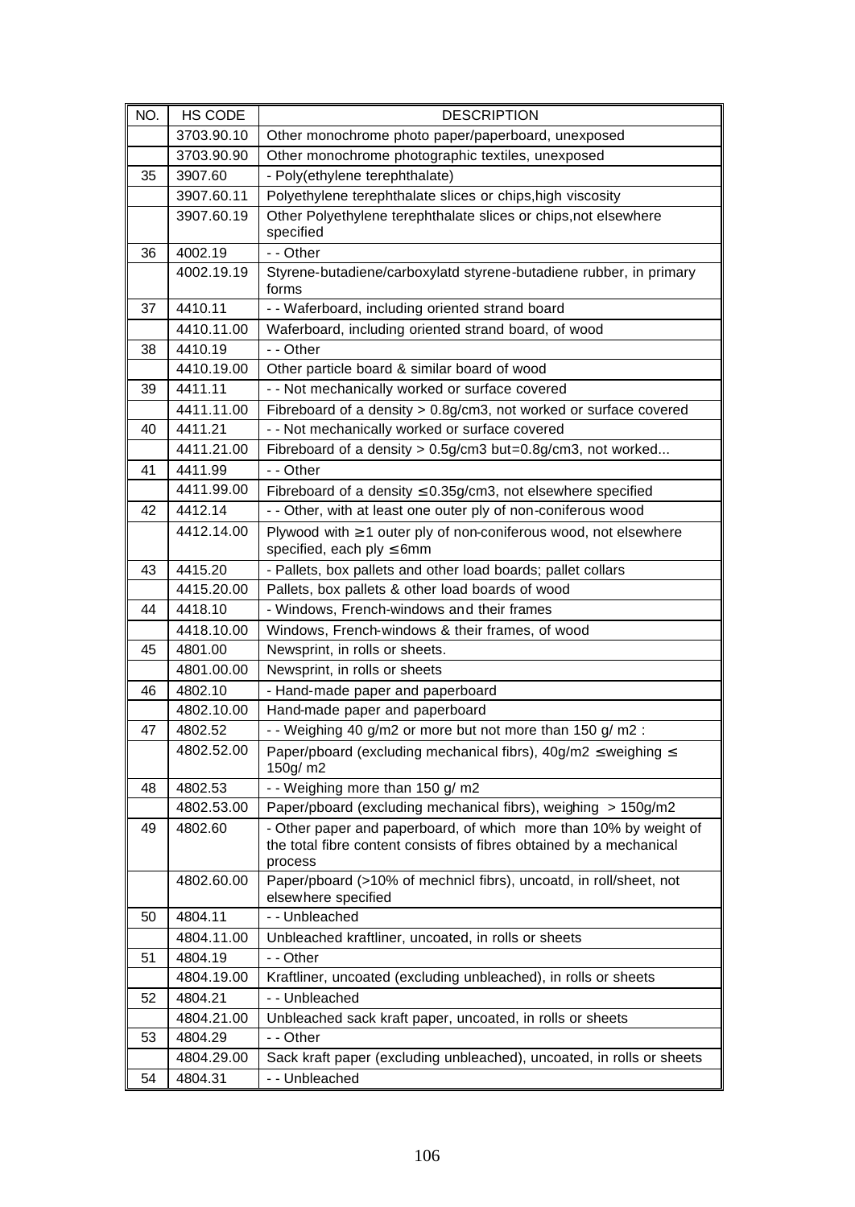| NO. | HS CODE | DESCRIPTION |
|---|---|---|
| | 3703.90.10 | Other monochrome photo paper/paperboard, unexposed |
| | 3703.90.90 | Other monochrome photographic textiles, unexposed |
| 35 | 3907.60 | - Poly(ethylene terephthalate) |
| | 3907.60.11 | Polyethylene terephthalate slices or chips,high viscosity |
| | 3907.60.19 | Other Polyethylene terephthalate slices or chips,not elsewhere specified |
| 36 | 4002.19 | - - Other |
| | 4002.19.19 | Styrene-butadiene/carboxylatd styrene-butadiene rubber, in primary forms |
| 37 | 4410.11 | - - Waferboard, including oriented strand board |
| | 4410.11.00 | Waferboard, including oriented strand board, of wood |
| 38 | 4410.19 | - - Other |
| | 4410.19.00 | Other particle board & similar board of wood |
| 39 | 4411.11 | - - Not mechanically worked or surface covered |
| | 4411.11.00 | Fibreboard of a density > 0.8g/cm3, not worked or surface covered |
| 40 | 4411.21 | - - Not mechanically worked or surface covered |
| | 4411.21.00 | Fibreboard of a density > 0.5g/cm3 but=0.8g/cm3, not worked... |
| 41 | 4411.99 | - - Other |
| | 4411.99.00 | Fibreboard of a density ≤ 0.35g/cm3, not elsewhere specified |
| 42 | 4412.14 | - - Other, with at least one outer ply of non-coniferous wood |
| | 4412.14.00 | Plywood with ≥ 1 outer ply of non-coniferous wood, not elsewhere specified, each ply ≤ 6mm |
| 43 | 4415.20 | - Pallets, box pallets and other load boards; pallet collars |
| | 4415.20.00 | Pallets, box pallets & other load boards of wood |
| 44 | 4418.10 | - Windows, French-windows and their frames |
| | 4418.10.00 | Windows, French-windows & their frames, of wood |
| 45 | 4801.00 | Newsprint, in rolls or sheets. |
| | 4801.00.00 | Newsprint, in rolls or sheets |
| 46 | 4802.10 | - Hand-made paper and paperboard |
| | 4802.10.00 | Hand-made paper and paperboard |
| 47 | 4802.52 | - - Weighing 40 g/m2 or more but not more than 150 g/ m2 : |
| | 4802.52.00 | Paper/pboard (excluding mechanical fibrs), 40g/m2 ≤ weighing ≤ 150g/ m2 |
| 48 | 4802.53 | - - Weighing more than 150 g/ m2 |
| | 4802.53.00 | Paper/pboard (excluding mechanical fibrs), weighing > 150g/m2 |
| 49 | 4802.60 | - Other paper and paperboard, of which more than 10% by weight of the total fibre content consists of fibres obtained by a mechanical process |
| | 4802.60.00 | Paper/pboard (>10% of mechnicl fibrs), uncoatd, in roll/sheet, not elsewhere specified |
| 50 | 4804.11 | - - Unbleached |
| | 4804.11.00 | Unbleached kraftliner, uncoated, in rolls or sheets |
| 51 | 4804.19 | - - Other |
| | 4804.19.00 | Kraftliner, uncoated (excluding unbleached), in rolls or sheets |
| 52 | 4804.21 | - - Unbleached |
| | 4804.21.00 | Unbleached sack kraft paper, uncoated, in rolls or sheets |
| 53 | 4804.29 | - - Other |
| | 4804.29.00 | Sack kraft paper (excluding unbleached), uncoated, in rolls or sheets |
| 54 | 4804.31 | - - Unbleached |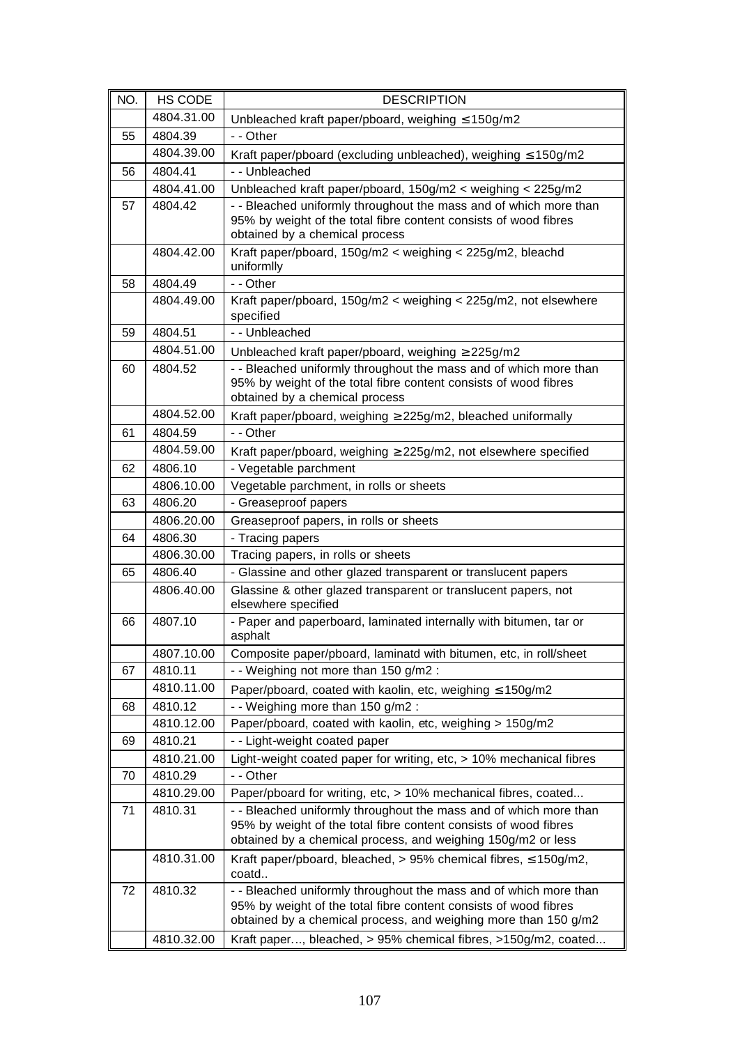| NO. | HS CODE | DESCRIPTION |
|---|---|---|
| | 4804.31.00 | Unbleached kraft paper/pboard, weighing ≤ 150g/m2 |
| 55 | 4804.39 | - - Other |
| | 4804.39.00 | Kraft paper/pboard (excluding unbleached), weighing ≤ 150g/m2 |
| 56 | 4804.41 | - - Unbleached |
| | 4804.41.00 | Unbleached kraft paper/pboard, 150g/m2 < weighing < 225g/m2 |
| 57 | 4804.42 | - - Bleached uniformly throughout the mass and of which more than 95% by weight of the total fibre content consists of wood fibres obtained by a chemical process |
| | 4804.42.00 | Kraft paper/pboard, 150g/m2 < weighing < 225g/m2, bleachd uniformlly |
| 58 | 4804.49 | - - Other |
| | 4804.49.00 | Kraft paper/pboard, 150g/m2 < weighing < 225g/m2, not elsewhere specified |
| 59 | 4804.51 | - - Unbleached |
| | 4804.51.00 | Unbleached kraft paper/pboard, weighing ≥ 225g/m2 |
| 60 | 4804.52 | - - Bleached uniformly throughout the mass and of which more than 95% by weight of the total fibre content consists of wood fibres obtained by a chemical process |
| | 4804.52.00 | Kraft paper/pboard, weighing ≥ 225g/m2, bleached uniformally |
| 61 | 4804.59 | - - Other |
| | 4804.59.00 | Kraft paper/pboard, weighing ≥ 225g/m2, not elsewhere specified |
| 62 | 4806.10 | - Vegetable parchment |
| | 4806.10.00 | Vegetable parchment, in rolls or sheets |
| 63 | 4806.20 | - Greaseproof papers |
| | 4806.20.00 | Greaseproof papers, in rolls or sheets |
| 64 | 4806.30 | - Tracing papers |
| | 4806.30.00 | Tracing papers, in rolls or sheets |
| 65 | 4806.40 | - Glassine and other glazed transparent or translucent papers |
| | 4806.40.00 | Glassine & other glazed transparent or translucent papers, not elsewhere specified |
| 66 | 4807.10 | - Paper and paperboard, laminated internally with bitumen, tar or asphalt |
| | 4807.10.00 | Composite paper/pboard, laminatd with bitumen, etc, in roll/sheet |
| 67 | 4810.11 | - - Weighing not more than 150 g/m2 : |
| | 4810.11.00 | Paper/pboard, coated with kaolin, etc, weighing ≤ 150g/m2 |
| 68 | 4810.12 | - - Weighing more than 150 g/m2 : |
| | 4810.12.00 | Paper/pboard, coated with kaolin, etc, weighing > 150g/m2 |
| 69 | 4810.21 | - - Light-weight coated paper |
| | 4810.21.00 | Light-weight coated paper for writing, etc, > 10% mechanical fibres |
| 70 | 4810.29 | - - Other |
| | 4810.29.00 | Paper/pboard for writing, etc, > 10% mechanical fibres, coated... |
| 71 | 4810.31 | - - Bleached uniformly throughout the mass and of which more than 95% by weight of the total fibre content consists of wood fibres obtained by a chemical process, and weighing 150g/m2 or less |
| | 4810.31.00 | Kraft paper/pboard, bleached, > 95% chemical fibres, ≤ 150g/m2, coatd.. |
| 72 | 4810.32 | - - Bleached uniformly throughout the mass and of which more than 95% by weight of the total fibre content consists of wood fibres obtained by a chemical process, and weighing more than 150 g/m2 |
| | 4810.32.00 | Kraft paper..., bleached, > 95% chemical fibres, >150g/m2, coated... |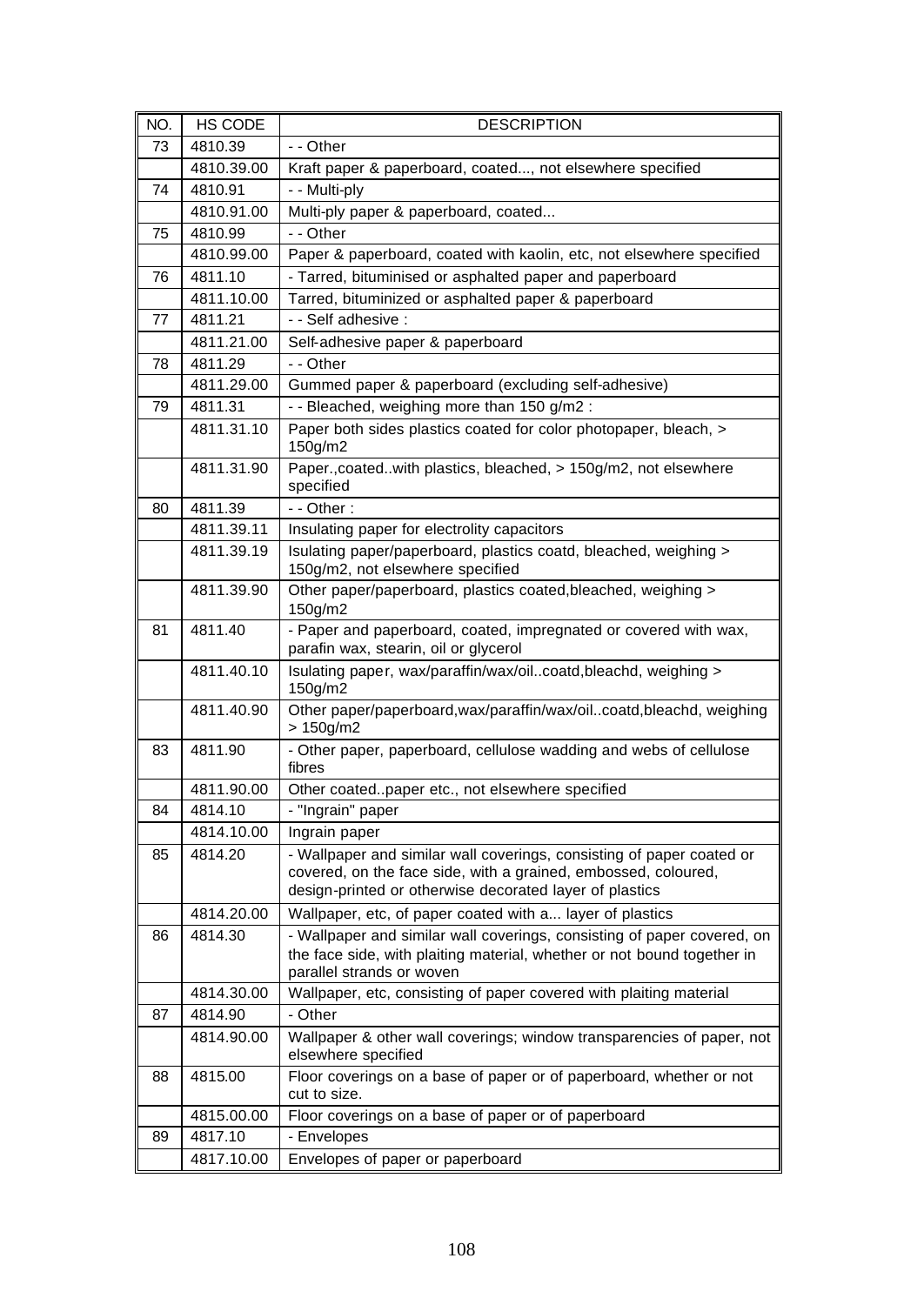| NO. | HS CODE | DESCRIPTION |
|---|---|---|
| 73 | 4810.39 | - - Other |
| | 4810.39.00 | Kraft paper & paperboard, coated..., not elsewhere specified |
| 74 | 4810.91 | - - Multi-ply |
| | 4810.91.00 | Multi-ply paper & paperboard, coated... |
| 75 | 4810.99 | - - Other |
| | 4810.99.00 | Paper & paperboard, coated with kaolin, etc, not elsewhere specified |
| 76 | 4811.10 | - Tarred, bituminised or asphalted paper and paperboard |
| | 4811.10.00 | Tarred, bituminized or asphalted paper & paperboard |
| 77 | 4811.21 | - - Self adhesive : |
| | 4811.21.00 | Self-adhesive paper & paperboard |
| 78 | 4811.29 | - - Other |
| | 4811.29.00 | Gummed paper & paperboard (excluding self-adhesive) |
| 79 | 4811.31 | - - Bleached, weighing more than 150 g/m2 : |
| | 4811.31.10 | Paper both sides plastics coated for color photopaper, bleach, > 150g/m2 |
| | 4811.31.90 | Paper.,coated..with plastics, bleached, > 150g/m2, not elsewhere specified |
| 80 | 4811.39 | - - Other : |
| | 4811.39.11 | Insulating paper for electrolity capacitors |
| | 4811.39.19 | Isulating paper/paperboard, plastics coatd, bleached, weighing > 150g/m2, not elsewhere specified |
| | 4811.39.90 | Other paper/paperboard, plastics coated,bleached, weighing > 150g/m2 |
| 81 | 4811.40 | - Paper and paperboard, coated, impregnated or covered with wax, parafin wax, stearin, oil or glycerol |
| | 4811.40.10 | Isulating paper, wax/paraffin/wax/oil..coatd,bleachd, weighing > 150g/m2 |
| | 4811.40.90 | Other paper/paperboard,wax/paraffin/wax/oil..coatd,bleachd, weighing > 150g/m2 |
| 83 | 4811.90 | - Other paper, paperboard, cellulose wadding and webs of cellulose fibres |
| | 4811.90.00 | Other coated..paper etc., not elsewhere specified |
| 84 | 4814.10 | - "Ingrain" paper |
| | 4814.10.00 | Ingrain paper |
| 85 | 4814.20 | - Wallpaper and similar wall coverings, consisting of paper coated or covered, on the face side, with a grained, embossed, coloured, design-printed or otherwise decorated layer of plastics |
| | 4814.20.00 | Wallpaper, etc, of paper coated with a... layer of plastics |
| 86 | 4814.30 | - Wallpaper and similar wall coverings, consisting of paper covered, on the face side, with plaiting material, whether or not bound together in parallel strands or woven |
| | 4814.30.00 | Wallpaper, etc, consisting of paper covered with plaiting material |
| 87 | 4814.90 | - Other |
| | 4814.90.00 | Wallpaper & other wall coverings; window transparencies of paper, not elsewhere specified |
| 88 | 4815.00 | Floor coverings on a base of paper or of paperboard, whether or not cut to size. |
| | 4815.00.00 | Floor coverings on a base of paper or of paperboard |
| 89 | 4817.10 | - Envelopes |
| | 4817.10.00 | Envelopes of paper or paperboard |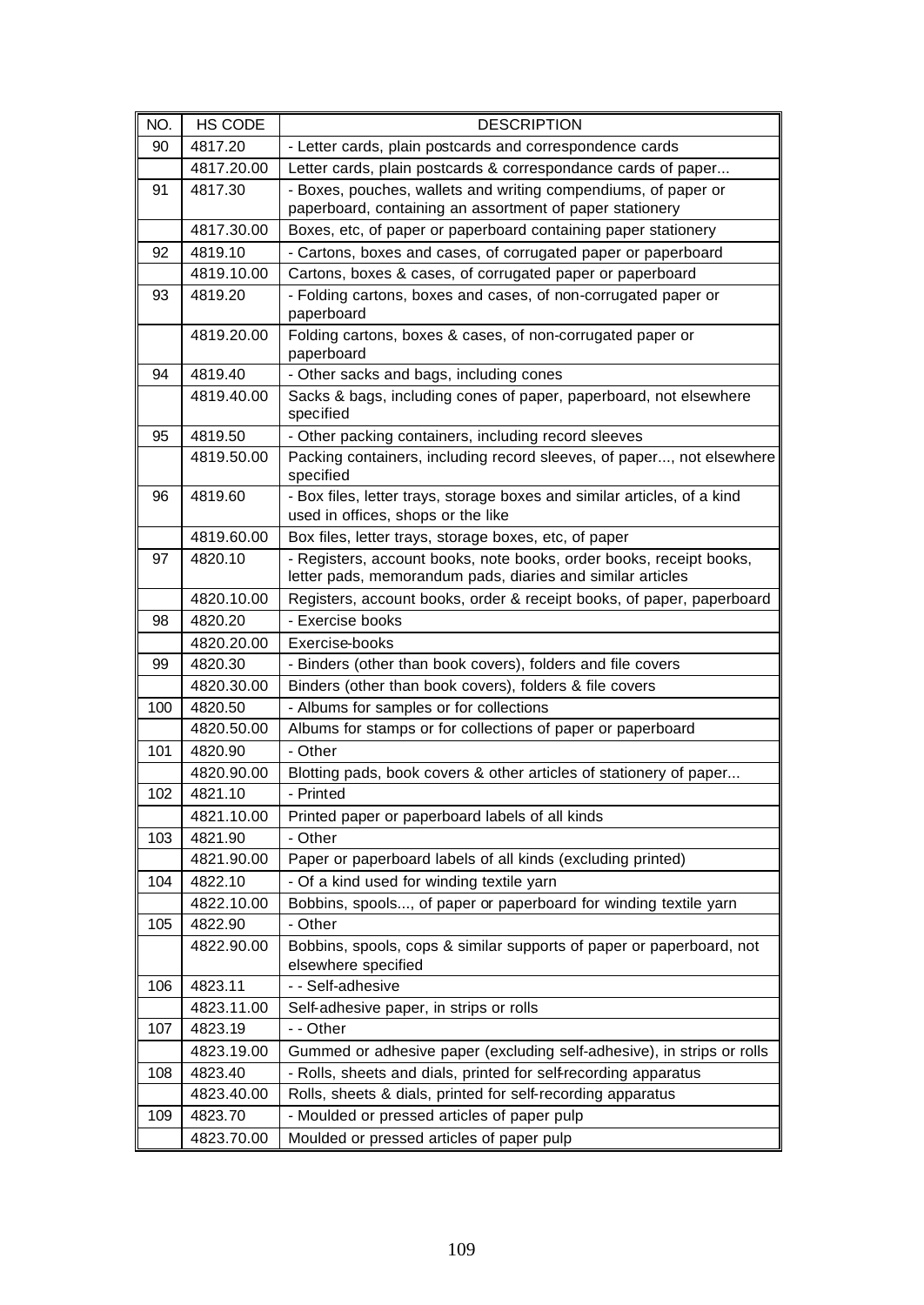| NO. | HS CODE | DESCRIPTION |
|---|---|---|
| 90 | 4817.20 | - Letter cards, plain postcards and correspondence cards |
| | 4817.20.00 | Letter cards, plain postcards & correspondance cards of paper... |
| 91 | 4817.30 | - Boxes, pouches, wallets and writing compendiums, of paper or paperboard, containing an assortment of paper stationery |
| | 4817.30.00 | Boxes, etc, of paper or paperboard containing paper stationery |
| 92 | 4819.10 | - Cartons, boxes and cases, of corrugated paper or paperboard |
| | 4819.10.00 | Cartons, boxes & cases, of corrugated paper or paperboard |
| 93 | 4819.20 | - Folding cartons, boxes and cases, of non-corrugated paper or paperboard |
| | 4819.20.00 | Folding cartons, boxes & cases, of non-corrugated paper or paperboard |
| 94 | 4819.40 | - Other sacks and bags, including cones |
| | 4819.40.00 | Sacks & bags, including cones of paper, paperboard, not elsewhere specified |
| 95 | 4819.50 | - Other packing containers, including record sleeves |
| | 4819.50.00 | Packing containers, including record sleeves, of paper..., not elsewhere specified |
| 96 | 4819.60 | - Box files, letter trays, storage boxes and similar articles, of a kind used in offices, shops or the like |
| | 4819.60.00 | Box files, letter trays, storage boxes, etc, of paper |
| 97 | 4820.10 | - Registers, account books, note books, order books, receipt books, letter pads, memorandum pads, diaries and similar articles |
| | 4820.10.00 | Registers, account books, order & receipt books, of paper, paperboard |
| 98 | 4820.20 | - Exercise books |
| | 4820.20.00 | Exercise-books |
| 99 | 4820.30 | - Binders (other than book covers), folders and file covers |
| | 4820.30.00 | Binders (other than book covers), folders & file covers |
| 100 | 4820.50 | - Albums for samples or for collections |
| | 4820.50.00 | Albums for stamps or for collections of paper or paperboard |
| 101 | 4820.90 | - Other |
| | 4820.90.00 | Blotting pads, book covers & other articles of stationery of paper... |
| 102 | 4821.10 | - Printed |
| | 4821.10.00 | Printed paper or paperboard labels of all kinds |
| 103 | 4821.90 | - Other |
| | 4821.90.00 | Paper or paperboard labels of all kinds (excluding printed) |
| 104 | 4822.10 | - Of a kind used for winding textile yarn |
| | 4822.10.00 | Bobbins, spools..., of paper or paperboard for winding textile yarn |
| 105 | 4822.90 | - Other |
| | 4822.90.00 | Bobbins, spools, cops & similar supports of paper or paperboard, not elsewhere specified |
| 106 | 4823.11 | - - Self-adhesive |
| | 4823.11.00 | Self-adhesive paper, in strips or rolls |
| 107 | 4823.19 | - - Other |
| | 4823.19.00 | Gummed or adhesive paper (excluding self-adhesive), in strips or rolls |
| 108 | 4823.40 | - Rolls, sheets and dials, printed for self-recording apparatus |
| | 4823.40.00 | Rolls, sheets & dials, printed for self-recording apparatus |
| 109 | 4823.70 | - Moulded or pressed articles of paper pulp |
| | 4823.70.00 | Moulded or pressed articles of paper pulp |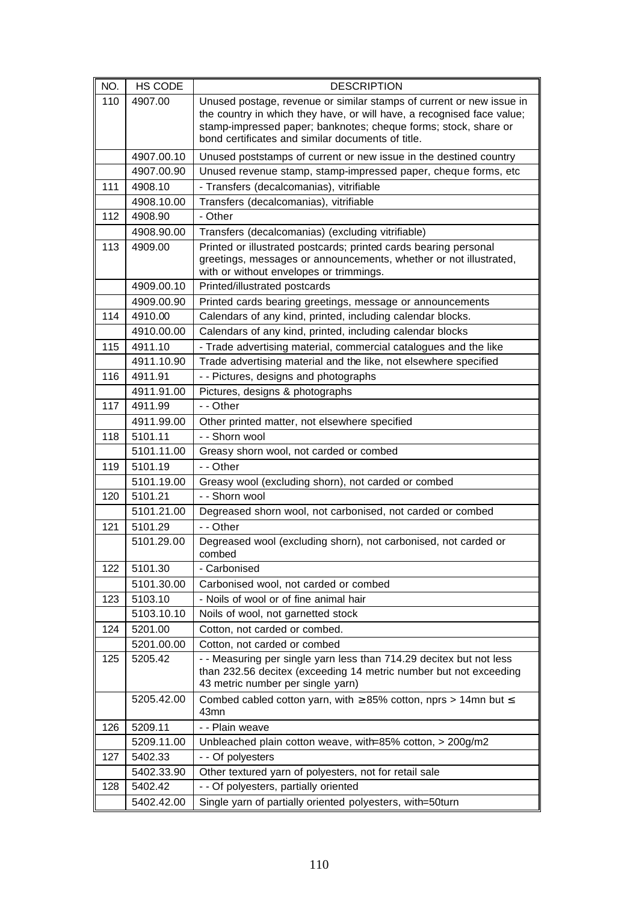| NO. | HS CODE | DESCRIPTION |
|---|---|---|
| 110 | 4907.00 | Unused postage, revenue or similar stamps of current or new issue in the country in which they have, or will have, a recognised face value; stamp-impressed paper; banknotes; cheque forms; stock, share or bond certificates and similar documents of title. |
| | 4907.00.10 | Unused poststamps of current or new issue in the destined country |
| | 4907.00.90 | Unused revenue stamp, stamp-impressed paper, cheque forms, etc |
| 111 | 4908.10 | - Transfers (decalcomanias), vitrifiable |
| | 4908.10.00 | Transfers (decalcomanias), vitrifiable |
| 112 | 4908.90 | - Other |
| | 4908.90.00 | Transfers (decalcomanias) (excluding vitrifiable) |
| 113 | 4909.00 | Printed or illustrated postcards; printed cards bearing personal greetings, messages or announcements, whether or not illustrated, with or without envelopes or trimmings. |
| | 4909.00.10 | Printed/illustrated postcards |
| | 4909.00.90 | Printed cards bearing greetings, message or announcements |
| 114 | 4910.00 | Calendars of any kind, printed, including calendar blocks. |
| | 4910.00.00 | Calendars of any kind, printed, including calendar blocks |
| 115 | 4911.10 | - Trade advertising material, commercial catalogues and the like |
| | 4911.10.90 | Trade advertising material and the like, not elsewhere specified |
| 116 | 4911.91 | - - Pictures, designs and photographs |
| | 4911.91.00 | Pictures, designs & photographs |
| 117 | 4911.99 | - - Other |
| | 4911.99.00 | Other printed matter, not elsewhere specified |
| 118 | 5101.11 | - - Shorn wool |
| | 5101.11.00 | Greasy shorn wool, not carded or combed |
| 119 | 5101.19 | - - Other |
| | 5101.19.00 | Greasy wool (excluding shorn), not carded or combed |
| 120 | 5101.21 | - - Shorn wool |
| | 5101.21.00 | Degreased shorn wool, not carbonised, not carded or combed |
| 121 | 5101.29 | - - Other |
| | 5101.29.00 | Degreased wool (excluding shorn), not carbonised, not carded or combed |
| 122 | 5101.30 | - Carbonised |
| | 5101.30.00 | Carbonised wool, not carded or combed |
| 123 | 5103.10 | - Noils of wool or of fine animal hair |
| | 5103.10.10 | Noils of wool, not garnetted stock |
| 124 | 5201.00 | Cotton, not carded or combed. |
| | 5201.00.00 | Cotton, not carded or combed |
| 125 | 5205.42 | - - Measuring per single yarn less than 714.29 decitex but not less than 232.56 decitex (exceeding 14 metric number but not exceeding 43 metric number per single yarn) |
| | 5205.42.00 | Combed cabled cotton yarn, with ≥85% cotton, nprs > 14mn but ≤ 43mn |
| 126 | 5209.11 | - - Plain weave |
| | 5209.11.00 | Unbleached plain cotton weave, with=85% cotton, > 200g/m2 |
| 127 | 5402.33 | - - Of polyesters |
| | 5402.33.90 | Other textured yarn of polyesters, not for retail sale |
| 128 | 5402.42 | - - Of polyesters, partially oriented |
| | 5402.42.00 | Single yarn of partially oriented polyesters, with=50turn |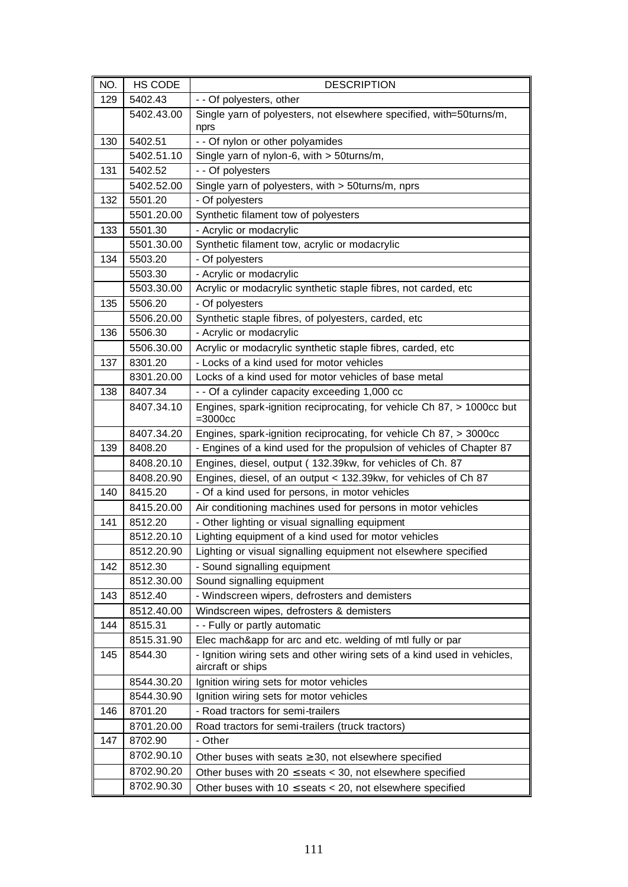| NO. | HS CODE | DESCRIPTION |
|---|---|---|
| 129 | 5402.43 | - - Of polyesters, other |
| | 5402.43.00 | Single yarn of polyesters, not elsewhere specified, with=50turns/m, nprs |
| 130 | 5402.51 | - - Of nylon or other polyamides |
| | 5402.51.10 | Single yarn of nylon-6, with > 50turns/m, |
| 131 | 5402.52 | - - Of polyesters |
| | 5402.52.00 | Single yarn of polyesters, with > 50turns/m, nprs |
| 132 | 5501.20 | - Of polyesters |
| | 5501.20.00 | Synthetic filament tow of polyesters |
| 133 | 5501.30 | - Acrylic or modacrylic |
| | 5501.30.00 | Synthetic filament tow, acrylic or modacrylic |
| 134 | 5503.20 | - Of polyesters |
| | 5503.30 | - Acrylic or modacrylic |
| | 5503.30.00 | Acrylic or modacrylic synthetic staple fibres, not carded, etc |
| 135 | 5506.20 | - Of polyesters |
| | 5506.20.00 | Synthetic staple fibres, of polyesters, carded, etc |
| 136 | 5506.30 | - Acrylic or modacrylic |
| | 5506.30.00 | Acrylic or modacrylic synthetic staple fibres, carded, etc |
| 137 | 8301.20 | - Locks of a kind used for motor vehicles |
| | 8301.20.00 | Locks of a kind used for motor vehicles of base metal |
| 138 | 8407.34 | - - Of a cylinder capacity exceeding 1,000 cc |
| | 8407.34.10 | Engines, spark-ignition reciprocating, for vehicle Ch 87, > 1000cc but =3000cc |
| | 8407.34.20 | Engines, spark-ignition reciprocating, for vehicle Ch 87, > 3000cc |
| 139 | 8408.20 | - Engines of a kind used for the propulsion of vehicles of Chapter 87 |
| | 8408.20.10 | Engines, diesel, output ( 132.39kw, for vehicles of Ch. 87 |
| | 8408.20.90 | Engines, diesel, of an output < 132.39kw, for vehicles of Ch 87 |
| 140 | 8415.20 | - Of a kind used for persons, in motor vehicles |
| | 8415.20.00 | Air conditioning machines used for persons in motor vehicles |
| 141 | 8512.20 | - Other lighting or visual signalling equipment |
| | 8512.20.10 | Lighting equipment of a kind used for motor vehicles |
| | 8512.20.90 | Lighting or visual signalling equipment not elsewhere specified |
| 142 | 8512.30 | - Sound signalling equipment |
| | 8512.30.00 | Sound signalling equipment |
| 143 | 8512.40 | - Windscreen wipers, defrosters and demisters |
| | 8512.40.00 | Windscreen wipes, defrosters & demisters |
| 144 | 8515.31 | - - Fully or partly automatic |
| | 8515.31.90 | Elec mach&app for arc and etc. welding of mtl fully or par |
| 145 | 8544.30 | - Ignition wiring sets and other wiring sets of a kind used in vehicles, aircraft or ships |
| | 8544.30.20 | Ignition wiring sets for motor vehicles |
| | 8544.30.90 | Ignition wiring sets for motor vehicles |
| 146 | 8701.20 | - Road tractors for semi-trailers |
| | 8701.20.00 | Road tractors for semi-trailers (truck tractors) |
| 147 | 8702.90 | - Other |
| | 8702.90.10 | Other buses with seats ≥ 30, not elsewhere specified |
| | 8702.90.20 | Other buses with 20 ≤ seats < 30, not elsewhere specified |
| | 8702.90.30 | Other buses with 10 ≤ seats < 20, not elsewhere specified |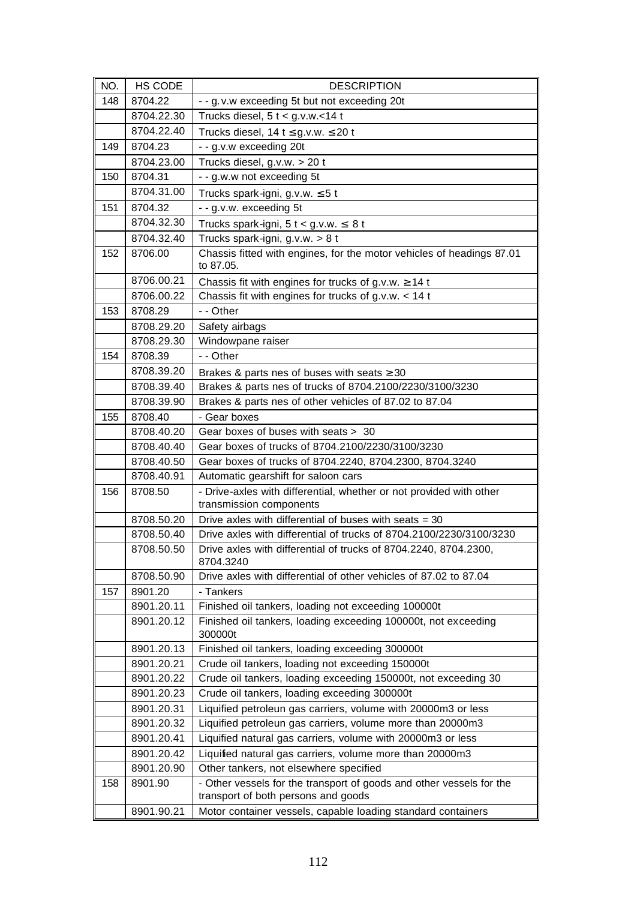| NO. | HS CODE | DESCRIPTION |
|---|---|---|
| 148 | 8704.22 | - - g.v.w exceeding 5t but not exceeding 20t |
| | 8704.22.30 | Trucks diesel, 5 t < g.v.w.<14 t |
| | 8704.22.40 | Trucks diesel, 14 t ≤ g.v.w. ≤ 20 t |
| 149 | 8704.23 | - - g.v.w exceeding 20t |
| | 8704.23.00 | Trucks diesel, g.v.w. > 20 t |
| 150 | 8704.31 | - - g.w.w not exceeding 5t |
| | 8704.31.00 | Trucks spark-igni, g.v.w. ≤ 5 t |
| 151 | 8704.32 | - - g.v.w. exceeding 5t |
| | 8704.32.30 | Trucks spark-igni, 5 t < g.v.w. ≤ 8 t |
| | 8704.32.40 | Trucks spark-igni, g.v.w. > 8 t |
| 152 | 8706.00 | Chassis fitted with engines, for the motor vehicles of headings 87.01 to 87.05. |
| | 8706.00.21 | Chassis fit with engines for trucks of g.v.w. ≥ 14 t |
| | 8706.00.22 | Chassis fit with engines for trucks of g.v.w. < 14 t |
| 153 | 8708.29 | - - Other |
| | 8708.29.20 | Safety airbags |
| | 8708.29.30 | Windowpane raiser |
| 154 | 8708.39 | - - Other |
| | 8708.39.20 | Brakes & parts nes of buses with seats ≥ 30 |
| | 8708.39.40 | Brakes & parts nes of trucks of 8704.2100/2230/3100/3230 |
| | 8708.39.90 | Brakes & parts nes of other vehicles of 87.02 to 87.04 |
| 155 | 8708.40 | - Gear boxes |
| | 8708.40.20 | Gear boxes of buses with seats > 30 |
| | 8708.40.40 | Gear boxes of trucks of 8704.2100/2230/3100/3230 |
| | 8708.40.50 | Gear boxes of trucks of 8704.2240, 8704.2300, 8704.3240 |
| | 8708.40.91 | Automatic gearshift for saloon cars |
| 156 | 8708.50 | - Drive-axles with differential, whether or not provided with other transmission components |
| | 8708.50.20 | Drive axles with differential of buses with seats = 30 |
| | 8708.50.40 | Drive axles with differential of trucks of 8704.2100/2230/3100/3230 |
| | 8708.50.50 | Drive axles with differential of trucks of 8704.2240, 8704.2300, 8704.3240 |
| | 8708.50.90 | Drive axles with differential of other vehicles of 87.02 to 87.04 |
| 157 | 8901.20 | - Tankers |
| | 8901.20.11 | Finished oil tankers, loading not exceeding 100000t |
| | 8901.20.12 | Finished oil tankers, loading exceeding 100000t, not exceeding 300000t |
| | 8901.20.13 | Finished oil tankers, loading exceeding 300000t |
| | 8901.20.21 | Crude oil tankers, loading not exceeding 150000t |
| | 8901.20.22 | Crude oil tankers, loading exceeding 150000t, not exceeding 30 |
| | 8901.20.23 | Crude oil tankers, loading exceeding 300000t |
| | 8901.20.31 | Liquified petroleun gas carriers, volume with 20000m3 or less |
| | 8901.20.32 | Liquified petroleun gas carriers, volume more than 20000m3 |
| | 8901.20.41 | Liquified natural gas carriers, volume with 20000m3 or less |
| | 8901.20.42 | Liquified natural gas carriers, volume more than 20000m3 |
| | 8901.20.90 | Other tankers, not elsewhere specified |
| 158 | 8901.90 | - Other vessels for the transport of goods and other vessels for the transport of both persons and goods |
| | 8901.90.21 | Motor container vessels, capable loading standard containers |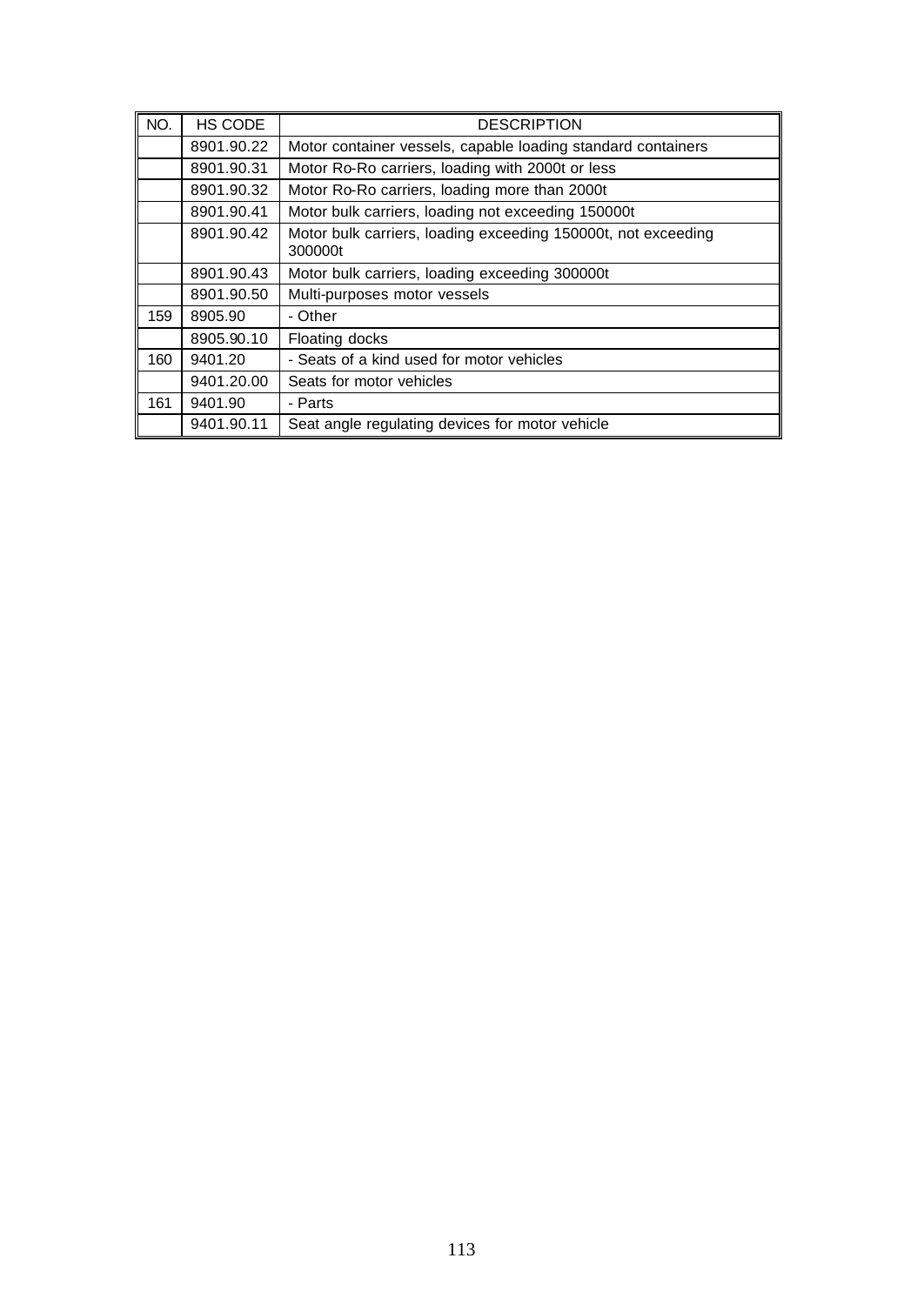| NO. | HS CODE | DESCRIPTION |
|---|---|---|
| | 8901.90.22 | Motor container vessels, capable loading standard containers |
| | 8901.90.31 | Motor Ro-Ro carriers, loading with 2000t or less |
| | 8901.90.32 | Motor Ro-Ro carriers, loading more than 2000t |
| | 8901.90.41 | Motor bulk carriers, loading not exceeding 150000t |
| | 8901.90.42 | Motor bulk carriers, loading exceeding 150000t, not exceeding 300000t |
| | 8901.90.43 | Motor bulk carriers, loading exceeding 300000t |
| | 8901.90.50 | Multi-purposes motor vessels |
| 159 | 8905.90 | - Other |
| | 8905.90.10 | Floating docks |
| 160 | 9401.20 | - Seats of a kind used for motor vehicles |
| | 9401.20.00 | Seats for motor vehicles |
| 161 | 9401.90 | - Parts |
| | 9401.90.11 | Seat angle regulating devices for motor vehicle |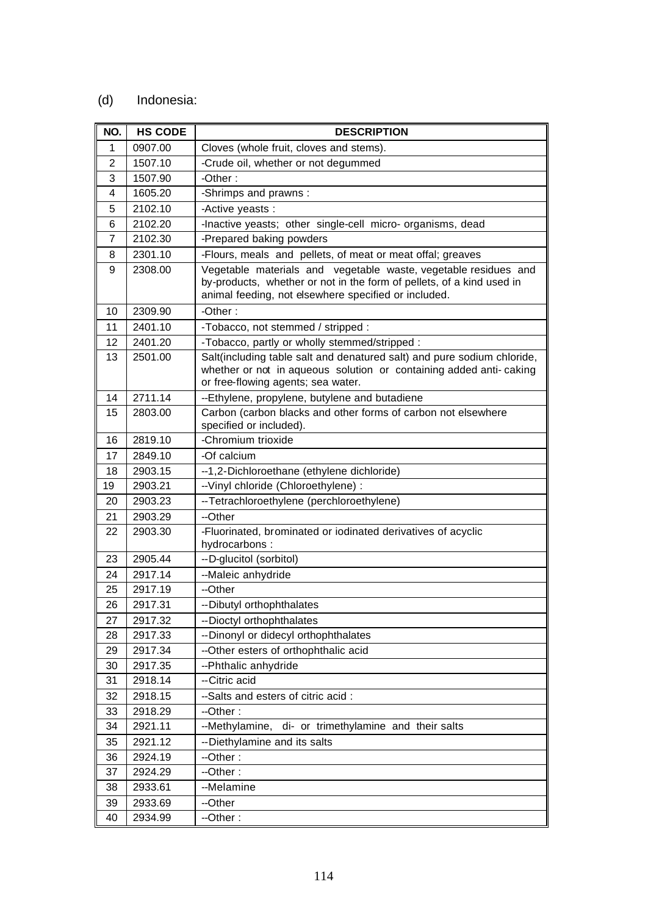(d) Indonesia:

| NO. | HS CODE | DESCRIPTION |
|---|---|---|
| 1 | 0907.00 | Cloves (whole fruit, cloves and stems). |
| 2 | 1507.10 | -Crude oil, whether or not degummed |
| 3 | 1507.90 | -Other : |
| 4 | 1605.20 | -Shrimps and prawns : |
| 5 | 2102.10 | -Active yeasts : |
| 6 | 2102.20 | -Inactive yeasts; other single-cell micro- organisms, dead |
| 7 | 2102.30 | -Prepared baking powders |
| 8 | 2301.10 | -Flours, meals and pellets, of meat or meat offal; greaves |
| 9 | 2308.00 | Vegetable materials and vegetable waste, vegetable residues and by-products, whether or not in the form of pellets, of a kind used in animal feeding, not elsewhere specified or included. |
| 10 | 2309.90 | -Other : |
| 11 | 2401.10 | -Tobacco, not stemmed / stripped : |
| 12 | 2401.20 | -Tobacco, partly or wholly stemmed/stripped : |
| 13 | 2501.00 | Salt(including table salt and denatured salt) and pure sodium chloride, whether or not in aqueous solution or containing added anti- caking or free-flowing agents; sea water. |
| 14 | 2711.14 | --Ethylene, propylene, butylene and butadiene |
| 15 | 2803.00 | Carbon (carbon blacks and other forms of carbon not elsewhere specified or included). |
| 16 | 2819.10 | -Chromium trioxide |
| 17 | 2849.10 | -Of calcium |
| 18 | 2903.15 | --1,2-Dichloroethane (ethylene dichloride) |
| 19 | 2903.21 | --Vinyl chloride (Chloroethylene) : |
| 20 | 2903.23 | --Tetrachloroethylene (perchloroethylene) |
| 21 | 2903.29 | --Other |
| 22 | 2903.30 | -Fluorinated, brominated or iodinated derivatives of acyclic hydrocarbons : |
| 23 | 2905.44 | --D-glucitol (sorbitol) |
| 24 | 2917.14 | --Maleic anhydride |
| 25 | 2917.19 | --Other |
| 26 | 2917.31 | --Dibutyl orthophthalates |
| 27 | 2917.32 | --Dioctyl orthophthalates |
| 28 | 2917.33 | --Dinonyl or didecyl orthophthalates |
| 29 | 2917.34 | --Other esters of orthophthalic acid |
| 30 | 2917.35 | --Phthalic anhydride |
| 31 | 2918.14 | --Citric acid |
| 32 | 2918.15 | --Salts and esters of citric acid : |
| 33 | 2918.29 | --Other : |
| 34 | 2921.11 | --Methylamine, di- or trimethylamine and their salts |
| 35 | 2921.12 | --Diethylamine and its salts |
| 36 | 2924.19 | --Other : |
| 37 | 2924.29 | --Other : |
| 38 | 2933.61 | --Melamine |
| 39 | 2933.69 | --Other |
| 40 | 2934.99 | --Other : |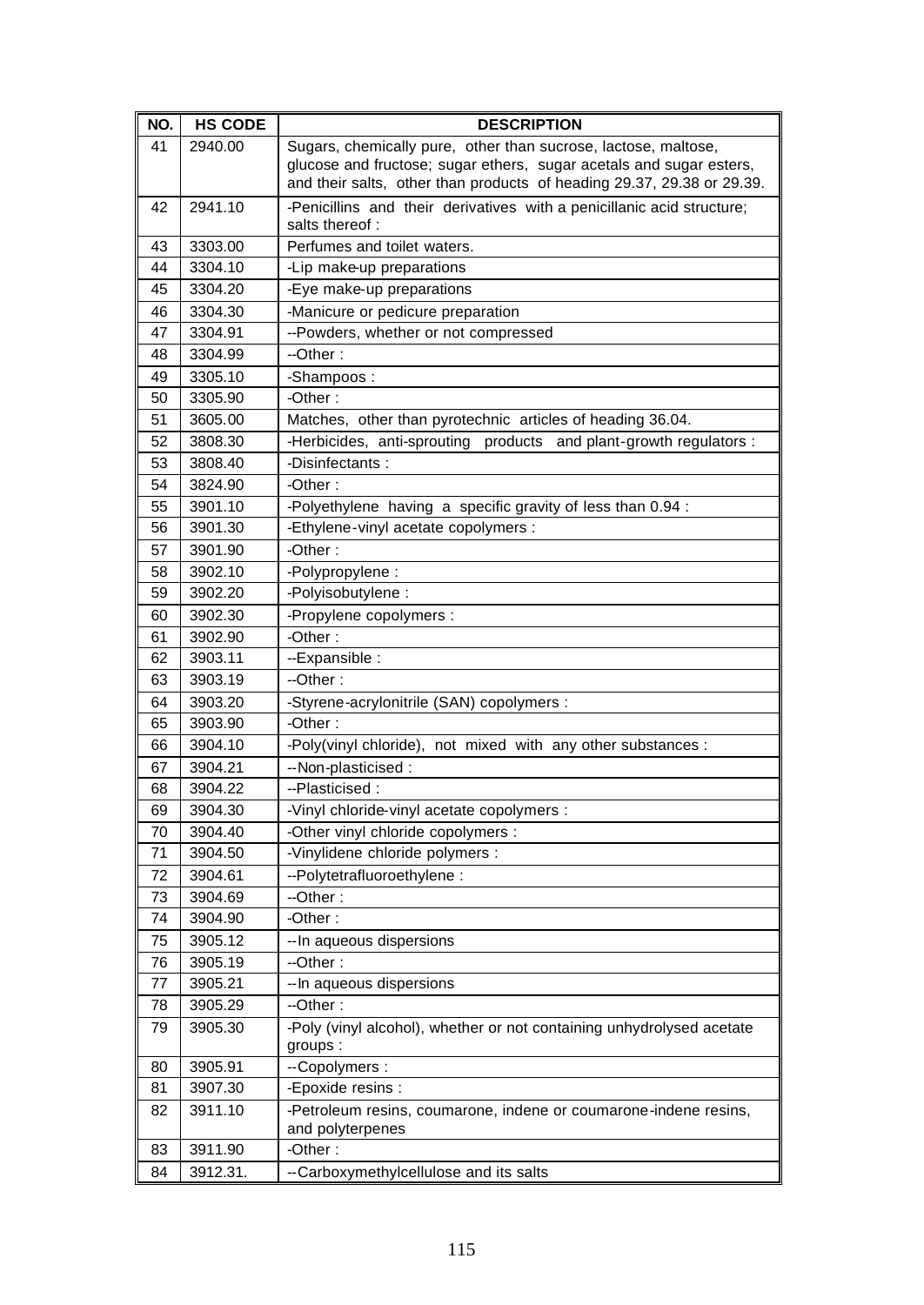| NO. | HS CODE | DESCRIPTION |
|---|---|---|
| 41 | 2940.00 | Sugars, chemically pure, other than sucrose, lactose, maltose, glucose and fructose; sugar ethers, sugar acetals and sugar esters, and their salts, other than products of heading 29.37, 29.38 or 29.39. |
| 42 | 2941.10 | -Penicillins and their derivatives with a penicillanic acid structure; salts thereof : |
| 43 | 3303.00 | Perfumes and toilet waters. |
| 44 | 3304.10 | -Lip make-up preparations |
| 45 | 3304.20 | -Eye make-up preparations |
| 46 | 3304.30 | -Manicure or pedicure preparation |
| 47 | 3304.91 | --Powders, whether or not compressed |
| 48 | 3304.99 | --Other : |
| 49 | 3305.10 | -Shampoos : |
| 50 | 3305.90 | -Other : |
| 51 | 3605.00 | Matches, other than pyrotechnic articles of heading 36.04. |
| 52 | 3808.30 | -Herbicides, anti-sprouting products and plant-growth regulators : |
| 53 | 3808.40 | -Disinfectants : |
| 54 | 3824.90 | -Other : |
| 55 | 3901.10 | -Polyethylene having a specific gravity of less than 0.94 : |
| 56 | 3901.30 | -Ethylene-vinyl acetate copolymers : |
| 57 | 3901.90 | -Other : |
| 58 | 3902.10 | -Polypropylene : |
| 59 | 3902.20 | -Polyisobutylene : |
| 60 | 3902.30 | -Propylene copolymers : |
| 61 | 3902.90 | -Other : |
| 62 | 3903.11 | --Expansible : |
| 63 | 3903.19 | --Other : |
| 64 | 3903.20 | -Styrene-acrylonitrile (SAN) copolymers : |
| 65 | 3903.90 | -Other : |
| 66 | 3904.10 | -Poly(vinyl chloride), not mixed with any other substances : |
| 67 | 3904.21 | --Non-plasticised : |
| 68 | 3904.22 | --Plasticised : |
| 69 | 3904.30 | -Vinyl chloride-vinyl acetate copolymers : |
| 70 | 3904.40 | -Other vinyl chloride copolymers : |
| 71 | 3904.50 | -Vinylidene chloride polymers : |
| 72 | 3904.61 | --Polytetrafluoroethylene : |
| 73 | 3904.69 | --Other : |
| 74 | 3904.90 | -Other : |
| 75 | 3905.12 | --In aqueous dispersions |
| 76 | 3905.19 | --Other : |
| 77 | 3905.21 | --In aqueous dispersions |
| 78 | 3905.29 | --Other : |
| 79 | 3905.30 | -Poly (vinyl alcohol), whether or not containing unhydrolysed acetate groups : |
| 80 | 3905.91 | --Copolymers : |
| 81 | 3907.30 | -Epoxide resins : |
| 82 | 3911.10 | -Petroleum resins, coumarone, indene or coumarone-indene resins, and polyterpenes |
| 83 | 3911.90 | -Other : |
| 84 | 3912.31. | --Carboxymethylcellulose and its salts |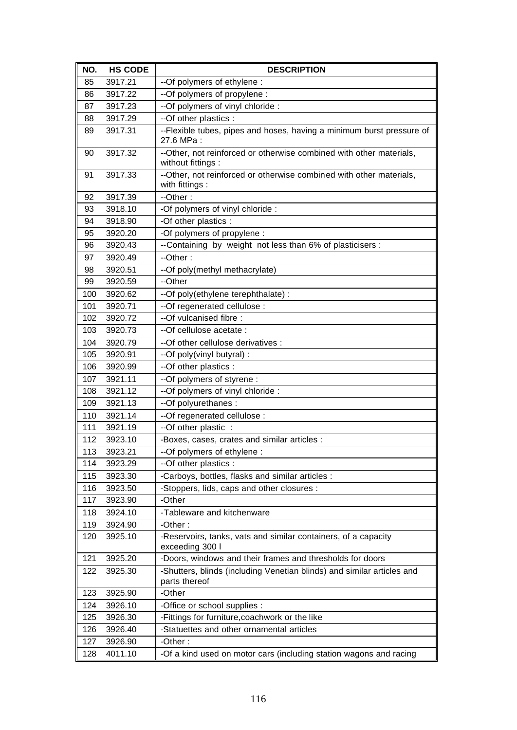| NO. | HS CODE | DESCRIPTION |
|---|---|---|
| 85 | 3917.21 | --Of polymers of ethylene : |
| 86 | 3917.22 | --Of polymers of propylene : |
| 87 | 3917.23 | --Of polymers of vinyl chloride : |
| 88 | 3917.29 | --Of other plastics : |
| 89 | 3917.31 | --Flexible tubes, pipes and hoses, having a minimum burst pressure of 27.6 MPa : |
| 90 | 3917.32 | --Other, not reinforced or otherwise combined with other materials, without fittings : |
| 91 | 3917.33 | --Other, not reinforced or otherwise combined with other materials, with fittings : |
| 92 | 3917.39 | --Other : |
| 93 | 3918.10 | -Of polymers of vinyl chloride : |
| 94 | 3918.90 | -Of other plastics : |
| 95 | 3920.20 | -Of polymers of propylene : |
| 96 | 3920.43 | --Containing by weight not less than 6% of plasticisers : |
| 97 | 3920.49 | --Other : |
| 98 | 3920.51 | --Of poly(methyl methacrylate) |
| 99 | 3920.59 | --Other |
| 100 | 3920.62 | --Of poly(ethylene terephthalate) : |
| 101 | 3920.71 | --Of regenerated cellulose : |
| 102 | 3920.72 | --Of vulcanised fibre : |
| 103 | 3920.73 | --Of cellulose acetate : |
| 104 | 3920.79 | --Of other cellulose derivatives : |
| 105 | 3920.91 | --Of poly(vinyl butyral) : |
| 106 | 3920.99 | --Of other plastics : |
| 107 | 3921.11 | --Of polymers of styrene : |
| 108 | 3921.12 | --Of polymers of vinyl chloride : |
| 109 | 3921.13 | --Of polyurethanes : |
| 110 | 3921.14 | --Of regenerated cellulose : |
| 111 | 3921.19 | --Of other plastic : |
| 112 | 3923.10 | -Boxes, cases, crates and similar articles : |
| 113 | 3923.21 | --Of polymers of ethylene : |
| 114 | 3923.29 | --Of other plastics : |
| 115 | 3923.30 | -Carboys, bottles, flasks and similar articles : |
| 116 | 3923.50 | -Stoppers, lids, caps and other closures : |
| 117 | 3923.90 | -Other |
| 118 | 3924.10 | -Tableware and kitchenware |
| 119 | 3924.90 | -Other : |
| 120 | 3925.10 | -Reservoirs, tanks, vats and similar containers, of a capacity exceeding 300 l |
| 121 | 3925.20 | -Doors, windows and their frames and thresholds for doors |
| 122 | 3925.30 | -Shutters, blinds (including Venetian blinds) and similar articles and parts thereof |
| 123 | 3925.90 | -Other |
| 124 | 3926.10 | -Office or school supplies : |
| 125 | 3926.30 | -Fittings for furniture,coachwork or the like |
| 126 | 3926.40 | -Statuettes and other ornamental articles |
| 127 | 3926.90 | -Other : |
| 128 | 4011.10 | -Of a kind used on motor cars (including station wagons and racing |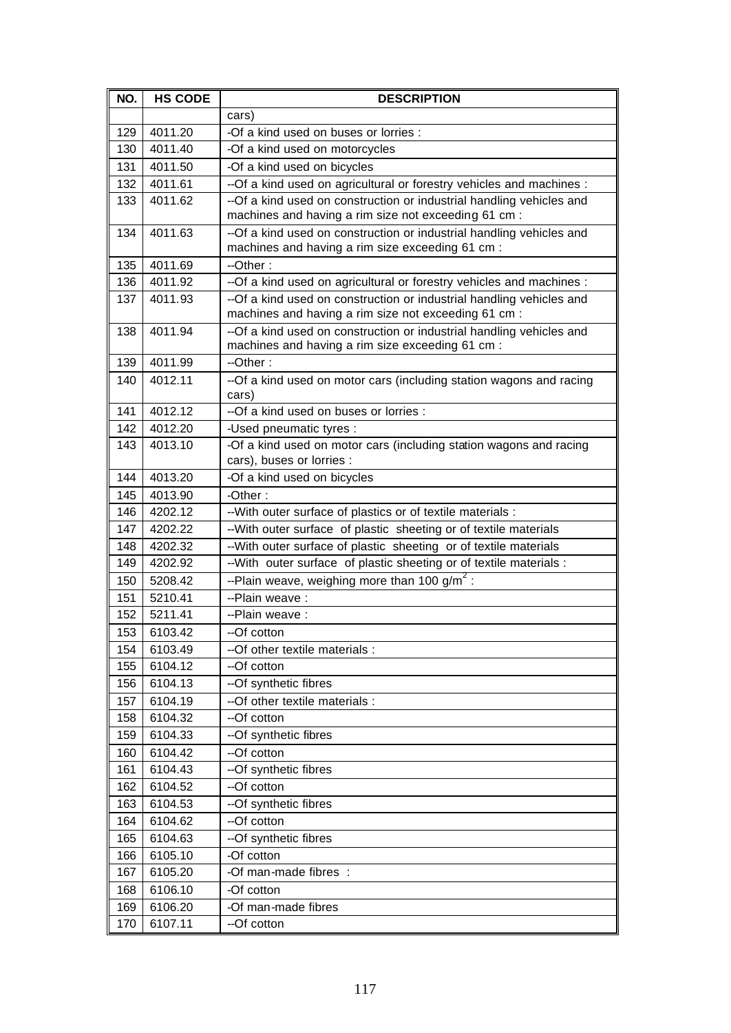| NO. | HS CODE | DESCRIPTION |
|---|---|---|
| | | cars) |
| 129 | 4011.20 | -Of a kind used on buses or lorries : |
| 130 | 4011.40 | -Of a kind used on motorcycles |
| 131 | 4011.50 | -Of a kind used on bicycles |
| 132 | 4011.61 | --Of a kind used on agricultural or forestry vehicles and machines : |
| 133 | 4011.62 | --Of a kind used on construction or industrial handling vehicles and machines and having a rim size not exceeding 61 cm : |
| 134 | 4011.63 | --Of a kind used on construction or industrial handling vehicles and machines and having a rim size exceeding 61 cm : |
| 135 | 4011.69 | --Other : |
| 136 | 4011.92 | --Of a kind used on agricultural or forestry vehicles and machines : |
| 137 | 4011.93 | --Of a kind used on construction or industrial handling vehicles and machines and having a rim size not exceeding 61 cm : |
| 138 | 4011.94 | --Of a kind used on construction or industrial handling vehicles and machines and having a rim size exceeding 61 cm : |
| 139 | 4011.99 | --Other : |
| 140 | 4012.11 | --Of a kind used on motor cars (including station wagons and racing cars) |
| 141 | 4012.12 | --Of a kind used on buses or lorries : |
| 142 | 4012.20 | -Used pneumatic tyres : |
| 143 | 4013.10 | -Of a kind used on motor cars (including station wagons and racing cars), buses or lorries : |
| 144 | 4013.20 | -Of a kind used on bicycles |
| 145 | 4013.90 | -Other : |
| 146 | 4202.12 | --With outer surface of plastics or of textile materials : |
| 147 | 4202.22 | --With outer surface of plastic sheeting or of textile materials |
| 148 | 4202.32 | --With outer surface of plastic sheeting or of textile materials |
| 149 | 4202.92 | --With outer surface of plastic sheeting or of textile materials : |
| 150 | 5208.42 | --Plain weave, weighing more than 100 $g/m^2$ : |
| 151 | 5210.41 | --Plain weave : |
| 152 | 5211.41 | --Plain weave : |
| 153 | 6103.42 | --Of cotton |
| 154 | 6103.49 | --Of other textile materials : |
| 155 | 6104.12 | --Of cotton |
| 156 | 6104.13 | --Of synthetic fibres |
| 157 | 6104.19 | --Of other textile materials : |
| 158 | 6104.32 | --Of cotton |
| 159 | 6104.33 | --Of synthetic fibres |
| 160 | 6104.42 | --Of cotton |
| 161 | 6104.43 | --Of synthetic fibres |
| 162 | 6104.52 | --Of cotton |
| 163 | 6104.53 | --Of synthetic fibres |
| 164 | 6104.62 | --Of cotton |
| 165 | 6104.63 | --Of synthetic fibres |
| 166 | 6105.10 | -Of cotton |
| 167 | 6105.20 | -Of man-made fibres : |
| 168 | 6106.10 | -Of cotton |
| 169 | 6106.20 | -Of man-made fibres |
| 170 | 6107.11 | --Of cotton |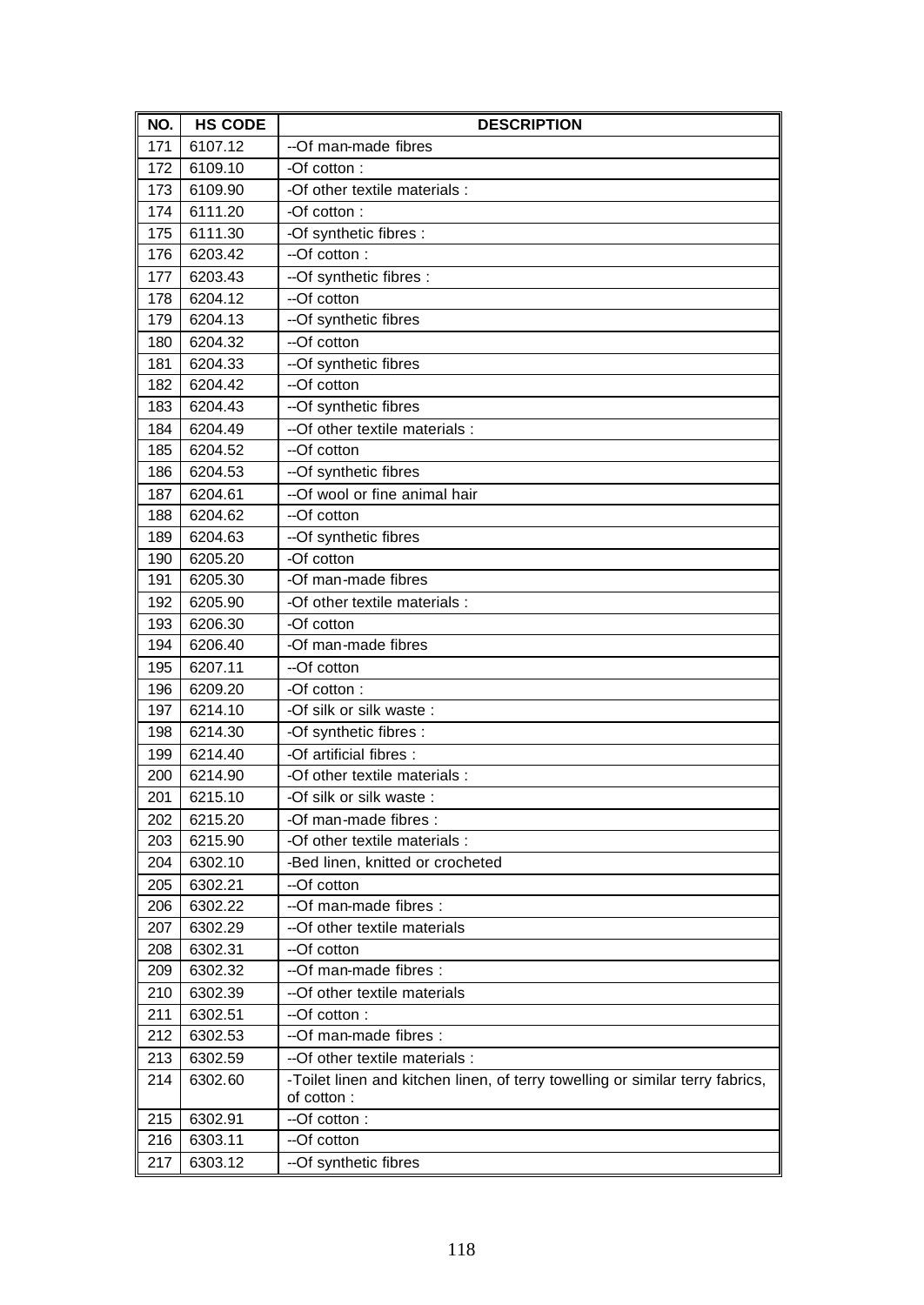| NO. | HS CODE | DESCRIPTION |
|---|---|---|
| 171 | 6107.12 | --Of man-made fibres |
| 172 | 6109.10 | -Of cotton : |
| 173 | 6109.90 | -Of other textile materials : |
| 174 | 6111.20 | -Of cotton : |
| 175 | 6111.30 | -Of synthetic fibres : |
| 176 | 6203.42 | --Of cotton : |
| 177 | 6203.43 | --Of synthetic fibres : |
| 178 | 6204.12 | --Of cotton |
| 179 | 6204.13 | --Of synthetic fibres |
| 180 | 6204.32 | --Of cotton |
| 181 | 6204.33 | --Of synthetic fibres |
| 182 | 6204.42 | --Of cotton |
| 183 | 6204.43 | --Of synthetic fibres |
| 184 | 6204.49 | --Of other textile materials : |
| 185 | 6204.52 | --Of cotton |
| 186 | 6204.53 | --Of synthetic fibres |
| 187 | 6204.61 | --Of wool or fine animal hair |
| 188 | 6204.62 | --Of cotton |
| 189 | 6204.63 | --Of synthetic fibres |
| 190 | 6205.20 | -Of cotton |
| 191 | 6205.30 | -Of man-made fibres |
| 192 | 6205.90 | -Of other textile materials : |
| 193 | 6206.30 | -Of cotton |
| 194 | 6206.40 | -Of man-made fibres |
| 195 | 6207.11 | --Of cotton |
| 196 | 6209.20 | -Of cotton : |
| 197 | 6214.10 | -Of silk or silk waste : |
| 198 | 6214.30 | -Of synthetic fibres : |
| 199 | 6214.40 | -Of artificial fibres : |
| 200 | 6214.90 | -Of other textile materials : |
| 201 | 6215.10 | -Of silk or silk waste : |
| 202 | 6215.20 | -Of man-made fibres : |
| 203 | 6215.90 | -Of other textile materials : |
| 204 | 6302.10 | -Bed linen, knitted or crocheted |
| 205 | 6302.21 | --Of cotton |
| 206 | 6302.22 | --Of man-made fibres : |
| 207 | 6302.29 | --Of other textile materials |
| 208 | 6302.31 | --Of cotton |
| 209 | 6302.32 | --Of man-made fibres : |
| 210 | 6302.39 | --Of other textile materials |
| 211 | 6302.51 | --Of cotton : |
| 212 | 6302.53 | --Of man-made fibres : |
| 213 | 6302.59 | --Of other textile materials : |
| 214 | 6302.60 | -Toilet linen and kitchen linen, of terry towelling or similar terry fabrics, of cotton : |
| 215 | 6302.91 | --Of cotton : |
| 216 | 6303.11 | --Of cotton |
| 217 | 6303.12 | --Of synthetic fibres |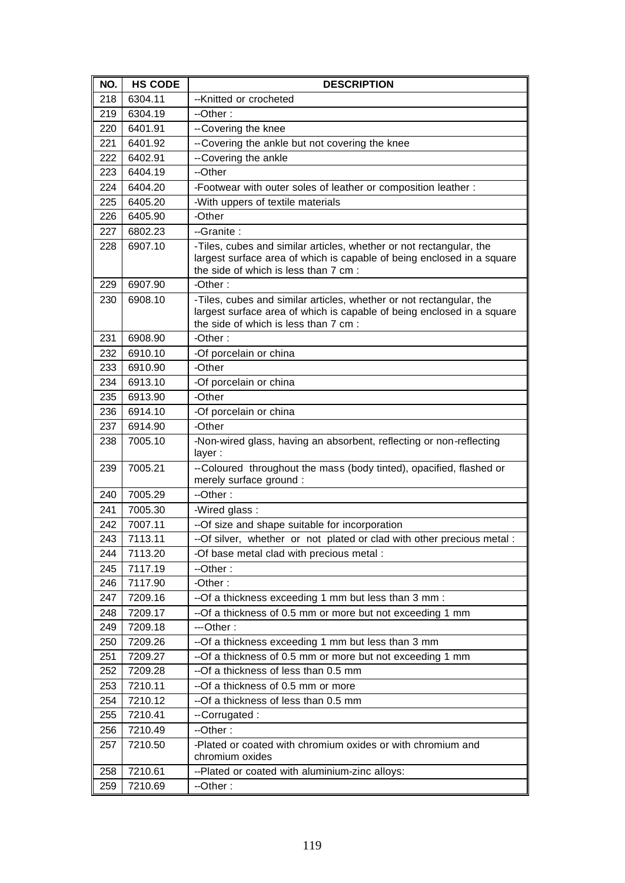| NO. | HS CODE | DESCRIPTION |
| --- | --- | --- |
| 218 | 6304.11 | --Knitted or crocheted |
| 219 | 6304.19 | --Other : |
| 220 | 6401.91 | --Covering the knee |
| 221 | 6401.92 | --Covering the ankle but not covering the knee |
| 222 | 6402.91 | --Covering the ankle |
| 223 | 6404.19 | --Other |
| 224 | 6404.20 | -Footwear with outer soles of leather or composition leather : |
| 225 | 6405.20 | -With uppers of textile materials |
| 226 | 6405.90 | -Other |
| 227 | 6802.23 | --Granite : |
| 228 | 6907.10 | -Tiles, cubes and similar articles, whether or not rectangular, the largest surface area of which is capable of being enclosed in a square the side of which is less than 7 cm : |
| 229 | 6907.90 | -Other : |
| 230 | 6908.10 | -Tiles, cubes and similar articles, whether or not rectangular, the largest surface area of which is capable of being enclosed in a square the side of which is less than 7 cm : |
| 231 | 6908.90 | -Other : |
| 232 | 6910.10 | -Of porcelain or china |
| 233 | 6910.90 | -Other |
| 234 | 6913.10 | -Of porcelain or china |
| 235 | 6913.90 | -Other |
| 236 | 6914.10 | -Of porcelain or china |
| 237 | 6914.90 | -Other |
| 238 | 7005.10 | -Non-wired glass, having an absorbent, reflecting or non-reflecting layer : |
| 239 | 7005.21 | --Coloured throughout the mass (body tinted), opacified, flashed or merely surface ground : |
| 240 | 7005.29 | --Other : |
| 241 | 7005.30 | -Wired glass : |
| 242 | 7007.11 | --Of size and shape suitable for incorporation |
| 243 | 7113.11 | --Of silver, whether or not plated or clad with other precious metal : |
| 244 | 7113.20 | -Of base metal clad with precious metal : |
| 245 | 7117.19 | --Other : |
| 246 | 7117.90 | -Other : |
| 247 | 7209.16 | --Of a thickness exceeding 1 mm but less than 3 mm : |
| 248 | 7209.17 | --Of a thickness of 0.5 mm or more but not exceeding 1 mm |
| 249 | 7209.18 | ---Other : |
| 250 | 7209.26 | --Of a thickness exceeding 1 mm but less than 3 mm |
| 251 | 7209.27 | --Of a thickness of 0.5 mm or more but not exceeding 1 mm |
| 252 | 7209.28 | --Of a thickness of less than 0.5 mm |
| 253 | 7210.11 | --Of a thickness of 0.5 mm or more |
| 254 | 7210.12 | --Of a thickness of less than 0.5 mm |
| 255 | 7210.41 | --Corrugated : |
| 256 | 7210.49 | --Other : |
| 257 | 7210.50 | -Plated or coated with chromium oxides or with chromium and chromium oxides |
| 258 | 7210.61 | --Plated or coated with aluminium-zinc alloys: |
| 259 | 7210.69 | --Other : |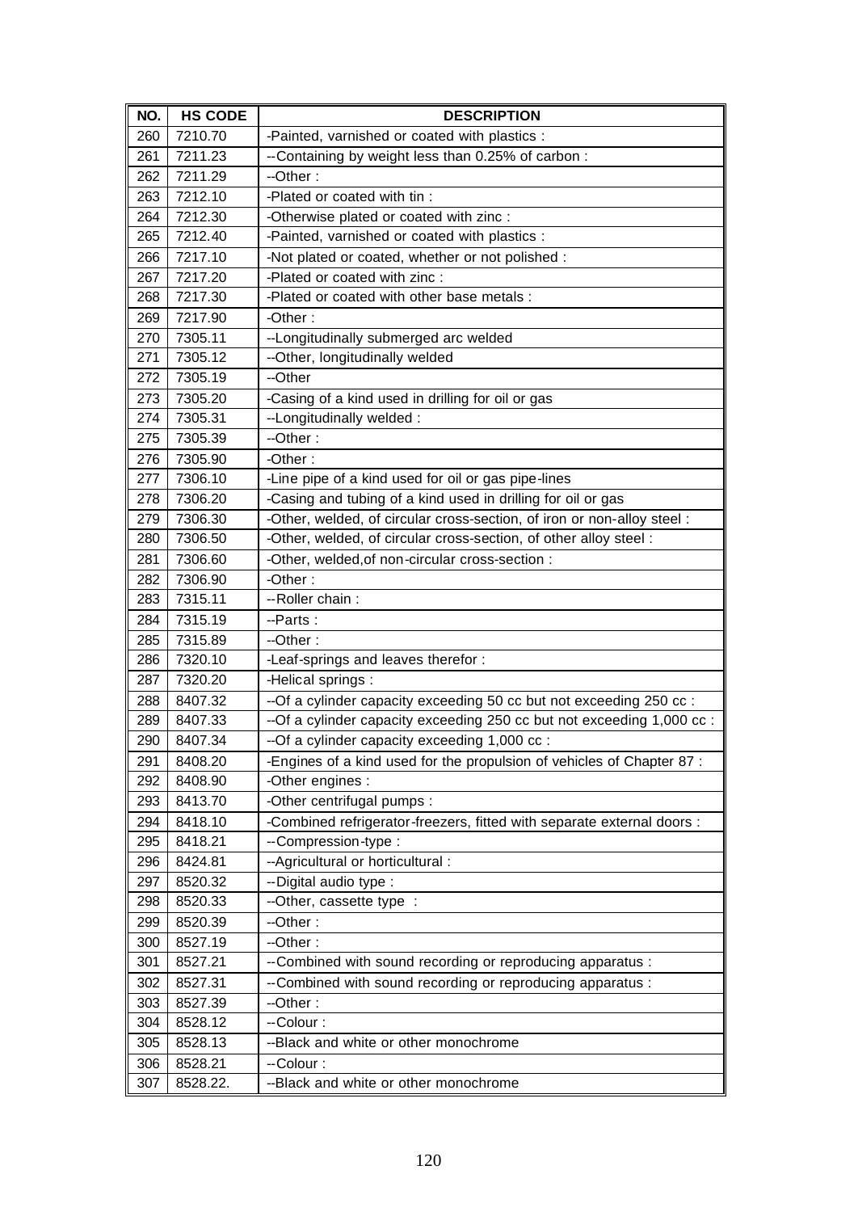| NO. | HS CODE | DESCRIPTION |
| --- | --- | --- |
| 260 | 7210.70 | -Painted, varnished or coated with plastics : |
| 261 | 7211.23 | --Containing by weight less than 0.25% of carbon : |
| 262 | 7211.29 | --Other : |
| 263 | 7212.10 | -Plated or coated with tin : |
| 264 | 7212.30 | -Otherwise plated or coated with zinc : |
| 265 | 7212.40 | -Painted, varnished or coated with plastics : |
| 266 | 7217.10 | -Not plated or coated, whether or not polished : |
| 267 | 7217.20 | -Plated or coated with zinc : |
| 268 | 7217.30 | -Plated or coated with other base metals : |
| 269 | 7217.90 | -Other : |
| 270 | 7305.11 | --Longitudinally submerged arc welded |
| 271 | 7305.12 | --Other, longitudinally welded |
| 272 | 7305.19 | --Other |
| 273 | 7305.20 | -Casing of a kind used in drilling for oil or gas |
| 274 | 7305.31 | --Longitudinally welded : |
| 275 | 7305.39 | --Other : |
| 276 | 7305.90 | -Other : |
| 277 | 7306.10 | -Line pipe of a kind used for oil or gas pipe-lines |
| 278 | 7306.20 | -Casing and tubing of a kind used in drilling for oil or gas |
| 279 | 7306.30 | -Other, welded, of circular cross-section, of iron or non-alloy steel : |
| 280 | 7306.50 | -Other, welded, of circular cross-section, of other alloy steel : |
| 281 | 7306.60 | -Other, welded,of non-circular cross-section : |
| 282 | 7306.90 | -Other : |
| 283 | 7315.11 | --Roller chain : |
| 284 | 7315.19 | --Parts : |
| 285 | 7315.89 | --Other : |
| 286 | 7320.10 | -Leaf-springs and leaves therefor : |
| 287 | 7320.20 | -Helical springs : |
| 288 | 8407.32 | --Of a cylinder capacity exceeding 50 cc but not exceeding 250 cc : |
| 289 | 8407.33 | --Of a cylinder capacity exceeding 250 cc but not exceeding 1,000 cc : |
| 290 | 8407.34 | --Of a cylinder capacity exceeding 1,000 cc : |
| 291 | 8408.20 | -Engines of a kind used for the propulsion of vehicles of Chapter 87 : |
| 292 | 8408.90 | -Other engines : |
| 293 | 8413.70 | -Other centrifugal pumps : |
| 294 | 8418.10 | -Combined refrigerator-freezers, fitted with separate external doors : |
| 295 | 8418.21 | --Compression-type : |
| 296 | 8424.81 | --Agricultural or horticultural : |
| 297 | 8520.32 | --Digital audio type : |
| 298 | 8520.33 | --Other, cassette type : |
| 299 | 8520.39 | --Other : |
| 300 | 8527.19 | --Other : |
| 301 | 8527.21 | --Combined with sound recording or reproducing apparatus : |
| 302 | 8527.31 | --Combined with sound recording or reproducing apparatus : |
| 303 | 8527.39 | --Other : |
| 304 | 8528.12 | --Colour : |
| 305 | 8528.13 | --Black and white or other monochrome |
| 306 | 8528.21 | --Colour : |
| 307 | 8528.22. | --Black and white or other monochrome |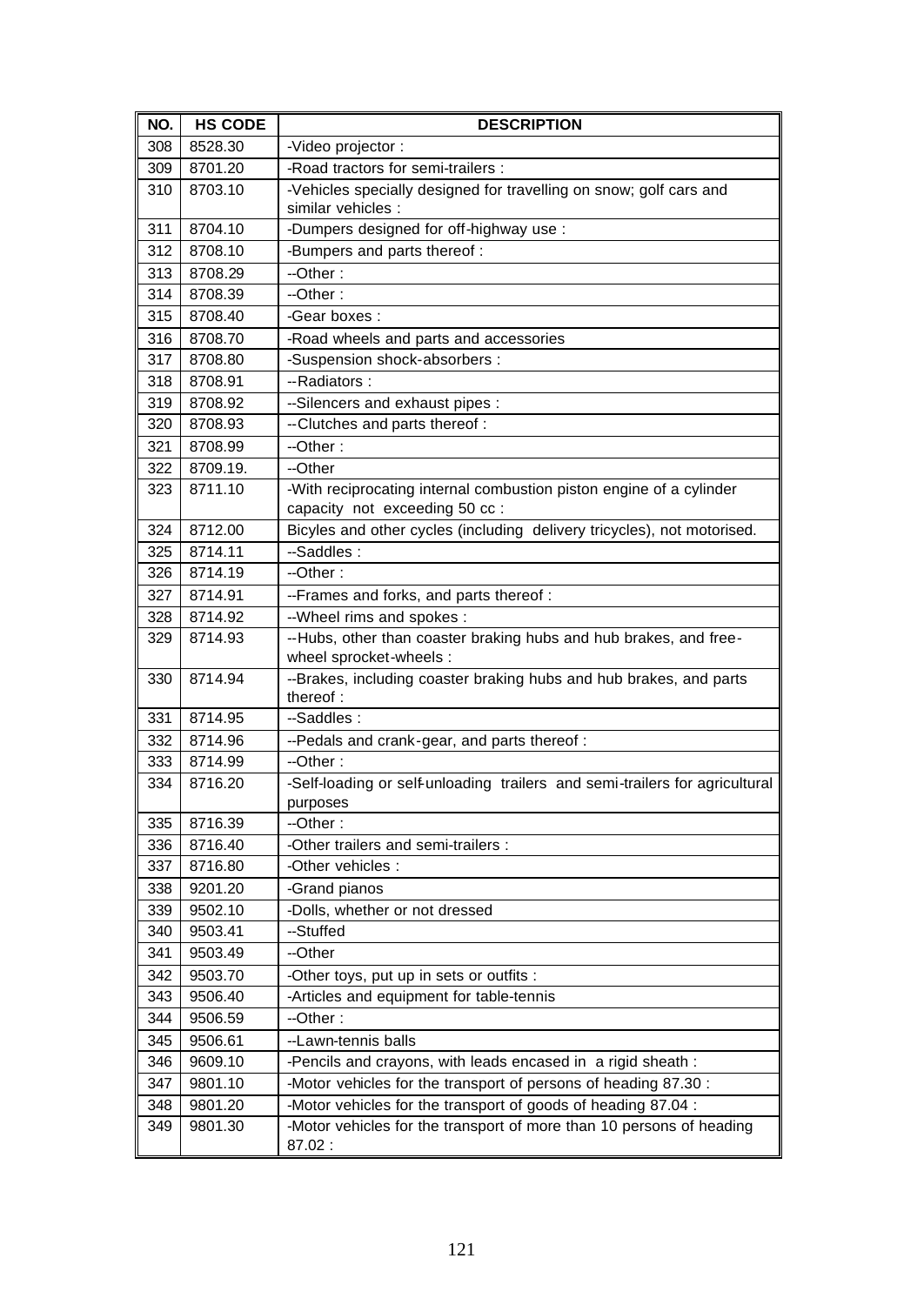| NO. | HS CODE | DESCRIPTION |
| --- | --- | --- |
| 308 | 8528.30 | -Video projector : |
| 309 | 8701.20 | -Road tractors for semi-trailers : |
| 310 | 8703.10 | -Vehicles specially designed for travelling on snow; golf cars and similar vehicles : |
| 311 | 8704.10 | -Dumpers designed for off-highway use : |
| 312 | 8708.10 | -Bumpers and parts thereof : |
| 313 | 8708.29 | --Other : |
| 314 | 8708.39 | --Other : |
| 315 | 8708.40 | -Gear boxes : |
| 316 | 8708.70 | -Road wheels and parts and accessories |
| 317 | 8708.80 | -Suspension shock-absorbers : |
| 318 | 8708.91 | --Radiators : |
| 319 | 8708.92 | --Silencers and exhaust pipes : |
| 320 | 8708.93 | --Clutches and parts thereof : |
| 321 | 8708.99 | --Other : |
| 322 | 8709.19. | --Other |
| 323 | 8711.10 | -With reciprocating internal combustion piston engine of a cylinder capacity not exceeding 50 cc : |
| 324 | 8712.00 | Bicyles and other cycles (including delivery tricycles), not motorised. |
| 325 | 8714.11 | --Saddles : |
| 326 | 8714.19 | --Other : |
| 327 | 8714.91 | --Frames and forks, and parts thereof : |
| 328 | 8714.92 | --Wheel rims and spokes : |
| 329 | 8714.93 | --Hubs, other than coaster braking hubs and hub brakes, and free-wheel sprocket-wheels : |
| 330 | 8714.94 | --Brakes, including coaster braking hubs and hub brakes, and parts thereof : |
| 331 | 8714.95 | --Saddles : |
| 332 | 8714.96 | --Pedals and crank-gear, and parts thereof : |
| 333 | 8714.99 | --Other : |
| 334 | 8716.20 | -Self-loading or self-unloading trailers and semi-trailers for agricultural purposes |
| 335 | 8716.39 | --Other : |
| 336 | 8716.40 | -Other trailers and semi-trailers : |
| 337 | 8716.80 | -Other vehicles : |
| 338 | 9201.20 | -Grand pianos |
| 339 | 9502.10 | -Dolls, whether or not dressed |
| 340 | 9503.41 | --Stuffed |
| 341 | 9503.49 | --Other |
| 342 | 9503.70 | -Other toys, put up in sets or outfits : |
| 343 | 9506.40 | -Articles and equipment for table-tennis |
| 344 | 9506.59 | --Other : |
| 345 | 9506.61 | --Lawn-tennis balls |
| 346 | 9609.10 | -Pencils and crayons, with leads encased in a rigid sheath : |
| 347 | 9801.10 | -Motor vehicles for the transport of persons of heading 87.30 : |
| 348 | 9801.20 | -Motor vehicles for the transport of goods of heading 87.04 : |
| 349 | 9801.30 | -Motor vehicles for the transport of more than 10 persons of heading 87.02 : |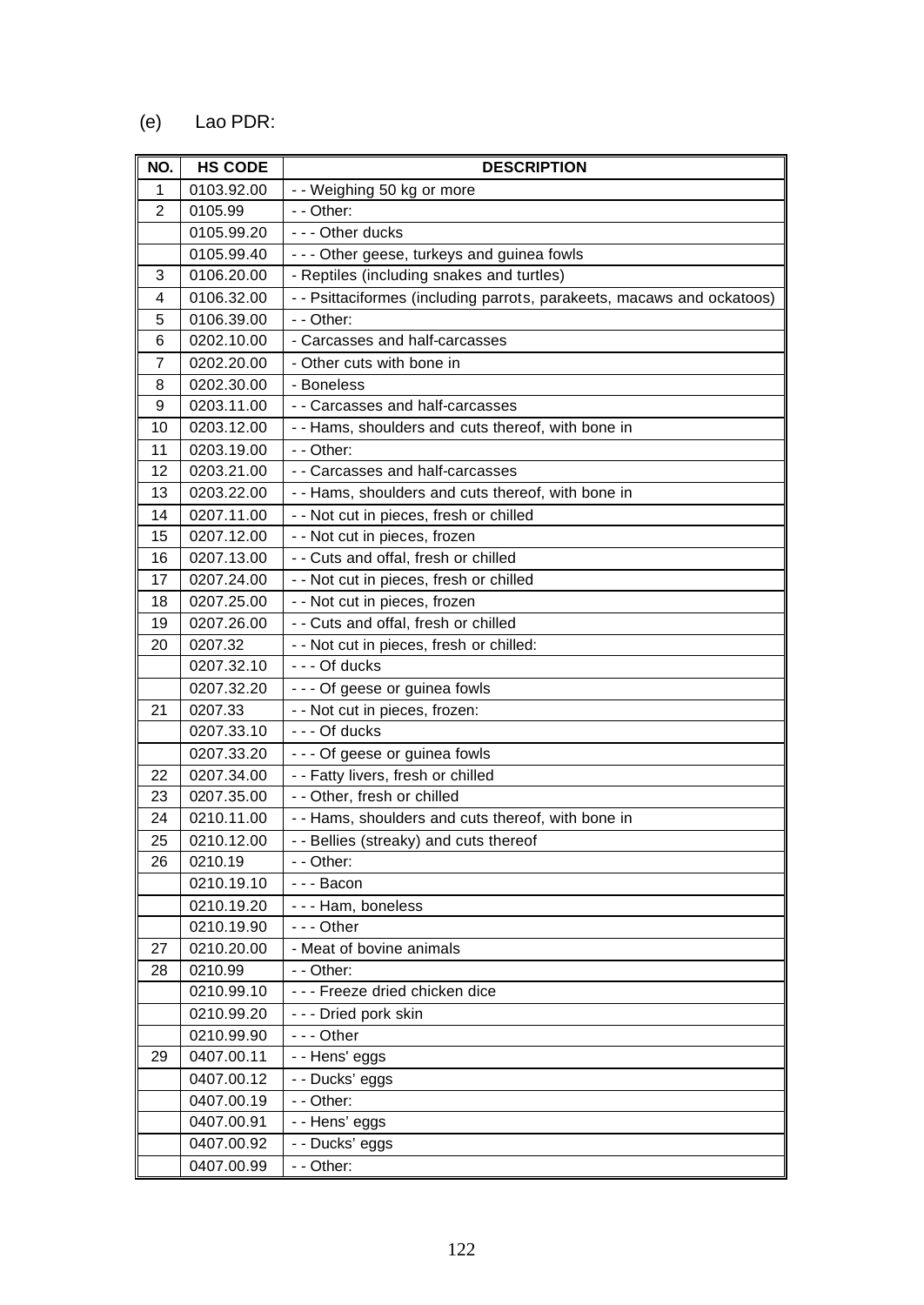(e) Lao PDR:

| NO. | HS CODE | DESCRIPTION |
|---|---|---|
| 1 | 0103.92.00 | - - Weighing 50 kg or more |
| 2 | 0105.99 | - - Other: |
|  | 0105.99.20 | - - - Other ducks |
|  | 0105.99.40 | - - - Other geese, turkeys and guinea fowls |
| 3 | 0106.20.00 | - Reptiles (including snakes and turtles) |
| 4 | 0106.32.00 | - - Psittaciformes (including parrots, parakeets, macaws and ockatoos) |
| 5 | 0106.39.00 | - - Other: |
| 6 | 0202.10.00 | - Carcasses and half-carcasses |
| 7 | 0202.20.00 | - Other cuts with bone in |
| 8 | 0202.30.00 | - Boneless |
| 9 | 0203.11.00 | - - Carcasses and half-carcasses |
| 10 | 0203.12.00 | - - Hams, shoulders and cuts thereof, with bone in |
| 11 | 0203.19.00 | - - Other: |
| 12 | 0203.21.00 | - - Carcasses and half-carcasses |
| 13 | 0203.22.00 | - - Hams, shoulders and cuts thereof, with bone in |
| 14 | 0207.11.00 | - - Not cut in pieces, fresh or chilled |
| 15 | 0207.12.00 | - - Not cut in pieces, frozen |
| 16 | 0207.13.00 | - - Cuts and offal, fresh or chilled |
| 17 | 0207.24.00 | - - Not cut in pieces, fresh or chilled |
| 18 | 0207.25.00 | - - Not cut in pieces, frozen |
| 19 | 0207.26.00 | - - Cuts and offal, fresh or chilled |
| 20 | 0207.32 | - - Not cut in pieces, fresh or chilled: |
|  | 0207.32.10 | - - - Of ducks |
|  | 0207.32.20 | - - - Of geese or guinea fowls |
| 21 | 0207.33 | - - Not cut in pieces, frozen: |
|  | 0207.33.10 | - - - Of ducks |
|  | 0207.33.20 | - - - Of geese or guinea fowls |
| 22 | 0207.34.00 | - - Fatty livers, fresh or chilled |
| 23 | 0207.35.00 | - - Other, fresh or chilled |
| 24 | 0210.11.00 | - - Hams, shoulders and cuts thereof, with bone in |
| 25 | 0210.12.00 | - - Bellies (streaky) and cuts thereof |
| 26 | 0210.19 | - - Other: |
|  | 0210.19.10 | - - - Bacon |
|  | 0210.19.20 | - - - Ham, boneless |
|  | 0210.19.90 | - - - Other |
| 27 | 0210.20.00 | - Meat of bovine animals |
| 28 | 0210.99 | - - Other: |
|  | 0210.99.10 | - - - Freeze dried chicken dice |
|  | 0210.99.20 | - - - Dried pork skin |
|  | 0210.99.90 | - - - Other |
| 29 | 0407.00.11 | - - Hens' eggs |
|  | 0407.00.12 | - - Ducks' eggs |
|  | 0407.00.19 | - - Other: |
|  | 0407.00.91 | - - Hens' eggs |
|  | 0407.00.92 | - - Ducks' eggs |
|  | 0407.00.99 | - - Other: |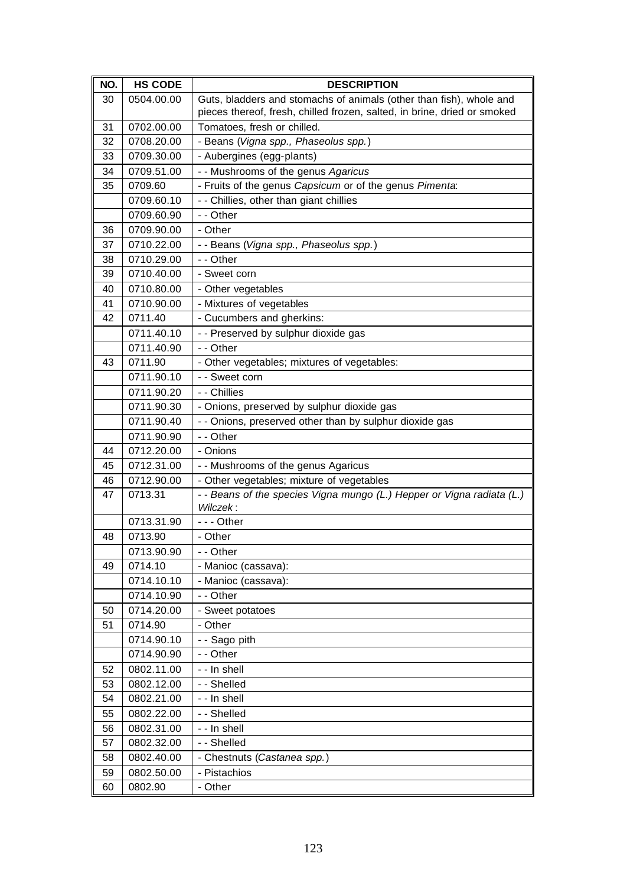| NO. | HS CODE | DESCRIPTION |
|---|---|---|
| 30 | 0504.00.00 | Guts, bladders and stomachs of animals (other than fish), whole and pieces thereof, fresh, chilled frozen, salted, in brine, dried or smoked |
| 31 | 0702.00.00 | Tomatoes, fresh or chilled. |
| 32 | 0708.20.00 | - Beans (*Vigna spp., Phaseolus spp.*) |
| 33 | 0709.30.00 | - Aubergines (egg-plants) |
| 34 | 0709.51.00 | - - Mushrooms of the genus *Agaricus* |
| 35 | 0709.60 | - Fruits of the genus *Capsicum* or of the genus *Pimenta*: |
| | 0709.60.10 | - - Chillies, other than giant chillies |
| | 0709.60.90 | - - Other |
| 36 | 0709.90.00 | - Other |
| 37 | 0710.22.00 | - - Beans (*Vigna spp., Phaseolus spp.*) |
| 38 | 0710.29.00 | - - Other |
| 39 | 0710.40.00 | - Sweet corn |
| 40 | 0710.80.00 | - Other vegetables |
| 41 | 0710.90.00 | - Mixtures of vegetables |
| 42 | 0711.40 | - Cucumbers and gherkins: |
| | 0711.40.10 | - - Preserved by sulphur dioxide gas |
| | 0711.40.90 | - - Other |
| 43 | 0711.90 | - Other vegetables; mixtures of vegetables: |
| | 0711.90.10 | - - Sweet corn |
| | 0711.90.20 | - - Chillies |
| | 0711.90.30 | - Onions, preserved by sulphur dioxide gas |
| | 0711.90.40 | - - Onions, preserved other than by sulphur dioxide gas |
| | 0711.90.90 | - - Other |
| 44 | 0712.20.00 | - Onions |
| 45 | 0712.31.00 | - - Mushrooms of the genus Agaricus |
| 46 | 0712.90.00 | - Other vegetables; mixture of vegetables |
| 47 | 0713.31 | *- - Beans of the species Vigna mungo (L.) Hepper or Vigna radiata (L.) Wilczek*: |
| | 0713.31.90 | - - - Other |
| 48 | 0713.90 | - Other |
| | 0713.90.90 | - - Other |
| 49 | 0714.10 | - Manioc (cassava): |
| | 0714.10.10 | - Manioc (cassava): |
| | 0714.10.90 | - - Other |
| 50 | 0714.20.00 | - Sweet potatoes |
| 51 | 0714.90 | - Other |
| | 0714.90.10 | - - Sago pith |
| | 0714.90.90 | - - Other |
| 52 | 0802.11.00 | - - In shell |
| 53 | 0802.12.00 | - - Shelled |
| 54 | 0802.21.00 | - - In shell |
| 55 | 0802.22.00 | - - Shelled |
| 56 | 0802.31.00 | - - In shell |
| 57 | 0802.32.00 | - - Shelled |
| 58 | 0802.40.00 | - Chestnuts (*Castanea spp.*) |
| 59 | 0802.50.00 | - Pistachios |
| 60 | 0802.90 | - Other |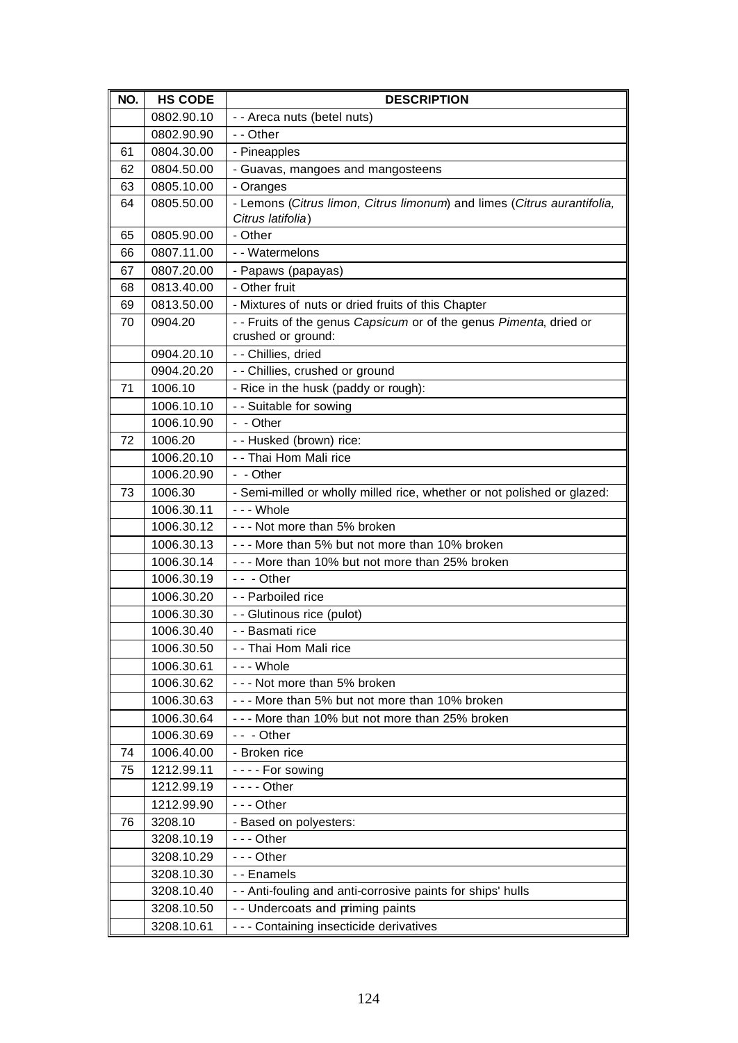| NO. | HS CODE | DESCRIPTION |
|---|---|---|
| | 0802.90.10 | - - Areca nuts (betel nuts) |
| | 0802.90.90 | - - Other |
| 61 | 0804.30.00 | - Pineapples |
| 62 | 0804.50.00 | - Guavas, mangoes and mangosteens |
| 63 | 0805.10.00 | - Oranges |
| 64 | 0805.50.00 | - Lemons (*Citrus limon, Citrus limonum*) and limes (*Citrus aurantifolia, Citrus latifolia*) |
| 65 | 0805.90.00 | - Other |
| 66 | 0807.11.00 | - - Watermelons |
| 67 | 0807.20.00 | - Papaws (papayas) |
| 68 | 0813.40.00 | - Other fruit |
| 69 | 0813.50.00 | - Mixtures of nuts or dried fruits of this Chapter |
| 70 | 0904.20 | - - Fruits of the genus *Capsicum* or of the genus *Pimenta*, dried or crushed or ground: |
| | 0904.20.10 | - - Chillies, dried |
| | 0904.20.20 | - - Chillies, crushed or ground |
| 71 | 1006.10 | - Rice in the husk (paddy or rough): |
| | 1006.10.10 | - - Suitable for sowing |
| | 1006.10.90 | - - Other |
| 72 | 1006.20 | - - Husked (brown) rice: |
| | 1006.20.10 | - - Thai Hom Mali rice |
| | 1006.20.90 | - - Other |
| 73 | 1006.30 | - Semi-milled or wholly milled rice, whether or not polished or glazed: |
| | 1006.30.11 | - - - Whole |
| | 1006.30.12 | - - - Not more than 5% broken |
| | 1006.30.13 | - - - More than 5% but not more than 10% broken |
| | 1006.30.14 | - - - More than 10% but not more than 25% broken |
| | 1006.30.19 | - - - Other |
| | 1006.30.20 | - - Parboiled rice |
| | 1006.30.30 | - - Glutinous rice (pulot) |
| | 1006.30.40 | - - Basmati rice |
| | 1006.30.50 | - - Thai Hom Mali rice |
| | 1006.30.61 | - - - Whole |
| | 1006.30.62 | - - - Not more than 5% broken |
| | 1006.30.63 | - - - More than 5% but not more than 10% broken |
| | 1006.30.64 | - - - More than 10% but not more than 25% broken |
| | 1006.30.69 | - - - Other |
| 74 | 1006.40.00 | - Broken rice |
| 75 | 1212.99.11 | - - - - For sowing |
| | 1212.99.19 | - - - - Other |
| | 1212.99.90 | - - - Other |
| 76 | 3208.10 | - Based on polyesters: |
| | 3208.10.19 | - - - Other |
| | 3208.10.29 | - - - Other |
| | 3208.10.30 | - - Enamels |
| | 3208.10.40 | - - Anti-fouling and anti-corrosive paints for ships' hulls |
| | 3208.10.50 | - - Undercoats and priming paints |
| | 3208.10.61 | - - - Containing insecticide derivatives |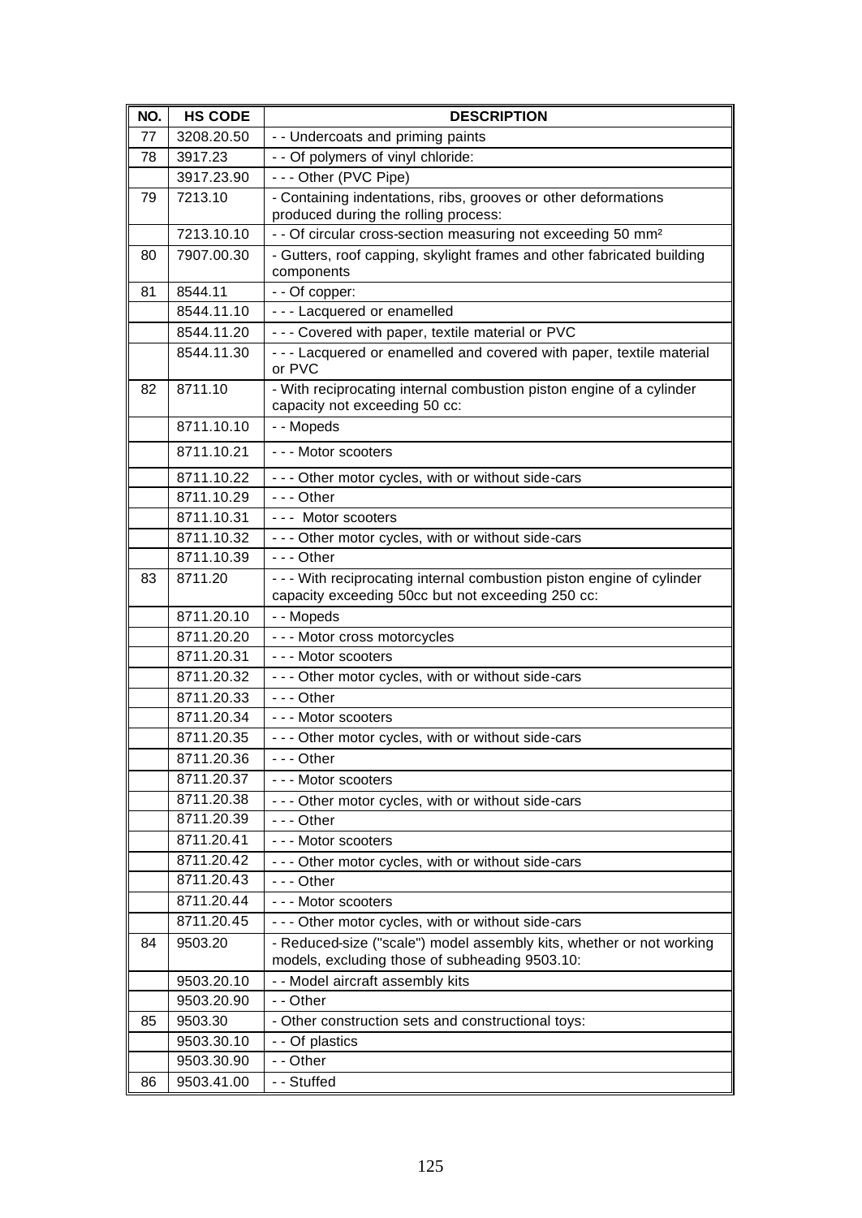| NO. | HS CODE | DESCRIPTION |
|---|---|---|
| 77 | 3208.20.50 | - - Undercoats and priming paints |
| 78 | 3917.23 | - - Of polymers of vinyl chloride: |
| | 3917.23.90 | - - - Other (PVC Pipe) |
| 79 | 7213.10 | - Containing indentations, ribs, grooves or other deformations produced during the rolling process: |
| | 7213.10.10 | - - Of circular cross-section measuring not exceeding 50 mm² |
| 80 | 7907.00.30 | - Gutters, roof capping, skylight frames and other fabricated building components |
| 81 | 8544.11 | - - Of copper: |
| | 8544.11.10 | - - - Lacquered or enamelled |
| | 8544.11.20 | - - - Covered with paper, textile material or PVC |
| | 8544.11.30 | - - - Lacquered or enamelled and covered with paper, textile material or PVC |
| 82 | 8711.10 | - With reciprocating internal combustion piston engine of a cylinder capacity not exceeding 50 cc: |
| | 8711.10.10 | - - Mopeds |
| | 8711.10.21 | - - - Motor scooters |
| | 8711.10.22 | - - - Other motor cycles, with or without side-cars |
| | 8711.10.29 | - - - Other |
| | 8711.10.31 | - - - Motor scooters |
| | 8711.10.32 | - - - Other motor cycles, with or without side-cars |
| | 8711.10.39 | - - - Other |
| 83 | 8711.20 | - - - With reciprocating internal combustion piston engine of cylinder capacity exceeding 50cc but not exceeding 250 cc: |
| | 8711.20.10 | - - Mopeds |
| | 8711.20.20 | - - - Motor cross motorcycles |
| | 8711.20.31 | - - - Motor scooters |
| | 8711.20.32 | - - - Other motor cycles, with or without side-cars |
| | 8711.20.33 | - - - Other |
| | 8711.20.34 | - - - Motor scooters |
| | 8711.20.35 | - - - Other motor cycles, with or without side-cars |
| | 8711.20.36 | - - - Other |
| | 8711.20.37 | - - - Motor scooters |
| | 8711.20.38 | - - - Other motor cycles, with or without side-cars |
| | 8711.20.39 | - - - Other |
| | 8711.20.41 | - - - Motor scooters |
| | 8711.20.42 | - - - Other motor cycles, with or without side-cars |
| | 8711.20.43 | - - - Other |
| | 8711.20.44 | - - - Motor scooters |
| | 8711.20.45 | - - - Other motor cycles, with or without side-cars |
| 84 | 9503.20 | - Reduced-size ("scale") model assembly kits, whether or not working models, excluding those of subheading 9503.10: |
| | 9503.20.10 | - - Model aircraft assembly kits |
| | 9503.20.90 | - - Other |
| 85 | 9503.30 | - Other construction sets and constructional toys: |
| | 9503.30.10 | - - Of plastics |
| | 9503.30.90 | - - Other |
| 86 | 9503.41.00 | - - Stuffed |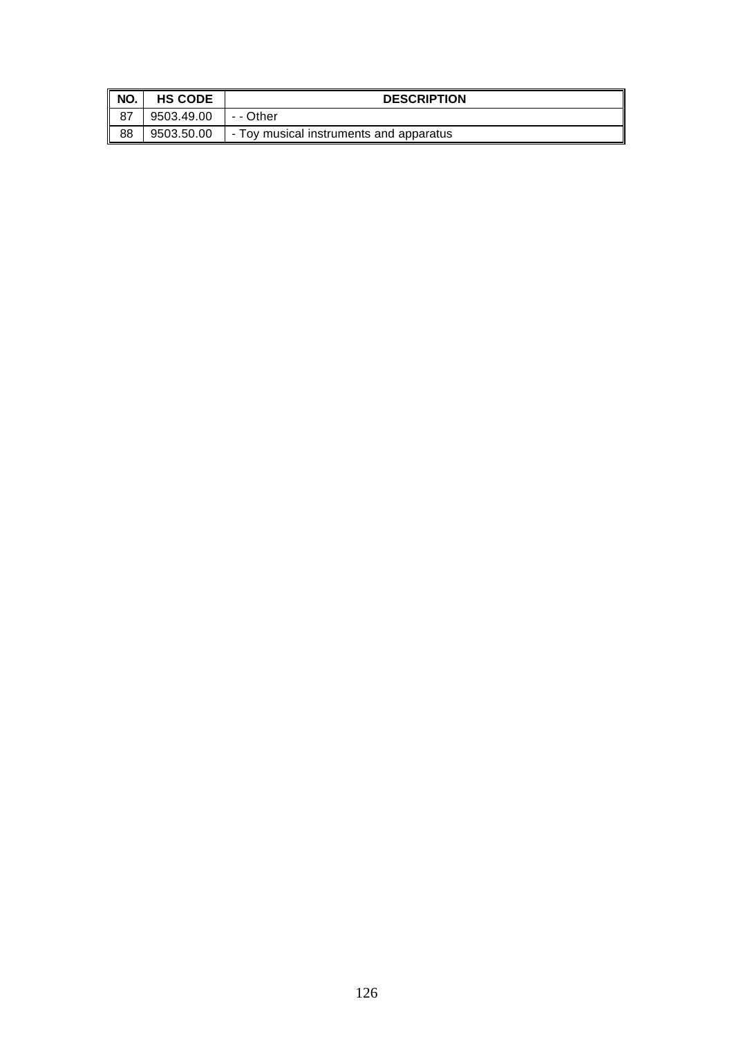| NO. | HS CODE | DESCRIPTION |
|---|---|---|
| 87 | 9503.49.00 | - - Other |
| 88 | 9503.50.00 | - Toy musical instruments and apparatus |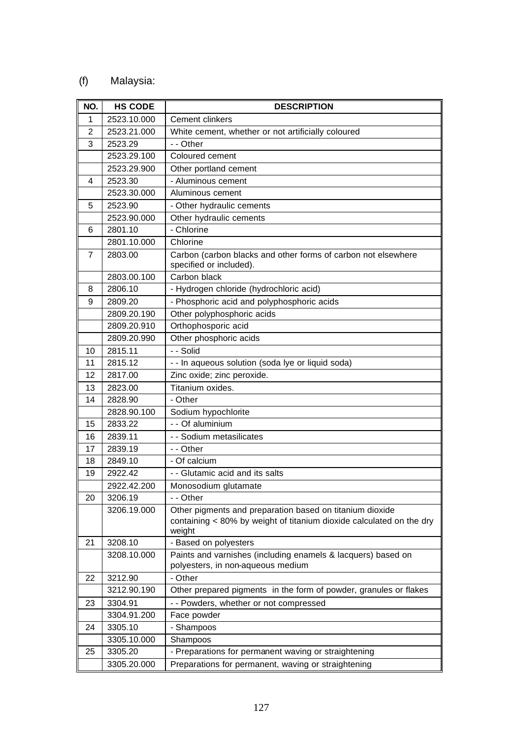(f) Malaysia:

| NO. | HS CODE | DESCRIPTION |
|---|---|---|
| 1 | 2523.10.000 | Cement clinkers |
| 2 | 2523.21.000 | White cement, whether or not artificially coloured |
| 3 | 2523.29 | - - Other |
| | 2523.29.100 | Coloured cement |
| | 2523.29.900 | Other portland cement |
| 4 | 2523.30 | - Aluminous cement |
| | 2523.30.000 | Aluminous cement |
| 5 | 2523.90 | - Other hydraulic cements |
| | 2523.90.000 | Other hydraulic cements |
| 6 | 2801.10 | - Chlorine |
| | 2801.10.000 | Chlorine |
| 7 | 2803.00 | Carbon (carbon blacks and other forms of carbon not elsewhere specified or included). |
| | 2803.00.100 | Carbon black |
| 8 | 2806.10 | - Hydrogen chloride (hydrochloric acid) |
| 9 | 2809.20 | - Phosphoric acid and polyphosphoric acids |
| | 2809.20.190 | Other polyphosphoric acids |
| | 2809.20.910 | Orthophosporic acid |
| | 2809.20.990 | Other phosphoric acids |
| 10 | 2815.11 | - - Solid |
| 11 | 2815.12 | - - In aqueous solution (soda lye or liquid soda) |
| 12 | 2817.00 | Zinc oxide; zinc peroxide. |
| 13 | 2823.00 | Titanium oxides. |
| 14 | 2828.90 | - Other |
| | 2828.90.100 | Sodium hypochlorite |
| 15 | 2833.22 | - - Of aluminium |
| 16 | 2839.11 | - - Sodium metasilicates |
| 17 | 2839.19 | - - Other |
| 18 | 2849.10 | - Of calcium |
| 19 | 2922.42 | - - Glutamic acid and its salts |
| | 2922.42.200 | Monosodium glutamate |
| 20 | 3206.19 | - - Other |
| | 3206.19.000 | Other pigments and preparation based on titanium dioxide containing < 80% by weight of titanium dioxide calculated on the dry weight |
| 21 | 3208.10 | - Based on polyesters |
| | 3208.10.000 | Paints and varnishes (including enamels & lacquers) based on polyesters, in non-aqueous medium |
| 22 | 3212.90 | - Other |
| | 3212.90.190 | Other prepared pigments in the form of powder, granules or flakes |
| 23 | 3304.91 | - - Powders, whether or not compressed |
| | 3304.91.200 | Face powder |
| 24 | 3305.10 | - Shampoos |
| | 3305.10.000 | Shampoos |
| 25 | 3305.20 | - Preparations for permanent waving or straightening |
| | 3305.20.000 | Preparations for permanent, waving or straightening |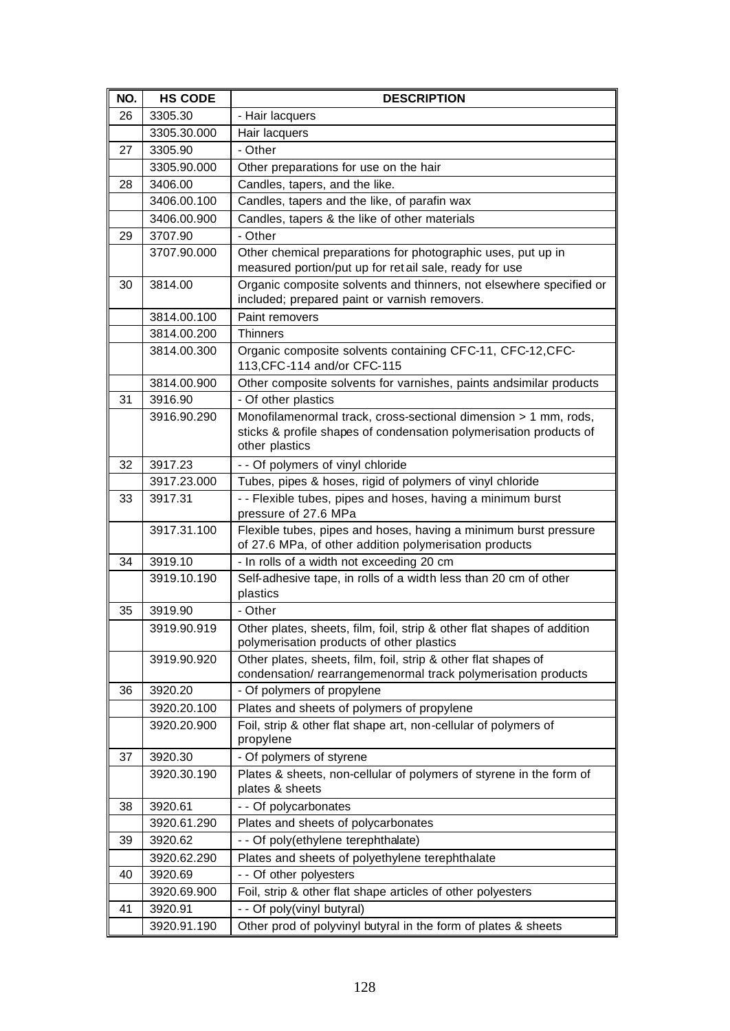| NO. | HS CODE | DESCRIPTION |
| --- | --- | --- |
| 26 | 3305.30 | - Hair lacquers |
| | 3305.30.000 | Hair lacquers |
| 27 | 3305.90 | - Other |
| | 3305.90.000 | Other preparations for use on the hair |
| 28 | 3406.00 | Candles, tapers, and the like. |
| | 3406.00.100 | Candles, tapers and the like, of parafin wax |
| | 3406.00.900 | Candles, tapers & the like of other materials |
| 29 | 3707.90 | - Other |
| | 3707.90.000 | Other chemical preparations for photographic uses, put up in measured portion/put up for retail sale, ready for use |
| 30 | 3814.00 | Organic composite solvents and thinners, not elsewhere specified or included; prepared paint or varnish removers. |
| | 3814.00.100 | Paint removers |
| | 3814.00.200 | Thinners |
| | 3814.00.300 | Organic composite solvents containing CFC-11, CFC-12,CFC-113,CFC-114 and/or CFC-115 |
| | 3814.00.900 | Other composite solvents for varnishes, paints andsimilar products |
| 31 | 3916.90 | - Of other plastics |
| | 3916.90.290 | Monofilamenormal track, cross-sectional dimension > 1 mm, rods, sticks & profile shapes of condensation polymerisation products of other plastics |
| 32 | 3917.23 | - - Of polymers of vinyl chloride |
| | 3917.23.000 | Tubes, pipes & hoses, rigid of polymers of vinyl chloride |
| 33 | 3917.31 | - - Flexible tubes, pipes and hoses, having a minimum burst pressure of 27.6 MPa |
| | 3917.31.100 | Flexible tubes, pipes and hoses, having a minimum burst pressure of 27.6 MPa, of other addition polymerisation products |
| 34 | 3919.10 | - In rolls of a width not exceeding 20 cm |
| | 3919.10.190 | Self-adhesive tape, in rolls of a width less than 20 cm of other plastics |
| 35 | 3919.90 | - Other |
| | 3919.90.919 | Other plates, sheets, film, foil, strip & other flat shapes of addition polymerisation products of other plastics |
| | 3919.90.920 | Other plates, sheets, film, foil, strip & other flat shapes of condensation/ rearrangemenormal track polymerisation products |
| 36 | 3920.20 | - Of polymers of propylene |
| | 3920.20.100 | Plates and sheets of polymers of propylene |
| | 3920.20.900 | Foil, strip & other flat shape art, non-cellular of polymers of propylene |
| 37 | 3920.30 | - Of polymers of styrene |
| | 3920.30.190 | Plates & sheets, non-cellular of polymers of styrene in the form of plates & sheets |
| 38 | 3920.61 | - - Of polycarbonates |
| | 3920.61.290 | Plates and sheets of polycarbonates |
| 39 | 3920.62 | - - Of poly(ethylene terephthalate) |
| | 3920.62.290 | Plates and sheets of polyethylene terephthalate |
| 40 | 3920.69 | - - Of other polyesters |
| | 3920.69.900 | Foil, strip & other flat shape articles of other polyesters |
| 41 | 3920.91 | - - Of poly(vinyl butyral) |
| | 3920.91.190 | Other prod of polyvinyl butyral in the form of plates & sheets |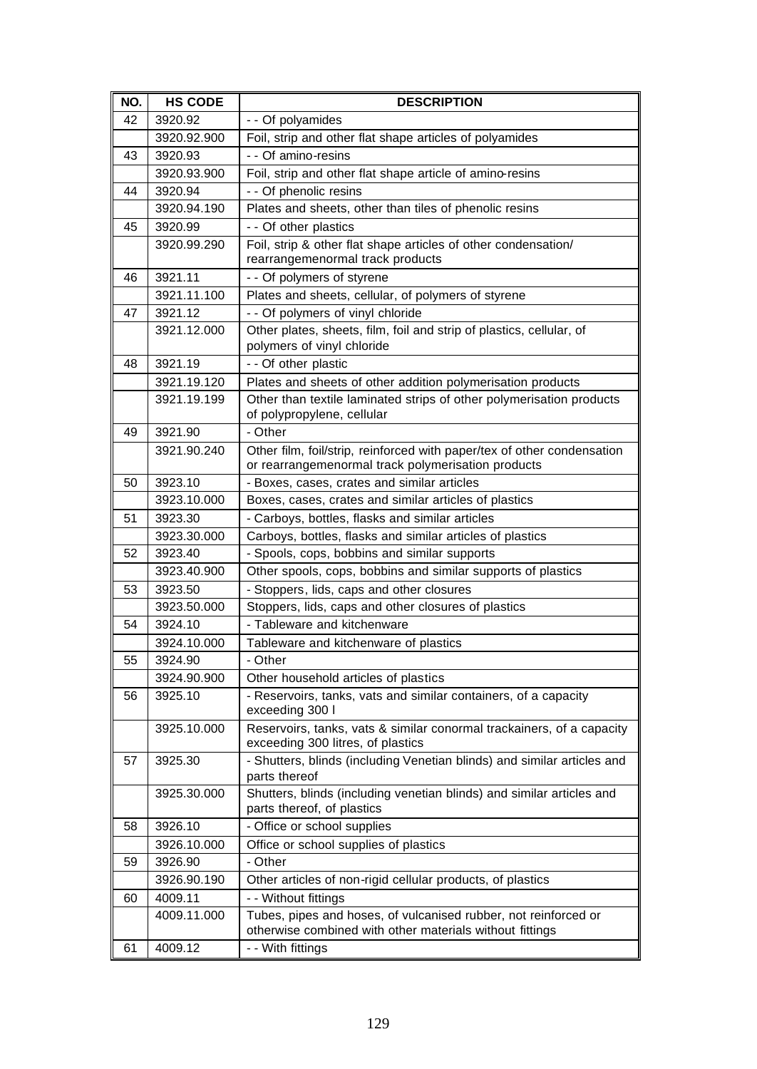| NO. | HS CODE | DESCRIPTION |
|---|---|---|
| 42 | 3920.92 | - - Of polyamides |
| | 3920.92.900 | Foil, strip and other flat shape articles of polyamides |
| 43 | 3920.93 | - - Of amino-resins |
| | 3920.93.900 | Foil, strip and other flat shape article of amino-resins |
| 44 | 3920.94 | - - Of phenolic resins |
| | 3920.94.190 | Plates and sheets, other than tiles of phenolic resins |
| 45 | 3920.99 | - - Of other plastics |
| | 3920.99.290 | Foil, strip & other flat shape articles of other condensation/ rearrangemenormal track products |
| 46 | 3921.11 | - - Of polymers of styrene |
| | 3921.11.100 | Plates and sheets, cellular, of polymers of styrene |
| 47 | 3921.12 | - - Of polymers of vinyl chloride |
| | 3921.12.000 | Other plates, sheets, film, foil and strip of plastics, cellular, of polymers of vinyl chloride |
| 48 | 3921.19 | - - Of other plastic |
| | 3921.19.120 | Plates and sheets of other addition polymerisation products |
| | 3921.19.199 | Other than textile laminated strips of other polymerisation products of polypropylene, cellular |
| 49 | 3921.90 | - Other |
| | 3921.90.240 | Other film, foil/strip, reinforced with paper/tex of other condensation or rearrangemenormal track polymerisation products |
| 50 | 3923.10 | - Boxes, cases, crates and similar articles |
| | 3923.10.000 | Boxes, cases, crates and similar articles of plastics |
| 51 | 3923.30 | - Carboys, bottles, flasks and similar articles |
| | 3923.30.000 | Carboys, bottles, flasks and similar articles of plastics |
| 52 | 3923.40 | - Spools, cops, bobbins and similar supports |
| | 3923.40.900 | Other spools, cops, bobbins and similar supports of plastics |
| 53 | 3923.50 | - Stoppers, lids, caps and other closures |
| | 3923.50.000 | Stoppers, lids, caps and other closures of plastics |
| 54 | 3924.10 | - Tableware and kitchenware |
| | 3924.10.000 | Tableware and kitchenware of plastics |
| 55 | 3924.90 | - Other |
| | 3924.90.900 | Other household articles of plastics |
| 56 | 3925.10 | - Reservoirs, tanks, vats and similar containers, of a capacity exceeding 300 l |
| | 3925.10.000 | Reservoirs, tanks, vats & similar conormal trackainers, of a capacity exceeding 300 litres, of plastics |
| 57 | 3925.30 | - Shutters, blinds (including Venetian blinds) and similar articles and parts thereof |
| | 3925.30.000 | Shutters, blinds (including venetian blinds) and similar articles and parts thereof, of plastics |
| 58 | 3926.10 | - Office or school supplies |
| | 3926.10.000 | Office or school supplies of plastics |
| 59 | 3926.90 | - Other |
| | 3926.90.190 | Other articles of non-rigid cellular products, of plastics |
| 60 | 4009.11 | - - Without fittings |
| | 4009.11.000 | Tubes, pipes and hoses, of vulcanised rubber, not reinforced or otherwise combined with other materials without fittings |
| 61 | 4009.12 | - - With fittings |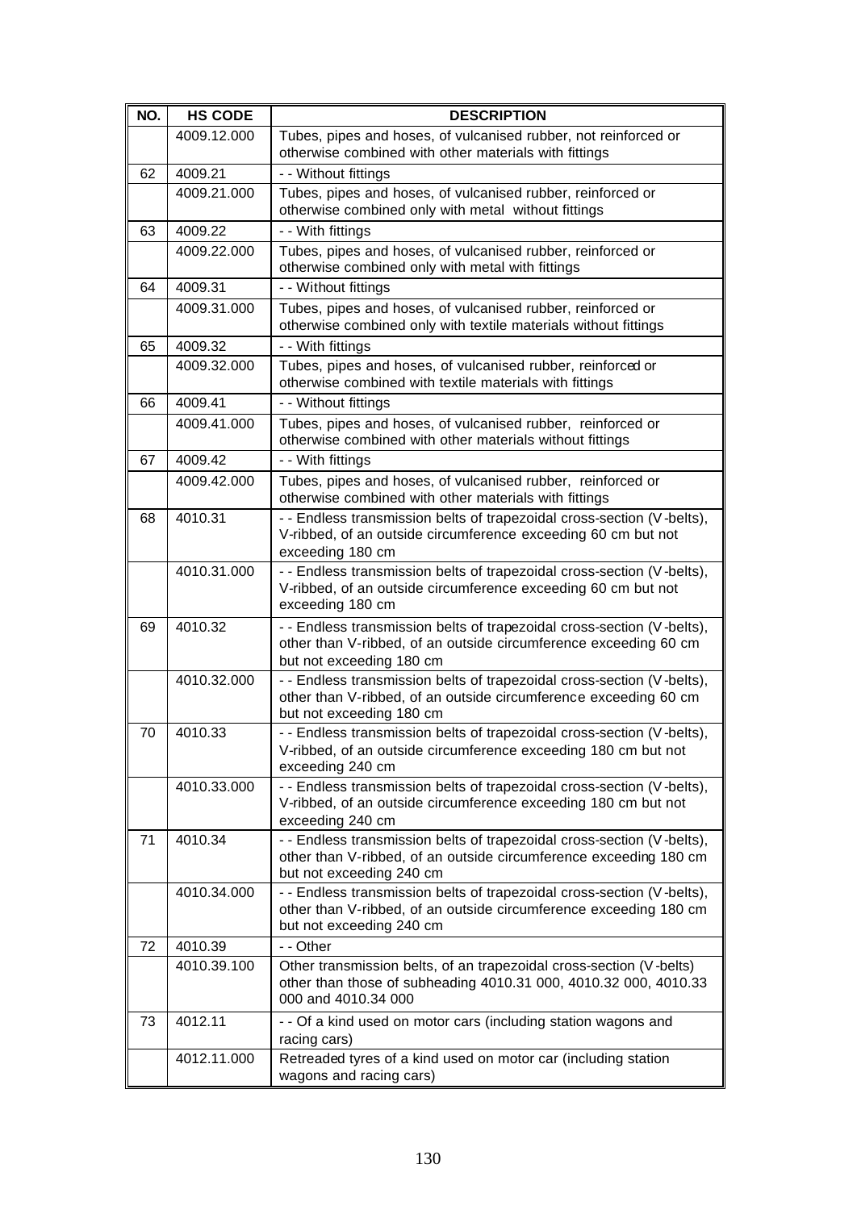| NO. | HS CODE | DESCRIPTION |
|---|---|---|
| | 4009.12.000 | Tubes, pipes and hoses, of vulcanised rubber, not reinforced or otherwise combined with other materials with fittings |
| 62 | 4009.21 | - - Without fittings |
| | 4009.21.000 | Tubes, pipes and hoses, of vulcanised rubber, reinforced or otherwise combined only with metal without fittings |
| 63 | 4009.22 | - - With fittings |
| | 4009.22.000 | Tubes, pipes and hoses, of vulcanised rubber, reinforced or otherwise combined only with metal with fittings |
| 64 | 4009.31 | - - Without fittings |
| | 4009.31.000 | Tubes, pipes and hoses, of vulcanised rubber, reinforced or otherwise combined only with textile materials without fittings |
| 65 | 4009.32 | - - With fittings |
| | 4009.32.000 | Tubes, pipes and hoses, of vulcanised rubber, reinforced or otherwise combined with textile materials with fittings |
| 66 | 4009.41 | - - Without fittings |
| | 4009.41.000 | Tubes, pipes and hoses, of vulcanised rubber, reinforced or otherwise combined with other materials without fittings |
| 67 | 4009.42 | - - With fittings |
| | 4009.42.000 | Tubes, pipes and hoses, of vulcanised rubber, reinforced or otherwise combined with other materials with fittings |
| 68 | 4010.31 | - - Endless transmission belts of trapezoidal cross-section (V-belts), V-ribbed, of an outside circumference exceeding 60 cm but not exceeding 180 cm |
| | 4010.31.000 | - - Endless transmission belts of trapezoidal cross-section (V-belts), V-ribbed, of an outside circumference exceeding 60 cm but not exceeding 180 cm |
| 69 | 4010.32 | - - Endless transmission belts of trapezoidal cross-section (V-belts), other than V-ribbed, of an outside circumference exceeding 60 cm but not exceeding 180 cm |
| | 4010.32.000 | - - Endless transmission belts of trapezoidal cross-section (V-belts), other than V-ribbed, of an outside circumference exceeding 60 cm but not exceeding 180 cm |
| 70 | 4010.33 | - - Endless transmission belts of trapezoidal cross-section (V-belts), V-ribbed, of an outside circumference exceeding 180 cm but not exceeding 240 cm |
| | 4010.33.000 | - - Endless transmission belts of trapezoidal cross-section (V-belts), V-ribbed, of an outside circumference exceeding 180 cm but not exceeding 240 cm |
| 71 | 4010.34 | - - Endless transmission belts of trapezoidal cross-section (V-belts), other than V-ribbed, of an outside circumference exceeding 180 cm but not exceeding 240 cm |
| | 4010.34.000 | - - Endless transmission belts of trapezoidal cross-section (V-belts), other than V-ribbed, of an outside circumference exceeding 180 cm but not exceeding 240 cm |
| 72 | 4010.39 | - - Other |
| | 4010.39.100 | Other transmission belts, of an trapezoidal cross-section (V-belts) other than those of subheading 4010.31 000, 4010.32 000, 4010.33 000 and 4010.34 000 |
| 73 | 4012.11 | - - Of a kind used on motor cars (including station wagons and racing cars) |
| | 4012.11.000 | Retreaded tyres of a kind used on motor car (including station wagons and racing cars) |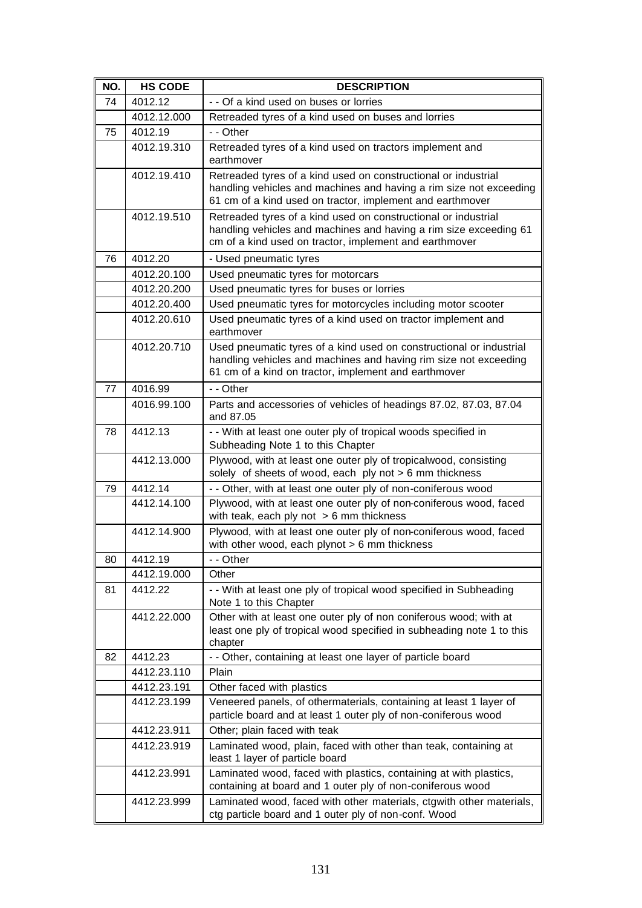| NO. | HS CODE | DESCRIPTION |
|---|---|---|
| 74 | 4012.12 | - - Of a kind used on buses or lorries |
| | 4012.12.000 | Retreaded tyres of a kind used on buses and lorries |
| 75 | 4012.19 | - - Other |
| | 4012.19.310 | Retreaded tyres of a kind used on tractors implement and earthmover |
| | 4012.19.410 | Retreaded tyres of a kind used on constructional or industrial handling vehicles and machines and having a rim size not exceeding 61 cm of a kind used on tractor, implement and earthmover |
| | 4012.19.510 | Retreaded tyres of a kind used on constructional or industrial handling vehicles and machines and having a rim size exceeding 61 cm of a kind used on tractor, implement and earthmover |
| 76 | 4012.20 | - Used pneumatic tyres |
| | 4012.20.100 | Used pneumatic tyres for motorcars |
| | 4012.20.200 | Used pneumatic tyres for buses or lorries |
| | 4012.20.400 | Used pneumatic tyres for motorcycles including motor scooter |
| | 4012.20.610 | Used pneumatic tyres of a kind used on tractor implement and earthmover |
| | 4012.20.710 | Used pneumatic tyres of a kind used on constructional or industrial handling vehicles and machines and having rim size not exceeding 61 cm of a kind on tractor, implement and earthmover |
| 77 | 4016.99 | - - Other |
| | 4016.99.100 | Parts and accessories of vehicles of headings 87.02, 87.03, 87.04 and 87.05 |
| 78 | 4412.13 | - - With at least one outer ply of tropical woods specified in Subheading Note 1 to this Chapter |
| | 4412.13.000 | Plywood, with at least one outer ply of tropicalwood, consisting solely of sheets of wood, each ply not > 6 mm thickness |
| 79 | 4412.14 | - - Other, with at least one outer ply of non-coniferous wood |
| | 4412.14.100 | Plywood, with at least one outer ply of non-coniferous wood, faced with teak, each ply not > 6 mm thickness |
| | 4412.14.900 | Plywood, with at least one outer ply of non-coniferous wood, faced with other wood, each plynot > 6 mm thickness |
| 80 | 4412.19 | - - Other |
| | 4412.19.000 | Other |
| 81 | 4412.22 | - - With at least one ply of tropical wood specified in Subheading Note 1 to this Chapter |
| | 4412.22.000 | Other with at least one outer ply of non coniferous wood; with at least one ply of tropical wood specified in subheading note 1 to this chapter |
| 82 | 4412.23 | - - Other, containing at least one layer of particle board |
| | 4412.23.110 | Plain |
| | 4412.23.191 | Other faced with plastics |
| | 4412.23.199 | Veneered panels, of othermaterials, containing at least 1 layer of particle board and at least 1 outer ply of non-coniferous wood |
| | 4412.23.911 | Other; plain faced with teak |
| | 4412.23.919 | Laminated wood, plain, faced with other than teak, containing at least 1 layer of particle board |
| | 4412.23.991 | Laminated wood, faced with plastics, containing at with plastics, containing at board and 1 outer ply of non-coniferous wood |
| | 4412.23.999 | Laminated wood, faced with other materials, ctgwith other materials, ctg particle board and 1 outer ply of non-conf. Wood |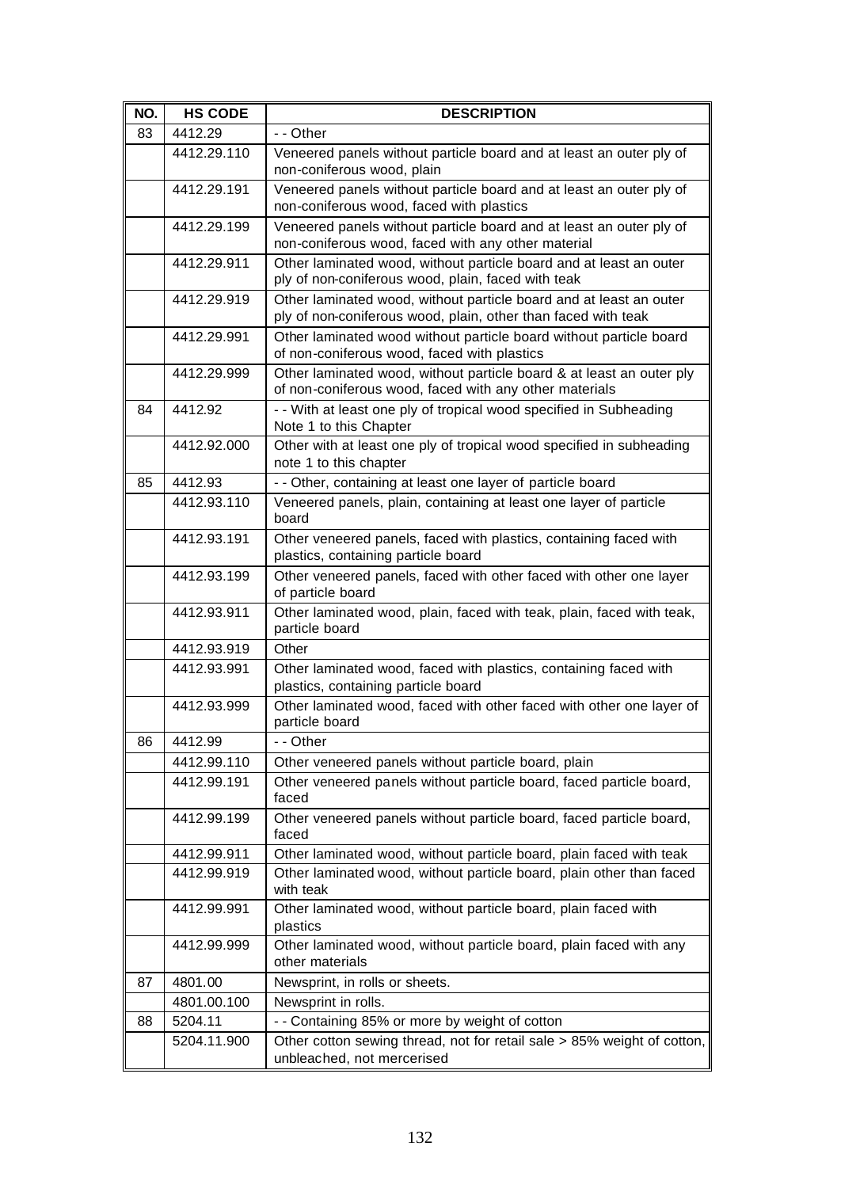| NO. | HS CODE | DESCRIPTION |
|---|---|---|
| 83 | 4412.29 | - - Other |
| | 4412.29.110 | Veneered panels without particle board and at least an outer ply of non-coniferous wood, plain |
| | 4412.29.191 | Veneered panels without particle board and at least an outer ply of non-coniferous wood, faced with plastics |
| | 4412.29.199 | Veneered panels without particle board and at least an outer ply of non-coniferous wood, faced with any other material |
| | 4412.29.911 | Other laminated wood, without particle board and at least an outer ply of non-coniferous wood, plain, faced with teak |
| | 4412.29.919 | Other laminated wood, without particle board and at least an outer ply of non-coniferous wood, plain, other than faced with teak |
| | 4412.29.991 | Other laminated wood without particle board without particle board of non-coniferous wood, faced with plastics |
| | 4412.29.999 | Other laminated wood, without particle board & at least an outer ply of non-coniferous wood, faced with any other materials |
| 84 | 4412.92 | - - With at least one ply of tropical wood specified in Subheading Note 1 to this Chapter |
| | 4412.92.000 | Other with at least one ply of tropical wood specified in subheading note 1 to this chapter |
| 85 | 4412.93 | - - Other, containing at least one layer of particle board |
| | 4412.93.110 | Veneered panels, plain, containing at least one layer of particle board |
| | 4412.93.191 | Other veneered panels, faced with plastics, containing faced with plastics, containing particle board |
| | 4412.93.199 | Other veneered panels, faced with other faced with other one layer of particle board |
| | 4412.93.911 | Other laminated wood, plain, faced with teak, plain, faced with teak, particle board |
| | 4412.93.919 | Other |
| | 4412.93.991 | Other laminated wood, faced with plastics, containing faced with plastics, containing particle board |
| | 4412.93.999 | Other laminated wood, faced with other faced with other one layer of particle board |
| 86 | 4412.99 | - - Other |
| | 4412.99.110 | Other veneered panels without particle board, plain |
| | 4412.99.191 | Other veneered panels without particle board, faced particle board, faced |
| | 4412.99.199 | Other veneered panels without particle board, faced particle board, faced |
| | 4412.99.911 | Other laminated wood, without particle board, plain faced with teak |
| | 4412.99.919 | Other laminated wood, without particle board, plain other than faced with teak |
| | 4412.99.991 | Other laminated wood, without particle board, plain faced with plastics |
| | 4412.99.999 | Other laminated wood, without particle board, plain faced with any other materials |
| 87 | 4801.00 | Newsprint, in rolls or sheets. |
| | 4801.00.100 | Newsprint in rolls. |
| 88 | 5204.11 | - - Containing 85% or more by weight of cotton |
| | 5204.11.900 | Other cotton sewing thread, not for retail sale > 85% weight of cotton, unbleached, not mercerised |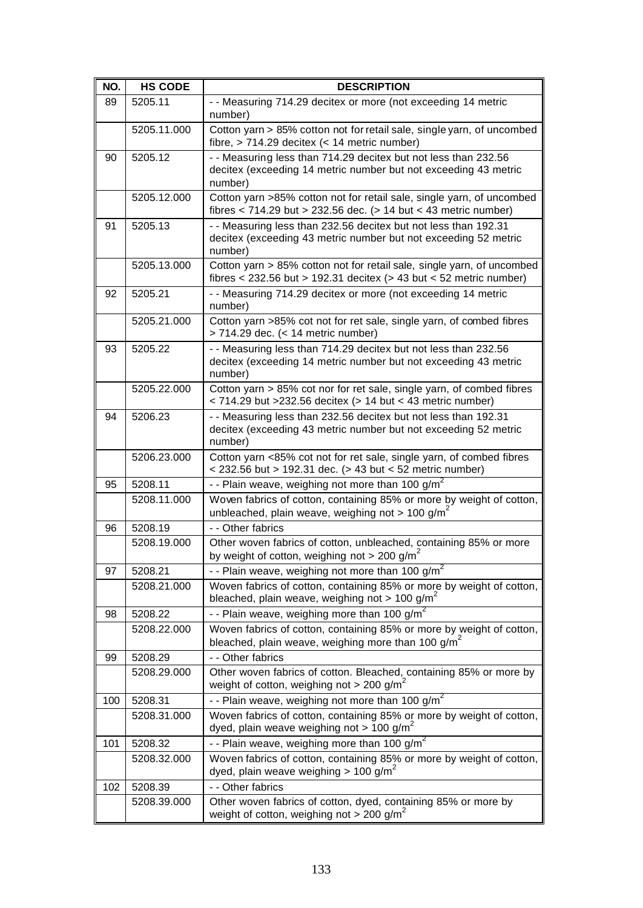| NO. | HS CODE | DESCRIPTION |
|---|---|---|
| 89 | 5205.11 | - - Measuring 714.29 decitex or more (not exceeding 14 metric number) |
| | 5205.11.000 | Cotton yarn > 85% cotton not for retail sale, single yarn, of uncombed fibre, > 714.29 decitex (< 14 metric number) |
| 90 | 5205.12 | - - Measuring less than 714.29 decitex but not less than 232.56 decitex (exceeding 14 metric number but not exceeding 43 metric number) |
| | 5205.12.000 | Cotton yarn >85% cotton not for retail sale, single yarn, of uncombed fibres < 714.29 but > 232.56 dec. (> 14 but < 43 metric number) |
| 91 | 5205.13 | - - Measuring less than 232.56 decitex but not less than 192.31 decitex (exceeding 43 metric number but not exceeding 52 metric number) |
| | 5205.13.000 | Cotton yarn > 85% cotton not for retail sale, single yarn, of uncombed fibres < 232.56 but > 192.31 decitex (> 43 but < 52 metric number) |
| 92 | 5205.21 | - - Measuring 714.29 decitex or more (not exceeding 14 metric number) |
| | 5205.21.000 | Cotton yarn >85% cot not for ret sale, single yarn, of combed fibres > 714.29 dec. (< 14 metric number) |
| 93 | 5205.22 | - - Measuring less than 714.29 decitex but not less than 232.56 decitex (exceeding 14 metric number but not exceeding 43 metric number) |
| | 5205.22.000 | Cotton yarn > 85% cot nor for ret sale, single yarn, of combed fibres < 714.29 but >232.56 decitex (> 14 but < 43 metric number) |
| 94 | 5206.23 | - - Measuring less than 232.56 decitex but not less than 192.31 decitex (exceeding 43 metric number but not exceeding 52 metric number) |
| | 5206.23.000 | Cotton yarn <85% cot not for ret sale, single yarn, of combed fibres < 232.56 but > 192.31 dec. (> 43 but < 52 metric number) |
| 95 | 5208.11 | - - Plain weave, weighing not more than 100 $g/m^2$ |
| | 5208.11.000 | Woven fabrics of cotton, containing 85% or more by weight of cotton, unbleached, plain weave, weighing not > 100 $g/m^2$ |
| 96 | 5208.19 | - - Other fabrics |
| | 5208.19.000 | Other woven fabrics of cotton, unbleached, containing 85% or more by weight of cotton, weighing not > 200 $g/m^2$ |
| 97 | 5208.21 | - - Plain weave, weighing not more than 100 $g/m^2$ |
| | 5208.21.000 | Woven fabrics of cotton, containing 85% or more by weight of cotton, bleached, plain weave, weighing not > 100 $g/m^2$ |
| 98 | 5208.22 | - - Plain weave, weighing more than 100 $g/m^2$ |
| | 5208.22.000 | Woven fabrics of cotton, containing 85% or more by weight of cotton, bleached, plain weave, weighing more than 100 $g/m^2$ |
| 99 | 5208.29 | - - Other fabrics |
| | 5208.29.000 | Other woven fabrics of cotton. Bleached, containing 85% or more by weight of cotton, weighing not > 200 $g/m^2$ |
| 100 | 5208.31 | - - Plain weave, weighing not more than 100 $g/m^2$ |
| | 5208.31.000 | Woven fabrics of cotton, containing 85% or more by weight of cotton, dyed, plain weave weighing not > 100 $g/m^2$ |
| 101 | 5208.32 | - - Plain weave, weighing more than 100 $g/m^2$ |
| | 5208.32.000 | Woven fabrics of cotton, containing 85% or more by weight of cotton, dyed, plain weave weighing > 100 $g/m^2$ |
| 102 | 5208.39 | - - Other fabrics |
| | 5208.39.000 | Other woven fabrics of cotton, dyed, containing 85% or more by weight of cotton, weighing not > 200 $g/m^2$ |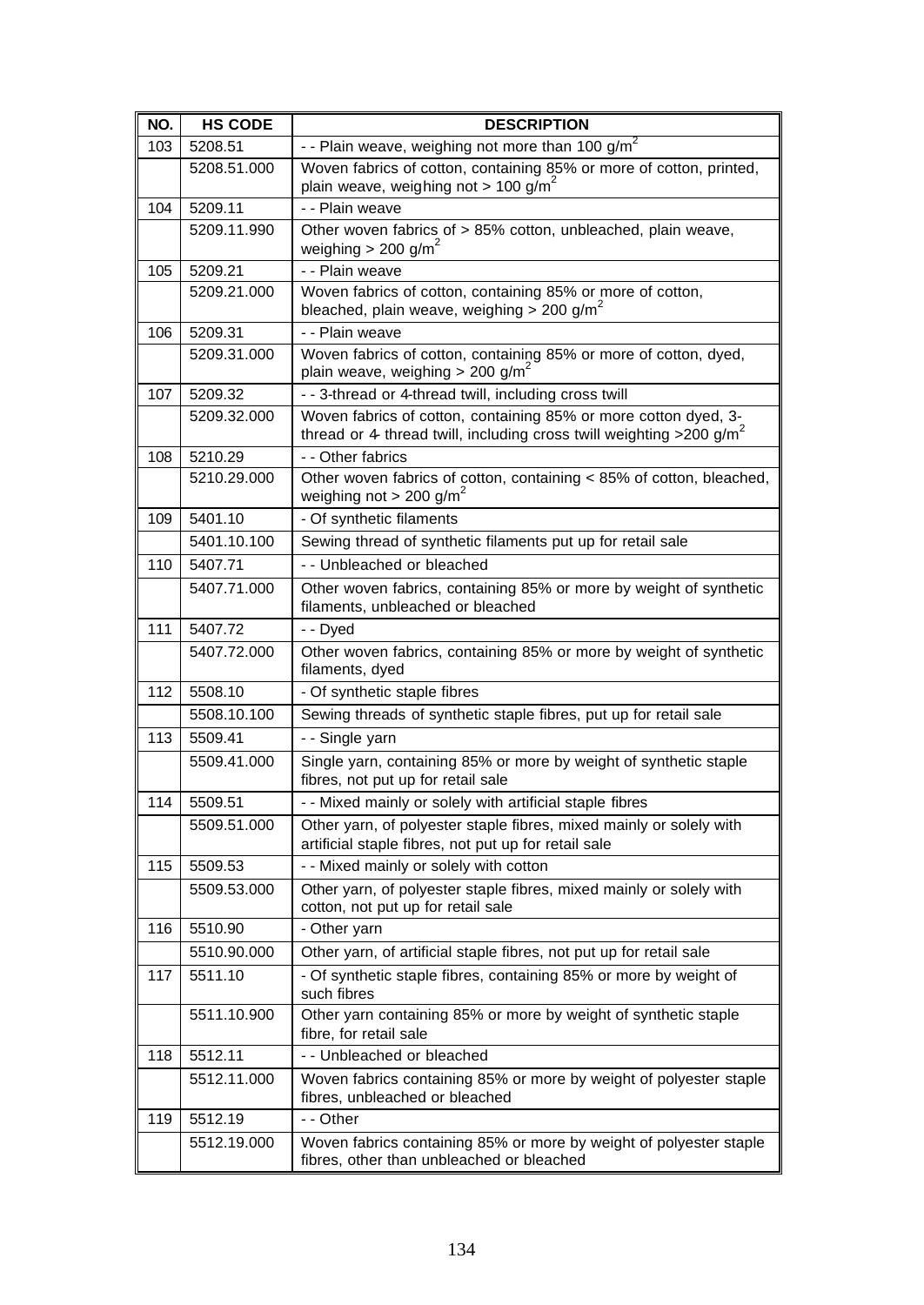| NO. | HS CODE | DESCRIPTION |
|---|---|---|
| 103 | 5208.51 | - - Plain weave, weighing not more than 100 g/m$^2$ |
| | 5208.51.000 | Woven fabrics of cotton, containing 85% or more of cotton, printed, plain weave, weighing not > 100 g/m$^2$ |
| 104 | 5209.11 | - - Plain weave |
| | 5209.11.990 | Other woven fabrics of > 85% cotton, unbleached, plain weave, weighing > 200 g/m$^2$ |
| 105 | 5209.21 | - - Plain weave |
| | 5209.21.000 | Woven fabrics of cotton, containing 85% or more of cotton, bleached, plain weave, weighing > 200 g/m$^2$ |
| 106 | 5209.31 | - - Plain weave |
| | 5209.31.000 | Woven fabrics of cotton, containing 85% or more of cotton, dyed, plain weave, weighing > 200 g/m$^2$ |
| 107 | 5209.32 | - - 3-thread or 4-thread twill, including cross twill |
| | 5209.32.000 | Woven fabrics of cotton, containing 85% or more cotton dyed, 3-thread or 4- thread twill, including cross twill weighting >200 g/m$^2$ |
| 108 | 5210.29 | - - Other fabrics |
| | 5210.29.000 | Other woven fabrics of cotton, containing < 85% of cotton, bleached, weighing not > 200 g/m$^2$ |
| 109 | 5401.10 | - Of synthetic filaments |
| | 5401.10.100 | Sewing thread of synthetic filaments put up for retail sale |
| 110 | 5407.71 | - - Unbleached or bleached |
| | 5407.71.000 | Other woven fabrics, containing 85% or more by weight of synthetic filaments, unbleached or bleached |
| 111 | 5407.72 | - - Dyed |
| | 5407.72.000 | Other woven fabrics, containing 85% or more by weight of synthetic filaments, dyed |
| 112 | 5508.10 | - Of synthetic staple fibres |
| | 5508.10.100 | Sewing threads of synthetic staple fibres, put up for retail sale |
| 113 | 5509.41 | - - Single yarn |
| | 5509.41.000 | Single yarn, containing 85% or more by weight of synthetic staple fibres, not put up for retail sale |
| 114 | 5509.51 | - - Mixed mainly or solely with artificial staple fibres |
| | 5509.51.000 | Other yarn, of polyester staple fibres, mixed mainly or solely with artificial staple fibres, not put up for retail sale |
| 115 | 5509.53 | - - Mixed mainly or solely with cotton |
| | 5509.53.000 | Other yarn, of polyester staple fibres, mixed mainly or solely with cotton, not put up for retail sale |
| 116 | 5510.90 | - Other yarn |
| | 5510.90.000 | Other yarn, of artificial staple fibres, not put up for retail sale |
| 117 | 5511.10 | - Of synthetic staple fibres, containing 85% or more by weight of such fibres |
| | 5511.10.900 | Other yarn containing 85% or more by weight of synthetic staple fibre, for retail sale |
| 118 | 5512.11 | - - Unbleached or bleached |
| | 5512.11.000 | Woven fabrics containing 85% or more by weight of polyester staple fibres, unbleached or bleached |
| 119 | 5512.19 | - - Other |
| | 5512.19.000 | Woven fabrics containing 85% or more by weight of polyester staple fibres, other than unbleached or bleached |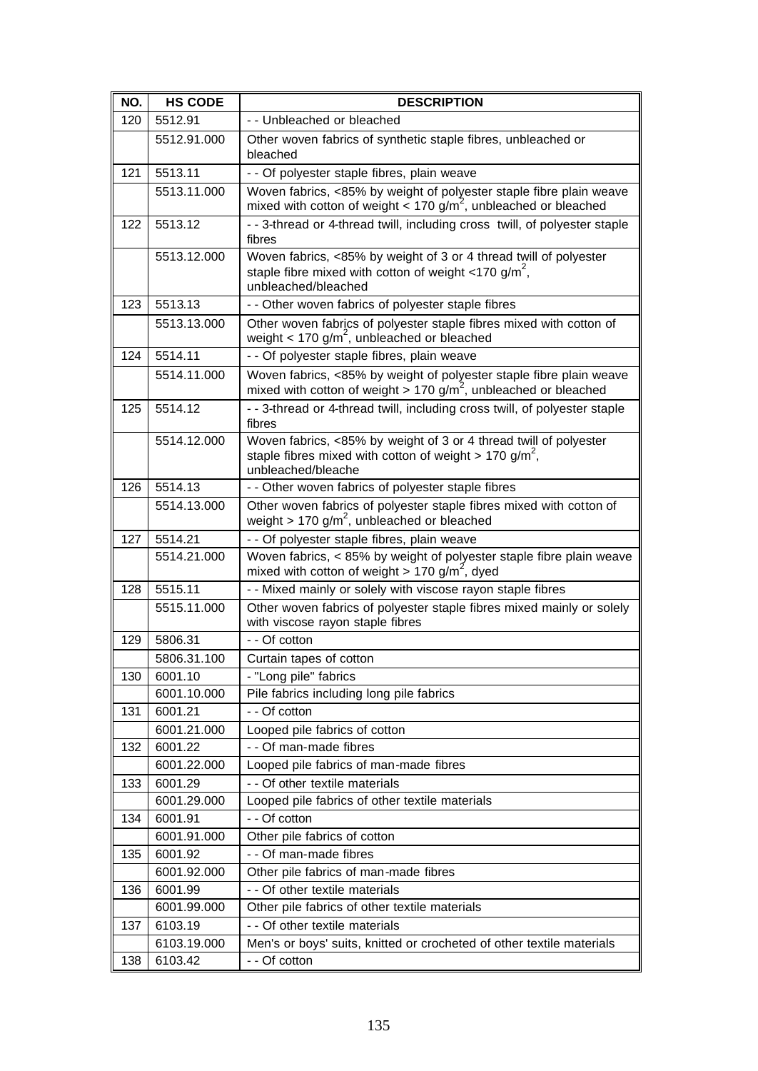| NO. | HS CODE | DESCRIPTION |
|---|---|---|
| 120 | 5512.91 | - - Unbleached or bleached |
| | 5512.91.000 | Other woven fabrics of synthetic staple fibres, unbleached or bleached |
| 121 | 5513.11 | - - Of polyester staple fibres, plain weave |
| | 5513.11.000 | Woven fabrics, <85% by weight of polyester staple fibre plain weave mixed with cotton of weight < 170 g/m$^2$, unbleached or bleached |
| 122 | 5513.12 | - - 3-thread or 4-thread twill, including cross twill, of polyester staple fibres |
| | 5513.12.000 | Woven fabrics, <85% by weight of 3 or 4 thread twill of polyester staple fibre mixed with cotton of weight <170 g/m$^2$, unbleached/bleached |
| 123 | 5513.13 | - - Other woven fabrics of polyester staple fibres |
| | 5513.13.000 | Other woven fabrics of polyester staple fibres mixed with cotton of weight < 170 g/m$^2$, unbleached or bleached |
| 124 | 5514.11 | - - Of polyester staple fibres, plain weave |
| | 5514.11.000 | Woven fabrics, <85% by weight of polyester staple fibre plain weave mixed with cotton of weight > 170 g/m$^2$, unbleached or bleached |
| 125 | 5514.12 | - - 3-thread or 4-thread twill, including cross twill, of polyester staple fibres |
| | 5514.12.000 | Woven fabrics, <85% by weight of 3 or 4 thread twill of polyester staple fibres mixed with cotton of weight > 170 g/m$^2$, unbleached/bleache |
| 126 | 5514.13 | - - Other woven fabrics of polyester staple fibres |
| | 5514.13.000 | Other woven fabrics of polyester staple fibres mixed with cotton of weight > 170 g/m$^2$, unbleached or bleached |
| 127 | 5514.21 | - - Of polyester staple fibres, plain weave |
| | 5514.21.000 | Woven fabrics, < 85% by weight of polyester staple fibre plain weave mixed with cotton of weight > 170 g/m$^2$, dyed |
| 128 | 5515.11 | - - Mixed mainly or solely with viscose rayon staple fibres |
| | 5515.11.000 | Other woven fabrics of polyester staple fibres mixed mainly or solely with viscose rayon staple fibres |
| 129 | 5806.31 | - - Of cotton |
| | 5806.31.100 | Curtain tapes of cotton |
| 130 | 6001.10 | - "Long pile" fabrics |
| | 6001.10.000 | Pile fabrics including long pile fabrics |
| 131 | 6001.21 | - - Of cotton |
| | 6001.21.000 | Looped pile fabrics of cotton |
| 132 | 6001.22 | - - Of man-made fibres |
| | 6001.22.000 | Looped pile fabrics of man-made fibres |
| 133 | 6001.29 | - - Of other textile materials |
| | 6001.29.000 | Looped pile fabrics of other textile materials |
| 134 | 6001.91 | - - Of cotton |
| | 6001.91.000 | Other pile fabrics of cotton |
| 135 | 6001.92 | - - Of man-made fibres |
| | 6001.92.000 | Other pile fabrics of man-made fibres |
| 136 | 6001.99 | - - Of other textile materials |
| | 6001.99.000 | Other pile fabrics of other textile materials |
| 137 | 6103.19 | - - Of other textile materials |
| | 6103.19.000 | Men's or boys' suits, knitted or crocheted of other textile materials |
| 138 | 6103.42 | - - Of cotton |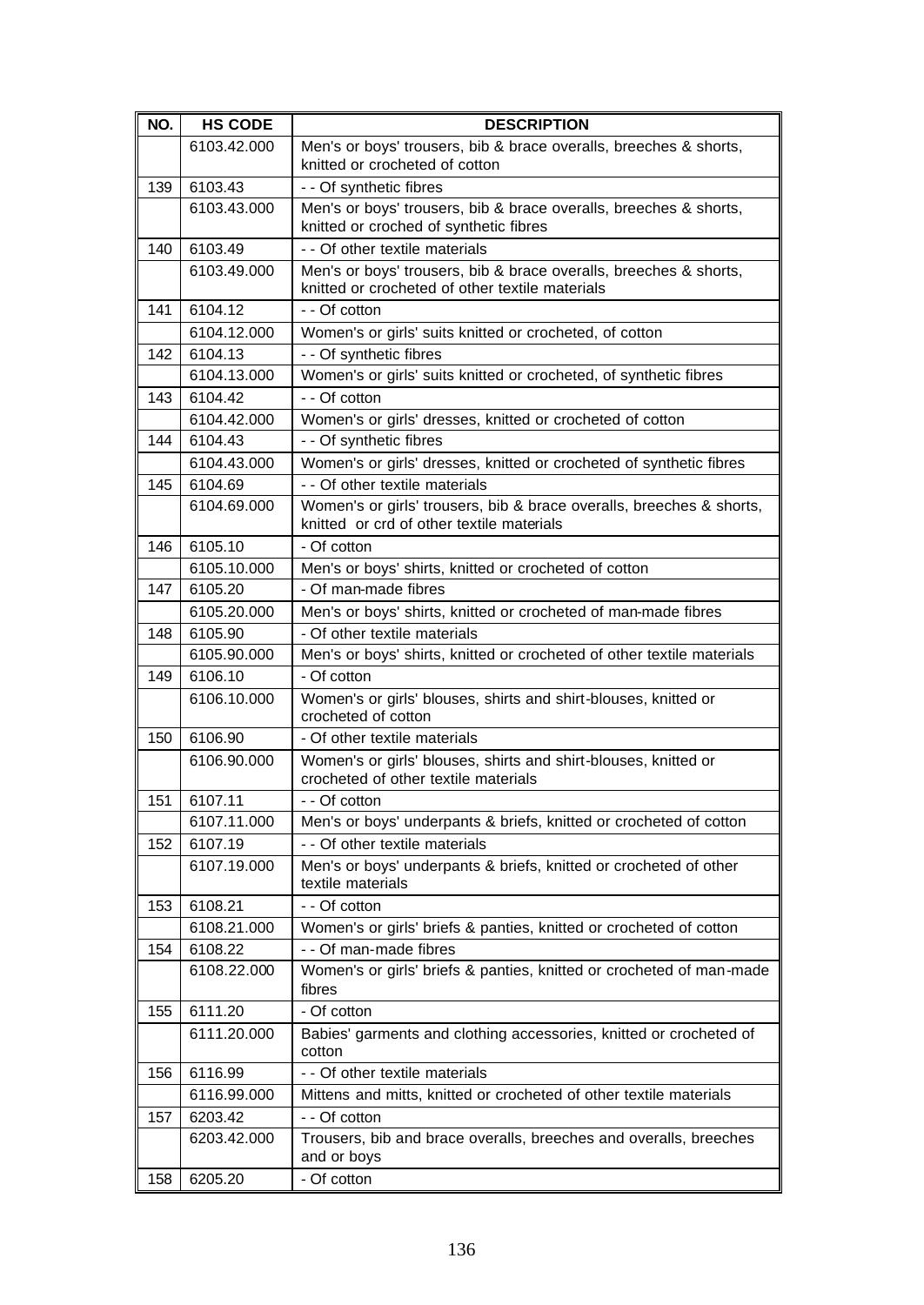| NO. | HS CODE | DESCRIPTION |
|---|---|---|
| | 6103.42.000 | Men's or boys' trousers, bib & brace overalls, breeches & shorts, knitted or crocheted of cotton |
| 139 | 6103.43 | - - Of synthetic fibres |
| | 6103.43.000 | Men's or boys' trousers, bib & brace overalls, breeches & shorts, knitted or croched of synthetic fibres |
| 140 | 6103.49 | - - Of other textile materials |
| | 6103.49.000 | Men's or boys' trousers, bib & brace overalls, breeches & shorts, knitted or crocheted of other textile materials |
| 141 | 6104.12 | - - Of cotton |
| | 6104.12.000 | Women's or girls' suits knitted or crocheted, of cotton |
| 142 | 6104.13 | - - Of synthetic fibres |
| | 6104.13.000 | Women's or girls' suits knitted or crocheted, of synthetic fibres |
| 143 | 6104.42 | - - Of cotton |
| | 6104.42.000 | Women's or girls' dresses, knitted or crocheted of cotton |
| 144 | 6104.43 | - - Of synthetic fibres |
| | 6104.43.000 | Women's or girls' dresses, knitted or crocheted of synthetic fibres |
| 145 | 6104.69 | - - Of other textile materials |
| | 6104.69.000 | Women's or girls' trousers, bib & brace overalls, breeches & shorts, knitted or crd of other textile materials |
| 146 | 6105.10 | - Of cotton |
| | 6105.10.000 | Men's or boys' shirts, knitted or crocheted of cotton |
| 147 | 6105.20 | - Of man-made fibres |
| | 6105.20.000 | Men's or boys' shirts, knitted or crocheted of man-made fibres |
| 148 | 6105.90 | - Of other textile materials |
| | 6105.90.000 | Men's or boys' shirts, knitted or crocheted of other textile materials |
| 149 | 6106.10 | - Of cotton |
| | 6106.10.000 | Women's or girls' blouses, shirts and shirt-blouses, knitted or crocheted of cotton |
| 150 | 6106.90 | - Of other textile materials |
| | 6106.90.000 | Women's or girls' blouses, shirts and shirt-blouses, knitted or crocheted of other textile materials |
| 151 | 6107.11 | - - Of cotton |
| | 6107.11.000 | Men's or boys' underpants & briefs, knitted or crocheted of cotton |
| 152 | 6107.19 | - - Of other textile materials |
| | 6107.19.000 | Men's or boys' underpants & briefs, knitted or crocheted of other textile materials |
| 153 | 6108.21 | - - Of cotton |
| | 6108.21.000 | Women's or girls' briefs & panties, knitted or crocheted of cotton |
| 154 | 6108.22 | - - Of man-made fibres |
| | 6108.22.000 | Women's or girls' briefs & panties, knitted or crocheted of man-made fibres |
| 155 | 6111.20 | - Of cotton |
| | 6111.20.000 | Babies' garments and clothing accessories, knitted or crocheted of cotton |
| 156 | 6116.99 | - - Of other textile materials |
| | 6116.99.000 | Mittens and mitts, knitted or crocheted of other textile materials |
| 157 | 6203.42 | - - Of cotton |
| | 6203.42.000 | Trousers, bib and brace overalls, breeches and overalls, breeches and or boys |
| 158 | 6205.20 | - Of cotton |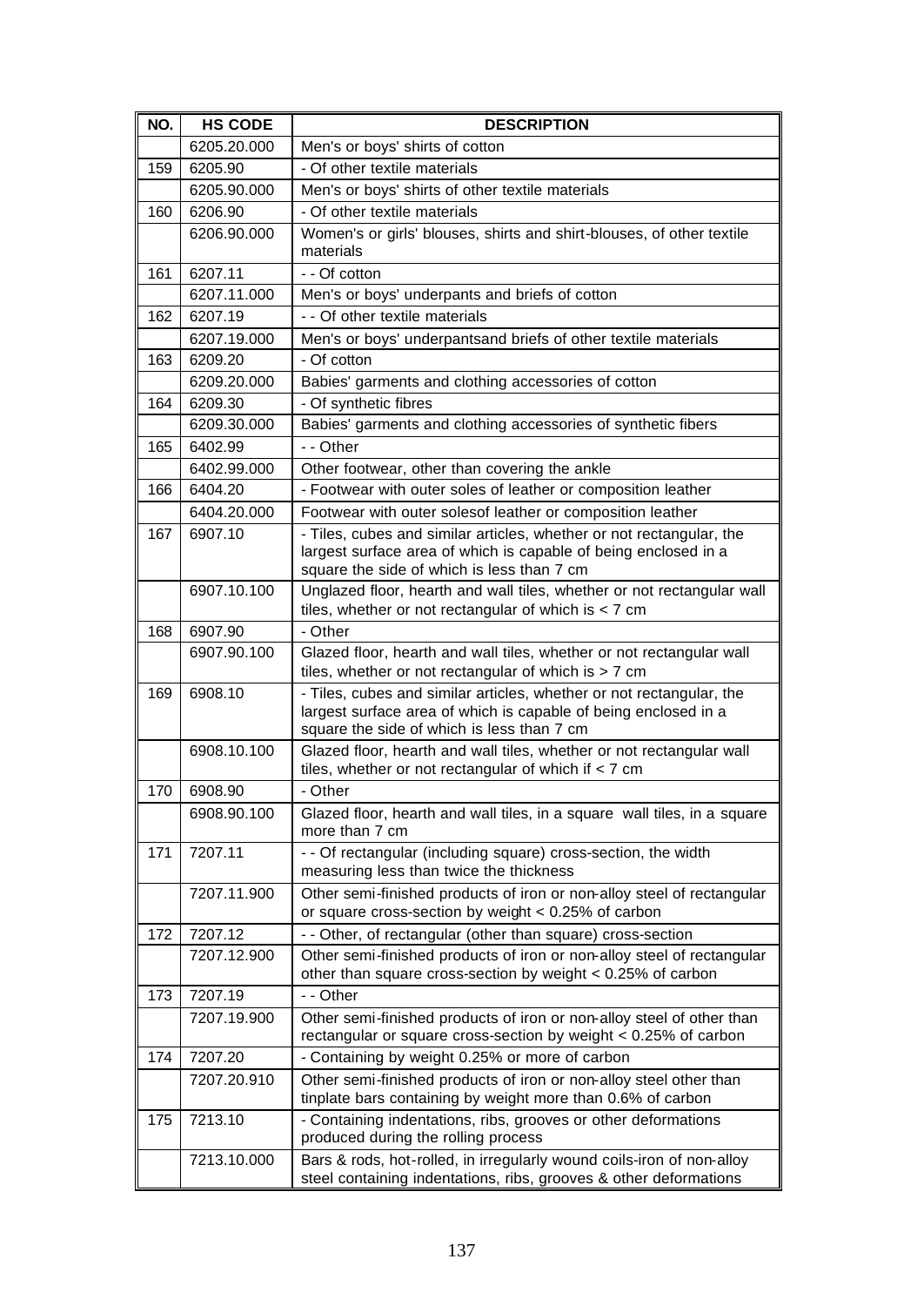| NO. | HS CODE | DESCRIPTION |
| --- | --- | --- |
| | 6205.20.000 | Men's or boys' shirts of cotton |
| 159 | 6205.90 | - Of other textile materials |
| | 6205.90.000 | Men's or boys' shirts of other textile materials |
| 160 | 6206.90 | - Of other textile materials |
| | 6206.90.000 | Women's or girls' blouses, shirts and shirt-blouses, of other textile materials |
| 161 | 6207.11 | - - Of cotton |
| | 6207.11.000 | Men's or boys' underpants and briefs of cotton |
| 162 | 6207.19 | - - Of other textile materials |
| | 6207.19.000 | Men's or boys' underpantsand briefs of other textile materials |
| 163 | 6209.20 | - Of cotton |
| | 6209.20.000 | Babies' garments and clothing accessories of cotton |
| 164 | 6209.30 | - Of synthetic fibres |
| | 6209.30.000 | Babies' garments and clothing accessories of synthetic fibers |
| 165 | 6402.99 | - - Other |
| | 6402.99.000 | Other footwear, other than covering the ankle |
| 166 | 6404.20 | - Footwear with outer soles of leather or composition leather |
| | 6404.20.000 | Footwear with outer solesof leather or composition leather |
| 167 | 6907.10 | - Tiles, cubes and similar articles, whether or not rectangular, the largest surface area of which is capable of being enclosed in a square the side of which is less than 7 cm |
| | 6907.10.100 | Unglazed floor, hearth and wall tiles, whether or not rectangular wall tiles, whether or not rectangular of which is < 7 cm |
| 168 | 6907.90 | - Other |
| | 6907.90.100 | Glazed floor, hearth and wall tiles, whether or not rectangular wall tiles, whether or not rectangular of which is > 7 cm |
| 169 | 6908.10 | - Tiles, cubes and similar articles, whether or not rectangular, the largest surface area of which is capable of being enclosed in a square the side of which is less than 7 cm |
| | 6908.10.100 | Glazed floor, hearth and wall tiles, whether or not rectangular wall tiles, whether or not rectangular of which if < 7 cm |
| 170 | 6908.90 | - Other |
| | 6908.90.100 | Glazed floor, hearth and wall tiles, in a square wall tiles, in a square more than 7 cm |
| 171 | 7207.11 | - - Of rectangular (including square) cross-section, the width measuring less than twice the thickness |
| | 7207.11.900 | Other semi-finished products of iron or non-alloy steel of rectangular or square cross-section by weight < 0.25% of carbon |
| 172 | 7207.12 | - - Other, of rectangular (other than square) cross-section |
| | 7207.12.900 | Other semi-finished products of iron or non-alloy steel of rectangular other than square cross-section by weight < 0.25% of carbon |
| 173 | 7207.19 | - - Other |
| | 7207.19.900 | Other semi-finished products of iron or non-alloy steel of other than rectangular or square cross-section by weight < 0.25% of carbon |
| 174 | 7207.20 | - Containing by weight 0.25% or more of carbon |
| | 7207.20.910 | Other semi-finished products of iron or non-alloy steel other than tinplate bars containing by weight more than 0.6% of carbon |
| 175 | 7213.10 | - Containing indentations, ribs, grooves or other deformations produced during the rolling process |
| | 7213.10.000 | Bars & rods, hot-rolled, in irregularly wound coils-iron of non-alloy steel containing indentations, ribs, grooves & other deformations |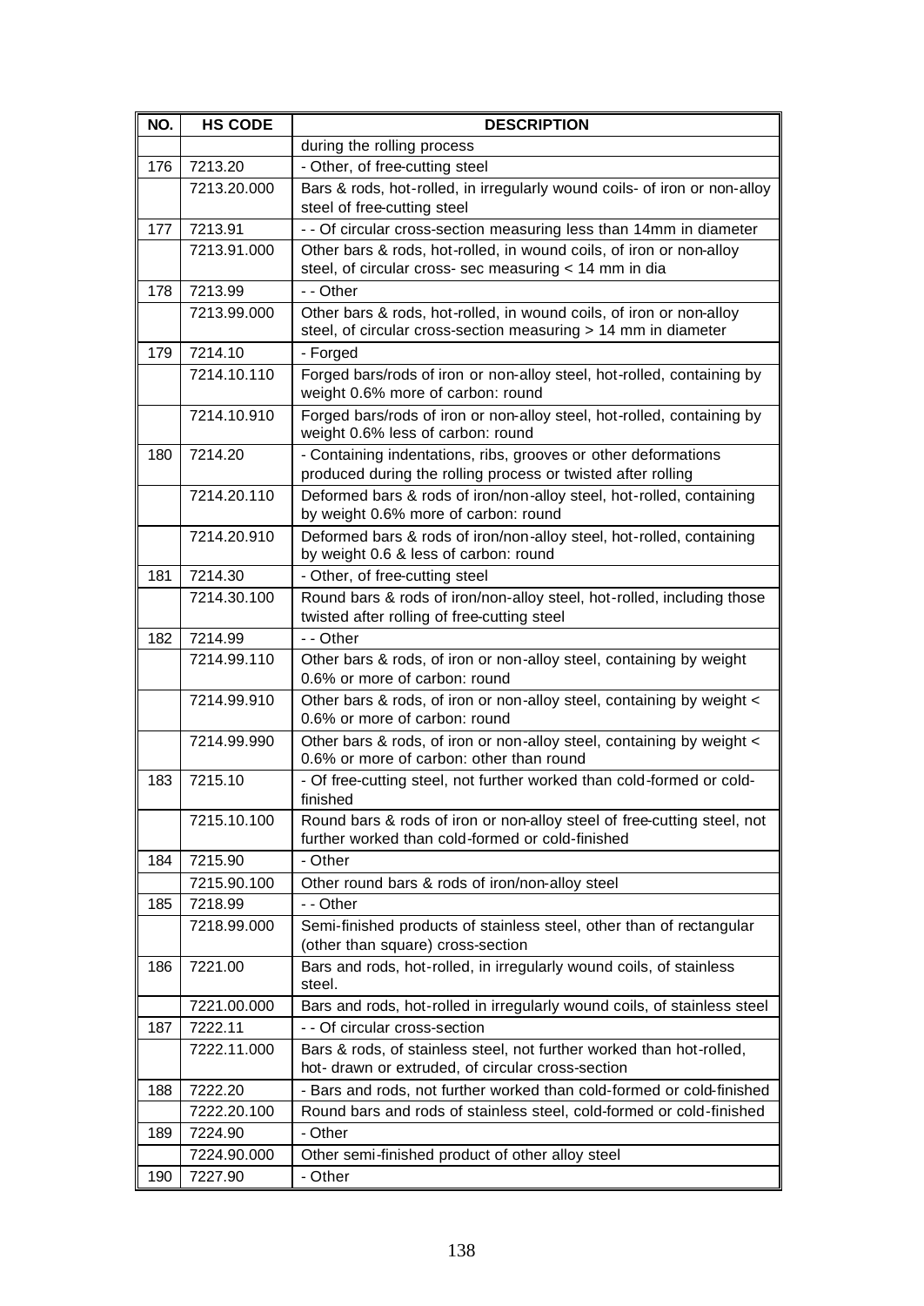| NO. | HS CODE | DESCRIPTION |
|---|---|---|
| | | during the rolling process |
| 176 | 7213.20 | - Other, of free-cutting steel |
| | 7213.20.000 | Bars & rods, hot-rolled, in irregularly wound coils- of iron or non-alloy steel of free-cutting steel |
| 177 | 7213.91 | - - Of circular cross-section measuring less than 14mm in diameter |
| | 7213.91.000 | Other bars & rods, hot-rolled, in wound coils, of iron or non-alloy steel, of circular cross- sec measuring < 14 mm in dia |
| 178 | 7213.99 | - - Other |
| | 7213.99.000 | Other bars & rods, hot-rolled, in wound coils, of iron or non-alloy steel, of circular cross-section measuring > 14 mm in diameter |
| 179 | 7214.10 | - Forged |
| | 7214.10.110 | Forged bars/rods of iron or non-alloy steel, hot-rolled, containing by weight 0.6% more of carbon: round |
| | 7214.10.910 | Forged bars/rods of iron or non-alloy steel, hot-rolled, containing by weight 0.6% less of carbon: round |
| 180 | 7214.20 | - Containing indentations, ribs, grooves or other deformations produced during the rolling process or twisted after rolling |
| | 7214.20.110 | Deformed bars & rods of iron/non-alloy steel, hot-rolled, containing by weight 0.6% more of carbon: round |
| | 7214.20.910 | Deformed bars & rods of iron/non-alloy steel, hot-rolled, containing by weight 0.6 & less of carbon: round |
| 181 | 7214.30 | - Other, of free-cutting steel |
| | 7214.30.100 | Round bars & rods of iron/non-alloy steel, hot-rolled, including those twisted after rolling of free-cutting steel |
| 182 | 7214.99 | - - Other |
| | 7214.99.110 | Other bars & rods, of iron or non-alloy steel, containing by weight 0.6% or more of carbon: round |
| | 7214.99.910 | Other bars & rods, of iron or non-alloy steel, containing by weight < 0.6% or more of carbon: round |
| | 7214.99.990 | Other bars & rods, of iron or non-alloy steel, containing by weight < 0.6% or more of carbon: other than round |
| 183 | 7215.10 | - Of free-cutting steel, not further worked than cold-formed or cold-finished |
| | 7215.10.100 | Round bars & rods of iron or non-alloy steel of free-cutting steel, not further worked than cold-formed or cold-finished |
| 184 | 7215.90 | - Other |
| | 7215.90.100 | Other round bars & rods of iron/non-alloy steel |
| 185 | 7218.99 | - - Other |
| | 7218.99.000 | Semi-finished products of stainless steel, other than of rectangular (other than square) cross-section |
| 186 | 7221.00 | Bars and rods, hot-rolled, in irregularly wound coils, of stainless steel. |
| | 7221.00.000 | Bars and rods, hot-rolled in irregularly wound coils, of stainless steel |
| 187 | 7222.11 | - - Of circular cross-section |
| | 7222.11.000 | Bars & rods, of stainless steel, not further worked than hot-rolled, hot- drawn or extruded, of circular cross-section |
| 188 | 7222.20 | - Bars and rods, not further worked than cold-formed or cold-finished |
| | 7222.20.100 | Round bars and rods of stainless steel, cold-formed or cold-finished |
| 189 | 7224.90 | - Other |
| | 7224.90.000 | Other semi-finished product of other alloy steel |
| 190 | 7227.90 | - Other |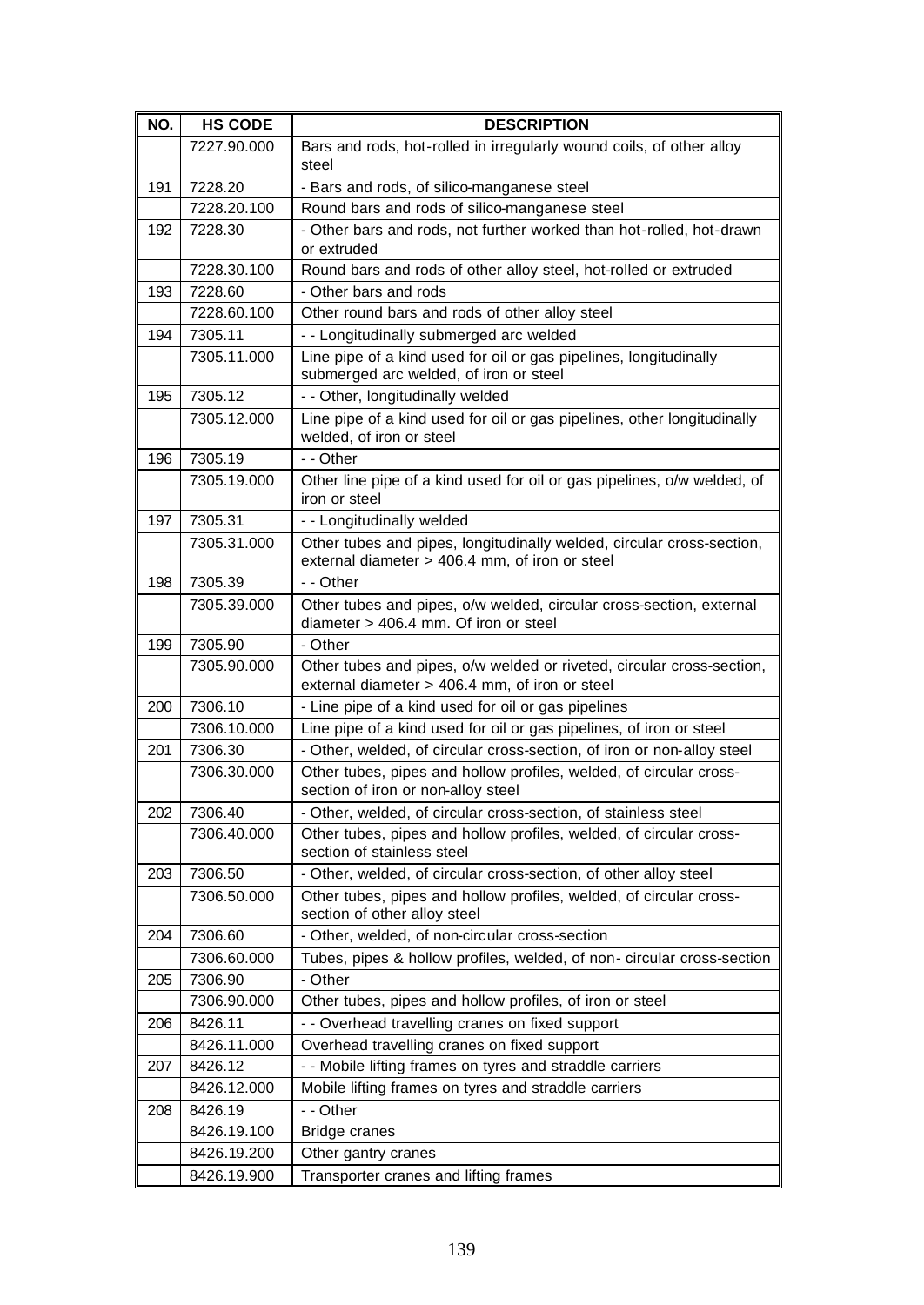| NO. | HS CODE | DESCRIPTION |
|---|---|---|
| | 7227.90.000 | Bars and rods, hot-rolled in irregularly wound coils, of other alloy steel |
| 191 | 7228.20 | - Bars and rods, of silico-manganese steel |
| | 7228.20.100 | Round bars and rods of silico-manganese steel |
| 192 | 7228.30 | - Other bars and rods, not further worked than hot-rolled, hot-drawn or extruded |
| | 7228.30.100 | Round bars and rods of other alloy steel, hot-rolled or extruded |
| 193 | 7228.60 | - Other bars and rods |
| | 7228.60.100 | Other round bars and rods of other alloy steel |
| 194 | 7305.11 | - - Longitudinally submerged arc welded |
| | 7305.11.000 | Line pipe of a kind used for oil or gas pipelines, longitudinally submerged arc welded, of iron or steel |
| 195 | 7305.12 | - - Other, longitudinally welded |
| | 7305.12.000 | Line pipe of a kind used for oil or gas pipelines, other longitudinally welded, of iron or steel |
| 196 | 7305.19 | - - Other |
| | 7305.19.000 | Other line pipe of a kind used for oil or gas pipelines, o/w welded, of iron or steel |
| 197 | 7305.31 | - - Longitudinally welded |
| | 7305.31.000 | Other tubes and pipes, longitudinally welded, circular cross-section, external diameter > 406.4 mm, of iron or steel |
| 198 | 7305.39 | - - Other |
| | 7305.39.000 | Other tubes and pipes, o/w welded, circular cross-section, external diameter > 406.4 mm. Of iron or steel |
| 199 | 7305.90 | - Other |
| | 7305.90.000 | Other tubes and pipes, o/w welded or riveted, circular cross-section, external diameter > 406.4 mm, of iron or steel |
| 200 | 7306.10 | - Line pipe of a kind used for oil or gas pipelines |
| | 7306.10.000 | Line pipe of a kind used for oil or gas pipelines, of iron or steel |
| 201 | 7306.30 | - Other, welded, of circular cross-section, of iron or non-alloy steel |
| | 7306.30.000 | Other tubes, pipes and hollow profiles, welded, of circular cross-section of iron or non-alloy steel |
| 202 | 7306.40 | - Other, welded, of circular cross-section, of stainless steel |
| | 7306.40.000 | Other tubes, pipes and hollow profiles, welded, of circular cross-section of stainless steel |
| 203 | 7306.50 | - Other, welded, of circular cross-section, of other alloy steel |
| | 7306.50.000 | Other tubes, pipes and hollow profiles, welded, of circular cross-section of other alloy steel |
| 204 | 7306.60 | - Other, welded, of non-circular cross-section |
| | 7306.60.000 | Tubes, pipes & hollow profiles, welded, of non- circular cross-section |
| 205 | 7306.90 | - Other |
| | 7306.90.000 | Other tubes, pipes and hollow profiles, of iron or steel |
| 206 | 8426.11 | - - Overhead travelling cranes on fixed support |
| | 8426.11.000 | Overhead travelling cranes on fixed support |
| 207 | 8426.12 | - - Mobile lifting frames on tyres and straddle carriers |
| | 8426.12.000 | Mobile lifting frames on tyres and straddle carriers |
| 208 | 8426.19 | - - Other |
| | 8426.19.100 | Bridge cranes |
| | 8426.19.200 | Other gantry cranes |
| | 8426.19.900 | Transporter cranes and lifting frames |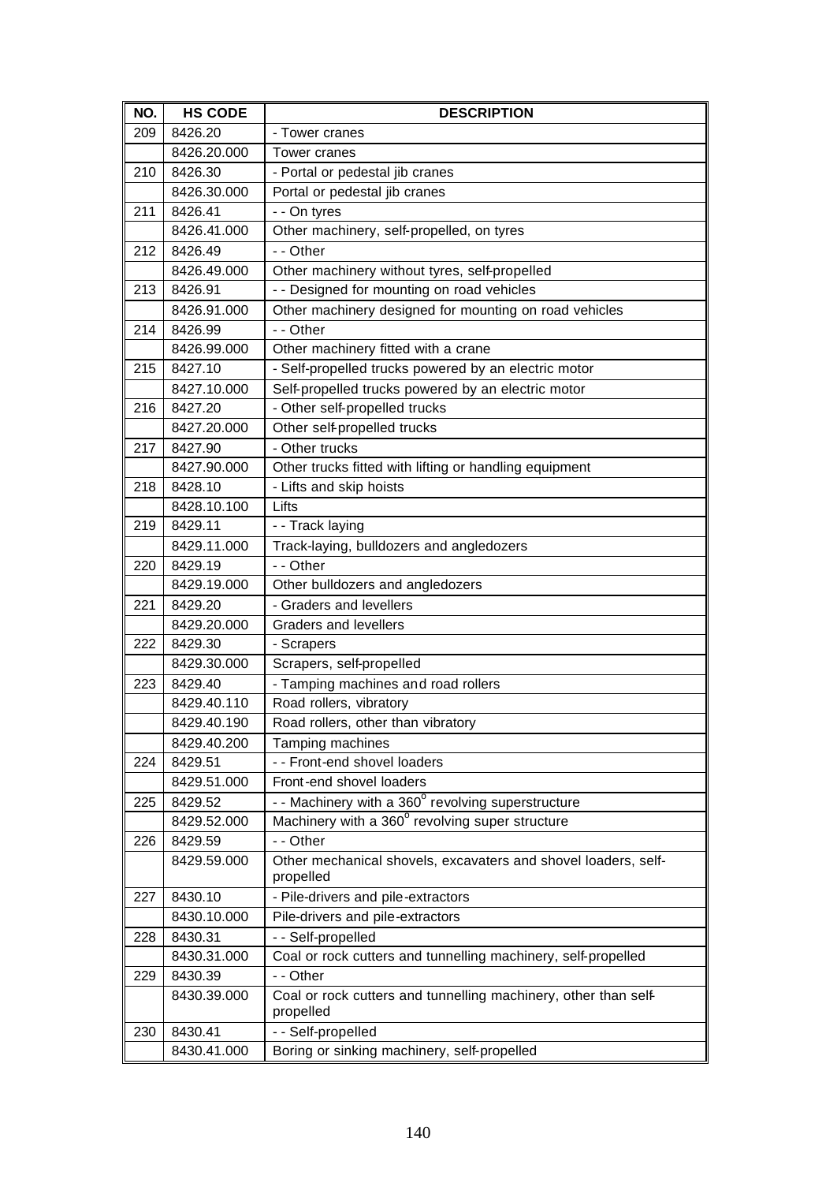| NO. | HS CODE | DESCRIPTION |
|---|---|---|
| 209 | 8426.20 | - Tower cranes |
| | 8426.20.000 | Tower cranes |
| 210 | 8426.30 | - Portal or pedestal jib cranes |
| | 8426.30.000 | Portal or pedestal jib cranes |
| 211 | 8426.41 | - - On tyres |
| | 8426.41.000 | Other machinery, self-propelled, on tyres |
| 212 | 8426.49 | - - Other |
| | 8426.49.000 | Other machinery without tyres, self-propelled |
| 213 | 8426.91 | - - Designed for mounting on road vehicles |
| | 8426.91.000 | Other machinery designed for mounting on road vehicles |
| 214 | 8426.99 | - - Other |
| | 8426.99.000 | Other machinery fitted with a crane |
| 215 | 8427.10 | - Self-propelled trucks powered by an electric motor |
| | 8427.10.000 | Self-propelled trucks powered by an electric motor |
| 216 | 8427.20 | - Other self-propelled trucks |
| | 8427.20.000 | Other self-propelled trucks |
| 217 | 8427.90 | - Other trucks |
| | 8427.90.000 | Other trucks fitted with lifting or handling equipment |
| 218 | 8428.10 | - Lifts and skip hoists |
| | 8428.10.100 | Lifts |
| 219 | 8429.11 | - - Track laying |
| | 8429.11.000 | Track-laying, bulldozers and angledozers |
| 220 | 8429.19 | - - Other |
| | 8429.19.000 | Other bulldozers and angledozers |
| 221 | 8429.20 | - Graders and levellers |
| | 8429.20.000 | Graders and levellers |
| 222 | 8429.30 | - Scrapers |
| | 8429.30.000 | Scrapers, self-propelled |
| 223 | 8429.40 | - Tamping machines and road rollers |
| | 8429.40.110 | Road rollers, vibratory |
| | 8429.40.190 | Road rollers, other than vibratory |
| | 8429.40.200 | Tamping machines |
| 224 | 8429.51 | - - Front-end shovel loaders |
| | 8429.51.000 | Front-end shovel loaders |
| 225 | 8429.52 | - - Machinery with a 360° revolving superstructure |
| | 8429.52.000 | Machinery with a 360° revolving super structure |
| 226 | 8429.59 | - - Other |
| | 8429.59.000 | Other mechanical shovels, excavaters and shovel loaders, self-propelled |
| 227 | 8430.10 | - Pile-drivers and pile-extractors |
| | 8430.10.000 | Pile-drivers and pile-extractors |
| 228 | 8430.31 | - - Self-propelled |
| | 8430.31.000 | Coal or rock cutters and tunnelling machinery, self-propelled |
| 229 | 8430.39 | - - Other |
| | 8430.39.000 | Coal or rock cutters and tunnelling machinery, other than self-propelled |
| 230 | 8430.41 | - - Self-propelled |
| | 8430.41.000 | Boring or sinking machinery, self-propelled |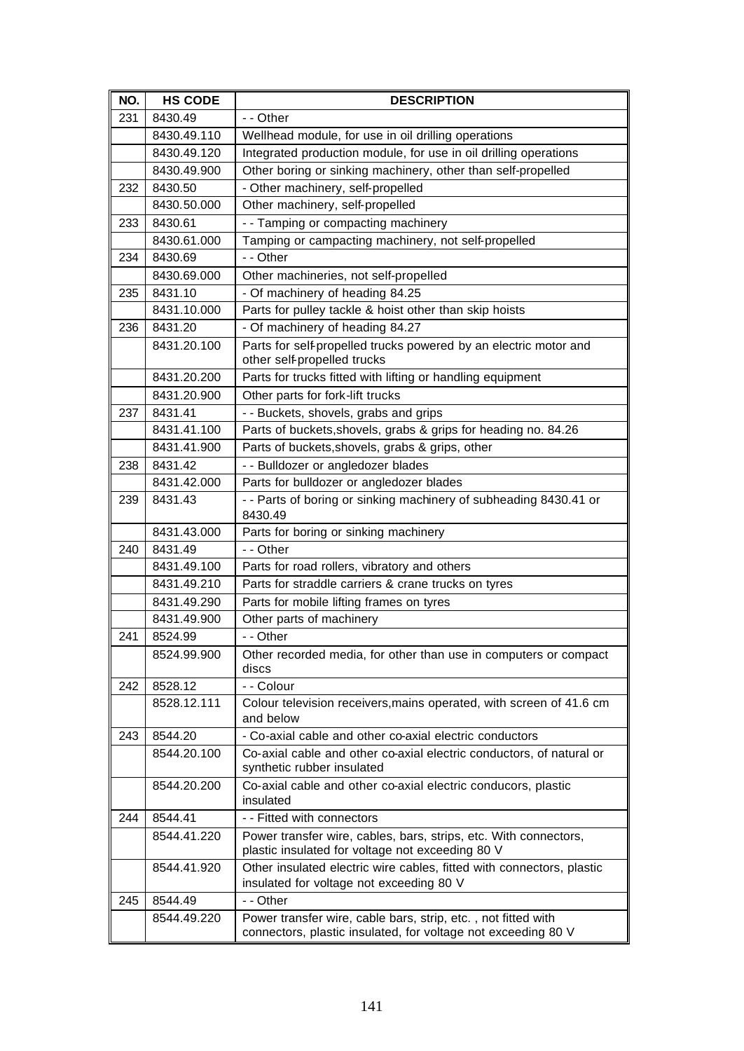| NO. | HS CODE | DESCRIPTION |
|---|---|---|
| 231 | 8430.49 | - - Other |
| | 8430.49.110 | Wellhead module, for use in oil drilling operations |
| | 8430.49.120 | Integrated production module, for use in oil drilling operations |
| | 8430.49.900 | Other boring or sinking machinery, other than self-propelled |
| 232 | 8430.50 | - Other machinery, self-propelled |
| | 8430.50.000 | Other machinery, self-propelled |
| 233 | 8430.61 | - - Tamping or compacting machinery |
| | 8430.61.000 | Tamping or campacting machinery, not self-propelled |
| 234 | 8430.69 | - - Other |
| | 8430.69.000 | Other machineries, not self-propelled |
| 235 | 8431.10 | - Of machinery of heading 84.25 |
| | 8431.10.000 | Parts for pulley tackle & hoist other than skip hoists |
| 236 | 8431.20 | - Of machinery of heading 84.27 |
| | 8431.20.100 | Parts for self-propelled trucks powered by an electric motor and other self-propelled trucks |
| | 8431.20.200 | Parts for trucks fitted with lifting or handling equipment |
| | 8431.20.900 | Other parts for fork-lift trucks |
| 237 | 8431.41 | - - Buckets, shovels, grabs and grips |
| | 8431.41.100 | Parts of buckets,shovels, grabs & grips for heading no. 84.26 |
| | 8431.41.900 | Parts of buckets,shovels, grabs & grips, other |
| 238 | 8431.42 | - - Bulldozer or angledozer blades |
| | 8431.42.000 | Parts for bulldozer or angledozer blades |
| 239 | 8431.43 | - - Parts of boring or sinking machinery of subheading 8430.41 or 8430.49 |
| | 8431.43.000 | Parts for boring or sinking machinery |
| 240 | 8431.49 | - - Other |
| | 8431.49.100 | Parts for road rollers, vibratory and others |
| | 8431.49.210 | Parts for straddle carriers & crane trucks on tyres |
| | 8431.49.290 | Parts for mobile lifting frames on tyres |
| | 8431.49.900 | Other parts of machinery |
| 241 | 8524.99 | - - Other |
| | 8524.99.900 | Other recorded media, for other than use in computers or compact discs |
| 242 | 8528.12 | - - Colour |
| | 8528.12.111 | Colour television receivers,mains operated, with screen of 41.6 cm and below |
| 243 | 8544.20 | - Co-axial cable and other co-axial electric conductors |
| | 8544.20.100 | Co-axial cable and other co-axial electric conductors, of natural or synthetic rubber insulated |
| | 8544.20.200 | Co-axial cable and other co-axial electric conducors, plastic insulated |
| 244 | 8544.41 | - - Fitted with connectors |
| | 8544.41.220 | Power transfer wire, cables, bars, strips, etc. With connectors, plastic insulated for voltage not exceeding 80 V |
| | 8544.41.920 | Other insulated electric wire cables, fitted with connectors, plastic insulated for voltage not exceeding 80 V |
| 245 | 8544.49 | - - Other |
| | 8544.49.220 | Power transfer wire, cable bars, strip, etc. , not fitted with connectors, plastic insulated, for voltage not exceeding 80 V |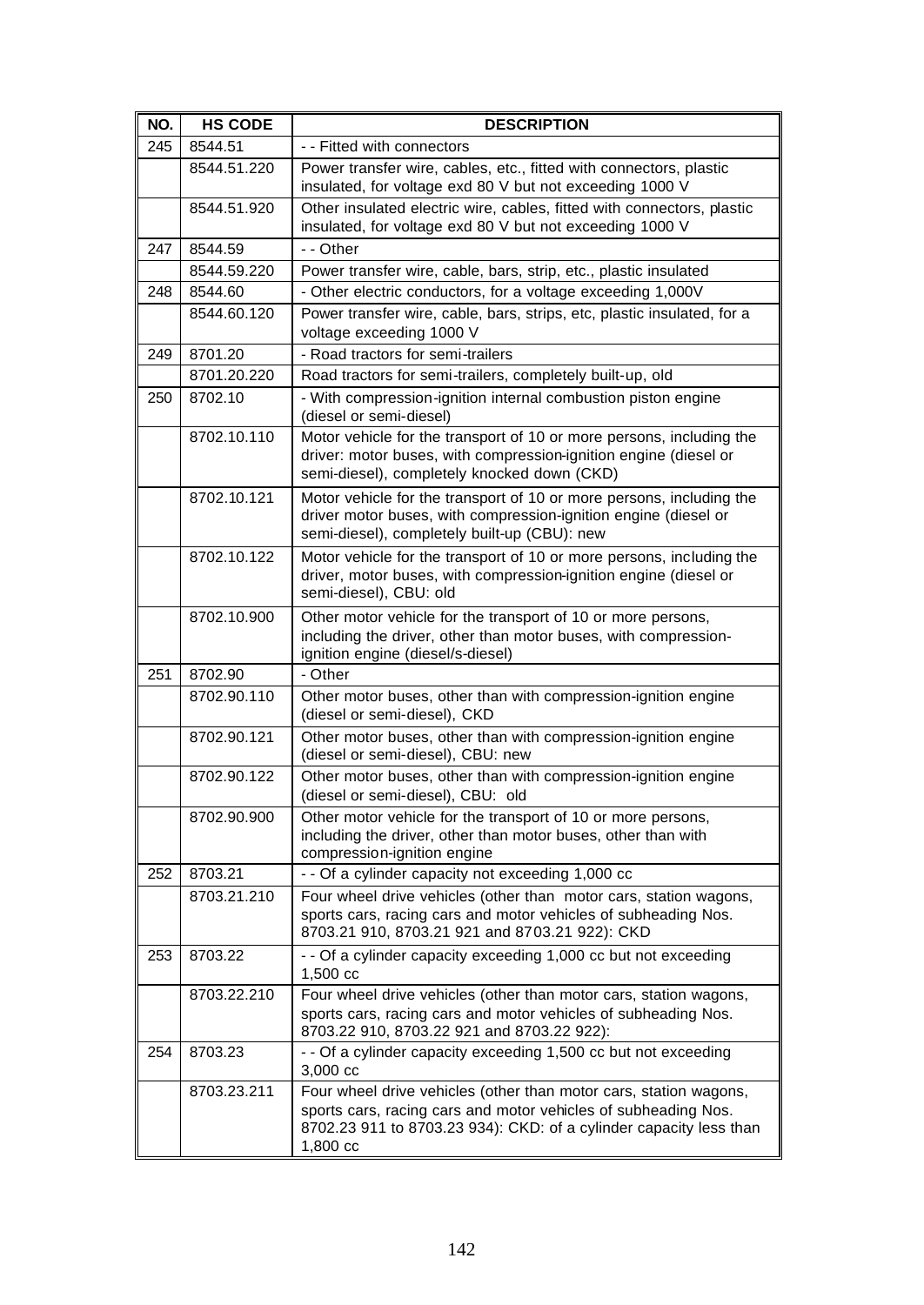| NO. | HS CODE | DESCRIPTION |
|---|---|---|
| 245 | 8544.51 | - - Fitted with connectors |
| | 8544.51.220 | Power transfer wire, cables, etc., fitted with connectors, plastic insulated, for voltage exd 80 V but not exceeding 1000 V |
| | 8544.51.920 | Other insulated electric wire, cables, fitted with connectors, plastic insulated, for voltage exd 80 V but not exceeding 1000 V |
| 247 | 8544.59 | - - Other |
| | 8544.59.220 | Power transfer wire, cable, bars, strip, etc., plastic insulated |
| 248 | 8544.60 | - Other electric conductors, for a voltage exceeding 1,000V |
| | 8544.60.120 | Power transfer wire, cable, bars, strips, etc, plastic insulated, for a voltage exceeding 1000 V |
| 249 | 8701.20 | - Road tractors for semi-trailers |
| | 8701.20.220 | Road tractors for semi-trailers, completely built-up, old |
| 250 | 8702.10 | - With compression-ignition internal combustion piston engine (diesel or semi-diesel) |
| | 8702.10.110 | Motor vehicle for the transport of 10 or more persons, including the driver: motor buses, with compression-ignition engine (diesel or semi-diesel), completely knocked down (CKD) |
| | 8702.10.121 | Motor vehicle for the transport of 10 or more persons, including the driver motor buses, with compression-ignition engine (diesel or semi-diesel), completely built-up (CBU): new |
| | 8702.10.122 | Motor vehicle for the transport of 10 or more persons, including the driver, motor buses, with compression-ignition engine (diesel or semi-diesel), CBU: old |
| | 8702.10.900 | Other motor vehicle for the transport of 10 or more persons, including the driver, other than motor buses, with compression-ignition engine (diesel/s-diesel) |
| 251 | 8702.90 | - Other |
| | 8702.90.110 | Other motor buses, other than with compression-ignition engine (diesel or semi-diesel), CKD |
| | 8702.90.121 | Other motor buses, other than with compression-ignition engine (diesel or semi-diesel), CBU: new |
| | 8702.90.122 | Other motor buses, other than with compression-ignition engine (diesel or semi-diesel), CBU: old |
| | 8702.90.900 | Other motor vehicle for the transport of 10 or more persons, including the driver, other than motor buses, other than with compression-ignition engine |
| 252 | 8703.21 | - - Of a cylinder capacity not exceeding 1,000 cc |
| | 8703.21.210 | Four wheel drive vehicles (other than motor cars, station wagons, sports cars, racing cars and motor vehicles of subheading Nos. 8703.21 910, 8703.21 921 and 8703.21 922): CKD |
| 253 | 8703.22 | - - Of a cylinder capacity exceeding 1,000 cc but not exceeding 1,500 cc |
| | 8703.22.210 | Four wheel drive vehicles (other than motor cars, station wagons, sports cars, racing cars and motor vehicles of subheading Nos. 8703.22 910, 8703.22 921 and 8703.22 922): |
| 254 | 8703.23 | - - Of a cylinder capacity exceeding 1,500 cc but not exceeding 3,000 cc |
| | 8703.23.211 | Four wheel drive vehicles (other than motor cars, station wagons, sports cars, racing cars and motor vehicles of subheading Nos. 8702.23 911 to 8703.23 934): CKD: of a cylinder capacity less than 1,800 cc |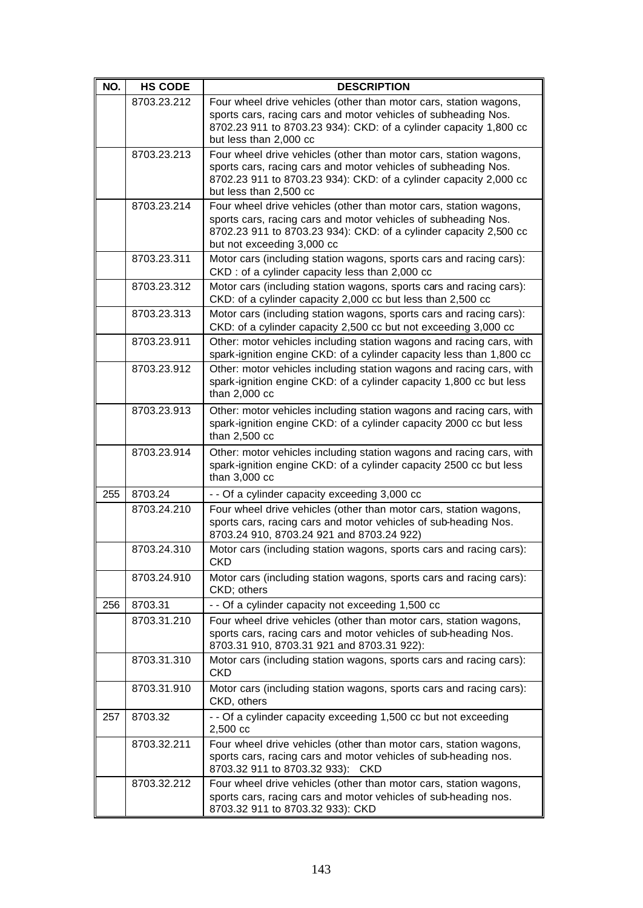| NO. | HS CODE | DESCRIPTION |
|---|---|---|
| | 8703.23.212 | Four wheel drive vehicles (other than motor cars, station wagons, sports cars, racing cars and motor vehicles of subheading Nos. 8702.23 911 to 8703.23 934): CKD: of a cylinder capacity 1,800 cc but less than 2,000 cc |
| | 8703.23.213 | Four wheel drive vehicles (other than motor cars, station wagons, sports cars, racing cars and motor vehicles of subheading Nos. 8702.23 911 to 8703.23 934): CKD: of a cylinder capacity 2,000 cc but less than 2,500 cc |
| | 8703.23.214 | Four wheel drive vehicles (other than motor cars, station wagons, sports cars, racing cars and motor vehicles of subheading Nos. 8702.23 911 to 8703.23 934): CKD: of a cylinder capacity 2,500 cc but not exceeding 3,000 cc |
| | 8703.23.311 | Motor cars (including station wagons, sports cars and racing cars): CKD : of a cylinder capacity less than 2,000 cc |
| | 8703.23.312 | Motor cars (including station wagons, sports cars and racing cars): CKD: of a cylinder capacity 2,000 cc but less than 2,500 cc |
| | 8703.23.313 | Motor cars (including station wagons, sports cars and racing cars): CKD: of a cylinder capacity 2,500 cc but not exceeding 3,000 cc |
| | 8703.23.911 | Other: motor vehicles including station wagons and racing cars, with spark-ignition engine CKD: of a cylinder capacity less than 1,800 cc |
| | 8703.23.912 | Other: motor vehicles including station wagons and racing cars, with spark-ignition engine CKD: of a cylinder capacity 1,800 cc but less than 2,000 cc |
| | 8703.23.913 | Other: motor vehicles including station wagons and racing cars, with spark-ignition engine CKD: of a cylinder capacity 2000 cc but less than 2,500 cc |
| | 8703.23.914 | Other: motor vehicles including station wagons and racing cars, with spark-ignition engine CKD: of a cylinder capacity 2500 cc but less than 3,000 cc |
| 255 | 8703.24 | - - Of a cylinder capacity exceeding 3,000 cc |
| | 8703.24.210 | Four wheel drive vehicles (other than motor cars, station wagons, sports cars, racing cars and motor vehicles of sub-heading Nos. 8703.24 910, 8703.24 921 and 8703.24 922) |
| | 8703.24.310 | Motor cars (including station wagons, sports cars and racing cars): CKD |
| | 8703.24.910 | Motor cars (including station wagons, sports cars and racing cars): CKD; others |
| 256 | 8703.31 | - - Of a cylinder capacity not exceeding 1,500 cc |
| | 8703.31.210 | Four wheel drive vehicles (other than motor cars, station wagons, sports cars, racing cars and motor vehicles of sub-heading Nos. 8703.31 910, 8703.31 921 and 8703.31 922): |
| | 8703.31.310 | Motor cars (including station wagons, sports cars and racing cars): CKD |
| | 8703.31.910 | Motor cars (including station wagons, sports cars and racing cars): CKD, others |
| 257 | 8703.32 | - - Of a cylinder capacity exceeding 1,500 cc but not exceeding 2,500 cc |
| | 8703.32.211 | Four wheel drive vehicles (other than motor cars, station wagons, sports cars, racing cars and motor vehicles of sub-heading nos. 8703.32 911 to 8703.32 933): CKD |
| | 8703.32.212 | Four wheel drive vehicles (other than motor cars, station wagons, sports cars, racing cars and motor vehicles of sub-heading nos. 8703.32 911 to 8703.32 933): CKD |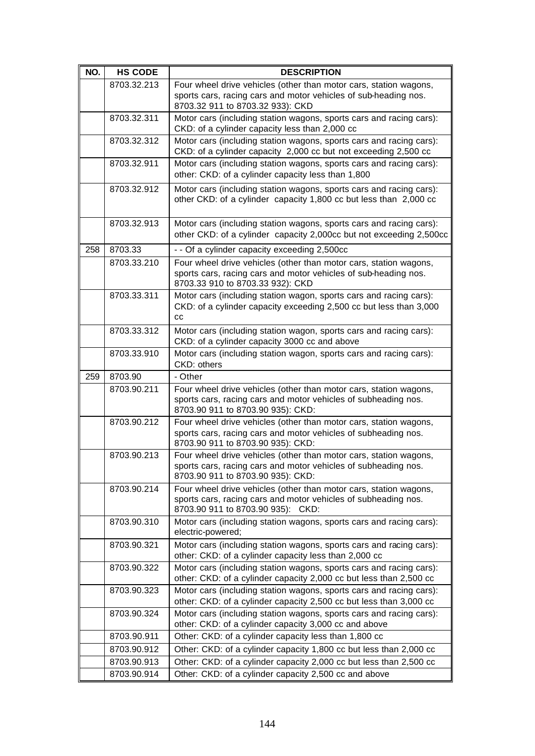| NO. | HS CODE | DESCRIPTION |
|---|---|---|
| | 8703.32.213 | Four wheel drive vehicles (other than motor cars, station wagons, sports cars, racing cars and motor vehicles of sub-heading nos. 8703.32 911 to 8703.32 933): CKD |
| | 8703.32.311 | Motor cars (including station wagons, sports cars and racing cars): CKD: of a cylinder capacity less than 2,000 cc |
| | 8703.32.312 | Motor cars (including station wagons, sports cars and racing cars): CKD: of a cylinder capacity 2,000 cc but not exceeding 2,500 cc |
| | 8703.32.911 | Motor cars (including station wagons, sports cars and racing cars): other: CKD: of a cylinder capacity less than 1,800 |
| | 8703.32.912 | Motor cars (including station wagons, sports cars and racing cars): other CKD: of a cylinder capacity 1,800 cc but less than 2,000 cc |
| | 8703.32.913 | Motor cars (including station wagons, sports cars and racing cars): other CKD: of a cylinder capacity 2,000cc but not exceeding 2,500cc |
| 258 | 8703.33 | - - Of a cylinder capacity exceeding 2,500cc |
| | 8703.33.210 | Four wheel drive vehicles (other than motor cars, station wagons, sports cars, racing cars and motor vehicles of sub-heading nos. 8703.33 910 to 8703.33 932): CKD |
| | 8703.33.311 | Motor cars (including station wagon, sports cars and racing cars): CKD: of a cylinder capacity exceeding 2,500 cc but less than 3,000 cc |
| | 8703.33.312 | Motor cars (including station wagon, sports cars and racing cars): CKD: of a cylinder capacity 3000 cc and above |
| | 8703.33.910 | Motor cars (including station wagon, sports cars and racing cars): CKD: others |
| 259 | 8703.90 | - Other |
| | 8703.90.211 | Four wheel drive vehicles (other than motor cars, station wagons, sports cars, racing cars and motor vehicles of subheading nos. 8703.90 911 to 8703.90 935): CKD: |
| | 8703.90.212 | Four wheel drive vehicles (other than motor cars, station wagons, sports cars, racing cars and motor vehicles of subheading nos. 8703.90 911 to 8703.90 935): CKD: |
| | 8703.90.213 | Four wheel drive vehicles (other than motor cars, station wagons, sports cars, racing cars and motor vehicles of subheading nos. 8703.90 911 to 8703.90 935): CKD: |
| | 8703.90.214 | Four wheel drive vehicles (other than motor cars, station wagons, sports cars, racing cars and motor vehicles of subheading nos. 8703.90 911 to 8703.90 935): CKD: |
| | 8703.90.310 | Motor cars (including station wagons, sports cars and racing cars): electric-powered; |
| | 8703.90.321 | Motor cars (including station wagons, sports cars and racing cars): other: CKD: of a cylinder capacity less than 2,000 cc |
| | 8703.90.322 | Motor cars (including station wagons, sports cars and racing cars): other: CKD: of a cylinder capacity 2,000 cc but less than 2,500 cc |
| | 8703.90.323 | Motor cars (including station wagons, sports cars and racing cars): other: CKD: of a cylinder capacity 2,500 cc but less than 3,000 cc |
| | 8703.90.324 | Motor cars (including station wagons, sports cars and racing cars): other: CKD: of a cylinder capacity 3,000 cc and above |
| | 8703.90.911 | Other: CKD: of a cylinder capacity less than 1,800 cc |
| | 8703.90.912 | Other: CKD: of a cylinder capacity 1,800 cc but less than 2,000 cc |
| | 8703.90.913 | Other: CKD: of a cylinder capacity 2,000 cc but less than 2,500 cc |
| | 8703.90.914 | Other: CKD: of a cylinder capacity 2,500 cc and above |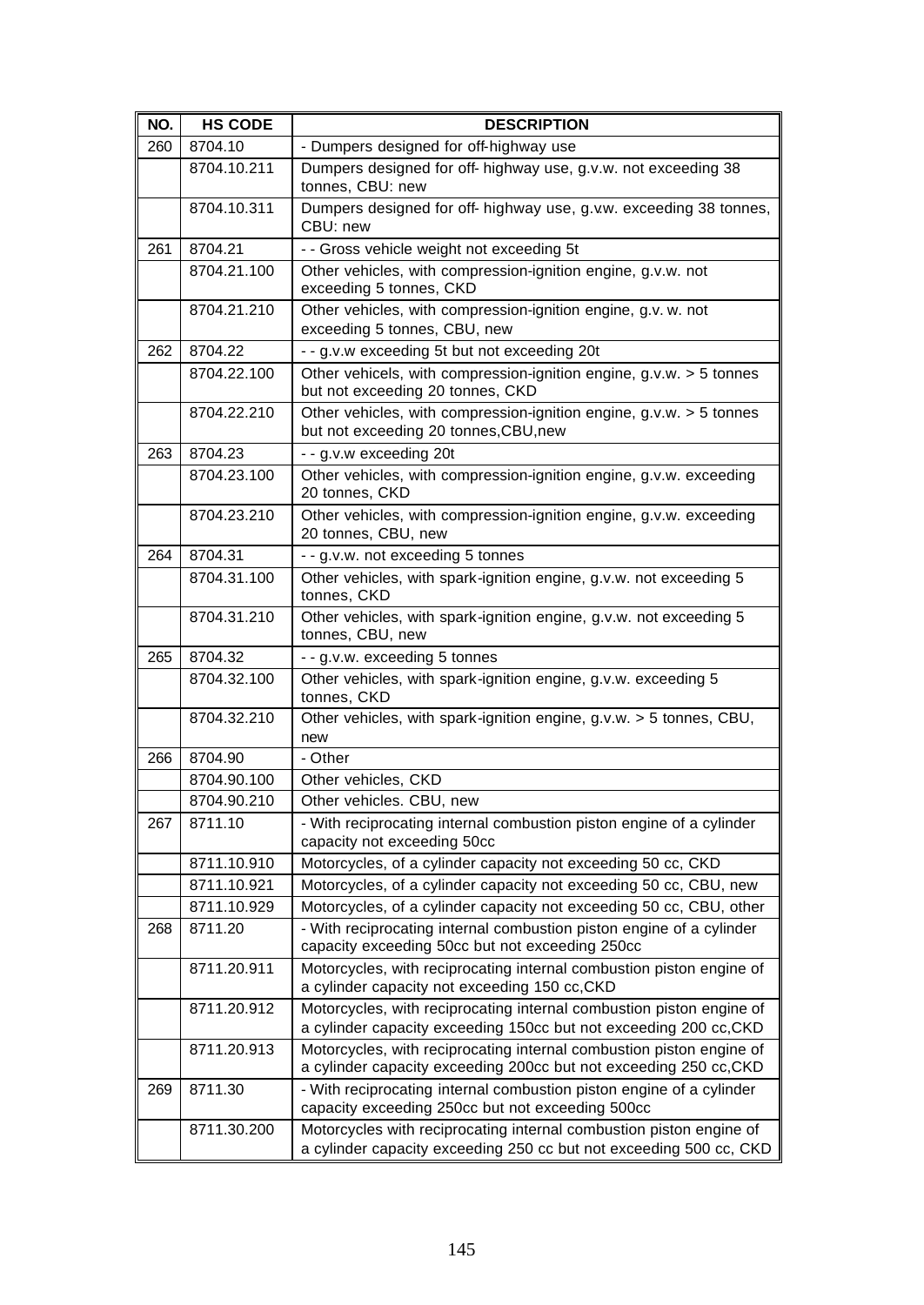| NO. | HS CODE | DESCRIPTION |
|---|---|---|
| 260 | 8704.10 | - Dumpers designed for off-highway use |
| | 8704.10.211 | Dumpers designed for off- highway use, g.v.w. not exceeding 38 tonnes, CBU: new |
| | 8704.10.311 | Dumpers designed for off- highway use, g.v.w. exceeding 38 tonnes, CBU: new |
| 261 | 8704.21 | - - Gross vehicle weight not exceeding 5t |
| | 8704.21.100 | Other vehicles, with compression-ignition engine, g.v.w. not exceeding 5 tonnes, CKD |
| | 8704.21.210 | Other vehicles, with compression-ignition engine, g.v. w. not exceeding 5 tonnes, CBU, new |
| 262 | 8704.22 | - - g.v.w exceeding 5t but not exceeding 20t |
| | 8704.22.100 | Other vehicels, with compression-ignition engine, g.v.w. > 5 tonnes but not exceeding 20 tonnes, CKD |
| | 8704.22.210 | Other vehicles, with compression-ignition engine, g.v.w. > 5 tonnes but not exceeding 20 tonnes,CBU,new |
| 263 | 8704.23 | - - g.v.w exceeding 20t |
| | 8704.23.100 | Other vehicles, with compression-ignition engine, g.v.w. exceeding 20 tonnes, CKD |
| | 8704.23.210 | Other vehicles, with compression-ignition engine, g.v.w. exceeding 20 tonnes, CBU, new |
| 264 | 8704.31 | - - g.v.w. not exceeding 5 tonnes |
| | 8704.31.100 | Other vehicles, with spark-ignition engine, g.v.w. not exceeding 5 tonnes, CKD |
| | 8704.31.210 | Other vehicles, with spark-ignition engine, g.v.w. not exceeding 5 tonnes, CBU, new |
| 265 | 8704.32 | - - g.v.w. exceeding 5 tonnes |
| | 8704.32.100 | Other vehicles, with spark-ignition engine, g.v.w. exceeding 5 tonnes, CKD |
| | 8704.32.210 | Other vehicles, with spark-ignition engine, g.v.w. > 5 tonnes, CBU, new |
| 266 | 8704.90 | - Other |
| | 8704.90.100 | Other vehicles, CKD |
| | 8704.90.210 | Other vehicles. CBU, new |
| 267 | 8711.10 | - With reciprocating internal combustion piston engine of a cylinder capacity not exceeding 50cc |
| | 8711.10.910 | Motorcycles, of a cylinder capacity not exceeding 50 cc, CKD |
| | 8711.10.921 | Motorcycles, of a cylinder capacity not exceeding 50 cc, CBU, new |
| | 8711.10.929 | Motorcycles, of a cylinder capacity not exceeding 50 cc, CBU, other |
| 268 | 8711.20 | - With reciprocating internal combustion piston engine of a cylinder capacity exceeding 50cc but not exceeding 250cc |
| | 8711.20.911 | Motorcycles, with reciprocating internal combustion piston engine of a cylinder capacity not exceeding 150 cc,CKD |
| | 8711.20.912 | Motorcycles, with reciprocating internal combustion piston engine of a cylinder capacity exceeding 150cc but not exceeding 200 cc,CKD |
| | 8711.20.913 | Motorcycles, with reciprocating internal combustion piston engine of a cylinder capacity exceeding 200cc but not exceeding 250 cc,CKD |
| 269 | 8711.30 | - With reciprocating internal combustion piston engine of a cylinder capacity exceeding 250cc but not exceeding 500cc |
| | 8711.30.200 | Motorcycles with reciprocating internal combustion piston engine of a cylinder capacity exceeding 250 cc but not exceeding 500 cc, CKD |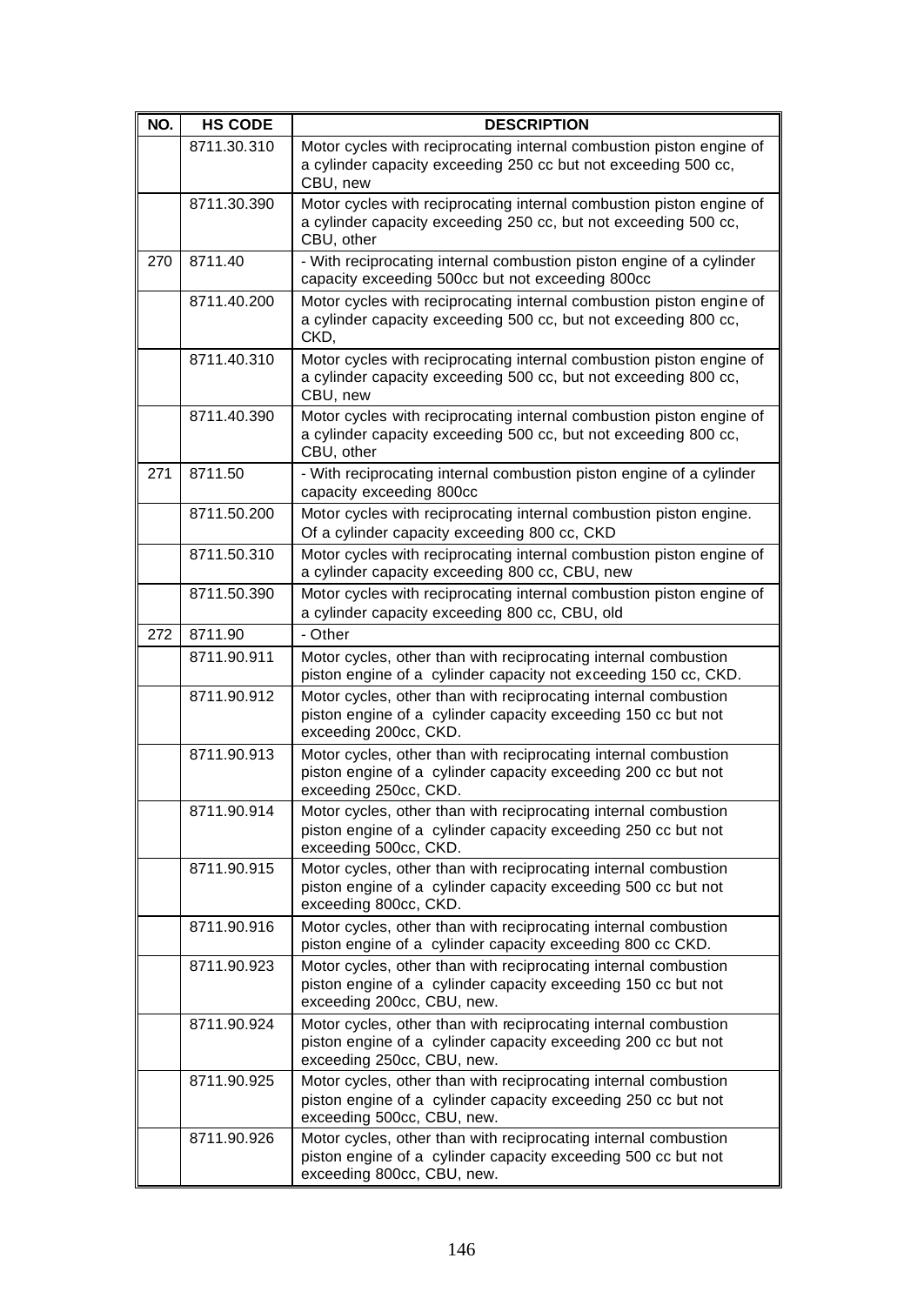| NO. | HS CODE | DESCRIPTION |
|---|---|---|
| | 8711.30.310 | Motor cycles with reciprocating internal combustion piston engine of a cylinder capacity exceeding 250 cc but not exceeding 500 cc, CBU, new |
| | 8711.30.390 | Motor cycles with reciprocating internal combustion piston engine of a cylinder capacity exceeding 250 cc, but not exceeding 500 cc, CBU, other |
| 270 | 8711.40 | - With reciprocating internal combustion piston engine of a cylinder capacity exceeding 500cc but not exceeding 800cc |
| | 8711.40.200 | Motor cycles with reciprocating internal combustion piston engine of a cylinder capacity exceeding 500 cc, but not exceeding 800 cc, CKD, |
| | 8711.40.310 | Motor cycles with reciprocating internal combustion piston engine of a cylinder capacity exceeding 500 cc, but not exceeding 800 cc, CBU, new |
| | 8711.40.390 | Motor cycles with reciprocating internal combustion piston engine of a cylinder capacity exceeding 500 cc, but not exceeding 800 cc, CBU, other |
| 271 | 8711.50 | - With reciprocating internal combustion piston engine of a cylinder capacity exceeding 800cc |
| | 8711.50.200 | Motor cycles with reciprocating internal combustion piston engine. Of a cylinder capacity exceeding 800 cc, CKD |
| | 8711.50.310 | Motor cycles with reciprocating internal combustion piston engine of a cylinder capacity exceeding 800 cc, CBU, new |
| | 8711.50.390 | Motor cycles with reciprocating internal combustion piston engine of a cylinder capacity exceeding 800 cc, CBU, old |
| 272 | 8711.90 | - Other |
| | 8711.90.911 | Motor cycles, other than with reciprocating internal combustion piston engine of a cylinder capacity not exceeding 150 cc, CKD. |
| | 8711.90.912 | Motor cycles, other than with reciprocating internal combustion piston engine of a cylinder capacity exceeding 150 cc but not exceeding 200cc, CKD. |
| | 8711.90.913 | Motor cycles, other than with reciprocating internal combustion piston engine of a cylinder capacity exceeding 200 cc but not exceeding 250cc, CKD. |
| | 8711.90.914 | Motor cycles, other than with reciprocating internal combustion piston engine of a cylinder capacity exceeding 250 cc but not exceeding 500cc, CKD. |
| | 8711.90.915 | Motor cycles, other than with reciprocating internal combustion piston engine of a cylinder capacity exceeding 500 cc but not exceeding 800cc, CKD. |
| | 8711.90.916 | Motor cycles, other than with reciprocating internal combustion piston engine of a cylinder capacity exceeding 800 cc CKD. |
| | 8711.90.923 | Motor cycles, other than with reciprocating internal combustion piston engine of a cylinder capacity exceeding 150 cc but not exceeding 200cc, CBU, new. |
| | 8711.90.924 | Motor cycles, other than with reciprocating internal combustion piston engine of a cylinder capacity exceeding 200 cc but not exceeding 250cc, CBU, new. |
| | 8711.90.925 | Motor cycles, other than with reciprocating internal combustion piston engine of a cylinder capacity exceeding 250 cc but not exceeding 500cc, CBU, new. |
| | 8711.90.926 | Motor cycles, other than with reciprocating internal combustion piston engine of a cylinder capacity exceeding 500 cc but not exceeding 800cc, CBU, new. |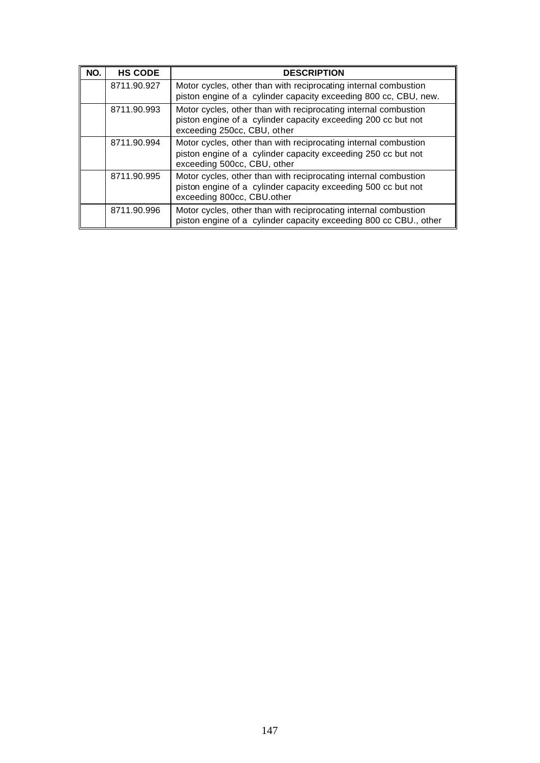| NO. | HS CODE | DESCRIPTION |
|---|---|---|
| | 8711.90.927 | Motor cycles, other than with reciprocating internal combustion piston engine of a cylinder capacity exceeding 800 cc, CBU, new. |
| | 8711.90.993 | Motor cycles, other than with reciprocating internal combustion piston engine of a cylinder capacity exceeding 200 cc but not exceeding 250cc, CBU, other |
| | 8711.90.994 | Motor cycles, other than with reciprocating internal combustion piston engine of a cylinder capacity exceeding 250 cc but not exceeding 500cc, CBU, other |
| | 8711.90.995 | Motor cycles, other than with reciprocating internal combustion piston engine of a cylinder capacity exceeding 500 cc but not exceeding 800cc, CBU.other |
| | 8711.90.996 | Motor cycles, other than with reciprocating internal combustion piston engine of a cylinder capacity exceeding 800 cc CBU., other |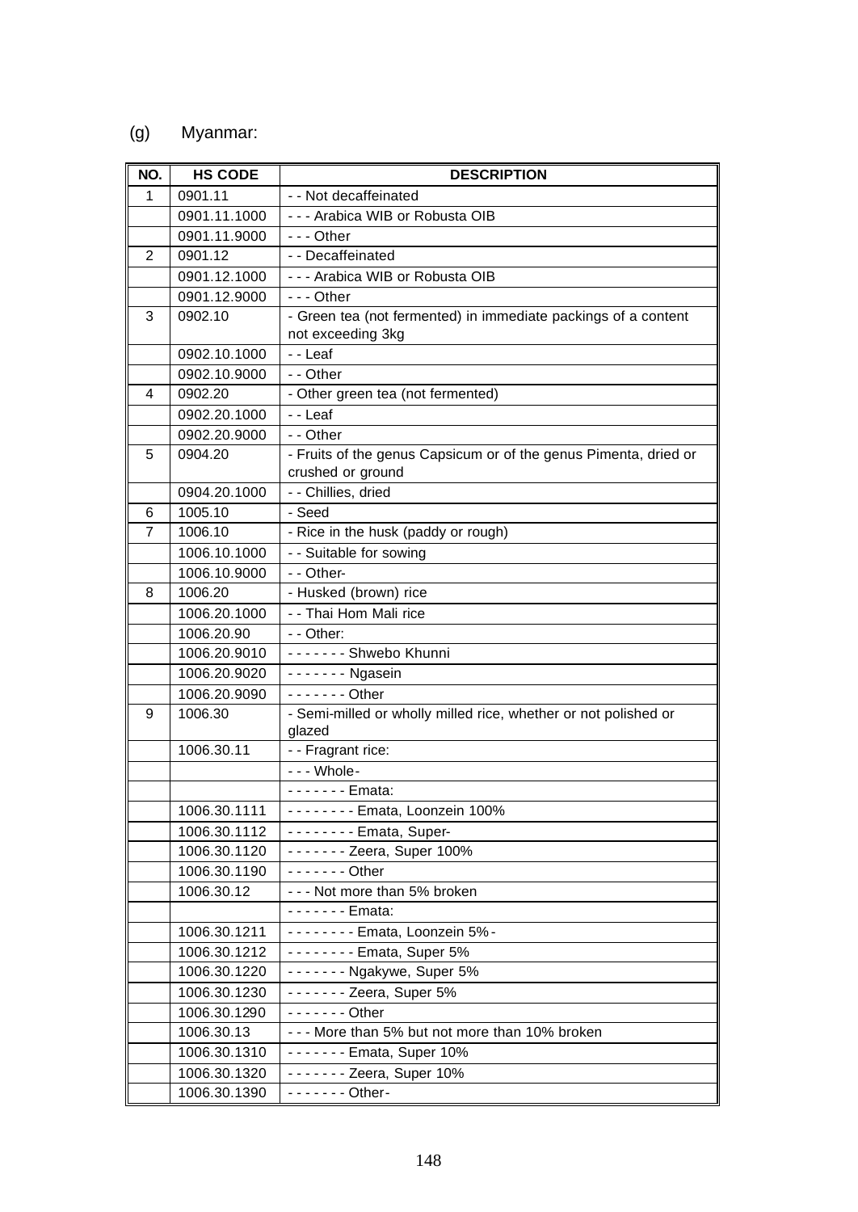(g) Myanmar:

| NO. | HS CODE | DESCRIPTION |
|---|---|---|
| 1 | 0901.11 | - - Not decaffeinated |
| | 0901.11.1000 | - - - Arabica WIB or Robusta OIB |
| | 0901.11.9000 | - - - Other |
| 2 | 0901.12 | - - Decaffeinated |
| | 0901.12.1000 | - - - Arabica WIB or Robusta OIB |
| | 0901.12.9000 | - - - Other |
| 3 | 0902.10 | - Green tea (not fermented) in immediate packings of a content not exceeding 3kg |
| | 0902.10.1000 | - - Leaf |
| | 0902.10.9000 | - - Other |
| 4 | 0902.20 | - Other green tea (not fermented) |
| | 0902.20.1000 | - - Leaf |
| | 0902.20.9000 | - - Other |
| 5 | 0904.20 | - Fruits of the genus Capsicum or of the genus Pimenta, dried or crushed or ground |
| | 0904.20.1000 | - - Chillies, dried |
| 6 | 1005.10 | - Seed |
| 7 | 1006.10 | - Rice in the husk (paddy or rough) |
| | 1006.10.1000 | - - Suitable for sowing |
| | 1006.10.9000 | - - Other- |
| 8 | 1006.20 | - Husked (brown) rice |
| | 1006.20.1000 | - - Thai Hom Mali rice |
| | 1006.20.90 | - - Other: |
| | 1006.20.9010 | - - - - - - - Shwebo Khunni |
| | 1006.20.9020 | - - - - - - - Ngasein |
| | 1006.20.9090 | - - - - - - - Other |
| 9 | 1006.30 | - Semi-milled or wholly milled rice, whether or not polished or glazed |
| | 1006.30.11 | - - Fragrant rice: |
| | | - - - Whole- |
| | | - - - - - - - Emata: |
| | 1006.30.1111 | - - - - - - - - Emata, Loonzein 100% |
| | 1006.30.1112 | - - - - - - - - Emata, Super- |
| | 1006.30.1120 | - - - - - - - Zeera, Super 100% |
| | 1006.30.1190 | - - - - - - - Other |
| | 1006.30.12 | - - - Not more than 5% broken |
| | | - - - - - - - Emata: |
| | 1006.30.1211 | - - - - - - - - Emata, Loonzein 5%- |
| | 1006.30.1212 | - - - - - - - - Emata, Super 5% |
| | 1006.30.1220 | - - - - - - - Ngakywe, Super 5% |
| | 1006.30.1230 | - - - - - - - Zeera, Super 5% |
| | 1006.30.1290 | - - - - - - - Other |
| | 1006.30.13 | - - - More than 5% but not more than 10% broken |
| | 1006.30.1310 | - - - - - - - Emata, Super 10% |
| | 1006.30.1320 | - - - - - - - Zeera, Super 10% |
| | 1006.30.1390 | - - - - - - - Other- |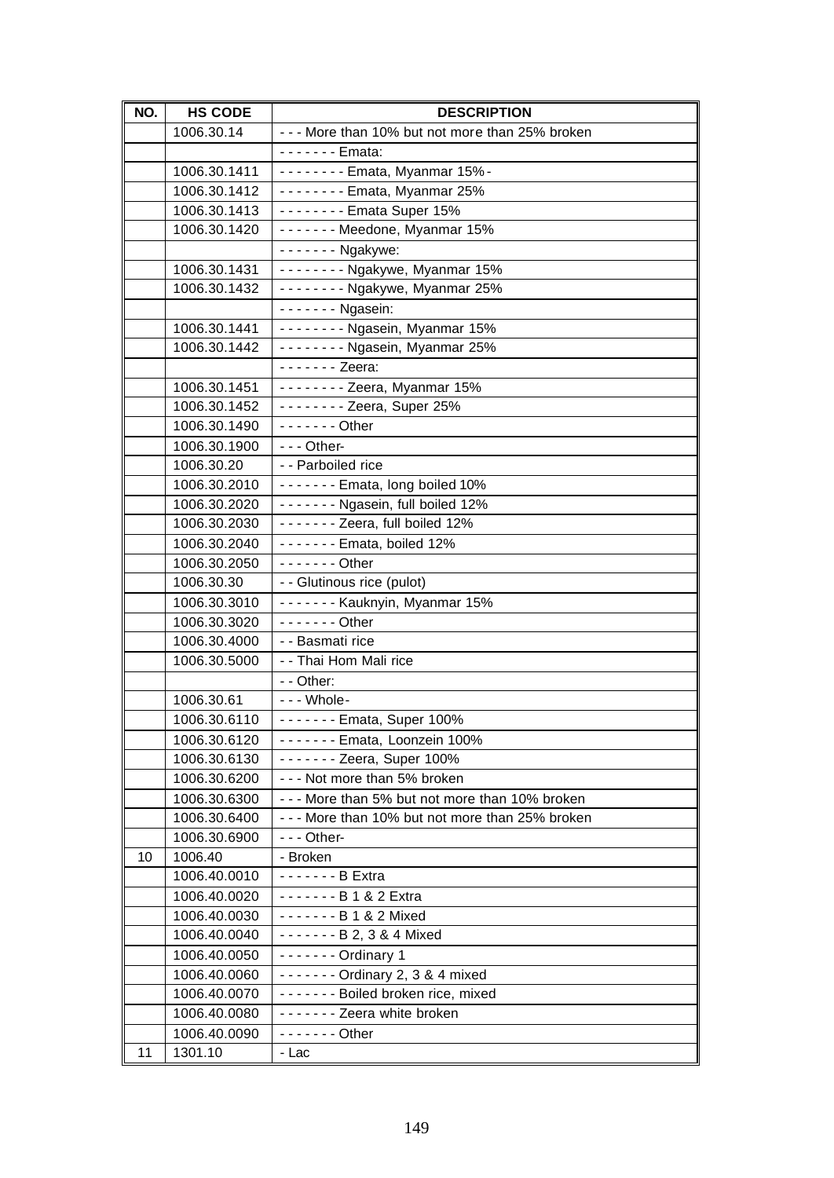| NO. | HS CODE | DESCRIPTION |
|---|---|---|
| | 1006.30.14 | - - - More than 10% but not more than 25% broken |
| | | - - - - - - - Emata: |
| | 1006.30.1411 | - - - - - - - - Emata, Myanmar 15%- |
| | 1006.30.1412 | - - - - - - - - Emata, Myanmar 25% |
| | 1006.30.1413 | - - - - - - - - Emata Super 15% |
| | 1006.30.1420 | - - - - - - - Meedone, Myanmar 15% |
| | | - - - - - - - Ngakywe: |
| | 1006.30.1431 | - - - - - - - - Ngakywe, Myanmar 15% |
| | 1006.30.1432 | - - - - - - - - Ngakywe, Myanmar 25% |
| | | - - - - - - - Ngasein: |
| | 1006.30.1441 | - - - - - - - - Ngasein, Myanmar 15% |
| | 1006.30.1442 | - - - - - - - - Ngasein, Myanmar 25% |
| | | - - - - - - - Zeera: |
| | 1006.30.1451 | - - - - - - - - Zeera, Myanmar 15% |
| | 1006.30.1452 | - - - - - - - - Zeera, Super 25% |
| | 1006.30.1490 | - - - - - - - Other |
| | 1006.30.1900 | - - - Other- |
| | 1006.30.20 | - - Parboiled rice |
| | 1006.30.2010 | - - - - - - - Emata, long boiled 10% |
| | 1006.30.2020 | - - - - - - - Ngasein, full boiled 12% |
| | 1006.30.2030 | - - - - - - - Zeera, full boiled 12% |
| | 1006.30.2040 | - - - - - - - Emata, boiled 12% |
| | 1006.30.2050 | - - - - - - - Other |
| | 1006.30.30 | - - Glutinous rice (pulot) |
| | 1006.30.3010 | - - - - - - - Kauknyin, Myanmar 15% |
| | 1006.30.3020 | - - - - - - - Other |
| | 1006.30.4000 | - - Basmati rice |
| | 1006.30.5000 | - - Thai Hom Mali rice |
| | | - - Other: |
| | 1006.30.61 | - - - Whole- |
| | 1006.30.6110 | - - - - - - - Emata, Super 100% |
| | 1006.30.6120 | - - - - - - - Emata, Loonzein 100% |
| | 1006.30.6130 | - - - - - - - Zeera, Super 100% |
| | 1006.30.6200 | - - - Not more than 5% broken |
| | 1006.30.6300 | - - - More than 5% but not more than 10% broken |
| | 1006.30.6400 | - - - More than 10% but not more than 25% broken |
| | 1006.30.6900 | - - - Other- |
| 10 | 1006.40 | - Broken |
| | 1006.40.0010 | - - - - - - - B Extra |
| | 1006.40.0020 | - - - - - - - B 1 & 2 Extra |
| | 1006.40.0030 | - - - - - - - B 1 & 2 Mixed |
| | 1006.40.0040 | - - - - - - - B 2, 3 & 4 Mixed |
| | 1006.40.0050 | - - - - - - - Ordinary 1 |
| | 1006.40.0060 | - - - - - - - Ordinary 2, 3 & 4 mixed |
| | 1006.40.0070 | - - - - - - - Boiled broken rice, mixed |
| | 1006.40.0080 | - - - - - - - Zeera white broken |
| | 1006.40.0090 | - - - - - - - Other |
| 11 | 1301.10 | - Lac |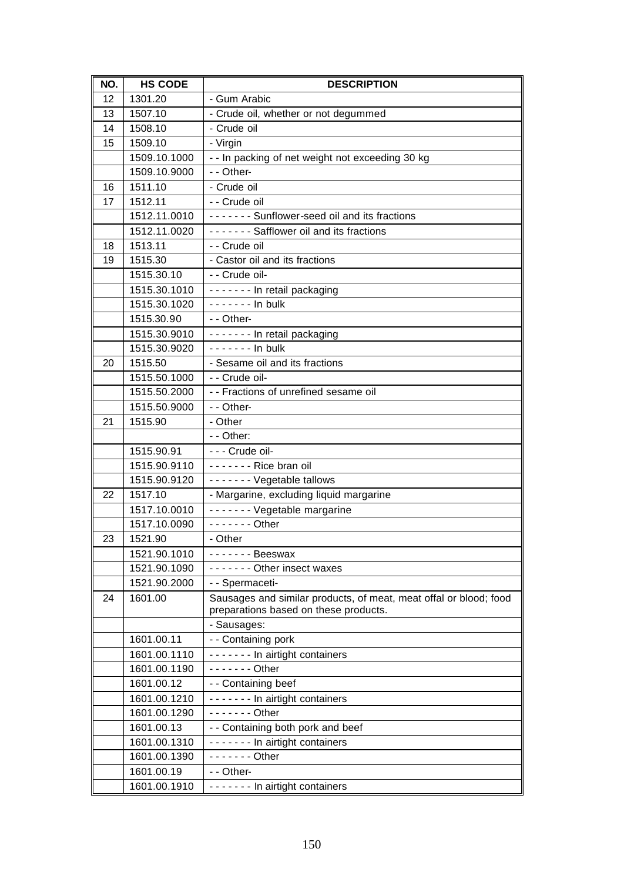| NO. | HS CODE | DESCRIPTION |
|---|---|---|
| 12 | 1301.20 | - Gum Arabic |
| 13 | 1507.10 | - Crude oil, whether or not degummed |
| 14 | 1508.10 | - Crude oil |
| 15 | 1509.10 | - Virgin |
| | 1509.10.1000 | - - In packing of net weight not exceeding 30 kg |
| | 1509.10.9000 | - - Other- |
| 16 | 1511.10 | - Crude oil |
| 17 | 1512.11 | - - Crude oil |
| | 1512.11.0010 | - - - - - - - Sunflower-seed oil and its fractions |
| | 1512.11.0020 | - - - - - - - Safflower oil and its fractions |
| 18 | 1513.11 | - - Crude oil |
| 19 | 1515.30 | - Castor oil and its fractions |
| | 1515.30.10 | - - Crude oil- |
| | 1515.30.1010 | - - - - - - - In retail packaging |
| | 1515.30.1020 | - - - - - - - In bulk |
| | 1515.30.90 | - - Other- |
| | 1515.30.9010 | - - - - - - - In retail packaging |
| | 1515.30.9020 | - - - - - - - In bulk |
| 20 | 1515.50 | - Sesame oil and its fractions |
| | 1515.50.1000 | - - Crude oil- |
| | 1515.50.2000 | - - Fractions of unrefined sesame oil |
| | 1515.50.9000 | - - Other- |
| 21 | 1515.90 | - Other |
| | | - - Other: |
| | 1515.90.91 | - - - Crude oil- |
| | 1515.90.9110 | - - - - - - - Rice bran oil |
| | 1515.90.9120 | - - - - - - - Vegetable tallows |
| 22 | 1517.10 | - Margarine, excluding liquid margarine |
| | 1517.10.0010 | - - - - - - - Vegetable margarine |
| | 1517.10.0090 | - - - - - - - Other |
| 23 | 1521.90 | - Other |
| | 1521.90.1010 | - - - - - - - Beeswax |
| | 1521.90.1090 | - - - - - - - Other insect waxes |
| | 1521.90.2000 | - - Spermaceti- |
| 24 | 1601.00 | Sausages and similar products, of meat, meat offal or blood; food preparations based on these products. |
| | | - Sausages: |
| | 1601.00.11 | - - Containing pork |
| | 1601.00.1110 | - - - - - - - In airtight containers |
| | 1601.00.1190 | - - - - - - - Other |
| | 1601.00.12 | - - Containing beef |
| | 1601.00.1210 | - - - - - - - In airtight containers |
| | 1601.00.1290 | - - - - - - - Other |
| | 1601.00.13 | - - Containing both pork and beef |
| | 1601.00.1310 | - - - - - - - In airtight containers |
| | 1601.00.1390 | - - - - - - - Other |
| | 1601.00.19 | - - Other- |
| | 1601.00.1910 | - - - - - - - In airtight containers |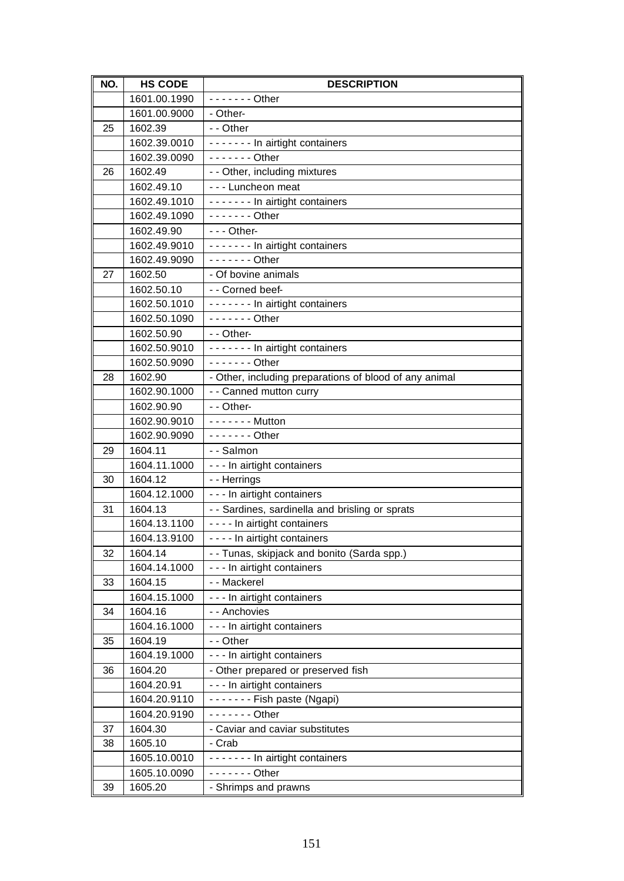| NO. | HS CODE | DESCRIPTION |
| --- | --- | --- |
| | 1601.00.1990 | - - - - - - - Other |
| | 1601.00.9000 | - Other- |
| 25 | 1602.39 | - - Other |
| | 1602.39.0010 | - - - - - - - In airtight containers |
| | 1602.39.0090 | - - - - - - - Other |
| 26 | 1602.49 | - - Other, including mixtures |
| | 1602.49.10 | - - - Luncheon meat |
| | 1602.49.1010 | - - - - - - - In airtight containers |
| | 1602.49.1090 | - - - - - - - Other |
| | 1602.49.90 | - - - Other- |
| | 1602.49.9010 | - - - - - - - In airtight containers |
| | 1602.49.9090 | - - - - - - - Other |
| 27 | 1602.50 | - Of bovine animals |
| | 1602.50.10 | - - Corned beef- |
| | 1602.50.1010 | - - - - - - - In airtight containers |
| | 1602.50.1090 | - - - - - - - Other |
| | 1602.50.90 | - - Other- |
| | 1602.50.9010 | - - - - - - - In airtight containers |
| | 1602.50.9090 | - - - - - - - Other |
| 28 | 1602.90 | - Other, including preparations of blood of any animal |
| | 1602.90.1000 | - - Canned mutton curry |
| | 1602.90.90 | - - Other- |
| | 1602.90.9010 | - - - - - - - Mutton |
| | 1602.90.9090 | - - - - - - - Other |
| 29 | 1604.11 | - - Salmon |
| | 1604.11.1000 | - - - In airtight containers |
| 30 | 1604.12 | - - Herrings |
| | 1604.12.1000 | - - - In airtight containers |
| 31 | 1604.13 | - - Sardines, sardinella and brisling or sprats |
| | 1604.13.1100 | - - - - In airtight containers |
| | 1604.13.9100 | - - - - In airtight containers |
| 32 | 1604.14 | - - Tunas, skipjack and bonito (Sarda spp.) |
| | 1604.14.1000 | - - - In airtight containers |
| 33 | 1604.15 | - - Mackerel |
| | 1604.15.1000 | - - - In airtight containers |
| 34 | 1604.16 | - - Anchovies |
| | 1604.16.1000 | - - - In airtight containers |
| 35 | 1604.19 | - - Other |
| | 1604.19.1000 | - - - In airtight containers |
| 36 | 1604.20 | - Other prepared or preserved fish |
| | 1604.20.91 | - - - In airtight containers |
| | 1604.20.9110 | - - - - - - - Fish paste (Ngapi) |
| | 1604.20.9190 | - - - - - - - Other |
| 37 | 1604.30 | - Caviar and caviar substitutes |
| 38 | 1605.10 | - Crab |
| | 1605.10.0010 | - - - - - - - In airtight containers |
| | 1605.10.0090 | - - - - - - - Other |
| 39 | 1605.20 | - Shrimps and prawns |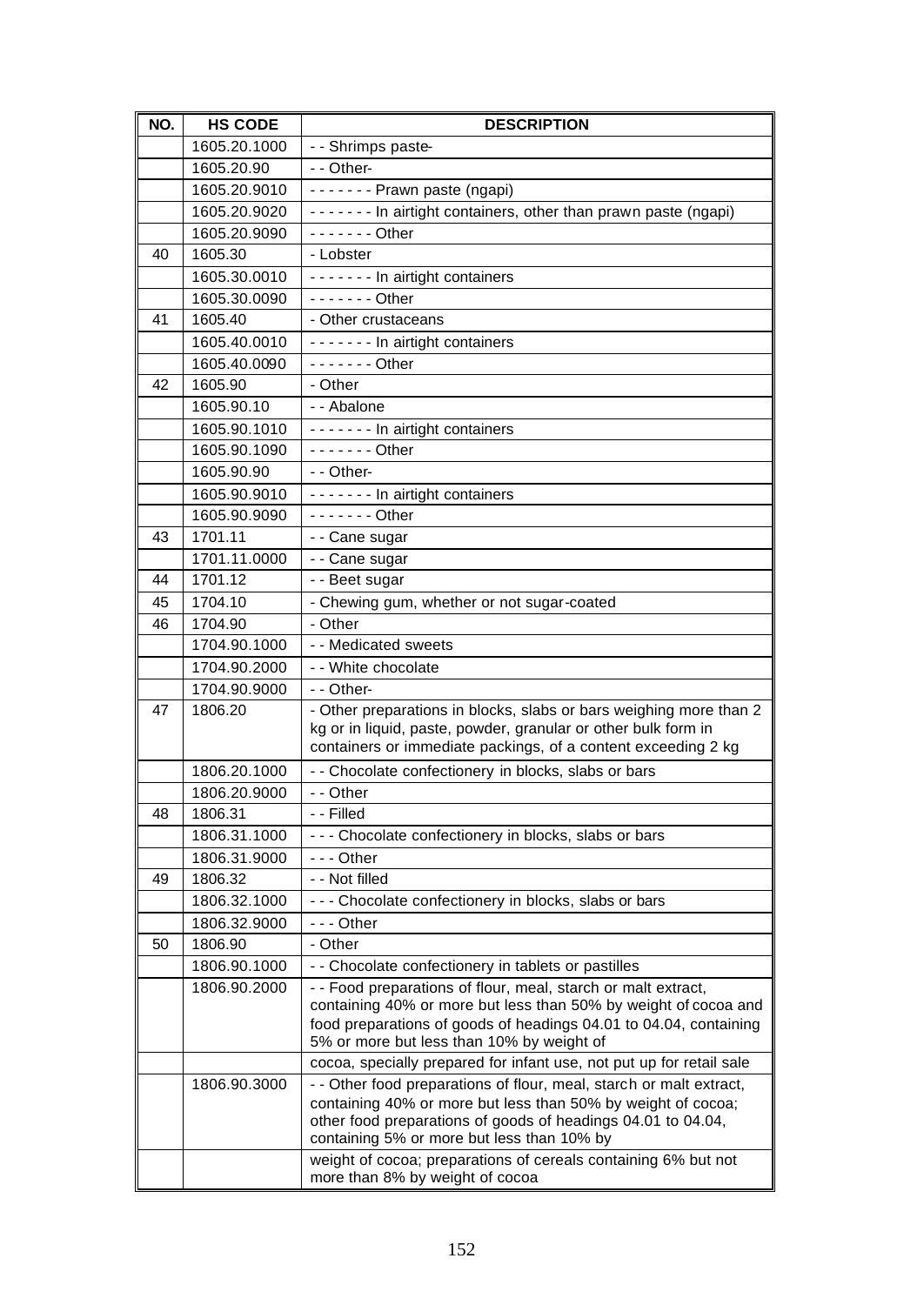| NO. | HS CODE | DESCRIPTION |
|---|---|---|
| | 1605.20.1000 | - - Shrimps paste- |
| | 1605.20.90 | - - Other- |
| | 1605.20.9010 | - - - - - - - Prawn paste (ngapi) |
| | 1605.20.9020 | - - - - - - - In airtight containers, other than prawn paste (ngapi) |
| | 1605.20.9090 | - - - - - - - Other |
| 40 | 1605.30 | - Lobster |
| | 1605.30.0010 | - - - - - - - In airtight containers |
| | 1605.30.0090 | - - - - - - - Other |
| 41 | 1605.40 | - Other crustaceans |
| | 1605.40.0010 | - - - - - - - In airtight containers |
| | 1605.40.0090 | - - - - - - - Other |
| 42 | 1605.90 | - Other |
| | 1605.90.10 | - - Abalone |
| | 1605.90.1010 | - - - - - - - In airtight containers |
| | 1605.90.1090 | - - - - - - - Other |
| | 1605.90.90 | - - Other- |
| | 1605.90.9010 | - - - - - - - In airtight containers |
| | 1605.90.9090 | - - - - - - - Other |
| 43 | 1701.11 | - - Cane sugar |
| | 1701.11.0000 | - - Cane sugar |
| 44 | 1701.12 | - - Beet sugar |
| 45 | 1704.10 | - Chewing gum, whether or not sugar-coated |
| 46 | 1704.90 | - Other |
| | 1704.90.1000 | - - Medicated sweets |
| | 1704.90.2000 | - - White chocolate |
| | 1704.90.9000 | - - Other- |
| 47 | 1806.20 | - Other preparations in blocks, slabs or bars weighing more than 2 kg or in liquid, paste, powder, granular or other bulk form in containers or immediate packings, of a content exceeding 2 kg |
| | 1806.20.1000 | - - Chocolate confectionery in blocks, slabs or bars |
| | 1806.20.9000 | - - Other |
| 48 | 1806.31 | - - Filled |
| | 1806.31.1000 | - - - Chocolate confectionery in blocks, slabs or bars |
| | 1806.31.9000 | - - - Other |
| 49 | 1806.32 | - - Not filled |
| | 1806.32.1000 | - - - Chocolate confectionery in blocks, slabs or bars |
| | 1806.32.9000 | - - - Other |
| 50 | 1806.90 | - Other |
| | 1806.90.1000 | - - Chocolate confectionery in tablets or pastilles |
| | 1806.90.2000 | - - Food preparations of flour, meal, starch or malt extract, containing 40% or more but less than 50% by weight of cocoa and food preparations of goods of headings 04.01 to 04.04, containing 5% or more but less than 10% by weight of |
| | | cocoa, specially prepared for infant use, not put up for retail sale |
| | 1806.90.3000 | - - Other food preparations of flour, meal, starch or malt extract, containing 40% or more but less than 50% by weight of cocoa; other food preparations of goods of headings 04.01 to 04.04, containing 5% or more but less than 10% by |
| | | weight of cocoa; preparations of cereals containing 6% but not more than 8% by weight of cocoa |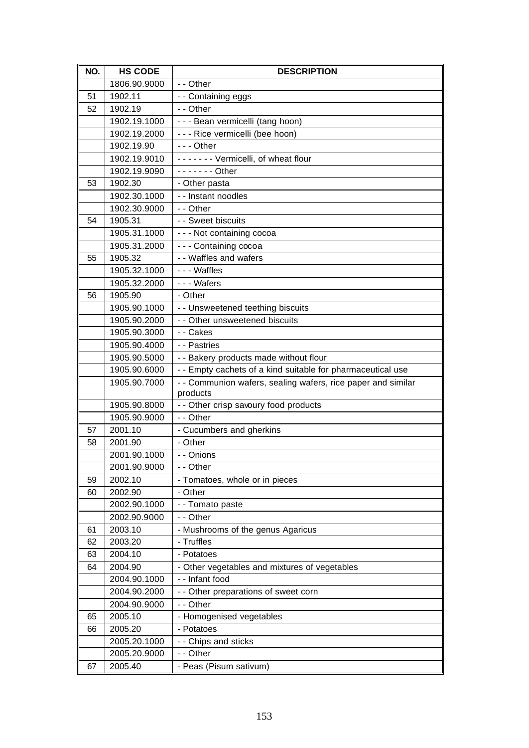| NO. | HS CODE | DESCRIPTION |
|---|---|---|
| | 1806.90.9000 | - - Other |
| 51 | 1902.11 | - - Containing eggs |
| 52 | 1902.19 | - - Other |
| | 1902.19.1000 | - - - Bean vermicelli (tang hoon) |
| | 1902.19.2000 | - - - Rice vermicelli (bee hoon) |
| | 1902.19.90 | - - - Other |
| | 1902.19.9010 | - - - - - - - Vermicelli, of wheat flour |
| | 1902.19.9090 | - - - - - - - Other |
| 53 | 1902.30 | - Other pasta |
| | 1902.30.1000 | - - Instant noodles |
| | 1902.30.9000 | - - Other |
| 54 | 1905.31 | - - Sweet biscuits |
| | 1905.31.1000 | - - - Not containing cocoa |
| | 1905.31.2000 | - - - Containing cocoa |
| 55 | 1905.32 | - - Waffles and wafers |
| | 1905.32.1000 | - - - Waffles |
| | 1905.32.2000 | - - - Wafers |
| 56 | 1905.90 | - Other |
| | 1905.90.1000 | - - Unsweetened teething biscuits |
| | 1905.90.2000 | - - Other unsweetened biscuits |
| | 1905.90.3000 | - - Cakes |
| | 1905.90.4000 | - - Pastries |
| | 1905.90.5000 | - - Bakery products made without flour |
| | 1905.90.6000 | - - Empty cachets of a kind suitable for pharmaceutical use |
| | 1905.90.7000 | - - Communion wafers, sealing wafers, rice paper and similar products |
| | 1905.90.8000 | - - Other crisp savoury food products |
| | 1905.90.9000 | - - Other |
| 57 | 2001.10 | - Cucumbers and gherkins |
| 58 | 2001.90 | - Other |
| | 2001.90.1000 | - - Onions |
| | 2001.90.9000 | - - Other |
| 59 | 2002.10 | - Tomatoes, whole or in pieces |
| 60 | 2002.90 | - Other |
| | 2002.90.1000 | - - Tomato paste |
| | 2002.90.9000 | - - Other |
| 61 | 2003.10 | - Mushrooms of the genus Agaricus |
| 62 | 2003.20 | - Truffles |
| 63 | 2004.10 | - Potatoes |
| 64 | 2004.90 | - Other vegetables and mixtures of vegetables |
| | 2004.90.1000 | - - Infant food |
| | 2004.90.2000 | - - Other preparations of sweet corn |
| | 2004.90.9000 | - - Other |
| 65 | 2005.10 | - Homogenised vegetables |
| 66 | 2005.20 | - Potatoes |
| | 2005.20.1000 | - - Chips and sticks |
| | 2005.20.9000 | - - Other |
| 67 | 2005.40 | - Peas (Pisum sativum) |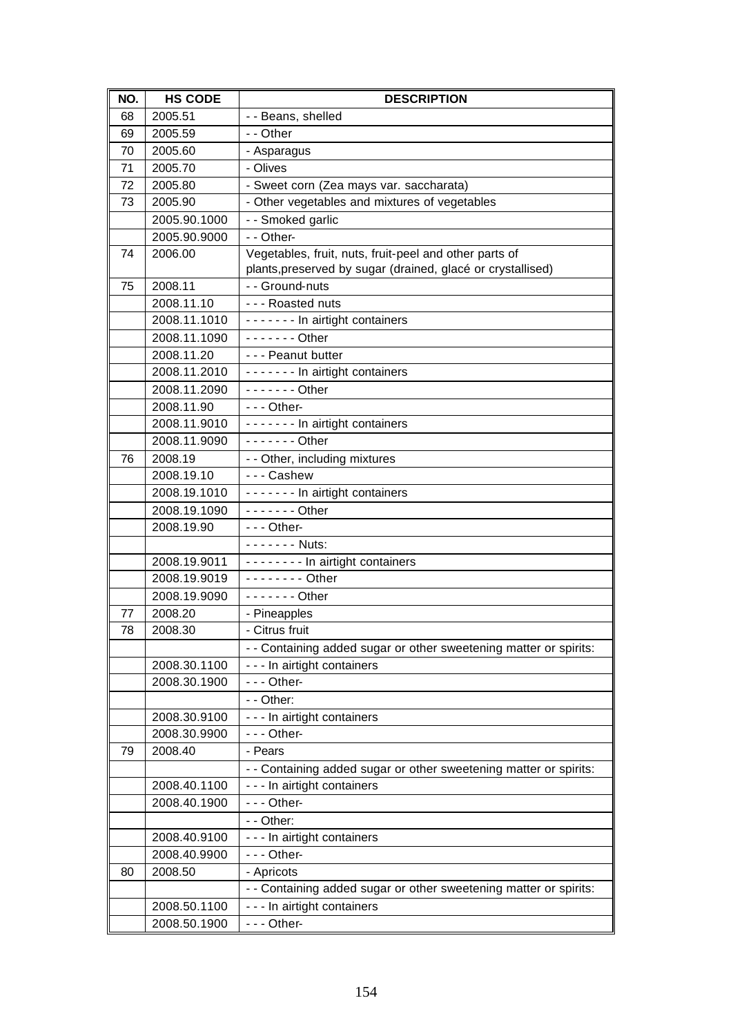| NO. | HS CODE | DESCRIPTION |
|---|---|---|
| 68 | 2005.51 | - - Beans, shelled |
| 69 | 2005.59 | - - Other |
| 70 | 2005.60 | - Asparagus |
| 71 | 2005.70 | - Olives |
| 72 | 2005.80 | - Sweet corn (Zea mays var. saccharata) |
| 73 | 2005.90 | - Other vegetables and mixtures of vegetables |
| | 2005.90.1000 | - - Smoked garlic |
| | 2005.90.9000 | - - Other- |
| 74 | 2006.00 | Vegetables, fruit, nuts, fruit-peel and other parts of plants,preserved by sugar (drained, glacé or crystallised) |
| 75 | 2008.11 | - - Ground-nuts |
| | 2008.11.10 | - - - Roasted nuts |
| | 2008.11.1010 | - - - - - - - In airtight containers |
| | 2008.11.1090 | - - - - - - - Other |
| | 2008.11.20 | - - - Peanut butter |
| | 2008.11.2010 | - - - - - - - In airtight containers |
| | 2008.11.2090 | - - - - - - - Other |
| | 2008.11.90 | - - - Other- |
| | 2008.11.9010 | - - - - - - - In airtight containers |
| | 2008.11.9090 | - - - - - - - Other |
| 76 | 2008.19 | - - Other, including mixtures |
| | 2008.19.10 | - - - Cashew |
| | 2008.19.1010 | - - - - - - - In airtight containers |
| | 2008.19.1090 | - - - - - - - Other |
| | 2008.19.90 | - - - Other- |
| | | - - - - - - - Nuts: |
| | 2008.19.9011 | - - - - - - - - In airtight containers |
| | 2008.19.9019 | - - - - - - - - Other |
| | 2008.19.9090 | - - - - - - - Other |
| 77 | 2008.20 | - Pineapples |
| 78 | 2008.30 | - Citrus fruit |
| | | - - Containing added sugar or other sweetening matter or spirits: |
| | 2008.30.1100 | - - - In airtight containers |
| | 2008.30.1900 | - - - Other- |
| | | - - Other: |
| | 2008.30.9100 | - - - In airtight containers |
| | 2008.30.9900 | - - - Other- |
| 79 | 2008.40 | - Pears |
| | | - - Containing added sugar or other sweetening matter or spirits: |
| | 2008.40.1100 | - - - In airtight containers |
| | 2008.40.1900 | - - - Other- |
| | | - - Other: |
| | 2008.40.9100 | - - - In airtight containers |
| | 2008.40.9900 | - - - Other- |
| 80 | 2008.50 | - Apricots |
| | | - - Containing added sugar or other sweetening matter or spirits: |
| | 2008.50.1100 | - - - In airtight containers |
| | 2008.50.1900 | - - - Other- |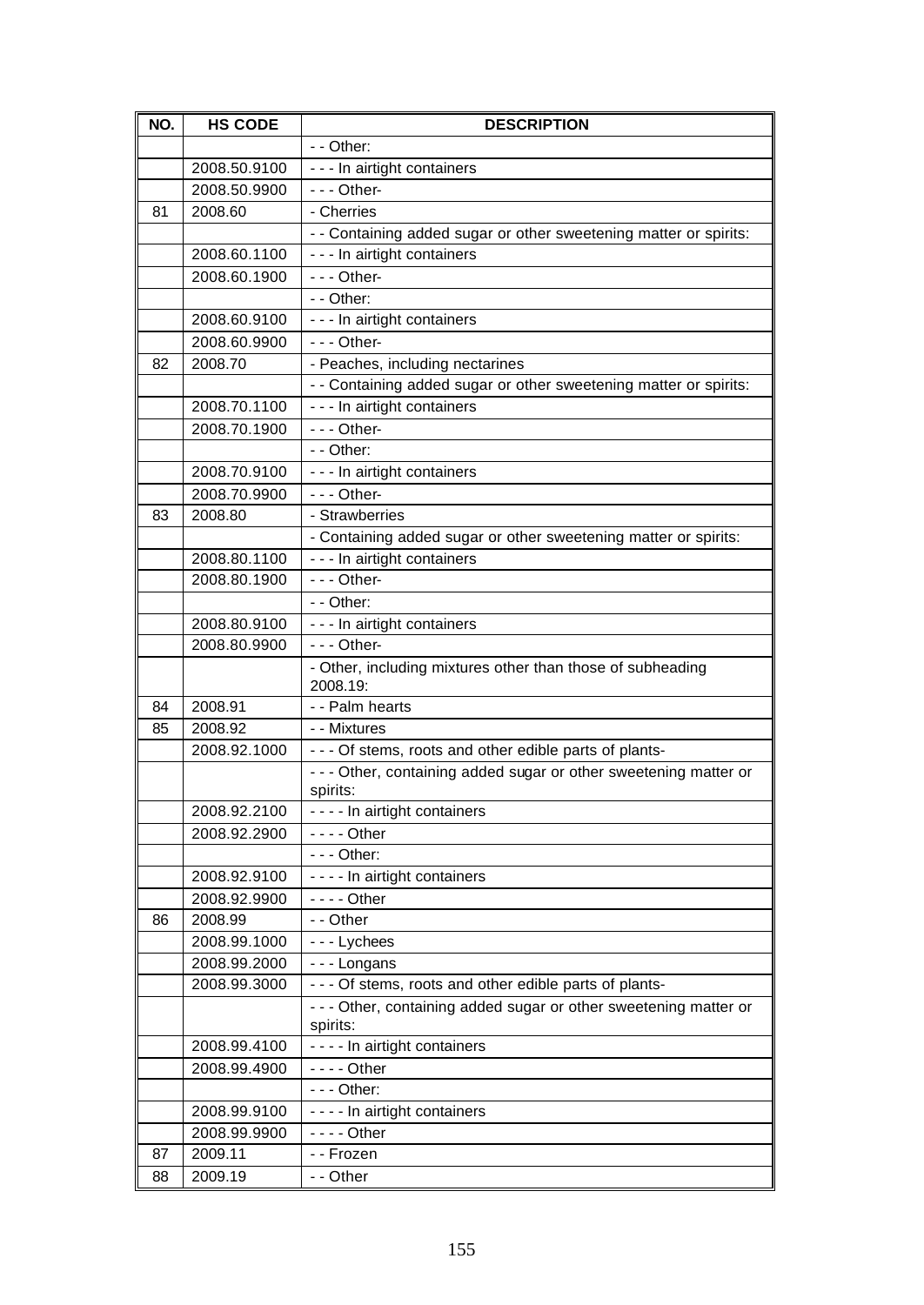| NO. | HS CODE | DESCRIPTION |
|---|---|---|
| | | - - Other: |
| | 2008.50.9100 | - - - In airtight containers |
| | 2008.50.9900 | - - - Other- |
| 81 | 2008.60 | - Cherries |
| | | - - Containing added sugar or other sweetening matter or spirits: |
| | 2008.60.1100 | - - - In airtight containers |
| | 2008.60.1900 | - - - Other- |
| | | - - Other: |
| | 2008.60.9100 | - - - In airtight containers |
| | 2008.60.9900 | - - - Other- |
| 82 | 2008.70 | - Peaches, including nectarines |
| | | - - Containing added sugar or other sweetening matter or spirits: |
| | 2008.70.1100 | - - - In airtight containers |
| | 2008.70.1900 | - - - Other- |
| | | - - Other: |
| | 2008.70.9100 | - - - In airtight containers |
| | 2008.70.9900 | - - - Other- |
| 83 | 2008.80 | - Strawberries |
| | | - Containing added sugar or other sweetening matter or spirits: |
| | 2008.80.1100 | - - - In airtight containers |
| | 2008.80.1900 | - - - Other- |
| | | - - Other: |
| | 2008.80.9100 | - - - In airtight containers |
| | 2008.80.9900 | - - - Other- |
| | | - Other, including mixtures other than those of subheading 2008.19: |
| 84 | 2008.91 | - - Palm hearts |
| 85 | 2008.92 | - - Mixtures |
| | 2008.92.1000 | - - - Of stems, roots and other edible parts of plants- |
| | | - - - Other, containing added sugar or other sweetening matter or spirits: |
| | 2008.92.2100 | - - - - In airtight containers |
| | 2008.92.2900 | - - - - Other |
| | | - - - Other: |
| | 2008.92.9100 | - - - - In airtight containers |
| | 2008.92.9900 | - - - - Other |
| 86 | 2008.99 | - - Other |
| | 2008.99.1000 | - - - Lychees |
| | 2008.99.2000 | - - - Longans |
| | 2008.99.3000 | - - - Of stems, roots and other edible parts of plants- |
| | | - - - Other, containing added sugar or other sweetening matter or spirits: |
| | 2008.99.4100 | - - - - In airtight containers |
| | 2008.99.4900 | - - - - Other |
| | | - - - Other: |
| | 2008.99.9100 | - - - - In airtight containers |
| | 2008.99.9900 | - - - - Other |
| 87 | 2009.11 | - - Frozen |
| 88 | 2009.19 | - - Other |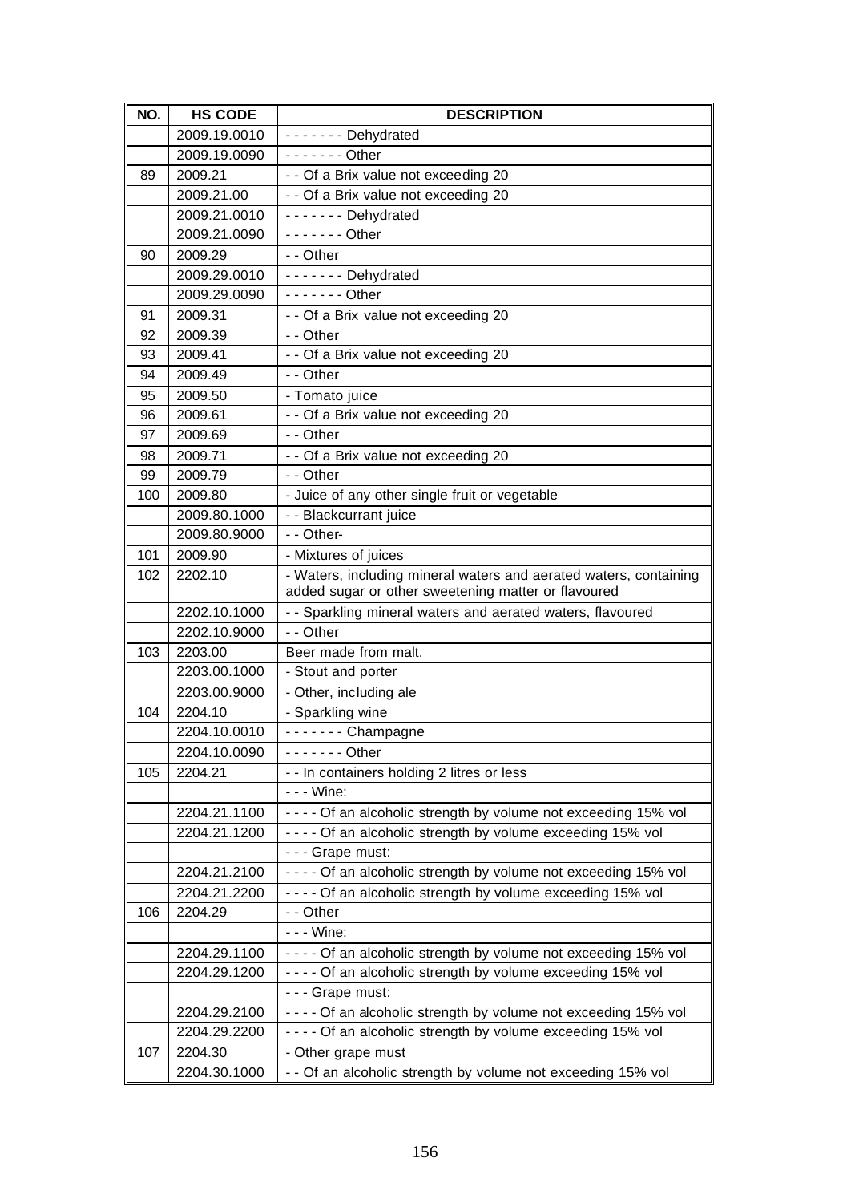| NO. | HS CODE | DESCRIPTION |
|---|---|---|
| | 2009.19.0010 | - - - - - - - Dehydrated |
| | 2009.19.0090 | - - - - - - - Other |
| 89 | 2009.21 | - - Of a Brix value not exceeding 20 |
| | 2009.21.00 | - - Of a Brix value not exceeding 20 |
| | 2009.21.0010 | - - - - - - - Dehydrated |
| | 2009.21.0090 | - - - - - - - Other |
| 90 | 2009.29 | - - Other |
| | 2009.29.0010 | - - - - - - - Dehydrated |
| | 2009.29.0090 | - - - - - - - Other |
| 91 | 2009.31 | - - Of a Brix value not exceeding 20 |
| 92 | 2009.39 | - - Other |
| 93 | 2009.41 | - - Of a Brix value not exceeding 20 |
| 94 | 2009.49 | - - Other |
| 95 | 2009.50 | - Tomato juice |
| 96 | 2009.61 | - - Of a Brix value not exceeding 20 |
| 97 | 2009.69 | - - Other |
| 98 | 2009.71 | - - Of a Brix value not exceeding 20 |
| 99 | 2009.79 | - - Other |
| 100 | 2009.80 | - Juice of any other single fruit or vegetable |
| | 2009.80.1000 | - - Blackcurrant juice |
| | 2009.80.9000 | - - Other- |
| 101 | 2009.90 | - Mixtures of juices |
| 102 | 2202.10 | - Waters, including mineral waters and aerated waters, containing added sugar or other sweetening matter or flavoured |
| | 2202.10.1000 | - - Sparkling mineral waters and aerated waters, flavoured |
| | 2202.10.9000 | - - Other |
| 103 | 2203.00 | Beer made from malt. |
| | 2203.00.1000 | - Stout and porter |
| | 2203.00.9000 | - Other, including ale |
| 104 | 2204.10 | - Sparkling wine |
| | 2204.10.0010 | - - - - - - - Champagne |
| | 2204.10.0090 | - - - - - - - Other |
| 105 | 2204.21 | - - In containers holding 2 litres or less |
| | | - - - Wine: |
| | 2204.21.1100 | - - - - Of an alcoholic strength by volume not exceeding 15% vol |
| | 2204.21.1200 | - - - - Of an alcoholic strength by volume exceeding 15% vol |
| | | - - - Grape must: |
| | 2204.21.2100 | - - - - Of an alcoholic strength by volume not exceeding 15% vol |
| | 2204.21.2200 | - - - - Of an alcoholic strength by volume exceeding 15% vol |
| 106 | 2204.29 | - - Other |
| | | - - - Wine: |
| | 2204.29.1100 | - - - - Of an alcoholic strength by volume not exceeding 15% vol |
| | 2204.29.1200 | - - - - Of an alcoholic strength by volume exceeding 15% vol |
| | | - - - Grape must: |
| | 2204.29.2100 | - - - - Of an alcoholic strength by volume not exceeding 15% vol |
| | 2204.29.2200 | - - - - Of an alcoholic strength by volume exceeding 15% vol |
| 107 | 2204.30 | - Other grape must |
| | 2204.30.1000 | - - Of an alcoholic strength by volume not exceeding 15% vol |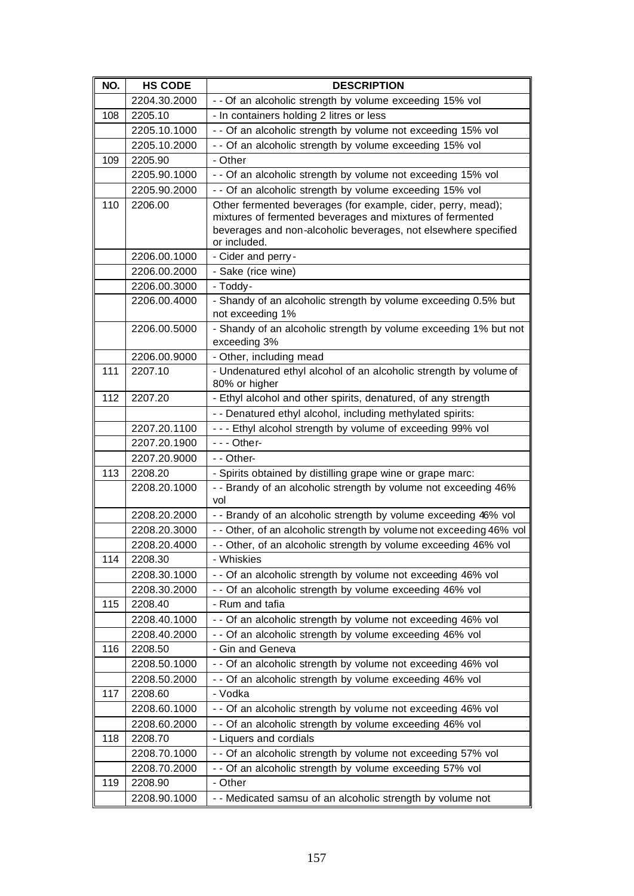| NO. | HS CODE | DESCRIPTION |
|---|---|---|
| | 2204.30.2000 | - - Of an alcoholic strength by volume exceeding 15% vol |
| 108 | 2205.10 | - In containers holding 2 litres or less |
| | 2205.10.1000 | - - Of an alcoholic strength by volume not exceeding 15% vol |
| | 2205.10.2000 | - - Of an alcoholic strength by volume exceeding 15% vol |
| 109 | 2205.90 | - Other |
| | 2205.90.1000 | - - Of an alcoholic strength by volume not exceeding 15% vol |
| | 2205.90.2000 | - - Of an alcoholic strength by volume exceeding 15% vol |
| 110 | 2206.00 | Other fermented beverages (for example, cider, perry, mead); mixtures of fermented beverages and mixtures of fermented beverages and non-alcoholic beverages, not elsewhere specified or included. |
| | 2206.00.1000 | - Cider and perry- |
| | 2206.00.2000 | - Sake (rice wine) |
| | 2206.00.3000 | - Toddy- |
| | 2206.00.4000 | - Shandy of an alcoholic strength by volume exceeding 0.5% but not exceeding 1% |
| | 2206.00.5000 | - Shandy of an alcoholic strength by volume exceeding 1% but not exceeding 3% |
| | 2206.00.9000 | - Other, including mead |
| 111 | 2207.10 | - Undenatured ethyl alcohol of an alcoholic strength by volume of 80% or higher |
| 112 | 2207.20 | - Ethyl alcohol and other spirits, denatured, of any strength |
| | | - - Denatured ethyl alcohol, including methylated spirits: |
| | 2207.20.1100 | - - - Ethyl alcohol strength by volume of exceeding 99% vol |
| | 2207.20.1900 | - - - Other- |
| | 2207.20.9000 | - - Other- |
| 113 | 2208.20 | - Spirits obtained by distilling grape wine or grape marc: |
| | 2208.20.1000 | - - Brandy of an alcoholic strength by volume not exceeding 46% vol |
| | 2208.20.2000 | - - Brandy of an alcoholic strength by volume exceeding 46% vol |
| | 2208.20.3000 | - - Other, of an alcoholic strength by volume not exceeding 46% vol |
| | 2208.20.4000 | - - Other, of an alcoholic strength by volume exceeding 46% vol |
| 114 | 2208.30 | - Whiskies |
| | 2208.30.1000 | - - Of an alcoholic strength by volume not exceeding 46% vol |
| | 2208.30.2000 | - - Of an alcoholic strength by volume exceeding 46% vol |
| 115 | 2208.40 | - Rum and tafia |
| | 2208.40.1000 | - - Of an alcoholic strength by volume not exceeding 46% vol |
| | 2208.40.2000 | - - Of an alcoholic strength by volume exceeding 46% vol |
| 116 | 2208.50 | - Gin and Geneva |
| | 2208.50.1000 | - - Of an alcoholic strength by volume not exceeding 46% vol |
| | 2208.50.2000 | - - Of an alcoholic strength by volume exceeding 46% vol |
| 117 | 2208.60 | - Vodka |
| | 2208.60.1000 | - - Of an alcoholic strength by volume not exceeding 46% vol |
| | 2208.60.2000 | - - Of an alcoholic strength by volume exceeding 46% vol |
| 118 | 2208.70 | - Liquers and cordials |
| | 2208.70.1000 | - - Of an alcoholic strength by volume not exceeding 57% vol |
| | 2208.70.2000 | - - Of an alcoholic strength by volume exceeding 57% vol |
| 119 | 2208.90 | - Other |
| | 2208.90.1000 | - - Medicated samsu of an alcoholic strength by volume not |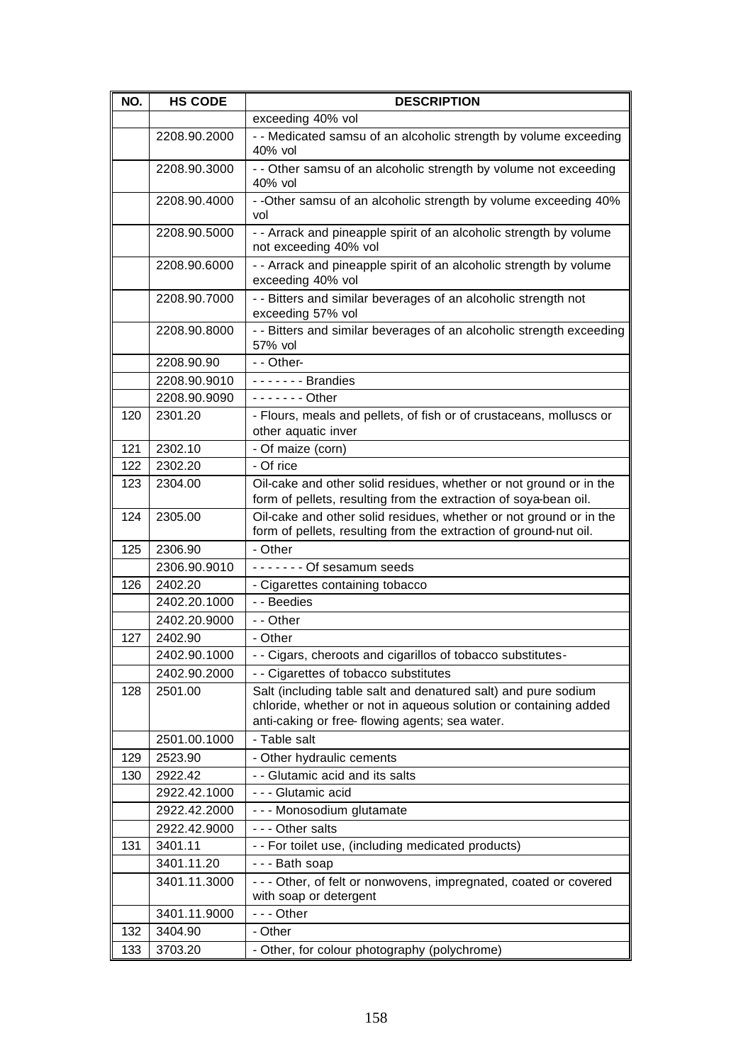| NO. | HS CODE | DESCRIPTION |
|---|---|---|
| | | exceeding 40% vol |
| | 2208.90.2000 | - - Medicated samsu of an alcoholic strength by volume exceeding 40% vol |
| | 2208.90.3000 | - - Other samsu of an alcoholic strength by volume not exceeding 40% vol |
| | 2208.90.4000 | - -Other samsu of an alcoholic strength by volume exceeding 40% vol |
| | 2208.90.5000 | - - Arrack and pineapple spirit of an alcoholic strength by volume not exceeding 40% vol |
| | 2208.90.6000 | - - Arrack and pineapple spirit of an alcoholic strength by volume exceeding 40% vol |
| | 2208.90.7000 | - - Bitters and similar beverages of an alcoholic strength not exceeding 57% vol |
| | 2208.90.8000 | - - Bitters and similar beverages of an alcoholic strength exceeding 57% vol |
| | 2208.90.90 | - - Other- |
| | 2208.90.9010 | - - - - - - - Brandies |
| | 2208.90.9090 | - - - - - - - Other |
| 120 | 2301.20 | - Flours, meals and pellets, of fish or of crustaceans, molluscs or other aquatic inver |
| 121 | 2302.10 | - Of maize (corn) |
| 122 | 2302.20 | - Of rice |
| 123 | 2304.00 | Oil-cake and other solid residues, whether or not ground or in the form of pellets, resulting from the extraction of soya-bean oil. |
| 124 | 2305.00 | Oil-cake and other solid residues, whether or not ground or in the form of pellets, resulting from the extraction of ground-nut oil. |
| 125 | 2306.90 | - Other |
| | 2306.90.9010 | - - - - - - - Of sesamum seeds |
| 126 | 2402.20 | - Cigarettes containing tobacco |
| | 2402.20.1000 | - - Beedies |
| | 2402.20.9000 | - - Other |
| 127 | 2402.90 | - Other |
| | 2402.90.1000 | - - Cigars, cheroots and cigarillos of tobacco substitutes- |
| | 2402.90.2000 | - - Cigarettes of tobacco substitutes |
| 128 | 2501.00 | Salt (including table salt and denatured salt) and pure sodium chloride, whether or not in aqueous solution or containing added anti-caking or free- flowing agents; sea water. |
| | 2501.00.1000 | - Table salt |
| 129 | 2523.90 | - Other hydraulic cements |
| 130 | 2922.42 | - - Glutamic acid and its salts |
| | 2922.42.1000 | - - - Glutamic acid |
| | 2922.42.2000 | - - - Monosodium glutamate |
| | 2922.42.9000 | - - - Other salts |
| 131 | 3401.11 | - - For toilet use, (including medicated products) |
| | 3401.11.20 | - - - Bath soap |
| | 3401.11.3000 | - - - Other, of felt or nonwovens, impregnated, coated or covered with soap or detergent |
| | 3401.11.9000 | - - - Other |
| 132 | 3404.90 | - Other |
| 133 | 3703.20 | - Other, for colour photography (polychrome) |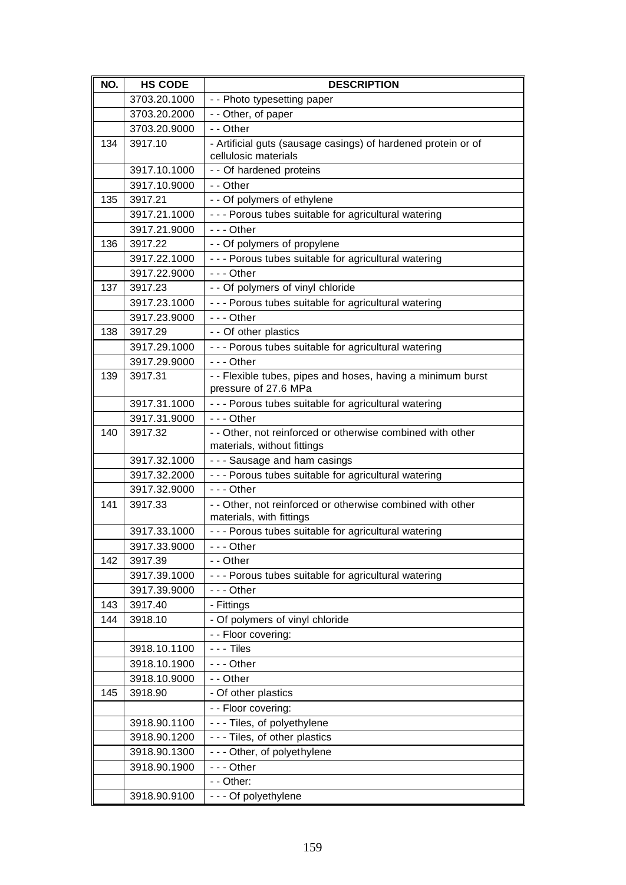| NO. | HS CODE | DESCRIPTION |
| --- | --- | --- |
| | 3703.20.1000 | - - Photo typesetting paper |
| | 3703.20.2000 | - - Other, of paper |
| | 3703.20.9000 | - - Other |
| 134 | 3917.10 | - Artificial guts (sausage casings) of hardened protein or of cellulosic materials |
| | 3917.10.1000 | - - Of hardened proteins |
| | 3917.10.9000 | - - Other |
| 135 | 3917.21 | - - Of polymers of ethylene |
| | 3917.21.1000 | - - - Porous tubes suitable for agricultural watering |
| | 3917.21.9000 | - - - Other |
| 136 | 3917.22 | - - Of polymers of propylene |
| | 3917.22.1000 | - - - Porous tubes suitable for agricultural watering |
| | 3917.22.9000 | - - - Other |
| 137 | 3917.23 | - - Of polymers of vinyl chloride |
| | 3917.23.1000 | - - - Porous tubes suitable for agricultural watering |
| | 3917.23.9000 | - - - Other |
| 138 | 3917.29 | - - Of other plastics |
| | 3917.29.1000 | - - - Porous tubes suitable for agricultural watering |
| | 3917.29.9000 | - - - Other |
| 139 | 3917.31 | - - Flexible tubes, pipes and hoses, having a minimum burst pressure of 27.6 MPa |
| | 3917.31.1000 | - - - Porous tubes suitable for agricultural watering |
| | 3917.31.9000 | - - - Other |
| 140 | 3917.32 | - - Other, not reinforced or otherwise combined with other materials, without fittings |
| | 3917.32.1000 | - - - Sausage and ham casings |
| | 3917.32.2000 | - - - Porous tubes suitable for agricultural watering |
| | 3917.32.9000 | - - - Other |
| 141 | 3917.33 | - - Other, not reinforced or otherwise combined with other materials, with fittings |
| | 3917.33.1000 | - - - Porous tubes suitable for agricultural watering |
| | 3917.33.9000 | - - - Other |
| 142 | 3917.39 | - - Other |
| | 3917.39.1000 | - - - Porous tubes suitable for agricultural watering |
| | 3917.39.9000 | - - - Other |
| 143 | 3917.40 | - Fittings |
| 144 | 3918.10 | - Of polymers of vinyl chloride |
| | | - - Floor covering: |
| | 3918.10.1100 | - - - Tiles |
| | 3918.10.1900 | - - - Other |
| | 3918.10.9000 | - - Other |
| 145 | 3918.90 | - Of other plastics |
| | | - - Floor covering: |
| | 3918.90.1100 | - - - Tiles, of polyethylene |
| | 3918.90.1200 | - - - Tiles, of other plastics |
| | 3918.90.1300 | - - - Other, of polyethylene |
| | 3918.90.1900 | - - - Other |
| | | - - Other: |
| | 3918.90.9100 | - - - Of polyethylene |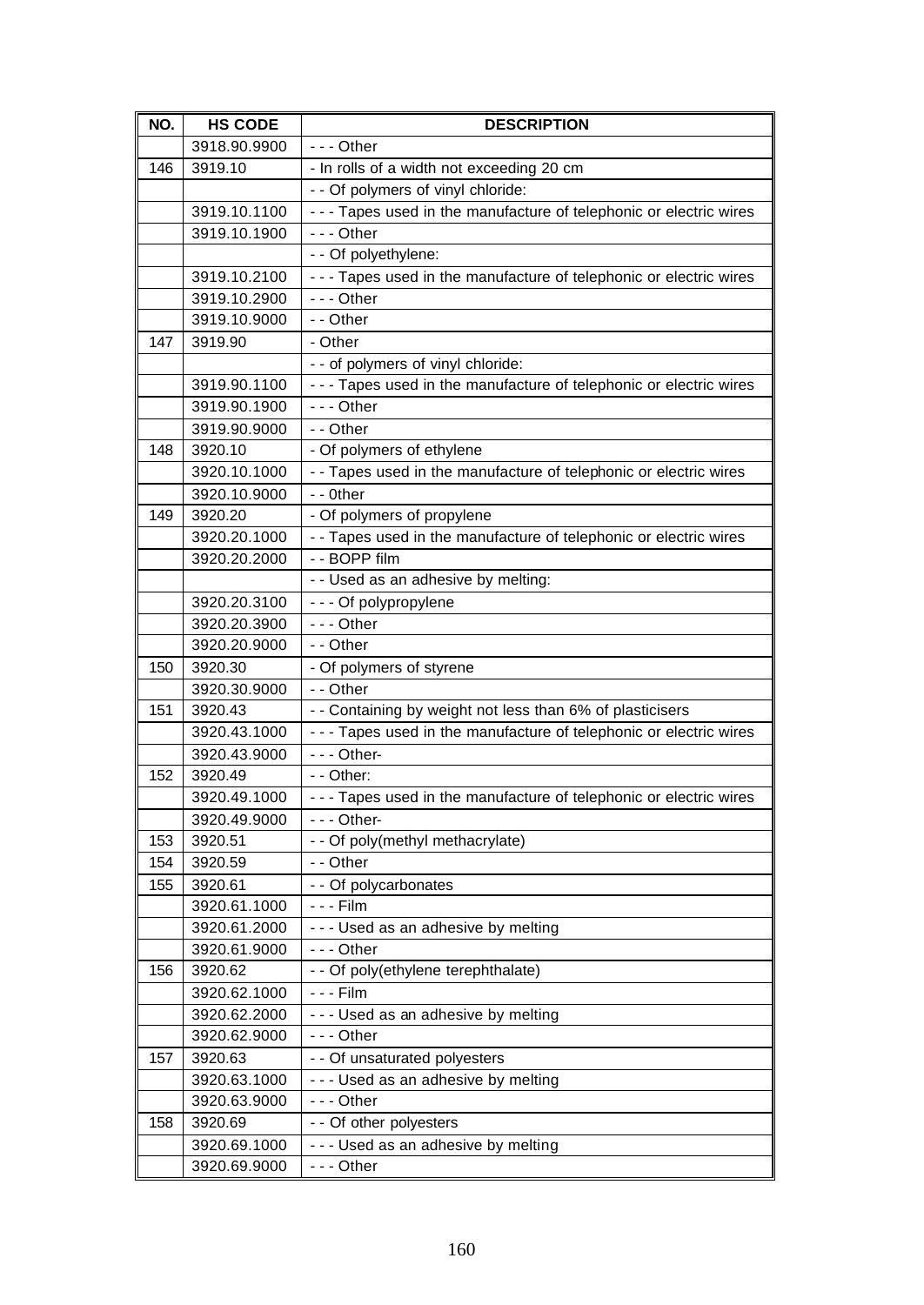| NO. | HS CODE | DESCRIPTION |
|---|---|---|
| | 3918.90.9900 | - - - Other |
| 146 | 3919.10 | - In rolls of a width not exceeding 20 cm |
| | | - - Of polymers of vinyl chloride: |
| | 3919.10.1100 | - - - Tapes used in the manufacture of telephonic or electric wires |
| | 3919.10.1900 | - - - Other |
| | | - - Of polyethylene: |
| | 3919.10.2100 | - - - Tapes used in the manufacture of telephonic or electric wires |
| | 3919.10.2900 | - - - Other |
| | 3919.10.9000 | - - Other |
| 147 | 3919.90 | - Other |
| | | - - of polymers of vinyl chloride: |
| | 3919.90.1100 | - - - Tapes used in the manufacture of telephonic or electric wires |
| | 3919.90.1900 | - - - Other |
| | 3919.90.9000 | - - Other |
| 148 | 3920.10 | - Of polymers of ethylene |
| | 3920.10.1000 | - - Tapes used in the manufacture of telephonic or electric wires |
| | 3920.10.9000 | - - 0ther |
| 149 | 3920.20 | - Of polymers of propylene |
| | 3920.20.1000 | - - Tapes used in the manufacture of telephonic or electric wires |
| | 3920.20.2000 | - - BOPP film |
| | | - - Used as an adhesive by melting: |
| | 3920.20.3100 | - - - Of polypropylene |
| | 3920.20.3900 | - - - Other |
| | 3920.20.9000 | - - Other |
| 150 | 3920.30 | - Of polymers of styrene |
| | 3920.30.9000 | - - Other |
| 151 | 3920.43 | - - Containing by weight not less than 6% of plasticisers |
| | 3920.43.1000 | - - - Tapes used in the manufacture of telephonic or electric wires |
| | 3920.43.9000 | - - - Other- |
| 152 | 3920.49 | - - Other: |
| | 3920.49.1000 | - - - Tapes used in the manufacture of telephonic or electric wires |
| | 3920.49.9000 | - - - Other- |
| 153 | 3920.51 | - - Of poly(methyl methacrylate) |
| 154 | 3920.59 | - - Other |
| 155 | 3920.61 | - - Of polycarbonates |
| | 3920.61.1000 | - - - Film |
| | 3920.61.2000 | - - - Used as an adhesive by melting |
| | 3920.61.9000 | - - - Other |
| 156 | 3920.62 | - - Of poly(ethylene terephthalate) |
| | 3920.62.1000 | - - - Film |
| | 3920.62.2000 | - - - Used as an adhesive by melting |
| | 3920.62.9000 | - - - Other |
| 157 | 3920.63 | - - Of unsaturated polyesters |
| | 3920.63.1000 | - - - Used as an adhesive by melting |
| | 3920.63.9000 | - - - Other |
| 158 | 3920.69 | - - Of other polyesters |
| | 3920.69.1000 | - - - Used as an adhesive by melting |
| | 3920.69.9000 | - - - Other |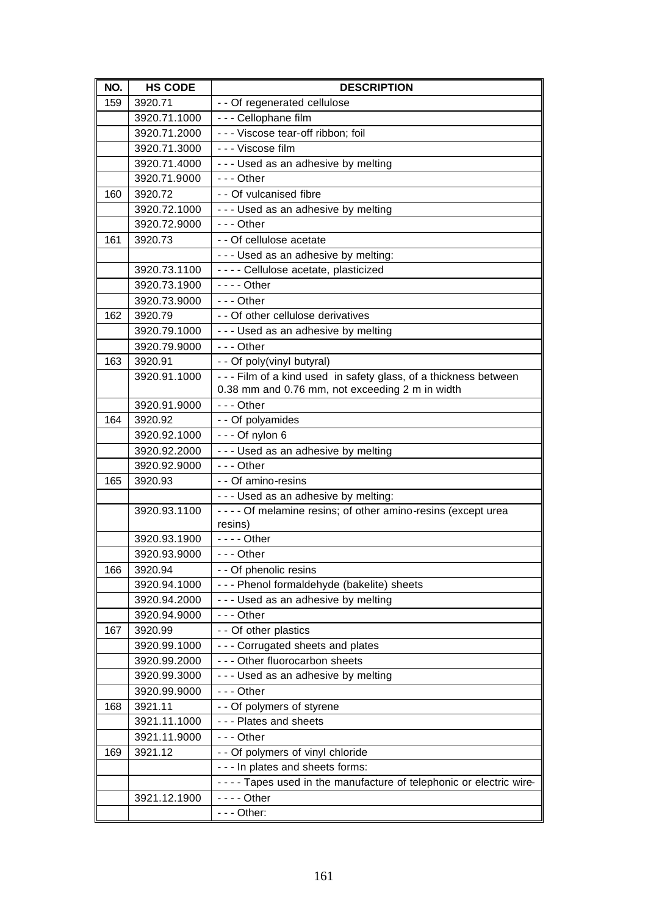| NO. | HS CODE | DESCRIPTION |
|---|---|---|
| 159 | 3920.71 | - - Of regenerated cellulose |
| | 3920.71.1000 | - - - Cellophane film |
| | 3920.71.2000 | - - - Viscose tear-off ribbon; foil |
| | 3920.71.3000 | - - - Viscose film |
| | 3920.71.4000 | - - - Used as an adhesive by melting |
| | 3920.71.9000 | - - - Other |
| 160 | 3920.72 | - - Of vulcanised fibre |
| | 3920.72.1000 | - - - Used as an adhesive by melting |
| | 3920.72.9000 | - - - Other |
| 161 | 3920.73 | - - Of cellulose acetate |
| | | - - - Used as an adhesive by melting: |
| | 3920.73.1100 | - - - - Cellulose acetate, plasticized |
| | 3920.73.1900 | - - - - Other |
| | 3920.73.9000 | - - - Other |
| 162 | 3920.79 | - - Of other cellulose derivatives |
| | 3920.79.1000 | - - - Used as an adhesive by melting |
| | 3920.79.9000 | - - - Other |
| 163 | 3920.91 | - - Of poly(vinyl butyral) |
| | 3920.91.1000 | - - - Film of a kind used in safety glass, of a thickness between 0.38 mm and 0.76 mm, not exceeding 2 m in width |
| | 3920.91.9000 | - - - Other |
| 164 | 3920.92 | - - Of polyamides |
| | 3920.92.1000 | - - - Of nylon 6 |
| | 3920.92.2000 | - - - Used as an adhesive by melting |
| | 3920.92.9000 | - - - Other |
| 165 | 3920.93 | - - Of amino-resins |
| | | - - - Used as an adhesive by melting: |
| | 3920.93.1100 | - - - - Of melamine resins; of other amino-resins (except urea resins) |
| | 3920.93.1900 | - - - - Other |
| | 3920.93.9000 | - - - Other |
| 166 | 3920.94 | - - Of phenolic resins |
| | 3920.94.1000 | - - - Phenol formaldehyde (bakelite) sheets |
| | 3920.94.2000 | - - - Used as an adhesive by melting |
| | 3920.94.9000 | - - - Other |
| 167 | 3920.99 | - - Of other plastics |
| | 3920.99.1000 | - - - Corrugated sheets and plates |
| | 3920.99.2000 | - - - Other fluorocarbon sheets |
| | 3920.99.3000 | - - - Used as an adhesive by melting |
| | 3920.99.9000 | - - - Other |
| 168 | 3921.11 | - - Of polymers of styrene |
| | 3921.11.1000 | - - - Plates and sheets |
| | 3921.11.9000 | - - - Other |
| 169 | 3921.12 | - - Of polymers of vinyl chloride |
| | | - - - In plates and sheets forms: |
| | | - - - - Tapes used in the manufacture of telephonic or electric wire |
| | 3921.12.1900 | - - - - Other |
| | | - - - Other: |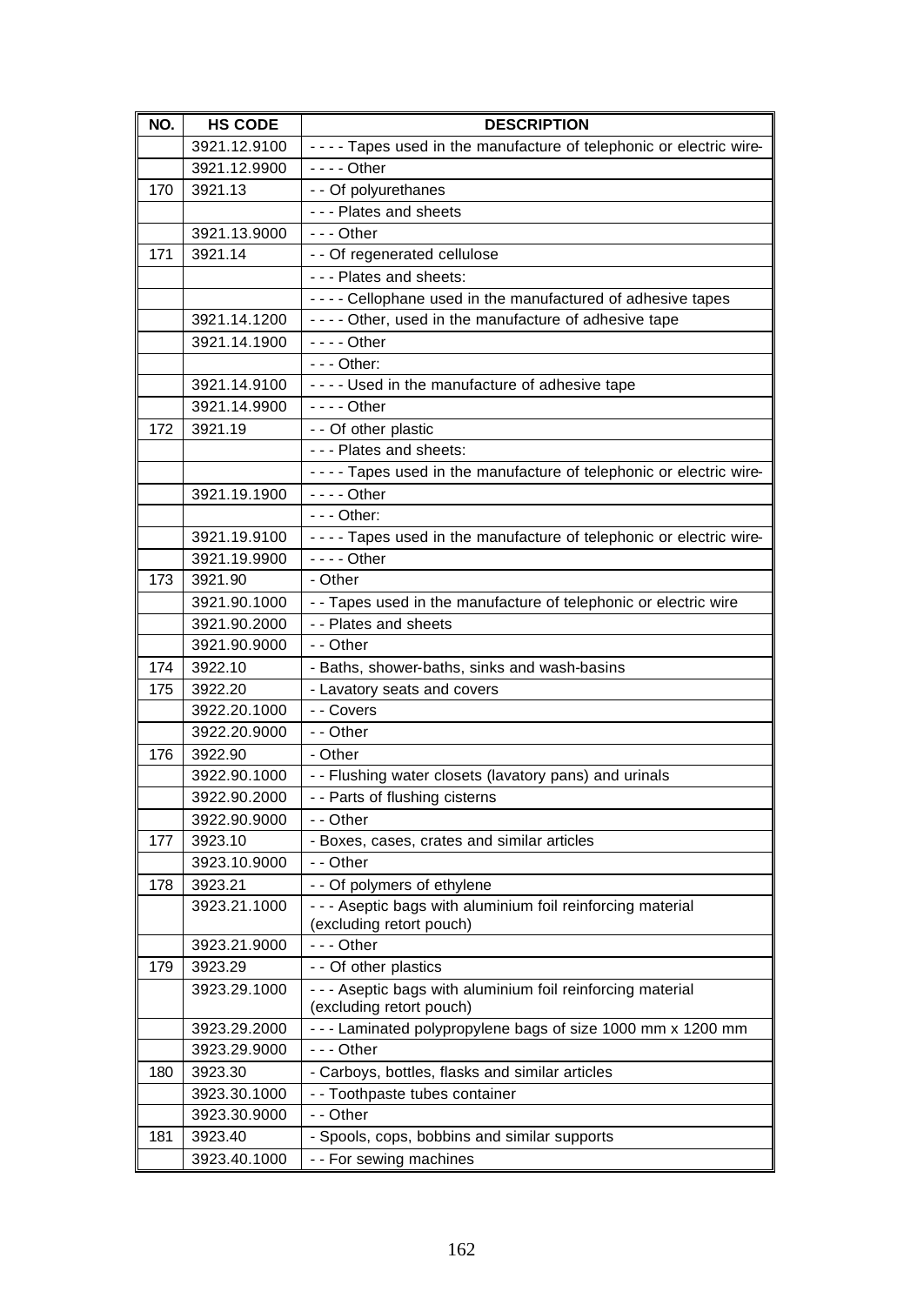| NO. | HS CODE | DESCRIPTION |
|---|---|---|
| | 3921.12.9100 | - - - - Tapes used in the manufacture of telephonic or electric wire |
| | 3921.12.9900 | - - - - Other |
| 170 | 3921.13 | - - Of polyurethanes |
| | | - - - Plates and sheets |
| | 3921.13.9000 | - - - Other |
| 171 | 3921.14 | - - Of regenerated cellulose |
| | | - - - Plates and sheets: |
| | | - - - - Cellophane used in the manufactured of adhesive tapes |
| | 3921.14.1200 | - - - - Other, used in the manufacture of adhesive tape |
| | 3921.14.1900 | - - - - Other |
| | | - - - Other: |
| | 3921.14.9100 | - - - - Used in the manufacture of adhesive tape |
| | 3921.14.9900 | - - - - Other |
| 172 | 3921.19 | - - Of other plastic |
| | | - - - Plates and sheets: |
| | | - - - - Tapes used in the manufacture of telephonic or electric wire |
| | 3921.19.1900 | - - - - Other |
| | | - - - Other: |
| | 3921.19.9100 | - - - - Tapes used in the manufacture of telephonic or electric wire |
| | 3921.19.9900 | - - - - Other |
| 173 | 3921.90 | - Other |
| | 3921.90.1000 | - - Tapes used in the manufacture of telephonic or electric wire |
| | 3921.90.2000 | - - Plates and sheets |
| | 3921.90.9000 | - - Other |
| 174 | 3922.10 | - Baths, shower-baths, sinks and wash-basins |
| 175 | 3922.20 | - Lavatory seats and covers |
| | 3922.20.1000 | - - Covers |
| | 3922.20.9000 | - - Other |
| 176 | 3922.90 | - Other |
| | 3922.90.1000 | - - Flushing water closets (lavatory pans) and urinals |
| | 3922.90.2000 | - - Parts of flushing cisterns |
| | 3922.90.9000 | - - Other |
| 177 | 3923.10 | - Boxes, cases, crates and similar articles |
| | 3923.10.9000 | - - Other |
| 178 | 3923.21 | - - Of polymers of ethylene |
| | 3923.21.1000 | - - - Aseptic bags with aluminium foil reinforcing material (excluding retort pouch) |
| | 3923.21.9000 | - - - Other |
| 179 | 3923.29 | - - Of other plastics |
| | 3923.29.1000 | - - - Aseptic bags with aluminium foil reinforcing material (excluding retort pouch) |
| | 3923.29.2000 | - - - Laminated polypropylene bags of size 1000 mm x 1200 mm |
| | 3923.29.9000 | - - - Other |
| 180 | 3923.30 | - Carboys, bottles, flasks and similar articles |
| | 3923.30.1000 | - - Toothpaste tubes container |
| | 3923.30.9000 | - - Other |
| 181 | 3923.40 | - Spools, cops, bobbins and similar supports |
| | 3923.40.1000 | - - For sewing machines |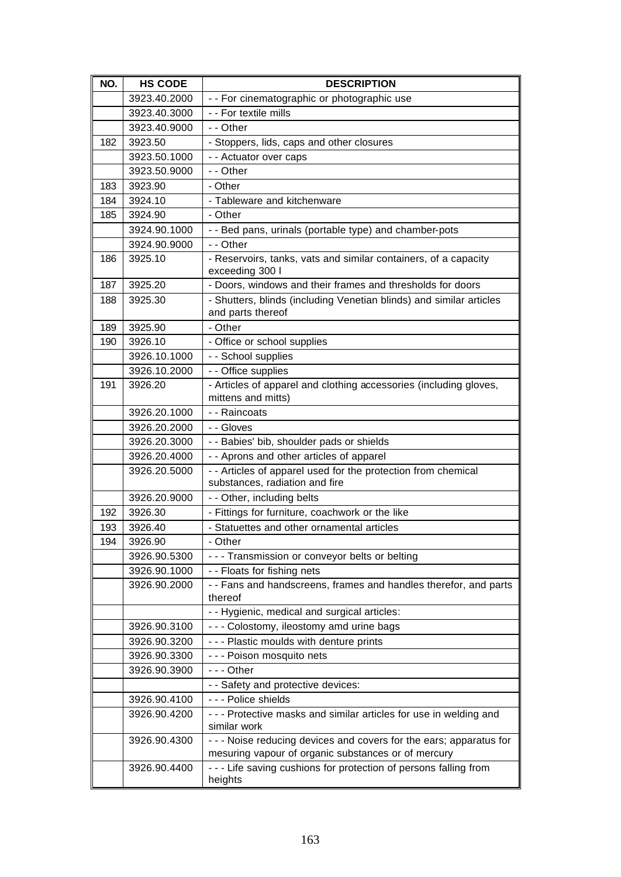| NO. | HS CODE | DESCRIPTION |
|---|---|---|
| | 3923.40.2000 | - - For cinematographic or photographic use |
| | 3923.40.3000 | - - For textile mills |
| | 3923.40.9000 | - - Other |
| 182 | 3923.50 | - Stoppers, lids, caps and other closures |
| | 3923.50.1000 | - - Actuator over caps |
| | 3923.50.9000 | - - Other |
| 183 | 3923.90 | - Other |
| 184 | 3924.10 | - Tableware and kitchenware |
| 185 | 3924.90 | - Other |
| | 3924.90.1000 | - - Bed pans, urinals (portable type) and chamber-pots |
| | 3924.90.9000 | - - Other |
| 186 | 3925.10 | - Reservoirs, tanks, vats and similar containers, of a capacity exceeding 300 l |
| 187 | 3925.20 | - Doors, windows and their frames and thresholds for doors |
| 188 | 3925.30 | - Shutters, blinds (including Venetian blinds) and similar articles and parts thereof |
| 189 | 3925.90 | - Other |
| 190 | 3926.10 | - Office or school supplies |
| | 3926.10.1000 | - - School supplies |
| | 3926.10.2000 | - - Office supplies |
| 191 | 3926.20 | - Articles of apparel and clothing accessories (including gloves, mittens and mitts) |
| | 3926.20.1000 | - - Raincoats |
| | 3926.20.2000 | - - Gloves |
| | 3926.20.3000 | - - Babies' bib, shoulder pads or shields |
| | 3926.20.4000 | - - Aprons and other articles of apparel |
| | 3926.20.5000 | - - Articles of apparel used for the protection from chemical substances, radiation and fire |
| | 3926.20.9000 | - - Other, including belts |
| 192 | 3926.30 | - Fittings for furniture, coachwork or the like |
| 193 | 3926.40 | - Statuettes and other ornamental articles |
| 194 | 3926.90 | - Other |
| | 3926.90.5300 | - - - Transmission or conveyor belts or belting |
| | 3926.90.1000 | - - Floats for fishing nets |
| | 3926.90.2000 | - - Fans and handscreens, frames and handles therefor, and parts thereof |
| | | - - Hygienic, medical and surgical articles: |
| | 3926.90.3100 | - - - Colostomy, ileostomy amd urine bags |
| | 3926.90.3200 | - - - Plastic moulds with denture prints |
| | 3926.90.3300 | - - - Poison mosquito nets |
| | 3926.90.3900 | - - - Other |
| | | - - Safety and protective devices: |
| | 3926.90.4100 | - - - Police shields |
| | 3926.90.4200 | - - - Protective masks and similar articles for use in welding and similar work |
| | 3926.90.4300 | - - - Noise reducing devices and covers for the ears; apparatus for mesuring vapour of organic substances or of mercury |
| | 3926.90.4400 | - - - Life saving cushions for protection of persons falling from heights |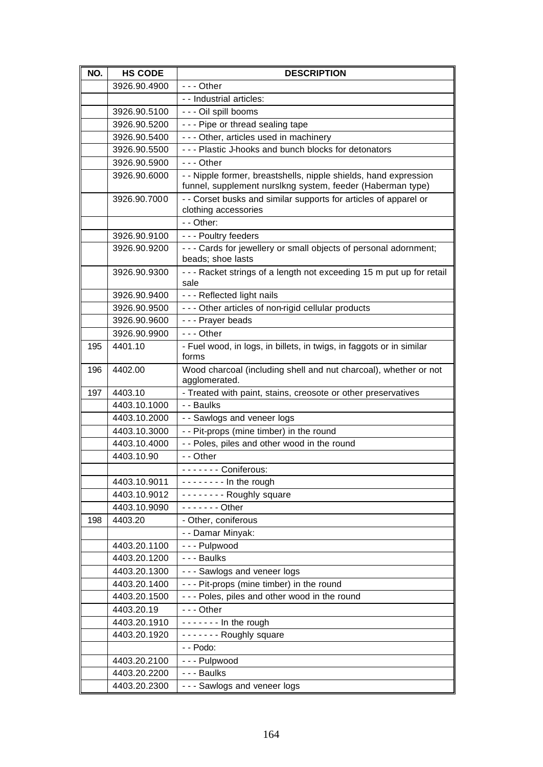| NO. | HS CODE | DESCRIPTION |
|---|---|---|
| | 3926.90.4900 | - - - Other |
| | | - - Industrial articles: |
| | 3926.90.5100 | - - - Oil spill booms |
| | 3926.90.5200 | - - - Pipe or thread sealing tape |
| | 3926.90.5400 | - - - Other, articles used in machinery |
| | 3926.90.5500 | - - - Plastic J-hooks and bunch blocks for detonators |
| | 3926.90.5900 | - - - Other |
| | 3926.90.6000 | - - Nipple former, breastshells, nipple shields, hand expression funnel, supplement nurslkng system, feeder (Haberman type) |
| | 3926.90.7000 | - - Corset busks and similar supports for articles of apparel or clothing accessories |
| | | - - Other: |
| | 3926.90.9100 | - - - Poultry feeders |
| | 3926.90.9200 | - - - Cards for jewellery or small objects of personal adornment; beads; shoe lasts |
| | 3926.90.9300 | - - - Racket strings of a length not exceeding 15 m put up for retail sale |
| | 3926.90.9400 | - - - Reflected light nails |
| | 3926.90.9500 | - - - Other articles of non-rigid cellular products |
| | 3926.90.9600 | - - - Prayer beads |
| | 3926.90.9900 | - - - Other |
| 195 | 4401.10 | - Fuel wood, in logs, in billets, in twigs, in faggots or in similar forms |
| 196 | 4402.00 | Wood charcoal (including shell and nut charcoal), whether or not agglomerated. |
| 197 | 4403.10 | - Treated with paint, stains, creosote or other preservatives |
| | 4403.10.1000 | - - Baulks |
| | 4403.10.2000 | - - Sawlogs and veneer logs |
| | 4403.10.3000 | - - Pit-props (mine timber) in the round |
| | 4403.10.4000 | - - Poles, piles and other wood in the round |
| | 4403.10.90 | - - Other |
| | | - - - - - - - Coniferous: |
| | 4403.10.9011 | - - - - - - - - In the rough |
| | 4403.10.9012 | - - - - - - - - Roughly square |
| | 4403.10.9090 | - - - - - - - Other |
| 198 | 4403.20 | - Other, coniferous |
| | | - - Damar Minyak: |
| | 4403.20.1100 | - - - Pulpwood |
| | 4403.20.1200 | - - - Baulks |
| | 4403.20.1300 | - - - Sawlogs and veneer logs |
| | 4403.20.1400 | - - - Pit-props (mine timber) in the round |
| | 4403.20.1500 | - - - Poles, piles and other wood in the round |
| | 4403.20.19 | - - - Other |
| | 4403.20.1910 | - - - - - - - In the rough |
| | 4403.20.1920 | - - - - - - - Roughly square |
| | | - - Podo: |
| | 4403.20.2100 | - - - Pulpwood |
| | 4403.20.2200 | - - - Baulks |
| | 4403.20.2300 | - - - Sawlogs and veneer logs |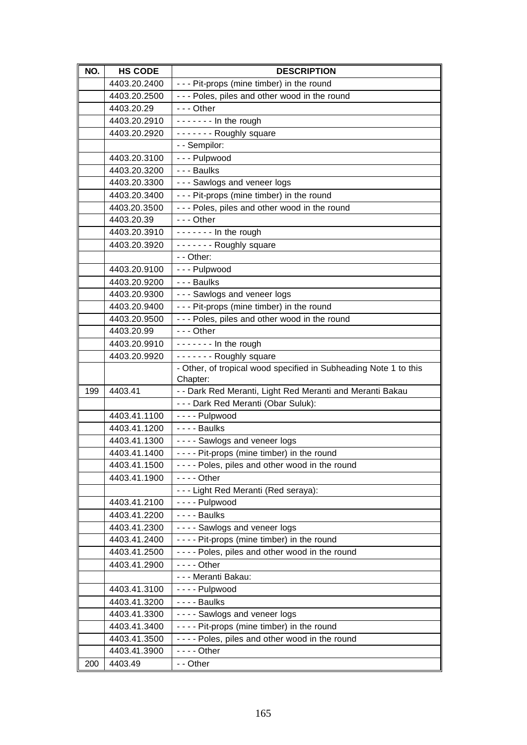| NO. | HS CODE | DESCRIPTION |
|---|---|---|
| | 4403.20.2400 | - - - Pit-props (mine timber) in the round |
| | 4403.20.2500 | - - - Poles, piles and other wood in the round |
| | 4403.20.29 | - - - Other |
| | 4403.20.2910 | - - - - - - - In the rough |
| | 4403.20.2920 | - - - - - - - Roughly square |
| | | - - Sempilor: |
| | 4403.20.3100 | - - - Pulpwood |
| | 4403.20.3200 | - - - Baulks |
| | 4403.20.3300 | - - - Sawlogs and veneer logs |
| | 4403.20.3400 | - - - Pit-props (mine timber) in the round |
| | 4403.20.3500 | - - - Poles, piles and other wood in the round |
| | 4403.20.39 | - - - Other |
| | 4403.20.3910 | - - - - - - - In the rough |
| | 4403.20.3920 | - - - - - - - Roughly square |
| | | - - Other: |
| | 4403.20.9100 | - - - Pulpwood |
| | 4403.20.9200 | - - - Baulks |
| | 4403.20.9300 | - - - Sawlogs and veneer logs |
| | 4403.20.9400 | - - - Pit-props (mine timber) in the round |
| | 4403.20.9500 | - - - Poles, piles and other wood in the round |
| | 4403.20.99 | - - - Other |
| | 4403.20.9910 | - - - - - - - In the rough |
| | 4403.20.9920 | - - - - - - - Roughly square |
| | | - Other, of tropical wood specified in Subheading Note 1 to this Chapter: |
| 199 | 4403.41 | - - Dark Red Meranti, Light Red Meranti and Meranti Bakau |
| | | - - - Dark Red Meranti (Obar Suluk): |
| | 4403.41.1100 | - - - - Pulpwood |
| | 4403.41.1200 | - - - - Baulks |
| | 4403.41.1300 | - - - - Sawlogs and veneer logs |
| | 4403.41.1400 | - - - - Pit-props (mine timber) in the round |
| | 4403.41.1500 | - - - - Poles, piles and other wood in the round |
| | 4403.41.1900 | - - - - Other |
| | | - - - Light Red Meranti (Red seraya): |
| | 4403.41.2100 | - - - - Pulpwood |
| | 4403.41.2200 | - - - - Baulks |
| | 4403.41.2300 | - - - - Sawlogs and veneer logs |
| | 4403.41.2400 | - - - - Pit-props (mine timber) in the round |
| | 4403.41.2500 | - - - - Poles, piles and other wood in the round |
| | 4403.41.2900 | - - - - Other |
| | | - - - Meranti Bakau: |
| | 4403.41.3100 | - - - - Pulpwood |
| | 4403.41.3200 | - - - - Baulks |
| | 4403.41.3300 | - - - - Sawlogs and veneer logs |
| | 4403.41.3400 | - - - - Pit-props (mine timber) in the round |
| | 4403.41.3500 | - - - - Poles, piles and other wood in the round |
| | 4403.41.3900 | - - - - Other |
| 200 | 4403.49 | - - Other |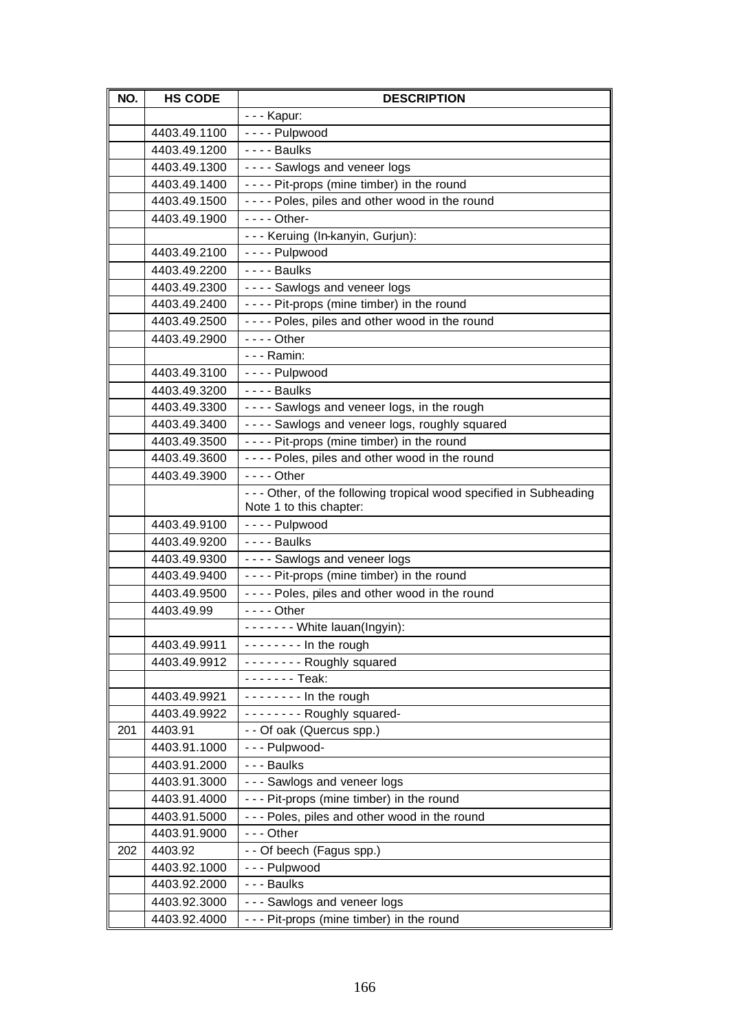| NO. | HS CODE | DESCRIPTION |
|---|---|---|
| | | - - - Kapur: |
| | 4403.49.1100 | - - - - Pulpwood |
| | 4403.49.1200 | - - - - Baulks |
| | 4403.49.1300 | - - - - Sawlogs and veneer logs |
| | 4403.49.1400 | - - - - Pit-props (mine timber) in the round |
| | 4403.49.1500 | - - - - Poles, piles and other wood in the round |
| | 4403.49.1900 | - - - - Other- |
| | | - - - Keruing (In-kanyin, Gurjun): |
| | 4403.49.2100 | - - - - Pulpwood |
| | 4403.49.2200 | - - - - Baulks |
| | 4403.49.2300 | - - - - Sawlogs and veneer logs |
| | 4403.49.2400 | - - - - Pit-props (mine timber) in the round |
| | 4403.49.2500 | - - - - Poles, piles and other wood in the round |
| | 4403.49.2900 | - - - - Other |
| | | - - - Ramin: |
| | 4403.49.3100 | - - - - Pulpwood |
| | 4403.49.3200 | - - - - Baulks |
| | 4403.49.3300 | - - - - Sawlogs and veneer logs, in the rough |
| | 4403.49.3400 | - - - - Sawlogs and veneer logs, roughly squared |
| | 4403.49.3500 | - - - - Pit-props (mine timber) in the round |
| | 4403.49.3600 | - - - - Poles, piles and other wood in the round |
| | 4403.49.3900 | - - - - Other |
| | | - - - Other, of the following tropical wood specified in Subheading Note 1 to this chapter: |
| | 4403.49.9100 | - - - - Pulpwood |
| | 4403.49.9200 | - - - - Baulks |
| | 4403.49.9300 | - - - - Sawlogs and veneer logs |
| | 4403.49.9400 | - - - - Pit-props (mine timber) in the round |
| | 4403.49.9500 | - - - - Poles, piles and other wood in the round |
| | 4403.49.99 | - - - - Other |
| | | - - - - - - - White lauan(Ingyin): |
| | 4403.49.9911 | - - - - - - - - In the rough |
| | 4403.49.9912 | - - - - - - - - Roughly squared |
| | | - - - - - - - Teak: |
| | 4403.49.9921 | - - - - - - - - In the rough |
| | 4403.49.9922 | - - - - - - - - Roughly squared- |
| 201 | 4403.91 | - - Of oak (Quercus spp.) |
| | 4403.91.1000 | - - - Pulpwood- |
| | 4403.91.2000 | - - - Baulks |
| | 4403.91.3000 | - - - Sawlogs and veneer logs |
| | 4403.91.4000 | - - - Pit-props (mine timber) in the round |
| | 4403.91.5000 | - - - Poles, piles and other wood in the round |
| | 4403.91.9000 | - - - Other |
| 202 | 4403.92 | - - Of beech (Fagus spp.) |
| | 4403.92.1000 | - - - Pulpwood |
| | 4403.92.2000 | - - - Baulks |
| | 4403.92.3000 | - - - Sawlogs and veneer logs |
| | 4403.92.4000 | - - - Pit-props (mine timber) in the round |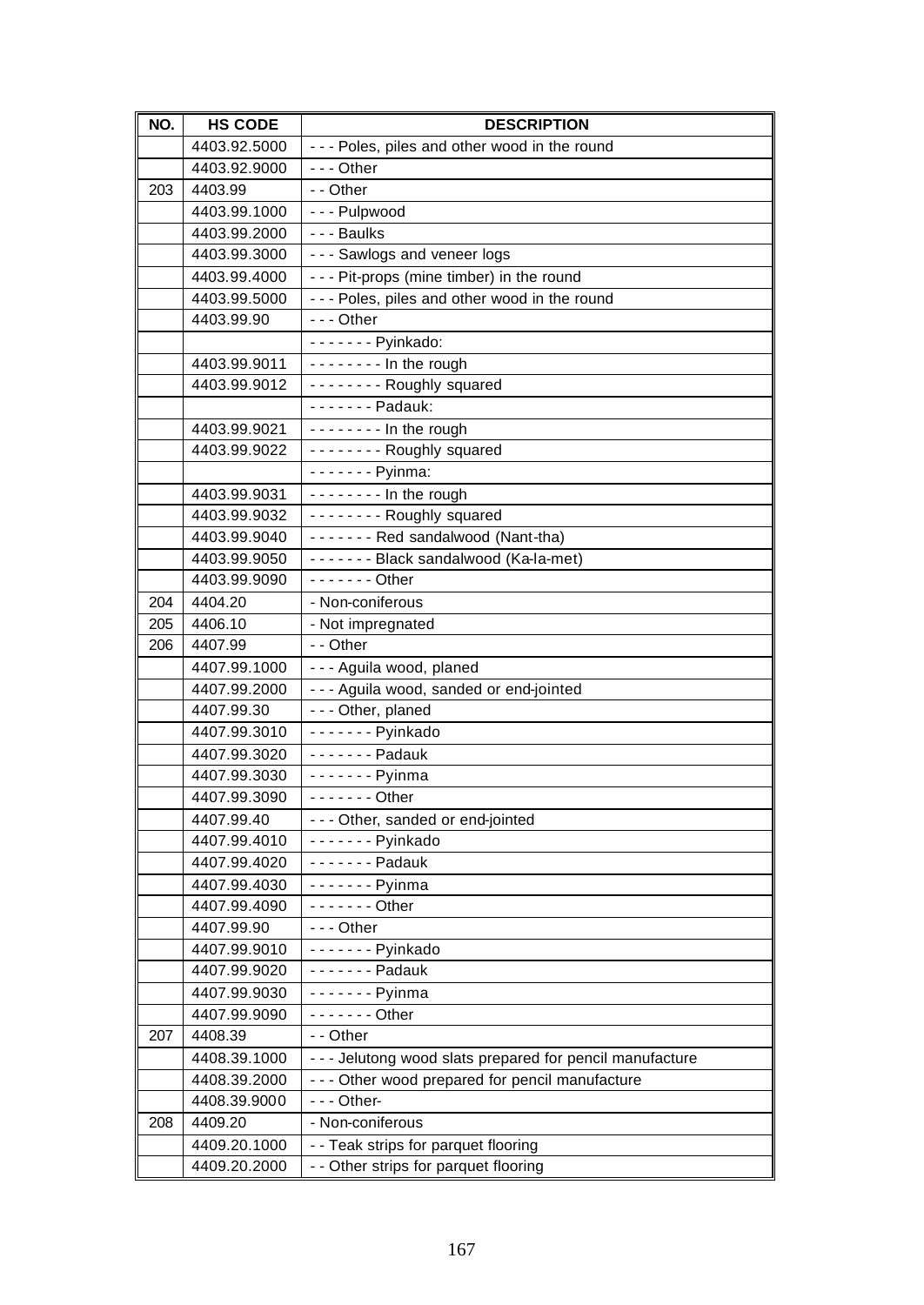| NO. | HS CODE | DESCRIPTION |
|---|---|---|
| | 4403.92.5000 | - - - Poles, piles and other wood in the round |
| | 4403.92.9000 | - - - Other |
| 203 | 4403.99 | - - Other |
| | 4403.99.1000 | - - - Pulpwood |
| | 4403.99.2000 | - - - Baulks |
| | 4403.99.3000 | - - - Sawlogs and veneer logs |
| | 4403.99.4000 | - - - Pit-props (mine timber) in the round |
| | 4403.99.5000 | - - - Poles, piles and other wood in the round |
| | 4403.99.90 | - - - Other |
| | | - - - - - - - Pyinkado: |
| | 4403.99.9011 | - - - - - - - - In the rough |
| | 4403.99.9012 | - - - - - - - - Roughly squared |
| | | - - - - - - - Padauk: |
| | 4403.99.9021 | - - - - - - - - In the rough |
| | 4403.99.9022 | - - - - - - - - Roughly squared |
| | | - - - - - - - Pyinma: |
| | 4403.99.9031 | - - - - - - - - In the rough |
| | 4403.99.9032 | - - - - - - - - Roughly squared |
| | 4403.99.9040 | - - - - - - - Red sandalwood (Nant-tha) |
| | 4403.99.9050 | - - - - - - - Black sandalwood (Ka-la-met) |
| | 4403.99.9090 | - - - - - - - Other |
| 204 | 4404.20 | - Non-coniferous |
| 205 | 4406.10 | - Not impregnated |
| 206 | 4407.99 | - - Other |
| | 4407.99.1000 | - - - Aguila wood, planed |
| | 4407.99.2000 | - - - Aguila wood, sanded or end-jointed |
| | 4407.99.30 | - - - Other, planed |
| | 4407.99.3010 | - - - - - - - Pyinkado |
| | 4407.99.3020 | - - - - - - - Padauk |
| | 4407.99.3030 | - - - - - - - Pyinma |
| | 4407.99.3090 | - - - - - - - Other |
| | 4407.99.40 | - - - Other, sanded or end-jointed |
| | 4407.99.4010 | - - - - - - - Pyinkado |
| | 4407.99.4020 | - - - - - - - Padauk |
| | 4407.99.4030 | - - - - - - - Pyinma |
| | 4407.99.4090 | - - - - - - - Other |
| | 4407.99.90 | - - - Other |
| | 4407.99.9010 | - - - - - - - Pyinkado |
| | 4407.99.9020 | - - - - - - - Padauk |
| | 4407.99.9030 | - - - - - - - Pyinma |
| | 4407.99.9090 | - - - - - - - Other |
| 207 | 4408.39 | - - Other |
| | 4408.39.1000 | - - - Jelutong wood slats prepared for pencil manufacture |
| | 4408.39.2000 | - - - Other wood prepared for pencil manufacture |
| | 4408.39.9000 | - - - Other- |
| 208 | 4409.20 | - Non-coniferous |
| | 4409.20.1000 | - - Teak strips for parquet flooring |
| | 4409.20.2000 | - - Other strips for parquet flooring |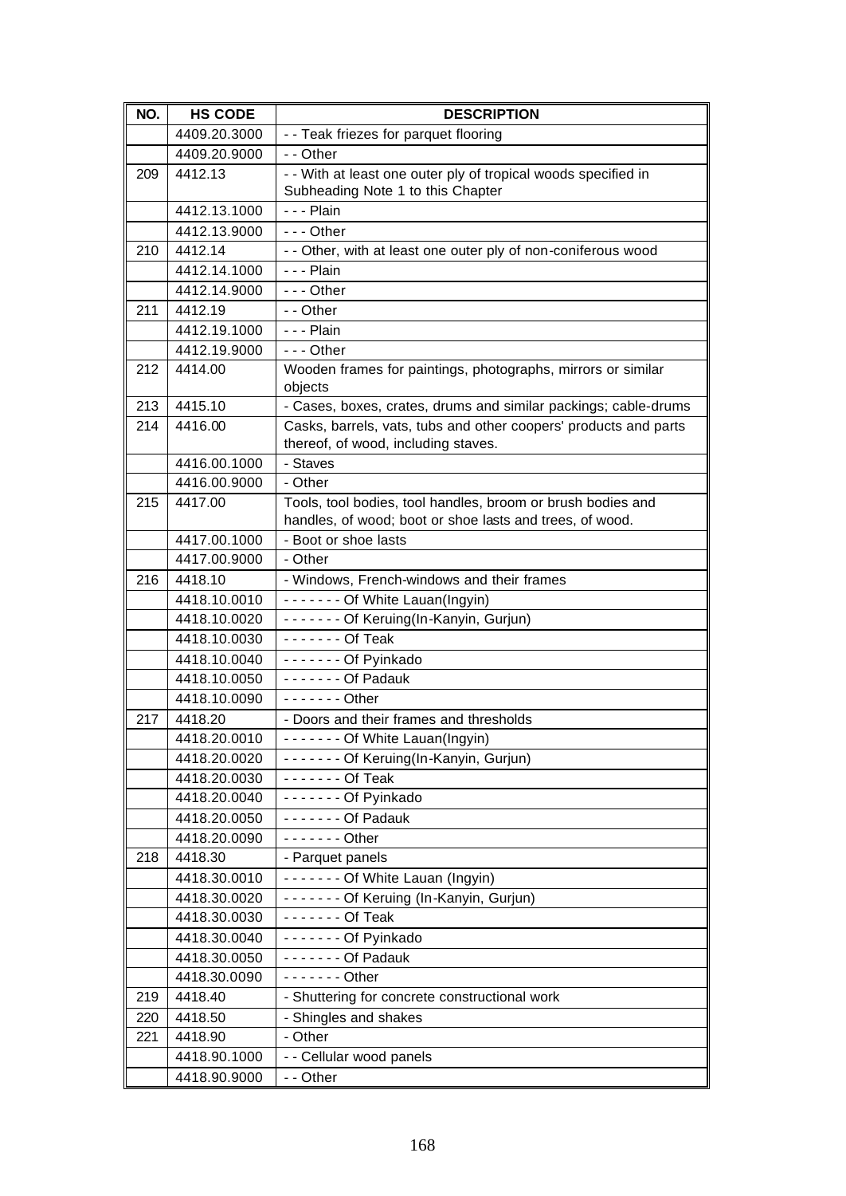| NO. | HS CODE | DESCRIPTION |
|---|---|---|
| | 4409.20.3000 | - - Teak friezes for parquet flooring |
| | 4409.20.9000 | - - Other |
| 209 | 4412.13 | - - With at least one outer ply of tropical woods specified in Subheading Note 1 to this Chapter |
| | 4412.13.1000 | - - - Plain |
| | 4412.13.9000 | - - - Other |
| 210 | 4412.14 | - - Other, with at least one outer ply of non-coniferous wood |
| | 4412.14.1000 | - - - Plain |
| | 4412.14.9000 | - - - Other |
| 211 | 4412.19 | - - Other |
| | 4412.19.1000 | - - - Plain |
| | 4412.19.9000 | - - - Other |
| 212 | 4414.00 | Wooden frames for paintings, photographs, mirrors or similar objects |
| 213 | 4415.10 | - Cases, boxes, crates, drums and similar packings; cable-drums |
| 214 | 4416.00 | Casks, barrels, vats, tubs and other coopers' products and parts thereof, of wood, including staves. |
| | 4416.00.1000 | - Staves |
| | 4416.00.9000 | - Other |
| 215 | 4417.00 | Tools, tool bodies, tool handles, broom or brush bodies and handles, of wood; boot or shoe lasts and trees, of wood. |
| | 4417.00.1000 | - Boot or shoe lasts |
| | 4417.00.9000 | - Other |
| 216 | 4418.10 | - Windows, French-windows and their frames |
| | 4418.10.0010 | - - - - - - - Of White Lauan(Ingyin) |
| | 4418.10.0020 | - - - - - - - Of Keruing(In-Kanyin, Gurjun) |
| | 4418.10.0030 | - - - - - - - Of Teak |
| | 4418.10.0040 | - - - - - - - Of Pyinkado |
| | 4418.10.0050 | - - - - - - - Of Padauk |
| | 4418.10.0090 | - - - - - - - Other |
| 217 | 4418.20 | - Doors and their frames and thresholds |
| | 4418.20.0010 | - - - - - - - Of White Lauan(Ingyin) |
| | 4418.20.0020 | - - - - - - - Of Keruing(In-Kanyin, Gurjun) |
| | 4418.20.0030 | - - - - - - - Of Teak |
| | 4418.20.0040 | - - - - - - - Of Pyinkado |
| | 4418.20.0050 | - - - - - - - Of Padauk |
| | 4418.20.0090 | - - - - - - - Other |
| 218 | 4418.30 | - Parquet panels |
| | 4418.30.0010 | - - - - - - - Of White Lauan (Ingyin) |
| | 4418.30.0020 | - - - - - - - Of Keruing (In-Kanyin, Gurjun) |
| | 4418.30.0030 | - - - - - - - Of Teak |
| | 4418.30.0040 | - - - - - - - Of Pyinkado |
| | 4418.30.0050 | - - - - - - - Of Padauk |
| | 4418.30.0090 | - - - - - - - Other |
| 219 | 4418.40 | - Shuttering for concrete constructional work |
| 220 | 4418.50 | - Shingles and shakes |
| 221 | 4418.90 | - Other |
| | 4418.90.1000 | - - Cellular wood panels |
| | 4418.90.9000 | - - Other |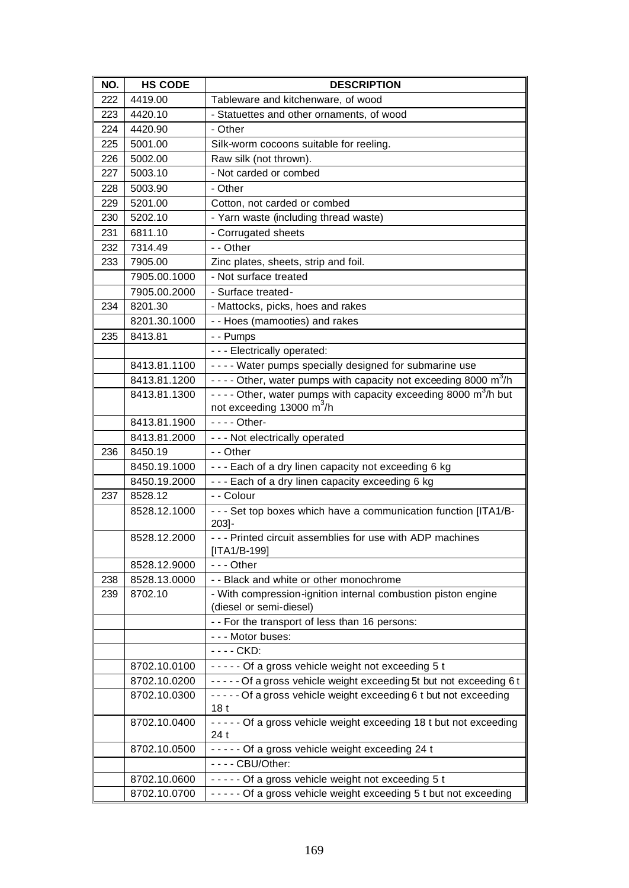| NO. | HS CODE | DESCRIPTION |
|---|---|---|
| 222 | 4419.00 | Tableware and kitchenware, of wood |
| 223 | 4420.10 | - Statuettes and other ornaments, of wood |
| 224 | 4420.90 | - Other |
| 225 | 5001.00 | Silk-worm cocoons suitable for reeling. |
| 226 | 5002.00 | Raw silk (not thrown). |
| 227 | 5003.10 | - Not carded or combed |
| 228 | 5003.90 | - Other |
| 229 | 5201.00 | Cotton, not carded or combed |
| 230 | 5202.10 | - Yarn waste (including thread waste) |
| 231 | 6811.10 | - Corrugated sheets |
| 232 | 7314.49 | - - Other |
| 233 | 7905.00 | Zinc plates, sheets, strip and foil. |
|  | 7905.00.1000 | - Not surface treated |
|  | 7905.00.2000 | - Surface treated- |
| 234 | 8201.30 | - Mattocks, picks, hoes and rakes |
|  | 8201.30.1000 | - - Hoes (mamooties) and rakes |
| 235 | 8413.81 | - - Pumps |
|  |  | - - - Electrically operated: |
|  | 8413.81.1100 | - - - - Water pumps specially designed for submarine use |
|  | 8413.81.1200 | - - - - Other, water pumps with capacity not exceeding 8000 $m^3$/h |
|  | 8413.81.1300 | - - - - Other, water pumps with capacity exceeding 8000 $m^3$/h but not exceeding 13000 $m^3$/h |
|  | 8413.81.1900 | - - - - Other- |
|  | 8413.81.2000 | - - - Not electrically operated |
| 236 | 8450.19 | - - Other |
|  | 8450.19.1000 | - - - Each of a dry linen capacity not exceeding 6 kg |
|  | 8450.19.2000 | - - - Each of a dry linen capacity exceeding 6 kg |
| 237 | 8528.12 | - - Colour |
|  | 8528.12.1000 | - - - Set top boxes which have a communication function [ITA1/B-203]- |
|  | 8528.12.2000 | - - - Printed circuit assemblies for use with ADP machines [ITA1/B-199] |
|  | 8528.12.9000 | - - - Other |
| 238 | 8528.13.0000 | - - Black and white or other monochrome |
| 239 | 8702.10 | - With compression-ignition internal combustion piston engine (diesel or semi-diesel) |
|  |  | - - For the transport of less than 16 persons: |
|  |  | - - - Motor buses: |
|  |  | - - - - CKD: |
|  | 8702.10.0100 | - - - - - Of a gross vehicle weight not exceeding 5 t |
|  | 8702.10.0200 | - - - - - Of a gross vehicle weight exceeding 5t but not exceeding 6 t |
|  | 8702.10.0300 | - - - - - Of a gross vehicle weight exceeding 6 t but not exceeding 18 t |
|  | 8702.10.0400 | - - - - - Of a gross vehicle weight exceeding 18 t but not exceeding 24 t |
|  | 8702.10.0500 | - - - - - Of a gross vehicle weight exceeding 24 t |
|  |  | - - - - CBU/Other: |
|  | 8702.10.0600 | - - - - - Of a gross vehicle weight not exceeding 5 t |
|  | 8702.10.0700 | - - - - - Of a gross vehicle weight exceeding 5 t but not exceeding |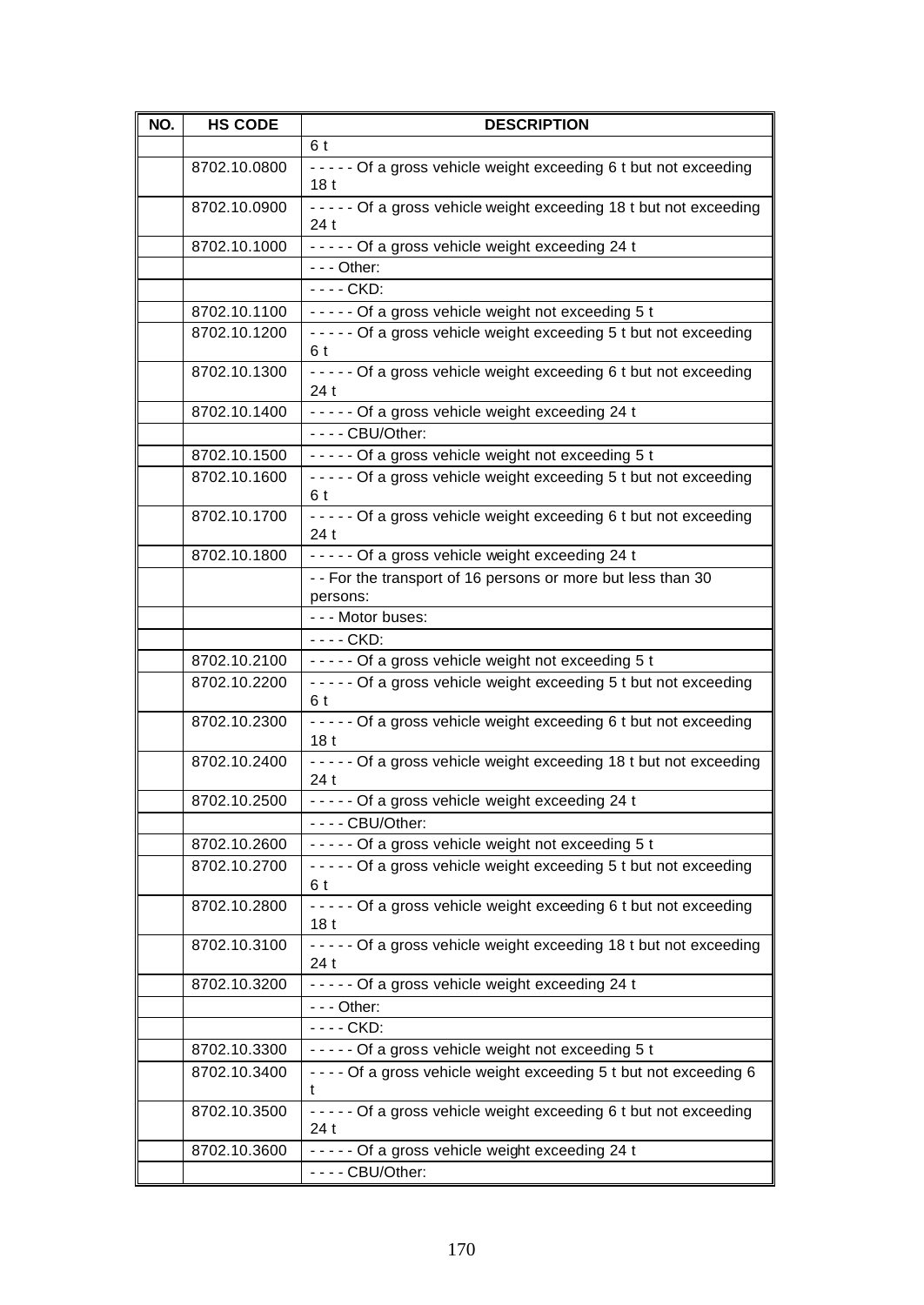| NO. | HS CODE | DESCRIPTION |
|---|---|---|
| | | 6 t |
| | 8702.10.0800 | - - - - - Of a gross vehicle weight exceeding 6 t but not exceeding 18 t |
| | 8702.10.0900 | - - - - - Of a gross vehicle weight exceeding 18 t but not exceeding 24 t |
| | 8702.10.1000 | - - - - - Of a gross vehicle weight exceeding 24 t |
| | | - - - Other: |
| | | - - - - CKD: |
| | 8702.10.1100 | - - - - - Of a gross vehicle weight not exceeding 5 t |
| | 8702.10.1200 | - - - - - Of a gross vehicle weight exceeding 5 t but not exceeding 6 t |
| | 8702.10.1300 | - - - - - Of a gross vehicle weight exceeding 6 t but not exceeding 24 t |
| | 8702.10.1400 | - - - - - Of a gross vehicle weight exceeding 24 t |
| | | - - - - CBU/Other: |
| | 8702.10.1500 | - - - - - Of a gross vehicle weight not exceeding 5 t |
| | 8702.10.1600 | - - - - - Of a gross vehicle weight exceeding 5 t but not exceeding 6 t |
| | 8702.10.1700 | - - - - - Of a gross vehicle weight exceeding 6 t but not exceeding 24 t |
| | 8702.10.1800 | - - - - - Of a gross vehicle weight exceeding 24 t |
| | | - - For the transport of 16 persons or more but less than 30 persons: |
| | | - - - Motor buses: |
| | | - - - - CKD: |
| | 8702.10.2100 | - - - - - Of a gross vehicle weight not exceeding 5 t |
| | 8702.10.2200 | - - - - - Of a gross vehicle weight exceeding 5 t but not exceeding 6 t |
| | 8702.10.2300 | - - - - - Of a gross vehicle weight exceeding 6 t but not exceeding 18 t |
| | 8702.10.2400 | - - - - - Of a gross vehicle weight exceeding 18 t but not exceeding 24 t |
| | 8702.10.2500 | - - - - - Of a gross vehicle weight exceeding 24 t |
| | | - - - - CBU/Other: |
| | 8702.10.2600 | - - - - - Of a gross vehicle weight not exceeding 5 t |
| | 8702.10.2700 | - - - - - Of a gross vehicle weight exceeding 5 t but not exceeding 6 t |
| | 8702.10.2800 | - - - - - Of a gross vehicle weight exceeding 6 t but not exceeding 18 t |
| | 8702.10.3100 | - - - - - Of a gross vehicle weight exceeding 18 t but not exceeding 24 t |
| | 8702.10.3200 | - - - - - Of a gross vehicle weight exceeding 24 t |
| | | - - - Other: |
| | | - - - - CKD: |
| | 8702.10.3300 | - - - - - Of a gross vehicle weight not exceeding 5 t |
| | 8702.10.3400 | - - - - Of a gross vehicle weight exceeding 5 t but not exceeding 6 t |
| | 8702.10.3500 | - - - - - Of a gross vehicle weight exceeding 6 t but not exceeding 24 t |
| | 8702.10.3600 | - - - - - Of a gross vehicle weight exceeding 24 t |
| | | - - - - CBU/Other: |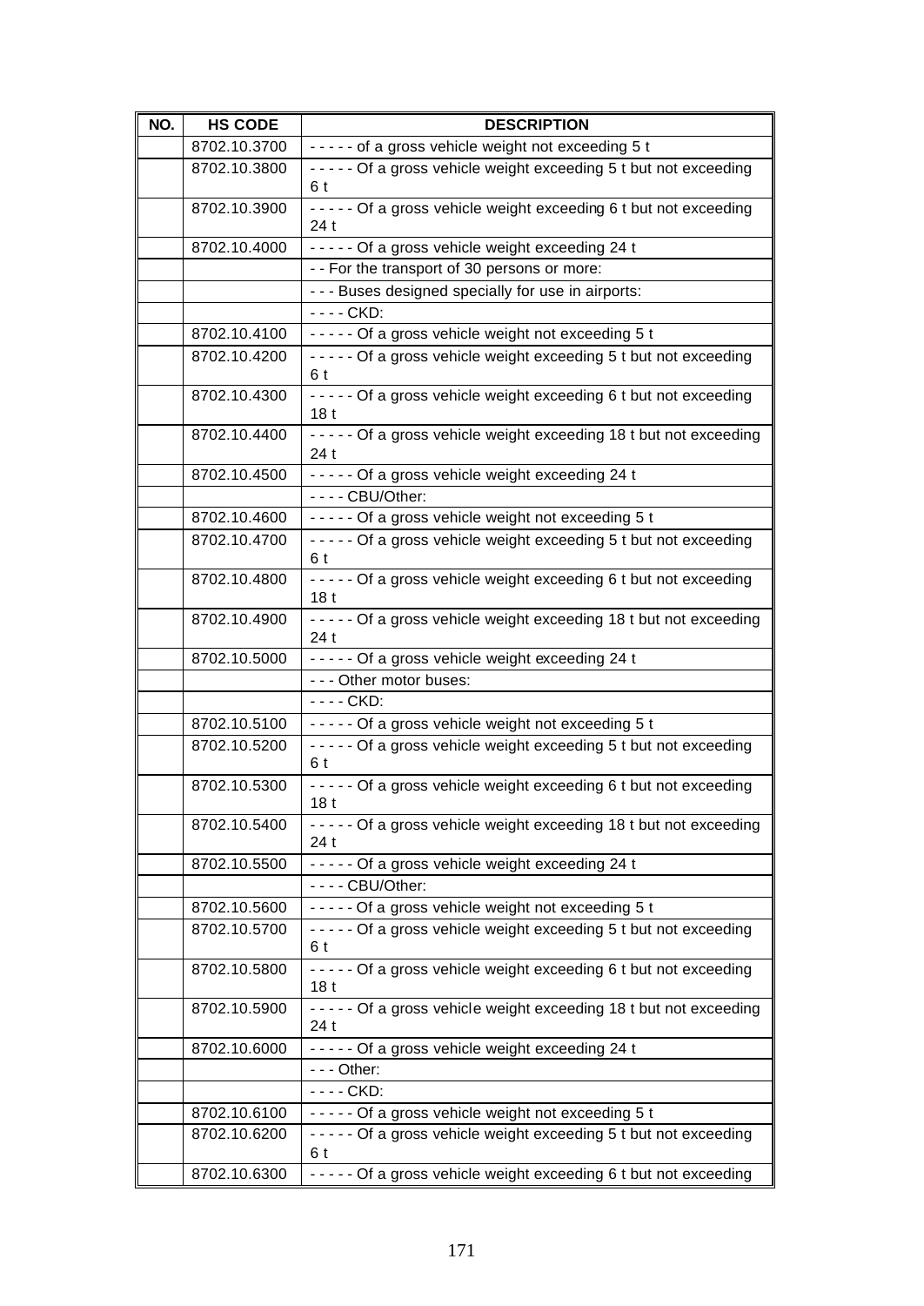| NO. | HS CODE | DESCRIPTION |
|---|---|---|
| | 8702.10.3700 | - - - - - of a gross vehicle weight not exceeding 5 t |
| | 8702.10.3800 | - - - - - Of a gross vehicle weight exceeding 5 t but not exceeding 6 t |
| | 8702.10.3900 | - - - - - Of a gross vehicle weight exceeding 6 t but not exceeding 24 t |
| | 8702.10.4000 | - - - - - Of a gross vehicle weight exceeding 24 t |
| | | - - For the transport of 30 persons or more: |
| | | - - - Buses designed specially for use in airports: |
| | | - - - - CKD: |
| | 8702.10.4100 | - - - - - Of a gross vehicle weight not exceeding 5 t |
| | 8702.10.4200 | - - - - - Of a gross vehicle weight exceeding 5 t but not exceeding 6 t |
| | 8702.10.4300 | - - - - - Of a gross vehicle weight exceeding 6 t but not exceeding 18 t |
| | 8702.10.4400 | - - - - - Of a gross vehicle weight exceeding 18 t but not exceeding 24 t |
| | 8702.10.4500 | - - - - - Of a gross vehicle weight exceeding 24 t |
| | | - - - - CBU/Other: |
| | 8702.10.4600 | - - - - - Of a gross vehicle weight not exceeding 5 t |
| | 8702.10.4700 | - - - - - Of a gross vehicle weight exceeding 5 t but not exceeding 6 t |
| | 8702.10.4800 | - - - - - Of a gross vehicle weight exceeding 6 t but not exceeding 18 t |
| | 8702.10.4900 | - - - - - Of a gross vehicle weight exceeding 18 t but not exceeding 24 t |
| | 8702.10.5000 | - - - - - Of a gross vehicle weight exceeding 24 t |
| | | - - - Other motor buses: |
| | | - - - - CKD: |
| | 8702.10.5100 | - - - - - Of a gross vehicle weight not exceeding 5 t |
| | 8702.10.5200 | - - - - - Of a gross vehicle weight exceeding 5 t but not exceeding 6 t |
| | 8702.10.5300 | - - - - - Of a gross vehicle weight exceeding 6 t but not exceeding 18 t |
| | 8702.10.5400 | - - - - - Of a gross vehicle weight exceeding 18 t but not exceeding 24 t |
| | 8702.10.5500 | - - - - - Of a gross vehicle weight exceeding 24 t |
| | | - - - - CBU/Other: |
| | 8702.10.5600 | - - - - - Of a gross vehicle weight not exceeding 5 t |
| | 8702.10.5700 | - - - - - Of a gross vehicle weight exceeding 5 t but not exceeding 6 t |
| | 8702.10.5800 | - - - - - Of a gross vehicle weight exceeding 6 t but not exceeding 18 t |
| | 8702.10.5900 | - - - - - Of a gross vehicle weight exceeding 18 t but not exceeding 24 t |
| | 8702.10.6000 | - - - - - Of a gross vehicle weight exceeding 24 t |
| | | - - - Other: |
| | | - - - - CKD: |
| | 8702.10.6100 | - - - - - Of a gross vehicle weight not exceeding 5 t |
| | 8702.10.6200 | - - - - - Of a gross vehicle weight exceeding 5 t but not exceeding 6 t |
| | 8702.10.6300 | - - - - - Of a gross vehicle weight exceeding 6 t but not exceeding |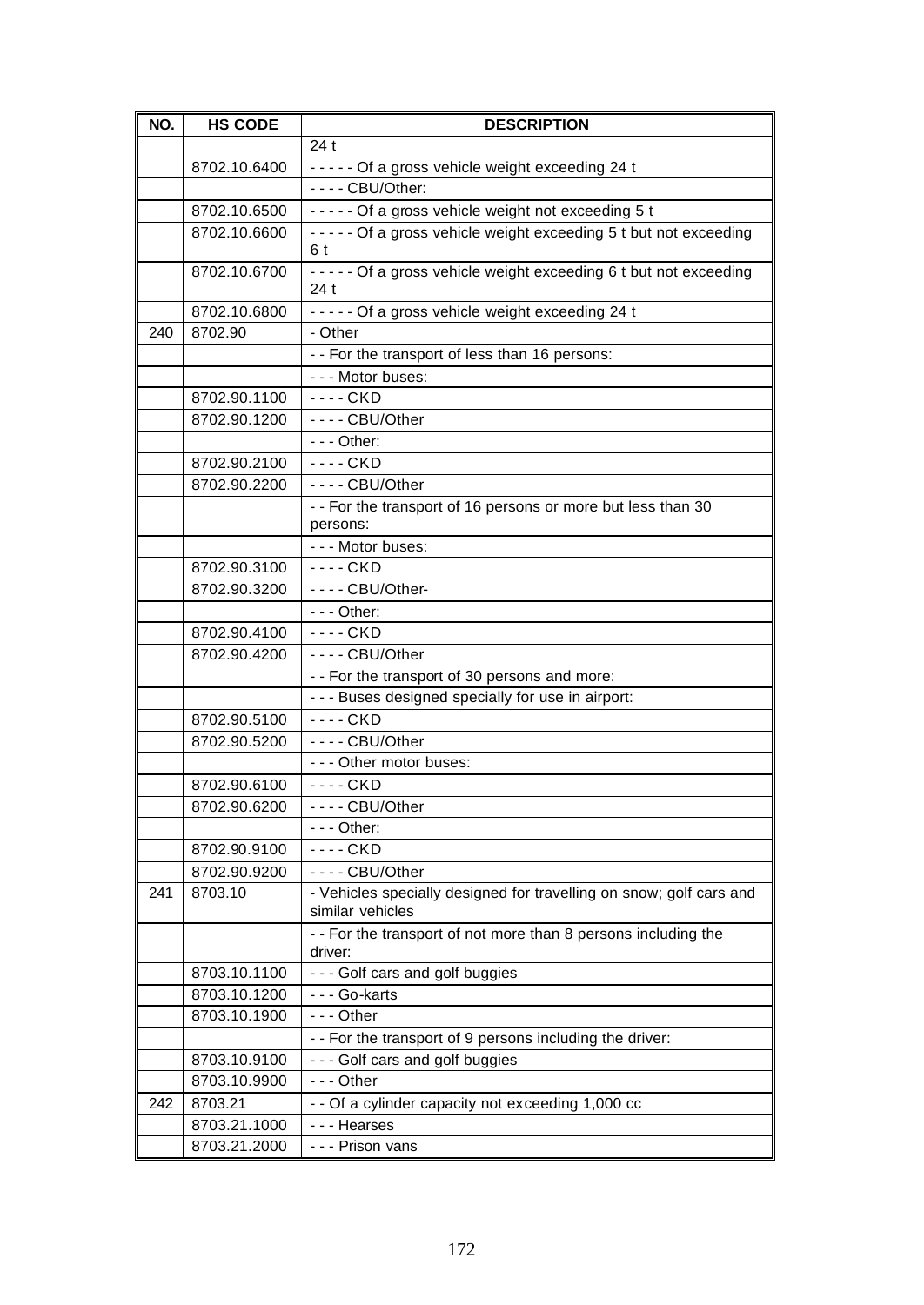| NO. | HS CODE | DESCRIPTION |
|---|---|---|
| | | 24 t |
| | 8702.10.6400 | - - - - - Of a gross vehicle weight exceeding 24 t |
| | | - - - - CBU/Other: |
| | 8702.10.6500 | - - - - - Of a gross vehicle weight not exceeding 5 t |
| | 8702.10.6600 | - - - - - Of a gross vehicle weight exceeding 5 t but not exceeding 6 t |
| | 8702.10.6700 | - - - - - Of a gross vehicle weight exceeding 6 t but not exceeding 24 t |
| | 8702.10.6800 | - - - - - Of a gross vehicle weight exceeding 24 t |
| 240 | 8702.90 | - Other |
| | | - - For the transport of less than 16 persons: |
| | | - - - Motor buses: |
| | 8702.90.1100 | - - - - CKD |
| | 8702.90.1200 | - - - - CBU/Other |
| | | - - - Other: |
| | 8702.90.2100 | - - - - CKD |
| | 8702.90.2200 | - - - - CBU/Other |
| | | - - For the transport of 16 persons or more but less than 30 persons: |
| | | - - - Motor buses: |
| | 8702.90.3100 | - - - - CKD |
| | 8702.90.3200 | - - - - CBU/Other- |
| | | - - - Other: |
| | 8702.90.4100 | - - - - CKD |
| | 8702.90.4200 | - - - - CBU/Other |
| | | - - For the transport of 30 persons and more: |
| | | - - - Buses designed specially for use in airport: |
| | 8702.90.5100 | - - - - CKD |
| | 8702.90.5200 | - - - - CBU/Other |
| | | - - - Other motor buses: |
| | 8702.90.6100 | - - - - CKD |
| | 8702.90.6200 | - - - - CBU/Other |
| | | - - - Other: |
| | 8702.90.9100 | - - - - CKD |
| | 8702.90.9200 | - - - - CBU/Other |
| 241 | 8703.10 | - Vehicles specially designed for travelling on snow; golf cars and similar vehicles |
| | | - - For the transport of not more than 8 persons including the driver: |
| | 8703.10.1100 | - - - Golf cars and golf buggies |
| | 8703.10.1200 | - - - Go-karts |
| | 8703.10.1900 | - - - Other |
| | | - - For the transport of 9 persons including the driver: |
| | 8703.10.9100 | - - - Golf cars and golf buggies |
| | 8703.10.9900 | - - - Other |
| 242 | 8703.21 | - - Of a cylinder capacity not exceeding 1,000 cc |
| | 8703.21.1000 | - - - Hearses |
| | 8703.21.2000 | - - - Prison vans |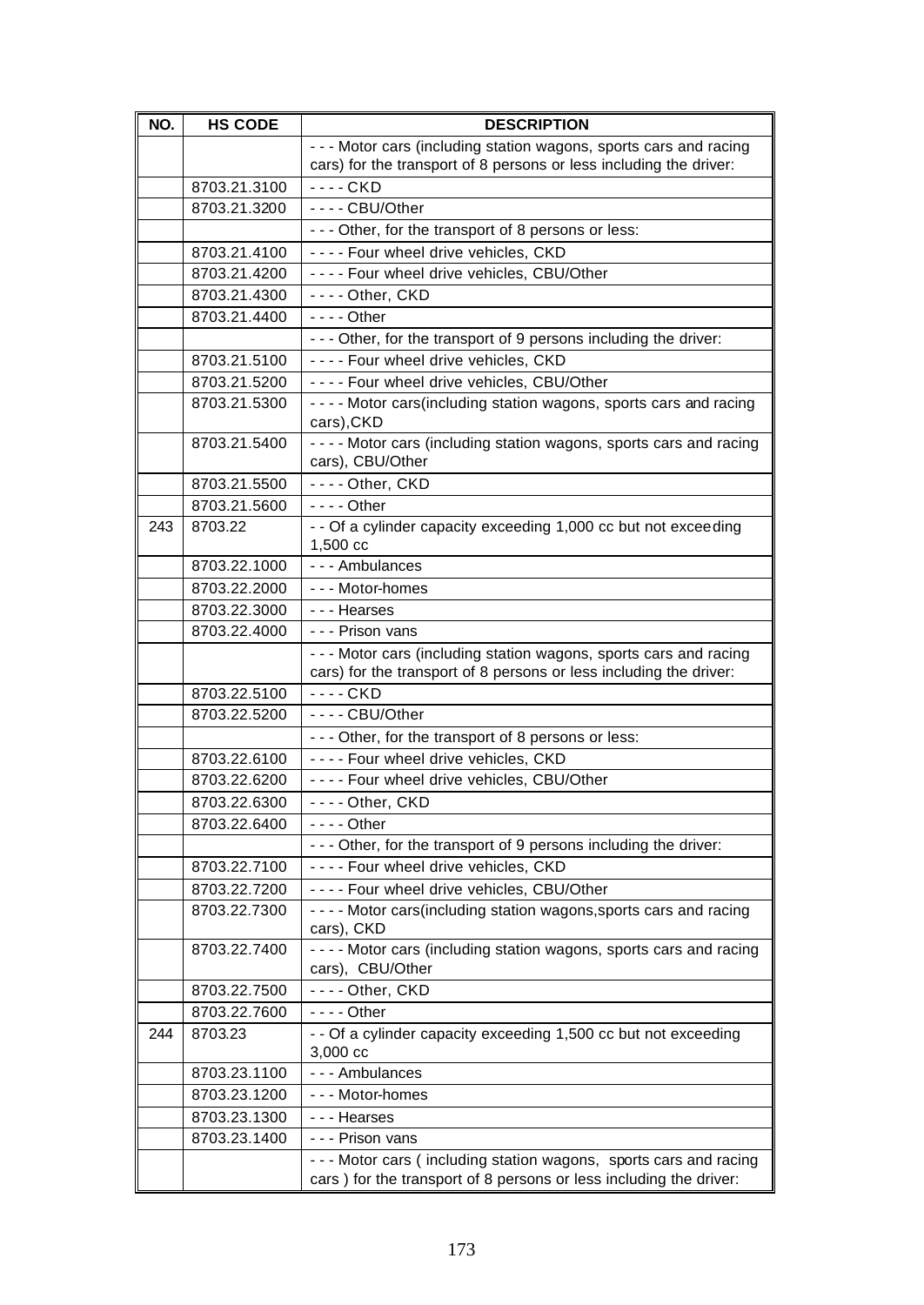| NO. | HS CODE | DESCRIPTION |
|---|---|---|
| | | - - - Motor cars (including station wagons, sports cars and racing cars) for the transport of 8 persons or less including the driver: |
| | 8703.21.3100 | - - - - CKD |
| | 8703.21.3200 | - - - - CBU/Other |
| | | - - - Other, for the transport of 8 persons or less: |
| | 8703.21.4100 | - - - - Four wheel drive vehicles, CKD |
| | 8703.21.4200 | - - - - Four wheel drive vehicles, CBU/Other |
| | 8703.21.4300 | - - - - Other, CKD |
| | 8703.21.4400 | - - - - Other |
| | | - - - Other, for the transport of 9 persons including the driver: |
| | 8703.21.5100 | - - - - Four wheel drive vehicles, CKD |
| | 8703.21.5200 | - - - - Four wheel drive vehicles, CBU/Other |
| | 8703.21.5300 | - - - - Motor cars(including station wagons, sports cars and racing cars),CKD |
| | 8703.21.5400 | - - - - Motor cars (including station wagons, sports cars and racing cars), CBU/Other |
| | 8703.21.5500 | - - - - Other, CKD |
| | 8703.21.5600 | - - - - Other |
| 243 | 8703.22 | - - Of a cylinder capacity exceeding 1,000 cc but not exceeding 1,500 cc |
| | 8703.22.1000 | - - - Ambulances |
| | 8703.22.2000 | - - - Motor-homes |
| | 8703.22.3000 | - - - Hearses |
| | 8703.22.4000 | - - - Prison vans |
| | | - - - Motor cars (including station wagons, sports cars and racing cars) for the transport of 8 persons or less including the driver: |
| | 8703.22.5100 | - - - - CKD |
| | 8703.22.5200 | - - - - CBU/Other |
| | | - - - Other, for the transport of 8 persons or less: |
| | 8703.22.6100 | - - - - Four wheel drive vehicles, CKD |
| | 8703.22.6200 | - - - - Four wheel drive vehicles, CBU/Other |
| | 8703.22.6300 | - - - - Other, CKD |
| | 8703.22.6400 | - - - - Other |
| | | - - - Other, for the transport of 9 persons including the driver: |
| | 8703.22.7100 | - - - - Four wheel drive vehicles, CKD |
| | 8703.22.7200 | - - - - Four wheel drive vehicles, CBU/Other |
| | 8703.22.7300 | - - - - Motor cars(including station wagons,sports cars and racing cars), CKD |
| | 8703.22.7400 | - - - - Motor cars (including station wagons, sports cars and racing cars), CBU/Other |
| | 8703.22.7500 | - - - - Other, CKD |
| | 8703.22.7600 | - - - - Other |
| 244 | 8703.23 | - - Of a cylinder capacity exceeding 1,500 cc but not exceeding 3,000 cc |
| | 8703.23.1100 | - - - Ambulances |
| | 8703.23.1200 | - - - Motor-homes |
| | 8703.23.1300 | - - - Hearses |
| | 8703.23.1400 | - - - Prison vans |
| | | - - - Motor cars ( including station wagons, sports cars and racing cars ) for the transport of 8 persons or less including the driver: |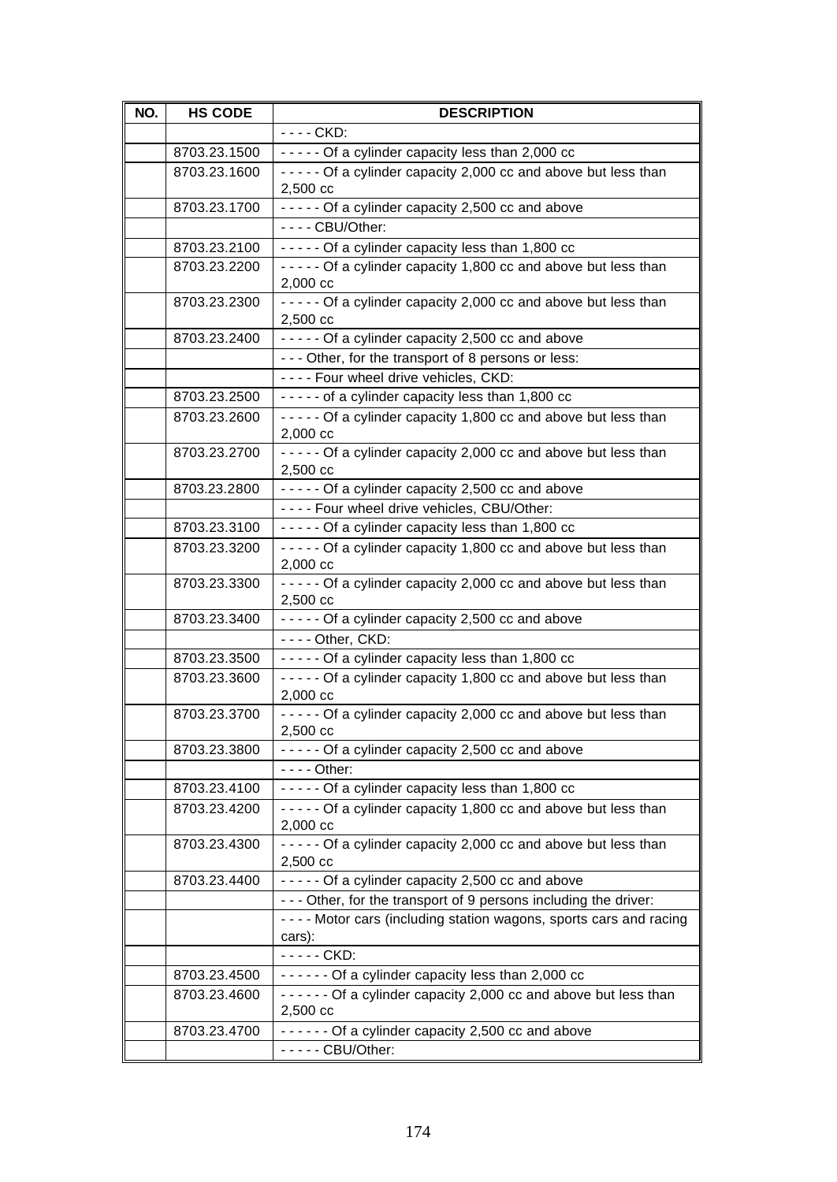| NO. | HS CODE | DESCRIPTION |
|---|---|---|
| | | - - - - CKD: |
| | 8703.23.1500 | - - - - - Of a cylinder capacity less than 2,000 cc |
| | 8703.23.1600 | - - - - - Of a cylinder capacity 2,000 cc and above but less than 2,500 cc |
| | 8703.23.1700 | - - - - - Of a cylinder capacity 2,500 cc and above |
| | | - - - - CBU/Other: |
| | 8703.23.2100 | - - - - - Of a cylinder capacity less than 1,800 cc |
| | 8703.23.2200 | - - - - - Of a cylinder capacity 1,800 cc and above but less than 2,000 cc |
| | 8703.23.2300 | - - - - - Of a cylinder capacity 2,000 cc and above but less than 2,500 cc |
| | 8703.23.2400 | - - - - - Of a cylinder capacity 2,500 cc and above |
| | | - - - Other, for the transport of 8 persons or less: |
| | | - - - - Four wheel drive vehicles, CKD: |
| | 8703.23.2500 | - - - - - of a cylinder capacity less than 1,800 cc |
| | 8703.23.2600 | - - - - - Of a cylinder capacity 1,800 cc and above but less than 2,000 cc |
| | 8703.23.2700 | - - - - - Of a cylinder capacity 2,000 cc and above but less than 2,500 cc |
| | 8703.23.2800 | - - - - - Of a cylinder capacity 2,500 cc and above |
| | | - - - - Four wheel drive vehicles, CBU/Other: |
| | 8703.23.3100 | - - - - - Of a cylinder capacity less than 1,800 cc |
| | 8703.23.3200 | - - - - - Of a cylinder capacity 1,800 cc and above but less than 2,000 cc |
| | 8703.23.3300 | - - - - - Of a cylinder capacity 2,000 cc and above but less than 2,500 cc |
| | 8703.23.3400 | - - - - - Of a cylinder capacity 2,500 cc and above |
| | | - - - - Other, CKD: |
| | 8703.23.3500 | - - - - - Of a cylinder capacity less than 1,800 cc |
| | 8703.23.3600 | - - - - - Of a cylinder capacity 1,800 cc and above but less than 2,000 cc |
| | 8703.23.3700 | - - - - - Of a cylinder capacity 2,000 cc and above but less than 2,500 cc |
| | 8703.23.3800 | - - - - - Of a cylinder capacity 2,500 cc and above |
| | | - - - - Other: |
| | 8703.23.4100 | - - - - - Of a cylinder capacity less than 1,800 cc |
| | 8703.23.4200 | - - - - - Of a cylinder capacity 1,800 cc and above but less than 2,000 cc |
| | 8703.23.4300 | - - - - - Of a cylinder capacity 2,000 cc and above but less than 2,500 cc |
| | 8703.23.4400 | - - - - - Of a cylinder capacity 2,500 cc and above |
| | | - - - Other, for the transport of 9 persons including the driver: |
| | | - - - - Motor cars (including station wagons, sports cars and racing cars): |
| | | - - - - - CKD: |
| | 8703.23.4500 | - - - - - - Of a cylinder capacity less than 2,000 cc |
| | 8703.23.4600 | - - - - - - Of a cylinder capacity 2,000 cc and above but less than 2,500 cc |
| | 8703.23.4700 | - - - - - - Of a cylinder capacity 2,500 cc and above |
| | | - - - - - CBU/Other: |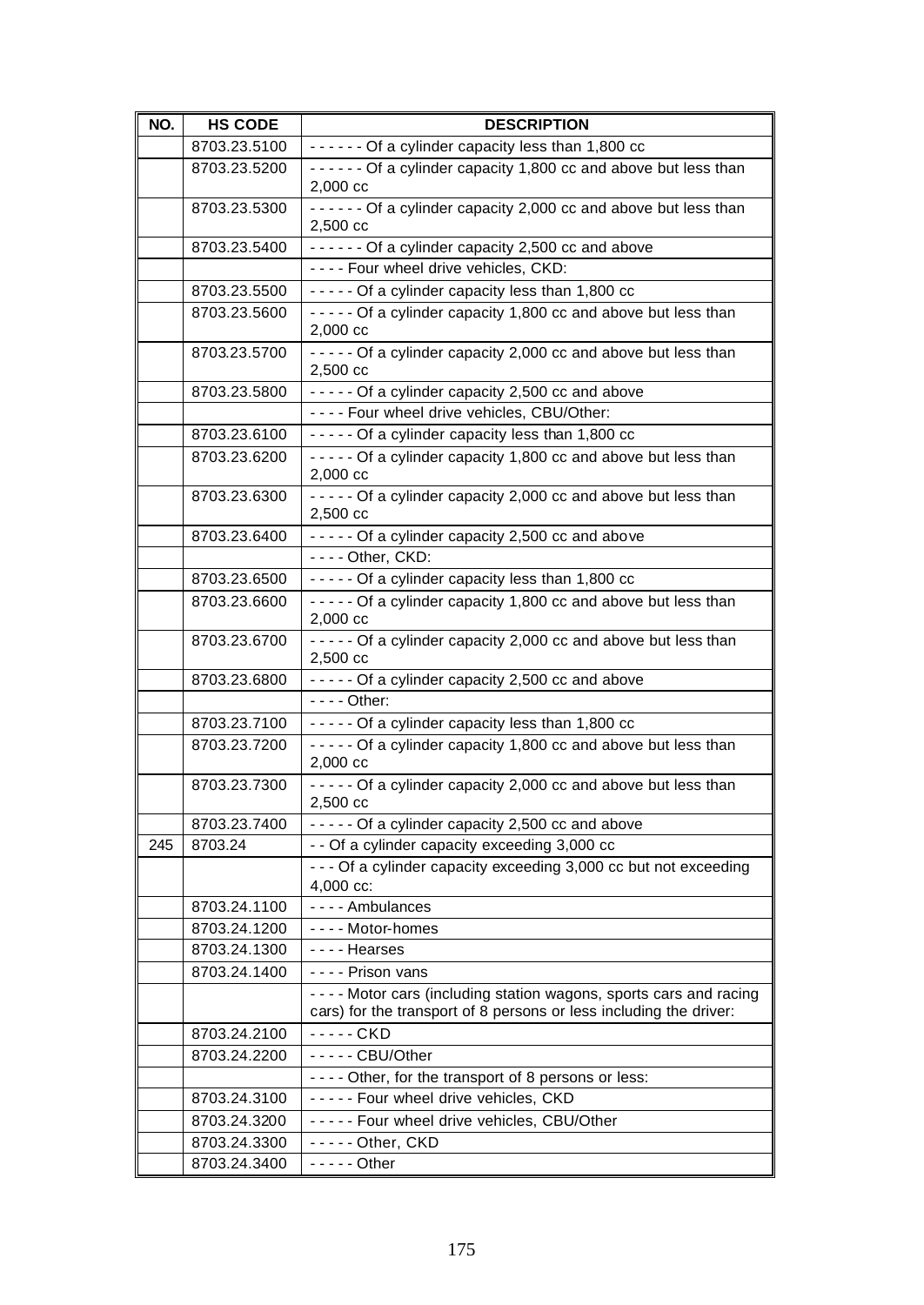| NO. | HS CODE | DESCRIPTION |
|---|---|---|
| | 8703.23.5100 | - - - - - - Of a cylinder capacity less than 1,800 cc |
| | 8703.23.5200 | - - - - - - Of a cylinder capacity 1,800 cc and above but less than 2,000 cc |
| | 8703.23.5300 | - - - - - - Of a cylinder capacity 2,000 cc and above but less than 2,500 cc |
| | 8703.23.5400 | - - - - - - Of a cylinder capacity 2,500 cc and above |
| | | - - - - Four wheel drive vehicles, CKD: |
| | 8703.23.5500 | - - - - - Of a cylinder capacity less than 1,800 cc |
| | 8703.23.5600 | - - - - - Of a cylinder capacity 1,800 cc and above but less than 2,000 cc |
| | 8703.23.5700 | - - - - - Of a cylinder capacity 2,000 cc and above but less than 2,500 cc |
| | 8703.23.5800 | - - - - - Of a cylinder capacity 2,500 cc and above |
| | | - - - - Four wheel drive vehicles, CBU/Other: |
| | 8703.23.6100 | - - - - - Of a cylinder capacity less than 1,800 cc |
| | 8703.23.6200 | - - - - - Of a cylinder capacity 1,800 cc and above but less than 2,000 cc |
| | 8703.23.6300 | - - - - - Of a cylinder capacity 2,000 cc and above but less than 2,500 cc |
| | 8703.23.6400 | - - - - - Of a cylinder capacity 2,500 cc and above |
| | | - - - - Other, CKD: |
| | 8703.23.6500 | - - - - - Of a cylinder capacity less than 1,800 cc |
| | 8703.23.6600 | - - - - - Of a cylinder capacity 1,800 cc and above but less than 2,000 cc |
| | 8703.23.6700 | - - - - - Of a cylinder capacity 2,000 cc and above but less than 2,500 cc |
| | 8703.23.6800 | - - - - - Of a cylinder capacity 2,500 cc and above |
| | | - - - - Other: |
| | 8703.23.7100 | - - - - - Of a cylinder capacity less than 1,800 cc |
| | 8703.23.7200 | - - - - - Of a cylinder capacity 1,800 cc and above but less than 2,000 cc |
| | 8703.23.7300 | - - - - - Of a cylinder capacity 2,000 cc and above but less than 2,500 cc |
| | 8703.23.7400 | - - - - - Of a cylinder capacity 2,500 cc and above |
| 245 | 8703.24 | - - Of a cylinder capacity exceeding 3,000 cc |
| | | - - - Of a cylinder capacity exceeding 3,000 cc but not exceeding 4,000 cc: |
| | 8703.24.1100 | - - - - Ambulances |
| | 8703.24.1200 | - - - - Motor-homes |
| | 8703.24.1300 | - - - - Hearses |
| | 8703.24.1400 | - - - - Prison vans |
| | | - - - - Motor cars (including station wagons, sports cars and racing cars) for the transport of 8 persons or less including the driver: |
| | 8703.24.2100 | - - - - - CKD |
| | 8703.24.2200 | - - - - - CBU/Other |
| | | - - - - Other, for the transport of 8 persons or less: |
| | 8703.24.3100 | - - - - - Four wheel drive vehicles, CKD |
| | 8703.24.3200 | - - - - - Four wheel drive vehicles, CBU/Other |
| | 8703.24.3300 | - - - - - Other, CKD |
| | 8703.24.3400 | - - - - - Other |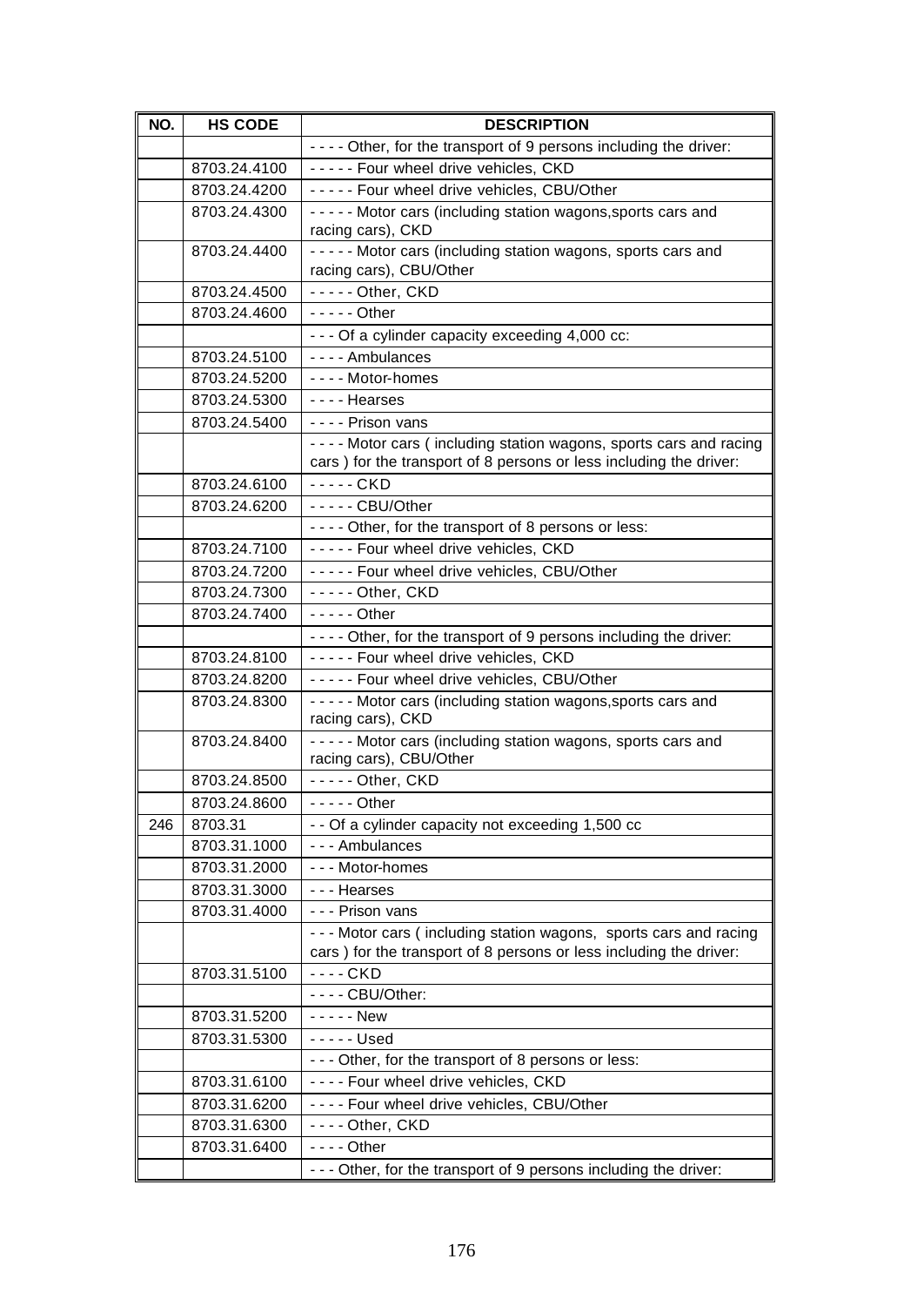| NO. | HS CODE | DESCRIPTION |
|---|---|---|
| | | - - - - Other, for the transport of 9 persons including the driver: |
| | 8703.24.4100 | - - - - - Four wheel drive vehicles, CKD |
| | 8703.24.4200 | - - - - - Four wheel drive vehicles, CBU/Other |
| | 8703.24.4300 | - - - - - Motor cars (including station wagons,sports cars and racing cars), CKD |
| | 8703.24.4400 | - - - - - Motor cars (including station wagons, sports cars and racing cars), CBU/Other |
| | 8703.24.4500 | - - - - - Other, CKD |
| | 8703.24.4600 | - - - - - Other |
| | | - - - Of a cylinder capacity exceeding 4,000 cc: |
| | 8703.24.5100 | - - - - Ambulances |
| | 8703.24.5200 | - - - - Motor-homes |
| | 8703.24.5300 | - - - - Hearses |
| | 8703.24.5400 | - - - - Prison vans |
| | | - - - - Motor cars ( including station wagons, sports cars and racing cars ) for the transport of 8 persons or less including the driver: |
| | 8703.24.6100 | - - - - - CKD |
| | 8703.24.6200 | - - - - - CBU/Other |
| | | - - - - Other, for the transport of 8 persons or less: |
| | 8703.24.7100 | - - - - - Four wheel drive vehicles, CKD |
| | 8703.24.7200 | - - - - - Four wheel drive vehicles, CBU/Other |
| | 8703.24.7300 | - - - - - Other, CKD |
| | 8703.24.7400 | - - - - - Other |
| | | - - - - Other, for the transport of 9 persons including the driver: |
| | 8703.24.8100 | - - - - - Four wheel drive vehicles, CKD |
| | 8703.24.8200 | - - - - - Four wheel drive vehicles, CBU/Other |
| | 8703.24.8300 | - - - - - Motor cars (including station wagons,sports cars and racing cars), CKD |
| | 8703.24.8400 | - - - - - Motor cars (including station wagons, sports cars and racing cars), CBU/Other |
| | 8703.24.8500 | - - - - - Other, CKD |
| | 8703.24.8600 | - - - - - Other |
| 246 | 8703.31 | - - Of a cylinder capacity not exceeding 1,500 cc |
| | 8703.31.1000 | - - - Ambulances |
| | 8703.31.2000 | - - - Motor-homes |
| | 8703.31.3000 | - - - Hearses |
| | 8703.31.4000 | - - - Prison vans |
| | | - - - Motor cars ( including station wagons, sports cars and racing cars ) for the transport of 8 persons or less including the driver: |
| | 8703.31.5100 | - - - - CKD |
| | | - - - - CBU/Other: |
| | 8703.31.5200 | - - - - - New |
| | 8703.31.5300 | - - - - - Used |
| | | - - - Other, for the transport of 8 persons or less: |
| | 8703.31.6100 | - - - - Four wheel drive vehicles, CKD |
| | 8703.31.6200 | - - - - Four wheel drive vehicles, CBU/Other |
| | 8703.31.6300 | - - - - Other, CKD |
| | 8703.31.6400 | - - - - Other |
| | | - - - Other, for the transport of 9 persons including the driver: |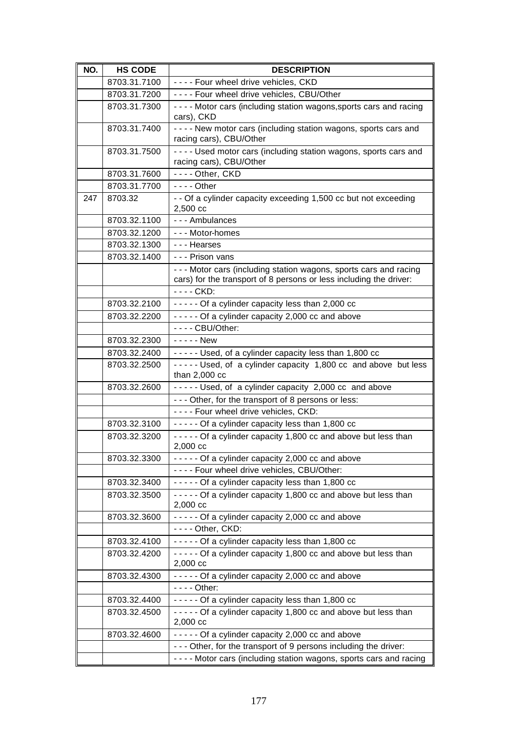| NO. | HS CODE | DESCRIPTION |
|---|---|---|
| | 8703.31.7100 | - - - - Four wheel drive vehicles, CKD |
| | 8703.31.7200 | - - - - Four wheel drive vehicles, CBU/Other |
| | 8703.31.7300 | - - - - Motor cars (including station wagons,sports cars and racing cars), CKD |
| | 8703.31.7400 | - - - - New motor cars (including station wagons, sports cars and racing cars), CBU/Other |
| | 8703.31.7500 | - - - - Used motor cars (including station wagons, sports cars and racing cars), CBU/Other |
| | 8703.31.7600 | - - - - Other, CKD |
| | 8703.31.7700 | - - - - Other |
| 247 | 8703.32 | - - Of a cylinder capacity exceeding 1,500 cc but not exceeding 2,500 cc |
| | 8703.32.1100 | - - - Ambulances |
| | 8703.32.1200 | - - - Motor-homes |
| | 8703.32.1300 | - - - Hearses |
| | 8703.32.1400 | - - - Prison vans |
| | | - - - Motor cars (including station wagons, sports cars and racing cars) for the transport of 8 persons or less including the driver: |
| | | - - - - CKD: |
| | 8703.32.2100 | - - - - - Of a cylinder capacity less than 2,000 cc |
| | 8703.32.2200 | - - - - - Of a cylinder capacity 2,000 cc and above |
| | | - - - - CBU/Other: |
| | 8703.32.2300 | - - - - - New |
| | 8703.32.2400 | - - - - - Used, of a cylinder capacity less than 1,800 cc |
| | 8703.32.2500 | - - - - - Used, of a cylinder capacity 1,800 cc and above but less than 2,000 cc |
| | 8703.32.2600 | - - - - - Used, of a cylinder capacity 2,000 cc and above |
| | | - - - Other, for the transport of 8 persons or less: |
| | | - - - - Four wheel drive vehicles, CKD: |
| | 8703.32.3100 | - - - - - Of a cylinder capacity less than 1,800 cc |
| | 8703.32.3200 | - - - - - Of a cylinder capacity 1,800 cc and above but less than 2,000 cc |
| | 8703.32.3300 | - - - - - Of a cylinder capacity 2,000 cc and above |
| | | - - - - Four wheel drive vehicles, CBU/Other: |
| | 8703.32.3400 | - - - - - Of a cylinder capacity less than 1,800 cc |
| | 8703.32.3500 | - - - - - Of a cylinder capacity 1,800 cc and above but less than 2,000 cc |
| | 8703.32.3600 | - - - - - Of a cylinder capacity 2,000 cc and above |
| | | - - - - Other, CKD: |
| | 8703.32.4100 | - - - - - Of a cylinder capacity less than 1,800 cc |
| | 8703.32.4200 | - - - - - Of a cylinder capacity 1,800 cc and above but less than 2,000 cc |
| | 8703.32.4300 | - - - - - Of a cylinder capacity 2,000 cc and above |
| | | - - - - Other: |
| | 8703.32.4400 | - - - - - Of a cylinder capacity less than 1,800 cc |
| | 8703.32.4500 | - - - - - Of a cylinder capacity 1,800 cc and above but less than 2,000 cc |
| | 8703.32.4600 | - - - - - Of a cylinder capacity 2,000 cc and above |
| | | - - - Other, for the transport of 9 persons including the driver: |
| | | - - - - Motor cars (including station wagons, sports cars and racing |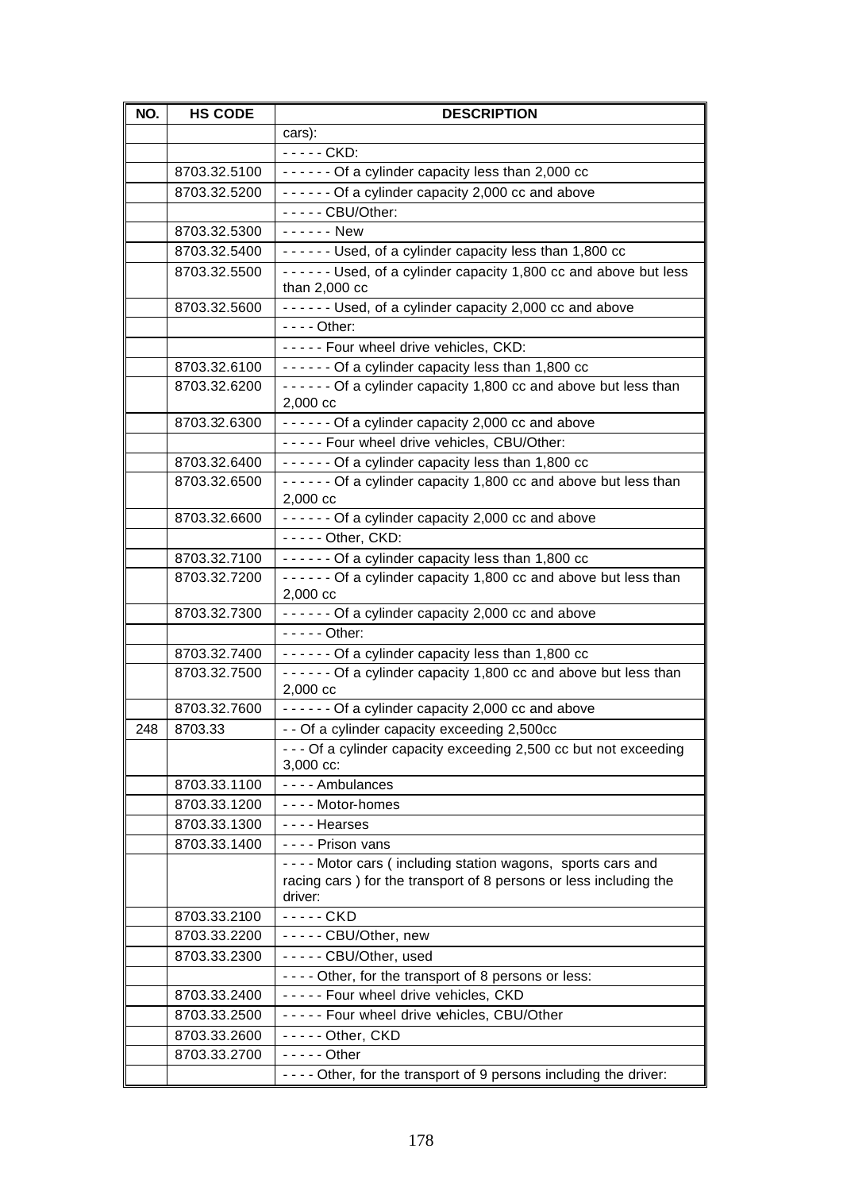| NO. | HS CODE | DESCRIPTION |
|---|---|---|
| | | cars): |
| | | - - - - - CKD: |
| | 8703.32.5100 | - - - - - - Of a cylinder capacity less than 2,000 cc |
| | 8703.32.5200 | - - - - - - Of a cylinder capacity 2,000 cc and above |
| | | - - - - - CBU/Other: |
| | 8703.32.5300 | - - - - - - New |
| | 8703.32.5400 | - - - - - - Used, of a cylinder capacity less than 1,800 cc |
| | 8703.32.5500 | - - - - - - Used, of a cylinder capacity 1,800 cc and above but less than 2,000 cc |
| | 8703.32.5600 | - - - - - - Used, of a cylinder capacity 2,000 cc and above |
| | | - - - - Other: |
| | | - - - - - Four wheel drive vehicles, CKD: |
| | 8703.32.6100 | - - - - - - Of a cylinder capacity less than 1,800 cc |
| | 8703.32.6200 | - - - - - - Of a cylinder capacity 1,800 cc and above but less than 2,000 cc |
| | 8703.32.6300 | - - - - - - Of a cylinder capacity 2,000 cc and above |
| | | - - - - - Four wheel drive vehicles, CBU/Other: |
| | 8703.32.6400 | - - - - - - Of a cylinder capacity less than 1,800 cc |
| | 8703.32.6500 | - - - - - - Of a cylinder capacity 1,800 cc and above but less than 2,000 cc |
| | 8703.32.6600 | - - - - - - Of a cylinder capacity 2,000 cc and above |
| | | - - - - - Other, CKD: |
| | 8703.32.7100 | - - - - - - Of a cylinder capacity less than 1,800 cc |
| | 8703.32.7200 | - - - - - - Of a cylinder capacity 1,800 cc and above but less than 2,000 cc |
| | 8703.32.7300 | - - - - - - Of a cylinder capacity 2,000 cc and above |
| | | - - - - - Other: |
| | 8703.32.7400 | - - - - - - Of a cylinder capacity less than 1,800 cc |
| | 8703.32.7500 | - - - - - - Of a cylinder capacity 1,800 cc and above but less than 2,000 cc |
| | 8703.32.7600 | - - - - - - Of a cylinder capacity 2,000 cc and above |
| 248 | 8703.33 | - - Of a cylinder capacity exceeding 2,500cc |
| | | - - - Of a cylinder capacity exceeding 2,500 cc but not exceeding 3,000 cc: |
| | 8703.33.1100 | - - - - Ambulances |
| | 8703.33.1200 | - - - - Motor-homes |
| | 8703.33.1300 | - - - - Hearses |
| | 8703.33.1400 | - - - - Prison vans |
| | | - - - - Motor cars ( including station wagons, sports cars and racing cars ) for the transport of 8 persons or less including the driver: |
| | 8703.33.2100 | - - - - - CKD |
| | 8703.33.2200 | - - - - - CBU/Other, new |
| | 8703.33.2300 | - - - - - CBU/Other, used |
| | | - - - - Other, for the transport of 8 persons or less: |
| | 8703.33.2400 | - - - - - Four wheel drive vehicles, CKD |
| | 8703.33.2500 | - - - - - Four wheel drive vehicles, CBU/Other |
| | 8703.33.2600 | - - - - - Other, CKD |
| | 8703.33.2700 | - - - - - Other |
| | | - - - - Other, for the transport of 9 persons including the driver: |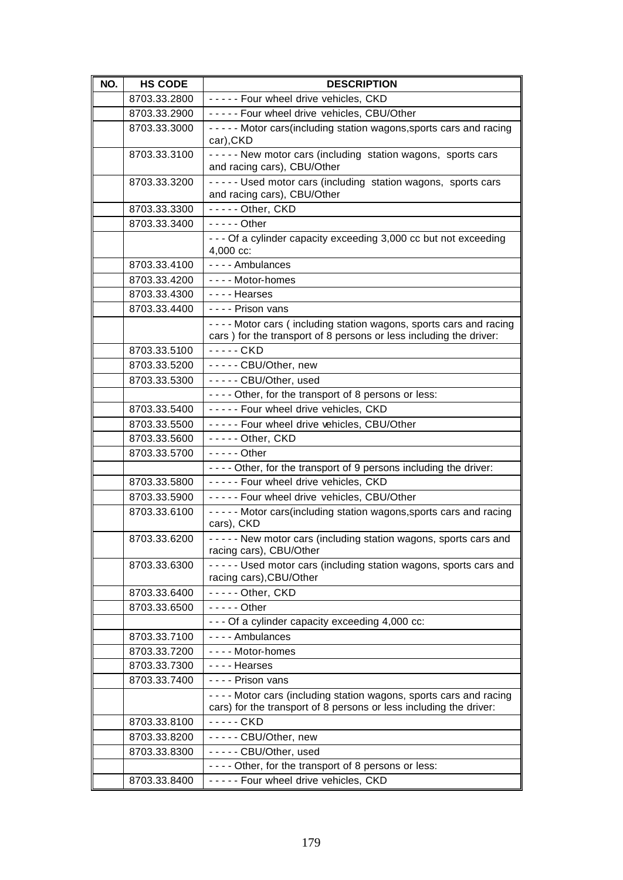| NO. | HS CODE | DESCRIPTION |
|---|---|---|
| | 8703.33.2800 | - - - - - Four wheel drive vehicles, CKD |
| | 8703.33.2900 | - - - - - Four wheel drive vehicles, CBU/Other |
| | 8703.33.3000 | - - - - - Motor cars(including station wagons,sports cars and racing car),CKD |
| | 8703.33.3100 | - - - - - New motor cars (including station wagons, sports cars and racing cars), CBU/Other |
| | 8703.33.3200 | - - - - - Used motor cars (including station wagons, sports cars and racing cars), CBU/Other |
| | 8703.33.3300 | - - - - - Other, CKD |
| | 8703.33.3400 | - - - - - Other |
| | | - - - Of a cylinder capacity exceeding 3,000 cc but not exceeding 4,000 cc: |
| | 8703.33.4100 | - - - - Ambulances |
| | 8703.33.4200 | - - - - Motor-homes |
| | 8703.33.4300 | - - - - Hearses |
| | 8703.33.4400 | - - - - Prison vans |
| | | - - - - Motor cars ( including station wagons, sports cars and racing cars ) for the transport of 8 persons or less including the driver: |
| | 8703.33.5100 | - - - - - CKD |
| | 8703.33.5200 | - - - - - CBU/Other, new |
| | 8703.33.5300 | - - - - - CBU/Other, used |
| | | - - - - Other, for the transport of 8 persons or less: |
| | 8703.33.5400 | - - - - - Four wheel drive vehicles, CKD |
| | 8703.33.5500 | - - - - - Four wheel drive vehicles, CBU/Other |
| | 8703.33.5600 | - - - - - Other, CKD |
| | 8703.33.5700 | - - - - - Other |
| | | - - - - Other, for the transport of 9 persons including the driver: |
| | 8703.33.5800 | - - - - - Four wheel drive vehicles, CKD |
| | 8703.33.5900 | - - - - - Four wheel drive vehicles, CBU/Other |
| | 8703.33.6100 | - - - - - Motor cars(including station wagons,sports cars and racing cars), CKD |
| | 8703.33.6200 | - - - - - New motor cars (including station wagons, sports cars and racing cars), CBU/Other |
| | 8703.33.6300 | - - - - - Used motor cars (including station wagons, sports cars and racing cars),CBU/Other |
| | 8703.33.6400 | - - - - - Other, CKD |
| | 8703.33.6500 | - - - - - Other |
| | | - - - Of a cylinder capacity exceeding 4,000 cc: |
| | 8703.33.7100 | - - - - Ambulances |
| | 8703.33.7200 | - - - - Motor-homes |
| | 8703.33.7300 | - - - - Hearses |
| | 8703.33.7400 | - - - - Prison vans |
| | | - - - - Motor cars (including station wagons, sports cars and racing cars) for the transport of 8 persons or less including the driver: |
| | 8703.33.8100 | - - - - - CKD |
| | 8703.33.8200 | - - - - - CBU/Other, new |
| | 8703.33.8300 | - - - - - CBU/Other, used |
| | | - - - - Other, for the transport of 8 persons or less: |
| | 8703.33.8400 | - - - - - Four wheel drive vehicles, CKD |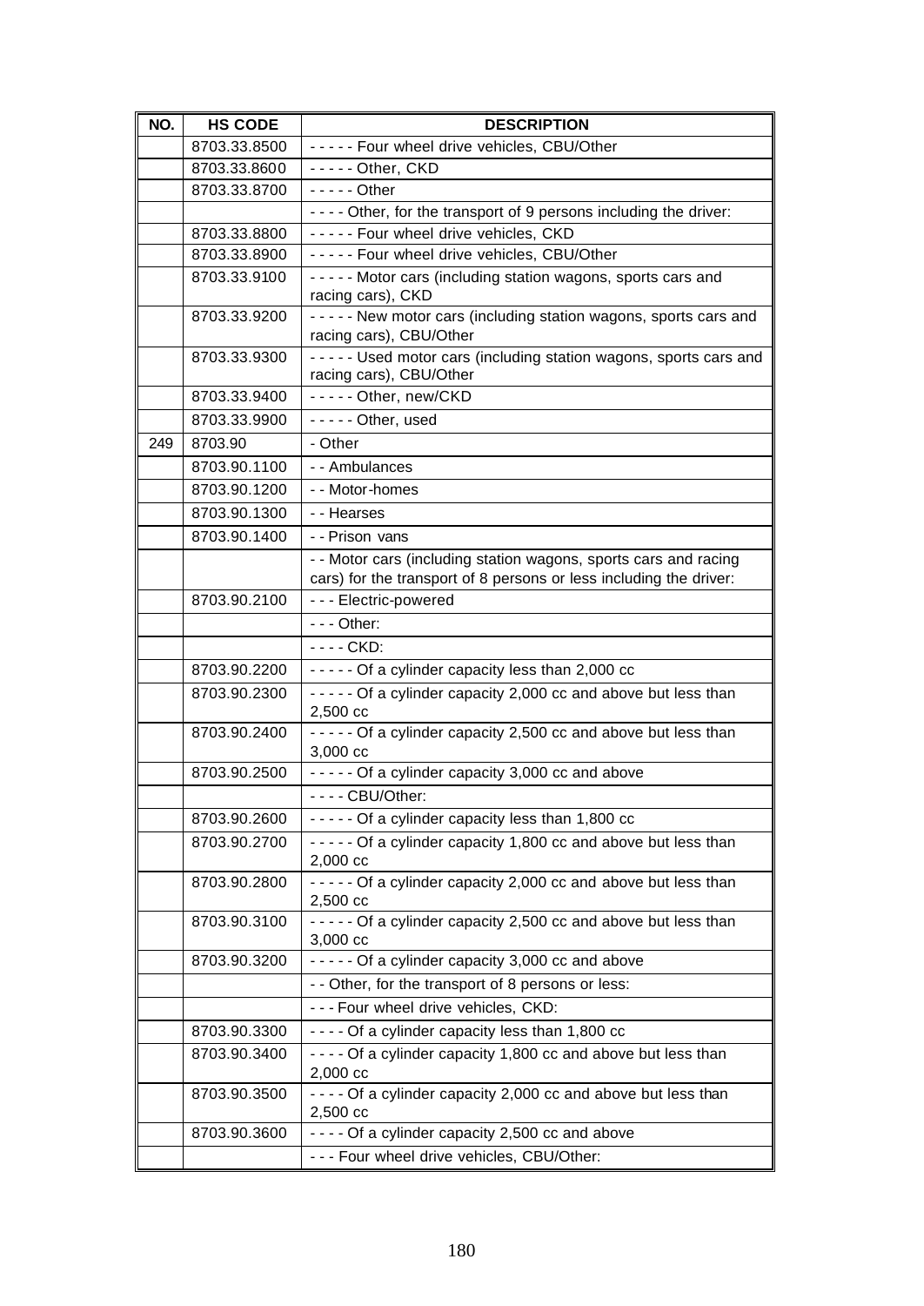| NO. | HS CODE | DESCRIPTION |
|---|---|---|
| | 8703.33.8500 | - - - - - Four wheel drive vehicles, CBU/Other |
| | 8703.33.8600 | - - - - - Other, CKD |
| | 8703.33.8700 | - - - - - Other |
| | | - - - - Other, for the transport of 9 persons including the driver: |
| | 8703.33.8800 | - - - - - Four wheel drive vehicles, CKD |
| | 8703.33.8900 | - - - - - Four wheel drive vehicles, CBU/Other |
| | 8703.33.9100 | - - - - - Motor cars (including station wagons, sports cars and racing cars), CKD |
| | 8703.33.9200 | - - - - - New motor cars (including station wagons, sports cars and racing cars), CBU/Other |
| | 8703.33.9300 | - - - - - Used motor cars (including station wagons, sports cars and racing cars), CBU/Other |
| | 8703.33.9400 | - - - - - Other, new/CKD |
| | 8703.33.9900 | - - - - - Other, used |
| 249 | 8703.90 | - Other |
| | 8703.90.1100 | - - Ambulances |
| | 8703.90.1200 | - - Motor-homes |
| | 8703.90.1300 | - - Hearses |
| | 8703.90.1400 | - - Prison vans |
| | | - - Motor cars (including station wagons, sports cars and racing cars) for the transport of 8 persons or less including the driver: |
| | 8703.90.2100 | - - - Electric-powered |
| | | - - - Other: |
| | | - - - - CKD: |
| | 8703.90.2200 | - - - - - Of a cylinder capacity less than 2,000 cc |
| | 8703.90.2300 | - - - - - Of a cylinder capacity 2,000 cc and above but less than 2,500 cc |
| | 8703.90.2400 | - - - - - Of a cylinder capacity 2,500 cc and above but less than 3,000 cc |
| | 8703.90.2500 | - - - - - Of a cylinder capacity 3,000 cc and above |
| | | - - - - CBU/Other: |
| | 8703.90.2600 | - - - - - Of a cylinder capacity less than 1,800 cc |
| | 8703.90.2700 | - - - - - Of a cylinder capacity 1,800 cc and above but less than 2,000 cc |
| | 8703.90.2800 | - - - - - Of a cylinder capacity 2,000 cc and above but less than 2,500 cc |
| | 8703.90.3100 | - - - - - Of a cylinder capacity 2,500 cc and above but less than 3,000 cc |
| | 8703.90.3200 | - - - - - Of a cylinder capacity 3,000 cc and above |
| | | - - Other, for the transport of 8 persons or less: |
| | | - - - Four wheel drive vehicles, CKD: |
| | 8703.90.3300 | - - - - Of a cylinder capacity less than 1,800 cc |
| | 8703.90.3400 | - - - - Of a cylinder capacity 1,800 cc and above but less than 2,000 cc |
| | 8703.90.3500 | - - - - Of a cylinder capacity 2,000 cc and above but less than 2,500 cc |
| | 8703.90.3600 | - - - - Of a cylinder capacity 2,500 cc and above |
| | | - - - Four wheel drive vehicles, CBU/Other: |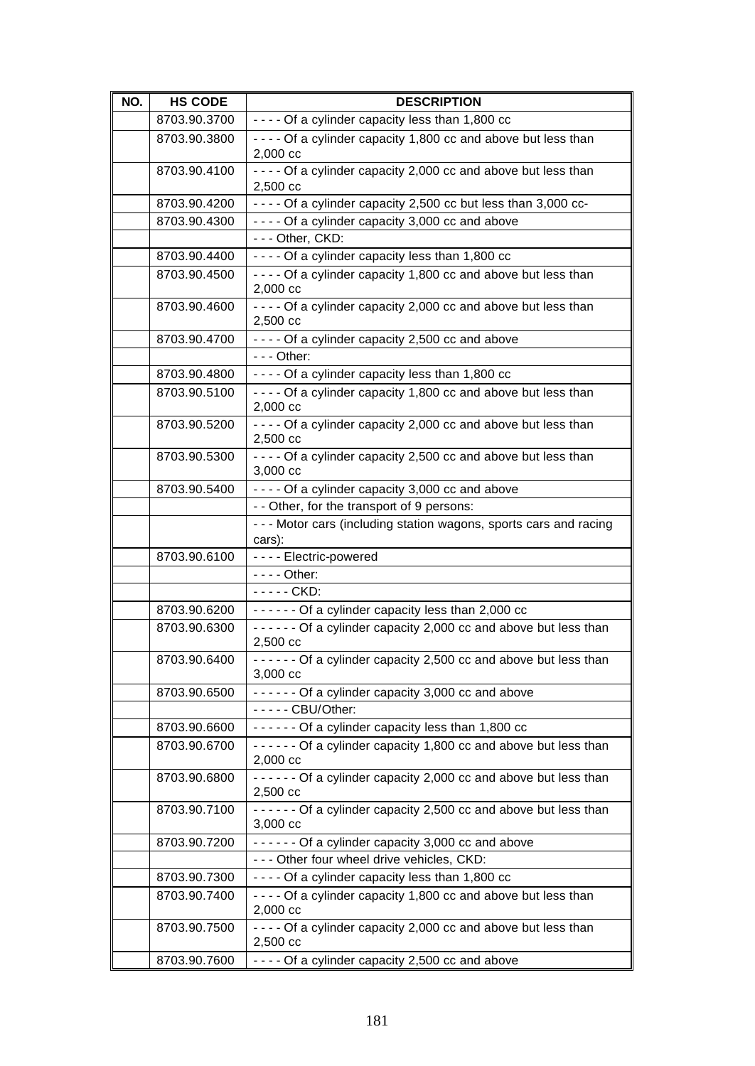| NO. | HS CODE | DESCRIPTION |
|---|---|---|
| | 8703.90.3700 | - - - - Of a cylinder capacity less than 1,800 cc |
| | 8703.90.3800 | - - - - Of a cylinder capacity 1,800 cc and above but less than 2,000 cc |
| | 8703.90.4100 | - - - - Of a cylinder capacity 2,000 cc and above but less than 2,500 cc |
| | 8703.90.4200 | - - - - Of a cylinder capacity 2,500 cc but less than 3,000 cc- |
| | 8703.90.4300 | - - - - Of a cylinder capacity 3,000 cc and above |
| | | - - - Other, CKD: |
| | 8703.90.4400 | - - - - Of a cylinder capacity less than 1,800 cc |
| | 8703.90.4500 | - - - - Of a cylinder capacity 1,800 cc and above but less than 2,000 cc |
| | 8703.90.4600 | - - - - Of a cylinder capacity 2,000 cc and above but less than 2,500 cc |
| | 8703.90.4700 | - - - - Of a cylinder capacity 2,500 cc and above |
| | | - - - Other: |
| | 8703.90.4800 | - - - - Of a cylinder capacity less than 1,800 cc |
| | 8703.90.5100 | - - - - Of a cylinder capacity 1,800 cc and above but less than 2,000 cc |
| | 8703.90.5200 | - - - - Of a cylinder capacity 2,000 cc and above but less than 2,500 cc |
| | 8703.90.5300 | - - - - Of a cylinder capacity 2,500 cc and above but less than 3,000 cc |
| | 8703.90.5400 | - - - - Of a cylinder capacity 3,000 cc and above |
| | | - - Other, for the transport of 9 persons: |
| | | - - - Motor cars (including station wagons, sports cars and racing cars): |
| | 8703.90.6100 | - - - - Electric-powered |
| | | - - - - Other: |
| | | - - - - - CKD: |
| | 8703.90.6200 | - - - - - - Of a cylinder capacity less than 2,000 cc |
| | 8703.90.6300 | - - - - - - Of a cylinder capacity 2,000 cc and above but less than 2,500 cc |
| | 8703.90.6400 | - - - - - - Of a cylinder capacity 2,500 cc and above but less than 3,000 cc |
| | 8703.90.6500 | - - - - - - Of a cylinder capacity 3,000 cc and above |
| | | - - - - - CBU/Other: |
| | 8703.90.6600 | - - - - - - Of a cylinder capacity less than 1,800 cc |
| | 8703.90.6700 | - - - - - - Of a cylinder capacity 1,800 cc and above but less than 2,000 cc |
| | 8703.90.6800 | - - - - - - Of a cylinder capacity 2,000 cc and above but less than 2,500 cc |
| | 8703.90.7100 | - - - - - - Of a cylinder capacity 2,500 cc and above but less than 3,000 cc |
| | 8703.90.7200 | - - - - - - Of a cylinder capacity 3,000 cc and above |
| | | - - - Other four wheel drive vehicles, CKD: |
| | 8703.90.7300 | - - - - Of a cylinder capacity less than 1,800 cc |
| | 8703.90.7400 | - - - - Of a cylinder capacity 1,800 cc and above but less than 2,000 cc |
| | 8703.90.7500 | - - - - Of a cylinder capacity 2,000 cc and above but less than 2,500 cc |
| | 8703.90.7600 | - - - - Of a cylinder capacity 2,500 cc and above |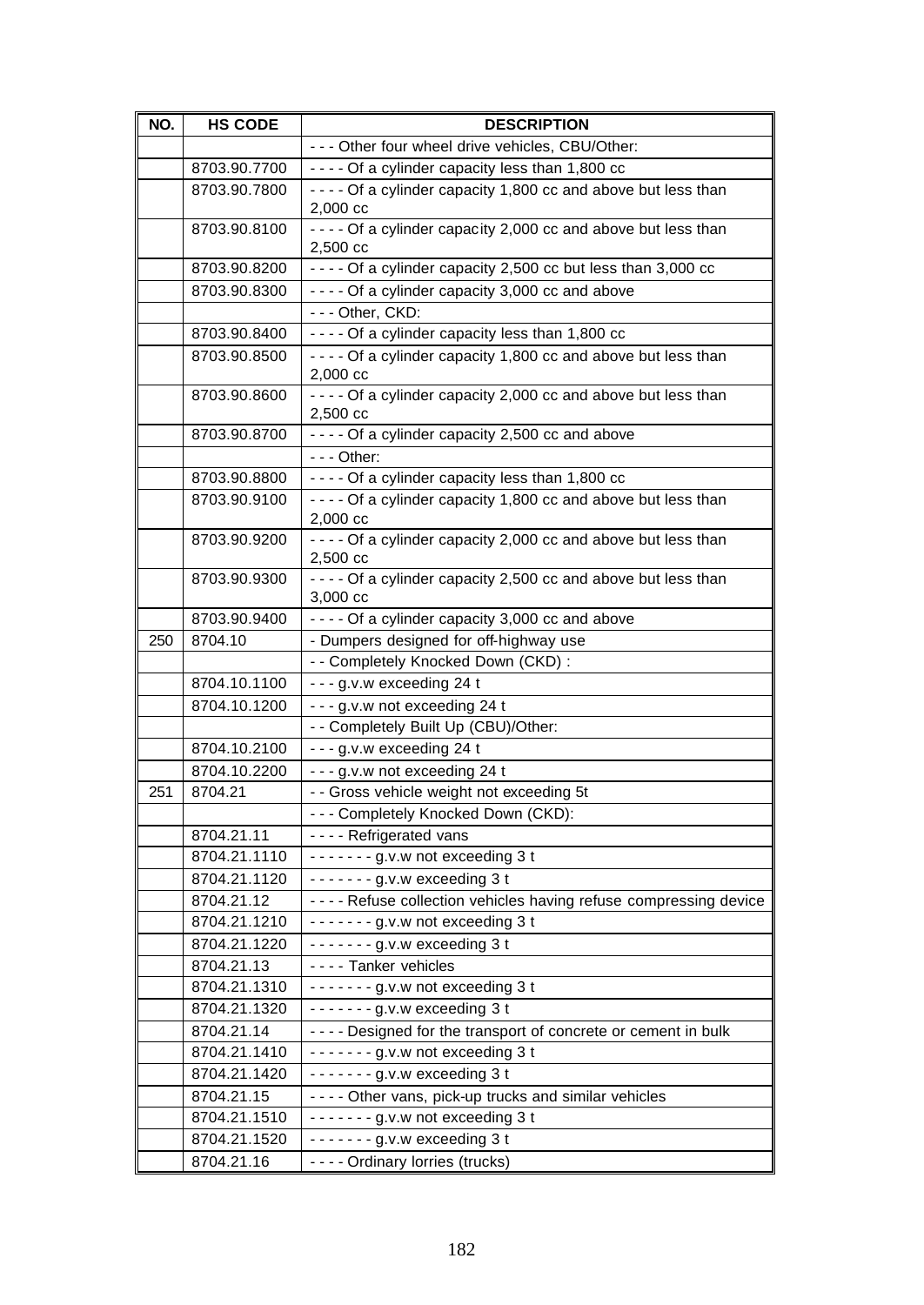| NO. | HS CODE | DESCRIPTION |
|---|---|---|
| | | - - - Other four wheel drive vehicles, CBU/Other: |
| | 8703.90.7700 | - - - - Of a cylinder capacity less than 1,800 cc |
| | 8703.90.7800 | - - - - Of a cylinder capacity 1,800 cc and above but less than 2,000 cc |
| | 8703.90.8100 | - - - - Of a cylinder capacity 2,000 cc and above but less than 2,500 cc |
| | 8703.90.8200 | - - - - Of a cylinder capacity 2,500 cc but less than 3,000 cc |
| | 8703.90.8300 | - - - - Of a cylinder capacity 3,000 cc and above |
| | | - - - Other, CKD: |
| | 8703.90.8400 | - - - - Of a cylinder capacity less than 1,800 cc |
| | 8703.90.8500 | - - - - Of a cylinder capacity 1,800 cc and above but less than 2,000 cc |
| | 8703.90.8600 | - - - - Of a cylinder capacity 2,000 cc and above but less than 2,500 cc |
| | 8703.90.8700 | - - - - Of a cylinder capacity 2,500 cc and above |
| | | - - - Other: |
| | 8703.90.8800 | - - - - Of a cylinder capacity less than 1,800 cc |
| | 8703.90.9100 | - - - - Of a cylinder capacity 1,800 cc and above but less than 2,000 cc |
| | 8703.90.9200 | - - - - Of a cylinder capacity 2,000 cc and above but less than 2,500 cc |
| | 8703.90.9300 | - - - - Of a cylinder capacity 2,500 cc and above but less than 3,000 cc |
| | 8703.90.9400 | - - - - Of a cylinder capacity 3,000 cc and above |
| 250 | 8704.10 | - Dumpers designed for off-highway use |
| | | - - Completely Knocked Down (CKD) : |
| | 8704.10.1100 | - - - g.v.w exceeding 24 t |
| | 8704.10.1200 | - - - g.v.w not exceeding 24 t |
| | | - - Completely Built Up (CBU)/Other: |
| | 8704.10.2100 | - - - g.v.w exceeding 24 t |
| | 8704.10.2200 | - - - g.v.w not exceeding 24 t |
| 251 | 8704.21 | - - Gross vehicle weight not exceeding 5t |
| | | - - - Completely Knocked Down (CKD): |
| | 8704.21.11 | - - - - Refrigerated vans |
| | 8704.21.1110 | - - - - - - - g.v.w not exceeding 3 t |
| | 8704.21.1120 | - - - - - - - g.v.w exceeding 3 t |
| | 8704.21.12 | - - - - Refuse collection vehicles having refuse compressing device |
| | 8704.21.1210 | - - - - - - - g.v.w not exceeding 3 t |
| | 8704.21.1220 | - - - - - - - g.v.w exceeding 3 t |
| | 8704.21.13 | - - - - Tanker vehicles |
| | 8704.21.1310 | - - - - - - - g.v.w not exceeding 3 t |
| | 8704.21.1320 | - - - - - - - g.v.w exceeding 3 t |
| | 8704.21.14 | - - - - Designed for the transport of concrete or cement in bulk |
| | 8704.21.1410 | - - - - - - - g.v.w not exceeding 3 t |
| | 8704.21.1420 | - - - - - - - g.v.w exceeding 3 t |
| | 8704.21.15 | - - - - Other vans, pick-up trucks and similar vehicles |
| | 8704.21.1510 | - - - - - - - g.v.w not exceeding 3 t |
| | 8704.21.1520 | - - - - - - - g.v.w exceeding 3 t |
| | 8704.21.16 | - - - - Ordinary lorries (trucks) |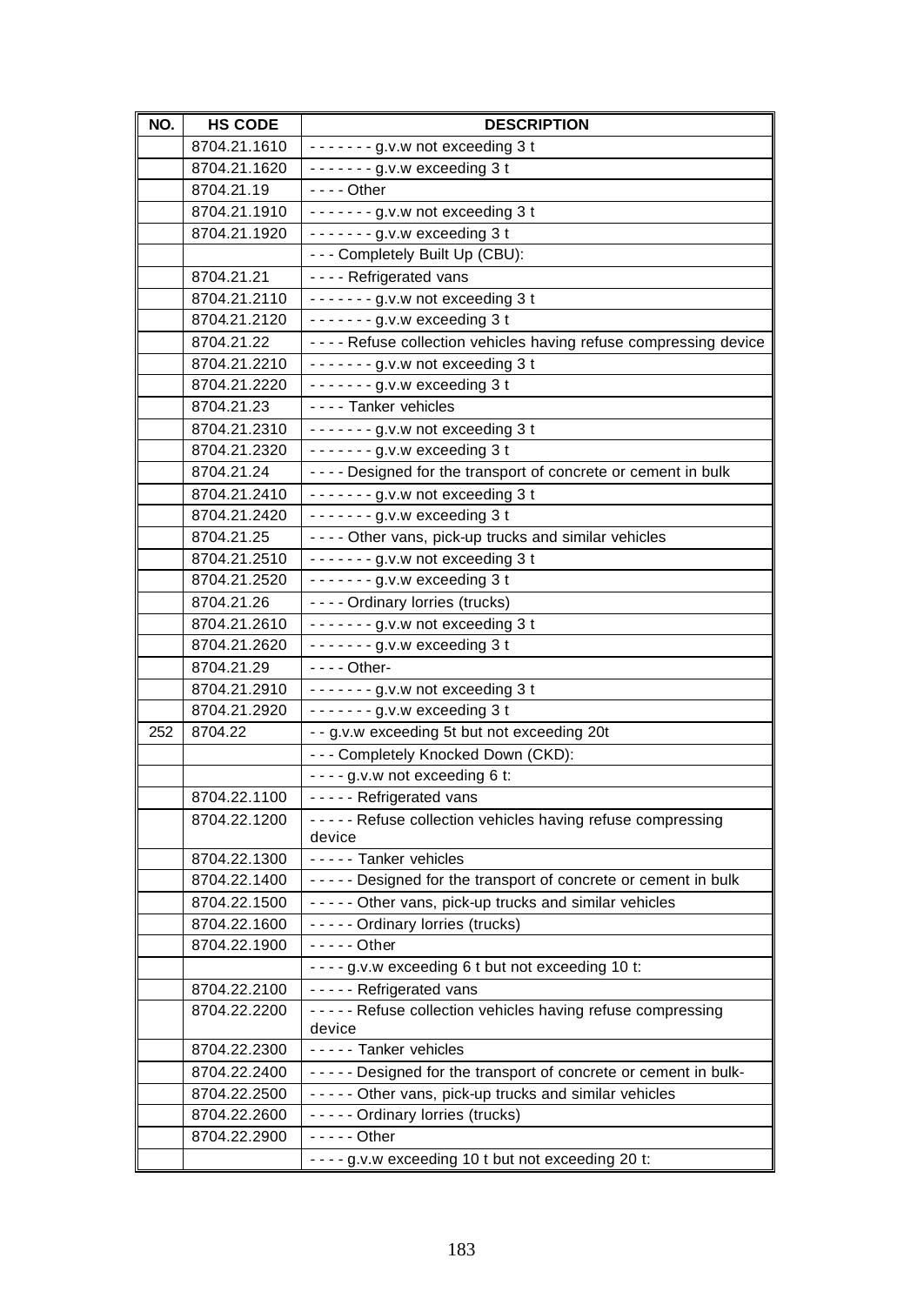| NO. | HS CODE | DESCRIPTION |
|---|---|---|
| | 8704.21.1610 | - - - - - - - g.v.w not exceeding 3 t |
| | 8704.21.1620 | - - - - - - - g.v.w exceeding 3 t |
| | 8704.21.19 | - - - - Other |
| | 8704.21.1910 | - - - - - - - g.v.w not exceeding 3 t |
| | 8704.21.1920 | - - - - - - - g.v.w exceeding 3 t |
| | | - - - Completely Built Up (CBU): |
| | 8704.21.21 | - - - - Refrigerated vans |
| | 8704.21.2110 | - - - - - - - g.v.w not exceeding 3 t |
| | 8704.21.2120 | - - - - - - - g.v.w exceeding 3 t |
| | 8704.21.22 | - - - - Refuse collection vehicles having refuse compressing device |
| | 8704.21.2210 | - - - - - - - g.v.w not exceeding 3 t |
| | 8704.21.2220 | - - - - - - - g.v.w exceeding 3 t |
| | 8704.21.23 | - - - - Tanker vehicles |
| | 8704.21.2310 | - - - - - - - g.v.w not exceeding 3 t |
| | 8704.21.2320 | - - - - - - - g.v.w exceeding 3 t |
| | 8704.21.24 | - - - - Designed for the transport of concrete or cement in bulk |
| | 8704.21.2410 | - - - - - - - g.v.w not exceeding 3 t |
| | 8704.21.2420 | - - - - - - - g.v.w exceeding 3 t |
| | 8704.21.25 | - - - - Other vans, pick-up trucks and similar vehicles |
| | 8704.21.2510 | - - - - - - - g.v.w not exceeding 3 t |
| | 8704.21.2520 | - - - - - - - g.v.w exceeding 3 t |
| | 8704.21.26 | - - - - Ordinary lorries (trucks) |
| | 8704.21.2610 | - - - - - - - g.v.w not exceeding 3 t |
| | 8704.21.2620 | - - - - - - - g.v.w exceeding 3 t |
| | 8704.21.29 | - - - - Other- |
| | 8704.21.2910 | - - - - - - - g.v.w not exceeding 3 t |
| | 8704.21.2920 | - - - - - - - g.v.w exceeding 3 t |
| 252 | 8704.22 | - - g.v.w exceeding 5t but not exceeding 20t |
| | | - - - Completely Knocked Down (CKD): |
| | | - - - - g.v.w not exceeding 6 t: |
| | 8704.22.1100 | - - - - - Refrigerated vans |
| | 8704.22.1200 | - - - - - Refuse collection vehicles having refuse compressing device |
| | 8704.22.1300 | - - - - - Tanker vehicles |
| | 8704.22.1400 | - - - - - Designed for the transport of concrete or cement in bulk |
| | 8704.22.1500 | - - - - - Other vans, pick-up trucks and similar vehicles |
| | 8704.22.1600 | - - - - - Ordinary lorries (trucks) |
| | 8704.22.1900 | - - - - - Other |
| | | - - - - g.v.w exceeding 6 t but not exceeding 10 t: |
| | 8704.22.2100 | - - - - - Refrigerated vans |
| | 8704.22.2200 | - - - - - Refuse collection vehicles having refuse compressing device |
| | 8704.22.2300 | - - - - - Tanker vehicles |
| | 8704.22.2400 | - - - - - Designed for the transport of concrete or cement in bulk- |
| | 8704.22.2500 | - - - - - Other vans, pick-up trucks and similar vehicles |
| | 8704.22.2600 | - - - - - Ordinary lorries (trucks) |
| | 8704.22.2900 | - - - - - Other |
| | | - - - - g.v.w exceeding 10 t but not exceeding 20 t: |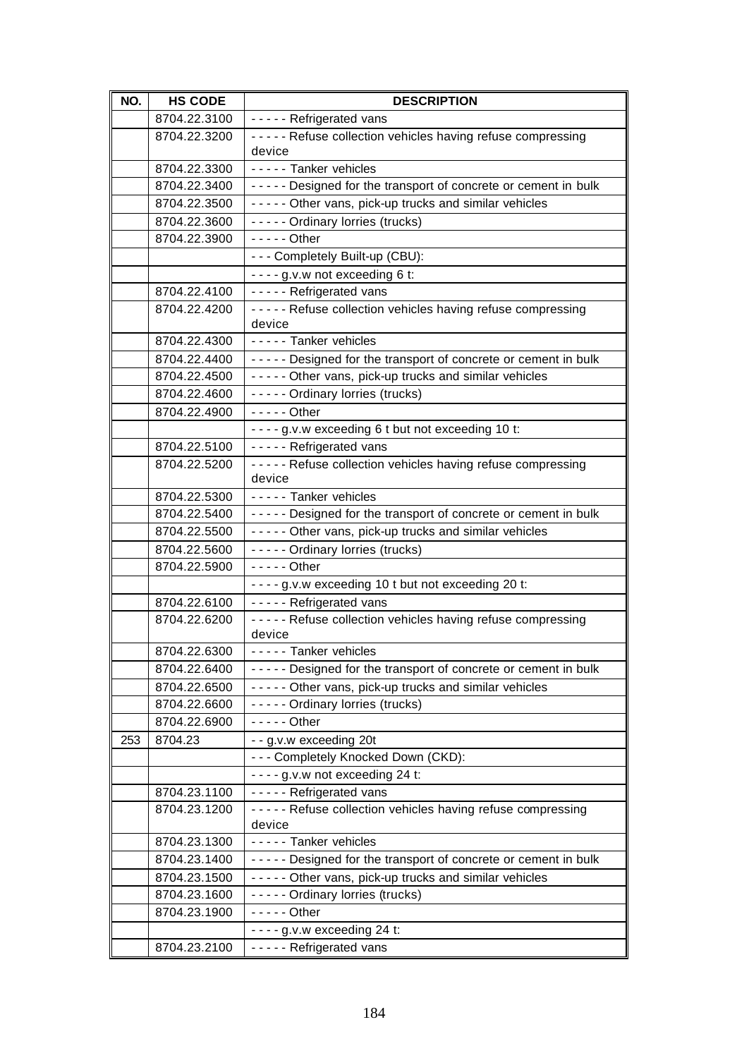| NO. | HS CODE | DESCRIPTION |
|---|---|---|
| | 8704.22.3100 | - - - - - Refrigerated vans |
| | 8704.22.3200 | - - - - - Refuse collection vehicles having refuse compressing device |
| | 8704.22.3300 | - - - - - Tanker vehicles |
| | 8704.22.3400 | - - - - - Designed for the transport of concrete or cement in bulk |
| | 8704.22.3500 | - - - - - Other vans, pick-up trucks and similar vehicles |
| | 8704.22.3600 | - - - - - Ordinary lorries (trucks) |
| | 8704.22.3900 | - - - - - Other |
| | | - - - Completely Built-up (CBU): |
| | | - - - - g.v.w not exceeding 6 t: |
| | 8704.22.4100 | - - - - - Refrigerated vans |
| | 8704.22.4200 | - - - - - Refuse collection vehicles having refuse compressing device |
| | 8704.22.4300 | - - - - - Tanker vehicles |
| | 8704.22.4400 | - - - - - Designed for the transport of concrete or cement in bulk |
| | 8704.22.4500 | - - - - - Other vans, pick-up trucks and similar vehicles |
| | 8704.22.4600 | - - - - - Ordinary lorries (trucks) |
| | 8704.22.4900 | - - - - - Other |
| | | - - - - g.v.w exceeding 6 t but not exceeding 10 t: |
| | 8704.22.5100 | - - - - - Refrigerated vans |
| | 8704.22.5200 | - - - - - Refuse collection vehicles having refuse compressing device |
| | 8704.22.5300 | - - - - - Tanker vehicles |
| | 8704.22.5400 | - - - - - Designed for the transport of concrete or cement in bulk |
| | 8704.22.5500 | - - - - - Other vans, pick-up trucks and similar vehicles |
| | 8704.22.5600 | - - - - - Ordinary lorries (trucks) |
| | 8704.22.5900 | - - - - - Other |
| | | - - - - g.v.w exceeding 10 t but not exceeding 20 t: |
| | 8704.22.6100 | - - - - - Refrigerated vans |
| | 8704.22.6200 | - - - - - Refuse collection vehicles having refuse compressing device |
| | 8704.22.6300 | - - - - - Tanker vehicles |
| | 8704.22.6400 | - - - - - Designed for the transport of concrete or cement in bulk |
| | 8704.22.6500 | - - - - - Other vans, pick-up trucks and similar vehicles |
| | 8704.22.6600 | - - - - - Ordinary lorries (trucks) |
| | 8704.22.6900 | - - - - - Other |
| 253 | 8704.23 | - - g.v.w exceeding 20t |
| | | - - - Completely Knocked Down (CKD): |
| | | - - - - g.v.w not exceeding 24 t: |
| | 8704.23.1100 | - - - - - Refrigerated vans |
| | 8704.23.1200 | - - - - - Refuse collection vehicles having refuse compressing device |
| | 8704.23.1300 | - - - - - Tanker vehicles |
| | 8704.23.1400 | - - - - - Designed for the transport of concrete or cement in bulk |
| | 8704.23.1500 | - - - - - Other vans, pick-up trucks and similar vehicles |
| | 8704.23.1600 | - - - - - Ordinary lorries (trucks) |
| | 8704.23.1900 | - - - - - Other |
| | | - - - - g.v.w exceeding 24 t: |
| | 8704.23.2100 | - - - - - Refrigerated vans |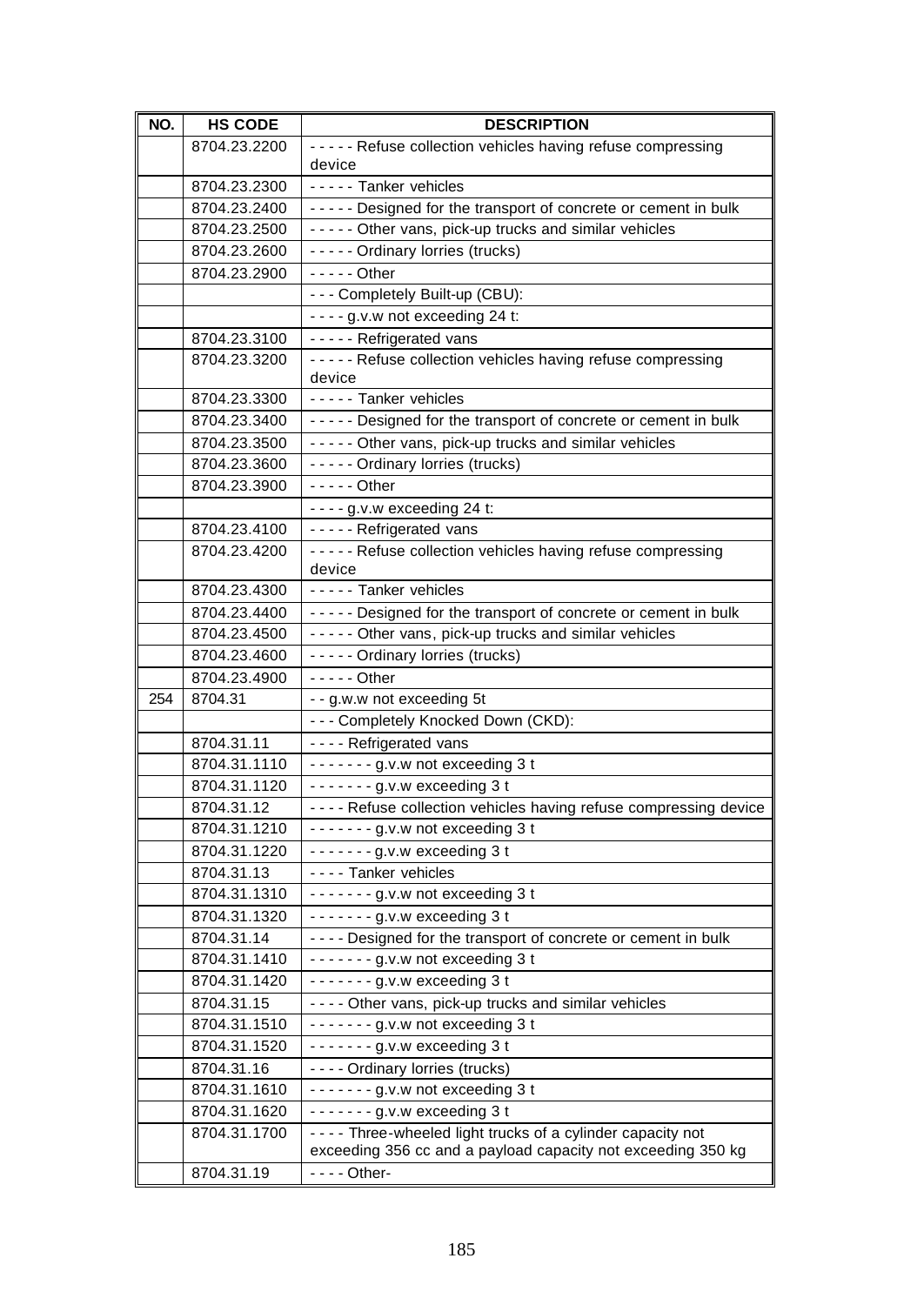| NO. | HS CODE | DESCRIPTION |
|---|---|---|
| | 8704.23.2200 | - - - - - Refuse collection vehicles having refuse compressing device |
| | 8704.23.2300 | - - - - - Tanker vehicles |
| | 8704.23.2400 | - - - - - Designed for the transport of concrete or cement in bulk |
| | 8704.23.2500 | - - - - - Other vans, pick-up trucks and similar vehicles |
| | 8704.23.2600 | - - - - - Ordinary lorries (trucks) |
| | 8704.23.2900 | - - - - - Other |
| | | - - - Completely Built-up (CBU): |
| | | - - - - g.v.w not exceeding 24 t: |
| | 8704.23.3100 | - - - - - Refrigerated vans |
| | 8704.23.3200 | - - - - - Refuse collection vehicles having refuse compressing device |
| | 8704.23.3300 | - - - - - Tanker vehicles |
| | 8704.23.3400 | - - - - - Designed for the transport of concrete or cement in bulk |
| | 8704.23.3500 | - - - - - Other vans, pick-up trucks and similar vehicles |
| | 8704.23.3600 | - - - - - Ordinary lorries (trucks) |
| | 8704.23.3900 | - - - - - Other |
| | | - - - - g.v.w exceeding 24 t: |
| | 8704.23.4100 | - - - - - Refrigerated vans |
| | 8704.23.4200 | - - - - - Refuse collection vehicles having refuse compressing device |
| | 8704.23.4300 | - - - - - Tanker vehicles |
| | 8704.23.4400 | - - - - - Designed for the transport of concrete or cement in bulk |
| | 8704.23.4500 | - - - - - Other vans, pick-up trucks and similar vehicles |
| | 8704.23.4600 | - - - - - Ordinary lorries (trucks) |
| | 8704.23.4900 | - - - - - Other |
| 254 | 8704.31 | - - g.w.w not exceeding 5t |
| | | - - - Completely Knocked Down (CKD): |
| | 8704.31.11 | - - - - Refrigerated vans |
| | 8704.31.1110 | - - - - - - - g.v.w not exceeding 3 t |
| | 8704.31.1120 | - - - - - - - g.v.w exceeding 3 t |
| | 8704.31.12 | - - - - Refuse collection vehicles having refuse compressing device |
| | 8704.31.1210 | - - - - - - - g.v.w not exceeding 3 t |
| | 8704.31.1220 | - - - - - - - g.v.w exceeding 3 t |
| | 8704.31.13 | - - - - Tanker vehicles |
| | 8704.31.1310 | - - - - - - - g.v.w not exceeding 3 t |
| | 8704.31.1320 | - - - - - - - g.v.w exceeding 3 t |
| | 8704.31.14 | - - - - Designed for the transport of concrete or cement in bulk |
| | 8704.31.1410 | - - - - - - - g.v.w not exceeding 3 t |
| | 8704.31.1420 | - - - - - - - g.v.w exceeding 3 t |
| | 8704.31.15 | - - - - Other vans, pick-up trucks and similar vehicles |
| | 8704.31.1510 | - - - - - - - g.v.w not exceeding 3 t |
| | 8704.31.1520 | - - - - - - - g.v.w exceeding 3 t |
| | 8704.31.16 | - - - - Ordinary lorries (trucks) |
| | 8704.31.1610 | - - - - - - - g.v.w not exceeding 3 t |
| | 8704.31.1620 | - - - - - - - g.v.w exceeding 3 t |
| | 8704.31.1700 | - - - - Three-wheeled light trucks of a cylinder capacity not exceeding 356 cc and a payload capacity not exceeding 350 kg |
| | 8704.31.19 | - - - - Other- |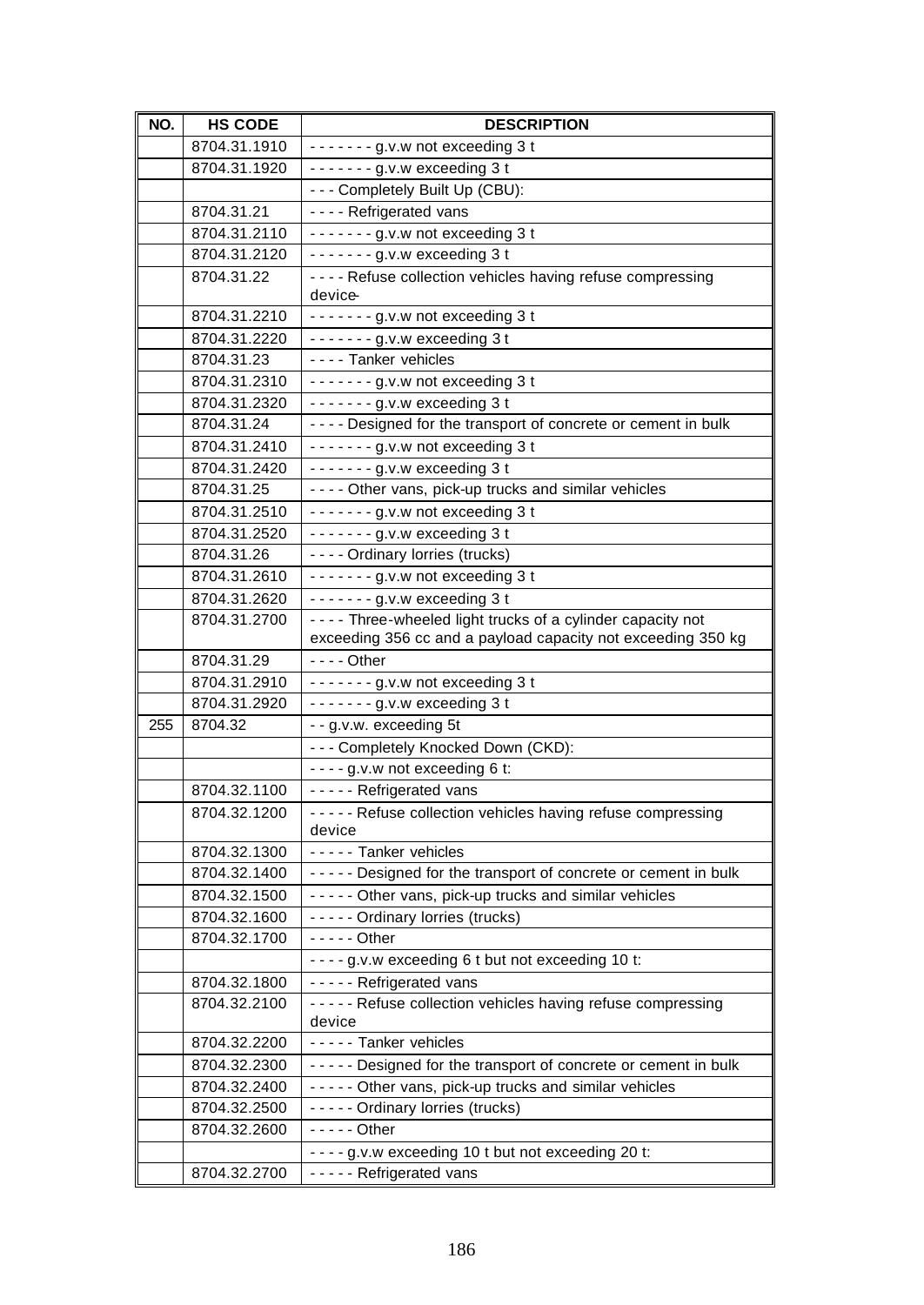| NO. | HS CODE | DESCRIPTION |
|---|---|---|
| | 8704.31.1910 | - - - - - - - g.v.w not exceeding 3 t |
| | 8704.31.1920 | - - - - - - - g.v.w exceeding 3 t |
| | | - - - Completely Built Up (CBU): |
| | 8704.31.21 | - - - - Refrigerated vans |
| | 8704.31.2110 | - - - - - - - g.v.w not exceeding 3 t |
| | 8704.31.2120 | - - - - - - - g.v.w exceeding 3 t |
| | 8704.31.22 | - - - - Refuse collection vehicles having refuse compressing device |
| | 8704.31.2210 | - - - - - - - g.v.w not exceeding 3 t |
| | 8704.31.2220 | - - - - - - - g.v.w exceeding 3 t |
| | 8704.31.23 | - - - - Tanker vehicles |
| | 8704.31.2310 | - - - - - - - g.v.w not exceeding 3 t |
| | 8704.31.2320 | - - - - - - - g.v.w exceeding 3 t |
| | 8704.31.24 | - - - - Designed for the transport of concrete or cement in bulk |
| | 8704.31.2410 | - - - - - - - g.v.w not exceeding 3 t |
| | 8704.31.2420 | - - - - - - - g.v.w exceeding 3 t |
| | 8704.31.25 | - - - - Other vans, pick-up trucks and similar vehicles |
| | 8704.31.2510 | - - - - - - - g.v.w not exceeding 3 t |
| | 8704.31.2520 | - - - - - - - g.v.w exceeding 3 t |
| | 8704.31.26 | - - - - Ordinary lorries (trucks) |
| | 8704.31.2610 | - - - - - - - g.v.w not exceeding 3 t |
| | 8704.31.2620 | - - - - - - - g.v.w exceeding 3 t |
| | 8704.31.2700 | - - - - Three-wheeled light trucks of a cylinder capacity not exceeding 356 cc and a payload capacity not exceeding 350 kg |
| | 8704.31.29 | - - - - Other |
| | 8704.31.2910 | - - - - - - - g.v.w not exceeding 3 t |
| | 8704.31.2920 | - - - - - - - g.v.w exceeding 3 t |
| 255 | 8704.32 | - - g.v.w. exceeding 5t |
| | | - - - Completely Knocked Down (CKD): |
| | | - - - - g.v.w not exceeding 6 t: |
| | 8704.32.1100 | - - - - - Refrigerated vans |
| | 8704.32.1200 | - - - - - Refuse collection vehicles having refuse compressing device |
| | 8704.32.1300 | - - - - - Tanker vehicles |
| | 8704.32.1400 | - - - - - Designed for the transport of concrete or cement in bulk |
| | 8704.32.1500 | - - - - - Other vans, pick-up trucks and similar vehicles |
| | 8704.32.1600 | - - - - - Ordinary lorries (trucks) |
| | 8704.32.1700 | - - - - - Other |
| | | - - - - g.v.w exceeding 6 t but not exceeding 10 t: |
| | 8704.32.1800 | - - - - - Refrigerated vans |
| | 8704.32.2100 | - - - - - Refuse collection vehicles having refuse compressing device |
| | 8704.32.2200 | - - - - - Tanker vehicles |
| | 8704.32.2300 | - - - - - Designed for the transport of concrete or cement in bulk |
| | 8704.32.2400 | - - - - - Other vans, pick-up trucks and similar vehicles |
| | 8704.32.2500 | - - - - - Ordinary lorries (trucks) |
| | 8704.32.2600 | - - - - - Other |
| | | - - - - g.v.w exceeding 10 t but not exceeding 20 t: |
| | 8704.32.2700 | - - - - - Refrigerated vans |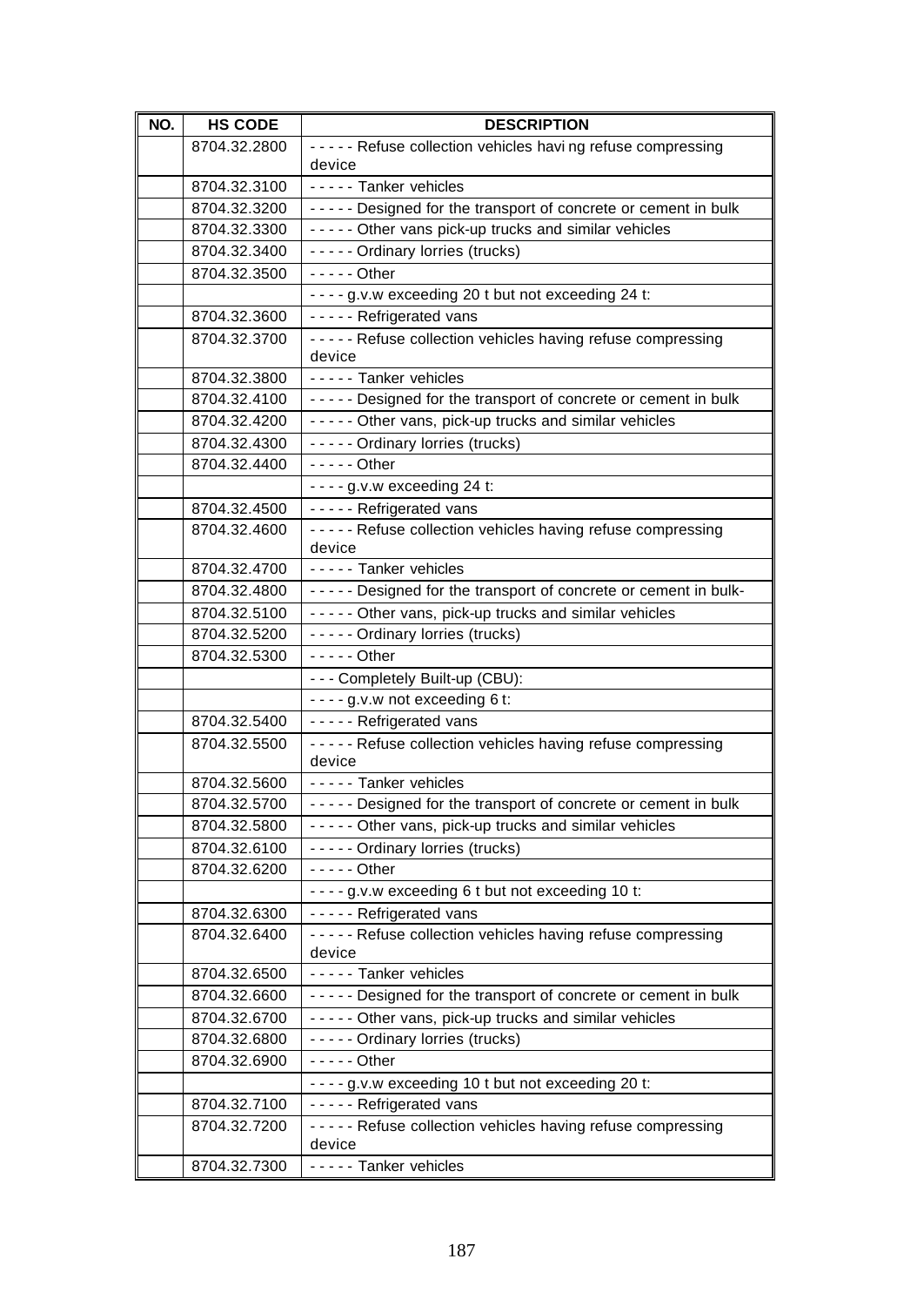| NO. | HS CODE | DESCRIPTION |
|---|---|---|
| | 8704.32.2800 | - - - - - Refuse collection vehicles havi ng refuse compressing device |
| | 8704.32.3100 | - - - - - Tanker vehicles |
| | 8704.32.3200 | - - - - - Designed for the transport of concrete or cement in bulk |
| | 8704.32.3300 | - - - - - Other vans pick-up trucks and similar vehicles |
| | 8704.32.3400 | - - - - - Ordinary lorries (trucks) |
| | 8704.32.3500 | - - - - - Other |
| | | - - - - g.v.w exceeding 20 t but not exceeding 24 t: |
| | 8704.32.3600 | - - - - - Refrigerated vans |
| | 8704.32.3700 | - - - - - Refuse collection vehicles having refuse compressing device |
| | 8704.32.3800 | - - - - - Tanker vehicles |
| | 8704.32.4100 | - - - - - Designed for the transport of concrete or cement in bulk |
| | 8704.32.4200 | - - - - - Other vans, pick-up trucks and similar vehicles |
| | 8704.32.4300 | - - - - - Ordinary lorries (trucks) |
| | 8704.32.4400 | - - - - - Other |
| | | - - - - g.v.w exceeding 24 t: |
| | 8704.32.4500 | - - - - - Refrigerated vans |
| | 8704.32.4600 | - - - - - Refuse collection vehicles having refuse compressing device |
| | 8704.32.4700 | - - - - - Tanker vehicles |
| | 8704.32.4800 | - - - - - Designed for the transport of concrete or cement in bulk- |
| | 8704.32.5100 | - - - - - Other vans, pick-up trucks and similar vehicles |
| | 8704.32.5200 | - - - - - Ordinary lorries (trucks) |
| | 8704.32.5300 | - - - - - Other |
| | | - - - Completely Built-up (CBU): |
| | | - - - - g.v.w not exceeding 6 t: |
| | 8704.32.5400 | - - - - - Refrigerated vans |
| | 8704.32.5500 | - - - - - Refuse collection vehicles having refuse compressing device |
| | 8704.32.5600 | - - - - - Tanker vehicles |
| | 8704.32.5700 | - - - - - Designed for the transport of concrete or cement in bulk |
| | 8704.32.5800 | - - - - - Other vans, pick-up trucks and similar vehicles |
| | 8704.32.6100 | - - - - - Ordinary lorries (trucks) |
| | 8704.32.6200 | - - - - - Other |
| | | - - - - g.v.w exceeding 6 t but not exceeding 10 t: |
| | 8704.32.6300 | - - - - - Refrigerated vans |
| | 8704.32.6400 | - - - - - Refuse collection vehicles having refuse compressing device |
| | 8704.32.6500 | - - - - - Tanker vehicles |
| | 8704.32.6600 | - - - - - Designed for the transport of concrete or cement in bulk |
| | 8704.32.6700 | - - - - - Other vans, pick-up trucks and similar vehicles |
| | 8704.32.6800 | - - - - - Ordinary lorries (trucks) |
| | 8704.32.6900 | - - - - - Other |
| | | - - - - g.v.w exceeding 10 t but not exceeding 20 t: |
| | 8704.32.7100 | - - - - - Refrigerated vans |
| | 8704.32.7200 | - - - - - Refuse collection vehicles having refuse compressing device |
| | 8704.32.7300 | - - - - - Tanker vehicles |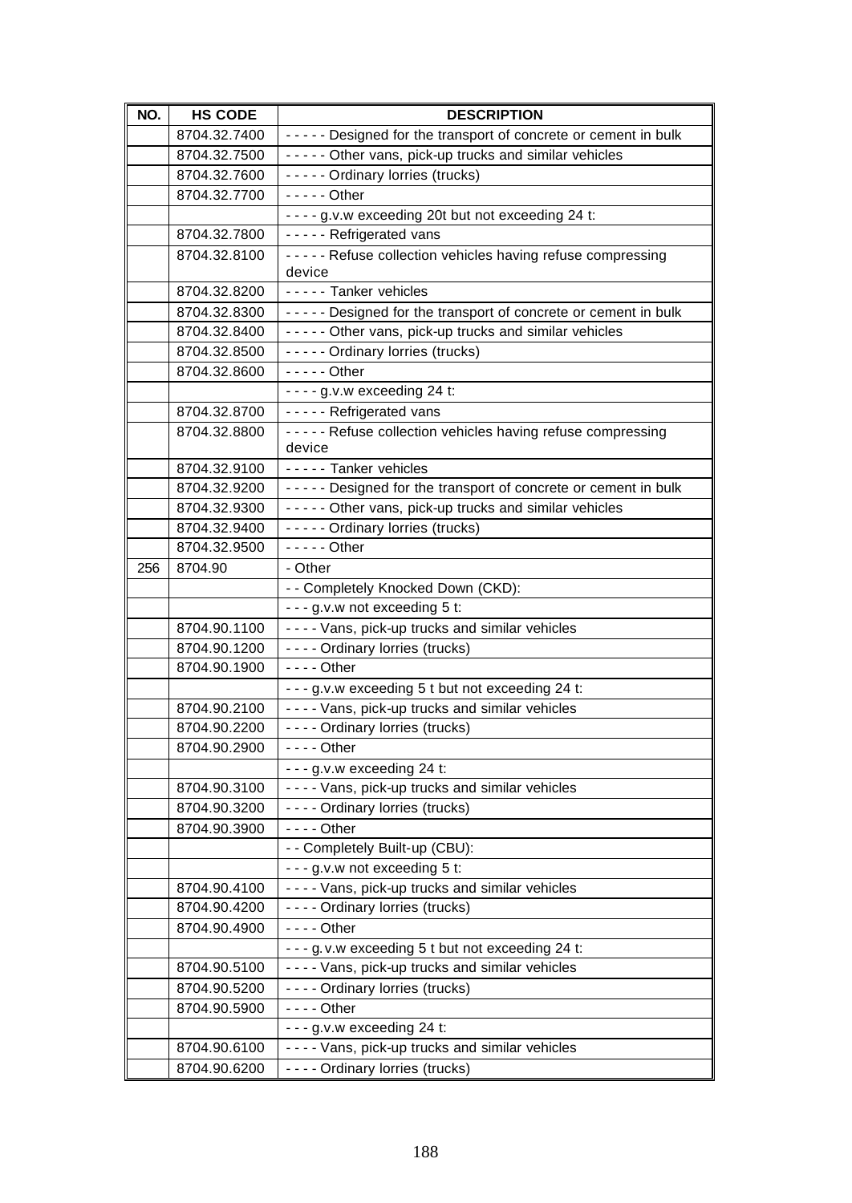| NO. | HS CODE | DESCRIPTION |
|---|---|---|
| | 8704.32.7400 | - - - - - Designed for the transport of concrete or cement in bulk |
| | 8704.32.7500 | - - - - - Other vans, pick-up trucks and similar vehicles |
| | 8704.32.7600 | - - - - - Ordinary lorries (trucks) |
| | 8704.32.7700 | - - - - - Other |
| | | - - - - g.v.w exceeding 20t but not exceeding 24 t: |
| | 8704.32.7800 | - - - - - Refrigerated vans |
| | 8704.32.8100 | - - - - - Refuse collection vehicles having refuse compressing device |
| | 8704.32.8200 | - - - - - Tanker vehicles |
| | 8704.32.8300 | - - - - - Designed for the transport of concrete or cement in bulk |
| | 8704.32.8400 | - - - - - Other vans, pick-up trucks and similar vehicles |
| | 8704.32.8500 | - - - - - Ordinary lorries (trucks) |
| | 8704.32.8600 | - - - - - Other |
| | | - - - - g.v.w exceeding 24 t: |
| | 8704.32.8700 | - - - - - Refrigerated vans |
| | 8704.32.8800 | - - - - - Refuse collection vehicles having refuse compressing device |
| | 8704.32.9100 | - - - - - Tanker vehicles |
| | 8704.32.9200 | - - - - - Designed for the transport of concrete or cement in bulk |
| | 8704.32.9300 | - - - - - Other vans, pick-up trucks and similar vehicles |
| | 8704.32.9400 | - - - - - Ordinary lorries (trucks) |
| | 8704.32.9500 | - - - - - Other |
| 256 | 8704.90 | - Other |
| | | - - Completely Knocked Down (CKD): |
| | | - - - g.v.w not exceeding 5 t: |
| | 8704.90.1100 | - - - - Vans, pick-up trucks and similar vehicles |
| | 8704.90.1200 | - - - - Ordinary lorries (trucks) |
| | 8704.90.1900 | - - - - Other |
| | | - - - g.v.w exceeding 5 t but not exceeding 24 t: |
| | 8704.90.2100 | - - - - Vans, pick-up trucks and similar vehicles |
| | 8704.90.2200 | - - - - Ordinary lorries (trucks) |
| | 8704.90.2900 | - - - - Other |
| | | - - - g.v.w exceeding 24 t: |
| | 8704.90.3100 | - - - - Vans, pick-up trucks and similar vehicles |
| | 8704.90.3200 | - - - - Ordinary lorries (trucks) |
| | 8704.90.3900 | - - - - Other |
| | | - - Completely Built-up (CBU): |
| | | - - - g.v.w not exceeding 5 t: |
| | 8704.90.4100 | - - - - Vans, pick-up trucks and similar vehicles |
| | 8704.90.4200 | - - - - Ordinary lorries (trucks) |
| | 8704.90.4900 | - - - - Other |
| | | - - - g.v.w exceeding 5 t but not exceeding 24 t: |
| | 8704.90.5100 | - - - - Vans, pick-up trucks and similar vehicles |
| | 8704.90.5200 | - - - - Ordinary lorries (trucks) |
| | 8704.90.5900 | - - - - Other |
| | | - - - g.v.w exceeding 24 t: |
| | 8704.90.6100 | - - - - Vans, pick-up trucks and similar vehicles |
| | 8704.90.6200 | - - - - Ordinary lorries (trucks) |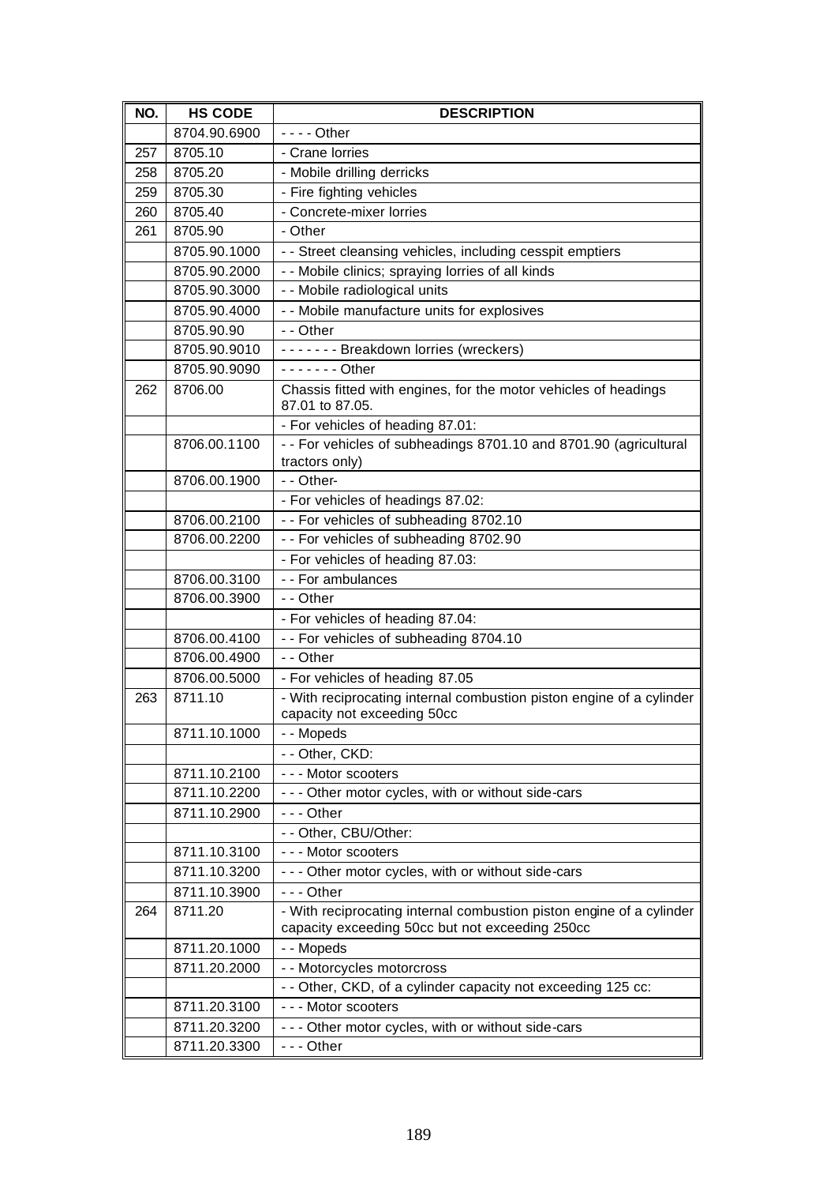| NO. | HS CODE | DESCRIPTION |
|---|---|---|
| | 8704.90.6900 | - - - - Other |
| 257 | 8705.10 | - Crane lorries |
| 258 | 8705.20 | - Mobile drilling derricks |
| 259 | 8705.30 | - Fire fighting vehicles |
| 260 | 8705.40 | - Concrete-mixer lorries |
| 261 | 8705.90 | - Other |
| | 8705.90.1000 | - - Street cleansing vehicles, including cesspit emptiers |
| | 8705.90.2000 | - - Mobile clinics; spraying lorries of all kinds |
| | 8705.90.3000 | - - Mobile radiological units |
| | 8705.90.4000 | - - Mobile manufacture units for explosives |
| | 8705.90.90 | - - Other |
| | 8705.90.9010 | - - - - - - - Breakdown lorries (wreckers) |
| | 8705.90.9090 | - - - - - - - Other |
| 262 | 8706.00 | Chassis fitted with engines, for the motor vehicles of headings 87.01 to 87.05. |
| | | - For vehicles of heading 87.01: |
| | 8706.00.1100 | - - For vehicles of subheadings 8701.10 and 8701.90 (agricultural tractors only) |
| | 8706.00.1900 | - - Other- |
| | | - For vehicles of headings 87.02: |
| | 8706.00.2100 | - - For vehicles of subheading 8702.10 |
| | 8706.00.2200 | - - For vehicles of subheading 8702.90 |
| | | - For vehicles of heading 87.03: |
| | 8706.00.3100 | - - For ambulances |
| | 8706.00.3900 | - - Other |
| | | - For vehicles of heading 87.04: |
| | 8706.00.4100 | - - For vehicles of subheading 8704.10 |
| | 8706.00.4900 | - - Other |
| | 8706.00.5000 | - For vehicles of heading 87.05 |
| 263 | 8711.10 | - With reciprocating internal combustion piston engine of a cylinder capacity not exceeding 50cc |
| | 8711.10.1000 | - - Mopeds |
| | | - - Other, CKD: |
| | 8711.10.2100 | - - - Motor scooters |
| | 8711.10.2200 | - - - Other motor cycles, with or without side-cars |
| | 8711.10.2900 | - - - Other |
| | | - - Other, CBU/Other: |
| | 8711.10.3100 | - - - Motor scooters |
| | 8711.10.3200 | - - - Other motor cycles, with or without side-cars |
| | 8711.10.3900 | - - - Other |
| 264 | 8711.20 | - With reciprocating internal combustion piston engine of a cylinder capacity exceeding 50cc but not exceeding 250cc |
| | 8711.20.1000 | - - Mopeds |
| | 8711.20.2000 | - - Motorcycles motorcross |
| | | - - Other, CKD, of a cylinder capacity not exceeding 125 cc: |
| | 8711.20.3100 | - - - Motor scooters |
| | 8711.20.3200 | - - - Other motor cycles, with or without side-cars |
| | 8711.20.3300 | - - - Other |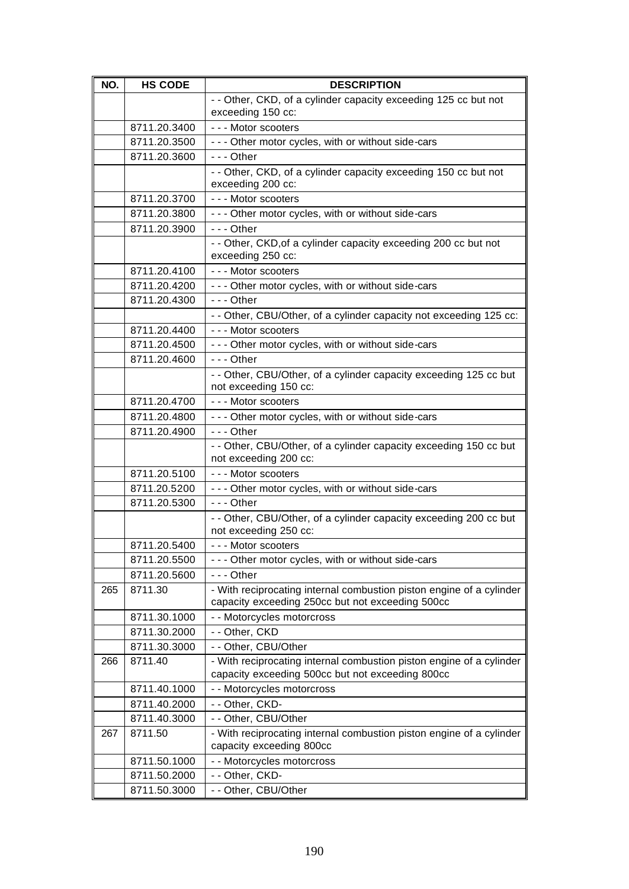| NO. | HS CODE | DESCRIPTION |
|---|---|---|
| | | - - Other, CKD, of a cylinder capacity exceeding 125 cc but not exceeding 150 cc: |
| | 8711.20.3400 | - - - Motor scooters |
| | 8711.20.3500 | - - - Other motor cycles, with or without side-cars |
| | 8711.20.3600 | - - - Other |
| | | - - Other, CKD, of a cylinder capacity exceeding 150 cc but not exceeding 200 cc: |
| | 8711.20.3700 | - - - Motor scooters |
| | 8711.20.3800 | - - - Other motor cycles, with or without side-cars |
| | 8711.20.3900 | - - - Other |
| | | - - Other, CKD,of a cylinder capacity exceeding 200 cc but not exceeding 250 cc: |
| | 8711.20.4100 | - - - Motor scooters |
| | 8711.20.4200 | - - - Other motor cycles, with or without side-cars |
| | 8711.20.4300 | - - - Other |
| | | - - Other, CBU/Other, of a cylinder capacity not exceeding 125 cc: |
| | 8711.20.4400 | - - - Motor scooters |
| | 8711.20.4500 | - - - Other motor cycles, with or without side-cars |
| | 8711.20.4600 | - - - Other |
| | | - - Other, CBU/Other, of a cylinder capacity exceeding 125 cc but not exceeding 150 cc: |
| | 8711.20.4700 | - - - Motor scooters |
| | 8711.20.4800 | - - - Other motor cycles, with or without side-cars |
| | 8711.20.4900 | - - - Other |
| | | - - Other, CBU/Other, of a cylinder capacity exceeding 150 cc but not exceeding 200 cc: |
| | 8711.20.5100 | - - - Motor scooters |
| | 8711.20.5200 | - - - Other motor cycles, with or without side-cars |
| | 8711.20.5300 | - - - Other |
| | | - - Other, CBU/Other, of a cylinder capacity exceeding 200 cc but not exceeding 250 cc: |
| | 8711.20.5400 | - - - Motor scooters |
| | 8711.20.5500 | - - - Other motor cycles, with or without side-cars |
| | 8711.20.5600 | - - - Other |
| 265 | 8711.30 | - With reciprocating internal combustion piston engine of a cylinder capacity exceeding 250cc but not exceeding 500cc |
| | 8711.30.1000 | - - Motorcycles motorcross |
| | 8711.30.2000 | - - Other, CKD |
| | 8711.30.3000 | - - Other, CBU/Other |
| 266 | 8711.40 | - With reciprocating internal combustion piston engine of a cylinder capacity exceeding 500cc but not exceeding 800cc |
| | 8711.40.1000 | - - Motorcycles motorcross |
| | 8711.40.2000 | - - Other, CKD- |
| | 8711.40.3000 | - - Other, CBU/Other |
| 267 | 8711.50 | - With reciprocating internal combustion piston engine of a cylinder capacity exceeding 800cc |
| | 8711.50.1000 | - - Motorcycles motorcross |
| | 8711.50.2000 | - - Other, CKD- |
| | 8711.50.3000 | - - Other, CBU/Other |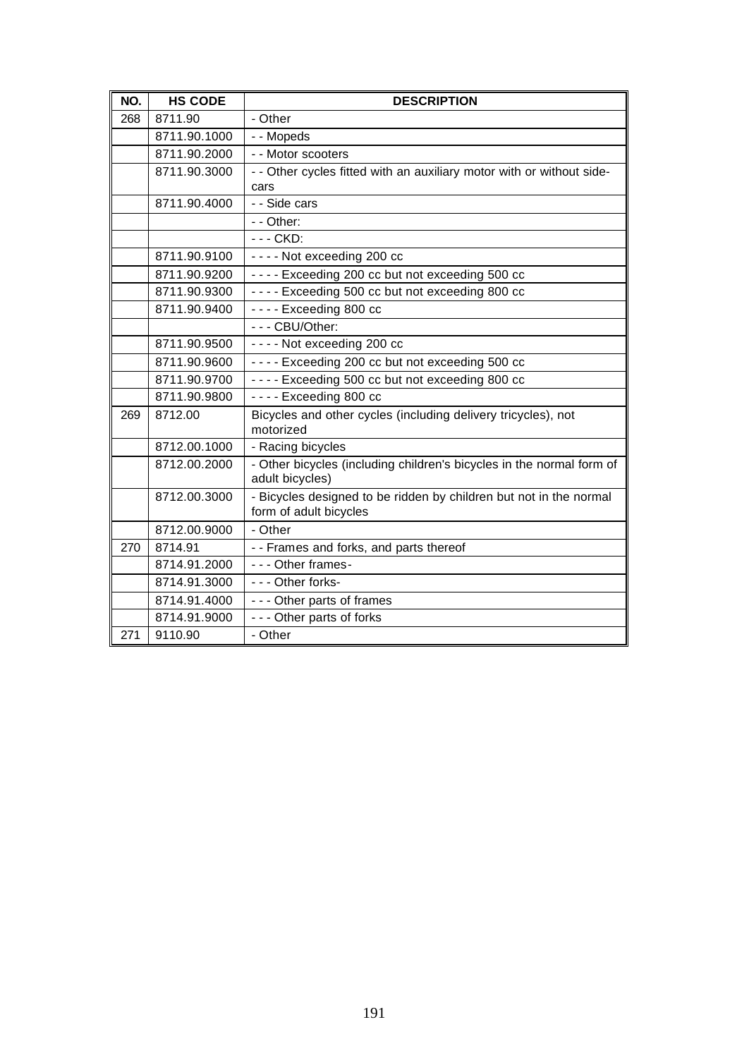| NO. | HS CODE | DESCRIPTION |
|---|---|---|
| 268 | 8711.90 | - Other |
| | 8711.90.1000 | - - Mopeds |
| | 8711.90.2000 | - - Motor scooters |
| | 8711.90.3000 | - - Other cycles fitted with an auxiliary motor with or without side-cars |
| | 8711.90.4000 | - - Side cars |
| | | - - Other: |
| | | - - - CKD: |
| | 8711.90.9100 | - - - - Not exceeding 200 cc |
| | 8711.90.9200 | - - - - Exceeding 200 cc but not exceeding 500 cc |
| | 8711.90.9300 | - - - - Exceeding 500 cc but not exceeding 800 cc |
| | 8711.90.9400 | - - - - Exceeding 800 cc |
| | | - - - CBU/Other: |
| | 8711.90.9500 | - - - - Not exceeding 200 cc |
| | 8711.90.9600 | - - - - Exceeding 200 cc but not exceeding 500 cc |
| | 8711.90.9700 | - - - - Exceeding 500 cc but not exceeding 800 cc |
| | 8711.90.9800 | - - - - Exceeding 800 cc |
| 269 | 8712.00 | Bicycles and other cycles (including delivery tricycles), not motorized |
| | 8712.00.1000 | - Racing bicycles |
| | 8712.00.2000 | - Other bicycles (including children's bicycles in the normal form of adult bicycles) |
| | 8712.00.3000 | - Bicycles designed to be ridden by children but not in the normal form of adult bicycles |
| | 8712.00.9000 | - Other |
| 270 | 8714.91 | - - Frames and forks, and parts thereof |
| | 8714.91.2000 | - - - Other frames- |
| | 8714.91.3000 | - - - Other forks- |
| | 8714.91.4000 | - - - Other parts of frames |
| | 8714.91.9000 | - - - Other parts of forks |
| 271 | 9110.90 | - Other |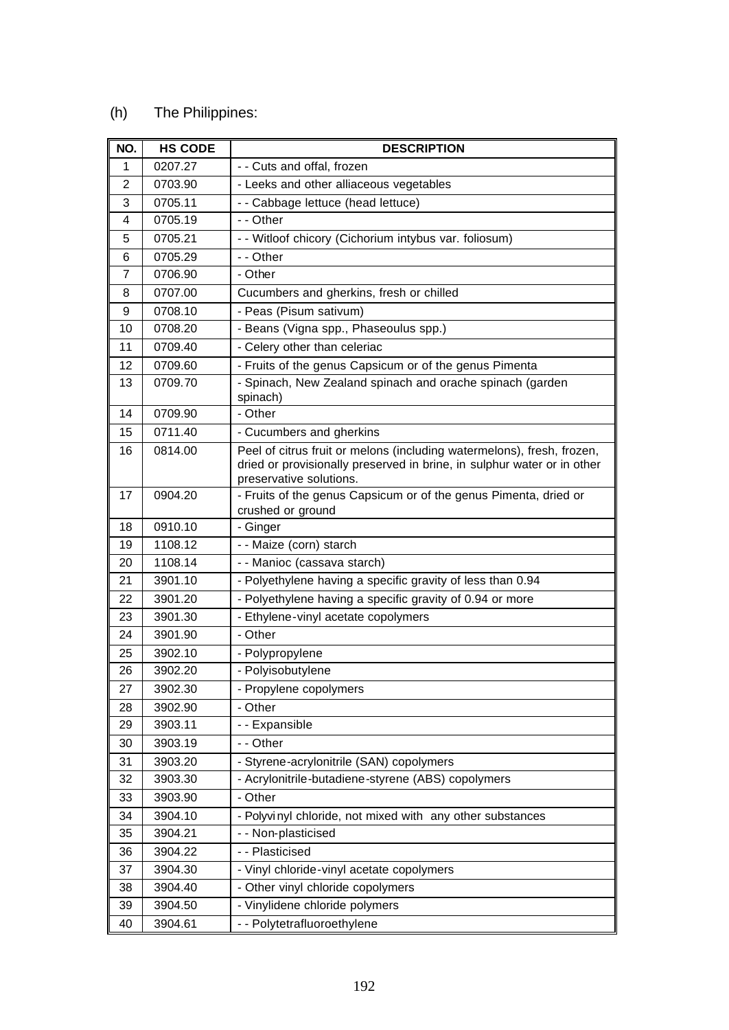(h) The Philippines:

| NO. | HS CODE | DESCRIPTION |
|---|---|---|
| 1 | 0207.27 | - - Cuts and offal, frozen |
| 2 | 0703.90 | - Leeks and other alliaceous vegetables |
| 3 | 0705.11 | - - Cabbage lettuce (head lettuce) |
| 4 | 0705.19 | - - Other |
| 5 | 0705.21 | - - Witloof chicory (Cichorium intybus var. foliosum) |
| 6 | 0705.29 | - - Other |
| 7 | 0706.90 | - Other |
| 8 | 0707.00 | Cucumbers and gherkins, fresh or chilled |
| 9 | 0708.10 | - Peas (Pisum sativum) |
| 10 | 0708.20 | - Beans (Vigna spp., Phaseoulus spp.) |
| 11 | 0709.40 | - Celery other than celeriac |
| 12 | 0709.60 | - Fruits of the genus Capsicum or of the genus Pimenta |
| 13 | 0709.70 | - Spinach, New Zealand spinach and orache spinach (garden spinach) |
| 14 | 0709.90 | - Other |
| 15 | 0711.40 | - Cucumbers and gherkins |
| 16 | 0814.00 | Peel of citrus fruit or melons (including watermelons), fresh, frozen, dried or provisionally preserved in brine, in sulphur water or in other preservative solutions. |
| 17 | 0904.20 | - Fruits of the genus Capsicum or of the genus Pimenta, dried or crushed or ground |
| 18 | 0910.10 | - Ginger |
| 19 | 1108.12 | - - Maize (corn) starch |
| 20 | 1108.14 | - - Manioc (cassava starch) |
| 21 | 3901.10 | - Polyethylene having a specific gravity of less than 0.94 |
| 22 | 3901.20 | - Polyethylene having a specific gravity of 0.94 or more |
| 23 | 3901.30 | - Ethylene-vinyl acetate copolymers |
| 24 | 3901.90 | - Other |
| 25 | 3902.10 | - Polypropylene |
| 26 | 3902.20 | - Polyisobutylene |
| 27 | 3902.30 | - Propylene copolymers |
| 28 | 3902.90 | - Other |
| 29 | 3903.11 | - - Expansible |
| 30 | 3903.19 | - - Other |
| 31 | 3903.20 | - Styrene-acrylonitrile (SAN) copolymers |
| 32 | 3903.30 | - Acrylonitrile-butadiene-styrene (ABS) copolymers |
| 33 | 3903.90 | - Other |
| 34 | 3904.10 | - Polyvinyl chloride, not mixed with any other substances |
| 35 | 3904.21 | - - Non-plasticised |
| 36 | 3904.22 | - - Plasticised |
| 37 | 3904.30 | - Vinyl chloride-vinyl acetate copolymers |
| 38 | 3904.40 | - Other vinyl chloride copolymers |
| 39 | 3904.50 | - Vinylidene chloride polymers |
| 40 | 3904.61 | - - Polytetrafluoroethylene |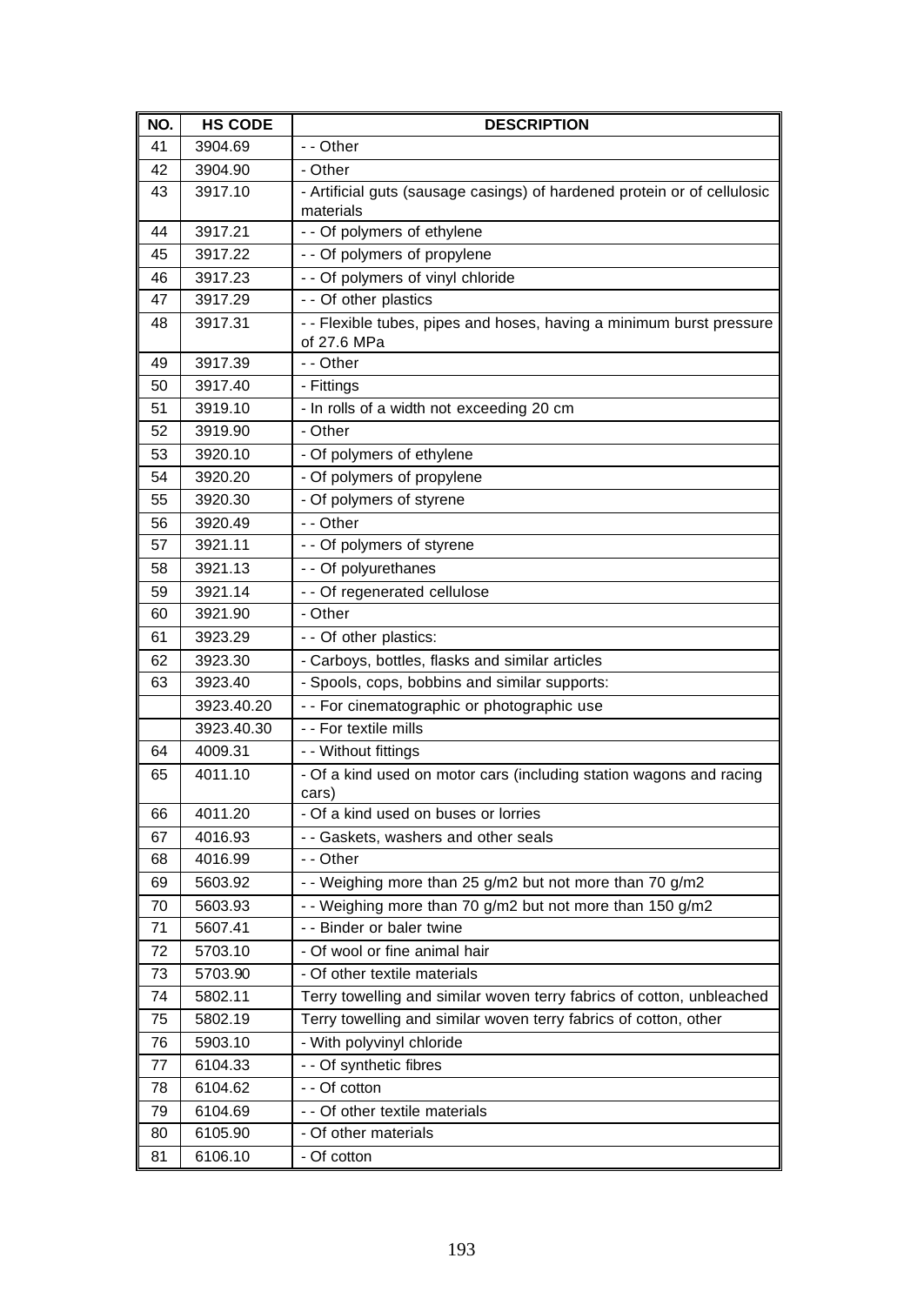| NO. | HS CODE | DESCRIPTION |
|---|---|---|
| 41 | 3904.69 | - - Other |
| 42 | 3904.90 | - Other |
| 43 | 3917.10 | - Artificial guts (sausage casings) of hardened protein or of cellulosic materials |
| 44 | 3917.21 | - - Of polymers of ethylene |
| 45 | 3917.22 | - - Of polymers of propylene |
| 46 | 3917.23 | - - Of polymers of vinyl chloride |
| 47 | 3917.29 | - - Of other plastics |
| 48 | 3917.31 | - - Flexible tubes, pipes and hoses, having a minimum burst pressure of 27.6 MPa |
| 49 | 3917.39 | - - Other |
| 50 | 3917.40 | - Fittings |
| 51 | 3919.10 | - In rolls of a width not exceeding 20 cm |
| 52 | 3919.90 | - Other |
| 53 | 3920.10 | - Of polymers of ethylene |
| 54 | 3920.20 | - Of polymers of propylene |
| 55 | 3920.30 | - Of polymers of styrene |
| 56 | 3920.49 | - - Other |
| 57 | 3921.11 | - - Of polymers of styrene |
| 58 | 3921.13 | - - Of polyurethanes |
| 59 | 3921.14 | - - Of regenerated cellulose |
| 60 | 3921.90 | - Other |
| 61 | 3923.29 | - - Of other plastics: |
| 62 | 3923.30 | - Carboys, bottles, flasks and similar articles |
| 63 | 3923.40 | - Spools, cops, bobbins and similar supports: |
| | 3923.40.20 | - - For cinematographic or photographic use |
| | 3923.40.30 | - - For textile mills |
| 64 | 4009.31 | - - Without fittings |
| 65 | 4011.10 | - Of a kind used on motor cars (including station wagons and racing cars) |
| 66 | 4011.20 | - Of a kind used on buses or lorries |
| 67 | 4016.93 | - - Gaskets, washers and other seals |
| 68 | 4016.99 | - - Other |
| 69 | 5603.92 | - - Weighing more than 25 g/m2 but not more than 70 g/m2 |
| 70 | 5603.93 | - - Weighing more than 70 g/m2 but not more than 150 g/m2 |
| 71 | 5607.41 | - - Binder or baler twine |
| 72 | 5703.10 | - Of wool or fine animal hair |
| 73 | 5703.90 | - Of other textile materials |
| 74 | 5802.11 | Terry towelling and similar woven terry fabrics of cotton, unbleached |
| 75 | 5802.19 | Terry towelling and similar woven terry fabrics of cotton, other |
| 76 | 5903.10 | - With polyvinyl chloride |
| 77 | 6104.33 | - - Of synthetic fibres |
| 78 | 6104.62 | - - Of cotton |
| 79 | 6104.69 | - - Of other textile materials |
| 80 | 6105.90 | - Of other materials |
| 81 | 6106.10 | - Of cotton |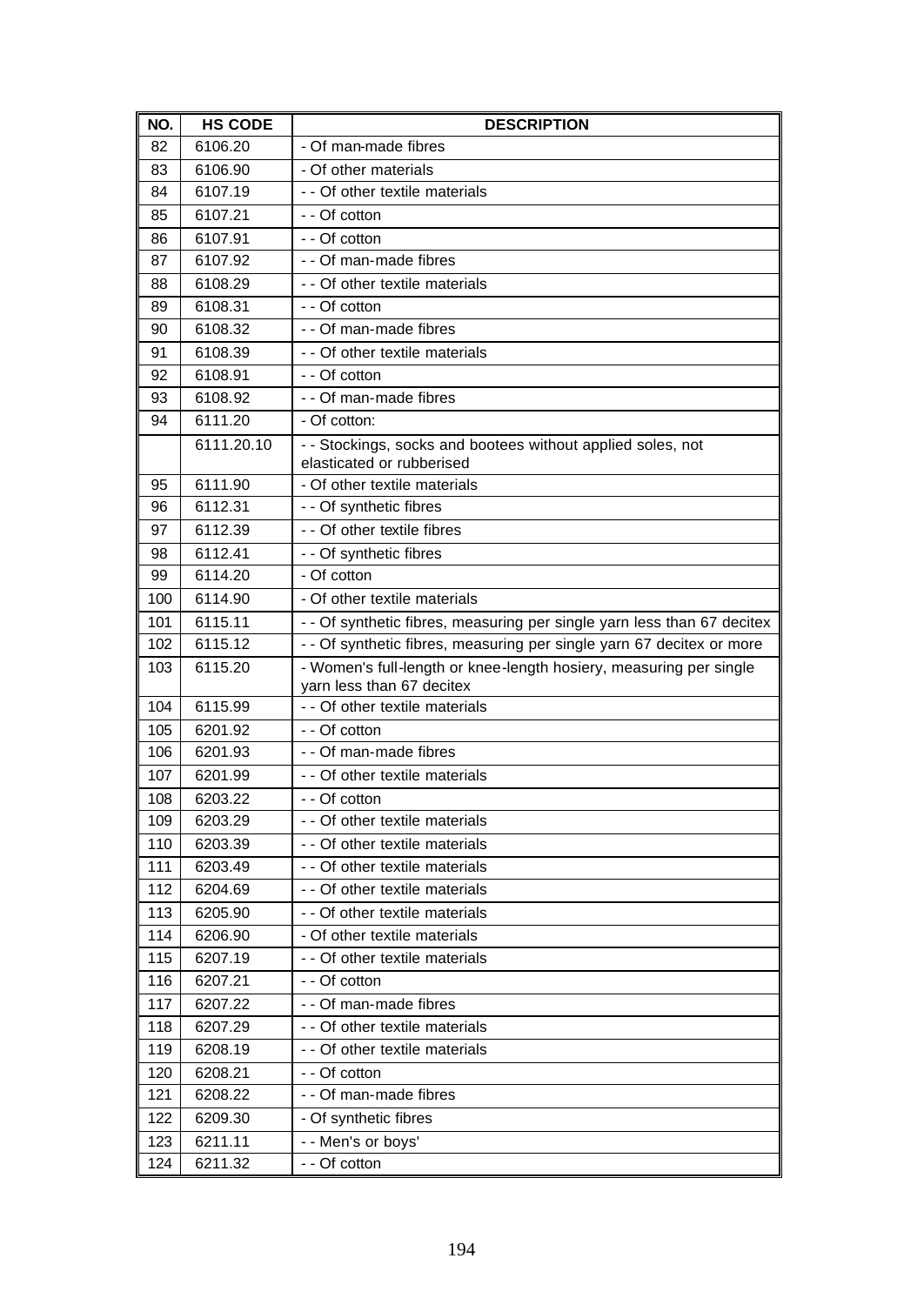| NO. | HS CODE | DESCRIPTION |
|---|---|---|
| 82 | 6106.20 | - Of man-made fibres |
| 83 | 6106.90 | - Of other materials |
| 84 | 6107.19 | - - Of other textile materials |
| 85 | 6107.21 | - - Of cotton |
| 86 | 6107.91 | - - Of cotton |
| 87 | 6107.92 | - - Of man-made fibres |
| 88 | 6108.29 | - - Of other textile materials |
| 89 | 6108.31 | - - Of cotton |
| 90 | 6108.32 | - - Of man-made fibres |
| 91 | 6108.39 | - - Of other textile materials |
| 92 | 6108.91 | - - Of cotton |
| 93 | 6108.92 | - - Of man-made fibres |
| 94 | 6111.20 | - Of cotton: |
| | 6111.20.10 | - - Stockings, socks and bootees without applied soles, not elasticated or rubberised |
| 95 | 6111.90 | - Of other textile materials |
| 96 | 6112.31 | - - Of synthetic fibres |
| 97 | 6112.39 | - - Of other textile fibres |
| 98 | 6112.41 | - - Of synthetic fibres |
| 99 | 6114.20 | - Of cotton |
| 100 | 6114.90 | - Of other textile materials |
| 101 | 6115.11 | - - Of synthetic fibres, measuring per single yarn less than 67 decitex |
| 102 | 6115.12 | - - Of synthetic fibres, measuring per single yarn 67 decitex or more |
| 103 | 6115.20 | - Women's full-length or knee-length hosiery, measuring per single yarn less than 67 decitex |
| 104 | 6115.99 | - - Of other textile materials |
| 105 | 6201.92 | - - Of cotton |
| 106 | 6201.93 | - - Of man-made fibres |
| 107 | 6201.99 | - - Of other textile materials |
| 108 | 6203.22 | - - Of cotton |
| 109 | 6203.29 | - - Of other textile materials |
| 110 | 6203.39 | - - Of other textile materials |
| 111 | 6203.49 | - - Of other textile materials |
| 112 | 6204.69 | - - Of other textile materials |
| 113 | 6205.90 | - - Of other textile materials |
| 114 | 6206.90 | - Of other textile materials |
| 115 | 6207.19 | - - Of other textile materials |
| 116 | 6207.21 | - - Of cotton |
| 117 | 6207.22 | - - Of man-made fibres |
| 118 | 6207.29 | - - Of other textile materials |
| 119 | 6208.19 | - - Of other textile materials |
| 120 | 6208.21 | - - Of cotton |
| 121 | 6208.22 | - - Of man-made fibres |
| 122 | 6209.30 | - Of synthetic fibres |
| 123 | 6211.11 | - - Men's or boys' |
| 124 | 6211.32 | - - Of cotton |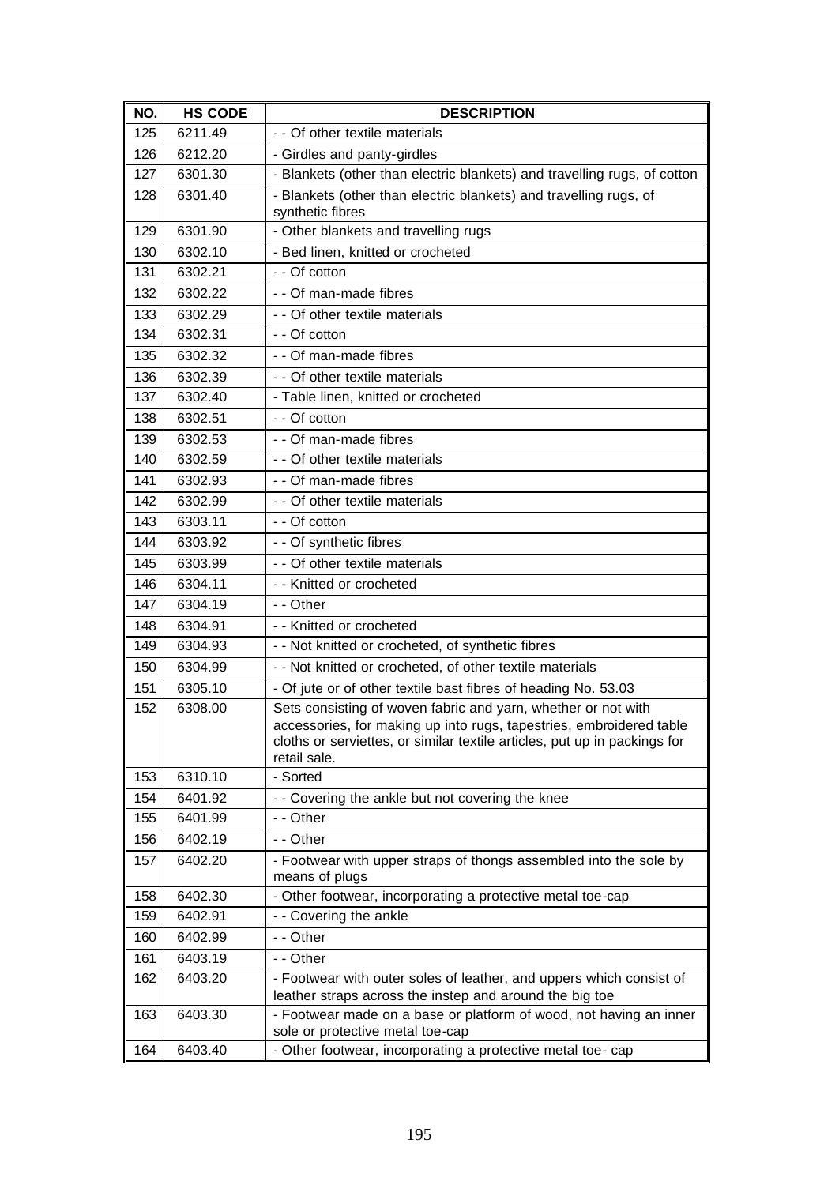| NO. | HS CODE | DESCRIPTION |
|---|---|---|
| 125 | 6211.49 | - - Of other textile materials |
| 126 | 6212.20 | - Girdles and panty-girdles |
| 127 | 6301.30 | - Blankets (other than electric blankets) and travelling rugs, of cotton |
| 128 | 6301.40 | - Blankets (other than electric blankets) and travelling rugs, of synthetic fibres |
| 129 | 6301.90 | - Other blankets and travelling rugs |
| 130 | 6302.10 | - Bed linen, knitted or crocheted |
| 131 | 6302.21 | - - Of cotton |
| 132 | 6302.22 | - - Of man-made fibres |
| 133 | 6302.29 | - - Of other textile materials |
| 134 | 6302.31 | - - Of cotton |
| 135 | 6302.32 | - - Of man-made fibres |
| 136 | 6302.39 | - - Of other textile materials |
| 137 | 6302.40 | - Table linen, knitted or crocheted |
| 138 | 6302.51 | - - Of cotton |
| 139 | 6302.53 | - - Of man-made fibres |
| 140 | 6302.59 | - - Of other textile materials |
| 141 | 6302.93 | - - Of man-made fibres |
| 142 | 6302.99 | - - Of other textile materials |
| 143 | 6303.11 | - - Of cotton |
| 144 | 6303.92 | - - Of synthetic fibres |
| 145 | 6303.99 | - - Of other textile materials |
| 146 | 6304.11 | - - Knitted or crocheted |
| 147 | 6304.19 | - - Other |
| 148 | 6304.91 | - - Knitted or crocheted |
| 149 | 6304.93 | - - Not knitted or crocheted, of synthetic fibres |
| 150 | 6304.99 | - - Not knitted or crocheted, of other textile materials |
| 151 | 6305.10 | - Of jute or of other textile bast fibres of heading No. 53.03 |
| 152 | 6308.00 | Sets consisting of woven fabric and yarn, whether or not with accessories, for making up into rugs, tapestries, embroidered table cloths or serviettes, or similar textile articles, put up in packings for retail sale. |
| 153 | 6310.10 | - Sorted |
| 154 | 6401.92 | - - Covering the ankle but not covering the knee |
| 155 | 6401.99 | - - Other |
| 156 | 6402.19 | - - Other |
| 157 | 6402.20 | - Footwear with upper straps of thongs assembled into the sole by means of plugs |
| 158 | 6402.30 | - Other footwear, incorporating a protective metal toe-cap |
| 159 | 6402.91 | - - Covering the ankle |
| 160 | 6402.99 | - - Other |
| 161 | 6403.19 | - - Other |
| 162 | 6403.20 | - Footwear with outer soles of leather, and uppers which consist of leather straps across the instep and around the big toe |
| 163 | 6403.30 | - Footwear made on a base or platform of wood, not having an inner sole or protective metal toe-cap |
| 164 | 6403.40 | - Other footwear, incorporating a protective metal toe- cap |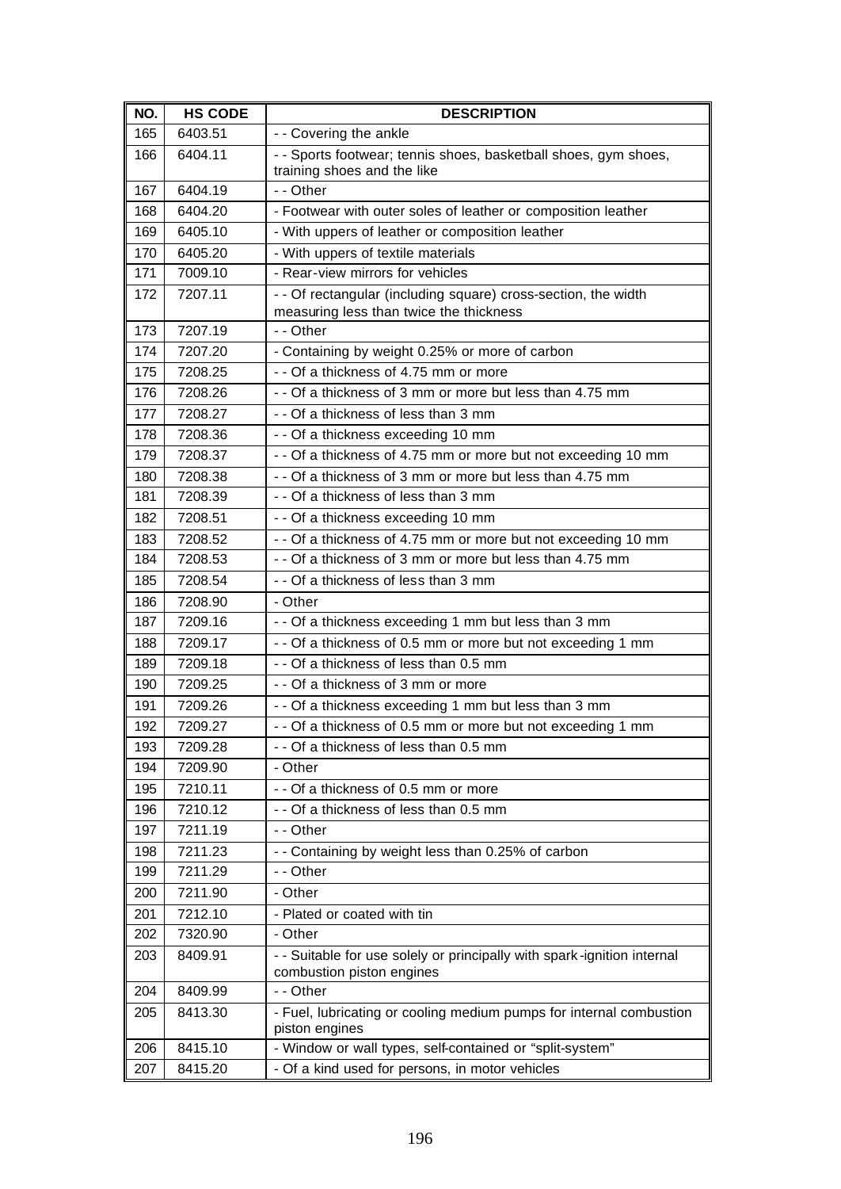| NO. | HS CODE | DESCRIPTION |
|---|---|---|
| 165 | 6403.51 | - - Covering the ankle |
| 166 | 6404.11 | - - Sports footwear; tennis shoes, basketball shoes, gym shoes, training shoes and the like |
| 167 | 6404.19 | - - Other |
| 168 | 6404.20 | - Footwear with outer soles of leather or composition leather |
| 169 | 6405.10 | - With uppers of leather or composition leather |
| 170 | 6405.20 | - With uppers of textile materials |
| 171 | 7009.10 | - Rear-view mirrors for vehicles |
| 172 | 7207.11 | - - Of rectangular (including square) cross-section, the width measuring less than twice the thickness |
| 173 | 7207.19 | - - Other |
| 174 | 7207.20 | - Containing by weight 0.25% or more of carbon |
| 175 | 7208.25 | - - Of a thickness of 4.75 mm or more |
| 176 | 7208.26 | - - Of a thickness of 3 mm or more but less than 4.75 mm |
| 177 | 7208.27 | - - Of a thickness of less than 3 mm |
| 178 | 7208.36 | - - Of a thickness exceeding 10 mm |
| 179 | 7208.37 | - - Of a thickness of 4.75 mm or more but not exceeding 10 mm |
| 180 | 7208.38 | - - Of a thickness of 3 mm or more but less than 4.75 mm |
| 181 | 7208.39 | - - Of a thickness of less than 3 mm |
| 182 | 7208.51 | - - Of a thickness exceeding 10 mm |
| 183 | 7208.52 | - - Of a thickness of 4.75 mm or more but not exceeding 10 mm |
| 184 | 7208.53 | - - Of a thickness of 3 mm or more but less than 4.75 mm |
| 185 | 7208.54 | - - Of a thickness of less than 3 mm |
| 186 | 7208.90 | - Other |
| 187 | 7209.16 | - - Of a thickness exceeding 1 mm but less than 3 mm |
| 188 | 7209.17 | - - Of a thickness of 0.5 mm or more but not exceeding 1 mm |
| 189 | 7209.18 | - - Of a thickness of less than 0.5 mm |
| 190 | 7209.25 | - - Of a thickness of 3 mm or more |
| 191 | 7209.26 | - - Of a thickness exceeding 1 mm but less than 3 mm |
| 192 | 7209.27 | - - Of a thickness of 0.5 mm or more but not exceeding 1 mm |
| 193 | 7209.28 | - - Of a thickness of less than 0.5 mm |
| 194 | 7209.90 | - Other |
| 195 | 7210.11 | - - Of a thickness of 0.5 mm or more |
| 196 | 7210.12 | - - Of a thickness of less than 0.5 mm |
| 197 | 7211.19 | - - Other |
| 198 | 7211.23 | - - Containing by weight less than 0.25% of carbon |
| 199 | 7211.29 | - - Other |
| 200 | 7211.90 | - Other |
| 201 | 7212.10 | - Plated or coated with tin |
| 202 | 7320.90 | - Other |
| 203 | 8409.91 | - - Suitable for use solely or principally with spark-ignition internal combustion piston engines |
| 204 | 8409.99 | - - Other |
| 205 | 8413.30 | - Fuel, lubricating or cooling medium pumps for internal combustion piston engines |
| 206 | 8415.10 | - Window or wall types, self-contained or "split-system" |
| 207 | 8415.20 | - Of a kind used for persons, in motor vehicles |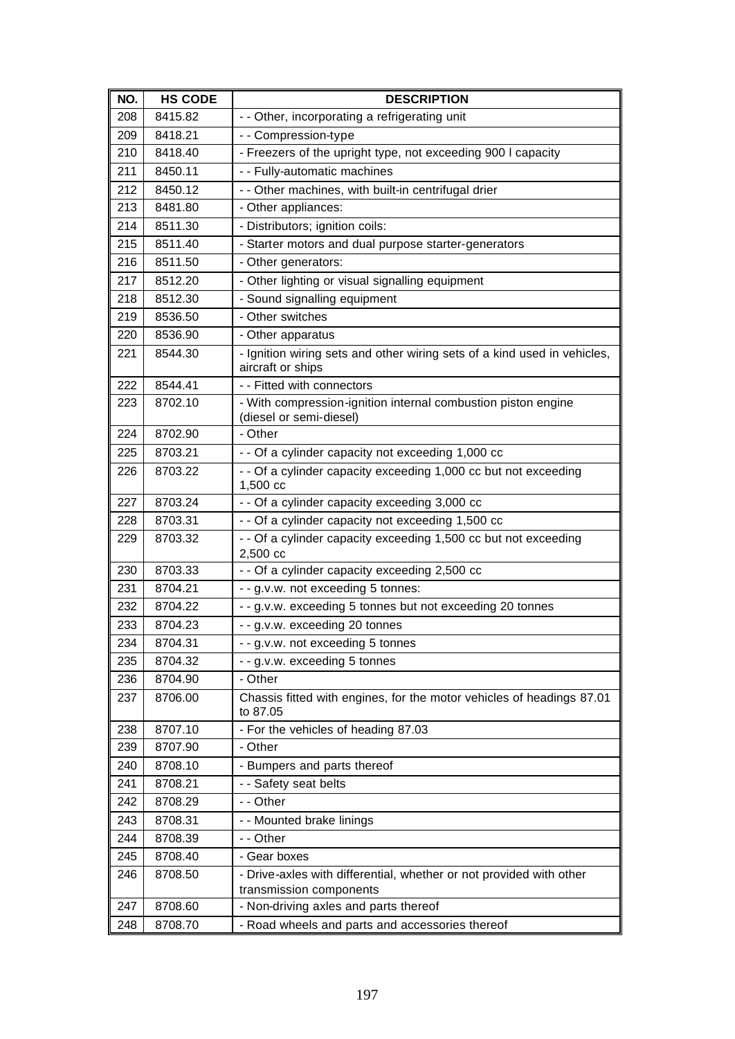| NO. | HS CODE | DESCRIPTION |
|---|---|---|
| 208 | 8415.82 | - - Other, incorporating a refrigerating unit |
| 209 | 8418.21 | - - Compression-type |
| 210 | 8418.40 | - Freezers of the upright type, not exceeding 900 l capacity |
| 211 | 8450.11 | - - Fully-automatic machines |
| 212 | 8450.12 | - - Other machines, with built-in centrifugal drier |
| 213 | 8481.80 | - Other appliances: |
| 214 | 8511.30 | - Distributors; ignition coils: |
| 215 | 8511.40 | - Starter motors and dual purpose starter-generators |
| 216 | 8511.50 | - Other generators: |
| 217 | 8512.20 | - Other lighting or visual signalling equipment |
| 218 | 8512.30 | - Sound signalling equipment |
| 219 | 8536.50 | - Other switches |
| 220 | 8536.90 | - Other apparatus |
| 221 | 8544.30 | - Ignition wiring sets and other wiring sets of a kind used in vehicles, aircraft or ships |
| 222 | 8544.41 | - - Fitted with connectors |
| 223 | 8702.10 | - With compression-ignition internal combustion piston engine (diesel or semi-diesel) |
| 224 | 8702.90 | - Other |
| 225 | 8703.21 | - - Of a cylinder capacity not exceeding 1,000 cc |
| 226 | 8703.22 | - - Of a cylinder capacity exceeding 1,000 cc but not exceeding 1,500 cc |
| 227 | 8703.24 | - - Of a cylinder capacity exceeding 3,000 cc |
| 228 | 8703.31 | - - Of a cylinder capacity not exceeding 1,500 cc |
| 229 | 8703.32 | - - Of a cylinder capacity exceeding 1,500 cc but not exceeding 2,500 cc |
| 230 | 8703.33 | - - Of a cylinder capacity exceeding 2,500 cc |
| 231 | 8704.21 | - - g.v.w. not exceeding 5 tonnes: |
| 232 | 8704.22 | - - g.v.w. exceeding 5 tonnes but not exceeding 20 tonnes |
| 233 | 8704.23 | - - g.v.w. exceeding 20 tonnes |
| 234 | 8704.31 | - - g.v.w. not exceeding 5 tonnes |
| 235 | 8704.32 | - - g.v.w. exceeding 5 tonnes |
| 236 | 8704.90 | - Other |
| 237 | 8706.00 | Chassis fitted with engines, for the motor vehicles of headings 87.01 to 87.05 |
| 238 | 8707.10 | - For the vehicles of heading 87.03 |
| 239 | 8707.90 | - Other |
| 240 | 8708.10 | - Bumpers and parts thereof |
| 241 | 8708.21 | - - Safety seat belts |
| 242 | 8708.29 | - - Other |
| 243 | 8708.31 | - - Mounted brake linings |
| 244 | 8708.39 | - - Other |
| 245 | 8708.40 | - Gear boxes |
| 246 | 8708.50 | - Drive-axles with differential, whether or not provided with other transmission components |
| 247 | 8708.60 | - Non-driving axles and parts thereof |
| 248 | 8708.70 | - Road wheels and parts and accessories thereof |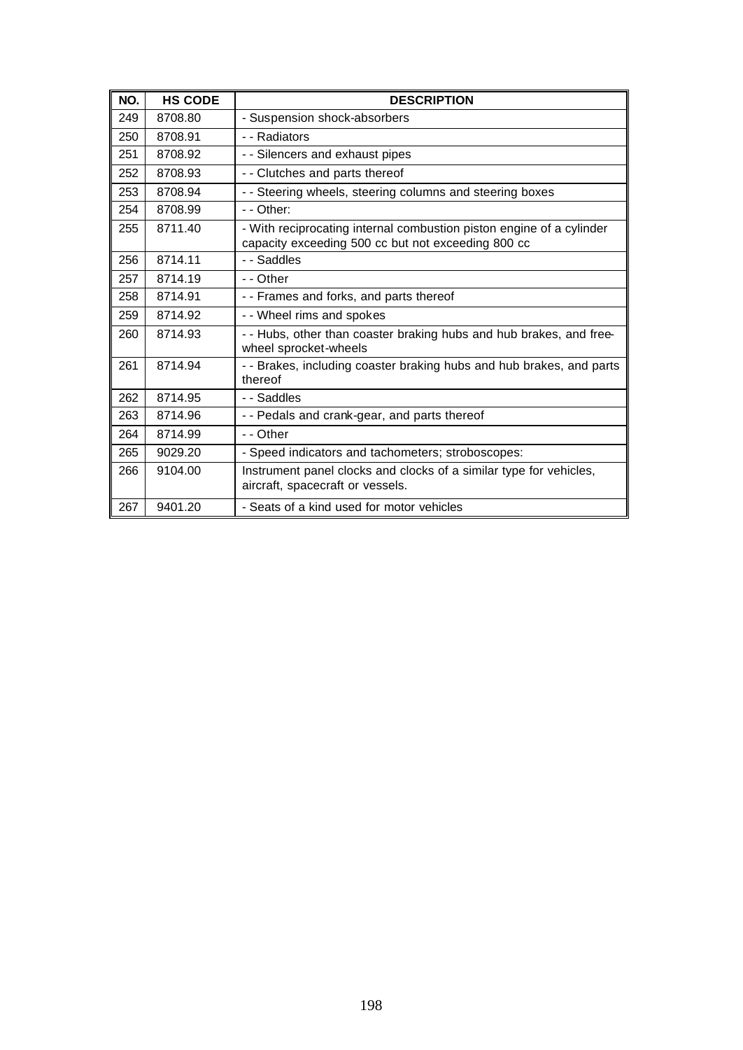| NO. | HS CODE | DESCRIPTION |
|---|---|---|
| 249 | 8708.80 | - Suspension shock-absorbers |
| 250 | 8708.91 | - - Radiators |
| 251 | 8708.92 | - - Silencers and exhaust pipes |
| 252 | 8708.93 | - - Clutches and parts thereof |
| 253 | 8708.94 | - - Steering wheels, steering columns and steering boxes |
| 254 | 8708.99 | - - Other: |
| 255 | 8711.40 | - With reciprocating internal combustion piston engine of a cylinder capacity exceeding 500 cc but not exceeding 800 cc |
| 256 | 8714.11 | - - Saddles |
| 257 | 8714.19 | - - Other |
| 258 | 8714.91 | - - Frames and forks, and parts thereof |
| 259 | 8714.92 | - - Wheel rims and spokes |
| 260 | 8714.93 | - - Hubs, other than coaster braking hubs and hub brakes, and free-wheel sprocket-wheels |
| 261 | 8714.94 | - - Brakes, including coaster braking hubs and hub brakes, and parts thereof |
| 262 | 8714.95 | - - Saddles |
| 263 | 8714.96 | - - Pedals and crank-gear, and parts thereof |
| 264 | 8714.99 | - - Other |
| 265 | 9029.20 | - Speed indicators and tachometers; stroboscopes: |
| 266 | 9104.00 | Instrument panel clocks and clocks of a similar type for vehicles, aircraft, spacecraft or vessels. |
| 267 | 9401.20 | - Seats of a kind used for motor vehicles |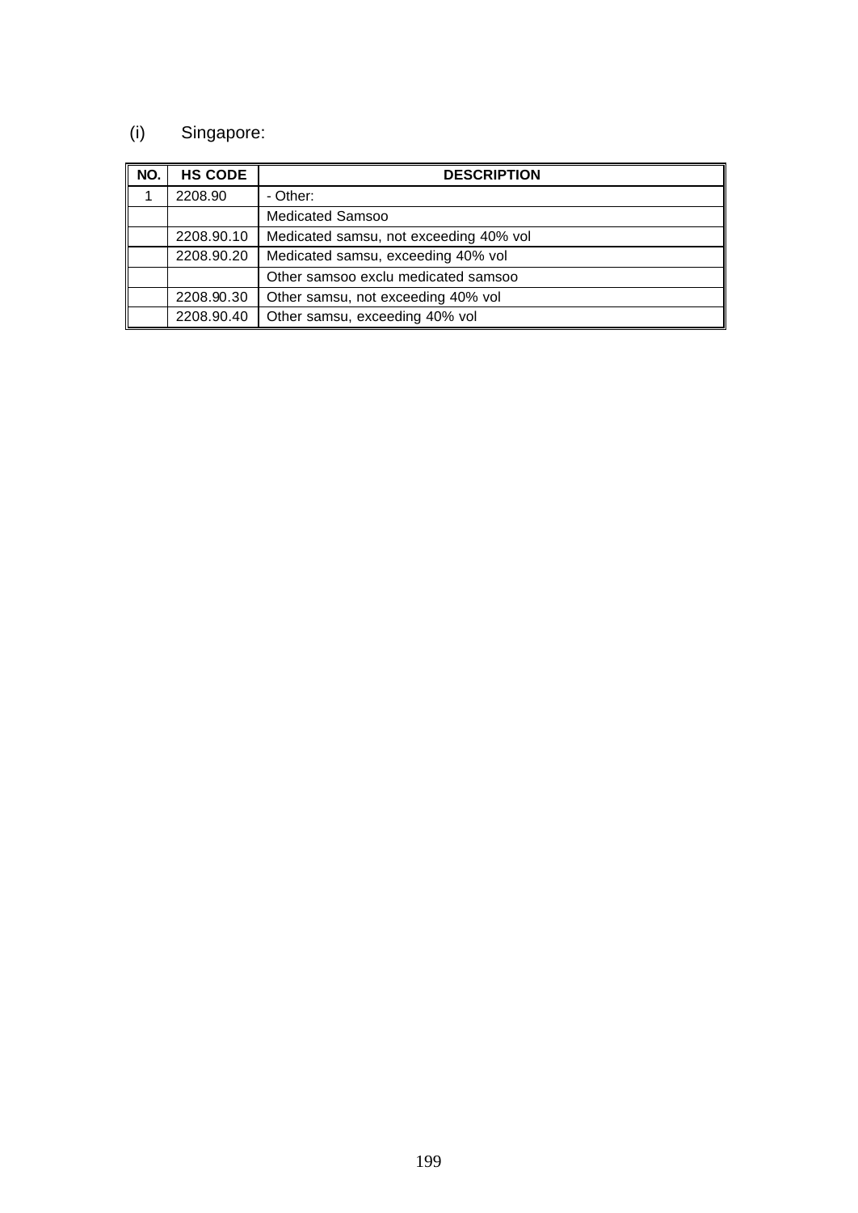(i) Singapore:

| NO. | HS CODE | DESCRIPTION |
|---|---|---|
| 1 | 2208.90 | - Other: |
| | | Medicated Samsoo |
| | 2208.90.10 | Medicated samsu, not exceeding 40% vol |
| | 2208.90.20 | Medicated samsu, exceeding 40% vol |
| | | Other samsoo exclu medicated samsoo |
| | 2208.90.30 | Other samsu, not exceeding 40% vol |
| | 2208.90.40 | Other samsu, exceeding 40% vol |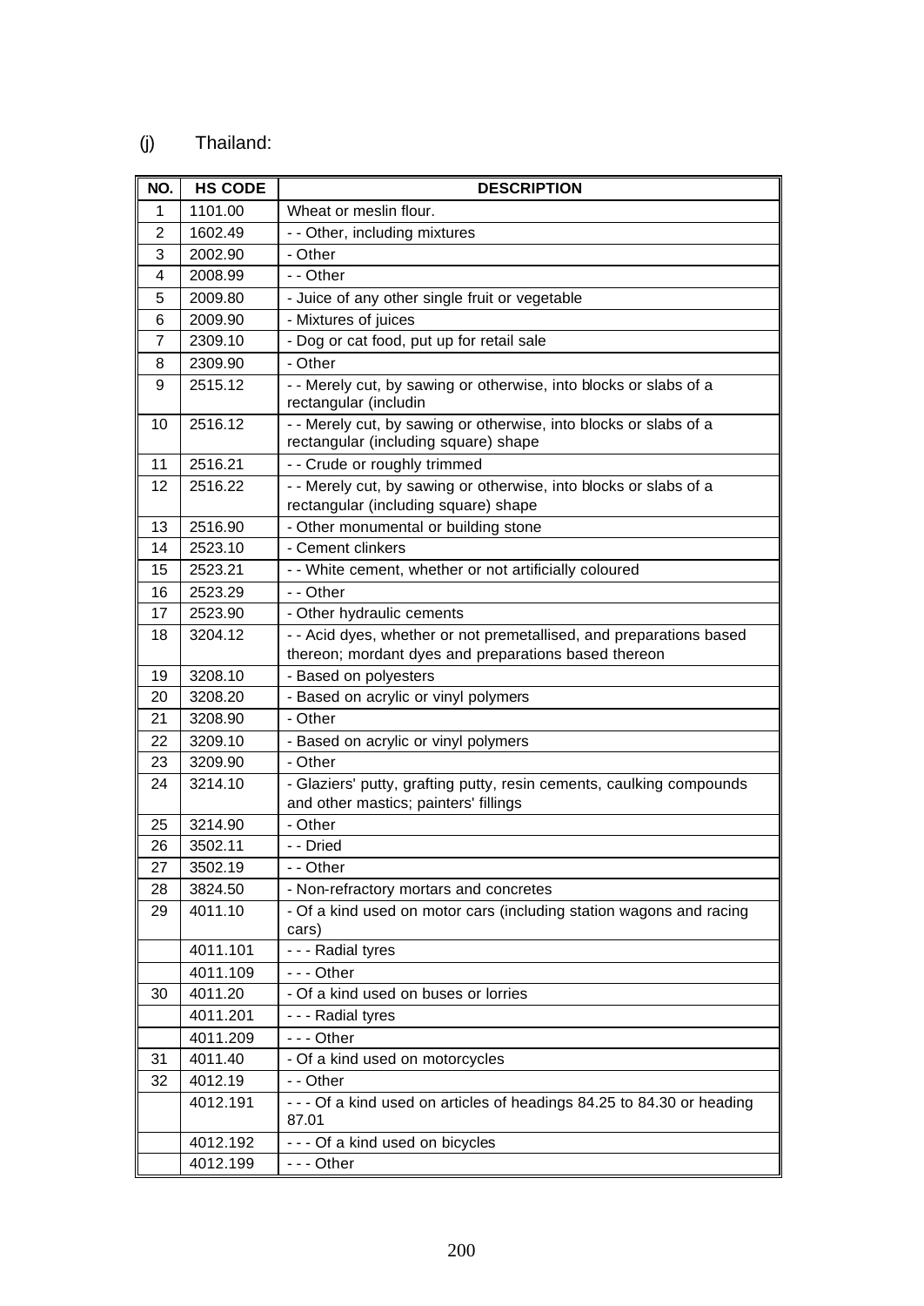(j) Thailand:

| NO. | HS CODE | DESCRIPTION |
|---|---|---|
| 1 | 1101.00 | Wheat or meslin flour. |
| 2 | 1602.49 | - - Other, including mixtures |
| 3 | 2002.90 | - Other |
| 4 | 2008.99 | - - Other |
| 5 | 2009.80 | - Juice of any other single fruit or vegetable |
| 6 | 2009.90 | - Mixtures of juices |
| 7 | 2309.10 | - Dog or cat food, put up for retail sale |
| 8 | 2309.90 | - Other |
| 9 | 2515.12 | - - Merely cut, by sawing or otherwise, into blocks or slabs of a rectangular (includin |
| 10 | 2516.12 | - - Merely cut, by sawing or otherwise, into blocks or slabs of a rectangular (including square) shape |
| 11 | 2516.21 | - - Crude or roughly trimmed |
| 12 | 2516.22 | - - Merely cut, by sawing or otherwise, into blocks or slabs of a rectangular (including square) shape |
| 13 | 2516.90 | - Other monumental or building stone |
| 14 | 2523.10 | - Cement clinkers |
| 15 | 2523.21 | - - White cement, whether or not artificially coloured |
| 16 | 2523.29 | - - Other |
| 17 | 2523.90 | - Other hydraulic cements |
| 18 | 3204.12 | - - Acid dyes, whether or not premetallised, and preparations based thereon; mordant dyes and preparations based thereon |
| 19 | 3208.10 | - Based on polyesters |
| 20 | 3208.20 | - Based on acrylic or vinyl polymers |
| 21 | 3208.90 | - Other |
| 22 | 3209.10 | - Based on acrylic or vinyl polymers |
| 23 | 3209.90 | - Other |
| 24 | 3214.10 | - Glaziers' putty, grafting putty, resin cements, caulking compounds and other mastics; painters' fillings |
| 25 | 3214.90 | - Other |
| 26 | 3502.11 | - - Dried |
| 27 | 3502.19 | - - Other |
| 28 | 3824.50 | - Non-refractory mortars and concretes |
| 29 | 4011.10 | - Of a kind used on motor cars (including station wagons and racing cars) |
| | 4011.101 | - - - Radial tyres |
| | 4011.109 | - - - Other |
| 30 | 4011.20 | - Of a kind used on buses or lorries |
| | 4011.201 | - - - Radial tyres |
| | 4011.209 | - - - Other |
| 31 | 4011.40 | - Of a kind used on motorcycles |
| 32 | 4012.19 | - - Other |
| | 4012.191 | - - - Of a kind used on articles of headings 84.25 to 84.30 or heading 87.01 |
| | 4012.192 | - - - Of a kind used on bicycles |
| | 4012.199 | - - - Other |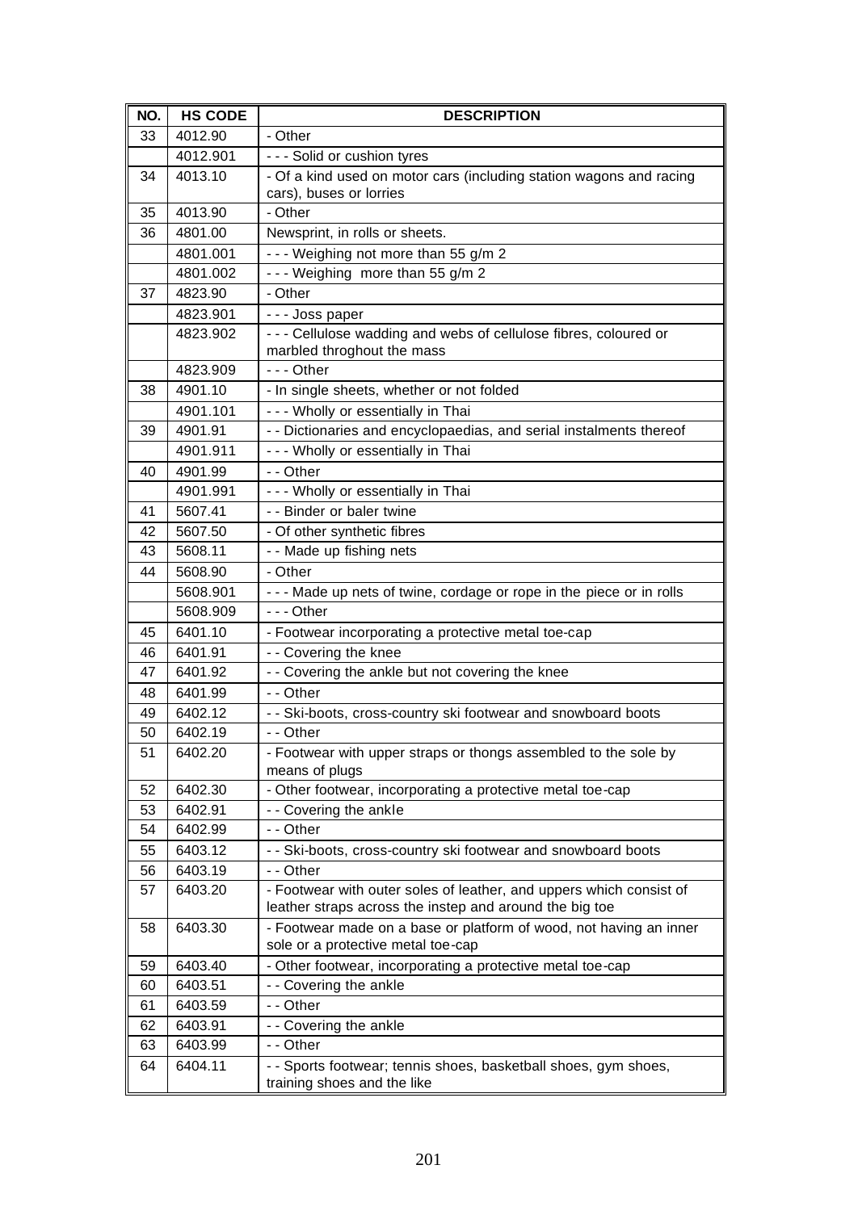| NO. | HS CODE | DESCRIPTION |
|---|---|---|
| 33 | 4012.90 | - Other |
| | 4012.901 | - - - Solid or cushion tyres |
| 34 | 4013.10 | - Of a kind used on motor cars (including station wagons and racing cars), buses or lorries |
| 35 | 4013.90 | - Other |
| 36 | 4801.00 | Newsprint, in rolls or sheets. |
| | 4801.001 | - - - Weighing not more than 55 g/m 2 |
| | 4801.002 | - - - Weighing more than 55 g/m 2 |
| 37 | 4823.90 | - Other |
| | 4823.901 | - - - Joss paper |
| | 4823.902 | - - - Cellulose wadding and webs of cellulose fibres, coloured or marbled throghout the mass |
| | 4823.909 | - - - Other |
| 38 | 4901.10 | - In single sheets, whether or not folded |
| | 4901.101 | - - - Wholly or essentially in Thai |
| 39 | 4901.91 | - - Dictionaries and encyclopaedias, and serial instalments thereof |
| | 4901.911 | - - - Wholly or essentially in Thai |
| 40 | 4901.99 | - - Other |
| | 4901.991 | - - - Wholly or essentially in Thai |
| 41 | 5607.41 | - - Binder or baler twine |
| 42 | 5607.50 | - Of other synthetic fibres |
| 43 | 5608.11 | - - Made up fishing nets |
| 44 | 5608.90 | - Other |
| | 5608.901 | - - - Made up nets of twine, cordage or rope in the piece or in rolls |
| | 5608.909 | - - - Other |
| 45 | 6401.10 | - Footwear incorporating a protective metal toe-cap |
| 46 | 6401.91 | - - Covering the knee |
| 47 | 6401.92 | - - Covering the ankle but not covering the knee |
| 48 | 6401.99 | - - Other |
| 49 | 6402.12 | - - Ski-boots, cross-country ski footwear and snowboard boots |
| 50 | 6402.19 | - - Other |
| 51 | 6402.20 | - Footwear with upper straps or thongs assembled to the sole by means of plugs |
| 52 | 6402.30 | - Other footwear, incorporating a protective metal toe-cap |
| 53 | 6402.91 | - - Covering the ankle |
| 54 | 6402.99 | - - Other |
| 55 | 6403.12 | - - Ski-boots, cross-country ski footwear and snowboard boots |
| 56 | 6403.19 | - - Other |
| 57 | 6403.20 | - Footwear with outer soles of leather, and uppers which consist of leather straps across the instep and around the big toe |
| 58 | 6403.30 | - Footwear made on a base or platform of wood, not having an inner sole or a protective metal toe-cap |
| 59 | 6403.40 | - Other footwear, incorporating a protective metal toe-cap |
| 60 | 6403.51 | - - Covering the ankle |
| 61 | 6403.59 | - - Other |
| 62 | 6403.91 | - - Covering the ankle |
| 63 | 6403.99 | - - Other |
| 64 | 6404.11 | - - Sports footwear; tennis shoes, basketball shoes, gym shoes, training shoes and the like |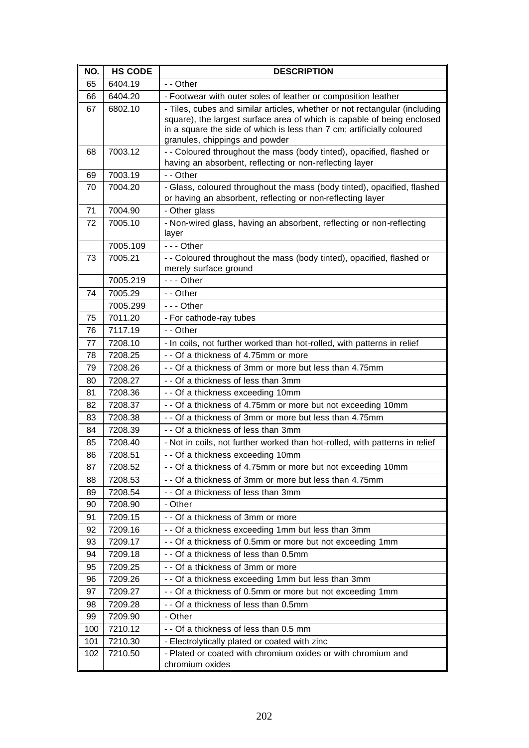| NO. | HS CODE | DESCRIPTION |
|---|---|---|
| 65 | 6404.19 | - - Other |
| 66 | 6404.20 | - Footwear with outer soles of leather or composition leather |
| 67 | 6802.10 | - Tiles, cubes and similar articles, whether or not rectangular (including square), the largest surface area of which is capable of being enclosed in a square the side of which is less than 7 cm; artificially coloured granules, chippings and powder |
| 68 | 7003.12 | - - Coloured throughout the mass (body tinted), opacified, flashed or having an absorbent, reflecting or non-reflecting layer |
| 69 | 7003.19 | - - Other |
| 70 | 7004.20 | - Glass, coloured throughout the mass (body tinted), opacified, flashed or having an absorbent, reflecting or non-reflecting layer |
| 71 | 7004.90 | - Other glass |
| 72 | 7005.10 | - Non-wired glass, having an absorbent, reflecting or non-reflecting layer |
| | 7005.109 | - - - Other |
| 73 | 7005.21 | - - Coloured throughout the mass (body tinted), opacified, flashed or merely surface ground |
| | 7005.219 | - - - Other |
| 74 | 7005.29 | - - Other |
| | 7005.299 | - - - Other |
| 75 | 7011.20 | - For cathode-ray tubes |
| 76 | 7117.19 | - - Other |
| 77 | 7208.10 | - In coils, not further worked than hot-rolled, with patterns in relief |
| 78 | 7208.25 | - - Of a thickness of 4.75mm or more |
| 79 | 7208.26 | - - Of a thickness of 3mm or more but less than 4.75mm |
| 80 | 7208.27 | - - Of a thickness of less than 3mm |
| 81 | 7208.36 | - - Of a thickness exceeding 10mm |
| 82 | 7208.37 | - - Of a thickness of 4.75mm or more but not exceeding 10mm |
| 83 | 7208.38 | - - Of a thickness of 3mm or more but less than 4.75mm |
| 84 | 7208.39 | - - Of a thickness of less than 3mm |
| 85 | 7208.40 | - Not in coils, not further worked than hot-rolled, with patterns in relief |
| 86 | 7208.51 | - - Of a thickness exceeding 10mm |
| 87 | 7208.52 | - - Of a thickness of 4.75mm or more but not exceeding 10mm |
| 88 | 7208.53 | - - Of a thickness of 3mm or more but less than 4.75mm |
| 89 | 7208.54 | - - Of a thickness of less than 3mm |
| 90 | 7208.90 | - Other |
| 91 | 7209.15 | - - Of a thickness of 3mm or more |
| 92 | 7209.16 | - - Of a thickness exceeding 1mm but less than 3mm |
| 93 | 7209.17 | - - Of a thickness of 0.5mm or more but not exceeding 1mm |
| 94 | 7209.18 | - - Of a thickness of less than 0.5mm |
| 95 | 7209.25 | - - Of a thickness of 3mm or more |
| 96 | 7209.26 | - - Of a thickness exceeding 1mm but less than 3mm |
| 97 | 7209.27 | - - Of a thickness of 0.5mm or more but not exceeding 1mm |
| 98 | 7209.28 | - - Of a thickness of less than 0.5mm |
| 99 | 7209.90 | - Other |
| 100 | 7210.12 | - - Of a thickness of less than 0.5 mm |
| 101 | 7210.30 | - Electrolytically plated or coated with zinc |
| 102 | 7210.50 | - Plated or coated with chromium oxides or with chromium and chromium oxides |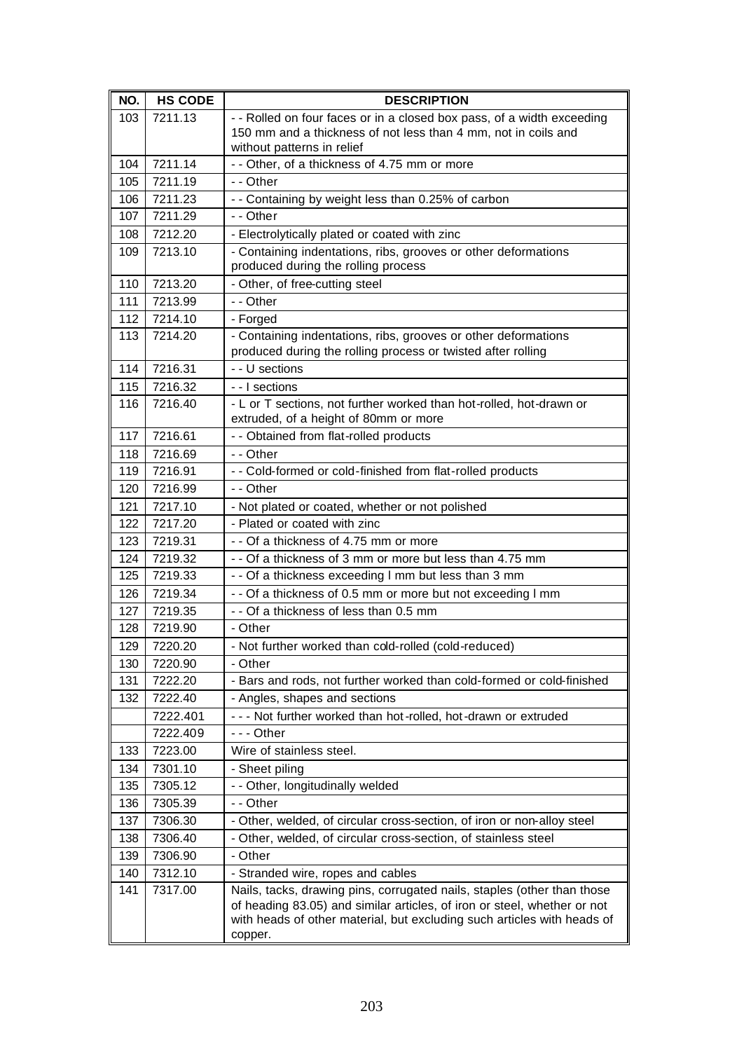| NO. | HS CODE | DESCRIPTION |
|---|---|---|
| 103 | 7211.13 | - - Rolled on four faces or in a closed box pass, of a width exceeding 150 mm and a thickness of not less than 4 mm, not in coils and without patterns in relief |
| 104 | 7211.14 | - - Other, of a thickness of 4.75 mm or more |
| 105 | 7211.19 | - - Other |
| 106 | 7211.23 | - - Containing by weight less than 0.25% of carbon |
| 107 | 7211.29 | - - Other |
| 108 | 7212.20 | - Electrolytically plated or coated with zinc |
| 109 | 7213.10 | - Containing indentations, ribs, grooves or other deformations produced during the rolling process |
| 110 | 7213.20 | - Other, of free-cutting steel |
| 111 | 7213.99 | - - Other |
| 112 | 7214.10 | - Forged |
| 113 | 7214.20 | - Containing indentations, ribs, grooves or other deformations produced during the rolling process or twisted after rolling |
| 114 | 7216.31 | - - U sections |
| 115 | 7216.32 | - - I sections |
| 116 | 7216.40 | - L or T sections, not further worked than hot-rolled, hot-drawn or extruded, of a height of 80mm or more |
| 117 | 7216.61 | - - Obtained from flat-rolled products |
| 118 | 7216.69 | - - Other |
| 119 | 7216.91 | - - Cold-formed or cold-finished from flat-rolled products |
| 120 | 7216.99 | - - Other |
| 121 | 7217.10 | - Not plated or coated, whether or not polished |
| 122 | 7217.20 | - Plated or coated with zinc |
| 123 | 7219.31 | - - Of a thickness of 4.75 mm or more |
| 124 | 7219.32 | - - Of a thickness of 3 mm or more but less than 4.75 mm |
| 125 | 7219.33 | - - Of a thickness exceeding l mm but less than 3 mm |
| 126 | 7219.34 | - - Of a thickness of 0.5 mm or more but not exceeding l mm |
| 127 | 7219.35 | - - Of a thickness of less than 0.5 mm |
| 128 | 7219.90 | - Other |
| 129 | 7220.20 | - Not further worked than cold-rolled (cold-reduced) |
| 130 | 7220.90 | - Other |
| 131 | 7222.20 | - Bars and rods, not further worked than cold-formed or cold-finished |
| 132 | 7222.40 | - Angles, shapes and sections |
| | 7222.401 | - - - Not further worked than hot-rolled, hot-drawn or extruded |
| | 7222.409 | - - - Other |
| 133 | 7223.00 | Wire of stainless steel. |
| 134 | 7301.10 | - Sheet piling |
| 135 | 7305.12 | - - Other, longitudinally welded |
| 136 | 7305.39 | - - Other |
| 137 | 7306.30 | - Other, welded, of circular cross-section, of iron or non-alloy steel |
| 138 | 7306.40 | - Other, welded, of circular cross-section, of stainless steel |
| 139 | 7306.90 | - Other |
| 140 | 7312.10 | - Stranded wire, ropes and cables |
| 141 | 7317.00 | Nails, tacks, drawing pins, corrugated nails, staples (other than those of heading 83.05) and similar articles, of iron or steel, whether or not with heads of other material, but excluding such articles with heads of copper. |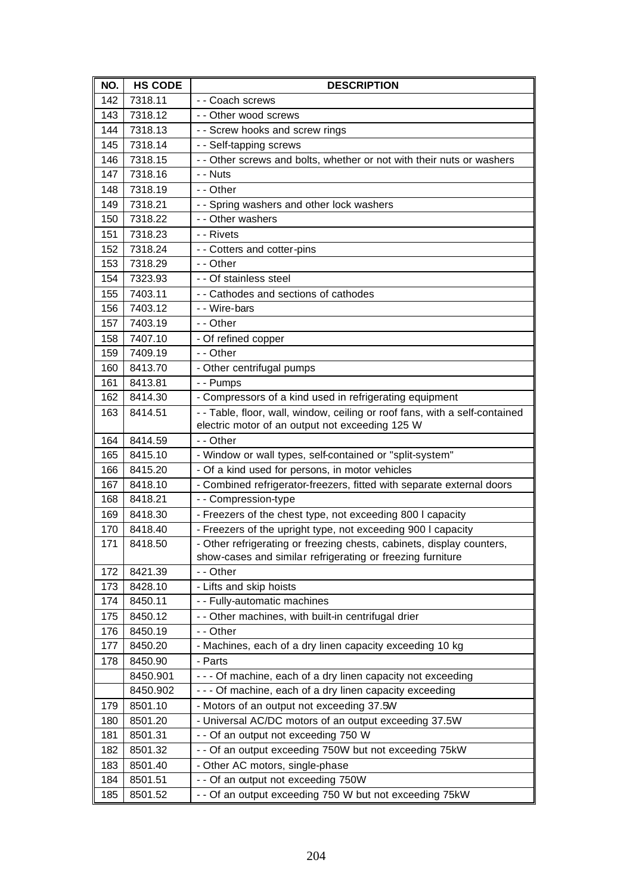| NO. | HS CODE | DESCRIPTION |
|---|---|---|
| 142 | 7318.11 | - - Coach screws |
| 143 | 7318.12 | - - Other wood screws |
| 144 | 7318.13 | - - Screw hooks and screw rings |
| 145 | 7318.14 | - - Self-tapping screws |
| 146 | 7318.15 | - - Other screws and bolts, whether or not with their nuts or washers |
| 147 | 7318.16 | - - Nuts |
| 148 | 7318.19 | - - Other |
| 149 | 7318.21 | - - Spring washers and other lock washers |
| 150 | 7318.22 | - - Other washers |
| 151 | 7318.23 | - - Rivets |
| 152 | 7318.24 | - - Cotters and cotter-pins |
| 153 | 7318.29 | - - Other |
| 154 | 7323.93 | - - Of stainless steel |
| 155 | 7403.11 | - - Cathodes and sections of cathodes |
| 156 | 7403.12 | - - Wire-bars |
| 157 | 7403.19 | - - Other |
| 158 | 7407.10 | - Of refined copper |
| 159 | 7409.19 | - - Other |
| 160 | 8413.70 | - Other centrifugal pumps |
| 161 | 8413.81 | - - Pumps |
| 162 | 8414.30 | - Compressors of a kind used in refrigerating equipment |
| 163 | 8414.51 | - - Table, floor, wall, window, ceiling or roof fans, with a self-contained electric motor of an output not exceeding 125 W |
| 164 | 8414.59 | - - Other |
| 165 | 8415.10 | - Window or wall types, self-contained or "split-system" |
| 166 | 8415.20 | - Of a kind used for persons, in motor vehicles |
| 167 | 8418.10 | - Combined refrigerator-freezers, fitted with separate external doors |
| 168 | 8418.21 | - - Compression-type |
| 169 | 8418.30 | - Freezers of the chest type, not exceeding 800 l capacity |
| 170 | 8418.40 | - Freezers of the upright type, not exceeding 900 l capacity |
| 171 | 8418.50 | - Other refrigerating or freezing chests, cabinets, display counters, show-cases and similar refrigerating or freezing furniture |
| 172 | 8421.39 | - - Other |
| 173 | 8428.10 | - Lifts and skip hoists |
| 174 | 8450.11 | - - Fully-automatic machines |
| 175 | 8450.12 | - - Other machines, with built-in centrifugal drier |
| 176 | 8450.19 | - - Other |
| 177 | 8450.20 | - Machines, each of a dry linen capacity exceeding 10 kg |
| 178 | 8450.90 | - Parts |
| | 8450.901 | - - - Of machine, each of a dry linen capacity not exceeding |
| | 8450.902 | - - - Of machine, each of a dry linen capacity exceeding |
| 179 | 8501.10 | - Motors of an output not exceeding 37.5W |
| 180 | 8501.20 | - Universal AC/DC motors of an output exceeding 37.5W |
| 181 | 8501.31 | - - Of an output not exceeding 750 W |
| 182 | 8501.32 | - - Of an output exceeding 750W but not exceeding 75kW |
| 183 | 8501.40 | - Other AC motors, single-phase |
| 184 | 8501.51 | - - Of an output not exceeding 750W |
| 185 | 8501.52 | - - Of an output exceeding 750 W but not exceeding 75kW |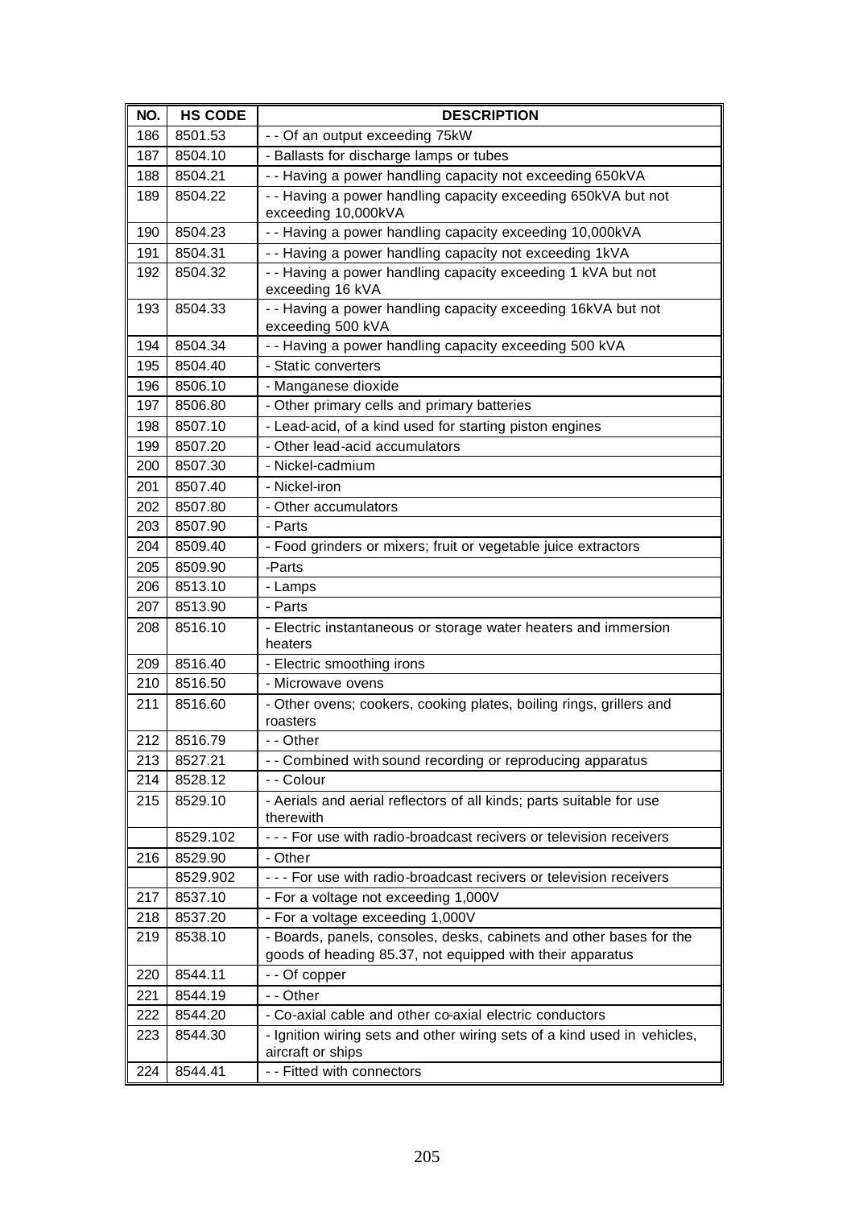| NO. | HS CODE | DESCRIPTION |
|---|---|---|
| 186 | 8501.53 | - - Of an output exceeding 75kW |
| 187 | 8504.10 | - Ballasts for discharge lamps or tubes |
| 188 | 8504.21 | - - Having a power handling capacity not exceeding 650kVA |
| 189 | 8504.22 | - - Having a power handling capacity exceeding 650kVA but not exceeding 10,000kVA |
| 190 | 8504.23 | - - Having a power handling capacity exceeding 10,000kVA |
| 191 | 8504.31 | - - Having a power handling capacity not exceeding 1kVA |
| 192 | 8504.32 | - - Having a power handling capacity exceeding 1 kVA but not exceeding 16 kVA |
| 193 | 8504.33 | - - Having a power handling capacity exceeding 16kVA but not exceeding 500 kVA |
| 194 | 8504.34 | - - Having a power handling capacity exceeding 500 kVA |
| 195 | 8504.40 | - Static converters |
| 196 | 8506.10 | - Manganese dioxide |
| 197 | 8506.80 | - Other primary cells and primary batteries |
| 198 | 8507.10 | - Lead-acid, of a kind used for starting piston engines |
| 199 | 8507.20 | - Other lead-acid accumulators |
| 200 | 8507.30 | - Nickel-cadmium |
| 201 | 8507.40 | - Nickel-iron |
| 202 | 8507.80 | - Other accumulators |
| 203 | 8507.90 | - Parts |
| 204 | 8509.40 | - Food grinders or mixers; fruit or vegetable juice extractors |
| 205 | 8509.90 | -Parts |
| 206 | 8513.10 | - Lamps |
| 207 | 8513.90 | - Parts |
| 208 | 8516.10 | - Electric instantaneous or storage water heaters and immersion heaters |
| 209 | 8516.40 | - Electric smoothing irons |
| 210 | 8516.50 | - Microwave ovens |
| 211 | 8516.60 | - Other ovens; cookers, cooking plates, boiling rings, grillers and roasters |
| 212 | 8516.79 | - - Other |
| 213 | 8527.21 | - - Combined with sound recording or reproducing apparatus |
| 214 | 8528.12 | - - Colour |
| 215 | 8529.10 | - Aerials and aerial reflectors of all kinds; parts suitable for use therewith |
| | 8529.102 | - - - For use with radio-broadcast recivers or television receivers |
| 216 | 8529.90 | - Other |
| | 8529.902 | - - - For use with radio-broadcast recivers or television receivers |
| 217 | 8537.10 | - For a voltage not exceeding 1,000V |
| 218 | 8537.20 | - For a voltage exceeding 1,000V |
| 219 | 8538.10 | - Boards, panels, consoles, desks, cabinets and other bases for the goods of heading 85.37, not equipped with their apparatus |
| 220 | 8544.11 | - - Of copper |
| 221 | 8544.19 | - - Other |
| 222 | 8544.20 | - Co-axial cable and other co-axial electric conductors |
| 223 | 8544.30 | - Ignition wiring sets and other wiring sets of a kind used in vehicles, aircraft or ships |
| 224 | 8544.41 | - - Fitted with connectors |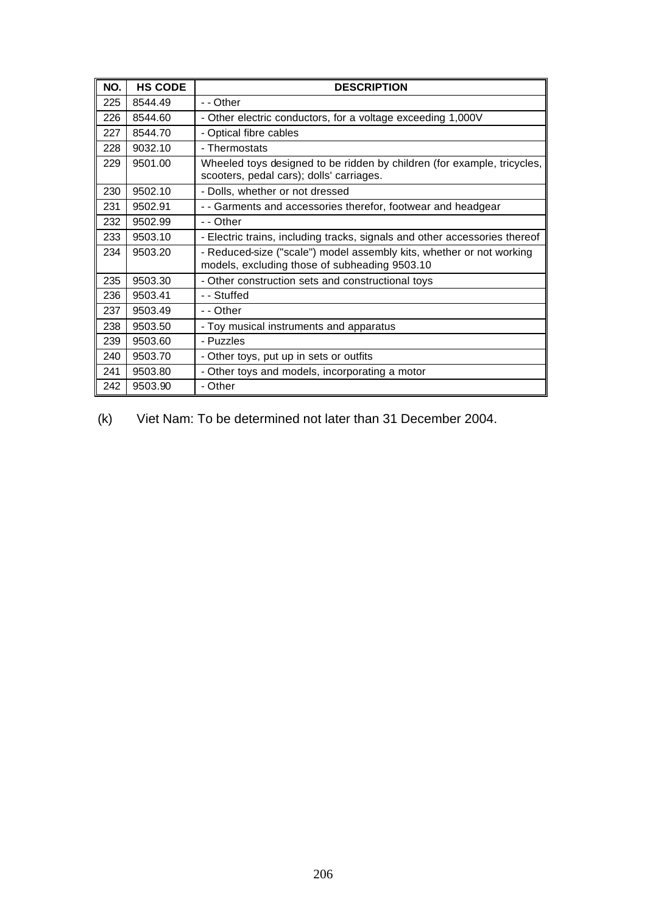| NO. | HS CODE | DESCRIPTION |
|---|---|---|
| 225 | 8544.49 | - - Other |
| 226 | 8544.60 | - Other electric conductors, for a voltage exceeding 1,000V |
| 227 | 8544.70 | - Optical fibre cables |
| 228 | 9032.10 | - Thermostats |
| 229 | 9501.00 | Wheeled toys designed to be ridden by children (for example, tricycles, scooters, pedal cars); dolls' carriages. |
| 230 | 9502.10 | - Dolls, whether or not dressed |
| 231 | 9502.91 | - - Garments and accessories therefor, footwear and headgear |
| 232 | 9502.99 | - - Other |
| 233 | 9503.10 | - Electric trains, including tracks, signals and other accessories thereof |
| 234 | 9503.20 | - Reduced-size ("scale") model assembly kits, whether or not working models, excluding those of subheading 9503.10 |
| 235 | 9503.30 | - Other construction sets and constructional toys |
| 236 | 9503.41 | - - Stuffed |
| 237 | 9503.49 | - - Other |
| 238 | 9503.50 | - Toy musical instruments and apparatus |
| 239 | 9503.60 | - Puzzles |
| 240 | 9503.70 | - Other toys, put up in sets or outfits |
| 241 | 9503.80 | - Other toys and models, incorporating a motor |
| 242 | 9503.90 | - Other |

(k) Viet Nam: To be determined not later than 31 December 2004.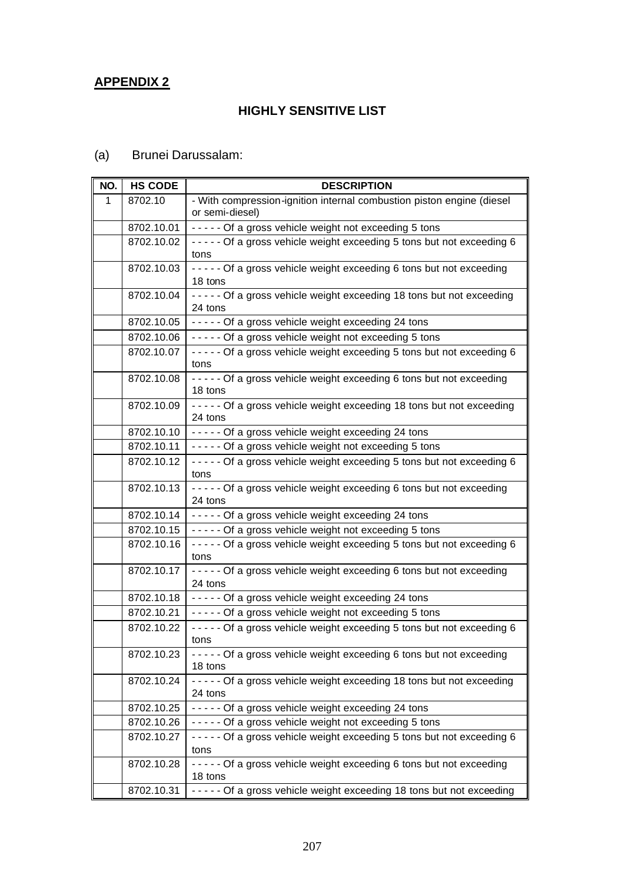**APPENDIX 2**

**HIGHLY SENSITIVE LIST**

(a) Brunei Darussalam:

| NO. | HS CODE | DESCRIPTION |
|---|---|---|
| 1 | 8702.10 | - With compression-ignition internal combustion piston engine (diesel or semi-diesel) |
| | 8702.10.01 | - - - - - Of a gross vehicle weight not exceeding 5 tons |
| | 8702.10.02 | - - - - - Of a gross vehicle weight exceeding 5 tons but not exceeding 6 tons |
| | 8702.10.03 | - - - - - Of a gross vehicle weight exceeding 6 tons but not exceeding 18 tons |
| | 8702.10.04 | - - - - - Of a gross vehicle weight exceeding 18 tons but not exceeding 24 tons |
| | 8702.10.05 | - - - - - Of a gross vehicle weight exceeding 24 tons |
| | 8702.10.06 | - - - - - Of a gross vehicle weight not exceeding 5 tons |
| | 8702.10.07 | - - - - - Of a gross vehicle weight exceeding 5 tons but not exceeding 6 tons |
| | 8702.10.08 | - - - - - Of a gross vehicle weight exceeding 6 tons but not exceeding 18 tons |
| | 8702.10.09 | - - - - - Of a gross vehicle weight exceeding 18 tons but not exceeding 24 tons |
| | 8702.10.10 | - - - - - Of a gross vehicle weight exceeding 24 tons |
| | 8702.10.11 | - - - - - Of a gross vehicle weight not exceeding 5 tons |
| | 8702.10.12 | - - - - - Of a gross vehicle weight exceeding 5 tons but not exceeding 6 tons |
| | 8702.10.13 | - - - - - Of a gross vehicle weight exceeding 6 tons but not exceeding 24 tons |
| | 8702.10.14 | - - - - - Of a gross vehicle weight exceeding 24 tons |
| | 8702.10.15 | - - - - - Of a gross vehicle weight not exceeding 5 tons |
| | 8702.10.16 | - - - - - Of a gross vehicle weight exceeding 5 tons but not exceeding 6 tons |
| | 8702.10.17 | - - - - - Of a gross vehicle weight exceeding 6 tons but not exceeding 24 tons |
| | 8702.10.18 | - - - - - Of a gross vehicle weight exceeding 24 tons |
| | 8702.10.21 | - - - - - Of a gross vehicle weight not exceeding 5 tons |
| | 8702.10.22 | - - - - - Of a gross vehicle weight exceeding 5 tons but not exceeding 6 tons |
| | 8702.10.23 | - - - - - Of a gross vehicle weight exceeding 6 tons but not exceeding 18 tons |
| | 8702.10.24 | - - - - - Of a gross vehicle weight exceeding 18 tons but not exceeding 24 tons |
| | 8702.10.25 | - - - - - Of a gross vehicle weight exceeding 24 tons |
| | 8702.10.26 | - - - - - Of a gross vehicle weight not exceeding 5 tons |
| | 8702.10.27 | - - - - - Of a gross vehicle weight exceeding 5 tons but not exceeding 6 tons |
| | 8702.10.28 | - - - - - Of a gross vehicle weight exceeding 6 tons but not exceeding 18 tons |
| | 8702.10.31 | - - - - - Of a gross vehicle weight exceeding 18 tons but not exceeding |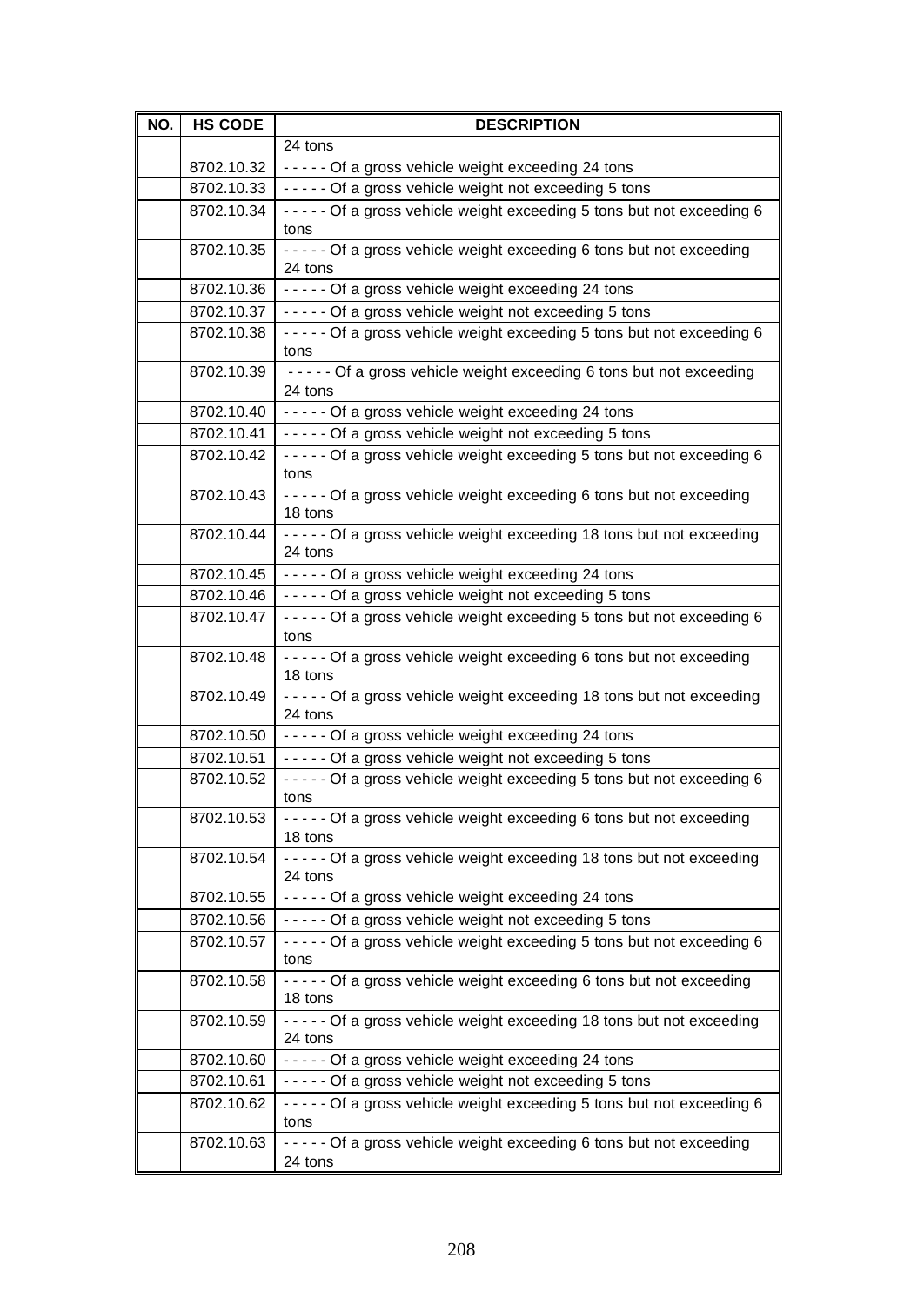| NO. | HS CODE | DESCRIPTION |
|---|---|---|
| | | 24 tons |
| | 8702.10.32 | - - - - - Of a gross vehicle weight exceeding 24 tons |
| | 8702.10.33 | - - - - - Of a gross vehicle weight not exceeding 5 tons |
| | 8702.10.34 | - - - - - Of a gross vehicle weight exceeding 5 tons but not exceeding 6 tons |
| | 8702.10.35 | - - - - - Of a gross vehicle weight exceeding 6 tons but not exceeding 24 tons |
| | 8702.10.36 | - - - - - Of a gross vehicle weight exceeding 24 tons |
| | 8702.10.37 | - - - - - Of a gross vehicle weight not exceeding 5 tons |
| | 8702.10.38 | - - - - - Of a gross vehicle weight exceeding 5 tons but not exceeding 6 tons |
| | 8702.10.39 | - - - - - Of a gross vehicle weight exceeding 6 tons but not exceeding 24 tons |
| | 8702.10.40 | - - - - - Of a gross vehicle weight exceeding 24 tons |
| | 8702.10.41 | - - - - - Of a gross vehicle weight not exceeding 5 tons |
| | 8702.10.42 | - - - - - Of a gross vehicle weight exceeding 5 tons but not exceeding 6 tons |
| | 8702.10.43 | - - - - - Of a gross vehicle weight exceeding 6 tons but not exceeding 18 tons |
| | 8702.10.44 | - - - - - Of a gross vehicle weight exceeding 18 tons but not exceeding 24 tons |
| | 8702.10.45 | - - - - - Of a gross vehicle weight exceeding 24 tons |
| | 8702.10.46 | - - - - - Of a gross vehicle weight not exceeding 5 tons |
| | 8702.10.47 | - - - - - Of a gross vehicle weight exceeding 5 tons but not exceeding 6 tons |
| | 8702.10.48 | - - - - - Of a gross vehicle weight exceeding 6 tons but not exceeding 18 tons |
| | 8702.10.49 | - - - - - Of a gross vehicle weight exceeding 18 tons but not exceeding 24 tons |
| | 8702.10.50 | - - - - - Of a gross vehicle weight exceeding 24 tons |
| | 8702.10.51 | - - - - - Of a gross vehicle weight not exceeding 5 tons |
| | 8702.10.52 | - - - - - Of a gross vehicle weight exceeding 5 tons but not exceeding 6 tons |
| | 8702.10.53 | - - - - - Of a gross vehicle weight exceeding 6 tons but not exceeding 18 tons |
| | 8702.10.54 | - - - - - Of a gross vehicle weight exceeding 18 tons but not exceeding 24 tons |
| | 8702.10.55 | - - - - - Of a gross vehicle weight exceeding 24 tons |
| | 8702.10.56 | - - - - - Of a gross vehicle weight not exceeding 5 tons |
| | 8702.10.57 | - - - - - Of a gross vehicle weight exceeding 5 tons but not exceeding 6 tons |
| | 8702.10.58 | - - - - - Of a gross vehicle weight exceeding 6 tons but not exceeding 18 tons |
| | 8702.10.59 | - - - - - Of a gross vehicle weight exceeding 18 tons but not exceeding 24 tons |
| | 8702.10.60 | - - - - - Of a gross vehicle weight exceeding 24 tons |
| | 8702.10.61 | - - - - - Of a gross vehicle weight not exceeding 5 tons |
| | 8702.10.62 | - - - - - Of a gross vehicle weight exceeding 5 tons but not exceeding 6 tons |
| | 8702.10.63 | - - - - - Of a gross vehicle weight exceeding 6 tons but not exceeding 24 tons |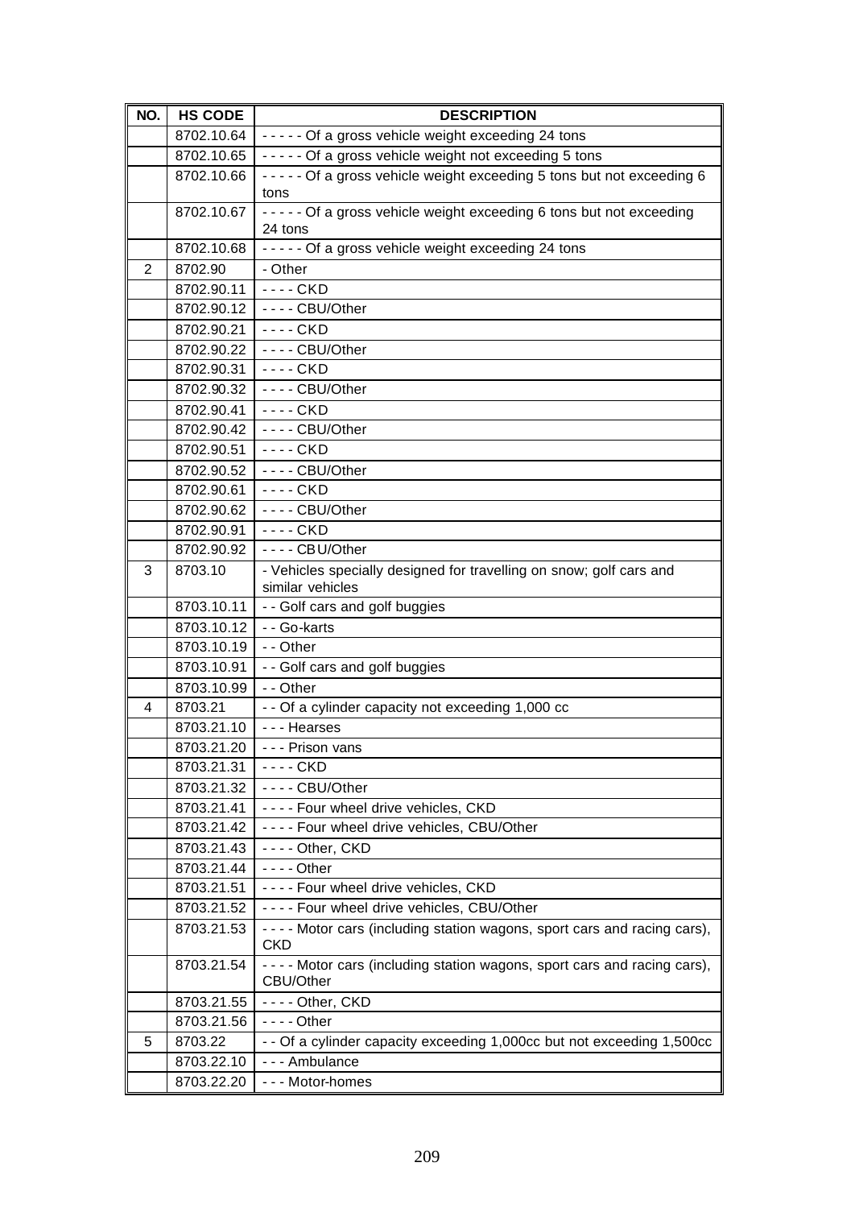| NO. | HS CODE | DESCRIPTION |
|---|---|---|
| | 8702.10.64 | - - - - - Of a gross vehicle weight exceeding 24 tons |
| | 8702.10.65 | - - - - - Of a gross vehicle weight not exceeding 5 tons |
| | 8702.10.66 | - - - - - Of a gross vehicle weight exceeding 5 tons but not exceeding 6 tons |
| | 8702.10.67 | - - - - - Of a gross vehicle weight exceeding 6 tons but not exceeding 24 tons |
| | 8702.10.68 | - - - - - Of a gross vehicle weight exceeding 24 tons |
| 2 | 8702.90 | - Other |
| | 8702.90.11 | - - - - CKD |
| | 8702.90.12 | - - - - CBU/Other |
| | 8702.90.21 | - - - - CKD |
| | 8702.90.22 | - - - - CBU/Other |
| | 8702.90.31 | - - - - CKD |
| | 8702.90.32 | - - - - CBU/Other |
| | 8702.90.41 | - - - - CKD |
| | 8702.90.42 | - - - - CBU/Other |
| | 8702.90.51 | - - - - CKD |
| | 8702.90.52 | - - - - CBU/Other |
| | 8702.90.61 | - - - - CKD |
| | 8702.90.62 | - - - - CBU/Other |
| | 8702.90.91 | - - - - CKD |
| | 8702.90.92 | - - - - CBU/Other |
| 3 | 8703.10 | - Vehicles specially designed for travelling on snow; golf cars and similar vehicles |
| | 8703.10.11 | - - Golf cars and golf buggies |
| | 8703.10.12 | - - Go-karts |
| | 8703.10.19 | - - Other |
| | 8703.10.91 | - - Golf cars and golf buggies |
| | 8703.10.99 | - - Other |
| 4 | 8703.21 | - - Of a cylinder capacity not exceeding 1,000 cc |
| | 8703.21.10 | - - - Hearses |
| | 8703.21.20 | - - - Prison vans |
| | 8703.21.31 | - - - - CKD |
| | 8703.21.32 | - - - - CBU/Other |
| | 8703.21.41 | - - - - Four wheel drive vehicles, CKD |
| | 8703.21.42 | - - - - Four wheel drive vehicles, CBU/Other |
| | 8703.21.43 | - - - - Other, CKD |
| | 8703.21.44 | - - - - Other |
| | 8703.21.51 | - - - - Four wheel drive vehicles, CKD |
| | 8703.21.52 | - - - - Four wheel drive vehicles, CBU/Other |
| | 8703.21.53 | - - - - Motor cars (including station wagons, sport cars and racing cars), CKD |
| | 8703.21.54 | - - - - Motor cars (including station wagons, sport cars and racing cars), CBU/Other |
| | 8703.21.55 | - - - - Other, CKD |
| | 8703.21.56 | - - - - Other |
| 5 | 8703.22 | - - Of a cylinder capacity exceeding 1,000cc but not exceeding 1,500cc |
| | 8703.22.10 | - - - Ambulance |
| | 8703.22.20 | - - - Motor-homes |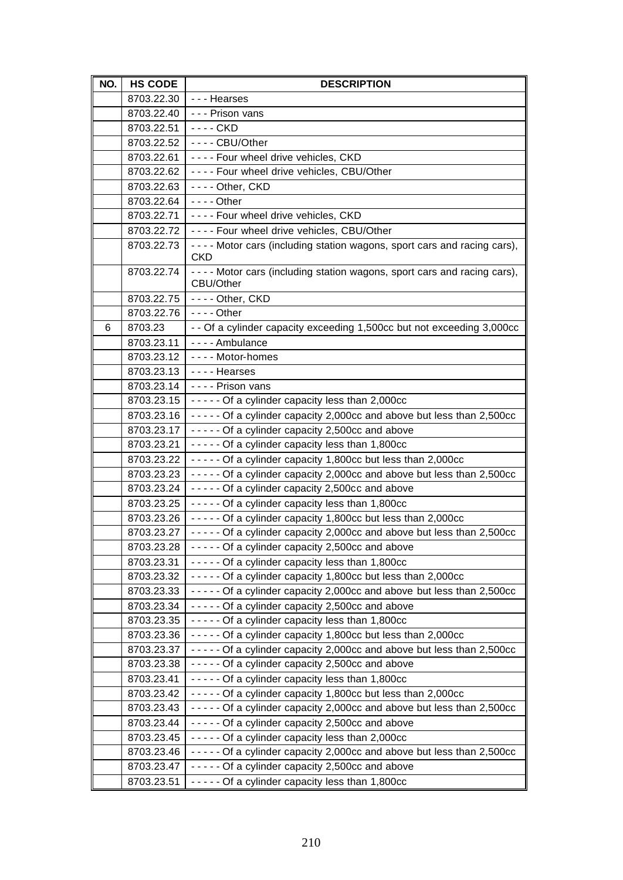| NO. | HS CODE | DESCRIPTION |
|---|---|---|
| | 8703.22.30 | - - - Hearses |
| | 8703.22.40 | - - - Prison vans |
| | 8703.22.51 | - - - - CKD |
| | 8703.22.52 | - - - - CBU/Other |
| | 8703.22.61 | - - - - Four wheel drive vehicles, CKD |
| | 8703.22.62 | - - - - Four wheel drive vehicles, CBU/Other |
| | 8703.22.63 | - - - - Other, CKD |
| | 8703.22.64 | - - - - Other |
| | 8703.22.71 | - - - - Four wheel drive vehicles, CKD |
| | 8703.22.72 | - - - - Four wheel drive vehicles, CBU/Other |
| | 8703.22.73 | - - - - Motor cars (including station wagons, sport cars and racing cars), CKD |
| | 8703.22.74 | - - - - Motor cars (including station wagons, sport cars and racing cars), CBU/Other |
| | 8703.22.75 | - - - - Other, CKD |
| | 8703.22.76 | - - - - Other |
| 6 | 8703.23 | - - Of a cylinder capacity exceeding 1,500cc but not exceeding 3,000cc |
| | 8703.23.11 | - - - - Ambulance |
| | 8703.23.12 | - - - - Motor-homes |
| | 8703.23.13 | - - - - Hearses |
| | 8703.23.14 | - - - - Prison vans |
| | 8703.23.15 | - - - - - Of a cylinder capacity less than 2,000cc |
| | 8703.23.16 | - - - - - Of a cylinder capacity 2,000cc and above but less than 2,500cc |
| | 8703.23.17 | - - - - - Of a cylinder capacity 2,500cc and above |
| | 8703.23.21 | - - - - - Of a cylinder capacity less than 1,800cc |
| | 8703.23.22 | - - - - - Of a cylinder capacity 1,800cc but less than 2,000cc |
| | 8703.23.23 | - - - - - Of a cylinder capacity 2,000cc and above but less than 2,500cc |
| | 8703.23.24 | - - - - - Of a cylinder capacity 2,500cc and above |
| | 8703.23.25 | - - - - - Of a cylinder capacity less than 1,800cc |
| | 8703.23.26 | - - - - - Of a cylinder capacity 1,800cc but less than 2,000cc |
| | 8703.23.27 | - - - - - Of a cylinder capacity 2,000cc and above but less than 2,500cc |
| | 8703.23.28 | - - - - - Of a cylinder capacity 2,500cc and above |
| | 8703.23.31 | - - - - - Of a cylinder capacity less than 1,800cc |
| | 8703.23.32 | - - - - - Of a cylinder capacity 1,800cc but less than 2,000cc |
| | 8703.23.33 | - - - - - Of a cylinder capacity 2,000cc and above but less than 2,500cc |
| | 8703.23.34 | - - - - - Of a cylinder capacity 2,500cc and above |
| | 8703.23.35 | - - - - - Of a cylinder capacity less than 1,800cc |
| | 8703.23.36 | - - - - - Of a cylinder capacity 1,800cc but less than 2,000cc |
| | 8703.23.37 | - - - - - Of a cylinder capacity 2,000cc and above but less than 2,500cc |
| | 8703.23.38 | - - - - - Of a cylinder capacity 2,500cc and above |
| | 8703.23.41 | - - - - - Of a cylinder capacity less than 1,800cc |
| | 8703.23.42 | - - - - - Of a cylinder capacity 1,800cc but less than 2,000cc |
| | 8703.23.43 | - - - - - Of a cylinder capacity 2,000cc and above but less than 2,500cc |
| | 8703.23.44 | - - - - - Of a cylinder capacity 2,500cc and above |
| | 8703.23.45 | - - - - - Of a cylinder capacity less than 2,000cc |
| | 8703.23.46 | - - - - - Of a cylinder capacity 2,000cc and above but less than 2,500cc |
| | 8703.23.47 | - - - - - Of a cylinder capacity 2,500cc and above |
| | 8703.23.51 | - - - - - Of a cylinder capacity less than 1,800cc |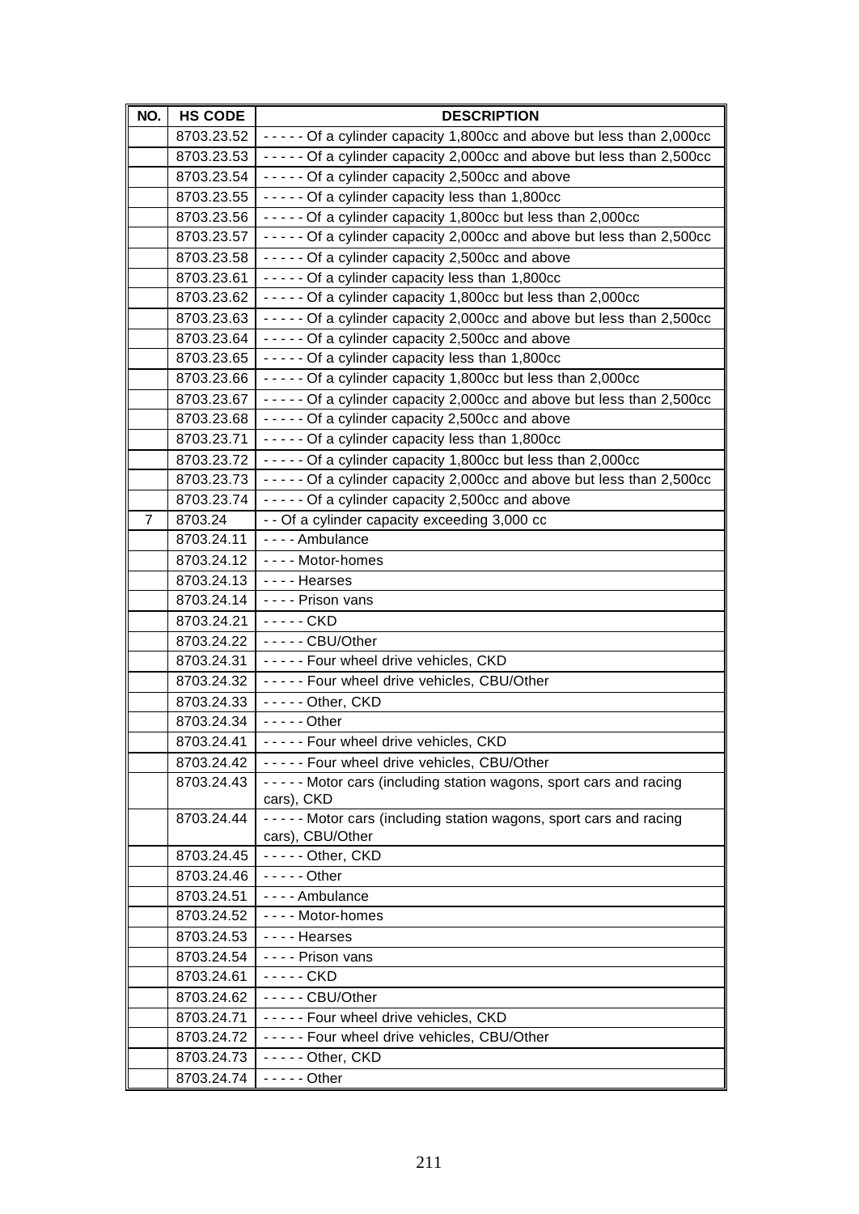| NO. | HS CODE | DESCRIPTION |
|---|---|---|
| | 8703.23.52 | - - - - - Of a cylinder capacity 1,800cc and above but less than 2,000cc |
| | 8703.23.53 | - - - - - Of a cylinder capacity 2,000cc and above but less than 2,500cc |
| | 8703.23.54 | - - - - - Of a cylinder capacity 2,500cc and above |
| | 8703.23.55 | - - - - - Of a cylinder capacity less than 1,800cc |
| | 8703.23.56 | - - - - - Of a cylinder capacity 1,800cc but less than 2,000cc |
| | 8703.23.57 | - - - - - Of a cylinder capacity 2,000cc and above but less than 2,500cc |
| | 8703.23.58 | - - - - - Of a cylinder capacity 2,500cc and above |
| | 8703.23.61 | - - - - - Of a cylinder capacity less than 1,800cc |
| | 8703.23.62 | - - - - - Of a cylinder capacity 1,800cc but less than 2,000cc |
| | 8703.23.63 | - - - - - Of a cylinder capacity 2,000cc and above but less than 2,500cc |
| | 8703.23.64 | - - - - - Of a cylinder capacity 2,500cc and above |
| | 8703.23.65 | - - - - - Of a cylinder capacity less than 1,800cc |
| | 8703.23.66 | - - - - - Of a cylinder capacity 1,800cc but less than 2,000cc |
| | 8703.23.67 | - - - - - Of a cylinder capacity 2,000cc and above but less than 2,500cc |
| | 8703.23.68 | - - - - - Of a cylinder capacity 2,500cc and above |
| | 8703.23.71 | - - - - - Of a cylinder capacity less than 1,800cc |
| | 8703.23.72 | - - - - - Of a cylinder capacity 1,800cc but less than 2,000cc |
| | 8703.23.73 | - - - - - Of a cylinder capacity 2,000cc and above but less than 2,500cc |
| | 8703.23.74 | - - - - - Of a cylinder capacity 2,500cc and above |
| 7 | 8703.24 | - - Of a cylinder capacity exceeding 3,000 cc |
| | 8703.24.11 | - - - - Ambulance |
| | 8703.24.12 | - - - - Motor-homes |
| | 8703.24.13 | - - - - Hearses |
| | 8703.24.14 | - - - - Prison vans |
| | 8703.24.21 | - - - - - CKD |
| | 8703.24.22 | - - - - - CBU/Other |
| | 8703.24.31 | - - - - - Four wheel drive vehicles, CKD |
| | 8703.24.32 | - - - - - Four wheel drive vehicles, CBU/Other |
| | 8703.24.33 | - - - - - Other, CKD |
| | 8703.24.34 | - - - - - Other |
| | 8703.24.41 | - - - - - Four wheel drive vehicles, CKD |
| | 8703.24.42 | - - - - - Four wheel drive vehicles, CBU/Other |
| | 8703.24.43 | - - - - - Motor cars (including station wagons, sport cars and racing cars), CKD |
| | 8703.24.44 | - - - - - Motor cars (including station wagons, sport cars and racing cars), CBU/Other |
| | 8703.24.45 | - - - - - Other, CKD |
| | 8703.24.46 | - - - - - Other |
| | 8703.24.51 | - - - - Ambulance |
| | 8703.24.52 | - - - - Motor-homes |
| | 8703.24.53 | - - - - Hearses |
| | 8703.24.54 | - - - - Prison vans |
| | 8703.24.61 | - - - - - CKD |
| | 8703.24.62 | - - - - - CBU/Other |
| | 8703.24.71 | - - - - - Four wheel drive vehicles, CKD |
| | 8703.24.72 | - - - - - Four wheel drive vehicles, CBU/Other |
| | 8703.24.73 | - - - - - Other, CKD |
| | 8703.24.74 | - - - - - Other |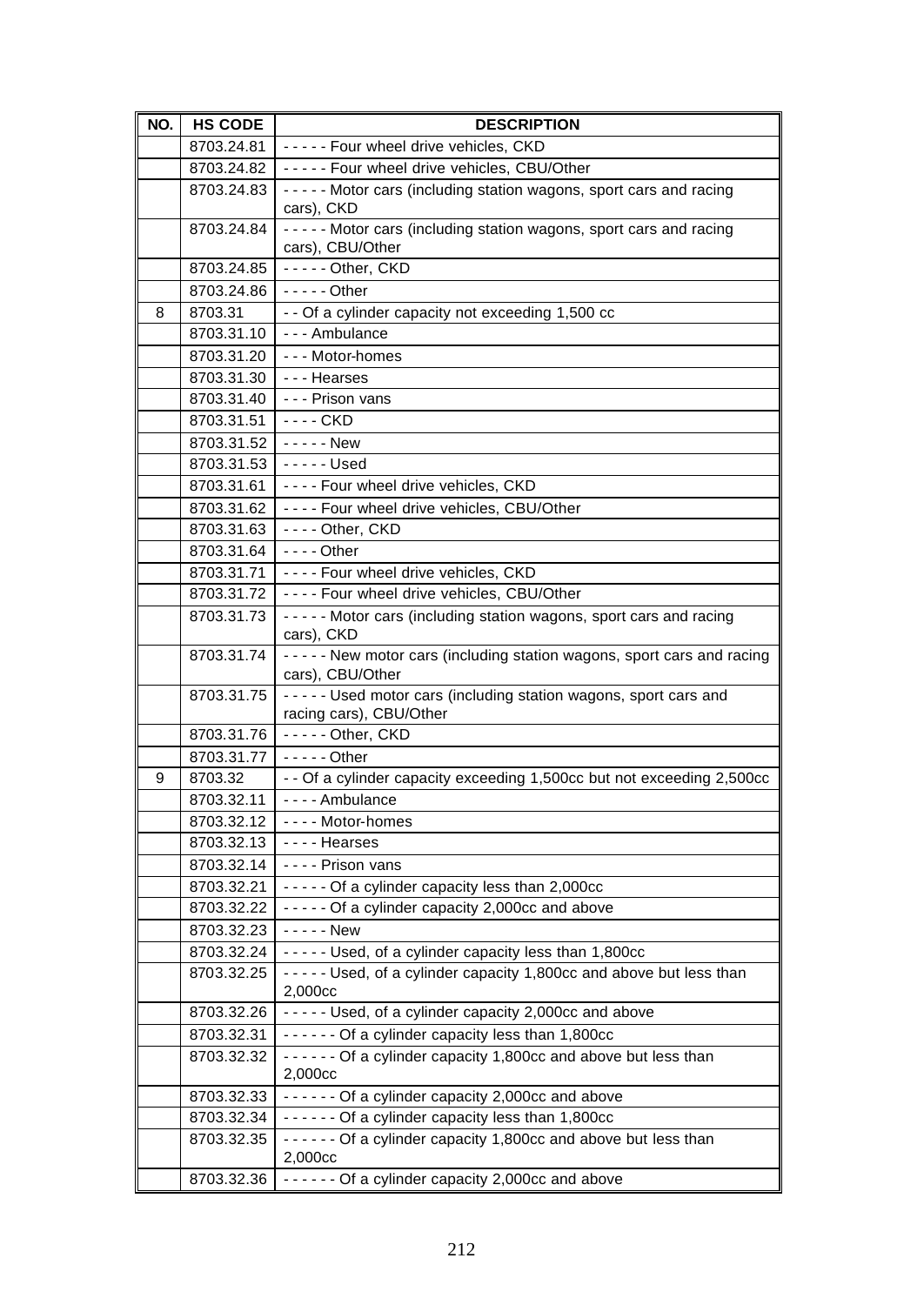| NO. | HS CODE | DESCRIPTION |
|---|---|---|
| | 8703.24.81 | - - - - - Four wheel drive vehicles, CKD |
| | 8703.24.82 | - - - - - Four wheel drive vehicles, CBU/Other |
| | 8703.24.83 | - - - - - Motor cars (including station wagons, sport cars and racing cars), CKD |
| | 8703.24.84 | - - - - - Motor cars (including station wagons, sport cars and racing cars), CBU/Other |
| | 8703.24.85 | - - - - - Other, CKD |
| | 8703.24.86 | - - - - - Other |
| 8 | 8703.31 | - - Of a cylinder capacity not exceeding 1,500 cc |
| | 8703.31.10 | - - - Ambulance |
| | 8703.31.20 | - - - Motor-homes |
| | 8703.31.30 | - - - Hearses |
| | 8703.31.40 | - - - Prison vans |
| | 8703.31.51 | - - - - CKD |
| | 8703.31.52 | - - - - - New |
| | 8703.31.53 | - - - - - Used |
| | 8703.31.61 | - - - - Four wheel drive vehicles, CKD |
| | 8703.31.62 | - - - - Four wheel drive vehicles, CBU/Other |
| | 8703.31.63 | - - - - Other, CKD |
| | 8703.31.64 | - - - - Other |
| | 8703.31.71 | - - - - Four wheel drive vehicles, CKD |
| | 8703.31.72 | - - - - Four wheel drive vehicles, CBU/Other |
| | 8703.31.73 | - - - - - Motor cars (including station wagons, sport cars and racing cars), CKD |
| | 8703.31.74 | - - - - - New motor cars (including station wagons, sport cars and racing cars), CBU/Other |
| | 8703.31.75 | - - - - - Used motor cars (including station wagons, sport cars and racing cars), CBU/Other |
| | 8703.31.76 | - - - - - Other, CKD |
| | 8703.31.77 | - - - - - Other |
| 9 | 8703.32 | - - Of a cylinder capacity exceeding 1,500cc but not exceeding 2,500cc |
| | 8703.32.11 | - - - - Ambulance |
| | 8703.32.12 | - - - - Motor-homes |
| | 8703.32.13 | - - - - Hearses |
| | 8703.32.14 | - - - - Prison vans |
| | 8703.32.21 | - - - - - Of a cylinder capacity less than 2,000cc |
| | 8703.32.22 | - - - - - Of a cylinder capacity 2,000cc and above |
| | 8703.32.23 | - - - - - New |
| | 8703.32.24 | - - - - - Used, of a cylinder capacity less than 1,800cc |
| | 8703.32.25 | - - - - - Used, of a cylinder capacity 1,800cc and above but less than 2,000cc |
| | 8703.32.26 | - - - - - Used, of a cylinder capacity 2,000cc and above |
| | 8703.32.31 | - - - - - - Of a cylinder capacity less than 1,800cc |
| | 8703.32.32 | - - - - - - Of a cylinder capacity 1,800cc and above but less than 2,000cc |
| | 8703.32.33 | - - - - - - Of a cylinder capacity 2,000cc and above |
| | 8703.32.34 | - - - - - - Of a cylinder capacity less than 1,800cc |
| | 8703.32.35 | - - - - - - Of a cylinder capacity 1,800cc and above but less than 2,000cc |
| | 8703.32.36 | - - - - - - Of a cylinder capacity 2,000cc and above |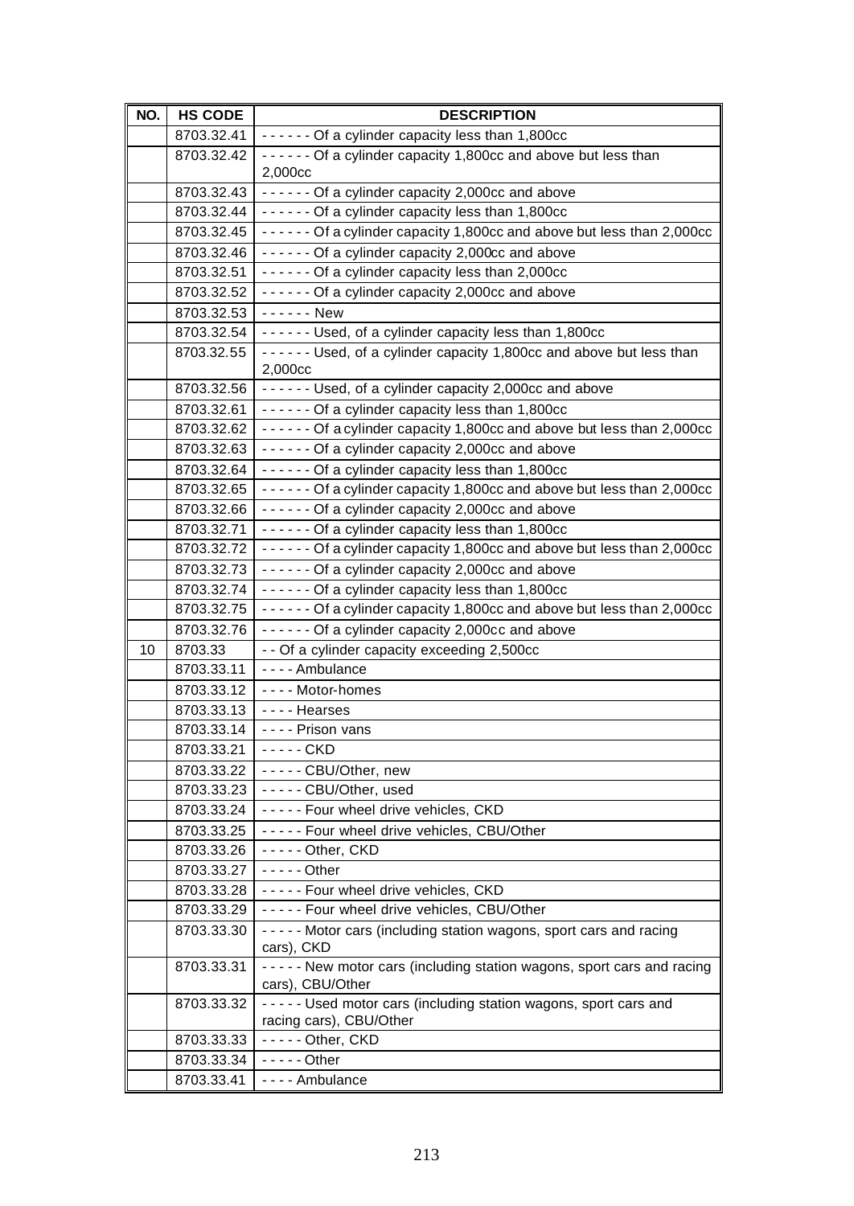| NO. | HS CODE | DESCRIPTION |
|---|---|---|
| | 8703.32.41 | - - - - - - Of a cylinder capacity less than 1,800cc |
| | 8703.32.42 | - - - - - - Of a cylinder capacity 1,800cc and above but less than 2,000cc |
| | 8703.32.43 | - - - - - - Of a cylinder capacity 2,000cc and above |
| | 8703.32.44 | - - - - - - Of a cylinder capacity less than 1,800cc |
| | 8703.32.45 | - - - - - - Of a cylinder capacity 1,800cc and above but less than 2,000cc |
| | 8703.32.46 | - - - - - - Of a cylinder capacity 2,000cc and above |
| | 8703.32.51 | - - - - - - Of a cylinder capacity less than 2,000cc |
| | 8703.32.52 | - - - - - - Of a cylinder capacity 2,000cc and above |
| | 8703.32.53 | - - - - - - New |
| | 8703.32.54 | - - - - - - Used, of a cylinder capacity less than 1,800cc |
| | 8703.32.55 | - - - - - - Used, of a cylinder capacity 1,800cc and above but less than 2,000cc |
| | 8703.32.56 | - - - - - - Used, of a cylinder capacity 2,000cc and above |
| | 8703.32.61 | - - - - - - Of a cylinder capacity less than 1,800cc |
| | 8703.32.62 | - - - - - - Of a cylinder capacity 1,800cc and above but less than 2,000cc |
| | 8703.32.63 | - - - - - - Of a cylinder capacity 2,000cc and above |
| | 8703.32.64 | - - - - - - Of a cylinder capacity less than 1,800cc |
| | 8703.32.65 | - - - - - - Of a cylinder capacity 1,800cc and above but less than 2,000cc |
| | 8703.32.66 | - - - - - - Of a cylinder capacity 2,000cc and above |
| | 8703.32.71 | - - - - - - Of a cylinder capacity less than 1,800cc |
| | 8703.32.72 | - - - - - - Of a cylinder capacity 1,800cc and above but less than 2,000cc |
| | 8703.32.73 | - - - - - - Of a cylinder capacity 2,000cc and above |
| | 8703.32.74 | - - - - - - Of a cylinder capacity less than 1,800cc |
| | 8703.32.75 | - - - - - - Of a cylinder capacity 1,800cc and above but less than 2,000cc |
| | 8703.32.76 | - - - - - - Of a cylinder capacity 2,000cc and above |
| 10 | 8703.33 | - - Of a cylinder capacity exceeding 2,500cc |
| | 8703.33.11 | - - - - Ambulance |
| | 8703.33.12 | - - - - Motor-homes |
| | 8703.33.13 | - - - - Hearses |
| | 8703.33.14 | - - - - Prison vans |
| | 8703.33.21 | - - - - - CKD |
| | 8703.33.22 | - - - - - CBU/Other, new |
| | 8703.33.23 | - - - - - CBU/Other, used |
| | 8703.33.24 | - - - - - Four wheel drive vehicles, CKD |
| | 8703.33.25 | - - - - - Four wheel drive vehicles, CBU/Other |
| | 8703.33.26 | - - - - - Other, CKD |
| | 8703.33.27 | - - - - - Other |
| | 8703.33.28 | - - - - - Four wheel drive vehicles, CKD |
| | 8703.33.29 | - - - - - Four wheel drive vehicles, CBU/Other |
| | 8703.33.30 | - - - - - Motor cars (including station wagons, sport cars and racing cars), CKD |
| | 8703.33.31 | - - - - - New motor cars (including station wagons, sport cars and racing cars), CBU/Other |
| | 8703.33.32 | - - - - - Used motor cars (including station wagons, sport cars and racing cars), CBU/Other |
| | 8703.33.33 | - - - - - Other, CKD |
| | 8703.33.34 | - - - - - Other |
| | 8703.33.41 | - - - - Ambulance |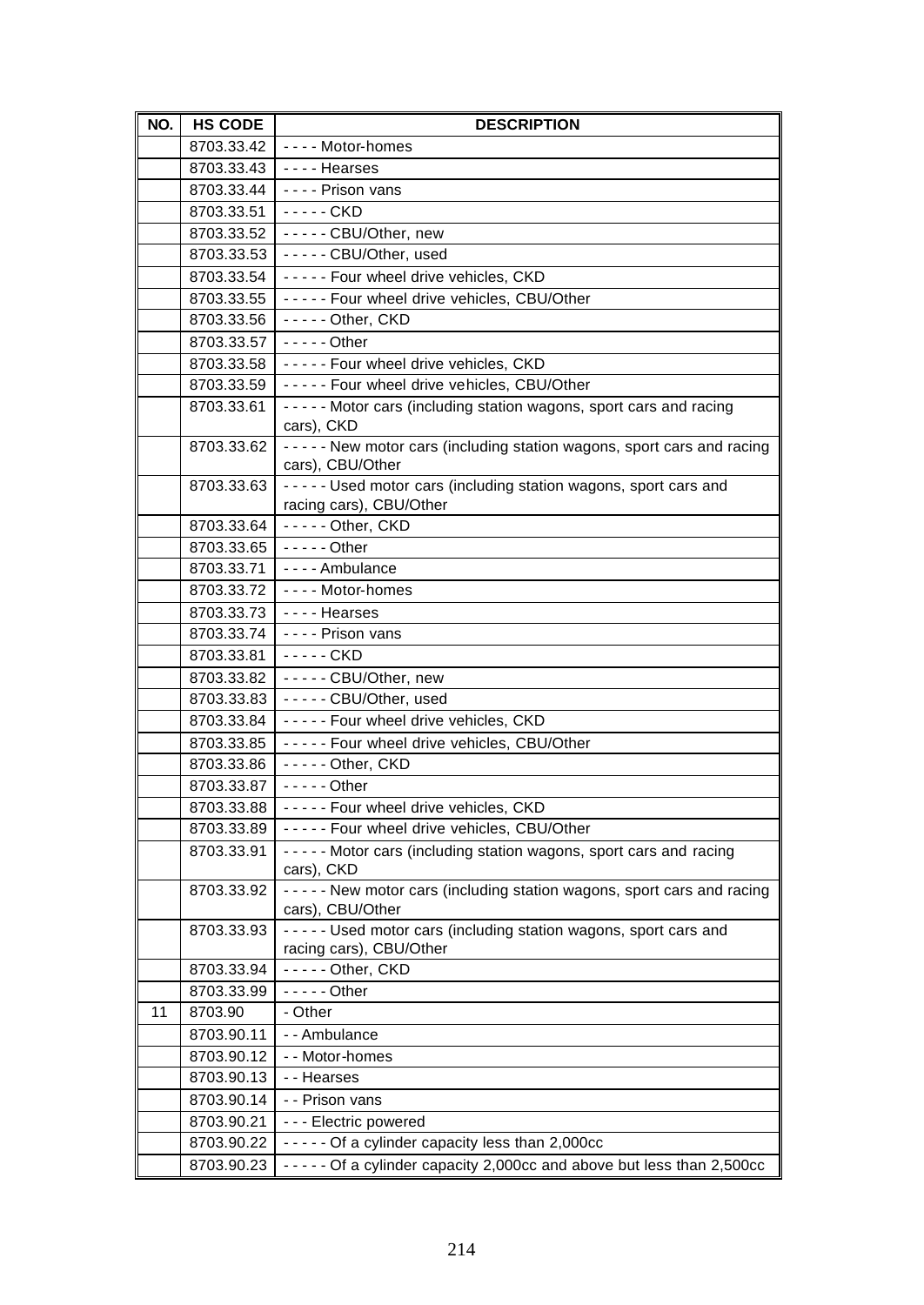| NO. | HS CODE | DESCRIPTION |
|---|---|---|
| | 8703.33.42 | - - - - Motor-homes |
| | 8703.33.43 | - - - - Hearses |
| | 8703.33.44 | - - - - Prison vans |
| | 8703.33.51 | - - - - - CKD |
| | 8703.33.52 | - - - - - CBU/Other, new |
| | 8703.33.53 | - - - - - CBU/Other, used |
| | 8703.33.54 | - - - - - Four wheel drive vehicles, CKD |
| | 8703.33.55 | - - - - - Four wheel drive vehicles, CBU/Other |
| | 8703.33.56 | - - - - - Other, CKD |
| | 8703.33.57 | - - - - - Other |
| | 8703.33.58 | - - - - - Four wheel drive vehicles, CKD |
| | 8703.33.59 | - - - - - Four wheel drive vehicles, CBU/Other |
| | 8703.33.61 | - - - - - Motor cars (including station wagons, sport cars and racing cars), CKD |
| | 8703.33.62 | - - - - - New motor cars (including station wagons, sport cars and racing cars), CBU/Other |
| | 8703.33.63 | - - - - - Used motor cars (including station wagons, sport cars and racing cars), CBU/Other |
| | 8703.33.64 | - - - - - Other, CKD |
| | 8703.33.65 | - - - - - Other |
| | 8703.33.71 | - - - - Ambulance |
| | 8703.33.72 | - - - - Motor-homes |
| | 8703.33.73 | - - - - Hearses |
| | 8703.33.74 | - - - - Prison vans |
| | 8703.33.81 | - - - - - CKD |
| | 8703.33.82 | - - - - - CBU/Other, new |
| | 8703.33.83 | - - - - - CBU/Other, used |
| | 8703.33.84 | - - - - - Four wheel drive vehicles, CKD |
| | 8703.33.85 | - - - - - Four wheel drive vehicles, CBU/Other |
| | 8703.33.86 | - - - - - Other, CKD |
| | 8703.33.87 | - - - - - Other |
| | 8703.33.88 | - - - - - Four wheel drive vehicles, CKD |
| | 8703.33.89 | - - - - - Four wheel drive vehicles, CBU/Other |
| | 8703.33.91 | - - - - - Motor cars (including station wagons, sport cars and racing cars), CKD |
| | 8703.33.92 | - - - - - New motor cars (including station wagons, sport cars and racing cars), CBU/Other |
| | 8703.33.93 | - - - - - Used motor cars (including station wagons, sport cars and racing cars), CBU/Other |
| | 8703.33.94 | - - - - - Other, CKD |
| | 8703.33.99 | - - - - - Other |
| 11 | 8703.90 | - Other |
| | 8703.90.11 | - - Ambulance |
| | 8703.90.12 | - - Motor-homes |
| | 8703.90.13 | - - Hearses |
| | 8703.90.14 | - - Prison vans |
| | 8703.90.21 | - - - Electric powered |
| | 8703.90.22 | - - - - - Of a cylinder capacity less than 2,000cc |
| | 8703.90.23 | - - - - - Of a cylinder capacity 2,000cc and above but less than 2,500cc |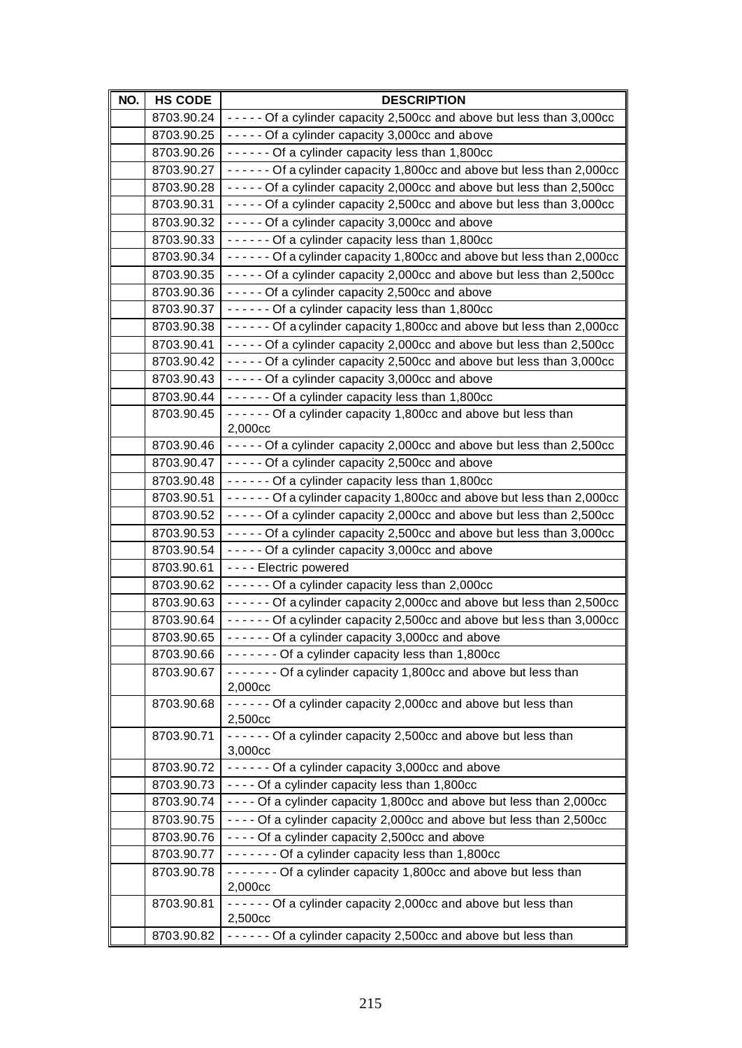| NO. | HS CODE | DESCRIPTION |
|---|---|---|
| | 8703.90.24 | - - - - - Of a cylinder capacity 2,500cc and above but less than 3,000cc |
| | 8703.90.25 | - - - - - Of a cylinder capacity 3,000cc and above |
| | 8703.90.26 | - - - - - - Of a cylinder capacity less than 1,800cc |
| | 8703.90.27 | - - - - - - Of a cylinder capacity 1,800cc and above but less than 2,000cc |
| | 8703.90.28 | - - - - - Of a cylinder capacity 2,000cc and above but less than 2,500cc |
| | 8703.90.31 | - - - - - Of a cylinder capacity 2,500cc and above but less than 3,000cc |
| | 8703.90.32 | - - - - - Of a cylinder capacity 3,000cc and above |
| | 8703.90.33 | - - - - - - Of a cylinder capacity less than 1,800cc |
| | 8703.90.34 | - - - - - - Of a cylinder capacity 1,800cc and above but less than 2,000cc |
| | 8703.90.35 | - - - - - Of a cylinder capacity 2,000cc and above but less than 2,500cc |
| | 8703.90.36 | - - - - - Of a cylinder capacity 2,500cc and above |
| | 8703.90.37 | - - - - - - Of a cylinder capacity less than 1,800cc |
| | 8703.90.38 | - - - - - - Of a cylinder capacity 1,800cc and above but less than 2,000cc |
| | 8703.90.41 | - - - - - Of a cylinder capacity 2,000cc and above but less than 2,500cc |
| | 8703.90.42 | - - - - - Of a cylinder capacity 2,500cc and above but less than 3,000cc |
| | 8703.90.43 | - - - - - Of a cylinder capacity 3,000cc and above |
| | 8703.90.44 | - - - - - - Of a cylinder capacity less than 1,800cc |
| | 8703.90.45 | - - - - - - Of a cylinder capacity 1,800cc and above but less than 2,000cc |
| | 8703.90.46 | - - - - - Of a cylinder capacity 2,000cc and above but less than 2,500cc |
| | 8703.90.47 | - - - - - Of a cylinder capacity 2,500cc and above |
| | 8703.90.48 | - - - - - - Of a cylinder capacity less than 1,800cc |
| | 8703.90.51 | - - - - - - Of a cylinder capacity 1,800cc and above but less than 2,000cc |
| | 8703.90.52 | - - - - - Of a cylinder capacity 2,000cc and above but less than 2,500cc |
| | 8703.90.53 | - - - - - Of a cylinder capacity 2,500cc and above but less than 3,000cc |
| | 8703.90.54 | - - - - - Of a cylinder capacity 3,000cc and above |
| | 8703.90.61 | - - - - Electric powered |
| | 8703.90.62 | - - - - - - Of a cylinder capacity less than 2,000cc |
| | 8703.90.63 | - - - - - - Of a cylinder capacity 2,000cc and above but less than 2,500cc |
| | 8703.90.64 | - - - - - - Of a cylinder capacity 2,500cc and above but less than 3,000cc |
| | 8703.90.65 | - - - - - - Of a cylinder capacity 3,000cc and above |
| | 8703.90.66 | - - - - - - - Of a cylinder capacity less than 1,800cc |
| | 8703.90.67 | - - - - - - - Of a cylinder capacity 1,800cc and above but less than 2,000cc |
| | 8703.90.68 | - - - - - - Of a cylinder capacity 2,000cc and above but less than 2,500cc |
| | 8703.90.71 | - - - - - - Of a cylinder capacity 2,500cc and above but less than 3,000cc |
| | 8703.90.72 | - - - - - - Of a cylinder capacity 3,000cc and above |
| | 8703.90.73 | - - - - Of a cylinder capacity less than 1,800cc |
| | 8703.90.74 | - - - - Of a cylinder capacity 1,800cc and above but less than 2,000cc |
| | 8703.90.75 | - - - - Of a cylinder capacity 2,000cc and above but less than 2,500cc |
| | 8703.90.76 | - - - - Of a cylinder capacity 2,500cc and above |
| | 8703.90.77 | - - - - - - - Of a cylinder capacity less than 1,800cc |
| | 8703.90.78 | - - - - - - - Of a cylinder capacity 1,800cc and above but less than 2,000cc |
| | 8703.90.81 | - - - - - - Of a cylinder capacity 2,000cc and above but less than 2,500cc |
| | 8703.90.82 | - - - - - - Of a cylinder capacity 2,500cc and above but less than |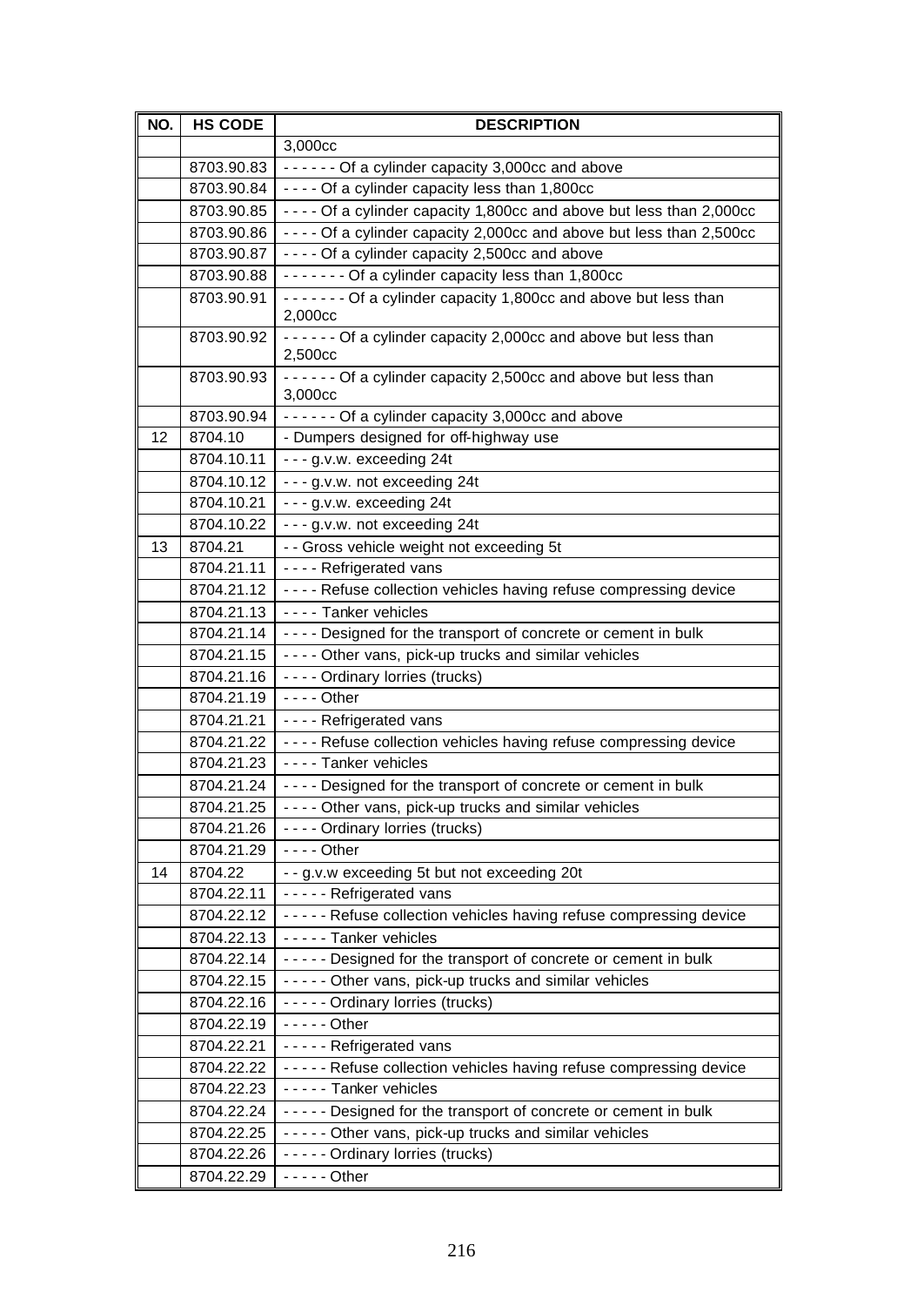| NO. | HS CODE | DESCRIPTION |
|---|---|---|
| | | 3,000cc |
| | 8703.90.83 | - - - - - - Of a cylinder capacity 3,000cc and above |
| | 8703.90.84 | - - - - Of a cylinder capacity less than 1,800cc |
| | 8703.90.85 | - - - - Of a cylinder capacity 1,800cc and above but less than 2,000cc |
| | 8703.90.86 | - - - - Of a cylinder capacity 2,000cc and above but less than 2,500cc |
| | 8703.90.87 | - - - - Of a cylinder capacity 2,500cc and above |
| | 8703.90.88 | - - - - - - - Of a cylinder capacity less than 1,800cc |
| | 8703.90.91 | - - - - - - - Of a cylinder capacity 1,800cc and above but less than 2,000cc |
| | 8703.90.92 | - - - - - - Of a cylinder capacity 2,000cc and above but less than 2,500cc |
| | 8703.90.93 | - - - - - - Of a cylinder capacity 2,500cc and above but less than 3,000cc |
| | 8703.90.94 | - - - - - - Of a cylinder capacity 3,000cc and above |
| 12 | 8704.10 | - Dumpers designed for off-highway use |
| | 8704.10.11 | - - - g.v.w. exceeding 24t |
| | 8704.10.12 | - - - g.v.w. not exceeding 24t |
| | 8704.10.21 | - - - g.v.w. exceeding 24t |
| | 8704.10.22 | - - - g.v.w. not exceeding 24t |
| 13 | 8704.21 | - - Gross vehicle weight not exceeding 5t |
| | 8704.21.11 | - - - - Refrigerated vans |
| | 8704.21.12 | - - - - Refuse collection vehicles having refuse compressing device |
| | 8704.21.13 | - - - - Tanker vehicles |
| | 8704.21.14 | - - - - Designed for the transport of concrete or cement in bulk |
| | 8704.21.15 | - - - - Other vans, pick-up trucks and similar vehicles |
| | 8704.21.16 | - - - - Ordinary lorries (trucks) |
| | 8704.21.19 | - - - - Other |
| | 8704.21.21 | - - - - Refrigerated vans |
| | 8704.21.22 | - - - - Refuse collection vehicles having refuse compressing device |
| | 8704.21.23 | - - - - Tanker vehicles |
| | 8704.21.24 | - - - - Designed for the transport of concrete or cement in bulk |
| | 8704.21.25 | - - - - Other vans, pick-up trucks and similar vehicles |
| | 8704.21.26 | - - - - Ordinary lorries (trucks) |
| | 8704.21.29 | - - - - Other |
| 14 | 8704.22 | - - g.v.w exceeding 5t but not exceeding 20t |
| | 8704.22.11 | - - - - - Refrigerated vans |
| | 8704.22.12 | - - - - - Refuse collection vehicles having refuse compressing device |
| | 8704.22.13 | - - - - - Tanker vehicles |
| | 8704.22.14 | - - - - - Designed for the transport of concrete or cement in bulk |
| | 8704.22.15 | - - - - - Other vans, pick-up trucks and similar vehicles |
| | 8704.22.16 | - - - - - Ordinary lorries (trucks) |
| | 8704.22.19 | - - - - - Other |
| | 8704.22.21 | - - - - - Refrigerated vans |
| | 8704.22.22 | - - - - - Refuse collection vehicles having refuse compressing device |
| | 8704.22.23 | - - - - - Tanker vehicles |
| | 8704.22.24 | - - - - - Designed for the transport of concrete or cement in bulk |
| | 8704.22.25 | - - - - - Other vans, pick-up trucks and similar vehicles |
| | 8704.22.26 | - - - - - Ordinary lorries (trucks) |
| | 8704.22.29 | - - - - - Other |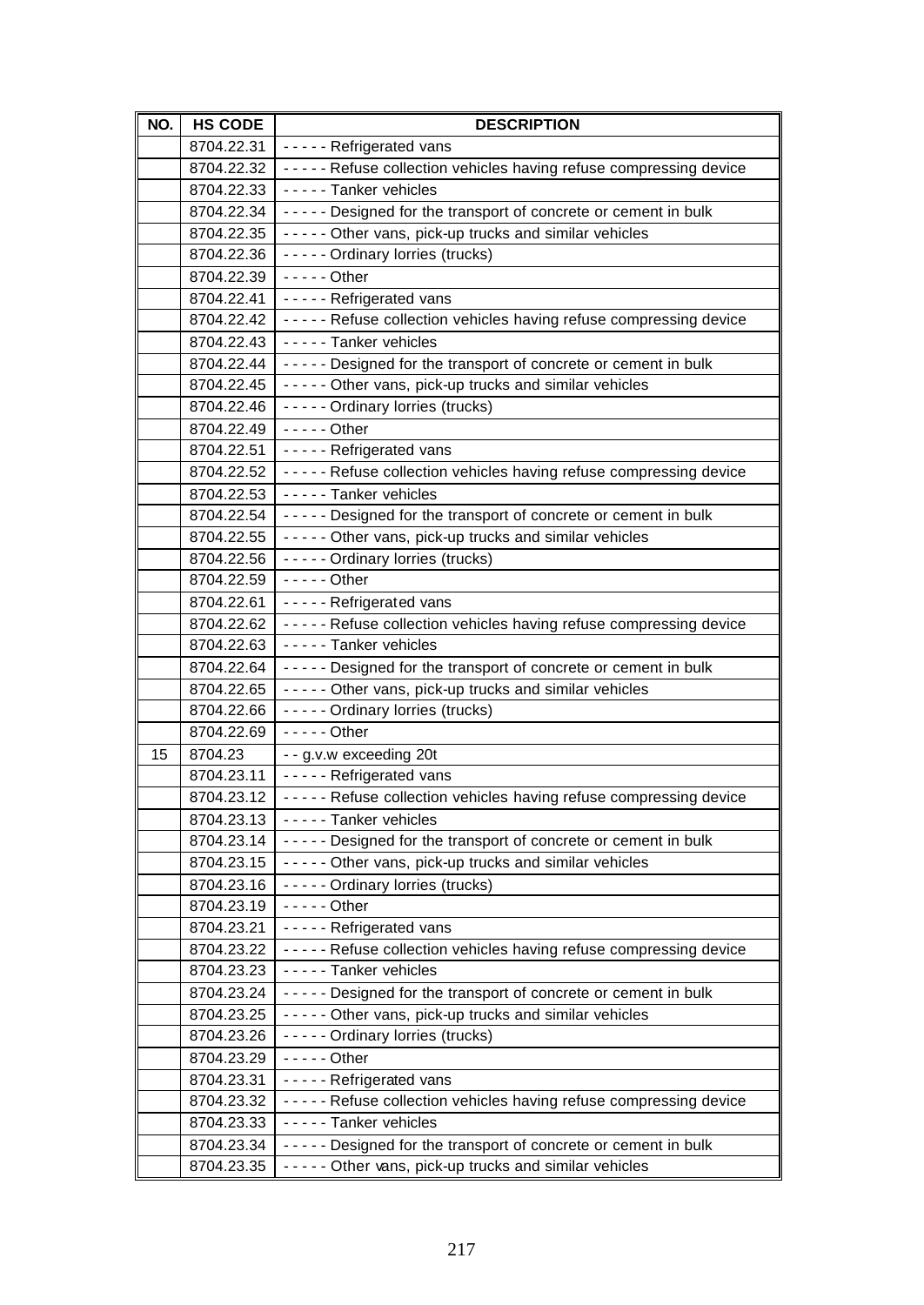| NO. | HS CODE | DESCRIPTION |
| --- | --- | --- |
| | 8704.22.31 | - - - - - Refrigerated vans |
| | 8704.22.32 | - - - - - Refuse collection vehicles having refuse compressing device |
| | 8704.22.33 | - - - - - Tanker vehicles |
| | 8704.22.34 | - - - - - Designed for the transport of concrete or cement in bulk |
| | 8704.22.35 | - - - - - Other vans, pick-up trucks and similar vehicles |
| | 8704.22.36 | - - - - - Ordinary lorries (trucks) |
| | 8704.22.39 | - - - - - Other |
| | 8704.22.41 | - - - - - Refrigerated vans |
| | 8704.22.42 | - - - - - Refuse collection vehicles having refuse compressing device |
| | 8704.22.43 | - - - - - Tanker vehicles |
| | 8704.22.44 | - - - - - Designed for the transport of concrete or cement in bulk |
| | 8704.22.45 | - - - - - Other vans, pick-up trucks and similar vehicles |
| | 8704.22.46 | - - - - - Ordinary lorries (trucks) |
| | 8704.22.49 | - - - - - Other |
| | 8704.22.51 | - - - - - Refrigerated vans |
| | 8704.22.52 | - - - - - Refuse collection vehicles having refuse compressing device |
| | 8704.22.53 | - - - - - Tanker vehicles |
| | 8704.22.54 | - - - - - Designed for the transport of concrete or cement in bulk |
| | 8704.22.55 | - - - - - Other vans, pick-up trucks and similar vehicles |
| | 8704.22.56 | - - - - - Ordinary lorries (trucks) |
| | 8704.22.59 | - - - - - Other |
| | 8704.22.61 | - - - - - Refrigerated vans |
| | 8704.22.62 | - - - - - Refuse collection vehicles having refuse compressing device |
| | 8704.22.63 | - - - - - Tanker vehicles |
| | 8704.22.64 | - - - - - Designed for the transport of concrete or cement in bulk |
| | 8704.22.65 | - - - - - Other vans, pick-up trucks and similar vehicles |
| | 8704.22.66 | - - - - - Ordinary lorries (trucks) |
| | 8704.22.69 | - - - - - Other |
| 15 | 8704.23 | - - g.v.w exceeding 20t |
| | 8704.23.11 | - - - - - Refrigerated vans |
| | 8704.23.12 | - - - - - Refuse collection vehicles having refuse compressing device |
| | 8704.23.13 | - - - - - Tanker vehicles |
| | 8704.23.14 | - - - - - Designed for the transport of concrete or cement in bulk |
| | 8704.23.15 | - - - - - Other vans, pick-up trucks and similar vehicles |
| | 8704.23.16 | - - - - - Ordinary lorries (trucks) |
| | 8704.23.19 | - - - - - Other |
| | 8704.23.21 | - - - - - Refrigerated vans |
| | 8704.23.22 | - - - - - Refuse collection vehicles having refuse compressing device |
| | 8704.23.23 | - - - - - Tanker vehicles |
| | 8704.23.24 | - - - - - Designed for the transport of concrete or cement in bulk |
| | 8704.23.25 | - - - - - Other vans, pick-up trucks and similar vehicles |
| | 8704.23.26 | - - - - - Ordinary lorries (trucks) |
| | 8704.23.29 | - - - - - Other |
| | 8704.23.31 | - - - - - Refrigerated vans |
| | 8704.23.32 | - - - - - Refuse collection vehicles having refuse compressing device |
| | 8704.23.33 | - - - - - Tanker vehicles |
| | 8704.23.34 | - - - - - Designed for the transport of concrete or cement in bulk |
| | 8704.23.35 | - - - - - Other vans, pick-up trucks and similar vehicles |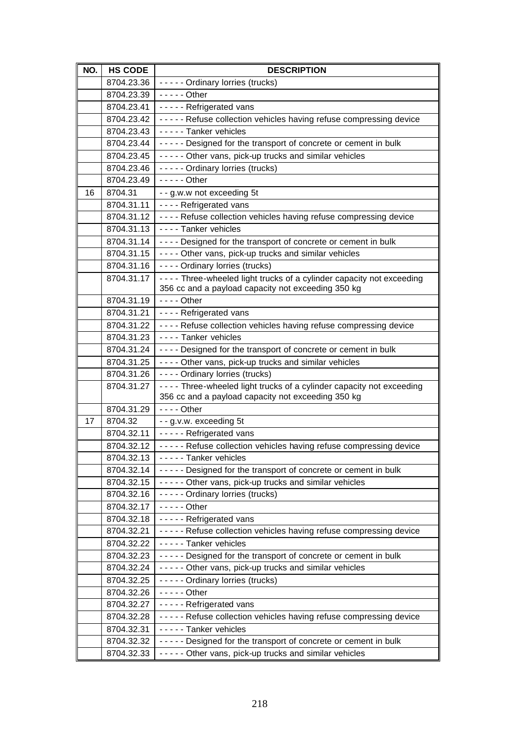| NO. | HS CODE | DESCRIPTION |
| --- | --- | --- |
| | 8704.23.36 | - - - - - Ordinary lorries (trucks) |
| | 8704.23.39 | - - - - - Other |
| | 8704.23.41 | - - - - - Refrigerated vans |
| | 8704.23.42 | - - - - - Refuse collection vehicles having refuse compressing device |
| | 8704.23.43 | - - - - - Tanker vehicles |
| | 8704.23.44 | - - - - - Designed for the transport of concrete or cement in bulk |
| | 8704.23.45 | - - - - - Other vans, pick-up trucks and similar vehicles |
| | 8704.23.46 | - - - - - Ordinary lorries (trucks) |
| | 8704.23.49 | - - - - - Other |
| 16 | 8704.31 | - - g.w.w not exceeding 5t |
| | 8704.31.11 | - - - - Refrigerated vans |
| | 8704.31.12 | - - - - Refuse collection vehicles having refuse compressing device |
| | 8704.31.13 | - - - - Tanker vehicles |
| | 8704.31.14 | - - - - Designed for the transport of concrete or cement in bulk |
| | 8704.31.15 | - - - - Other vans, pick-up trucks and similar vehicles |
| | 8704.31.16 | - - - - Ordinary lorries (trucks) |
| | 8704.31.17 | - - - - Three-wheeled light trucks of a cylinder capacity not exceeding 356 cc and a payload capacity not exceeding 350 kg |
| | 8704.31.19 | - - - - Other |
| | 8704.31.21 | - - - - Refrigerated vans |
| | 8704.31.22 | - - - - Refuse collection vehicles having refuse compressing device |
| | 8704.31.23 | - - - - Tanker vehicles |
| | 8704.31.24 | - - - - Designed for the transport of concrete or cement in bulk |
| | 8704.31.25 | - - - - Other vans, pick-up trucks and similar vehicles |
| | 8704.31.26 | - - - - Ordinary lorries (trucks) |
| | 8704.31.27 | - - - - Three-wheeled light trucks of a cylinder capacity not exceeding 356 cc and a payload capacity not exceeding 350 kg |
| | 8704.31.29 | - - - - Other |
| 17 | 8704.32 | - - g.v.w. exceeding 5t |
| | 8704.32.11 | - - - - - Refrigerated vans |
| | 8704.32.12 | - - - - - Refuse collection vehicles having refuse compressing device |
| | 8704.32.13 | - - - - - Tanker vehicles |
| | 8704.32.14 | - - - - - Designed for the transport of concrete or cement in bulk |
| | 8704.32.15 | - - - - - Other vans, pick-up trucks and similar vehicles |
| | 8704.32.16 | - - - - - Ordinary lorries (trucks) |
| | 8704.32.17 | - - - - - Other |
| | 8704.32.18 | - - - - - Refrigerated vans |
| | 8704.32.21 | - - - - - Refuse collection vehicles having refuse compressing device |
| | 8704.32.22 | - - - - - Tanker vehicles |
| | 8704.32.23 | - - - - - Designed for the transport of concrete or cement in bulk |
| | 8704.32.24 | - - - - - Other vans, pick-up trucks and similar vehicles |
| | 8704.32.25 | - - - - - Ordinary lorries (trucks) |
| | 8704.32.26 | - - - - - Other |
| | 8704.32.27 | - - - - - Refrigerated vans |
| | 8704.32.28 | - - - - - Refuse collection vehicles having refuse compressing device |
| | 8704.32.31 | - - - - - Tanker vehicles |
| | 8704.32.32 | - - - - - Designed for the transport of concrete or cement in bulk |
| | 8704.32.33 | - - - - - Other vans, pick-up trucks and similar vehicles |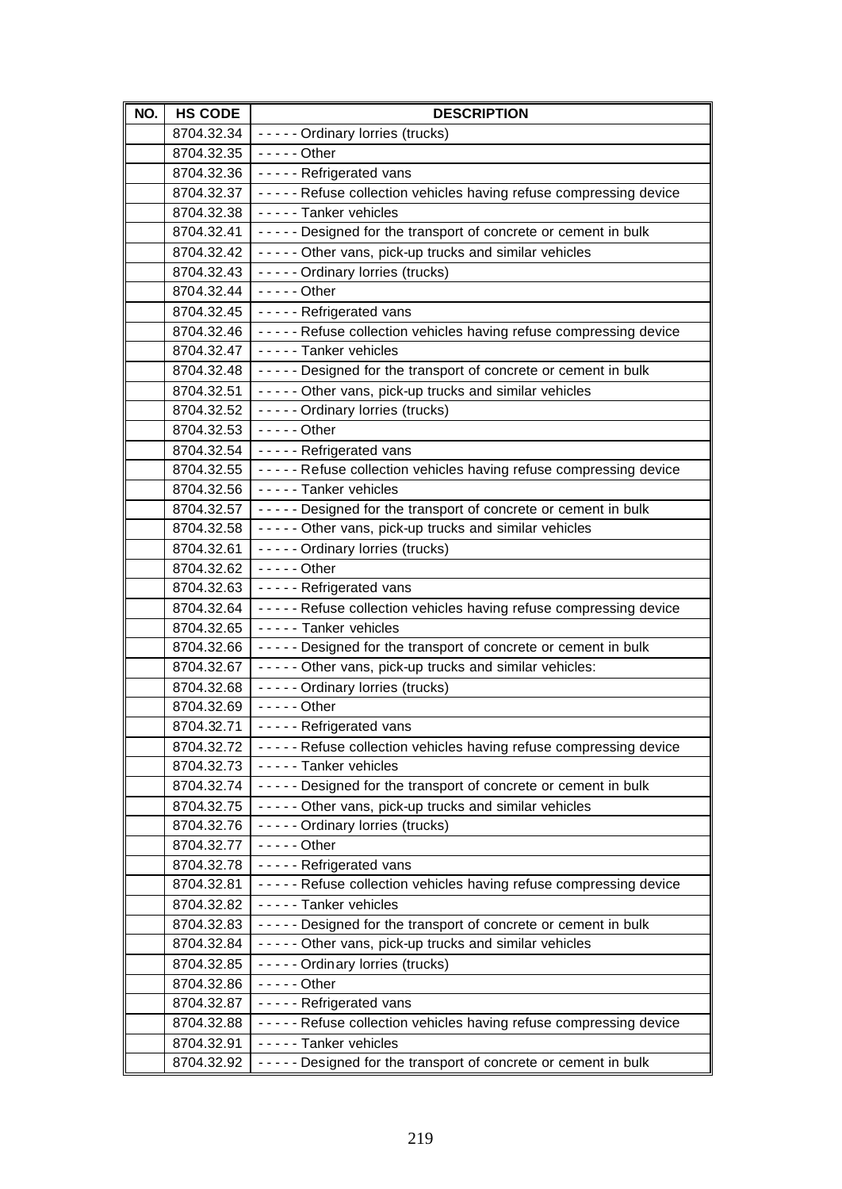| NO. | HS CODE | DESCRIPTION |
|---|---|---|
| | 8704.32.34 | - - - - - Ordinary lorries (trucks) |
| | 8704.32.35 | - - - - - Other |
| | 8704.32.36 | - - - - - Refrigerated vans |
| | 8704.32.37 | - - - - - Refuse collection vehicles having refuse compressing device |
| | 8704.32.38 | - - - - - Tanker vehicles |
| | 8704.32.41 | - - - - - Designed for the transport of concrete or cement in bulk |
| | 8704.32.42 | - - - - - Other vans, pick-up trucks and similar vehicles |
| | 8704.32.43 | - - - - - Ordinary lorries (trucks) |
| | 8704.32.44 | - - - - - Other |
| | 8704.32.45 | - - - - - Refrigerated vans |
| | 8704.32.46 | - - - - - Refuse collection vehicles having refuse compressing device |
| | 8704.32.47 | - - - - - Tanker vehicles |
| | 8704.32.48 | - - - - - Designed for the transport of concrete or cement in bulk |
| | 8704.32.51 | - - - - - Other vans, pick-up trucks and similar vehicles |
| | 8704.32.52 | - - - - - Ordinary lorries (trucks) |
| | 8704.32.53 | - - - - - Other |
| | 8704.32.54 | - - - - - Refrigerated vans |
| | 8704.32.55 | - - - - - Refuse collection vehicles having refuse compressing device |
| | 8704.32.56 | - - - - - Tanker vehicles |
| | 8704.32.57 | - - - - - Designed for the transport of concrete or cement in bulk |
| | 8704.32.58 | - - - - - Other vans, pick-up trucks and similar vehicles |
| | 8704.32.61 | - - - - - Ordinary lorries (trucks) |
| | 8704.32.62 | - - - - - Other |
| | 8704.32.63 | - - - - - Refrigerated vans |
| | 8704.32.64 | - - - - - Refuse collection vehicles having refuse compressing device |
| | 8704.32.65 | - - - - - Tanker vehicles |
| | 8704.32.66 | - - - - - Designed for the transport of concrete or cement in bulk |
| | 8704.32.67 | - - - - - Other vans, pick-up trucks and similar vehicles: |
| | 8704.32.68 | - - - - - Ordinary lorries (trucks) |
| | 8704.32.69 | - - - - - Other |
| | 8704.32.71 | - - - - - Refrigerated vans |
| | 8704.32.72 | - - - - - Refuse collection vehicles having refuse compressing device |
| | 8704.32.73 | - - - - - Tanker vehicles |
| | 8704.32.74 | - - - - - Designed for the transport of concrete or cement in bulk |
| | 8704.32.75 | - - - - - Other vans, pick-up trucks and similar vehicles |
| | 8704.32.76 | - - - - - Ordinary lorries (trucks) |
| | 8704.32.77 | - - - - - Other |
| | 8704.32.78 | - - - - - Refrigerated vans |
| | 8704.32.81 | - - - - - Refuse collection vehicles having refuse compressing device |
| | 8704.32.82 | - - - - - Tanker vehicles |
| | 8704.32.83 | - - - - - Designed for the transport of concrete or cement in bulk |
| | 8704.32.84 | - - - - - Other vans, pick-up trucks and similar vehicles |
| | 8704.32.85 | - - - - - Ordinary lorries (trucks) |
| | 8704.32.86 | - - - - - Other |
| | 8704.32.87 | - - - - - Refrigerated vans |
| | 8704.32.88 | - - - - - Refuse collection vehicles having refuse compressing device |
| | 8704.32.91 | - - - - - Tanker vehicles |
| | 8704.32.92 | - - - - - Designed for the transport of concrete or cement in bulk |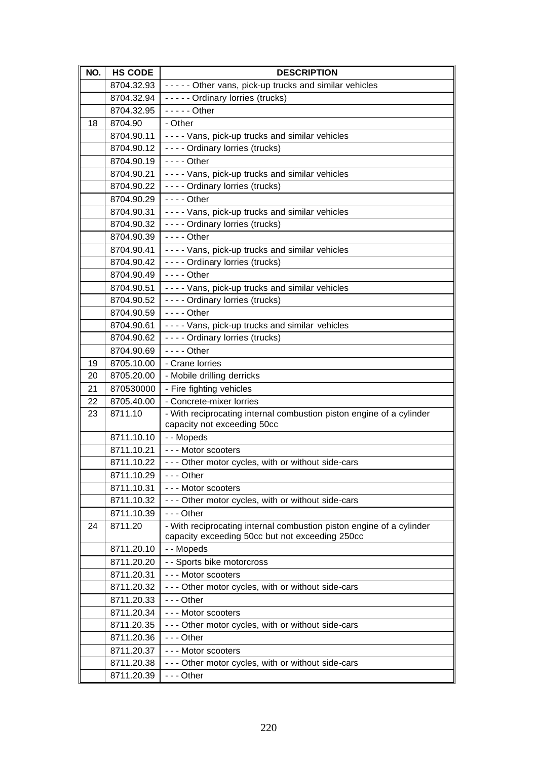| NO. | HS CODE | DESCRIPTION |
|---|---|---|
| | 8704.32.93 | - - - - - Other vans, pick-up trucks and similar vehicles |
| | 8704.32.94 | - - - - - Ordinary lorries (trucks) |
| | 8704.32.95 | - - - - - Other |
| 18 | 8704.90 | - Other |
| | 8704.90.11 | - - - - Vans, pick-up trucks and similar vehicles |
| | 8704.90.12 | - - - - Ordinary lorries (trucks) |
| | 8704.90.19 | - - - - Other |
| | 8704.90.21 | - - - - Vans, pick-up trucks and similar vehicles |
| | 8704.90.22 | - - - - Ordinary lorries (trucks) |
| | 8704.90.29 | - - - - Other |
| | 8704.90.31 | - - - - Vans, pick-up trucks and similar vehicles |
| | 8704.90.32 | - - - - Ordinary lorries (trucks) |
| | 8704.90.39 | - - - - Other |
| | 8704.90.41 | - - - - Vans, pick-up trucks and similar vehicles |
| | 8704.90.42 | - - - - Ordinary lorries (trucks) |
| | 8704.90.49 | - - - - Other |
| | 8704.90.51 | - - - - Vans, pick-up trucks and similar vehicles |
| | 8704.90.52 | - - - - Ordinary lorries (trucks) |
| | 8704.90.59 | - - - - Other |
| | 8704.90.61 | - - - - Vans, pick-up trucks and similar vehicles |
| | 8704.90.62 | - - - - Ordinary lorries (trucks) |
| | 8704.90.69 | - - - - Other |
| 19 | 8705.10.00 | - Crane lorries |
| 20 | 8705.20.00 | - Mobile drilling derricks |
| 21 | 870530000 | - Fire fighting vehicles |
| 22 | 8705.40.00 | - Concrete-mixer lorries |
| 23 | 8711.10 | - With reciprocating internal combustion piston engine of a cylinder capacity not exceeding 50cc |
| | 8711.10.10 | - - Mopeds |
| | 8711.10.21 | - - - Motor scooters |
| | 8711.10.22 | - - - Other motor cycles, with or without side-cars |
| | 8711.10.29 | - - - Other |
| | 8711.10.31 | - - - Motor scooters |
| | 8711.10.32 | - - - Other motor cycles, with or without side-cars |
| | 8711.10.39 | - - - Other |
| 24 | 8711.20 | - With reciprocating internal combustion piston engine of a cylinder capacity exceeding 50cc but not exceeding 250cc |
| | 8711.20.10 | - - Mopeds |
| | 8711.20.20 | - - Sports bike motorcross |
| | 8711.20.31 | - - - Motor scooters |
| | 8711.20.32 | - - - Other motor cycles, with or without side-cars |
| | 8711.20.33 | - - - Other |
| | 8711.20.34 | - - - Motor scooters |
| | 8711.20.35 | - - - Other motor cycles, with or without side-cars |
| | 8711.20.36 | - - - Other |
| | 8711.20.37 | - - - Motor scooters |
| | 8711.20.38 | - - - Other motor cycles, with or without side-cars |
| | 8711.20.39 | - - - Other |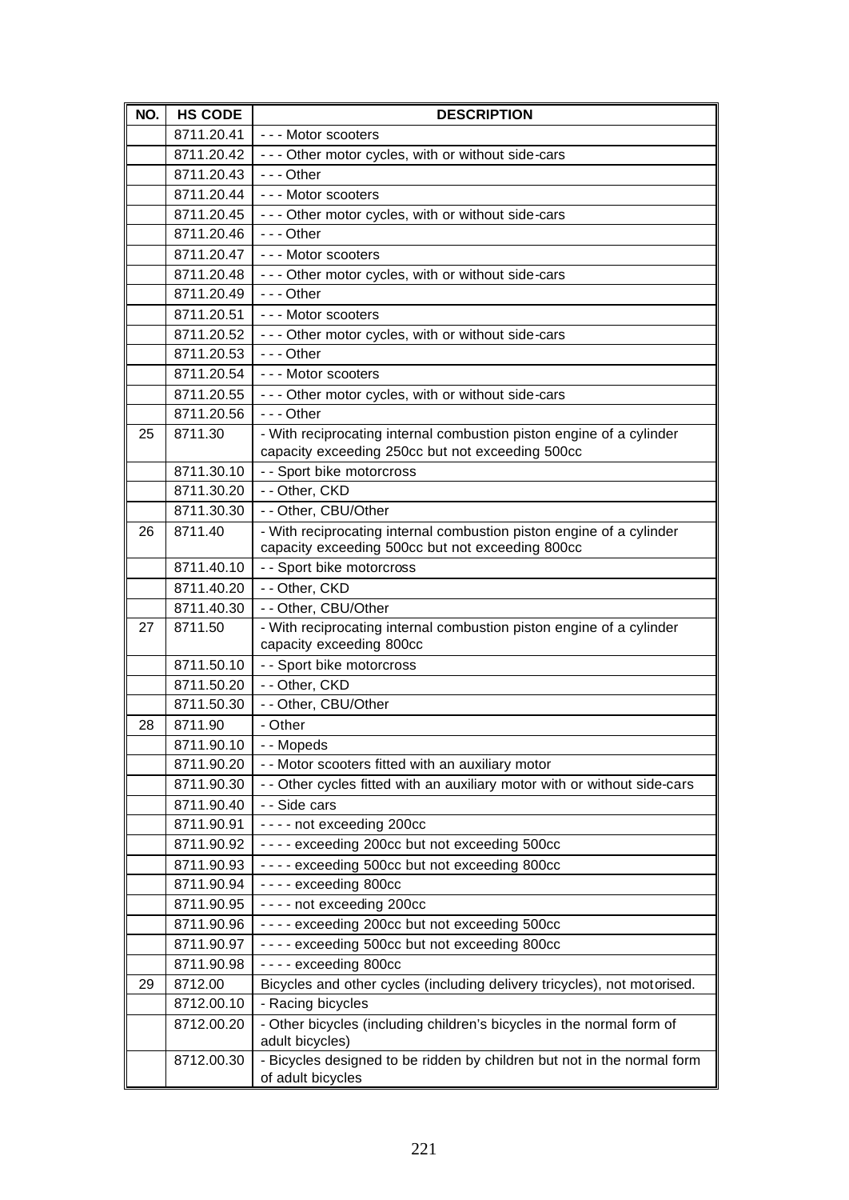| NO. | HS CODE | DESCRIPTION |
|---|---|---|
| | 8711.20.41 | - - - Motor scooters |
| | 8711.20.42 | - - - Other motor cycles, with or without side-cars |
| | 8711.20.43 | - - - Other |
| | 8711.20.44 | - - - Motor scooters |
| | 8711.20.45 | - - - Other motor cycles, with or without side-cars |
| | 8711.20.46 | - - - Other |
| | 8711.20.47 | - - - Motor scooters |
| | 8711.20.48 | - - - Other motor cycles, with or without side-cars |
| | 8711.20.49 | - - - Other |
| | 8711.20.51 | - - - Motor scooters |
| | 8711.20.52 | - - - Other motor cycles, with or without side-cars |
| | 8711.20.53 | - - - Other |
| | 8711.20.54 | - - - Motor scooters |
| | 8711.20.55 | - - - Other motor cycles, with or without side-cars |
| | 8711.20.56 | - - - Other |
| 25 | 8711.30 | - With reciprocating internal combustion piston engine of a cylinder capacity exceeding 250cc but not exceeding 500cc |
| | 8711.30.10 | - - Sport bike motorcross |
| | 8711.30.20 | - - Other, CKD |
| | 8711.30.30 | - - Other, CBU/Other |
| 26 | 8711.40 | - With reciprocating internal combustion piston engine of a cylinder capacity exceeding 500cc but not exceeding 800cc |
| | 8711.40.10 | - - Sport bike motorcross |
| | 8711.40.20 | - - Other, CKD |
| | 8711.40.30 | - - Other, CBU/Other |
| 27 | 8711.50 | - With reciprocating internal combustion piston engine of a cylinder capacity exceeding 800cc |
| | 8711.50.10 | - - Sport bike motorcross |
| | 8711.50.20 | - - Other, CKD |
| | 8711.50.30 | - - Other, CBU/Other |
| 28 | 8711.90 | - Other |
| | 8711.90.10 | - - Mopeds |
| | 8711.90.20 | - - Motor scooters fitted with an auxiliary motor |
| | 8711.90.30 | - - Other cycles fitted with an auxiliary motor with or without side-cars |
| | 8711.90.40 | - - Side cars |
| | 8711.90.91 | - - - - not exceeding 200cc |
| | 8711.90.92 | - - - - exceeding 200cc but not exceeding 500cc |
| | 8711.90.93 | - - - - exceeding 500cc but not exceeding 800cc |
| | 8711.90.94 | - - - - exceeding 800cc |
| | 8711.90.95 | - - - - not exceeding 200cc |
| | 8711.90.96 | - - - - exceeding 200cc but not exceeding 500cc |
| | 8711.90.97 | - - - - exceeding 500cc but not exceeding 800cc |
| | 8711.90.98 | - - - - exceeding 800cc |
| 29 | 8712.00 | Bicycles and other cycles (including delivery tricycles), not motorised. |
| | 8712.00.10 | - Racing bicycles |
| | 8712.00.20 | - Other bicycles (including children's bicycles in the normal form of adult bicycles) |
| | 8712.00.30 | - Bicycles designed to be ridden by children but not in the normal form of adult bicycles |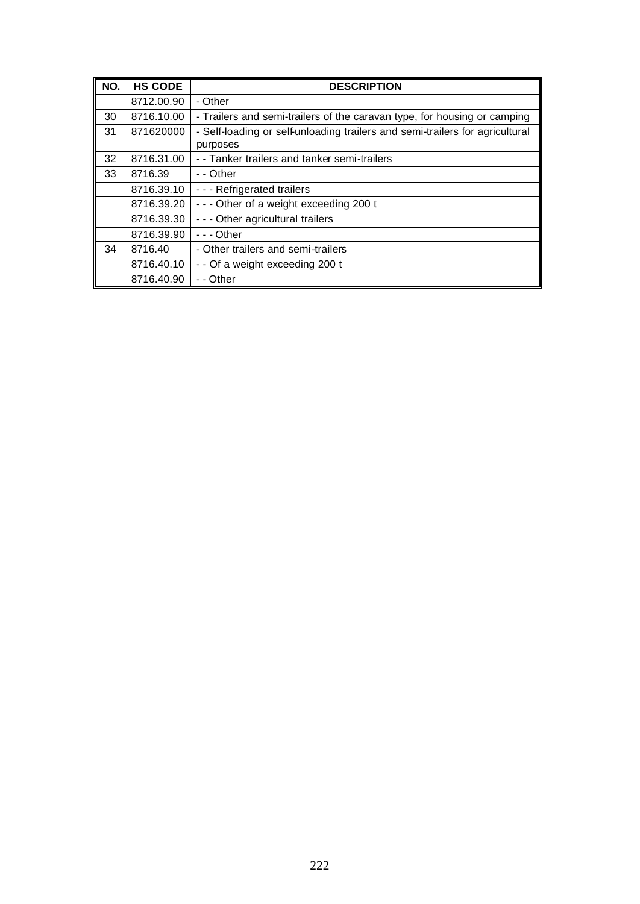| NO. | HS CODE | DESCRIPTION |
|---|---|---|
| | 8712.00.90 | - Other |
| 30 | 8716.10.00 | - Trailers and semi-trailers of the caravan type, for housing or camping |
| 31 | 871620000 | - Self-loading or self-unloading trailers and semi-trailers for agricultural purposes |
| 32 | 8716.31.00 | - - Tanker trailers and tanker semi-trailers |
| 33 | 8716.39 | - - Other |
| | 8716.39.10 | - - - Refrigerated trailers |
| | 8716.39.20 | - - - Other of a weight exceeding 200 t |
| | 8716.39.30 | - - - Other agricultural trailers |
| | 8716.39.90 | - - - Other |
| 34 | 8716.40 | - Other trailers and semi-trailers |
| | 8716.40.10 | - - Of a weight exceeding 200 t |
| | 8716.40.90 | - - Other |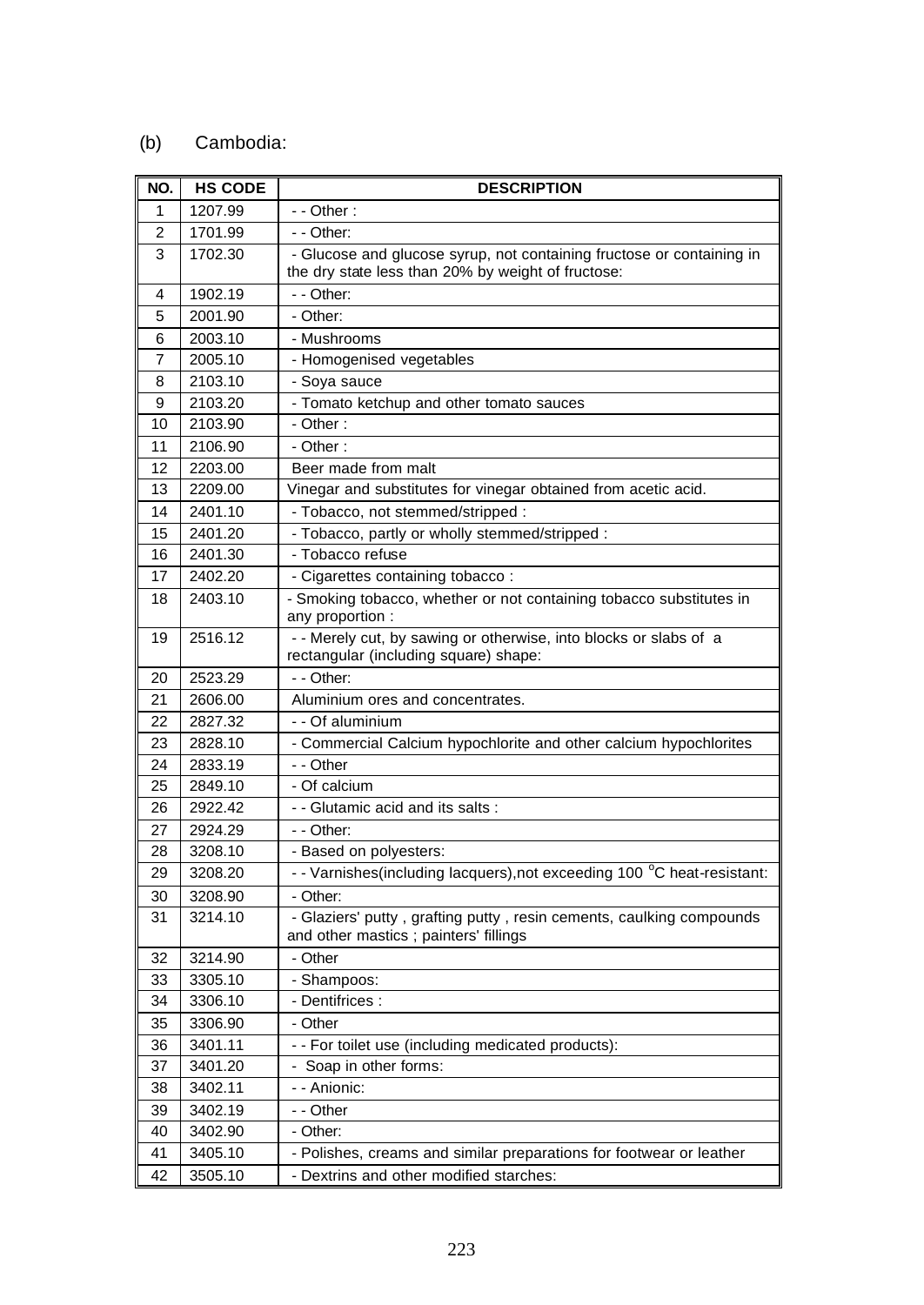(b) Cambodia:

| NO. | HS CODE | DESCRIPTION |
|---|---|---|
| 1 | 1207.99 | - - Other : |
| 2 | 1701.99 | - - Other: |
| 3 | 1702.30 | - Glucose and glucose syrup, not containing fructose or containing in the dry state less than 20% by weight of fructose: |
| 4 | 1902.19 | - - Other: |
| 5 | 2001.90 | - Other: |
| 6 | 2003.10 | - Mushrooms |
| 7 | 2005.10 | - Homogenised vegetables |
| 8 | 2103.10 | - Soya sauce |
| 9 | 2103.20 | - Tomato ketchup and other tomato sauces |
| 10 | 2103.90 | - Other : |
| 11 | 2106.90 | - Other : |
| 12 | 2203.00 | Beer made from malt |
| 13 | 2209.00 | Vinegar and substitutes for vinegar obtained from acetic acid. |
| 14 | 2401.10 | - Tobacco, not stemmed/stripped : |
| 15 | 2401.20 | - Tobacco, partly or wholly stemmed/stripped : |
| 16 | 2401.30 | - Tobacco refuse |
| 17 | 2402.20 | - Cigarettes containing tobacco : |
| 18 | 2403.10 | - Smoking tobacco, whether or not containing tobacco substitutes in any proportion : |
| 19 | 2516.12 | - - Merely cut, by sawing or otherwise, into blocks or slabs of a rectangular (including square) shape: |
| 20 | 2523.29 | - - Other: |
| 21 | 2606.00 | Aluminium ores and concentrates. |
| 22 | 2827.32 | - - Of aluminium |
| 23 | 2828.10 | - Commercial Calcium hypochlorite and other calcium hypochlorites |
| 24 | 2833.19 | - - Other |
| 25 | 2849.10 | - Of calcium |
| 26 | 2922.42 | - - Glutamic acid and its salts : |
| 27 | 2924.29 | - - Other: |
| 28 | 3208.10 | - Based on polyesters: |
| 29 | 3208.20 | - - Varnishes(including lacquers),not exceeding 100 °C heat-resistant: |
| 30 | 3208.90 | - Other: |
| 31 | 3214.10 | - Glaziers' putty , grafting putty , resin cements, caulking compounds and other mastics ; painters' fillings |
| 32 | 3214.90 | - Other |
| 33 | 3305.10 | - Shampoos: |
| 34 | 3306.10 | - Dentifrices : |
| 35 | 3306.90 | - Other |
| 36 | 3401.11 | - - For toilet use (including medicated products): |
| 37 | 3401.20 | - Soap in other forms: |
| 38 | 3402.11 | - - Anionic: |
| 39 | 3402.19 | - - Other |
| 40 | 3402.90 | - Other: |
| 41 | 3405.10 | - Polishes, creams and similar preparations for footwear or leather |
| 42 | 3505.10 | - Dextrins and other modified starches: |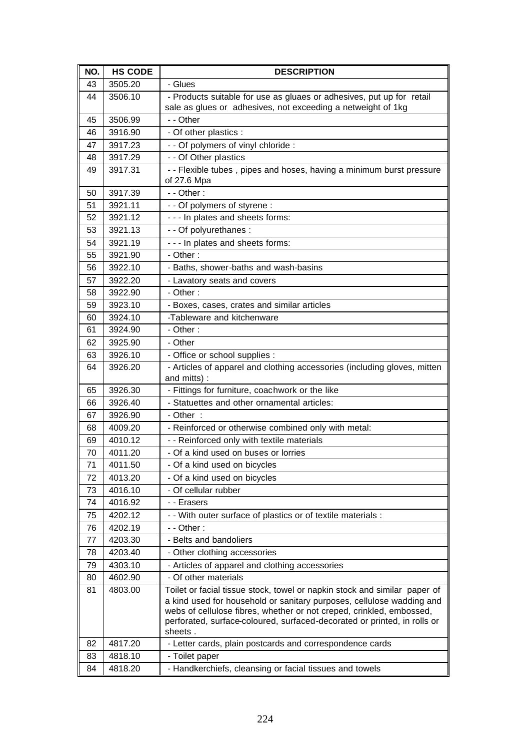| NO. | HS CODE | DESCRIPTION |
|---|---|---|
| 43 | 3505.20 | - Glues |
| 44 | 3506.10 | - Products suitable for use as gluaes or adhesives, put up for retail sale as glues or adhesives, not exceeding a netweight of 1kg |
| 45 | 3506.99 | - - Other |
| 46 | 3916.90 | - Of other plastics : |
| 47 | 3917.23 | - - Of polymers of vinyl chloride : |
| 48 | 3917.29 | - - Of Other plastics |
| 49 | 3917.31 | - - Flexible tubes , pipes and hoses, having a minimum burst pressure of 27.6 Mpa |
| 50 | 3917.39 | - - Other : |
| 51 | 3921.11 | - - Of polymers of styrene : |
| 52 | 3921.12 | - - - In plates and sheets forms: |
| 53 | 3921.13 | - - Of polyurethanes : |
| 54 | 3921.19 | - - - In plates and sheets forms: |
| 55 | 3921.90 | - Other : |
| 56 | 3922.10 | - Baths, shower-baths and wash-basins |
| 57 | 3922.20 | - Lavatory seats and covers |
| 58 | 3922.90 | - Other : |
| 59 | 3923.10 | - Boxes, cases, crates and similar articles |
| 60 | 3924.10 | -Tableware and kitchenware |
| 61 | 3924.90 | - Other : |
| 62 | 3925.90 | - Other |
| 63 | 3926.10 | - Office or school supplies : |
| 64 | 3926.20 | - Articles of apparel and clothing accessories (including gloves, mitten and mitts) : |
| 65 | 3926.30 | - Fittings for furniture, coachwork or the like |
| 66 | 3926.40 | - Statuettes and other ornamental articles: |
| 67 | 3926.90 | - Other : |
| 68 | 4009.20 | - Reinforced or otherwise combined only with metal: |
| 69 | 4010.12 | - - Reinforced only with textile materials |
| 70 | 4011.20 | - Of a kind used on buses or lorries |
| 71 | 4011.50 | - Of a kind used on bicycles |
| 72 | 4013.20 | - Of a kind used on bicycles |
| 73 | 4016.10 | - Of cellular rubber |
| 74 | 4016.92 | - - Erasers |
| 75 | 4202.12 | - - With outer surface of plastics or of textile materials : |
| 76 | 4202.19 | - - Other : |
| 77 | 4203.30 | - Belts and bandoliers |
| 78 | 4203.40 | - Other clothing accessories |
| 79 | 4303.10 | - Articles of apparel and clothing accessories |
| 80 | 4602.90 | - Of other materials |
| 81 | 4803.00 | Toilet or facial tissue stock, towel or napkin stock and similar paper of a kind used for household or sanitary purposes, cellulose wadding and webs of cellulose fibres, whether or not creped, crinkled, embossed, perforated, surface-coloured, surfaced-decorated or printed, in rolls or sheets . |
| 82 | 4817.20 | - Letter cards, plain postcards and correspondence cards |
| 83 | 4818.10 | - Toilet paper |
| 84 | 4818.20 | - Handkerchiefs, cleansing or facial tissues and towels |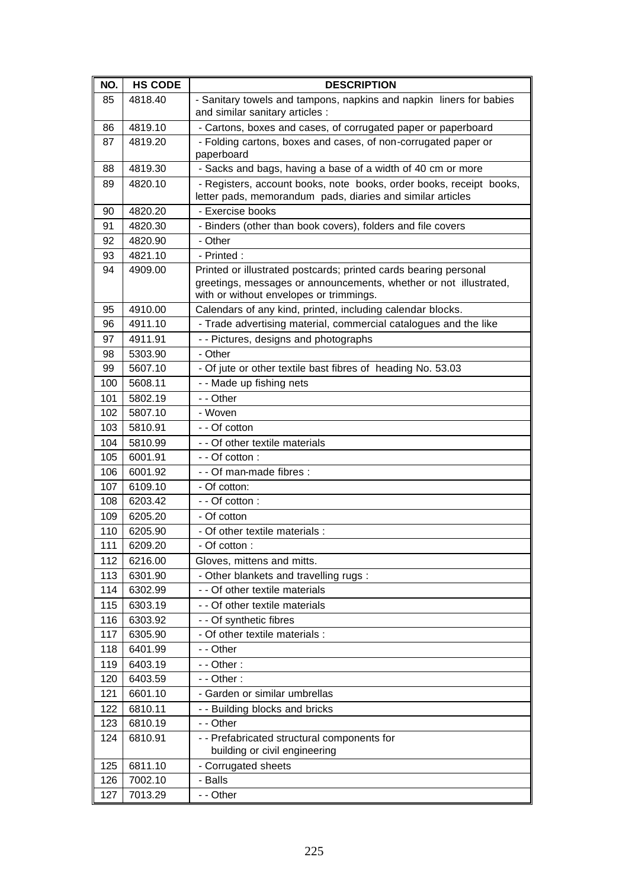| NO. | HS CODE | DESCRIPTION |
|---|---|---|
| 85 | 4818.40 | - Sanitary towels and tampons, napkins and napkin liners for babies and similar sanitary articles : |
| 86 | 4819.10 | - Cartons, boxes and cases, of corrugated paper or paperboard |
| 87 | 4819.20 | - Folding cartons, boxes and cases, of non-corrugated paper or paperboard |
| 88 | 4819.30 | - Sacks and bags, having a base of a width of 40 cm or more |
| 89 | 4820.10 | - Registers, account books, note books, order books, receipt books, letter pads, memorandum pads, diaries and similar articles |
| 90 | 4820.20 | - Exercise books |
| 91 | 4820.30 | - Binders (other than book covers), folders and file covers |
| 92 | 4820.90 | - Other |
| 93 | 4821.10 | - Printed : |
| 94 | 4909.00 | Printed or illustrated postcards; printed cards bearing personal greetings, messages or announcements, whether or not illustrated, with or without envelopes or trimmings. |
| 95 | 4910.00 | Calendars of any kind, printed, including calendar blocks. |
| 96 | 4911.10 | - Trade advertising material, commercial catalogues and the like |
| 97 | 4911.91 | - - Pictures, designs and photographs |
| 98 | 5303.90 | - Other |
| 99 | 5607.10 | - Of jute or other textile bast fibres of heading No. 53.03 |
| 100 | 5608.11 | - - Made up fishing nets |
| 101 | 5802.19 | - - Other |
| 102 | 5807.10 | - Woven |
| 103 | 5810.91 | - - Of cotton |
| 104 | 5810.99 | - - Of other textile materials |
| 105 | 6001.91 | - - Of cotton : |
| 106 | 6001.92 | - - Of man-made fibres : |
| 107 | 6109.10 | - Of cotton: |
| 108 | 6203.42 | - - Of cotton : |
| 109 | 6205.20 | - Of cotton |
| 110 | 6205.90 | - Of other textile materials : |
| 111 | 6209.20 | - Of cotton : |
| 112 | 6216.00 | Gloves, mittens and mitts. |
| 113 | 6301.90 | - Other blankets and travelling rugs : |
| 114 | 6302.99 | - - Of other textile materials |
| 115 | 6303.19 | - - Of other textile materials |
| 116 | 6303.92 | - - Of synthetic fibres |
| 117 | 6305.90 | - Of other textile materials : |
| 118 | 6401.99 | - - Other |
| 119 | 6403.19 | - - Other : |
| 120 | 6403.59 | - - Other : |
| 121 | 6601.10 | - Garden or similar umbrellas |
| 122 | 6810.11 | - - Building blocks and bricks |
| 123 | 6810.19 | - - Other |
| 124 | 6810.91 | - - Prefabricated structural components for building or civil engineering |
| 125 | 6811.10 | - Corrugated sheets |
| 126 | 7002.10 | - Balls |
| 127 | 7013.29 | - - Other |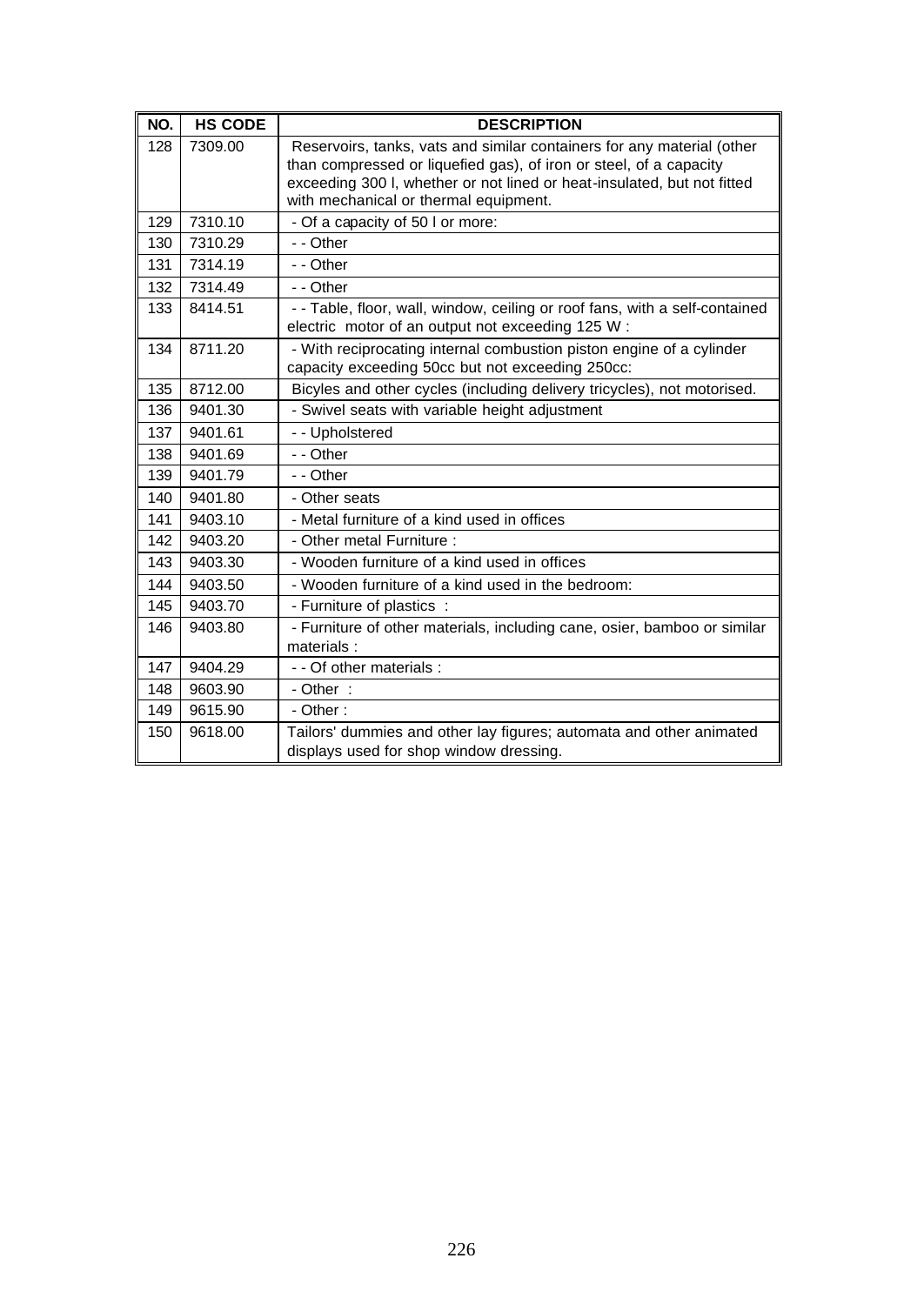| NO. | HS CODE | DESCRIPTION |
|---|---|---|
| 128 | 7309.00 | Reservoirs, tanks, vats and similar containers for any material (other than compressed or liquefied gas), of iron or steel, of a capacity exceeding 300 l, whether or not lined or heat-insulated, but not fitted with mechanical or thermal equipment. |
| 129 | 7310.10 | - Of a capacity of 50 l or more: |
| 130 | 7310.29 | - - Other |
| 131 | 7314.19 | - - Other |
| 132 | 7314.49 | - - Other |
| 133 | 8414.51 | - - Table, floor, wall, window, ceiling or roof fans, with a self-contained electric motor of an output not exceeding 125 W : |
| 134 | 8711.20 | - With reciprocating internal combustion piston engine of a cylinder capacity exceeding 50cc but not exceeding 250cc: |
| 135 | 8712.00 | Bicyles and other cycles (including delivery tricycles), not motorised. |
| 136 | 9401.30 | - Swivel seats with variable height adjustment |
| 137 | 9401.61 | - - Upholstered |
| 138 | 9401.69 | - - Other |
| 139 | 9401.79 | - - Other |
| 140 | 9401.80 | - Other seats |
| 141 | 9403.10 | - Metal furniture of a kind used in offices |
| 142 | 9403.20 | - Other metal Furniture : |
| 143 | 9403.30 | - Wooden furniture of a kind used in offices |
| 144 | 9403.50 | - Wooden furniture of a kind used in the bedroom: |
| 145 | 9403.70 | - Furniture of plastics : |
| 146 | 9403.80 | - Furniture of other materials, including cane, osier, bamboo or similar materials : |
| 147 | 9404.29 | - - Of other materials : |
| 148 | 9603.90 | - Other : |
| 149 | 9615.90 | - Other : |
| 150 | 9618.00 | Tailors' dummies and other lay figures; automata and other animated displays used for shop window dressing. |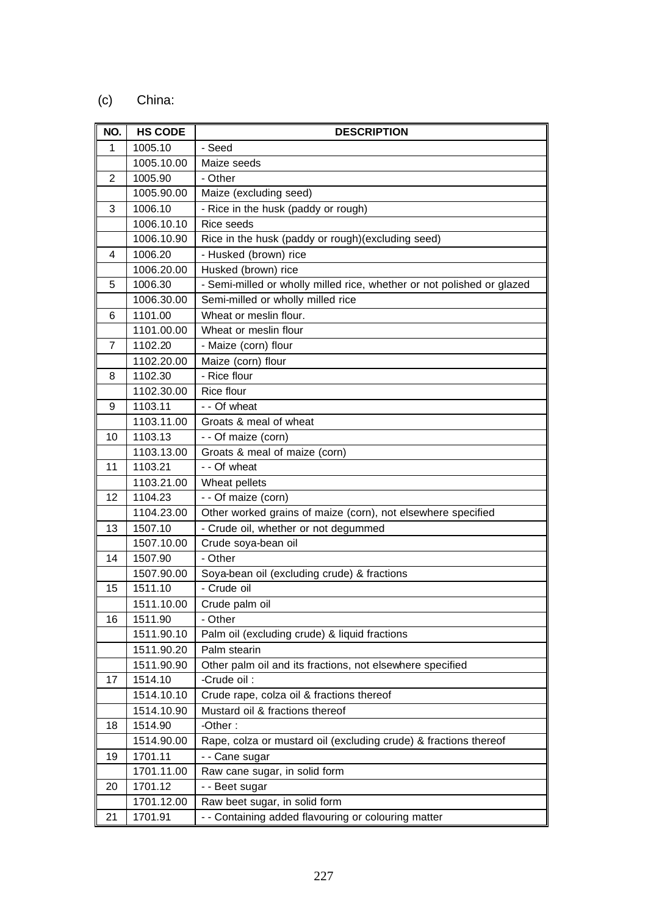(c) China:

| NO. | HS CODE | DESCRIPTION |
|---|---|---|
| 1 | 1005.10 | - Seed |
| | 1005.10.00 | Maize seeds |
| 2 | 1005.90 | - Other |
| | 1005.90.00 | Maize (excluding seed) |
| 3 | 1006.10 | - Rice in the husk (paddy or rough) |
| | 1006.10.10 | Rice seeds |
| | 1006.10.90 | Rice in the husk (paddy or rough)(excluding seed) |
| 4 | 1006.20 | - Husked (brown) rice |
| | 1006.20.00 | Husked (brown) rice |
| 5 | 1006.30 | - Semi-milled or wholly milled rice, whether or not polished or glazed |
| | 1006.30.00 | Semi-milled or wholly milled rice |
| 6 | 1101.00 | Wheat or meslin flour. |
| | 1101.00.00 | Wheat or meslin flour |
| 7 | 1102.20 | - Maize (corn) flour |
| | 1102.20.00 | Maize (corn) flour |
| 8 | 1102.30 | - Rice flour |
| | 1102.30.00 | Rice flour |
| 9 | 1103.11 | - - Of wheat |
| | 1103.11.00 | Groats & meal of wheat |
| 10 | 1103.13 | - - Of maize (corn) |
| | 1103.13.00 | Groats & meal of maize (corn) |
| 11 | 1103.21 | - - Of wheat |
| | 1103.21.00 | Wheat pellets |
| 12 | 1104.23 | - - Of maize (corn) |
| | 1104.23.00 | Other worked grains of maize (corn), not elsewhere specified |
| 13 | 1507.10 | - Crude oil, whether or not degummed |
| | 1507.10.00 | Crude soya-bean oil |
| 14 | 1507.90 | - Other |
| | 1507.90.00 | Soya-bean oil (excluding crude) & fractions |
| 15 | 1511.10 | - Crude oil |
| | 1511.10.00 | Crude palm oil |
| 16 | 1511.90 | - Other |
| | 1511.90.10 | Palm oil (excluding crude) & liquid fractions |
| | 1511.90.20 | Palm stearin |
| | 1511.90.90 | Other palm oil and its fractions, not elsewhere specified |
| 17 | 1514.10 | -Crude oil : |
| | 1514.10.10 | Crude rape, colza oil & fractions thereof |
| | 1514.10.90 | Mustard oil & fractions thereof |
| 18 | 1514.90 | -Other : |
| | 1514.90.00 | Rape, colza or mustard oil (excluding crude) & fractions thereof |
| 19 | 1701.11 | - - Cane sugar |
| | 1701.11.00 | Raw cane sugar, in solid form |
| 20 | 1701.12 | - - Beet sugar |
| | 1701.12.00 | Raw beet sugar, in solid form |
| 21 | 1701.91 | - - Containing added flavouring or colouring matter |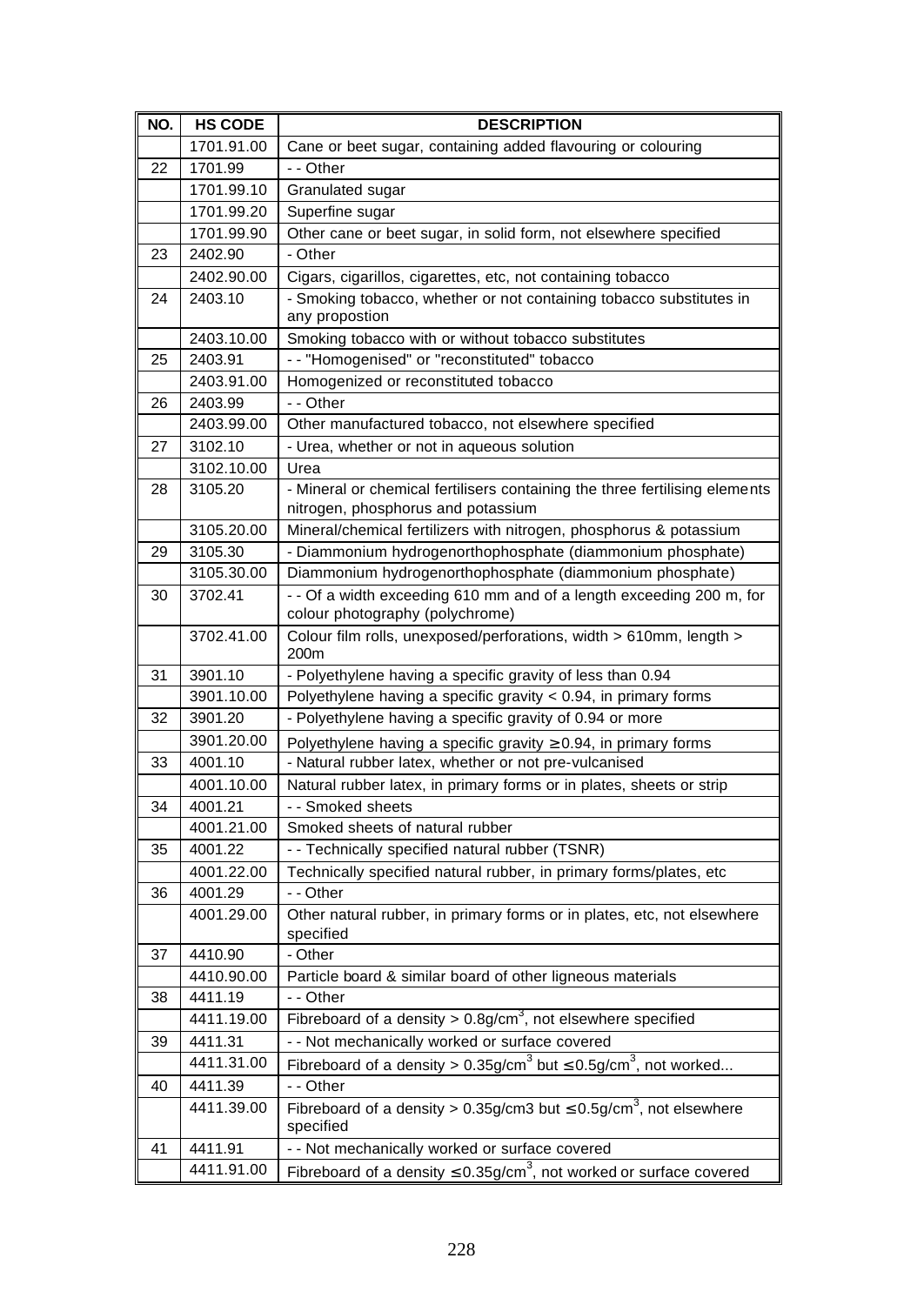| NO. | HS CODE | DESCRIPTION |
|---|---|---|
| | 1701.91.00 | Cane or beet sugar, containing added flavouring or colouring |
| 22 | 1701.99 | - - Other |
| | 1701.99.10 | Granulated sugar |
| | 1701.99.20 | Superfine sugar |
| | 1701.99.90 | Other cane or beet sugar, in solid form, not elsewhere specified |
| 23 | 2402.90 | - Other |
| | 2402.90.00 | Cigars, cigarillos, cigarettes, etc, not containing tobacco |
| 24 | 2403.10 | - Smoking tobacco, whether or not containing tobacco substitutes in any propostion |
| | 2403.10.00 | Smoking tobacco with or without tobacco substitutes |
| 25 | 2403.91 | - - "Homogenised" or "reconstituted" tobacco |
| | 2403.91.00 | Homogenized or reconstituted tobacco |
| 26 | 2403.99 | - - Other |
| | 2403.99.00 | Other manufactured tobacco, not elsewhere specified |
| 27 | 3102.10 | - Urea, whether or not in aqueous solution |
| | 3102.10.00 | Urea |
| 28 | 3105.20 | - Mineral or chemical fertilisers containing the three fertilising elements nitrogen, phosphorus and potassium |
| | 3105.20.00 | Mineral/chemical fertilizers with nitrogen, phosphorus & potassium |
| 29 | 3105.30 | - Diammonium hydrogenorthophosphate (diammonium phosphate) |
| | 3105.30.00 | Diammonium hydrogenorthophosphate (diammonium phosphate) |
| 30 | 3702.41 | - - Of a width exceeding 610 mm and of a length exceeding 200 m, for colour photography (polychrome) |
| | 3702.41.00 | Colour film rolls, unexposed/perforations, width > 610mm, length > 200m |
| 31 | 3901.10 | - Polyethylene having a specific gravity of less than 0.94 |
| | 3901.10.00 | Polyethylene having a specific gravity < 0.94, in primary forms |
| 32 | 3901.20 | - Polyethylene having a specific gravity of 0.94 or more |
| | 3901.20.00 | Polyethylene having a specific gravity ≥ 0.94, in primary forms |
| 33 | 4001.10 | - Natural rubber latex, whether or not pre-vulcanised |
| | 4001.10.00 | Natural rubber latex, in primary forms or in plates, sheets or strip |
| 34 | 4001.21 | - - Smoked sheets |
| | 4001.21.00 | Smoked sheets of natural rubber |
| 35 | 4001.22 | - - Technically specified natural rubber (TSNR) |
| | 4001.22.00 | Technically specified natural rubber, in primary forms/plates, etc |
| 36 | 4001.29 | - - Other |
| | 4001.29.00 | Other natural rubber, in primary forms or in plates, etc, not elsewhere specified |
| 37 | 4410.90 | - Other |
| | 4410.90.00 | Particle board & similar board of other ligneous materials |
| 38 | 4411.19 | - - Other |
| | 4411.19.00 | Fibreboard of a density > 0.8g/cm$^3$, not elsewhere specified |
| 39 | 4411.31 | - - Not mechanically worked or surface covered |
| | 4411.31.00 | Fibreboard of a density > 0.35g/cm$^3$ but ≤ 0.5g/cm$^3$, not worked... |
| 40 | 4411.39 | - - Other |
| | 4411.39.00 | Fibreboard of a density > 0.35g/cm3 but ≤ 0.5g/cm$^3$, not elsewhere specified |
| 41 | 4411.91 | - - Not mechanically worked or surface covered |
| | 4411.91.00 | Fibreboard of a density ≤ 0.35g/cm$^3$, not worked or surface covered |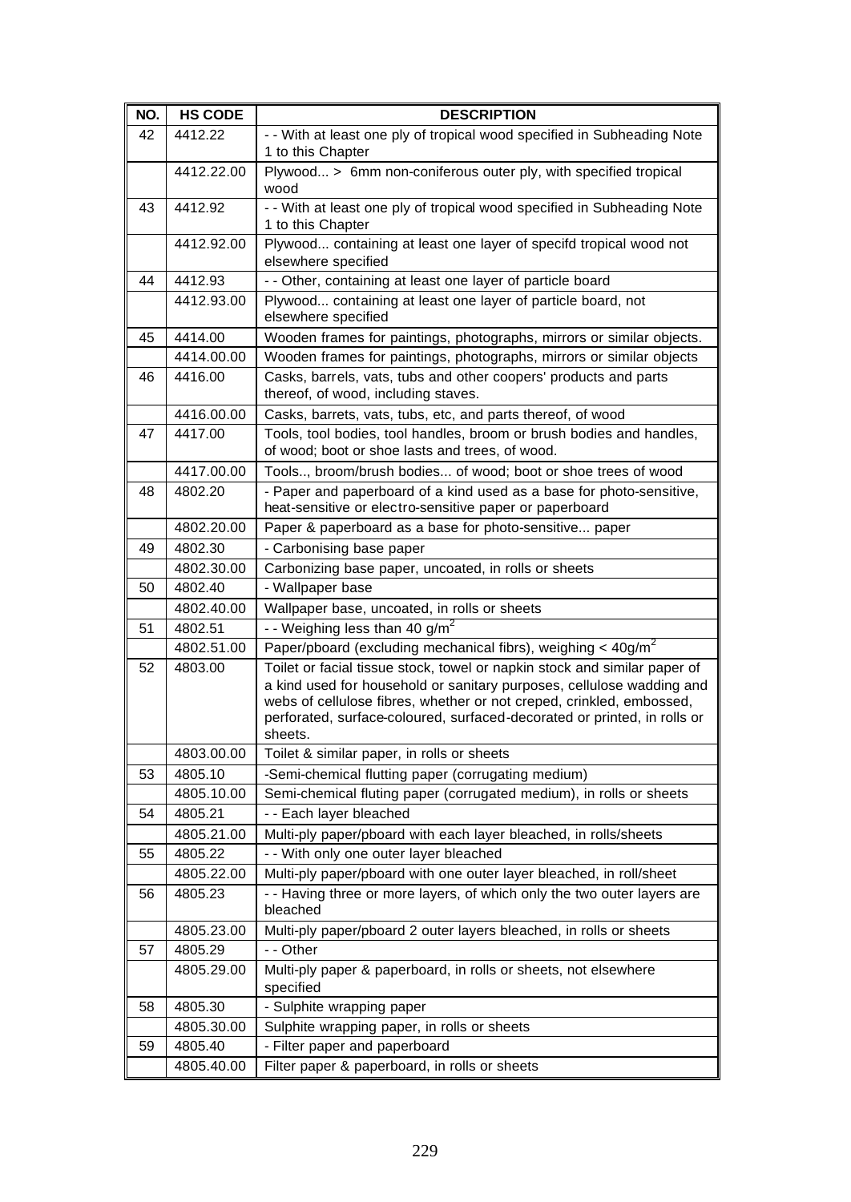| NO. | HS CODE | DESCRIPTION |
|---|---|---|
| 42 | 4412.22 | - - With at least one ply of tropical wood specified in Subheading Note 1 to this Chapter |
| | 4412.22.00 | Plywood... > 6mm non-coniferous outer ply, with specified tropical wood |
| 43 | 4412.92 | - - With at least one ply of tropical wood specified in Subheading Note 1 to this Chapter |
| | 4412.92.00 | Plywood... containing at least one layer of specifd tropical wood not elsewhere specified |
| 44 | 4412.93 | - - Other, containing at least one layer of particle board |
| | 4412.93.00 | Plywood... containing at least one layer of particle board, not elsewhere specified |
| 45 | 4414.00 | Wooden frames for paintings, photographs, mirrors or similar objects. |
| | 4414.00.00 | Wooden frames for paintings, photographs, mirrors or similar objects |
| 46 | 4416.00 | Casks, barrels, vats, tubs and other coopers' products and parts thereof, of wood, including staves. |
| | 4416.00.00 | Casks, barrets, vats, tubs, etc, and parts thereof, of wood |
| 47 | 4417.00 | Tools, tool bodies, tool handles, broom or brush bodies and handles, of wood; boot or shoe lasts and trees, of wood. |
| | 4417.00.00 | Tools.., broom/brush bodies... of wood; boot or shoe trees of wood |
| 48 | 4802.20 | - Paper and paperboard of a kind used as a base for photo-sensitive, heat-sensitive or electro-sensitive paper or paperboard |
| | 4802.20.00 | Paper & paperboard as a base for photo-sensitive... paper |
| 49 | 4802.30 | - Carbonising base paper |
| | 4802.30.00 | Carbonizing base paper, uncoated, in rolls or sheets |
| 50 | 4802.40 | - Wallpaper base |
| | 4802.40.00 | Wallpaper base, uncoated, in rolls or sheets |
| 51 | 4802.51 | - - Weighing less than 40 $g/m^2$ |
| | 4802.51.00 | Paper/pboard (excluding mechanical fibrs), weighing < $40g/m^2$ |
| 52 | 4803.00 | Toilet or facial tissue stock, towel or napkin stock and similar paper of a kind used for household or sanitary purposes, cellulose wadding and webs of cellulose fibres, whether or not creped, crinkled, embossed, perforated, surface-coloured, surfaced-decorated or printed, in rolls or sheets. |
| | 4803.00.00 | Toilet & similar paper, in rolls or sheets |
| 53 | 4805.10 | -Semi-chemical flutting paper (corrugating medium) |
| | 4805.10.00 | Semi-chemical fluting paper (corrugated medium), in rolls or sheets |
| 54 | 4805.21 | - - Each layer bleached |
| | 4805.21.00 | Multi-ply paper/pboard with each layer bleached, in rolls/sheets |
| 55 | 4805.22 | - - With only one outer layer bleached |
| | 4805.22.00 | Multi-ply paper/pboard with one outer layer bleached, in roll/sheet |
| 56 | 4805.23 | - - Having three or more layers, of which only the two outer layers are bleached |
| | 4805.23.00 | Multi-ply paper/pboard 2 outer layers bleached, in rolls or sheets |
| 57 | 4805.29 | - - Other |
| | 4805.29.00 | Multi-ply paper & paperboard, in rolls or sheets, not elsewhere specified |
| 58 | 4805.30 | - Sulphite wrapping paper |
| | 4805.30.00 | Sulphite wrapping paper, in rolls or sheets |
| 59 | 4805.40 | - Filter paper and paperboard |
| | 4805.40.00 | Filter paper & paperboard, in rolls or sheets |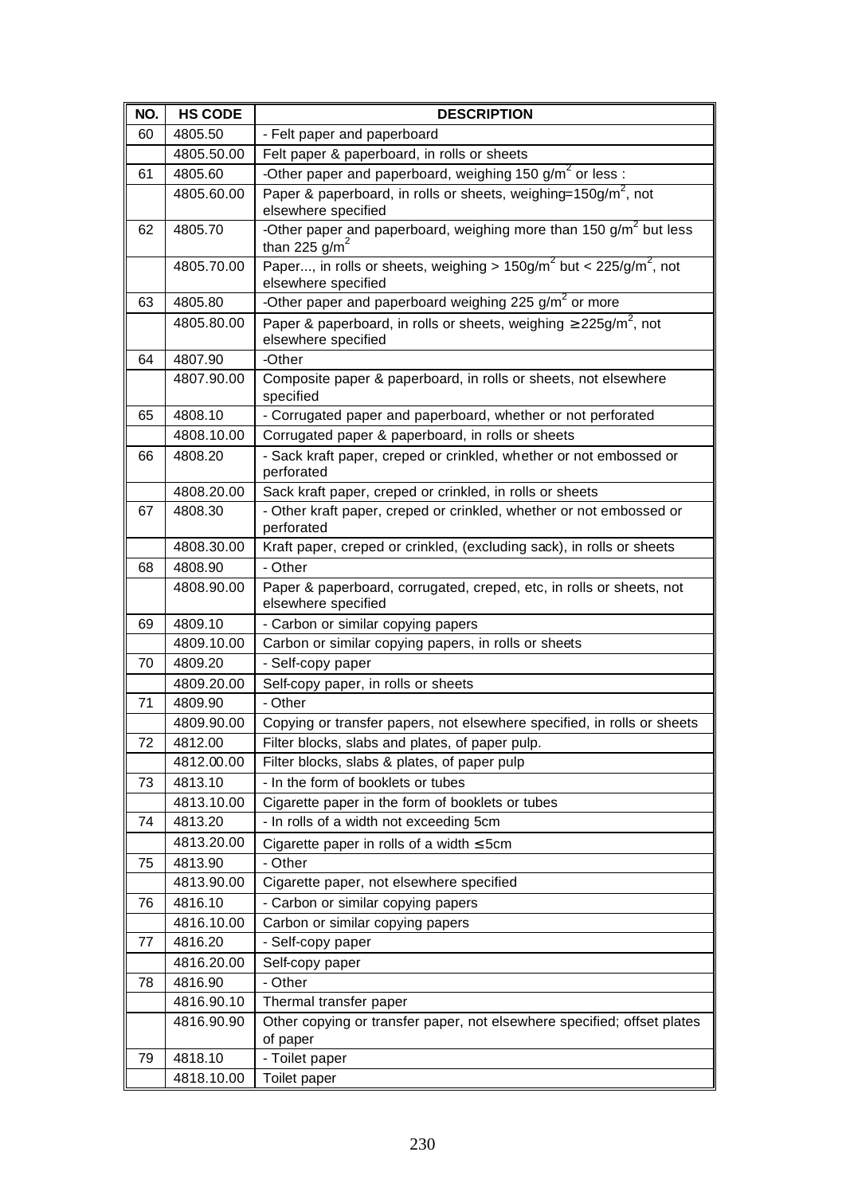| NO. | HS CODE | DESCRIPTION |
|---|---|---|
| 60 | 4805.50 | - Felt paper and paperboard |
| | 4805.50.00 | Felt paper & paperboard, in rolls or sheets |
| 61 | 4805.60 | -Other paper and paperboard, weighing 150 $g/m^2$ or less : |
| | 4805.60.00 | Paper & paperboard, in rolls or sheets, weighing=150$g/m^2$, not elsewhere specified |
| 62 | 4805.70 | -Other paper and paperboard, weighing more than 150 $g/m^2$ but less than 225 $g/m^2$ |
| | 4805.70.00 | Paper..., in rolls or sheets, weighing > 150$g/m^2$ but < 225/$g/m^2$, not elsewhere specified |
| 63 | 4805.80 | -Other paper and paperboard weighing 225 $g/m^2$ or more |
| | 4805.80.00 | Paper & paperboard, in rolls or sheets, weighing ≥ 225$g/m^2$, not elsewhere specified |
| 64 | 4807.90 | -Other |
| | 4807.90.00 | Composite paper & paperboard, in rolls or sheets, not elsewhere specified |
| 65 | 4808.10 | - Corrugated paper and paperboard, whether or not perforated |
| | 4808.10.00 | Corrugated paper & paperboard, in rolls or sheets |
| 66 | 4808.20 | - Sack kraft paper, creped or crinkled, whether or not embossed or perforated |
| | 4808.20.00 | Sack kraft paper, creped or crinkled, in rolls or sheets |
| 67 | 4808.30 | - Other kraft paper, creped or crinkled, whether or not embossed or perforated |
| | 4808.30.00 | Kraft paper, creped or crinkled, (excluding sack), in rolls or sheets |
| 68 | 4808.90 | - Other |
| | 4808.90.00 | Paper & paperboard, corrugated, creped, etc, in rolls or sheets, not elsewhere specified |
| 69 | 4809.10 | - Carbon or similar copying papers |
| | 4809.10.00 | Carbon or similar copying papers, in rolls or sheets |
| 70 | 4809.20 | - Self-copy paper |
| | 4809.20.00 | Self-copy paper, in rolls or sheets |
| 71 | 4809.90 | - Other |
| | 4809.90.00 | Copying or transfer papers, not elsewhere specified, in rolls or sheets |
| 72 | 4812.00 | Filter blocks, slabs and plates, of paper pulp. |
| | 4812.00.00 | Filter blocks, slabs & plates, of paper pulp |
| 73 | 4813.10 | - In the form of booklets or tubes |
| | 4813.10.00 | Cigarette paper in the form of booklets or tubes |
| 74 | 4813.20 | - In rolls of a width not exceeding 5cm |
| | 4813.20.00 | Cigarette paper in rolls of a width ≤ 5cm |
| 75 | 4813.90 | - Other |
| | 4813.90.00 | Cigarette paper, not elsewhere specified |
| 76 | 4816.10 | - Carbon or similar copying papers |
| | 4816.10.00 | Carbon or similar copying papers |
| 77 | 4816.20 | - Self-copy paper |
| | 4816.20.00 | Self-copy paper |
| 78 | 4816.90 | - Other |
| | 4816.90.10 | Thermal transfer paper |
| | 4816.90.90 | Other copying or transfer paper, not elsewhere specified; offset plates of paper |
| 79 | 4818.10 | - Toilet paper |
| | 4818.10.00 | Toilet paper |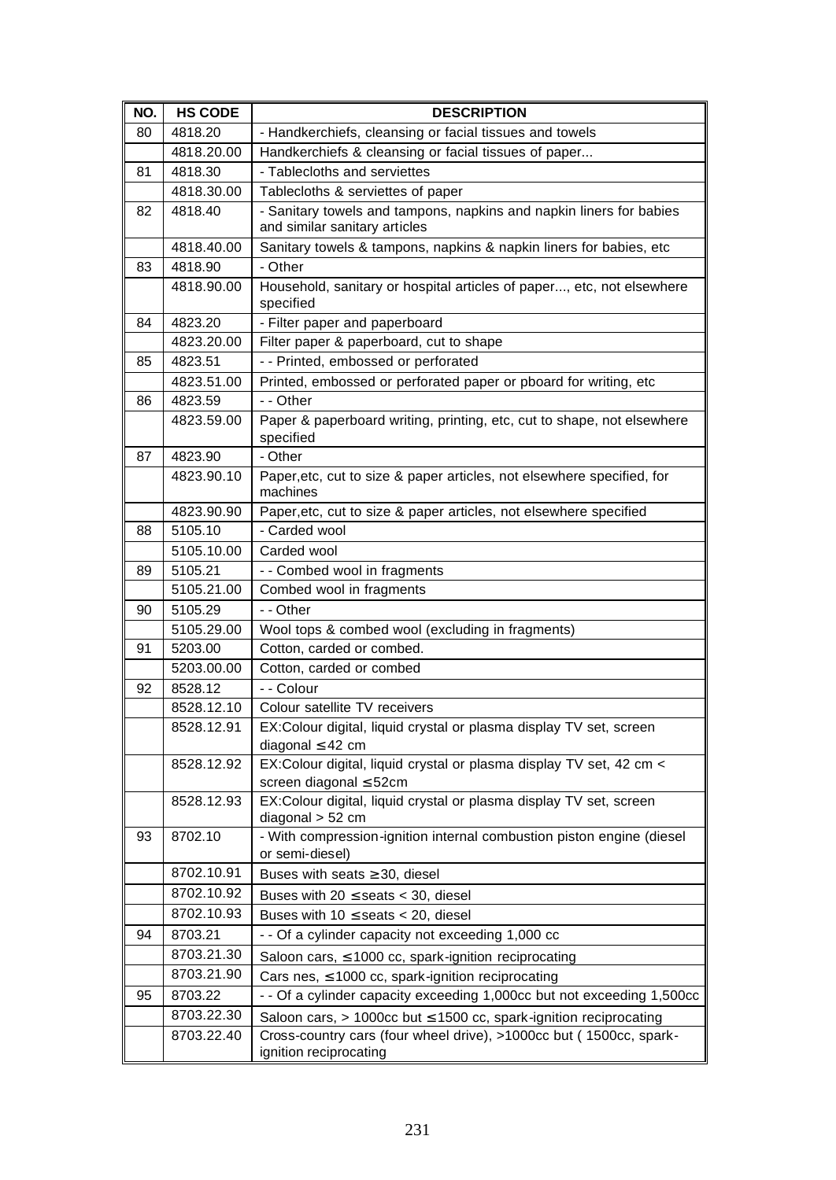| NO. | HS CODE | DESCRIPTION |
|---|---|---|
| 80 | 4818.20 | - Handkerchiefs, cleansing or facial tissues and towels |
| | 4818.20.00 | Handkerchiefs & cleansing or facial tissues of paper... |
| 81 | 4818.30 | - Tablecloths and serviettes |
| | 4818.30.00 | Tablecloths & serviettes of paper |
| 82 | 4818.40 | - Sanitary towels and tampons, napkins and napkin liners for babies and similar sanitary articles |
| | 4818.40.00 | Sanitary towels & tampons, napkins & napkin liners for babies, etc |
| 83 | 4818.90 | - Other |
| | 4818.90.00 | Household, sanitary or hospital articles of paper..., etc, not elsewhere specified |
| 84 | 4823.20 | - Filter paper and paperboard |
| | 4823.20.00 | Filter paper & paperboard, cut to shape |
| 85 | 4823.51 | - - Printed, embossed or perforated |
| | 4823.51.00 | Printed, embossed or perforated paper or pboard for writing, etc |
| 86 | 4823.59 | - - Other |
| | 4823.59.00 | Paper & paperboard writing, printing, etc, cut to shape, not elsewhere specified |
| 87 | 4823.90 | - Other |
| | 4823.90.10 | Paper,etc, cut to size & paper articles, not elsewhere specified, for machines |
| | 4823.90.90 | Paper,etc, cut to size & paper articles, not elsewhere specified |
| 88 | 5105.10 | - Carded wool |
| | 5105.10.00 | Carded wool |
| 89 | 5105.21 | - - Combed wool in fragments |
| | 5105.21.00 | Combed wool in fragments |
| 90 | 5105.29 | - - Other |
| | 5105.29.00 | Wool tops & combed wool (excluding in fragments) |
| 91 | 5203.00 | Cotton, carded or combed. |
| | 5203.00.00 | Cotton, carded or combed |
| 92 | 8528.12 | - - Colour |
| | 8528.12.10 | Colour satellite TV receivers |
| | 8528.12.91 | EX:Colour digital, liquid crystal or plasma display TV set, screen diagonal ≤ 42 cm |
| | 8528.12.92 | EX:Colour digital, liquid crystal or plasma display TV set, 42 cm < screen diagonal ≤ 52cm |
| | 8528.12.93 | EX:Colour digital, liquid crystal or plasma display TV set, screen diagonal > 52 cm |
| 93 | 8702.10 | - With compression-ignition internal combustion piston engine (diesel or semi-diesel) |
| | 8702.10.91 | Buses with seats ≥ 30, diesel |
| | 8702.10.92 | Buses with 20 ≤ seats < 30, diesel |
| | 8702.10.93 | Buses with 10 ≤ seats < 20, diesel |
| 94 | 8703.21 | - - Of a cylinder capacity not exceeding 1,000 cc |
| | 8703.21.30 | Saloon cars, ≤ 1000 cc, spark-ignition reciprocating |
| | 8703.21.90 | Cars nes, ≤ 1000 cc, spark-ignition reciprocating |
| 95 | 8703.22 | - - Of a cylinder capacity exceeding 1,000cc but not exceeding 1,500cc |
| | 8703.22.30 | Saloon cars, > 1000cc but ≤ 1500 cc, spark-ignition reciprocating |
| | 8703.22.40 | Cross-country cars (four wheel drive), >1000cc but ( 1500cc, spark-ignition reciprocating |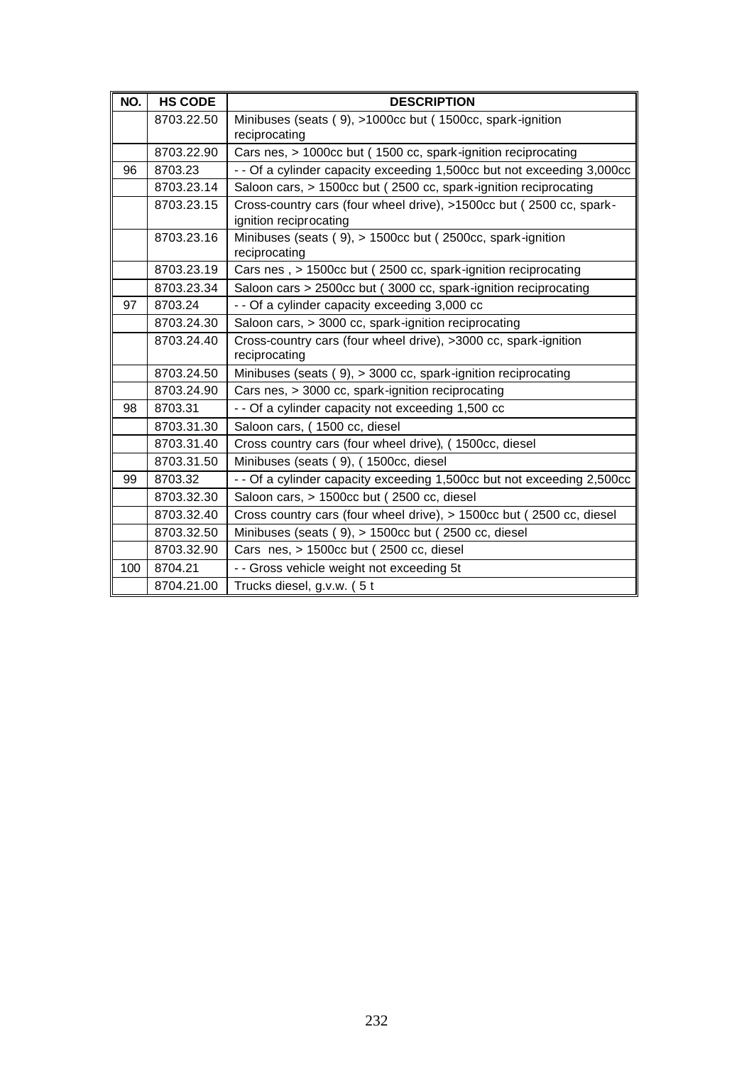| NO. | HS CODE | DESCRIPTION |
|---|---|---|
| | 8703.22.50 | Minibuses (seats ( 9), >1000cc but ( 1500cc, spark-ignition reciprocating |
| | 8703.22.90 | Cars nes, > 1000cc but ( 1500 cc, spark-ignition reciprocating |
| 96 | 8703.23 | - - Of a cylinder capacity exceeding 1,500cc but not exceeding 3,000cc |
| | 8703.23.14 | Saloon cars, > 1500cc but ( 2500 cc, spark-ignition reciprocating |
| | 8703.23.15 | Cross-country cars (four wheel drive), >1500cc but ( 2500 cc, spark-ignition reciprocating |
| | 8703.23.16 | Minibuses (seats ( 9), > 1500cc but ( 2500cc, spark-ignition reciprocating |
| | 8703.23.19 | Cars nes , > 1500cc but ( 2500 cc, spark-ignition reciprocating |
| | 8703.23.34 | Saloon cars > 2500cc but ( 3000 cc, spark-ignition reciprocating |
| 97 | 8703.24 | - - Of a cylinder capacity exceeding 3,000 cc |
| | 8703.24.30 | Saloon cars, > 3000 cc, spark-ignition reciprocating |
| | 8703.24.40 | Cross-country cars (four wheel drive), >3000 cc, spark-ignition reciprocating |
| | 8703.24.50 | Minibuses (seats ( 9), > 3000 cc, spark-ignition reciprocating |
| | 8703.24.90 | Cars nes, > 3000 cc, spark-ignition reciprocating |
| 98 | 8703.31 | - - Of a cylinder capacity not exceeding 1,500 cc |
| | 8703.31.30 | Saloon cars, ( 1500 cc, diesel |
| | 8703.31.40 | Cross country cars (four wheel drive), ( 1500cc, diesel |
| | 8703.31.50 | Minibuses (seats ( 9), ( 1500cc, diesel |
| 99 | 8703.32 | - - Of a cylinder capacity exceeding 1,500cc but not exceeding 2,500cc |
| | 8703.32.30 | Saloon cars, > 1500cc but ( 2500 cc, diesel |
| | 8703.32.40 | Cross country cars (four wheel drive), > 1500cc but ( 2500 cc, diesel |
| | 8703.32.50 | Minibuses (seats ( 9), > 1500cc but ( 2500 cc, diesel |
| | 8703.32.90 | Cars nes, > 1500cc but ( 2500 cc, diesel |
| 100 | 8704.21 | - - Gross vehicle weight not exceeding 5t |
| | 8704.21.00 | Trucks diesel, g.v.w. ( 5 t |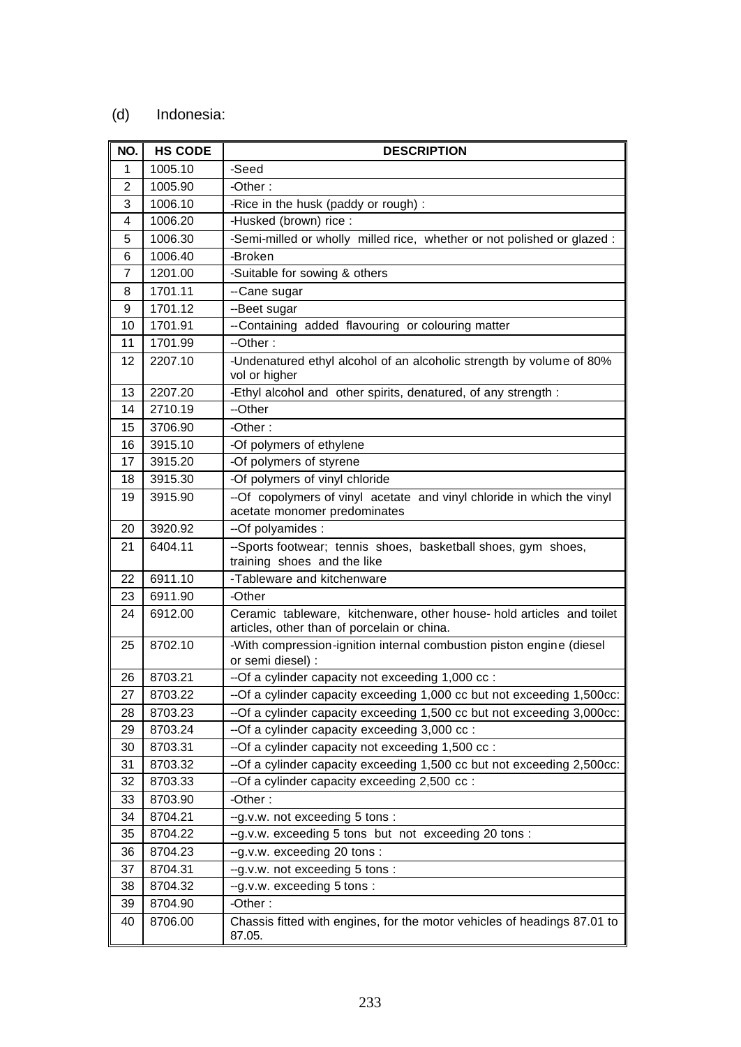(d) Indonesia:

| NO. | HS CODE | DESCRIPTION |
|---|---|---|
| 1 | 1005.10 | -Seed |
| 2 | 1005.90 | -Other : |
| 3 | 1006.10 | -Rice in the husk (paddy or rough) : |
| 4 | 1006.20 | -Husked (brown) rice : |
| 5 | 1006.30 | -Semi-milled or wholly milled rice, whether or not polished or glazed : |
| 6 | 1006.40 | -Broken |
| 7 | 1201.00 | -Suitable for sowing & others |
| 8 | 1701.11 | --Cane sugar |
| 9 | 1701.12 | --Beet sugar |
| 10 | 1701.91 | --Containing added flavouring or colouring matter |
| 11 | 1701.99 | --Other : |
| 12 | 2207.10 | -Undenatured ethyl alcohol of an alcoholic strength by volume of 80% vol or higher |
| 13 | 2207.20 | -Ethyl alcohol and other spirits, denatured, of any strength : |
| 14 | 2710.19 | --Other |
| 15 | 3706.90 | -Other : |
| 16 | 3915.10 | -Of polymers of ethylene |
| 17 | 3915.20 | -Of polymers of styrene |
| 18 | 3915.30 | -Of polymers of vinyl chloride |
| 19 | 3915.90 | --Of copolymers of vinyl acetate and vinyl chloride in which the vinyl acetate monomer predominates |
| 20 | 3920.92 | --Of polyamides : |
| 21 | 6404.11 | --Sports footwear; tennis shoes, basketball shoes, gym shoes, training shoes and the like |
| 22 | 6911.10 | -Tableware and kitchenware |
| 23 | 6911.90 | -Other |
| 24 | 6912.00 | Ceramic tableware, kitchenware, other house- hold articles and toilet articles, other than of porcelain or china. |
| 25 | 8702.10 | -With compression-ignition internal combustion piston engine (diesel or semi diesel) : |
| 26 | 8703.21 | --Of a cylinder capacity not exceeding 1,000 cc : |
| 27 | 8703.22 | --Of a cylinder capacity exceeding 1,000 cc but not exceeding 1,500cc: |
| 28 | 8703.23 | --Of a cylinder capacity exceeding 1,500 cc but not exceeding 3,000cc: |
| 29 | 8703.24 | --Of a cylinder capacity exceeding 3,000 cc : |
| 30 | 8703.31 | --Of a cylinder capacity not exceeding 1,500 cc : |
| 31 | 8703.32 | --Of a cylinder capacity exceeding 1,500 cc but not exceeding 2,500cc: |
| 32 | 8703.33 | --Of a cylinder capacity exceeding 2,500 cc : |
| 33 | 8703.90 | -Other : |
| 34 | 8704.21 | --g.v.w. not exceeding 5 tons : |
| 35 | 8704.22 | --g.v.w. exceeding 5 tons but not exceeding 20 tons : |
| 36 | 8704.23 | --g.v.w. exceeding 20 tons : |
| 37 | 8704.31 | --g.v.w. not exceeding 5 tons : |
| 38 | 8704.32 | --g.v.w. exceeding 5 tons : |
| 39 | 8704.90 | -Other : |
| 40 | 8706.00 | Chassis fitted with engines, for the motor vehicles of headings 87.01 to 87.05. |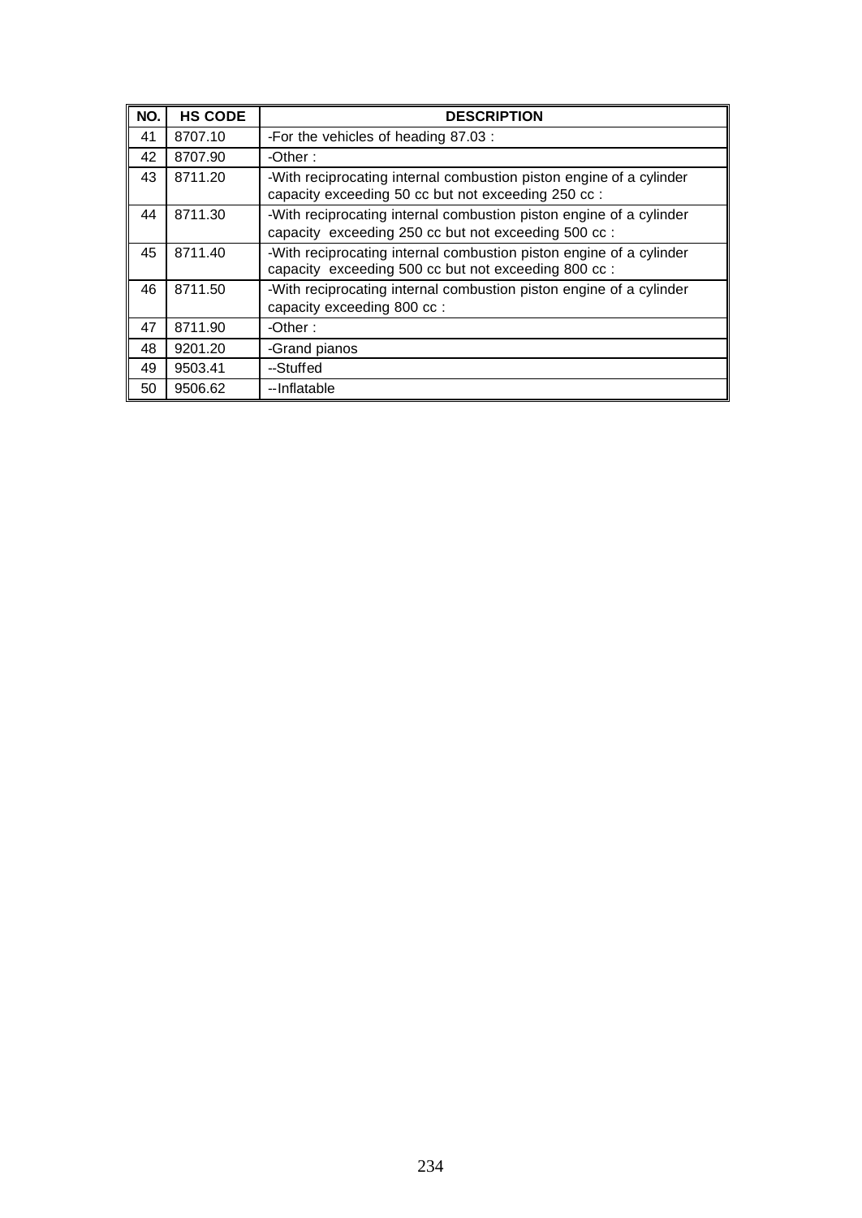| NO. | HS CODE | DESCRIPTION |
|---|---|---|
| 41 | 8707.10 | -For the vehicles of heading 87.03 : |
| 42 | 8707.90 | -Other : |
| 43 | 8711.20 | -With reciprocating internal combustion piston engine of a cylinder capacity exceeding 50 cc but not exceeding 250 cc : |
| 44 | 8711.30 | -With reciprocating internal combustion piston engine of a cylinder capacity exceeding 250 cc but not exceeding 500 cc : |
| 45 | 8711.40 | -With reciprocating internal combustion piston engine of a cylinder capacity exceeding 500 cc but not exceeding 800 cc : |
| 46 | 8711.50 | -With reciprocating internal combustion piston engine of a cylinder capacity exceeding 800 cc : |
| 47 | 8711.90 | -Other : |
| 48 | 9201.20 | -Grand pianos |
| 49 | 9503.41 | --Stuffed |
| 50 | 9506.62 | --Inflatable |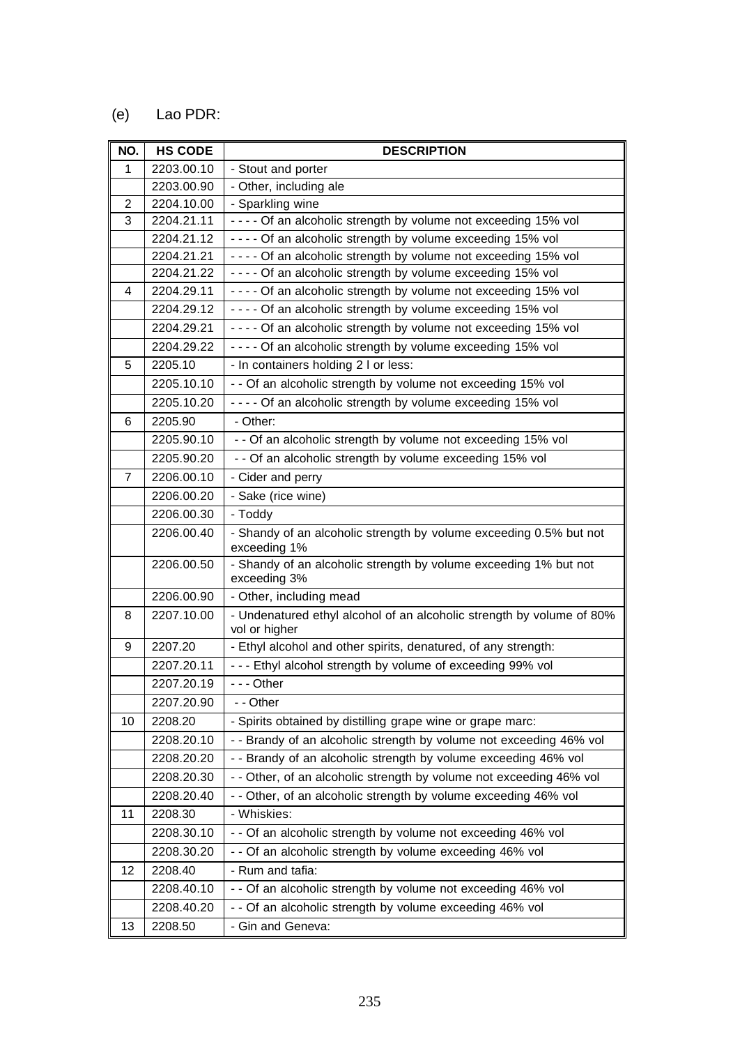(e) Lao PDR:

| NO. | HS CODE | DESCRIPTION |
|---|---|---|
| 1 | 2203.00.10 | - Stout and porter |
| | 2203.00.90 | - Other, including ale |
| 2 | 2204.10.00 | - Sparkling wine |
| 3 | 2204.21.11 | - - - - Of an alcoholic strength by volume not exceeding 15% vol |
| | 2204.21.12 | - - - - Of an alcoholic strength by volume exceeding 15% vol |
| | 2204.21.21 | - - - - Of an alcoholic strength by volume not exceeding 15% vol |
| | 2204.21.22 | - - - - Of an alcoholic strength by volume exceeding 15% vol |
| 4 | 2204.29.11 | - - - - Of an alcoholic strength by volume not exceeding 15% vol |
| | 2204.29.12 | - - - - Of an alcoholic strength by volume exceeding 15% vol |
| | 2204.29.21 | - - - - Of an alcoholic strength by volume not exceeding 15% vol |
| | 2204.29.22 | - - - - Of an alcoholic strength by volume exceeding 15% vol |
| 5 | 2205.10 | - In containers holding 2 l or less: |
| | 2205.10.10 | - - Of an alcoholic strength by volume not exceeding 15% vol |
| | 2205.10.20 | - - - - Of an alcoholic strength by volume exceeding 15% vol |
| 6 | 2205.90 | - Other: |
| | 2205.90.10 | - - Of an alcoholic strength by volume not exceeding 15% vol |
| | 2205.90.20 | - - Of an alcoholic strength by volume exceeding 15% vol |
| 7 | 2206.00.10 | - Cider and perry |
| | 2206.00.20 | - Sake (rice wine) |
| | 2206.00.30 | - Toddy |
| | 2206.00.40 | - Shandy of an alcoholic strength by volume exceeding 0.5% but not exceeding 1% |
| | 2206.00.50 | - Shandy of an alcoholic strength by volume exceeding 1% but not exceeding 3% |
| | 2206.00.90 | - Other, including mead |
| 8 | 2207.10.00 | - Undenatured ethyl alcohol of an alcoholic strength by volume of 80% vol or higher |
| 9 | 2207.20 | - Ethyl alcohol and other spirits, denatured, of any strength: |
| | 2207.20.11 | - - - Ethyl alcohol strength by volume of exceeding 99% vol |
| | 2207.20.19 | - - - Other |
| | 2207.20.90 | - - Other |
| 10 | 2208.20 | - Spirits obtained by distilling grape wine or grape marc: |
| | 2208.20.10 | - - Brandy of an alcoholic strength by volume not exceeding 46% vol |
| | 2208.20.20 | - - Brandy of an alcoholic strength by volume exceeding 46% vol |
| | 2208.20.30 | - - Other, of an alcoholic strength by volume not exceeding 46% vol |
| | 2208.20.40 | - - Other, of an alcoholic strength by volume exceeding 46% vol |
| 11 | 2208.30 | - Whiskies: |
| | 2208.30.10 | - - Of an alcoholic strength by volume not exceeding 46% vol |
| | 2208.30.20 | - - Of an alcoholic strength by volume exceeding 46% vol |
| 12 | 2208.40 | - Rum and tafia: |
| | 2208.40.10 | - - Of an alcoholic strength by volume not exceeding 46% vol |
| | 2208.40.20 | - - Of an alcoholic strength by volume exceeding 46% vol |
| 13 | 2208.50 | - Gin and Geneva: |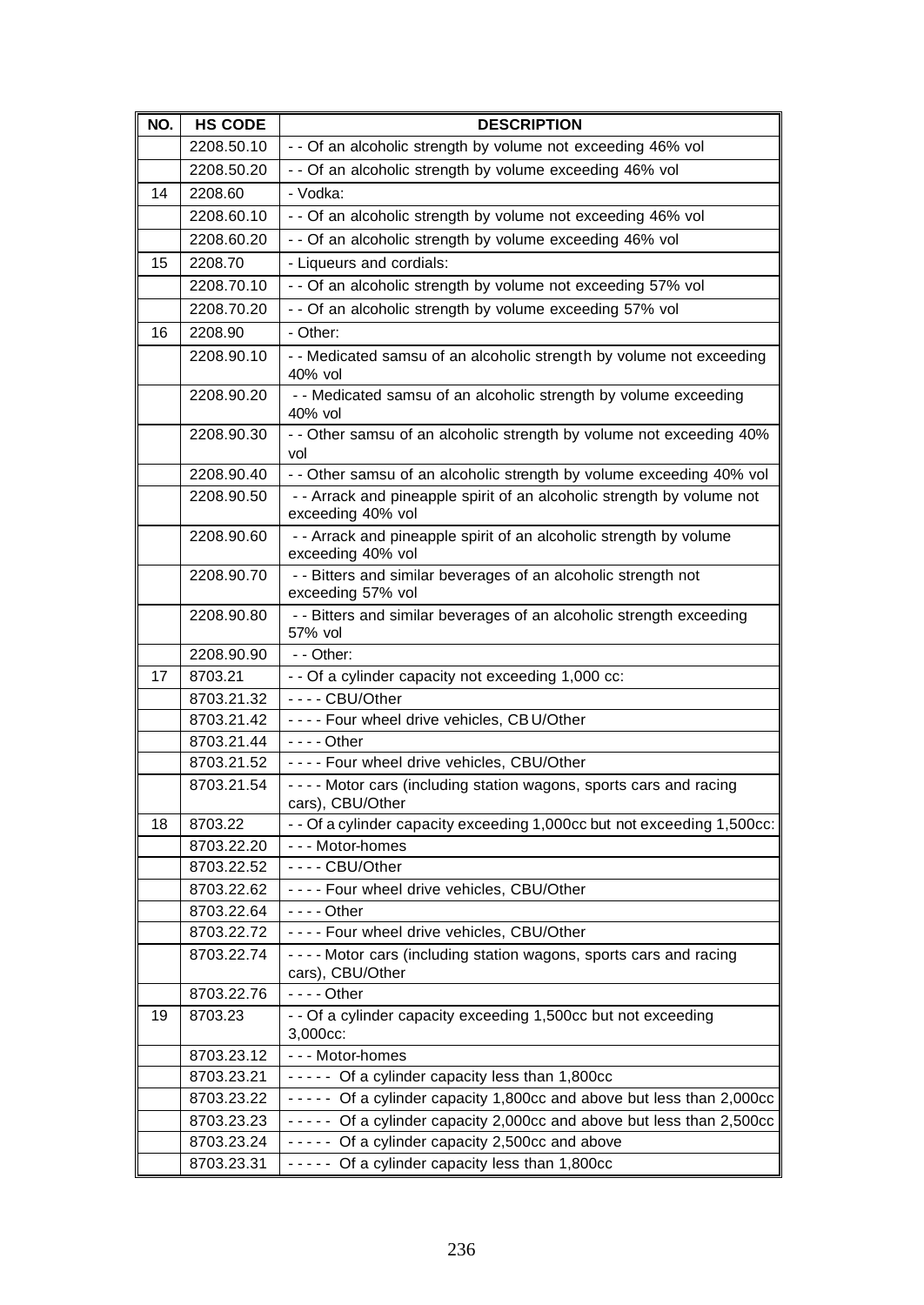| NO. | HS CODE | DESCRIPTION |
|---|---|---|
| | 2208.50.10 | - - Of an alcoholic strength by volume not exceeding 46% vol |
| | 2208.50.20 | - - Of an alcoholic strength by volume exceeding 46% vol |
| 14 | 2208.60 | - Vodka: |
| | 2208.60.10 | - - Of an alcoholic strength by volume not exceeding 46% vol |
| | 2208.60.20 | - - Of an alcoholic strength by volume exceeding 46% vol |
| 15 | 2208.70 | - Liqueurs and cordials: |
| | 2208.70.10 | - - Of an alcoholic strength by volume not exceeding 57% vol |
| | 2208.70.20 | - - Of an alcoholic strength by volume exceeding 57% vol |
| 16 | 2208.90 | - Other: |
| | 2208.90.10 | - - Medicated samsu of an alcoholic strength by volume not exceeding 40% vol |
| | 2208.90.20 | - - Medicated samsu of an alcoholic strength by volume exceeding 40% vol |
| | 2208.90.30 | - - Other samsu of an alcoholic strength by volume not exceeding 40% vol |
| | 2208.90.40 | - - Other samsu of an alcoholic strength by volume exceeding 40% vol |
| | 2208.90.50 | - - Arrack and pineapple spirit of an alcoholic strength by volume not exceeding 40% vol |
| | 2208.90.60 | - - Arrack and pineapple spirit of an alcoholic strength by volume exceeding 40% vol |
| | 2208.90.70 | - - Bitters and similar beverages of an alcoholic strength not exceeding 57% vol |
| | 2208.90.80 | - - Bitters and similar beverages of an alcoholic strength exceeding 57% vol |
| | 2208.90.90 | - - Other: |
| 17 | 8703.21 | - - Of a cylinder capacity not exceeding 1,000 cc: |
| | 8703.21.32 | - - - - CBU/Other |
| | 8703.21.42 | - - - - Four wheel drive vehicles, CB U/Other |
| | 8703.21.44 | - - - - Other |
| | 8703.21.52 | - - - - Four wheel drive vehicles, CBU/Other |
| | 8703.21.54 | - - - - Motor cars (including station wagons, sports cars and racing cars), CBU/Other |
| 18 | 8703.22 | - - Of a cylinder capacity exceeding 1,000cc but not exceeding 1,500cc: |
| | 8703.22.20 | - - - Motor-homes |
| | 8703.22.52 | - - - - CBU/Other |
| | 8703.22.62 | - - - - Four wheel drive vehicles, CBU/Other |
| | 8703.22.64 | - - - - Other |
| | 8703.22.72 | - - - - Four wheel drive vehicles, CBU/Other |
| | 8703.22.74 | - - - - Motor cars (including station wagons, sports cars and racing cars), CBU/Other |
| | 8703.22.76 | - - - - Other |
| 19 | 8703.23 | - - Of a cylinder capacity exceeding 1,500cc but not exceeding 3,000cc: |
| | 8703.23.12 | - - - Motor-homes |
| | 8703.23.21 | - - - - - Of a cylinder capacity less than 1,800cc |
| | 8703.23.22 | - - - - - Of a cylinder capacity 1,800cc and above but less than 2,000cc |
| | 8703.23.23 | - - - - - Of a cylinder capacity 2,000cc and above but less than 2,500cc |
| | 8703.23.24 | - - - - - Of a cylinder capacity 2,500cc and above |
| | 8703.23.31 | - - - - - Of a cylinder capacity less than 1,800cc |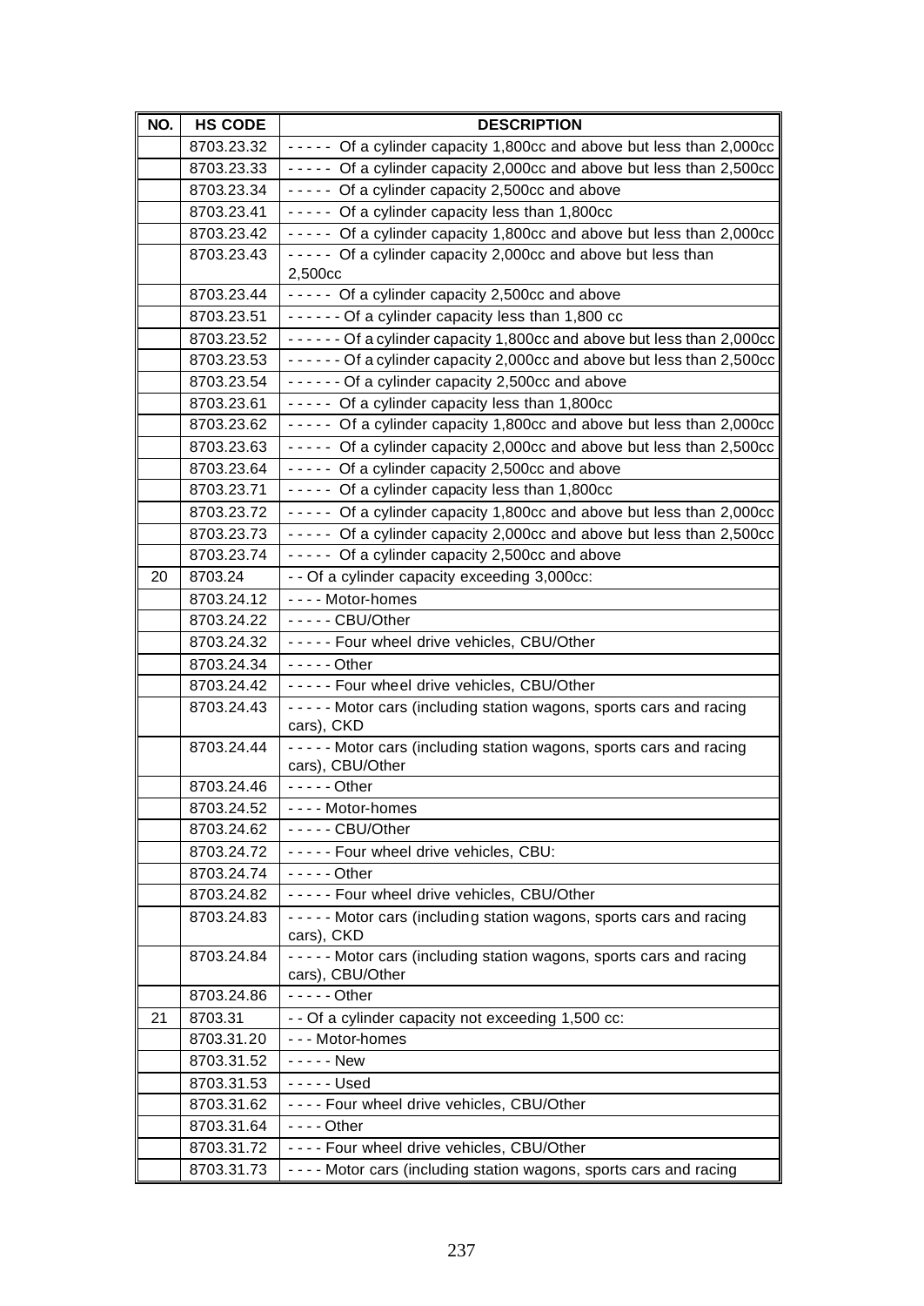| NO. | HS CODE | DESCRIPTION |
|---|---|---|
| | 8703.23.32 | - - - - - Of a cylinder capacity 1,800cc and above but less than 2,000cc |
| | 8703.23.33 | - - - - - Of a cylinder capacity 2,000cc and above but less than 2,500cc |
| | 8703.23.34 | - - - - - Of a cylinder capacity 2,500cc and above |
| | 8703.23.41 | - - - - - Of a cylinder capacity less than 1,800cc |
| | 8703.23.42 | - - - - - Of a cylinder capacity 1,800cc and above but less than 2,000cc |
| | 8703.23.43 | - - - - - Of a cylinder capacity 2,000cc and above but less than 2,500cc |
| | 8703.23.44 | - - - - - Of a cylinder capacity 2,500cc and above |
| | 8703.23.51 | - - - - - - Of a cylinder capacity less than 1,800 cc |
| | 8703.23.52 | - - - - - - Of a cylinder capacity 1,800cc and above but less than 2,000cc |
| | 8703.23.53 | - - - - - - Of a cylinder capacity 2,000cc and above but less than 2,500cc |
| | 8703.23.54 | - - - - - - Of a cylinder capacity 2,500cc and above |
| | 8703.23.61 | - - - - - Of a cylinder capacity less than 1,800cc |
| | 8703.23.62 | - - - - - Of a cylinder capacity 1,800cc and above but less than 2,000cc |
| | 8703.23.63 | - - - - - Of a cylinder capacity 2,000cc and above but less than 2,500cc |
| | 8703.23.64 | - - - - - Of a cylinder capacity 2,500cc and above |
| | 8703.23.71 | - - - - - Of a cylinder capacity less than 1,800cc |
| | 8703.23.72 | - - - - - Of a cylinder capacity 1,800cc and above but less than 2,000cc |
| | 8703.23.73 | - - - - - Of a cylinder capacity 2,000cc and above but less than 2,500cc |
| | 8703.23.74 | - - - - - Of a cylinder capacity 2,500cc and above |
| 20 | 8703.24 | - - Of a cylinder capacity exceeding 3,000cc: |
| | 8703.24.12 | - - - - Motor-homes |
| | 8703.24.22 | - - - - - CBU/Other |
| | 8703.24.32 | - - - - - Four wheel drive vehicles, CBU/Other |
| | 8703.24.34 | - - - - - Other |
| | 8703.24.42 | - - - - - Four wheel drive vehicles, CBU/Other |
| | 8703.24.43 | - - - - - Motor cars (including station wagons, sports cars and racing cars), CKD |
| | 8703.24.44 | - - - - - Motor cars (including station wagons, sports cars and racing cars), CBU/Other |
| | 8703.24.46 | - - - - - Other |
| | 8703.24.52 | - - - - Motor-homes |
| | 8703.24.62 | - - - - - CBU/Other |
| | 8703.24.72 | - - - - - Four wheel drive vehicles, CBU: |
| | 8703.24.74 | - - - - - Other |
| | 8703.24.82 | - - - - - Four wheel drive vehicles, CBU/Other |
| | 8703.24.83 | - - - - - Motor cars (including station wagons, sports cars and racing cars), CKD |
| | 8703.24.84 | - - - - - Motor cars (including station wagons, sports cars and racing cars), CBU/Other |
| | 8703.24.86 | - - - - - Other |
| 21 | 8703.31 | - - Of a cylinder capacity not exceeding 1,500 cc: |
| | 8703.31.20 | - - - Motor-homes |
| | 8703.31.52 | - - - - - New |
| | 8703.31.53 | - - - - - Used |
| | 8703.31.62 | - - - - Four wheel drive vehicles, CBU/Other |
| | 8703.31.64 | - - - - Other |
| | 8703.31.72 | - - - - Four wheel drive vehicles, CBU/Other |
| | 8703.31.73 | - - - - Motor cars (including station wagons, sports cars and racing |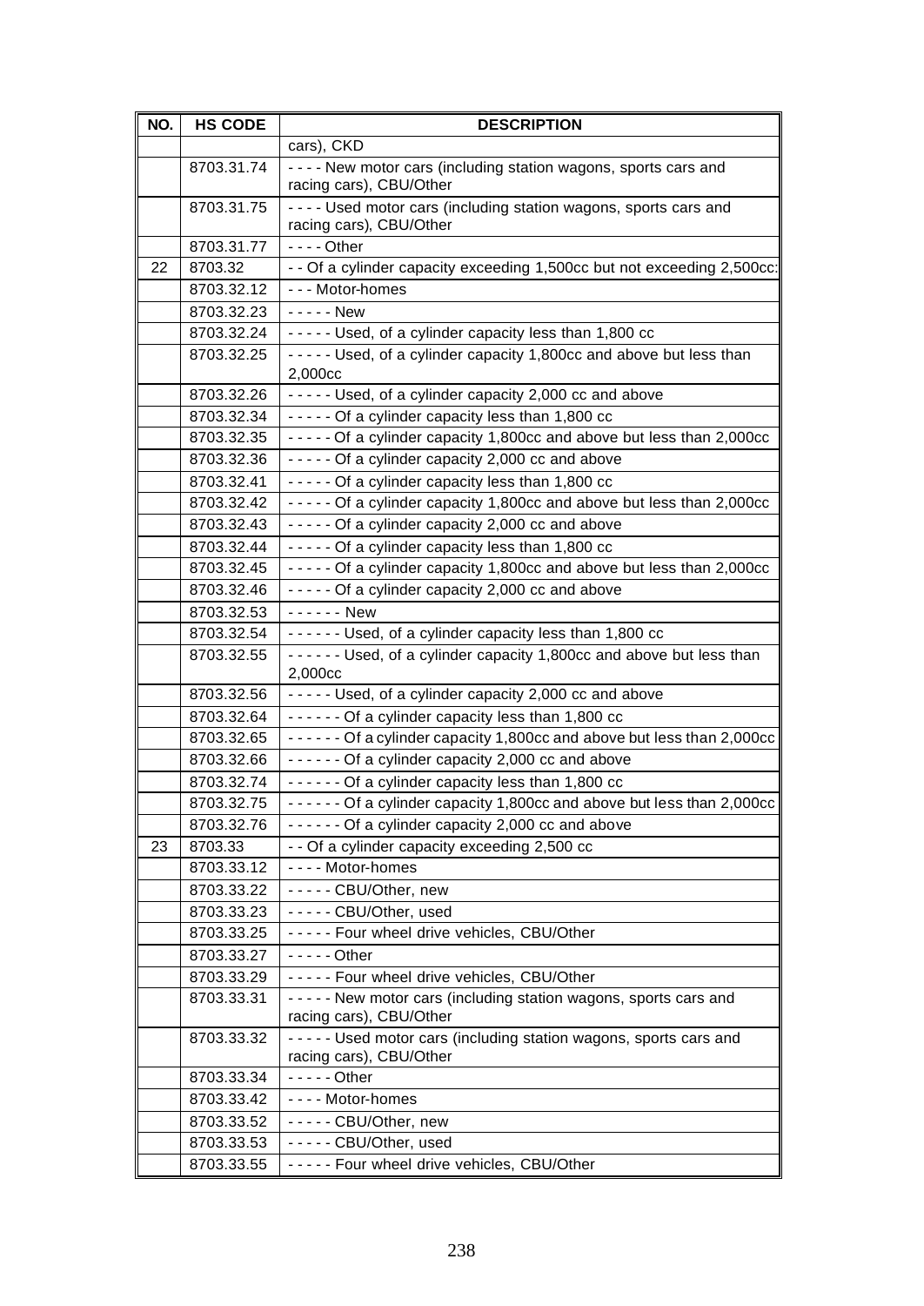| NO. | HS CODE | DESCRIPTION |
|---|---|---|
| | | cars), CKD |
| | 8703.31.74 | - - - - New motor cars (including station wagons, sports cars and racing cars), CBU/Other |
| | 8703.31.75 | - - - - Used motor cars (including station wagons, sports cars and racing cars), CBU/Other |
| | 8703.31.77 | - - - - Other |
| 22 | 8703.32 | - - Of a cylinder capacity exceeding 1,500cc but not exceeding 2,500cc: |
| | 8703.32.12 | - - - Motor-homes |
| | 8703.32.23 | - - - - - New |
| | 8703.32.24 | - - - - - Used, of a cylinder capacity less than 1,800 cc |
| | 8703.32.25 | - - - - - Used, of a cylinder capacity 1,800cc and above but less than 2,000cc |
| | 8703.32.26 | - - - - - Used, of a cylinder capacity 2,000 cc and above |
| | 8703.32.34 | - - - - - Of a cylinder capacity less than 1,800 cc |
| | 8703.32.35 | - - - - - Of a cylinder capacity 1,800cc and above but less than 2,000cc |
| | 8703.32.36 | - - - - - Of a cylinder capacity 2,000 cc and above |
| | 8703.32.41 | - - - - - Of a cylinder capacity less than 1,800 cc |
| | 8703.32.42 | - - - - - Of a cylinder capacity 1,800cc and above but less than 2,000cc |
| | 8703.32.43 | - - - - - Of a cylinder capacity 2,000 cc and above |
| | 8703.32.44 | - - - - - Of a cylinder capacity less than 1,800 cc |
| | 8703.32.45 | - - - - - Of a cylinder capacity 1,800cc and above but less than 2,000cc |
| | 8703.32.46 | - - - - - Of a cylinder capacity 2,000 cc and above |
| | 8703.32.53 | - - - - - - New |
| | 8703.32.54 | - - - - - - Used, of a cylinder capacity less than 1,800 cc |
| | 8703.32.55 | - - - - - - Used, of a cylinder capacity 1,800cc and above but less than 2,000cc |
| | 8703.32.56 | - - - - - Used, of a cylinder capacity 2,000 cc and above |
| | 8703.32.64 | - - - - - - Of a cylinder capacity less than 1,800 cc |
| | 8703.32.65 | - - - - - - Of a cylinder capacity 1,800cc and above but less than 2,000cc |
| | 8703.32.66 | - - - - - - Of a cylinder capacity 2,000 cc and above |
| | 8703.32.74 | - - - - - - Of a cylinder capacity less than 1,800 cc |
| | 8703.32.75 | - - - - - - Of a cylinder capacity 1,800cc and above but less than 2,000cc |
| | 8703.32.76 | - - - - - - Of a cylinder capacity 2,000 cc and above |
| 23 | 8703.33 | - - Of a cylinder capacity exceeding 2,500 cc |
| | 8703.33.12 | - - - - Motor-homes |
| | 8703.33.22 | - - - - - CBU/Other, new |
| | 8703.33.23 | - - - - - CBU/Other, used |
| | 8703.33.25 | - - - - - Four wheel drive vehicles, CBU/Other |
| | 8703.33.27 | - - - - - Other |
| | 8703.33.29 | - - - - - Four wheel drive vehicles, CBU/Other |
| | 8703.33.31 | - - - - - New motor cars (including station wagons, sports cars and racing cars), CBU/Other |
| | 8703.33.32 | - - - - - Used motor cars (including station wagons, sports cars and racing cars), CBU/Other |
| | 8703.33.34 | - - - - - Other |
| | 8703.33.42 | - - - - Motor-homes |
| | 8703.33.52 | - - - - - CBU/Other, new |
| | 8703.33.53 | - - - - - CBU/Other, used |
| | 8703.33.55 | - - - - - Four wheel drive vehicles, CBU/Other |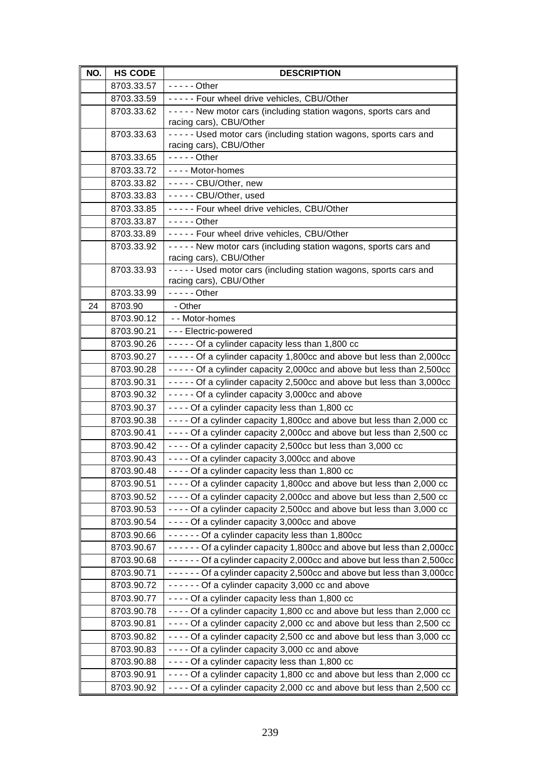| NO. | HS CODE | DESCRIPTION |
|---|---|---|
| | 8703.33.57 | - - - - - Other |
| | 8703.33.59 | - - - - - Four wheel drive vehicles, CBU/Other |
| | 8703.33.62 | - - - - - New motor cars (including station wagons, sports cars and racing cars), CBU/Other |
| | 8703.33.63 | - - - - - Used motor cars (including station wagons, sports cars and racing cars), CBU/Other |
| | 8703.33.65 | - - - - - Other |
| | 8703.33.72 | - - - - Motor-homes |
| | 8703.33.82 | - - - - - CBU/Other, new |
| | 8703.33.83 | - - - - - CBU/Other, used |
| | 8703.33.85 | - - - - - Four wheel drive vehicles, CBU/Other |
| | 8703.33.87 | - - - - - Other |
| | 8703.33.89 | - - - - - Four wheel drive vehicles, CBU/Other |
| | 8703.33.92 | - - - - - New motor cars (including station wagons, sports cars and racing cars), CBU/Other |
| | 8703.33.93 | - - - - - Used motor cars (including station wagons, sports cars and racing cars), CBU/Other |
| | 8703.33.99 | - - - - - Other |
| 24 | 8703.90 | - Other |
| | 8703.90.12 | - - Motor-homes |
| | 8703.90.21 | - - - Electric-powered |
| | 8703.90.26 | - - - - - Of a cylinder capacity less than 1,800 cc |
| | 8703.90.27 | - - - - - Of a cylinder capacity 1,800cc and above but less than 2,000cc |
| | 8703.90.28 | - - - - - Of a cylinder capacity 2,000cc and above but less than 2,500cc |
| | 8703.90.31 | - - - - - Of a cylinder capacity 2,500cc and above but less than 3,000cc |
| | 8703.90.32 | - - - - - Of a cylinder capacity 3,000cc and above |
| | 8703.90.37 | - - - - Of a cylinder capacity less than 1,800 cc |
| | 8703.90.38 | - - - - Of a cylinder capacity 1,800cc and above but less than 2,000 cc |
| | 8703.90.41 | - - - - Of a cylinder capacity 2,000cc and above but less than 2,500 cc |
| | 8703.90.42 | - - - - Of a cylinder capacity 2,500cc but less than 3,000 cc |
| | 8703.90.43 | - - - - Of a cylinder capacity 3,000cc and above |
| | 8703.90.48 | - - - - Of a cylinder capacity less than 1,800 cc |
| | 8703.90.51 | - - - - Of a cylinder capacity 1,800cc and above but less than 2,000 cc |
| | 8703.90.52 | - - - - Of a cylinder capacity 2,000cc and above but less than 2,500 cc |
| | 8703.90.53 | - - - - Of a cylinder capacity 2,500cc and above but less than 3,000 cc |
| | 8703.90.54 | - - - - Of a cylinder capacity 3,000cc and above |
| | 8703.90.66 | - - - - - - Of a cylinder capacity less than 1,800cc |
| | 8703.90.67 | - - - - - - Of a cylinder capacity 1,800cc and above but less than 2,000cc |
| | 8703.90.68 | - - - - - - Of a cylinder capacity 2,000cc and above but less than 2,500cc |
| | 8703.90.71 | - - - - - - Of a cylinder capacity 2,500cc and above but less than 3,000cc |
| | 8703.90.72 | - - - - - - Of a cylinder capacity 3,000 cc and above |
| | 8703.90.77 | - - - - Of a cylinder capacity less than 1,800 cc |
| | 8703.90.78 | - - - - Of a cylinder capacity 1,800 cc and above but less than 2,000 cc |
| | 8703.90.81 | - - - - Of a cylinder capacity 2,000 cc and above but less than 2,500 cc |
| | 8703.90.82 | - - - - Of a cylinder capacity 2,500 cc and above but less than 3,000 cc |
| | 8703.90.83 | - - - - Of a cylinder capacity 3,000 cc and above |
| | 8703.90.88 | - - - - Of a cylinder capacity less than 1,800 cc |
| | 8703.90.91 | - - - - Of a cylinder capacity 1,800 cc and above but less than 2,000 cc |
| | 8703.90.92 | - - - - Of a cylinder capacity 2,000 cc and above but less than 2,500 cc |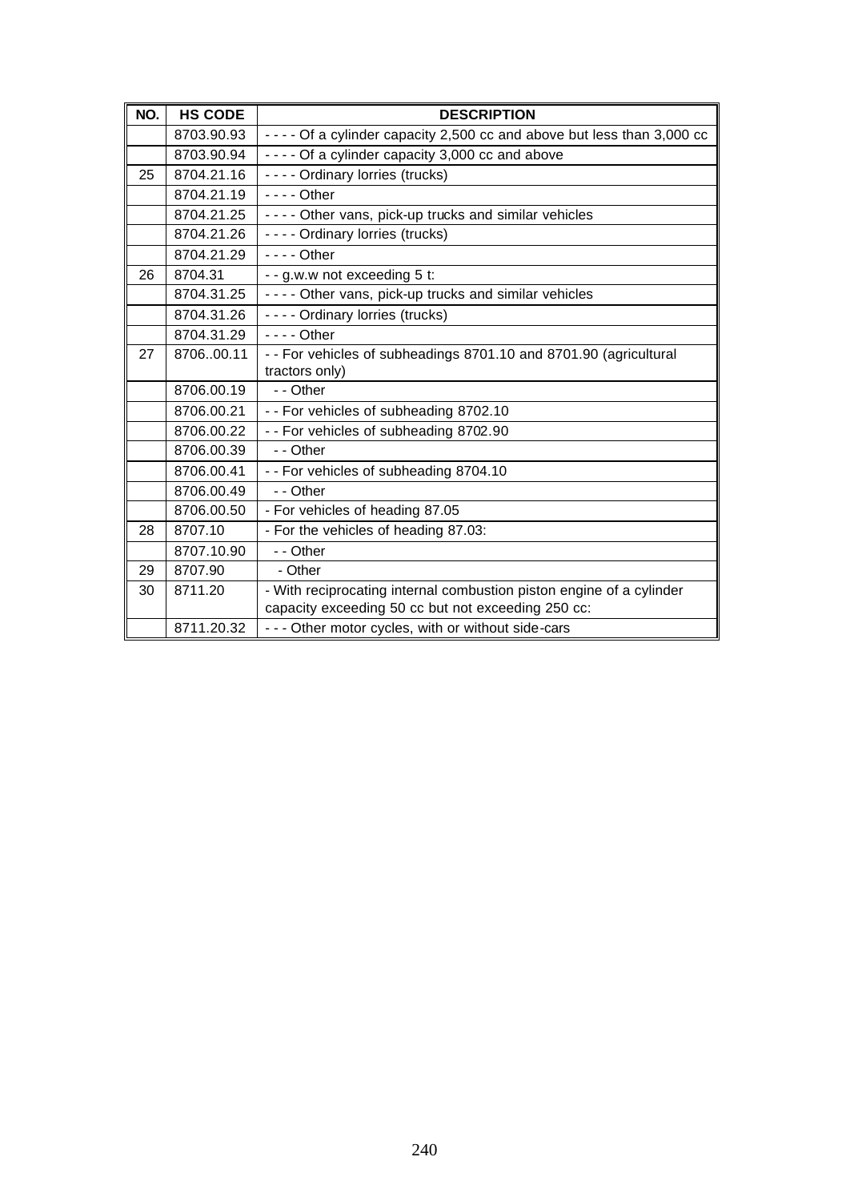| NO. | HS CODE | DESCRIPTION |
| --- | --- | --- |
| | 8703.90.93 | - - - - Of a cylinder capacity 2,500 cc and above but less than 3,000 cc |
| | 8703.90.94 | - - - - Of a cylinder capacity 3,000 cc and above |
| 25 | 8704.21.16 | - - - - Ordinary lorries (trucks) |
| | 8704.21.19 | - - - - Other |
| | 8704.21.25 | - - - - Other vans, pick-up trucks and similar vehicles |
| | 8704.21.26 | - - - - Ordinary lorries (trucks) |
| | 8704.21.29 | - - - - Other |
| 26 | 8704.31 | - - g.w.w not exceeding 5 t: |
| | 8704.31.25 | - - - - Other vans, pick-up trucks and similar vehicles |
| | 8704.31.26 | - - - - Ordinary lorries (trucks) |
| | 8704.31.29 | - - - - Other |
| 27 | 8706..00.11 | - - For vehicles of subheadings 8701.10 and 8701.90 (agricultural tractors only) |
| | 8706.00.19 | - - Other |
| | 8706.00.21 | - - For vehicles of subheading 8702.10 |
| | 8706.00.22 | - - For vehicles of subheading 8702.90 |
| | 8706.00.39 | - - Other |
| | 8706.00.41 | - - For vehicles of subheading 8704.10 |
| | 8706.00.49 | - - Other |
| | 8706.00.50 | - For vehicles of heading 87.05 |
| 28 | 8707.10 | - For the vehicles of heading 87.03: |
| | 8707.10.90 | - - Other |
| 29 | 8707.90 | - Other |
| 30 | 8711.20 | - With reciprocating internal combustion piston engine of a cylinder capacity exceeding 50 cc but not exceeding 250 cc: |
| | 8711.20.32 | - - - Other motor cycles, with or without side-cars |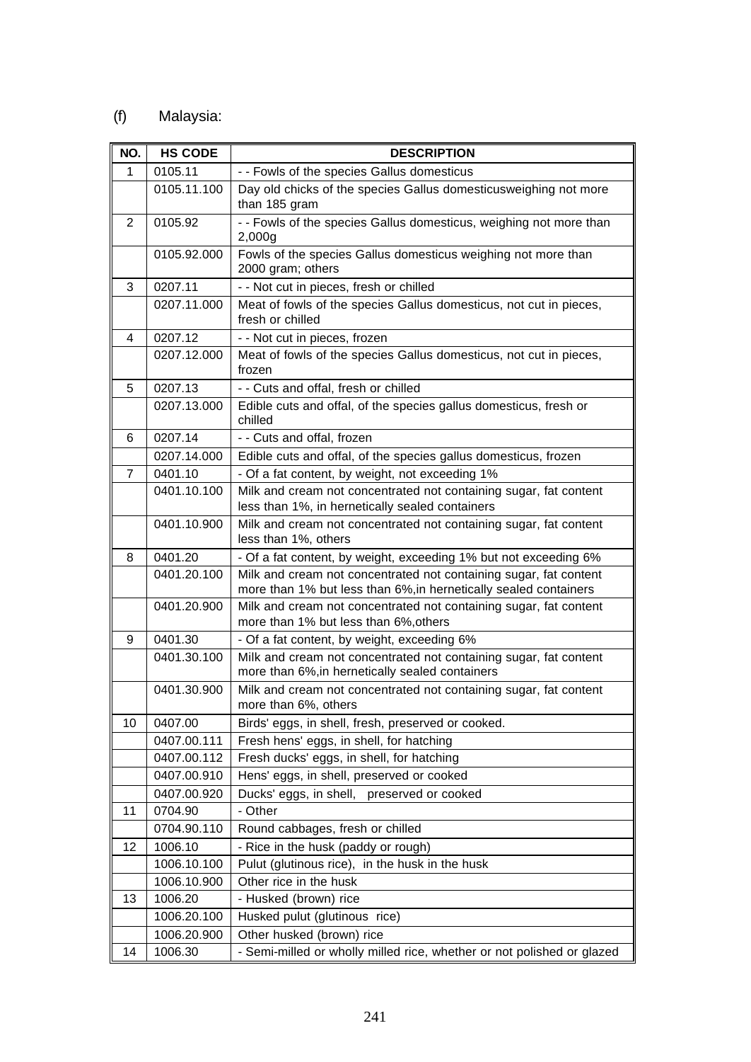(f) Malaysia:

| NO. | HS CODE | DESCRIPTION |
|---|---|---|
| 1 | 0105.11 | - - Fowls of the species Gallus domesticus |
| | 0105.11.100 | Day old chicks of the species Gallus domesticusweighing not more than 185 gram |
| 2 | 0105.92 | - - Fowls of the species Gallus domesticus, weighing not more than 2,000g |
| | 0105.92.000 | Fowls of the species Gallus domesticus weighing not more than 2000 gram; others |
| 3 | 0207.11 | - - Not cut in pieces, fresh or chilled |
| | 0207.11.000 | Meat of fowls of the species Gallus domesticus, not cut in pieces, fresh or chilled |
| 4 | 0207.12 | - - Not cut in pieces, frozen |
| | 0207.12.000 | Meat of fowls of the species Gallus domesticus, not cut in pieces, frozen |
| 5 | 0207.13 | - - Cuts and offal, fresh or chilled |
| | 0207.13.000 | Edible cuts and offal, of the species gallus domesticus, fresh or chilled |
| 6 | 0207.14 | - - Cuts and offal, frozen |
| | 0207.14.000 | Edible cuts and offal, of the species gallus domesticus, frozen |
| 7 | 0401.10 | - Of a fat content, by weight, not exceeding 1% |
| | 0401.10.100 | Milk and cream not concentrated not containing sugar, fat content less than 1%, in hernetically sealed containers |
| | 0401.10.900 | Milk and cream not concentrated not containing sugar, fat content less than 1%, others |
| 8 | 0401.20 | - Of a fat content, by weight, exceeding 1% but not exceeding 6% |
| | 0401.20.100 | Milk and cream not concentrated not containing sugar, fat content more than 1% but less than 6%,in hernetically sealed containers |
| | 0401.20.900 | Milk and cream not concentrated not containing sugar, fat content more than 1% but less than 6%,others |
| 9 | 0401.30 | - Of a fat content, by weight, exceeding 6% |
| | 0401.30.100 | Milk and cream not concentrated not containing sugar, fat content more than 6%,in hernetically sealed containers |
| | 0401.30.900 | Milk and cream not concentrated not containing sugar, fat content more than 6%, others |
| 10 | 0407.00 | Birds' eggs, in shell, fresh, preserved or cooked. |
| | 0407.00.111 | Fresh hens' eggs, in shell, for hatching |
| | 0407.00.112 | Fresh ducks' eggs, in shell, for hatching |
| | 0407.00.910 | Hens' eggs, in shell, preserved or cooked |
| | 0407.00.920 | Ducks' eggs, in shell, preserved or cooked |
| 11 | 0704.90 | - Other |
| | 0704.90.110 | Round cabbages, fresh or chilled |
| 12 | 1006.10 | - Rice in the husk (paddy or rough) |
| | 1006.10.100 | Pulut (glutinous rice), in the husk in the husk |
| | 1006.10.900 | Other rice in the husk |
| 13 | 1006.20 | - Husked (brown) rice |
| | 1006.20.100 | Husked pulut (glutinous rice) |
| | 1006.20.900 | Other husked (brown) rice |
| 14 | 1006.30 | - Semi-milled or wholly milled rice, whether or not polished or glazed |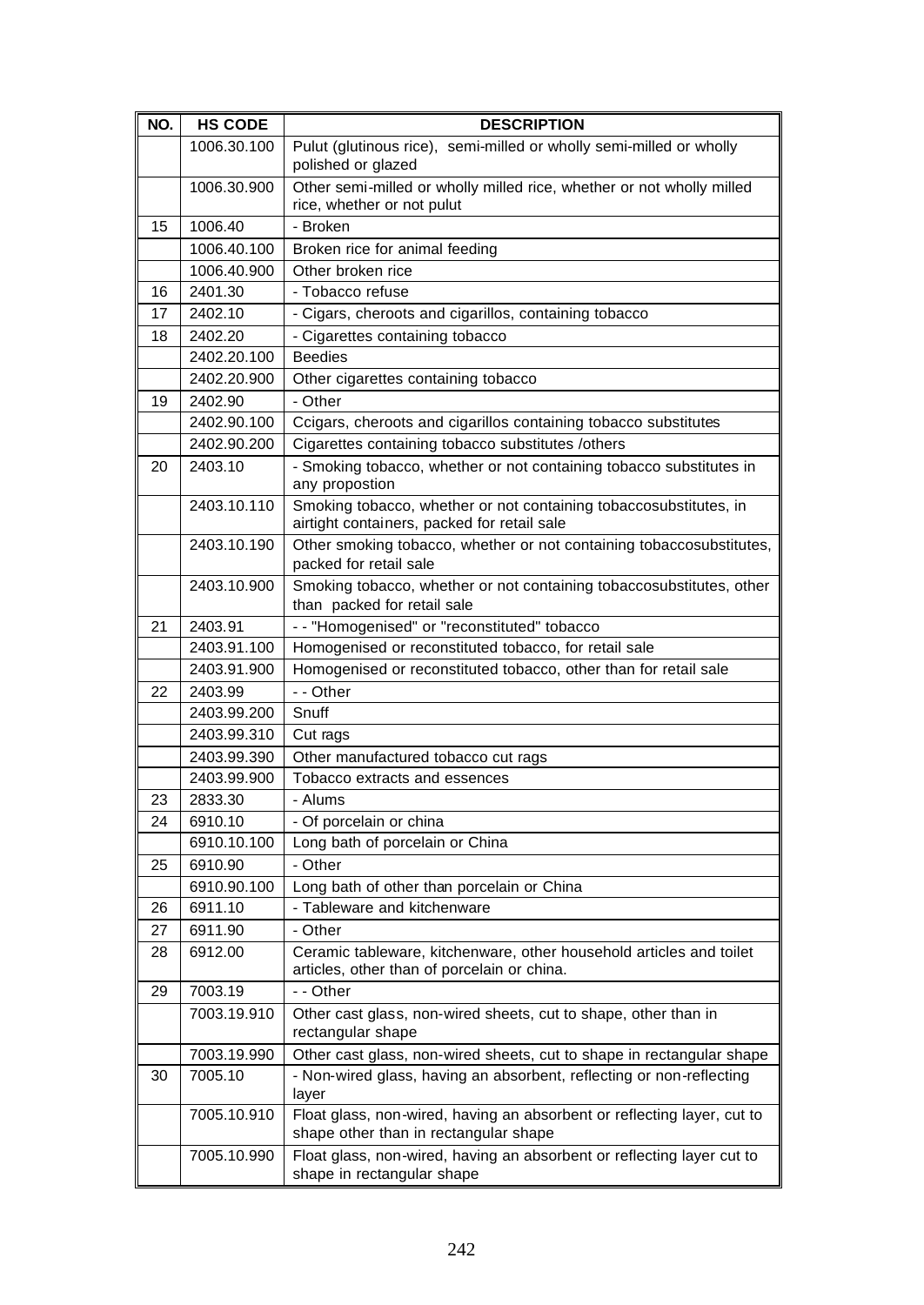| NO. | HS CODE | DESCRIPTION |
| --- | --- | --- |
| | 1006.30.100 | Pulut (glutinous rice), semi-milled or wholly semi-milled or wholly polished or glazed |
| | 1006.30.900 | Other semi-milled or wholly milled rice, whether or not wholly milled rice, whether or not pulut |
| 15 | 1006.40 | - Broken |
| | 1006.40.100 | Broken rice for animal feeding |
| | 1006.40.900 | Other broken rice |
| 16 | 2401.30 | - Tobacco refuse |
| 17 | 2402.10 | - Cigars, cheroots and cigarillos, containing tobacco |
| 18 | 2402.20 | - Cigarettes containing tobacco |
| | 2402.20.100 | Beedies |
| | 2402.20.900 | Other cigarettes containing tobacco |
| 19 | 2402.90 | - Other |
| | 2402.90.100 | Ccigars, cheroots and cigarillos containing tobacco substitutes |
| | 2402.90.200 | Cigarettes containing tobacco substitutes /others |
| 20 | 2403.10 | - Smoking tobacco, whether or not containing tobacco substitutes in any propostion |
| | 2403.10.110 | Smoking tobacco, whether or not containing tobaccosubstitutes, in airtight containers, packed for retail sale |
| | 2403.10.190 | Other smoking tobacco, whether or not containing tobaccosubstitutes, packed for retail sale |
| | 2403.10.900 | Smoking tobacco, whether or not containing tobaccosubstitutes, other than packed for retail sale |
| 21 | 2403.91 | - - "Homogenised" or "reconstituted" tobacco |
| | 2403.91.100 | Homogenised or reconstituted tobacco, for retail sale |
| | 2403.91.900 | Homogenised or reconstituted tobacco, other than for retail sale |
| 22 | 2403.99 | - - Other |
| | 2403.99.200 | Snuff |
| | 2403.99.310 | Cut rags |
| | 2403.99.390 | Other manufactured tobacco cut rags |
| | 2403.99.900 | Tobacco extracts and essences |
| 23 | 2833.30 | - Alums |
| 24 | 6910.10 | - Of porcelain or china |
| | 6910.10.100 | Long bath of porcelain or China |
| 25 | 6910.90 | - Other |
| | 6910.90.100 | Long bath of other than porcelain or China |
| 26 | 6911.10 | - Tableware and kitchenware |
| 27 | 6911.90 | - Other |
| 28 | 6912.00 | Ceramic tableware, kitchenware, other household articles and toilet articles, other than of porcelain or china. |
| 29 | 7003.19 | - - Other |
| | 7003.19.910 | Other cast glass, non-wired sheets, cut to shape, other than in rectangular shape |
| | 7003.19.990 | Other cast glass, non-wired sheets, cut to shape in rectangular shape |
| 30 | 7005.10 | - Non-wired glass, having an absorbent, reflecting or non-reflecting layer |
| | 7005.10.910 | Float glass, non-wired, having an absorbent or reflecting layer, cut to shape other than in rectangular shape |
| | 7005.10.990 | Float glass, non-wired, having an absorbent or reflecting layer cut to shape in rectangular shape |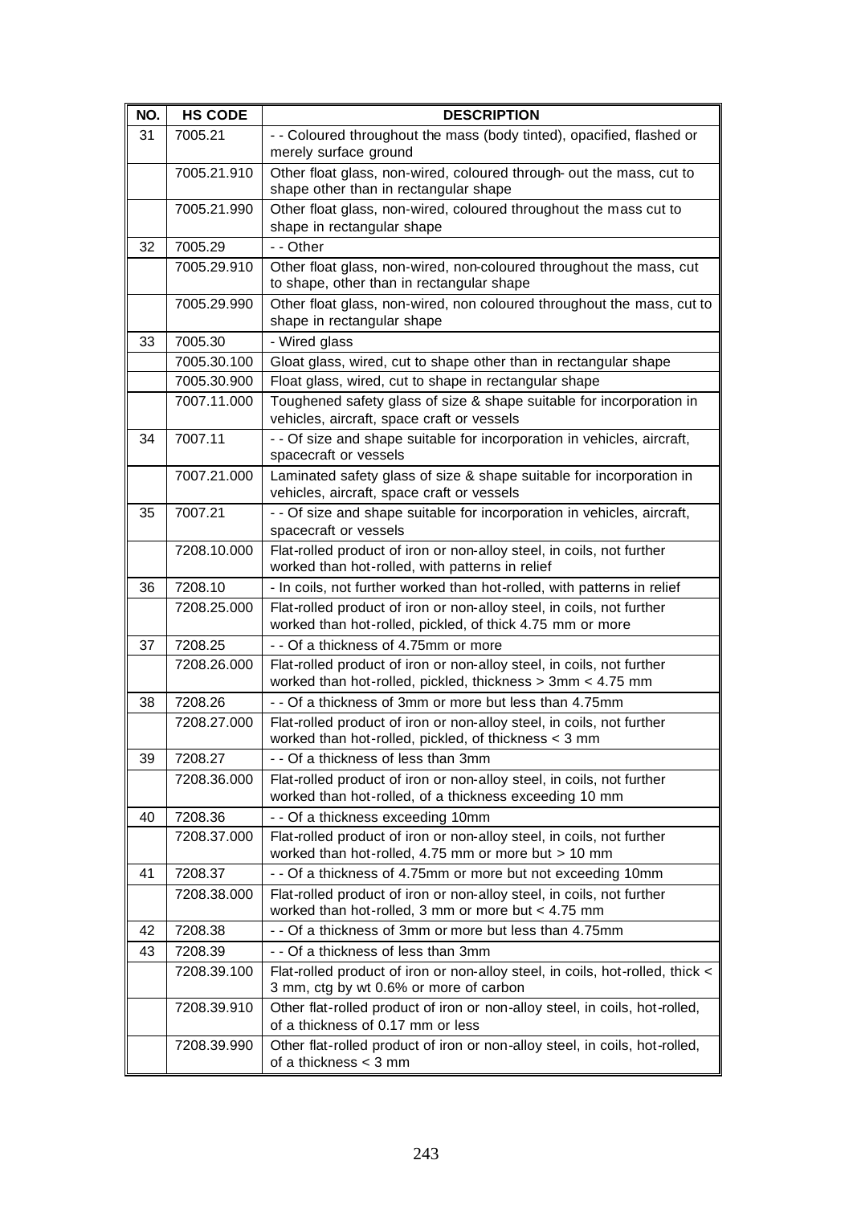| NO. | HS CODE | DESCRIPTION |
|---|---|---|
| 31 | 7005.21 | - - Coloured throughout the mass (body tinted), opacified, flashed or merely surface ground |
| | 7005.21.910 | Other float glass, non-wired, coloured through- out the mass, cut to shape other than in rectangular shape |
| | 7005.21.990 | Other float glass, non-wired, coloured throughout the mass cut to shape in rectangular shape |
| 32 | 7005.29 | - - Other |
| | 7005.29.910 | Other float glass, non-wired, non-coloured throughout the mass, cut to shape, other than in rectangular shape |
| | 7005.29.990 | Other float glass, non-wired, non coloured throughout the mass, cut to shape in rectangular shape |
| 33 | 7005.30 | - Wired glass |
| | 7005.30.100 | Gloat glass, wired, cut to shape other than in rectangular shape |
| | 7005.30.900 | Float glass, wired, cut to shape in rectangular shape |
| | 7007.11.000 | Toughened safety glass of size & shape suitable for incorporation in vehicles, aircraft, space craft or vessels |
| 34 | 7007.11 | - - Of size and shape suitable for incorporation in vehicles, aircraft, spacecraft or vessels |
| | 7007.21.000 | Laminated safety glass of size & shape suitable for incorporation in vehicles, aircraft, space craft or vessels |
| 35 | 7007.21 | - - Of size and shape suitable for incorporation in vehicles, aircraft, spacecraft or vessels |
| | 7208.10.000 | Flat-rolled product of iron or non-alloy steel, in coils, not further worked than hot-rolled, with patterns in relief |
| 36 | 7208.10 | - In coils, not further worked than hot-rolled, with patterns in relief |
| | 7208.25.000 | Flat-rolled product of iron or non-alloy steel, in coils, not further worked than hot-rolled, pickled, of thick 4.75 mm or more |
| 37 | 7208.25 | - - Of a thickness of 4.75mm or more |
| | 7208.26.000 | Flat-rolled product of iron or non-alloy steel, in coils, not further worked than hot-rolled, pickled, thickness > 3mm < 4.75 mm |
| 38 | 7208.26 | - - Of a thickness of 3mm or more but less than 4.75mm |
| | 7208.27.000 | Flat-rolled product of iron or non-alloy steel, in coils, not further worked than hot-rolled, pickled, of thickness < 3 mm |
| 39 | 7208.27 | - - Of a thickness of less than 3mm |
| | 7208.36.000 | Flat-rolled product of iron or non-alloy steel, in coils, not further worked than hot-rolled, of a thickness exceeding 10 mm |
| 40 | 7208.36 | - - Of a thickness exceeding 10mm |
| | 7208.37.000 | Flat-rolled product of iron or non-alloy steel, in coils, not further worked than hot-rolled, 4.75 mm or more but > 10 mm |
| 41 | 7208.37 | - - Of a thickness of 4.75mm or more but not exceeding 10mm |
| | 7208.38.000 | Flat-rolled product of iron or non-alloy steel, in coils, not further worked than hot-rolled, 3 mm or more but < 4.75 mm |
| 42 | 7208.38 | - - Of a thickness of 3mm or more but less than 4.75mm |
| 43 | 7208.39 | - - Of a thickness of less than 3mm |
| | 7208.39.100 | Flat-rolled product of iron or non-alloy steel, in coils, hot-rolled, thick < 3 mm, ctg by wt 0.6% or more of carbon |
| | 7208.39.910 | Other flat-rolled product of iron or non-alloy steel, in coils, hot-rolled, of a thickness of 0.17 mm or less |
| | 7208.39.990 | Other flat-rolled product of iron or non-alloy steel, in coils, hot-rolled, of a thickness < 3 mm |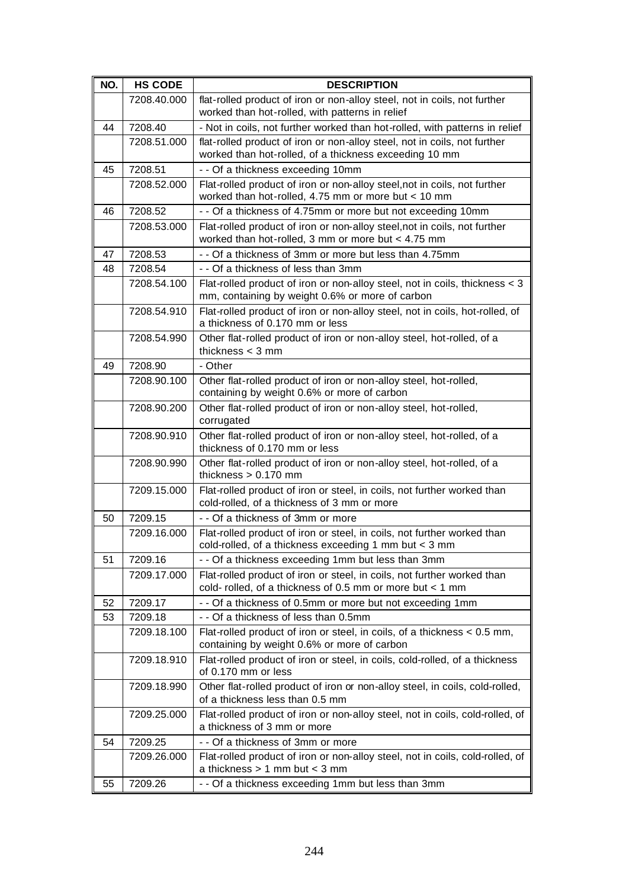| NO. | HS CODE | DESCRIPTION |
|---|---|---|
| | 7208.40.000 | flat-rolled product of iron or non-alloy steel, not in coils, not further worked than hot-rolled, with patterns in relief |
| 44 | 7208.40 | - Not in coils, not further worked than hot-rolled, with patterns in relief |
| | 7208.51.000 | flat-rolled product of iron or non-alloy steel, not in coils, not further worked than hot-rolled, of a thickness exceeding 10 mm |
| 45 | 7208.51 | - - Of a thickness exceeding 10mm |
| | 7208.52.000 | Flat-rolled product of iron or non-alloy steel,not in coils, not further worked than hot-rolled, 4.75 mm or more but < 10 mm |
| 46 | 7208.52 | - - Of a thickness of 4.75mm or more but not exceeding 10mm |
| | 7208.53.000 | Flat-rolled product of iron or non-alloy steel,not in coils, not further worked than hot-rolled, 3 mm or more but < 4.75 mm |
| 47 | 7208.53 | - - Of a thickness of 3mm or more but less than 4.75mm |
| 48 | 7208.54 | - - Of a thickness of less than 3mm |
| | 7208.54.100 | Flat-rolled product of iron or non-alloy steel, not in coils, thickness < 3 mm, containing by weight 0.6% or more of carbon |
| | 7208.54.910 | Flat-rolled product of iron or non-alloy steel, not in coils, hot-rolled, of a thickness of 0.170 mm or less |
| | 7208.54.990 | Other flat-rolled product of iron or non-alloy steel, hot-rolled, of a thickness < 3 mm |
| 49 | 7208.90 | - Other |
| | 7208.90.100 | Other flat-rolled product of iron or non-alloy steel, hot-rolled, containing by weight 0.6% or more of carbon |
| | 7208.90.200 | Other flat-rolled product of iron or non-alloy steel, hot-rolled, corrugated |
| | 7208.90.910 | Other flat-rolled product of iron or non-alloy steel, hot-rolled, of a thickness of 0.170 mm or less |
| | 7208.90.990 | Other flat-rolled product of iron or non-alloy steel, hot-rolled, of a thickness > 0.170 mm |
| | 7209.15.000 | Flat-rolled product of iron or steel, in coils, not further worked than cold-rolled, of a thickness of 3 mm or more |
| 50 | 7209.15 | - - Of a thickness of 3mm or more |
| | 7209.16.000 | Flat-rolled product of iron or steel, in coils, not further worked than cold-rolled, of a thickness exceeding 1 mm but < 3 mm |
| 51 | 7209.16 | - - Of a thickness exceeding 1mm but less than 3mm |
| | 7209.17.000 | Flat-rolled product of iron or steel, in coils, not further worked than cold- rolled, of a thickness of 0.5 mm or more but < 1 mm |
| 52 | 7209.17 | - - Of a thickness of 0.5mm or more but not exceeding 1mm |
| 53 | 7209.18 | - - Of a thickness of less than 0.5mm |
| | 7209.18.100 | Flat-rolled product of iron or steel, in coils, of a thickness < 0.5 mm, containing by weight 0.6% or more of carbon |
| | 7209.18.910 | Flat-rolled product of iron or steel, in coils, cold-rolled, of a thickness of 0.170 mm or less |
| | 7209.18.990 | Other flat-rolled product of iron or non-alloy steel, in coils, cold-rolled, of a thickness less than 0.5 mm |
| | 7209.25.000 | Flat-rolled product of iron or non-alloy steel, not in coils, cold-rolled, of a thickness of 3 mm or more |
| 54 | 7209.25 | - - Of a thickness of 3mm or more |
| | 7209.26.000 | Flat-rolled product of iron or non-alloy steel, not in coils, cold-rolled, of a thickness > 1 mm but < 3 mm |
| 55 | 7209.26 | - - Of a thickness exceeding 1mm but less than 3mm |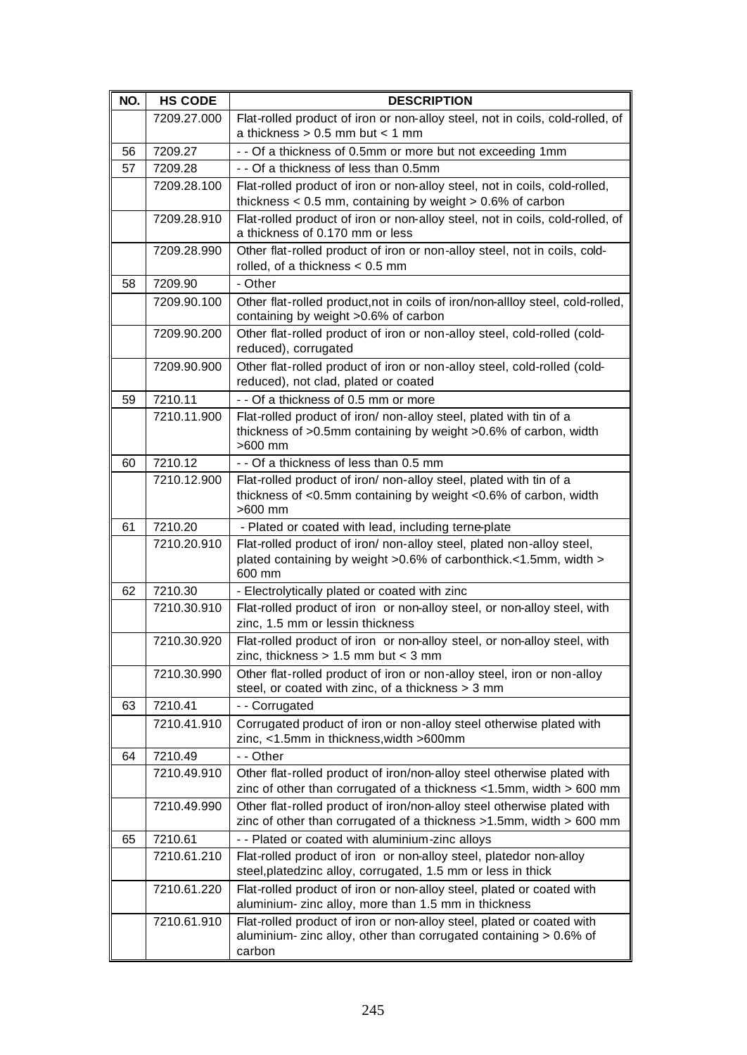| NO. | HS CODE | DESCRIPTION |
|---|---|---|
| | 7209.27.000 | Flat-rolled product of iron or non-alloy steel, not in coils, cold-rolled, of a thickness > 0.5 mm but < 1 mm |
| 56 | 7209.27 | - - Of a thickness of 0.5mm or more but not exceeding 1mm |
| 57 | 7209.28 | - - Of a thickness of less than 0.5mm |
| | 7209.28.100 | Flat-rolled product of iron or non-alloy steel, not in coils, cold-rolled, thickness < 0.5 mm, containing by weight > 0.6% of carbon |
| | 7209.28.910 | Flat-rolled product of iron or non-alloy steel, not in coils, cold-rolled, of a thickness of 0.170 mm or less |
| | 7209.28.990 | Other flat-rolled product of iron or non-alloy steel, not in coils, cold-rolled, of a thickness < 0.5 mm |
| 58 | 7209.90 | - Other |
| | 7209.90.100 | Other flat-rolled product,not in coils of iron/non-allloy steel, cold-rolled, containing by weight >0.6% of carbon |
| | 7209.90.200 | Other flat-rolled product of iron or non-alloy steel, cold-rolled (cold-reduced), corrugated |
| | 7209.90.900 | Other flat-rolled product of iron or non-alloy steel, cold-rolled (cold-reduced), not clad, plated or coated |
| 59 | 7210.11 | - - Of a thickness of 0.5 mm or more |
| | 7210.11.900 | Flat-rolled product of iron/ non-alloy steel, plated with tin of a thickness of >0.5mm containing by weight >0.6% of carbon, width >600 mm |
| 60 | 7210.12 | - - Of a thickness of less than 0.5 mm |
| | 7210.12.900 | Flat-rolled product of iron/ non-alloy steel, plated with tin of a thickness of <0.5mm containing by weight <0.6% of carbon, width >600 mm |
| 61 | 7210.20 | - Plated or coated with lead, including terne-plate |
| | 7210.20.910 | Flat-rolled product of iron/ non-alloy steel, plated non-alloy steel, plated containing by weight >0.6% of carbonthick.<1.5mm, width > 600 mm |
| 62 | 7210.30 | - Electrolytically plated or coated with zinc |
| | 7210.30.910 | Flat-rolled product of iron or non-alloy steel, or non-alloy steel, with zinc, 1.5 mm or lessin thickness |
| | 7210.30.920 | Flat-rolled product of iron or non-alloy steel, or non-alloy steel, with zinc, thickness > 1.5 mm but < 3 mm |
| | 7210.30.990 | Other flat-rolled product of iron or non-alloy steel, iron or non-alloy steel, or coated with zinc, of a thickness > 3 mm |
| 63 | 7210.41 | - - Corrugated |
| | 7210.41.910 | Corrugated product of iron or non-alloy steel otherwise plated with zinc, <1.5mm in thickness,width >600mm |
| 64 | 7210.49 | - - Other |
| | 7210.49.910 | Other flat-rolled product of iron/non-alloy steel otherwise plated with zinc of other than corrugated of a thickness <1.5mm, width > 600 mm |
| | 7210.49.990 | Other flat-rolled product of iron/non-alloy steel otherwise plated with zinc of other than corrugated of a thickness >1.5mm, width > 600 mm |
| 65 | 7210.61 | - - Plated or coated with aluminium-zinc alloys |
| | 7210.61.210 | Flat-rolled product of iron or non-alloy steel, platedor non-alloy steel,platedzinc alloy, corrugated, 1.5 mm or less in thick |
| | 7210.61.220 | Flat-rolled product of iron or non-alloy steel, plated or coated with aluminium- zinc alloy, more than 1.5 mm in thickness |
| | 7210.61.910 | Flat-rolled product of iron or non-alloy steel, plated or coated with aluminium- zinc alloy, other than corrugated containing > 0.6% of carbon |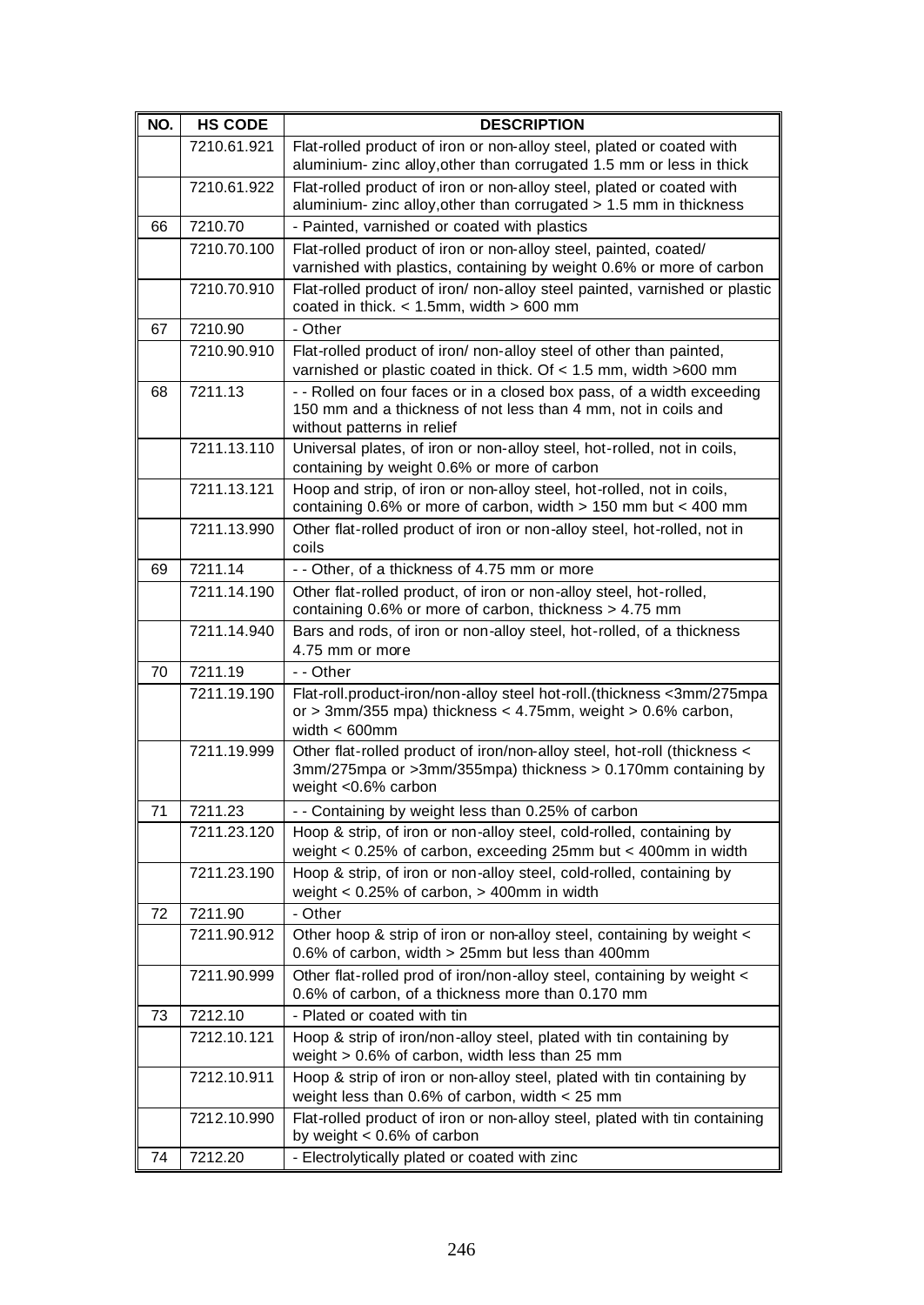| NO. | HS CODE | DESCRIPTION |
|---|---|---|
| | 7210.61.921 | Flat-rolled product of iron or non-alloy steel, plated or coated with aluminium- zinc alloy,other than corrugated 1.5 mm or less in thick |
| | 7210.61.922 | Flat-rolled product of iron or non-alloy steel, plated or coated with aluminium- zinc alloy,other than corrugated > 1.5 mm in thickness |
| 66 | 7210.70 | - Painted, varnished or coated with plastics |
| | 7210.70.100 | Flat-rolled product of iron or non-alloy steel, painted, coated/ varnished with plastics, containing by weight 0.6% or more of carbon |
| | 7210.70.910 | Flat-rolled product of iron/ non-alloy steel painted, varnished or plastic coated in thick. < 1.5mm, width > 600 mm |
| 67 | 7210.90 | - Other |
| | 7210.90.910 | Flat-rolled product of iron/ non-alloy steel of other than painted, varnished or plastic coated in thick. Of < 1.5 mm, width >600 mm |
| 68 | 7211.13 | - - Rolled on four faces or in a closed box pass, of a width exceeding 150 mm and a thickness of not less than 4 mm, not in coils and without patterns in relief |
| | 7211.13.110 | Universal plates, of iron or non-alloy steel, hot-rolled, not in coils, containing by weight 0.6% or more of carbon |
| | 7211.13.121 | Hoop and strip, of iron or non-alloy steel, hot-rolled, not in coils, containing 0.6% or more of carbon, width > 150 mm but < 400 mm |
| | 7211.13.990 | Other flat-rolled product of iron or non-alloy steel, hot-rolled, not in coils |
| 69 | 7211.14 | - - Other, of a thickness of 4.75 mm or more |
| | 7211.14.190 | Other flat-rolled product, of iron or non-alloy steel, hot-rolled, containing 0.6% or more of carbon, thickness > 4.75 mm |
| | 7211.14.940 | Bars and rods, of iron or non-alloy steel, hot-rolled, of a thickness 4.75 mm or more |
| 70 | 7211.19 | - - Other |
| | 7211.19.190 | Flat-roll.product-iron/non-alloy steel hot-roll.(thickness <3mm/275mpa or > 3mm/355 mpa) thickness < 4.75mm, weight > 0.6% carbon, width < 600mm |
| | 7211.19.999 | Other flat-rolled product of iron/non-alloy steel, hot-roll (thickness < 3mm/275mpa or >3mm/355mpa) thickness > 0.170mm containing by weight <0.6% carbon |
| 71 | 7211.23 | - - Containing by weight less than 0.25% of carbon |
| | 7211.23.120 | Hoop & strip, of iron or non-alloy steel, cold-rolled, containing by weight < 0.25% of carbon, exceeding 25mm but < 400mm in width |
| | 7211.23.190 | Hoop & strip, of iron or non-alloy steel, cold-rolled, containing by weight < 0.25% of carbon, > 400mm in width |
| 72 | 7211.90 | - Other |
| | 7211.90.912 | Other hoop & strip of iron or non-alloy steel, containing by weight < 0.6% of carbon, width > 25mm but less than 400mm |
| | 7211.90.999 | Other flat-rolled prod of iron/non-alloy steel, containing by weight < 0.6% of carbon, of a thickness more than 0.170 mm |
| 73 | 7212.10 | - Plated or coated with tin |
| | 7212.10.121 | Hoop & strip of iron/non-alloy steel, plated with tin containing by weight > 0.6% of carbon, width less than 25 mm |
| | 7212.10.911 | Hoop & strip of iron or non-alloy steel, plated with tin containing by weight less than 0.6% of carbon, width < 25 mm |
| | 7212.10.990 | Flat-rolled product of iron or non-alloy steel, plated with tin containing by weight < 0.6% of carbon |
| 74 | 7212.20 | - Electrolytically plated or coated with zinc |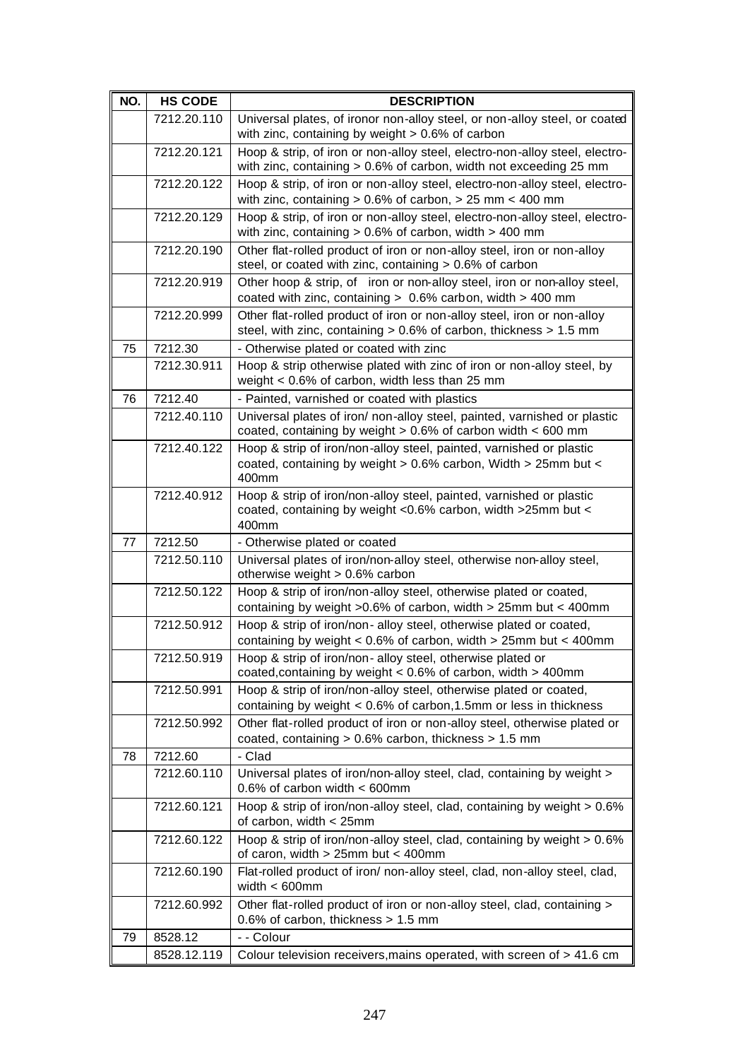| NO. | HS CODE | DESCRIPTION |
|---|---|---|
| | 7212.20.110 | Universal plates, of ironor non-alloy steel, or non-alloy steel, or coated with zinc, containing by weight > 0.6% of carbon |
| | 7212.20.121 | Hoop & strip, of iron or non-alloy steel, electro-non-alloy steel, electro-with zinc, containing > 0.6% of carbon, width not exceeding 25 mm |
| | 7212.20.122 | Hoop & strip, of iron or non-alloy steel, electro-non-alloy steel, electro-with zinc, containing > 0.6% of carbon, > 25 mm < 400 mm |
| | 7212.20.129 | Hoop & strip, of iron or non-alloy steel, electro-non-alloy steel, electro-with zinc, containing > 0.6% of carbon, width > 400 mm |
| | 7212.20.190 | Other flat-rolled product of iron or non-alloy steel, iron or non-alloy steel, or coated with zinc, containing > 0.6% of carbon |
| | 7212.20.919 | Other hoop & strip, of iron or non-alloy steel, iron or non-alloy steel, coated with zinc, containing > 0.6% carbon, width > 400 mm |
| | 7212.20.999 | Other flat-rolled product of iron or non-alloy steel, iron or non-alloy steel, with zinc, containing > 0.6% of carbon, thickness > 1.5 mm |
| 75 | 7212.30 | - Otherwise plated or coated with zinc |
| | 7212.30.911 | Hoop & strip otherwise plated with zinc of iron or non-alloy steel, by weight < 0.6% of carbon, width less than 25 mm |
| 76 | 7212.40 | - Painted, varnished or coated with plastics |
| | 7212.40.110 | Universal plates of iron/ non-alloy steel, painted, varnished or plastic coated, containing by weight > 0.6% of carbon width < 600 mm |
| | 7212.40.122 | Hoop & strip of iron/non-alloy steel, painted, varnished or plastic coated, containing by weight > 0.6% carbon, Width > 25mm but < 400mm |
| | 7212.40.912 | Hoop & strip of iron/non-alloy steel, painted, varnished or plastic coated, containing by weight <0.6% carbon, width >25mm but < 400mm |
| 77 | 7212.50 | - Otherwise plated or coated |
| | 7212.50.110 | Universal plates of iron/non-alloy steel, otherwise non-alloy steel, otherwise weight > 0.6% carbon |
| | 7212.50.122 | Hoop & strip of iron/non-alloy steel, otherwise plated or coated, containing by weight >0.6% of carbon, width > 25mm but < 400mm |
| | 7212.50.912 | Hoop & strip of iron/non- alloy steel, otherwise plated or coated, containing by weight < 0.6% of carbon, width > 25mm but < 400mm |
| | 7212.50.919 | Hoop & strip of iron/non- alloy steel, otherwise plated or coated,containing by weight < 0.6% of carbon, width > 400mm |
| | 7212.50.991 | Hoop & strip of iron/non-alloy steel, otherwise plated or coated, containing by weight < 0.6% of carbon,1.5mm or less in thickness |
| | 7212.50.992 | Other flat-rolled product of iron or non-alloy steel, otherwise plated or coated, containing > 0.6% carbon, thickness > 1.5 mm |
| 78 | 7212.60 | - Clad |
| | 7212.60.110 | Universal plates of iron/non-alloy steel, clad, containing by weight > 0.6% of carbon width < 600mm |
| | 7212.60.121 | Hoop & strip of iron/non-alloy steel, clad, containing by weight > 0.6% of carbon, width < 25mm |
| | 7212.60.122 | Hoop & strip of iron/non-alloy steel, clad, containing by weight > 0.6% of caron, width > 25mm but < 400mm |
| | 7212.60.190 | Flat-rolled product of iron/ non-alloy steel, clad, non-alloy steel, clad, width < 600mm |
| | 7212.60.992 | Other flat-rolled product of iron or non-alloy steel, clad, containing > 0.6% of carbon, thickness > 1.5 mm |
| 79 | 8528.12 | - - Colour |
| | 8528.12.119 | Colour television receivers,mains operated, with screen of > 41.6 cm |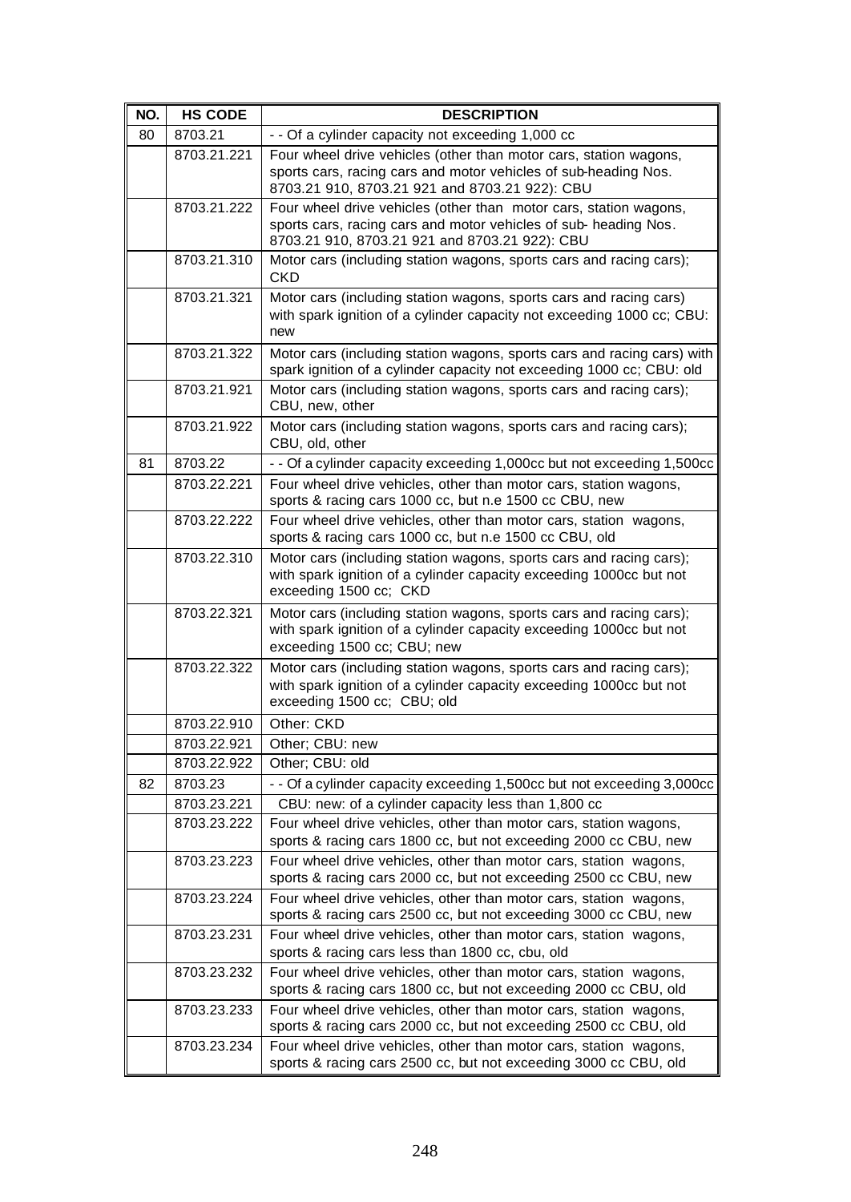| NO. | HS CODE | DESCRIPTION |
|---|---|---|
| 80 | 8703.21 | - - Of a cylinder capacity not exceeding 1,000 cc |
| | 8703.21.221 | Four wheel drive vehicles (other than motor cars, station wagons, sports cars, racing cars and motor vehicles of sub-heading Nos. 8703.21 910, 8703.21 921 and 8703.21 922): CBU |
| | 8703.21.222 | Four wheel drive vehicles (other than motor cars, station wagons, sports cars, racing cars and motor vehicles of sub- heading Nos. 8703.21 910, 8703.21 921 and 8703.21 922): CBU |
| | 8703.21.310 | Motor cars (including station wagons, sports cars and racing cars); CKD |
| | 8703.21.321 | Motor cars (including station wagons, sports cars and racing cars) with spark ignition of a cylinder capacity not exceeding 1000 cc; CBU: new |
| | 8703.21.322 | Motor cars (including station wagons, sports cars and racing cars) with spark ignition of a cylinder capacity not exceeding 1000 cc; CBU: old |
| | 8703.21.921 | Motor cars (including station wagons, sports cars and racing cars); CBU, new, other |
| | 8703.21.922 | Motor cars (including station wagons, sports cars and racing cars); CBU, old, other |
| 81 | 8703.22 | - - Of a cylinder capacity exceeding 1,000cc but not exceeding 1,500cc |
| | 8703.22.221 | Four wheel drive vehicles, other than motor cars, station wagons, sports & racing cars 1000 cc, but n.e 1500 cc CBU, new |
| | 8703.22.222 | Four wheel drive vehicles, other than motor cars, station wagons, sports & racing cars 1000 cc, but n.e 1500 cc CBU, old |
| | 8703.22.310 | Motor cars (including station wagons, sports cars and racing cars); with spark ignition of a cylinder capacity exceeding 1000cc but not exceeding 1500 cc; CKD |
| | 8703.22.321 | Motor cars (including station wagons, sports cars and racing cars); with spark ignition of a cylinder capacity exceeding 1000cc but not exceeding 1500 cc; CBU; new |
| | 8703.22.322 | Motor cars (including station wagons, sports cars and racing cars); with spark ignition of a cylinder capacity exceeding 1000cc but not exceeding 1500 cc; CBU; old |
| | 8703.22.910 | Other: CKD |
| | 8703.22.921 | Other; CBU: new |
| | 8703.22.922 | Other; CBU: old |
| 82 | 8703.23 | - - Of a cylinder capacity exceeding 1,500cc but not exceeding 3,000cc |
| | 8703.23.221 | CBU: new: of a cylinder capacity less than 1,800 cc |
| | 8703.23.222 | Four wheel drive vehicles, other than motor cars, station wagons, sports & racing cars 1800 cc, but not exceeding 2000 cc CBU, new |
| | 8703.23.223 | Four wheel drive vehicles, other than motor cars, station wagons, sports & racing cars 2000 cc, but not exceeding 2500 cc CBU, new |
| | 8703.23.224 | Four wheel drive vehicles, other than motor cars, station wagons, sports & racing cars 2500 cc, but not exceeding 3000 cc CBU, new |
| | 8703.23.231 | Four wheel drive vehicles, other than motor cars, station wagons, sports & racing cars less than 1800 cc, cbu, old |
| | 8703.23.232 | Four wheel drive vehicles, other than motor cars, station wagons, sports & racing cars 1800 cc, but not exceeding 2000 cc CBU, old |
| | 8703.23.233 | Four wheel drive vehicles, other than motor cars, station wagons, sports & racing cars 2000 cc, but not exceeding 2500 cc CBU, old |
| | 8703.23.234 | Four wheel drive vehicles, other than motor cars, station wagons, sports & racing cars 2500 cc, but not exceeding 3000 cc CBU, old |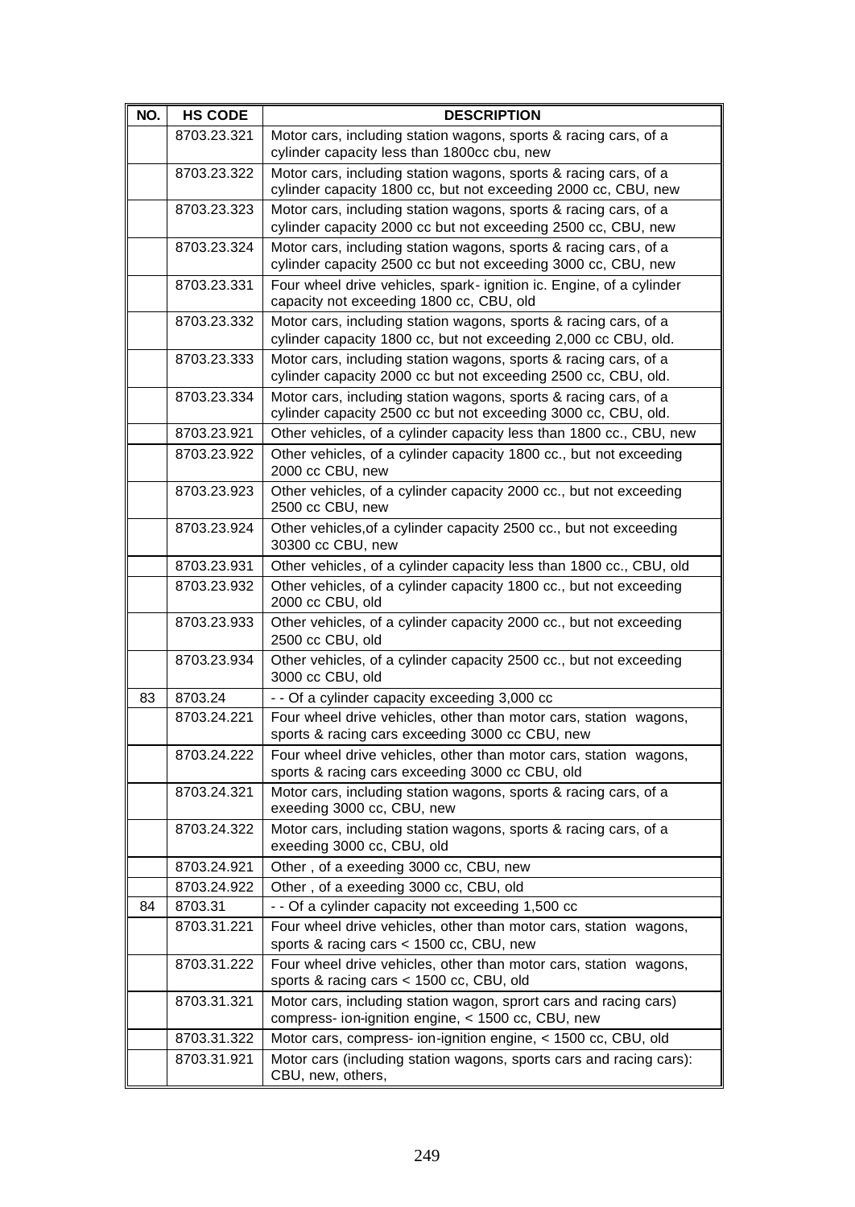| NO. | HS CODE | DESCRIPTION |
|---|---|---|
| | 8703.23.321 | Motor cars, including station wagons, sports & racing cars, of a cylinder capacity less than 1800cc cbu, new |
| | 8703.23.322 | Motor cars, including station wagons, sports & racing cars, of a cylinder capacity 1800 cc, but not exceeding 2000 cc, CBU, new |
| | 8703.23.323 | Motor cars, including station wagons, sports & racing cars, of a cylinder capacity 2000 cc but not exceeding 2500 cc, CBU, new |
| | 8703.23.324 | Motor cars, including station wagons, sports & racing cars, of a cylinder capacity 2500 cc but not exceeding 3000 cc, CBU, new |
| | 8703.23.331 | Four wheel drive vehicles, spark- ignition ic. Engine, of a cylinder capacity not exceeding 1800 cc, CBU, old |
| | 8703.23.332 | Motor cars, including station wagons, sports & racing cars, of a cylinder capacity 1800 cc, but not exceeding 2,000 cc CBU, old. |
| | 8703.23.333 | Motor cars, including station wagons, sports & racing cars, of a cylinder capacity 2000 cc but not exceeding 2500 cc, CBU, old. |
| | 8703.23.334 | Motor cars, including station wagons, sports & racing cars, of a cylinder capacity 2500 cc but not exceeding 3000 cc, CBU, old. |
| | 8703.23.921 | Other vehicles, of a cylinder capacity less than 1800 cc., CBU, new |
| | 8703.23.922 | Other vehicles, of a cylinder capacity 1800 cc., but not exceeding 2000 cc CBU, new |
| | 8703.23.923 | Other vehicles, of a cylinder capacity 2000 cc., but not exceeding 2500 cc CBU, new |
| | 8703.23.924 | Other vehicles,of a cylinder capacity 2500 cc., but not exceeding 30300 cc CBU, new |
| | 8703.23.931 | Other vehicles, of a cylinder capacity less than 1800 cc., CBU, old |
| | 8703.23.932 | Other vehicles, of a cylinder capacity 1800 cc., but not exceeding 2000 cc CBU, old |
| | 8703.23.933 | Other vehicles, of a cylinder capacity 2000 cc., but not exceeding 2500 cc CBU, old |
| | 8703.23.934 | Other vehicles, of a cylinder capacity 2500 cc., but not exceeding 3000 cc CBU, old |
| 83 | 8703.24 | - - Of a cylinder capacity exceeding 3,000 cc |
| | 8703.24.221 | Four wheel drive vehicles, other than motor cars, station wagons, sports & racing cars exceeding 3000 cc CBU, new |
| | 8703.24.222 | Four wheel drive vehicles, other than motor cars, station wagons, sports & racing cars exceeding 3000 cc CBU, old |
| | 8703.24.321 | Motor cars, including station wagons, sports & racing cars, of a exeeding 3000 cc, CBU, new |
| | 8703.24.322 | Motor cars, including station wagons, sports & racing cars, of a exeeding 3000 cc, CBU, old |
| | 8703.24.921 | Other , of a exeeding 3000 cc, CBU, new |
| | 8703.24.922 | Other , of a exeeding 3000 cc, CBU, old |
| 84 | 8703.31 | - - Of a cylinder capacity not exceeding 1,500 cc |
| | 8703.31.221 | Four wheel drive vehicles, other than motor cars, station wagons, sports & racing cars < 1500 cc, CBU, new |
| | 8703.31.222 | Four wheel drive vehicles, other than motor cars, station wagons, sports & racing cars < 1500 cc, CBU, old |
| | 8703.31.321 | Motor cars, including station wagon, sprort cars and racing cars) compress- ion-ignition engine, < 1500 cc, CBU, new |
| | 8703.31.322 | Motor cars, compress- ion-ignition engine, < 1500 cc, CBU, old |
| | 8703.31.921 | Motor cars (including station wagons, sports cars and racing cars): CBU, new, others, |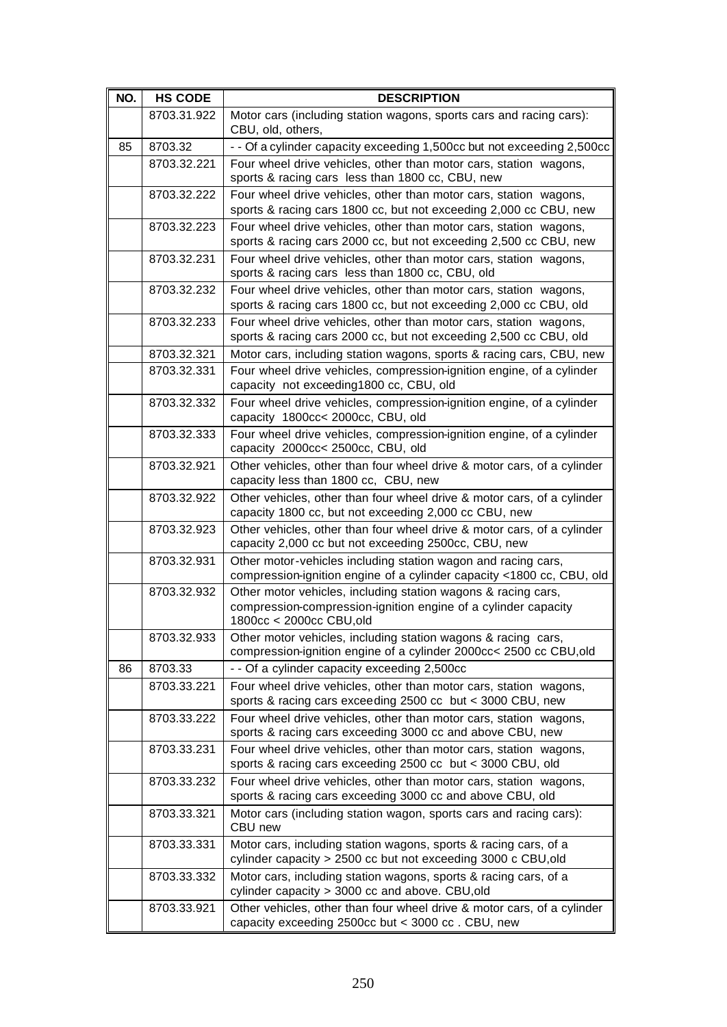| NO. | HS CODE | DESCRIPTION |
|---|---|---|
| | 8703.31.922 | Motor cars (including station wagons, sports cars and racing cars): CBU, old, others, |
| 85 | 8703.32 | - - Of a cylinder capacity exceeding 1,500cc but not exceeding 2,500cc |
| | 8703.32.221 | Four wheel drive vehicles, other than motor cars, station wagons, sports & racing cars less than 1800 cc, CBU, new |
| | 8703.32.222 | Four wheel drive vehicles, other than motor cars, station wagons, sports & racing cars 1800 cc, but not exceeding 2,000 cc CBU, new |
| | 8703.32.223 | Four wheel drive vehicles, other than motor cars, station wagons, sports & racing cars 2000 cc, but not exceeding 2,500 cc CBU, new |
| | 8703.32.231 | Four wheel drive vehicles, other than motor cars, station wagons, sports & racing cars less than 1800 cc, CBU, old |
| | 8703.32.232 | Four wheel drive vehicles, other than motor cars, station wagons, sports & racing cars 1800 cc, but not exceeding 2,000 cc CBU, old |
| | 8703.32.233 | Four wheel drive vehicles, other than motor cars, station wagons, sports & racing cars 2000 cc, but not exceeding 2,500 cc CBU, old |
| | 8703.32.321 | Motor cars, including station wagons, sports & racing cars, CBU, new |
| | 8703.32.331 | Four wheel drive vehicles, compression-ignition engine, of a cylinder capacity not exceeding1800 cc, CBU, old |
| | 8703.32.332 | Four wheel drive vehicles, compression-ignition engine, of a cylinder capacity 1800cc< 2000cc, CBU, old |
| | 8703.32.333 | Four wheel drive vehicles, compression-ignition engine, of a cylinder capacity 2000cc< 2500cc, CBU, old |
| | 8703.32.921 | Other vehicles, other than four wheel drive & motor cars, of a cylinder capacity less than 1800 cc, CBU, new |
| | 8703.32.922 | Other vehicles, other than four wheel drive & motor cars, of a cylinder capacity 1800 cc, but not exceeding 2,000 cc CBU, new |
| | 8703.32.923 | Other vehicles, other than four wheel drive & motor cars, of a cylinder capacity 2,000 cc but not exceeding 2500cc, CBU, new |
| | 8703.32.931 | Other motor-vehicles including station wagon and racing cars, compression-ignition engine of a cylinder capacity <1800 cc, CBU, old |
| | 8703.32.932 | Other motor vehicles, including station wagons & racing cars, compression-compression-ignition engine of a cylinder capacity 1800cc < 2000cc CBU,old |
| | 8703.32.933 | Other motor vehicles, including station wagons & racing cars, compression-ignition engine of a cylinder 2000cc< 2500 cc CBU,old |
| 86 | 8703.33 | - - Of a cylinder capacity exceeding 2,500cc |
| | 8703.33.221 | Four wheel drive vehicles, other than motor cars, station wagons, sports & racing cars exceeding 2500 cc but < 3000 CBU, new |
| | 8703.33.222 | Four wheel drive vehicles, other than motor cars, station wagons, sports & racing cars exceeding 3000 cc and above CBU, new |
| | 8703.33.231 | Four wheel drive vehicles, other than motor cars, station wagons, sports & racing cars exceeding 2500 cc but < 3000 CBU, old |
| | 8703.33.232 | Four wheel drive vehicles, other than motor cars, station wagons, sports & racing cars exceeding 3000 cc and above CBU, old |
| | 8703.33.321 | Motor cars (including station wagon, sports cars and racing cars): CBU new |
| | 8703.33.331 | Motor cars, including station wagons, sports & racing cars, of a cylinder capacity > 2500 cc but not exceeding 3000 c CBU,old |
| | 8703.33.332 | Motor cars, including station wagons, sports & racing cars, of a cylinder capacity > 3000 cc and above. CBU,old |
| | 8703.33.921 | Other vehicles, other than four wheel drive & motor cars, of a cylinder capacity exceeding 2500cc but < 3000 cc . CBU, new |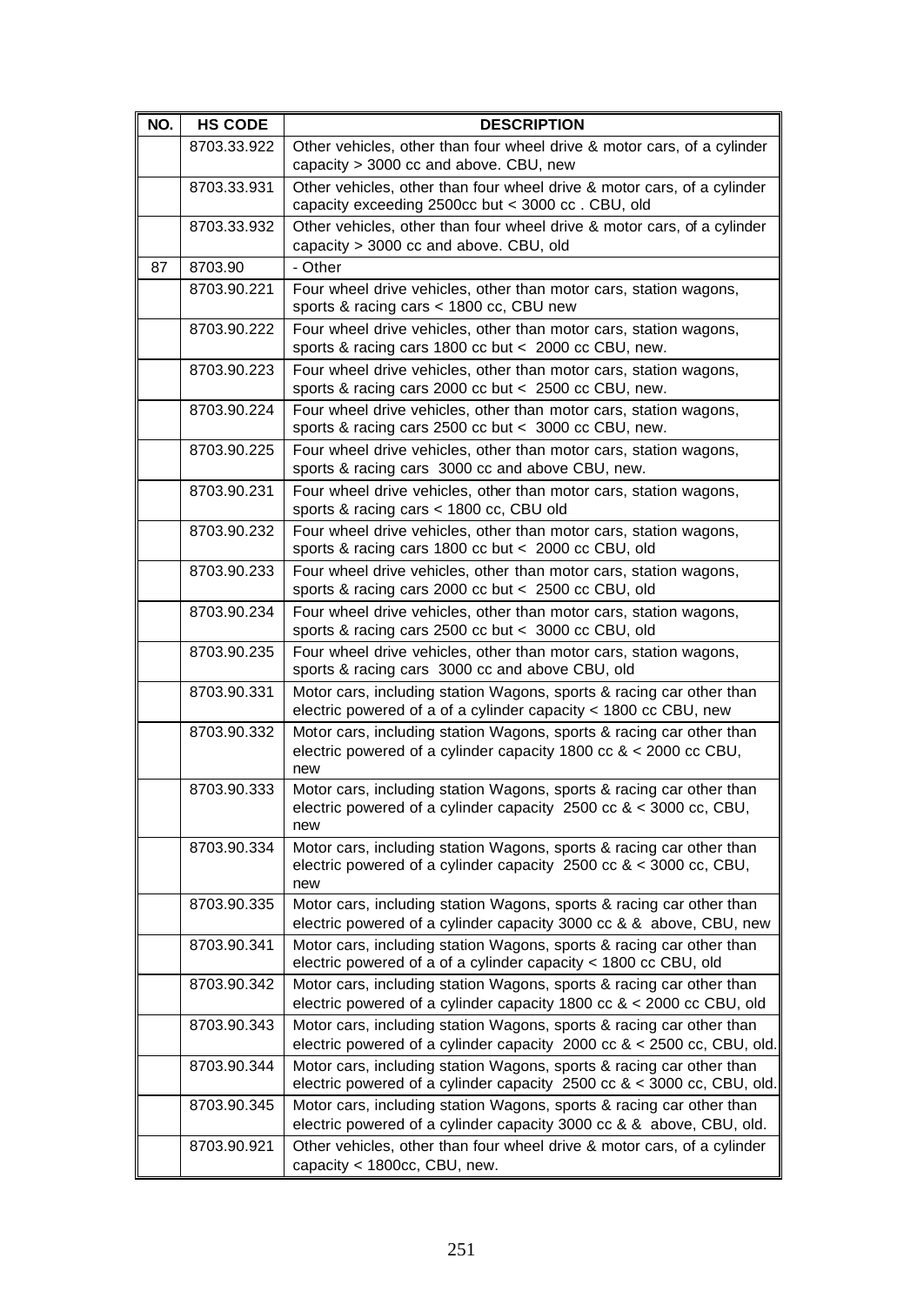| NO. | HS CODE | DESCRIPTION |
|---|---|---|
| | 8703.33.922 | Other vehicles, other than four wheel drive & motor cars, of a cylinder capacity > 3000 cc and above. CBU, new |
| | 8703.33.931 | Other vehicles, other than four wheel drive & motor cars, of a cylinder capacity exceeding 2500cc but < 3000 cc . CBU, old |
| | 8703.33.932 | Other vehicles, other than four wheel drive & motor cars, of a cylinder capacity > 3000 cc and above. CBU, old |
| 87 | 8703.90 | - Other |
| | 8703.90.221 | Four wheel drive vehicles, other than motor cars, station wagons, sports & racing cars < 1800 cc, CBU new |
| | 8703.90.222 | Four wheel drive vehicles, other than motor cars, station wagons, sports & racing cars 1800 cc but < 2000 cc CBU, new. |
| | 8703.90.223 | Four wheel drive vehicles, other than motor cars, station wagons, sports & racing cars 2000 cc but < 2500 cc CBU, new. |
| | 8703.90.224 | Four wheel drive vehicles, other than motor cars, station wagons, sports & racing cars 2500 cc but < 3000 cc CBU, new. |
| | 8703.90.225 | Four wheel drive vehicles, other than motor cars, station wagons, sports & racing cars 3000 cc and above CBU, new. |
| | 8703.90.231 | Four wheel drive vehicles, other than motor cars, station wagons, sports & racing cars < 1800 cc, CBU old |
| | 8703.90.232 | Four wheel drive vehicles, other than motor cars, station wagons, sports & racing cars 1800 cc but < 2000 cc CBU, old |
| | 8703.90.233 | Four wheel drive vehicles, other than motor cars, station wagons, sports & racing cars 2000 cc but < 2500 cc CBU, old |
| | 8703.90.234 | Four wheel drive vehicles, other than motor cars, station wagons, sports & racing cars 2500 cc but < 3000 cc CBU, old |
| | 8703.90.235 | Four wheel drive vehicles, other than motor cars, station wagons, sports & racing cars 3000 cc and above CBU, old |
| | 8703.90.331 | Motor cars, including station Wagons, sports & racing car other than electric powered of a of a cylinder capacity < 1800 cc CBU, new |
| | 8703.90.332 | Motor cars, including station Wagons, sports & racing car other than electric powered of a cylinder capacity 1800 cc & < 2000 cc CBU, new |
| | 8703.90.333 | Motor cars, including station Wagons, sports & racing car other than electric powered of a cylinder capacity 2500 cc & < 3000 cc, CBU, new |
| | 8703.90.334 | Motor cars, including station Wagons, sports & racing car other than electric powered of a cylinder capacity 2500 cc & < 3000 cc, CBU, new |
| | 8703.90.335 | Motor cars, including station Wagons, sports & racing car other than electric powered of a cylinder capacity 3000 cc & & above, CBU, new |
| | 8703.90.341 | Motor cars, including station Wagons, sports & racing car other than electric powered of a of a cylinder capacity < 1800 cc CBU, old |
| | 8703.90.342 | Motor cars, including station Wagons, sports & racing car other than electric powered of a cylinder capacity 1800 cc & < 2000 cc CBU, old |
| | 8703.90.343 | Motor cars, including station Wagons, sports & racing car other than electric powered of a cylinder capacity 2000 cc & < 2500 cc, CBU, old. |
| | 8703.90.344 | Motor cars, including station Wagons, sports & racing car other than electric powered of a cylinder capacity 2500 cc & < 3000 cc, CBU, old. |
| | 8703.90.345 | Motor cars, including station Wagons, sports & racing car other than electric powered of a cylinder capacity 3000 cc & & above, CBU, old. |
| | 8703.90.921 | Other vehicles, other than four wheel drive & motor cars, of a cylinder capacity < 1800cc, CBU, new. |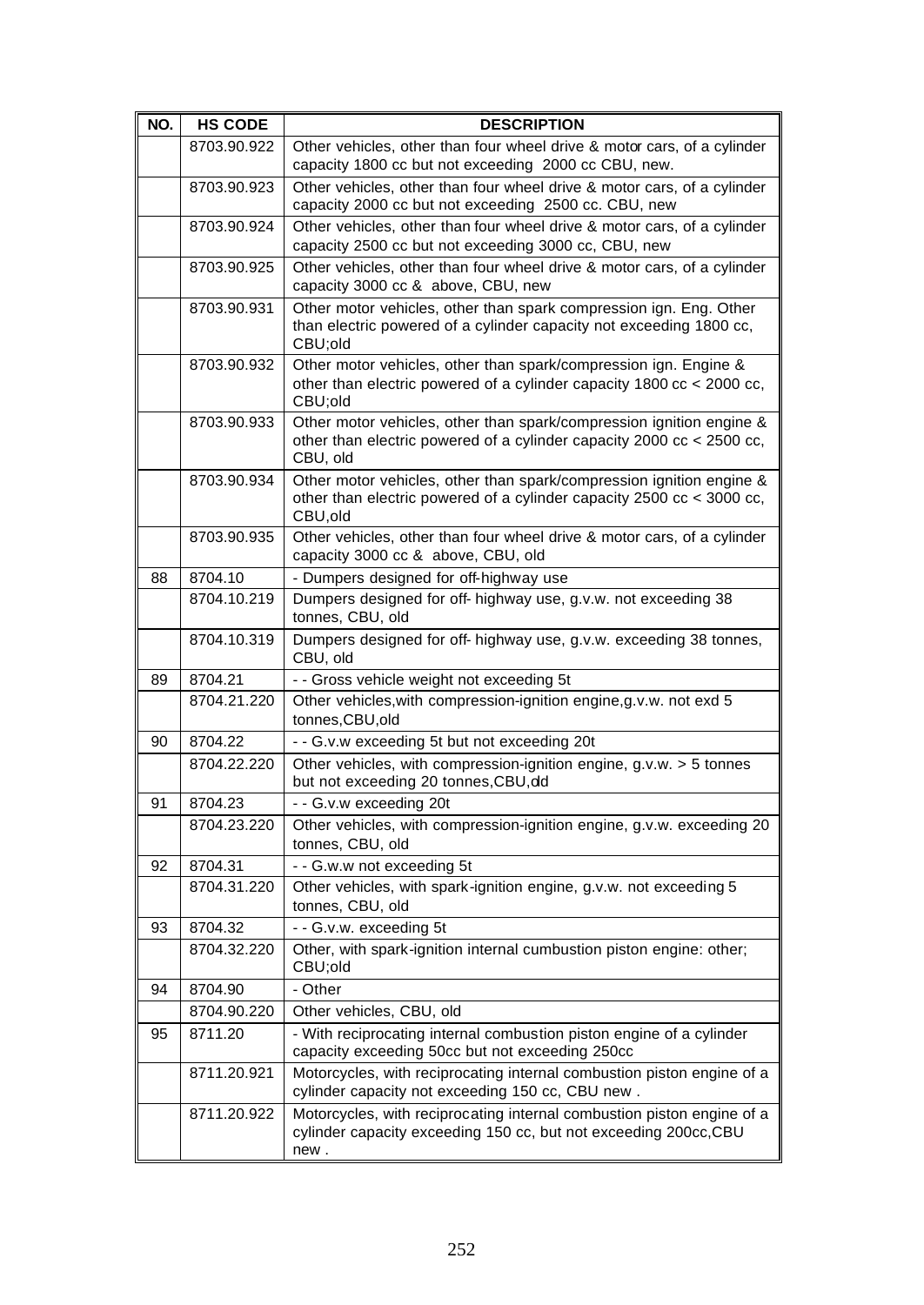| NO. | HS CODE | DESCRIPTION |
|---|---|---|
| | 8703.90.922 | Other vehicles, other than four wheel drive & motor cars, of a cylinder capacity 1800 cc but not exceeding 2000 cc CBU, new. |
| | 8703.90.923 | Other vehicles, other than four wheel drive & motor cars, of a cylinder capacity 2000 cc but not exceeding 2500 cc. CBU, new |
| | 8703.90.924 | Other vehicles, other than four wheel drive & motor cars, of a cylinder capacity 2500 cc but not exceeding 3000 cc, CBU, new |
| | 8703.90.925 | Other vehicles, other than four wheel drive & motor cars, of a cylinder capacity 3000 cc & above, CBU, new |
| | 8703.90.931 | Other motor vehicles, other than spark compression ign. Eng. Other than electric powered of a cylinder capacity not exceeding 1800 cc, CBU;old |
| | 8703.90.932 | Other motor vehicles, other than spark/compression ign. Engine & other than electric powered of a cylinder capacity 1800 cc < 2000 cc, CBU;old |
| | 8703.90.933 | Other motor vehicles, other than spark/compression ignition engine & other than electric powered of a cylinder capacity 2000 cc < 2500 cc, CBU, old |
| | 8703.90.934 | Other motor vehicles, other than spark/compression ignition engine & other than electric powered of a cylinder capacity 2500 cc < 3000 cc, CBU,old |
| | 8703.90.935 | Other vehicles, other than four wheel drive & motor cars, of a cylinder capacity 3000 cc & above, CBU, old |
| 88 | 8704.10 | - Dumpers designed for off-highway use |
| | 8704.10.219 | Dumpers designed for off- highway use, g.v.w. not exceeding 38 tonnes, CBU, old |
| | 8704.10.319 | Dumpers designed for off- highway use, g.v.w. exceeding 38 tonnes, CBU, old |
| 89 | 8704.21 | - - Gross vehicle weight not exceeding 5t |
| | 8704.21.220 | Other vehicles,with compression-ignition engine,g.v.w. not exd 5 tonnes,CBU,old |
| 90 | 8704.22 | - - G.v.w exceeding 5t but not exceeding 20t |
| | 8704.22.220 | Other vehicles, with compression-ignition engine, g.v.w. > 5 tonnes but not exceeding 20 tonnes,CBU,old |
| 91 | 8704.23 | - - G.v.w exceeding 20t |
| | 8704.23.220 | Other vehicles, with compression-ignition engine, g.v.w. exceeding 20 tonnes, CBU, old |
| 92 | 8704.31 | - - G.w.w not exceeding 5t |
| | 8704.31.220 | Other vehicles, with spark-ignition engine, g.v.w. not exceeding 5 tonnes, CBU, old |
| 93 | 8704.32 | - - G.v.w. exceeding 5t |
| | 8704.32.220 | Other, with spark-ignition internal cumbustion piston engine: other; CBU;old |
| 94 | 8704.90 | - Other |
| | 8704.90.220 | Other vehicles, CBU, old |
| 95 | 8711.20 | - With reciprocating internal combustion piston engine of a cylinder capacity exceeding 50cc but not exceeding 250cc |
| | 8711.20.921 | Motorcycles, with reciprocating internal combustion piston engine of a cylinder capacity not exceeding 150 cc, CBU new . |
| | 8711.20.922 | Motorcycles, with reciprocating internal combustion piston engine of a cylinder capacity exceeding 150 cc, but not exceeding 200cc,CBU new . |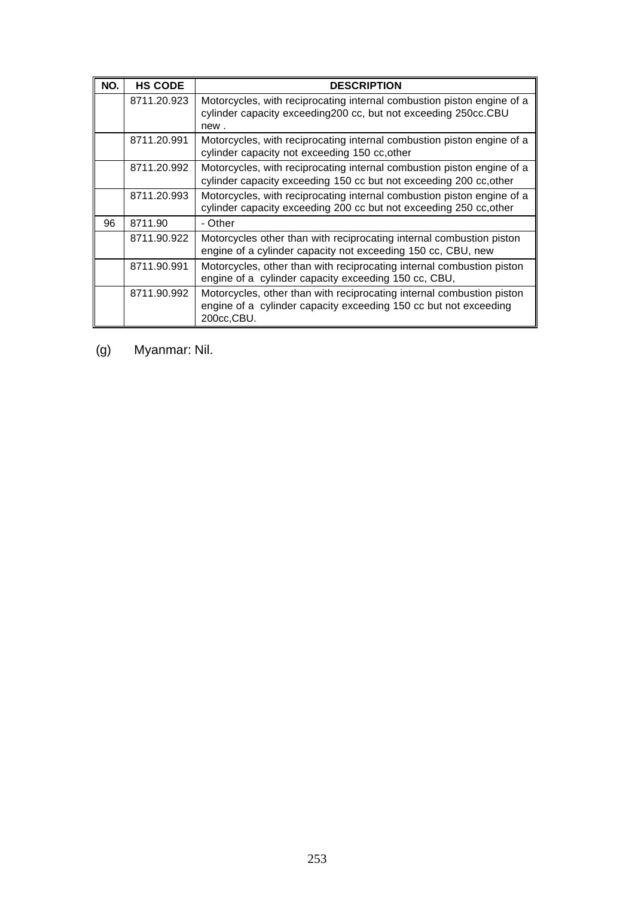| NO. | HS CODE | DESCRIPTION |
|---|---|---|
| | 8711.20.923 | Motorcycles, with reciprocating internal combustion piston engine of a cylinder capacity exceeding200 cc, but not exceeding 250cc.CBU new . |
| | 8711.20.991 | Motorcycles, with reciprocating internal combustion piston engine of a cylinder capacity not exceeding 150 cc,other |
| | 8711.20.992 | Motorcycles, with reciprocating internal combustion piston engine of a cylinder capacity exceeding 150 cc but not exceeding 200 cc,other |
| | 8711.20.993 | Motorcycles, with reciprocating internal combustion piston engine of a cylinder capacity exceeding 200 cc but not exceeding 250 cc,other |
| 96 | 8711.90 | - Other |
| | 8711.90.922 | Motorcycles other than with reciprocating internal combustion piston engine of a cylinder capacity not exceeding 150 cc, CBU, new |
| | 8711.90.991 | Motorcycles, other than with reciprocating internal combustion piston engine of a cylinder capacity exceeding 150 cc, CBU, |
| | 8711.90.992 | Motorcycles, other than with reciprocating internal combustion piston engine of a cylinder capacity exceeding 150 cc but not exceeding 200cc,CBU. |

(g) Myanmar: Nil.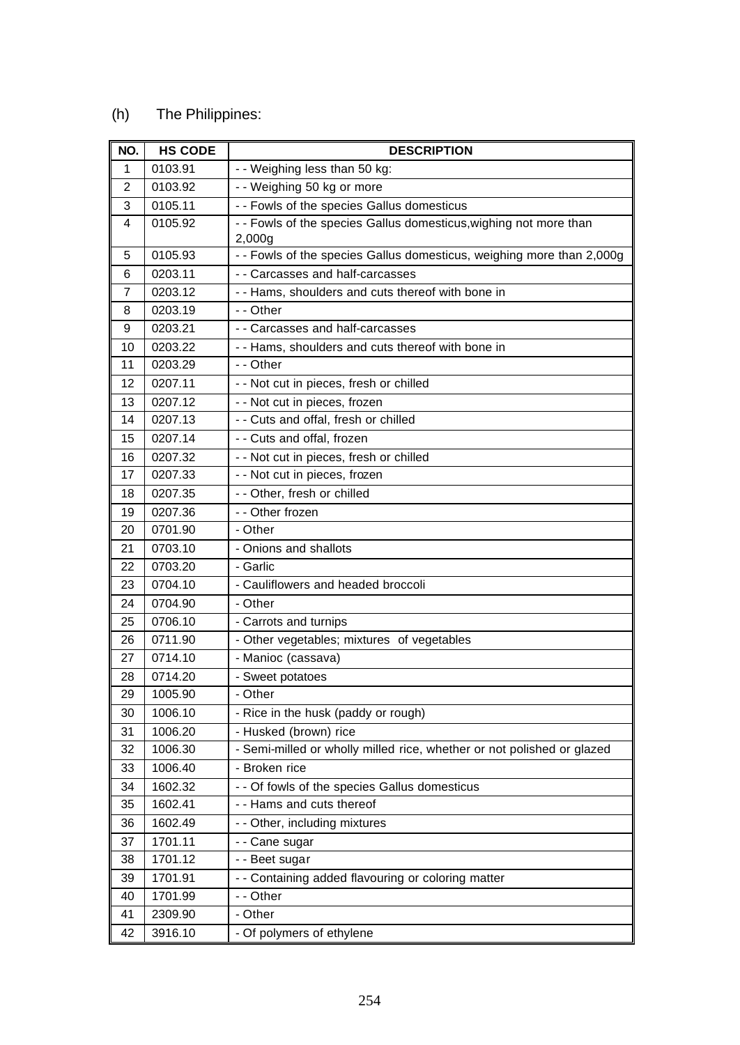(h) The Philippines:

| NO. | HS CODE | DESCRIPTION |
|---|---|---|
| 1 | 0103.91 | - - Weighing less than 50 kg: |
| 2 | 0103.92 | - - Weighing 50 kg or more |
| 3 | 0105.11 | - - Fowls of the species Gallus domesticus |
| 4 | 0105.92 | - - Fowls of the species Gallus domesticus,wighing not more than 2,000g |
| 5 | 0105.93 | - - Fowls of the species Gallus domesticus, weighing more than 2,000g |
| 6 | 0203.11 | - - Carcasses and half-carcasses |
| 7 | 0203.12 | - - Hams, shoulders and cuts thereof with bone in |
| 8 | 0203.19 | - - Other |
| 9 | 0203.21 | - - Carcasses and half-carcasses |
| 10 | 0203.22 | - - Hams, shoulders and cuts thereof with bone in |
| 11 | 0203.29 | - - Other |
| 12 | 0207.11 | - - Not cut in pieces, fresh or chilled |
| 13 | 0207.12 | - - Not cut in pieces, frozen |
| 14 | 0207.13 | - - Cuts and offal, fresh or chilled |
| 15 | 0207.14 | - - Cuts and offal, frozen |
| 16 | 0207.32 | - - Not cut in pieces, fresh or chilled |
| 17 | 0207.33 | - - Not cut in pieces, frozen |
| 18 | 0207.35 | - - Other, fresh or chilled |
| 19 | 0207.36 | - - Other frozen |
| 20 | 0701.90 | - Other |
| 21 | 0703.10 | - Onions and shallots |
| 22 | 0703.20 | - Garlic |
| 23 | 0704.10 | - Cauliflowers and headed broccoli |
| 24 | 0704.90 | - Other |
| 25 | 0706.10 | - Carrots and turnips |
| 26 | 0711.90 | - Other vegetables; mixtures of vegetables |
| 27 | 0714.10 | - Manioc (cassava) |
| 28 | 0714.20 | - Sweet potatoes |
| 29 | 1005.90 | - Other |
| 30 | 1006.10 | - Rice in the husk (paddy or rough) |
| 31 | 1006.20 | - Husked (brown) rice |
| 32 | 1006.30 | - Semi-milled or wholly milled rice, whether or not polished or glazed |
| 33 | 1006.40 | - Broken rice |
| 34 | 1602.32 | - - Of fowls of the species Gallus domesticus |
| 35 | 1602.41 | - - Hams and cuts thereof |
| 36 | 1602.49 | - - Other, including mixtures |
| 37 | 1701.11 | - - Cane sugar |
| 38 | 1701.12 | - - Beet sugar |
| 39 | 1701.91 | - - Containing added flavouring or coloring matter |
| 40 | 1701.99 | - - Other |
| 41 | 2309.90 | - Other |
| 42 | 3916.10 | - Of polymers of ethylene |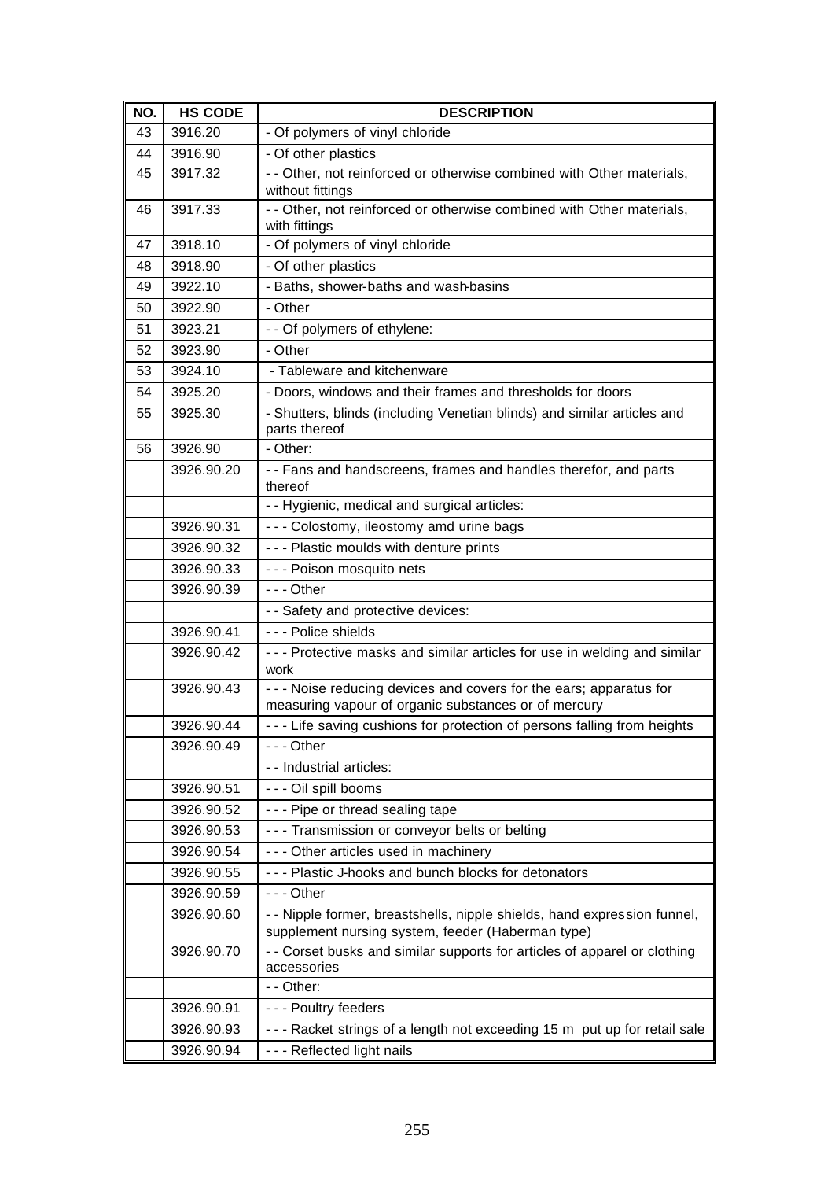| NO. | HS CODE | DESCRIPTION |
|---|---|---|
| 43 | 3916.20 | - Of polymers of vinyl chloride |
| 44 | 3916.90 | - Of other plastics |
| 45 | 3917.32 | - - Other, not reinforced or otherwise combined with Other materials, without fittings |
| 46 | 3917.33 | - - Other, not reinforced or otherwise combined with Other materials, with fittings |
| 47 | 3918.10 | - Of polymers of vinyl chloride |
| 48 | 3918.90 | - Of other plastics |
| 49 | 3922.10 | - Baths, shower-baths and wash-basins |
| 50 | 3922.90 | - Other |
| 51 | 3923.21 | - - Of polymers of ethylene: |
| 52 | 3923.90 | - Other |
| 53 | 3924.10 | - Tableware and kitchenware |
| 54 | 3925.20 | - Doors, windows and their frames and thresholds for doors |
| 55 | 3925.30 | - Shutters, blinds (including Venetian blinds) and similar articles and parts thereof |
| 56 | 3926.90 | - Other: |
| | 3926.90.20 | - - Fans and handscreens, frames and handles therefor, and parts thereof |
| | | - - Hygienic, medical and surgical articles: |
| | 3926.90.31 | - - - Colostomy, ileostomy amd urine bags |
| | 3926.90.32 | - - - Plastic moulds with denture prints |
| | 3926.90.33 | - - - Poison mosquito nets |
| | 3926.90.39 | - - - Other |
| | | - - Safety and protective devices: |
| | 3926.90.41 | - - - Police shields |
| | 3926.90.42 | - - - Protective masks and similar articles for use in welding and similar work |
| | 3926.90.43 | - - - Noise reducing devices and covers for the ears; apparatus for measuring vapour of organic substances or of mercury |
| | 3926.90.44 | - - - Life saving cushions for protection of persons falling from heights |
| | 3926.90.49 | - - - Other |
| | | - - Industrial articles: |
| | 3926.90.51 | - - - Oil spill booms |
| | 3926.90.52 | - - - Pipe or thread sealing tape |
| | 3926.90.53 | - - - Transmission or conveyor belts or belting |
| | 3926.90.54 | - - - Other articles used in machinery |
| | 3926.90.55 | - - - Plastic J-hooks and bunch blocks for detonators |
| | 3926.90.59 | - - - Other |
| | 3926.90.60 | - - Nipple former, breastshells, nipple shields, hand expression funnel, supplement nursing system, feeder (Haberman type) |
| | 3926.90.70 | - - Corset busks and similar supports for articles of apparel or clothing accessories |
| | | - - Other: |
| | 3926.90.91 | - - - Poultry feeders |
| | 3926.90.93 | - - - Racket strings of a length not exceeding 15 m put up for retail sale |
| | 3926.90.94 | - - - Reflected light nails |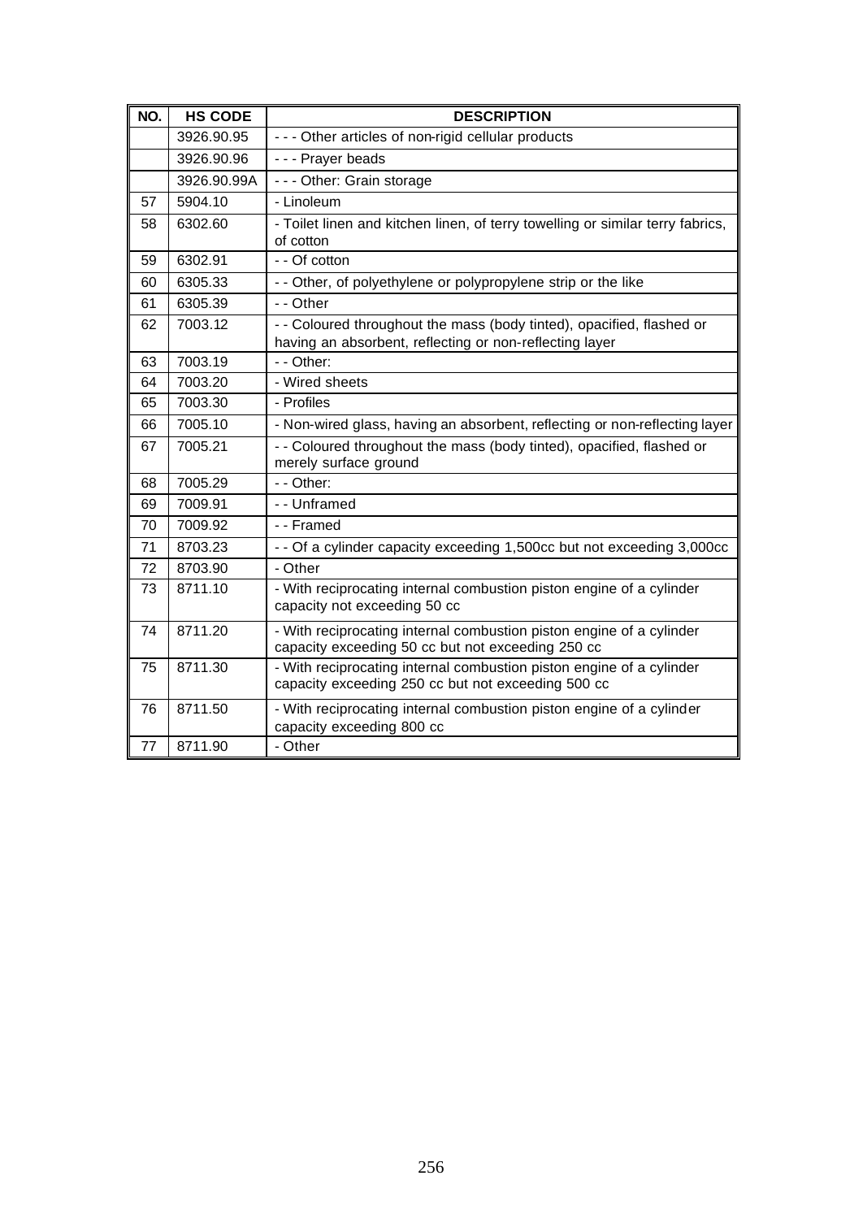| NO. | HS CODE | DESCRIPTION |
|---|---|---|
| | 3926.90.95 | - - - Other articles of non-rigid cellular products |
| | 3926.90.96 | - - - Prayer beads |
| | 3926.90.99A | - - - Other: Grain storage |
| 57 | 5904.10 | - Linoleum |
| 58 | 6302.60 | - Toilet linen and kitchen linen, of terry towelling or similar terry fabrics, of cotton |
| 59 | 6302.91 | - - Of cotton |
| 60 | 6305.33 | - - Other, of polyethylene or polypropylene strip or the like |
| 61 | 6305.39 | - - Other |
| 62 | 7003.12 | - - Coloured throughout the mass (body tinted), opacified, flashed or having an absorbent, reflecting or non-reflecting layer |
| 63 | 7003.19 | - - Other: |
| 64 | 7003.20 | - Wired sheets |
| 65 | 7003.30 | - Profiles |
| 66 | 7005.10 | - Non-wired glass, having an absorbent, reflecting or non-reflecting layer |
| 67 | 7005.21 | - - Coloured throughout the mass (body tinted), opacified, flashed or merely surface ground |
| 68 | 7005.29 | - - Other: |
| 69 | 7009.91 | - - Unframed |
| 70 | 7009.92 | - - Framed |
| 71 | 8703.23 | - - Of a cylinder capacity exceeding 1,500cc but not exceeding 3,000cc |
| 72 | 8703.90 | - Other |
| 73 | 8711.10 | - With reciprocating internal combustion piston engine of a cylinder capacity not exceeding 50 cc |
| 74 | 8711.20 | - With reciprocating internal combustion piston engine of a cylinder capacity exceeding 50 cc but not exceeding 250 cc |
| 75 | 8711.30 | - With reciprocating internal combustion piston engine of a cylinder capacity exceeding 250 cc but not exceeding 500 cc |
| 76 | 8711.50 | - With reciprocating internal combustion piston engine of a cylinder capacity exceeding 800 cc |
| 77 | 8711.90 | - Other |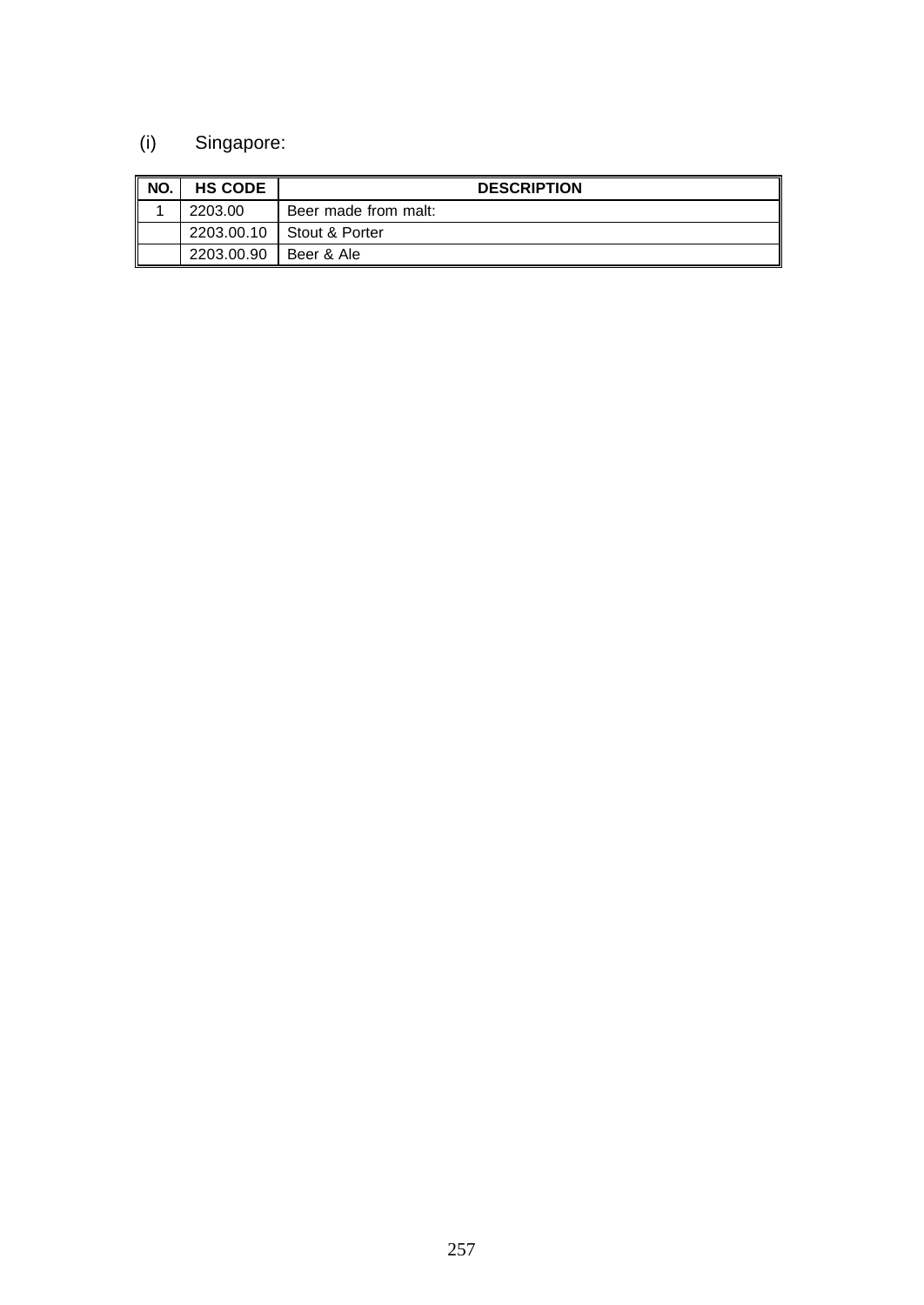(i) Singapore:

| NO. | HS CODE | DESCRIPTION |
|---|---|---|
| 1 | 2203.00 | Beer made from malt: |
| | 2203.00.10 | Stout & Porter |
| | 2203.00.90 | Beer & Ale |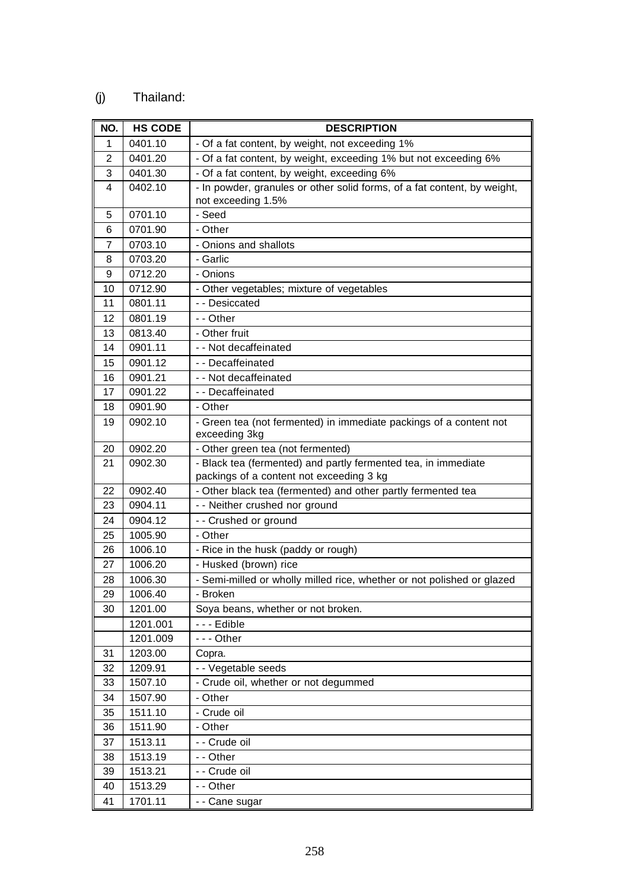(j) Thailand:

| NO. | HS CODE | DESCRIPTION |
|---|---|---|
| 1 | 0401.10 | - Of a fat content, by weight, not exceeding 1% |
| 2 | 0401.20 | - Of a fat content, by weight, exceeding 1% but not exceeding 6% |
| 3 | 0401.30 | - Of a fat content, by weight, exceeding 6% |
| 4 | 0402.10 | - In powder, granules or other solid forms, of a fat content, by weight, not exceeding 1.5% |
| 5 | 0701.10 | - Seed |
| 6 | 0701.90 | - Other |
| 7 | 0703.10 | - Onions and shallots |
| 8 | 0703.20 | - Garlic |
| 9 | 0712.20 | - Onions |
| 10 | 0712.90 | - Other vegetables; mixture of vegetables |
| 11 | 0801.11 | - - Desiccated |
| 12 | 0801.19 | - - Other |
| 13 | 0813.40 | - Other fruit |
| 14 | 0901.11 | - - Not decaffeinated |
| 15 | 0901.12 | - - Decaffeinated |
| 16 | 0901.21 | - - Not decaffeinated |
| 17 | 0901.22 | - - Decaffeinated |
| 18 | 0901.90 | - Other |
| 19 | 0902.10 | - Green tea (not fermented) in immediate packings of a content not exceeding 3kg |
| 20 | 0902.20 | - Other green tea (not fermented) |
| 21 | 0902.30 | - Black tea (fermented) and partly fermented tea, in immediate packings of a content not exceeding 3 kg |
| 22 | 0902.40 | - Other black tea (fermented) and other partly fermented tea |
| 23 | 0904.11 | - - Neither crushed nor ground |
| 24 | 0904.12 | - - Crushed or ground |
| 25 | 1005.90 | - Other |
| 26 | 1006.10 | - Rice in the husk (paddy or rough) |
| 27 | 1006.20 | - Husked (brown) rice |
| 28 | 1006.30 | - Semi-milled or wholly milled rice, whether or not polished or glazed |
| 29 | 1006.40 | - Broken |
| 30 | 1201.00 | Soya beans, whether or not broken. |
| | 1201.001 | - - - Edible |
| | 1201.009 | - - - Other |
| 31 | 1203.00 | Copra. |
| 32 | 1209.91 | - - Vegetable seeds |
| 33 | 1507.10 | - Crude oil, whether or not degummed |
| 34 | 1507.90 | - Other |
| 35 | 1511.10 | - Crude oil |
| 36 | 1511.90 | - Other |
| 37 | 1513.11 | - - Crude oil |
| 38 | 1513.19 | - - Other |
| 39 | 1513.21 | - - Crude oil |
| 40 | 1513.29 | - - Other |
| 41 | 1701.11 | - - Cane sugar |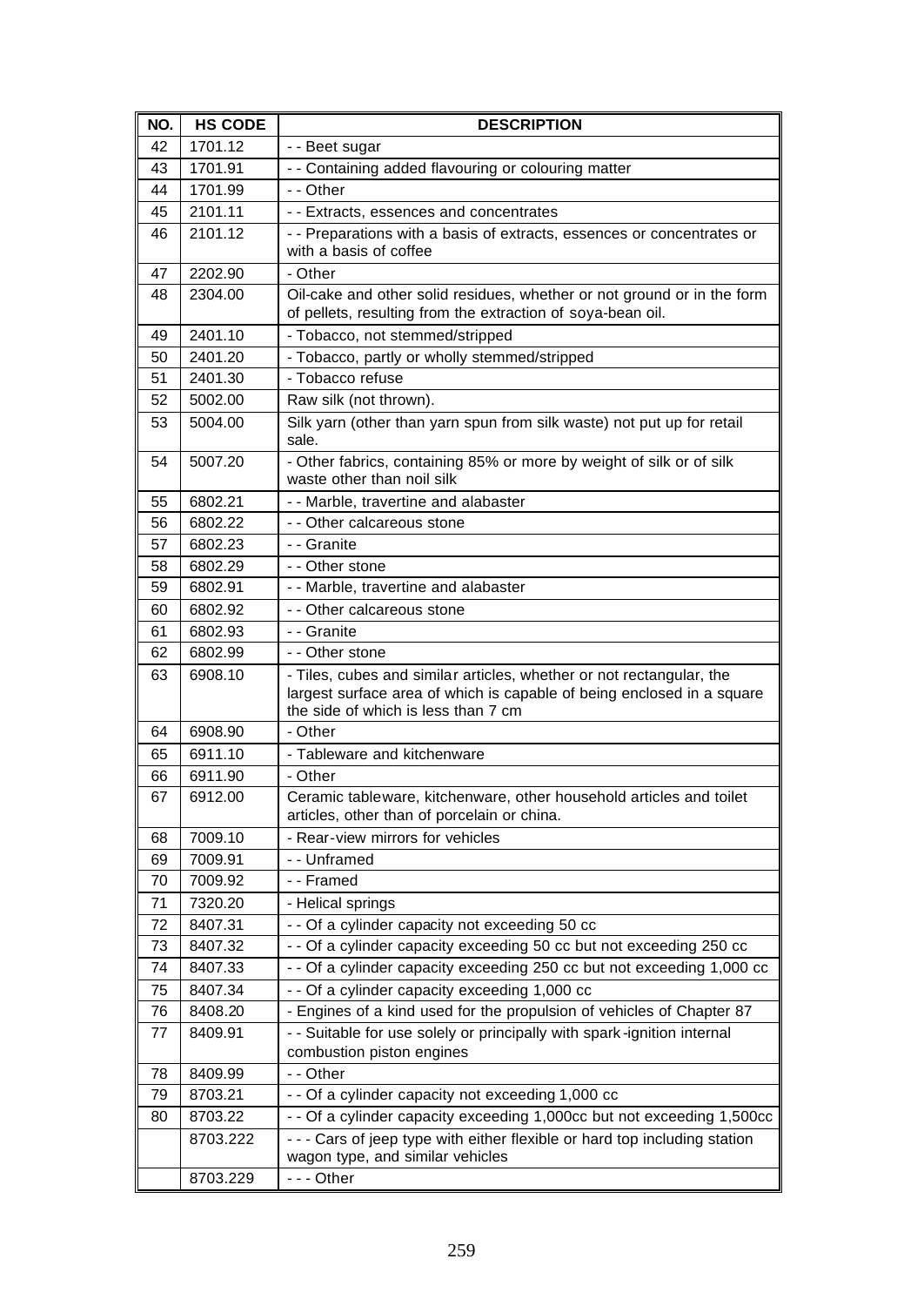| NO. | HS CODE | DESCRIPTION |
|---|---|---|
| 42 | 1701.12 | - - Beet sugar |
| 43 | 1701.91 | - - Containing added flavouring or colouring matter |
| 44 | 1701.99 | - - Other |
| 45 | 2101.11 | - - Extracts, essences and concentrates |
| 46 | 2101.12 | - - Preparations with a basis of extracts, essences or concentrates or with a basis of coffee |
| 47 | 2202.90 | - Other |
| 48 | 2304.00 | Oil-cake and other solid residues, whether or not ground or in the form of pellets, resulting from the extraction of soya-bean oil. |
| 49 | 2401.10 | - Tobacco, not stemmed/stripped |
| 50 | 2401.20 | - Tobacco, partly or wholly stemmed/stripped |
| 51 | 2401.30 | - Tobacco refuse |
| 52 | 5002.00 | Raw silk (not thrown). |
| 53 | 5004.00 | Silk yarn (other than yarn spun from silk waste) not put up for retail sale. |
| 54 | 5007.20 | - Other fabrics, containing 85% or more by weight of silk or of silk waste other than noil silk |
| 55 | 6802.21 | - - Marble, travertine and alabaster |
| 56 | 6802.22 | - - Other calcareous stone |
| 57 | 6802.23 | - - Granite |
| 58 | 6802.29 | - - Other stone |
| 59 | 6802.91 | - - Marble, travertine and alabaster |
| 60 | 6802.92 | - - Other calcareous stone |
| 61 | 6802.93 | - - Granite |
| 62 | 6802.99 | - - Other stone |
| 63 | 6908.10 | - Tiles, cubes and similar articles, whether or not rectangular, the largest surface area of which is capable of being enclosed in a square the side of which is less than 7 cm |
| 64 | 6908.90 | - Other |
| 65 | 6911.10 | - Tableware and kitchenware |
| 66 | 6911.90 | - Other |
| 67 | 6912.00 | Ceramic tableware, kitchenware, other household articles and toilet articles, other than of porcelain or china. |
| 68 | 7009.10 | - Rear-view mirrors for vehicles |
| 69 | 7009.91 | - - Unframed |
| 70 | 7009.92 | - - Framed |
| 71 | 7320.20 | - Helical springs |
| 72 | 8407.31 | - - Of a cylinder capacity not exceeding 50 cc |
| 73 | 8407.32 | - - Of a cylinder capacity exceeding 50 cc but not exceeding 250 cc |
| 74 | 8407.33 | - - Of a cylinder capacity exceeding 250 cc but not exceeding 1,000 cc |
| 75 | 8407.34 | - - Of a cylinder capacity exceeding 1,000 cc |
| 76 | 8408.20 | - Engines of a kind used for the propulsion of vehicles of Chapter 87 |
| 77 | 8409.91 | - - Suitable for use solely or principally with spark-ignition internal combustion piston engines |
| 78 | 8409.99 | - - Other |
| 79 | 8703.21 | - - Of a cylinder capacity not exceeding 1,000 cc |
| 80 | 8703.22 | - - Of a cylinder capacity exceeding 1,000cc but not exceeding 1,500cc |
| | 8703.222 | - - - Cars of jeep type with either flexible or hard top including station wagon type, and similar vehicles |
| | 8703.229 | - - - Other |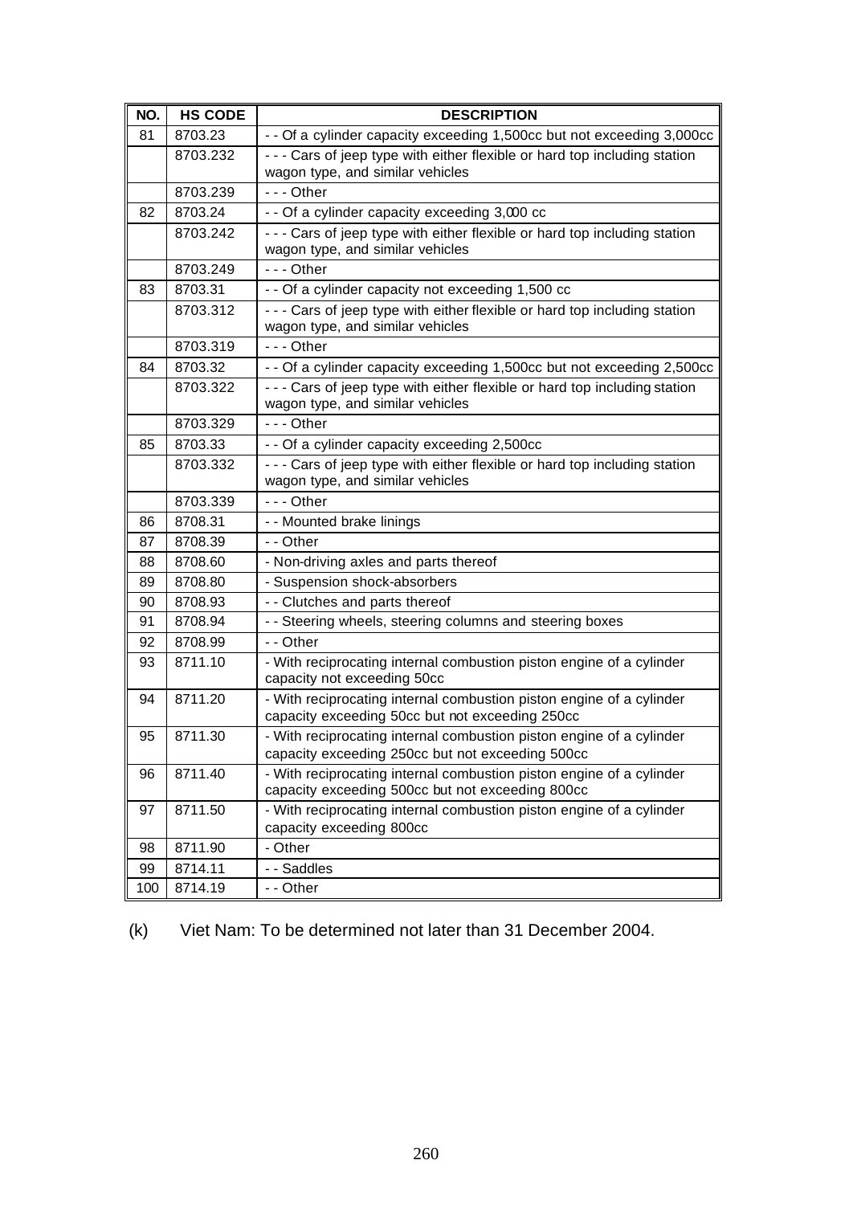| NO. | HS CODE | DESCRIPTION |
|---|---|---|
| 81 | 8703.23 | - - Of a cylinder capacity exceeding 1,500cc but not exceeding 3,000cc |
| | 8703.232 | - - - Cars of jeep type with either flexible or hard top including station wagon type, and similar vehicles |
| | 8703.239 | - - - Other |
| 82 | 8703.24 | - - Of a cylinder capacity exceeding 3,000 cc |
| | 8703.242 | - - - Cars of jeep type with either flexible or hard top including station wagon type, and similar vehicles |
| | 8703.249 | - - - Other |
| 83 | 8703.31 | - - Of a cylinder capacity not exceeding 1,500 cc |
| | 8703.312 | - - - Cars of jeep type with either flexible or hard top including station wagon type, and similar vehicles |
| | 8703.319 | - - - Other |
| 84 | 8703.32 | - - Of a cylinder capacity exceeding 1,500cc but not exceeding 2,500cc |
| | 8703.322 | - - - Cars of jeep type with either flexible or hard top including station wagon type, and similar vehicles |
| | 8703.329 | - - - Other |
| 85 | 8703.33 | - - Of a cylinder capacity exceeding 2,500cc |
| | 8703.332 | - - - Cars of jeep type with either flexible or hard top including station wagon type, and similar vehicles |
| | 8703.339 | - - - Other |
| 86 | 8708.31 | - - Mounted brake linings |
| 87 | 8708.39 | - - Other |
| 88 | 8708.60 | - Non-driving axles and parts thereof |
| 89 | 8708.80 | - Suspension shock-absorbers |
| 90 | 8708.93 | - - Clutches and parts thereof |
| 91 | 8708.94 | - - Steering wheels, steering columns and steering boxes |
| 92 | 8708.99 | - - Other |
| 93 | 8711.10 | - With reciprocating internal combustion piston engine of a cylinder capacity not exceeding 50cc |
| 94 | 8711.20 | - With reciprocating internal combustion piston engine of a cylinder capacity exceeding 50cc but not exceeding 250cc |
| 95 | 8711.30 | - With reciprocating internal combustion piston engine of a cylinder capacity exceeding 250cc but not exceeding 500cc |
| 96 | 8711.40 | - With reciprocating internal combustion piston engine of a cylinder capacity exceeding 500cc but not exceeding 800cc |
| 97 | 8711.50 | - With reciprocating internal combustion piston engine of a cylinder capacity exceeding 800cc |
| 98 | 8711.90 | - Other |
| 99 | 8714.11 | - - Saddles |
| 100 | 8714.19 | - - Other |

(k) Viet Nam: To be determined not later than 31 December 2004.